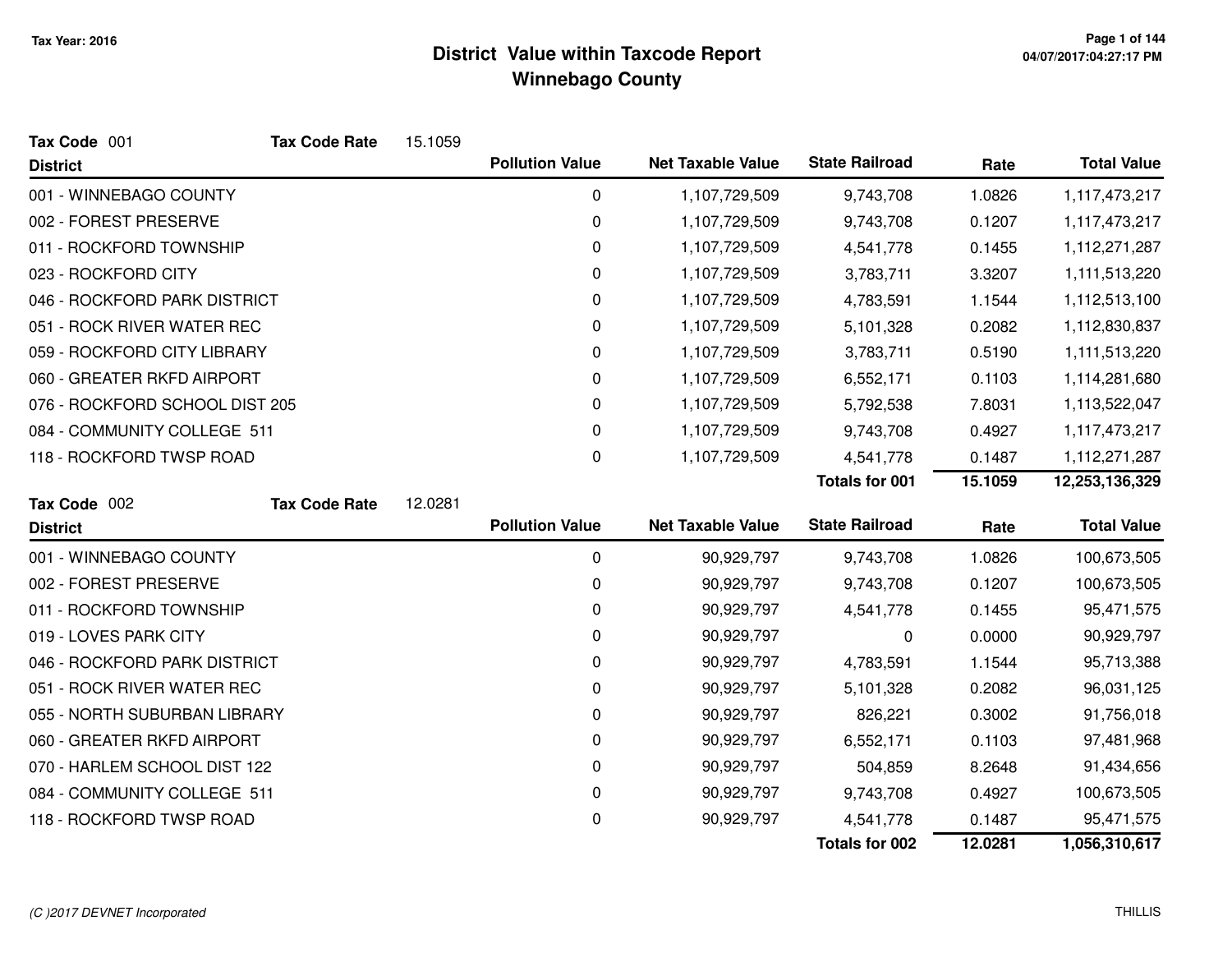# District Value within Taxcode Report
## Winnebago County

Tax Year: 2016

**Tax Code** 001 **Tax Code Rate** 15.1059

| District | Pollution Value | Net Taxable Value | State Railroad | Rate | Total Value |
|---|---|---|---|---|---|
| 001 - WINNEBAGO COUNTY | 0 | 1,107,729,509 | 9,743,708 | 1.0826 | 1,117,473,217 |
| 002 - FOREST PRESERVE | 0 | 1,107,729,509 | 9,743,708 | 0.1207 | 1,117,473,217 |
| 011 - ROCKFORD TOWNSHIP | 0 | 1,107,729,509 | 4,541,778 | 0.1455 | 1,112,271,287 |
| 023 - ROCKFORD CITY | 0 | 1,107,729,509 | 3,783,711 | 3.3207 | 1,111,513,220 |
| 046 - ROCKFORD PARK DISTRICT | 0 | 1,107,729,509 | 4,783,591 | 1.1544 | 1,112,513,100 |
| 051 - ROCK RIVER WATER REC | 0 | 1,107,729,509 | 5,101,328 | 0.2082 | 1,112,830,837 |
| 059 - ROCKFORD CITY LIBRARY | 0 | 1,107,729,509 | 3,783,711 | 0.5190 | 1,111,513,220 |
| 060 - GREATER RKFD AIRPORT | 0 | 1,107,729,509 | 6,552,171 | 0.1103 | 1,114,281,680 |
| 076 - ROCKFORD SCHOOL DIST 205 | 0 | 1,107,729,509 | 5,792,538 | 7.8031 | 1,113,522,047 |
| 084 - COMMUNITY COLLEGE 511 | 0 | 1,107,729,509 | 9,743,708 | 0.4927 | 1,117,473,217 |
| 118 - ROCKFORD TWSP ROAD | 0 | 1,107,729,509 | 4,541,778 | 0.1487 | 1,112,271,287 |
| | | | **Totals for 001** | **15.1059** | **12,253,136,329** |

**Tax Code** 002 **Tax Code Rate** 12.0281

| District | Pollution Value | Net Taxable Value | State Railroad | Rate | Total Value |
|---|---|---|---|---|---|
| 001 - WINNEBAGO COUNTY | 0 | 90,929,797 | 9,743,708 | 1.0826 | 100,673,505 |
| 002 - FOREST PRESERVE | 0 | 90,929,797 | 9,743,708 | 0.1207 | 100,673,505 |
| 011 - ROCKFORD TOWNSHIP | 0 | 90,929,797 | 4,541,778 | 0.1455 | 95,471,575 |
| 019 - LOVES PARK CITY | 0 | 90,929,797 | 0 | 0.0000 | 90,929,797 |
| 046 - ROCKFORD PARK DISTRICT | 0 | 90,929,797 | 4,783,591 | 1.1544 | 95,713,388 |
| 051 - ROCK RIVER WATER REC | 0 | 90,929,797 | 5,101,328 | 0.2082 | 96,031,125 |
| 055 - NORTH SUBURBAN LIBRARY | 0 | 90,929,797 | 826,221 | 0.3002 | 91,756,018 |
| 060 - GREATER RKFD AIRPORT | 0 | 90,929,797 | 6,552,171 | 0.1103 | 97,481,968 |
| 070 - HARLEM SCHOOL DIST 122 | 0 | 90,929,797 | 504,859 | 8.2648 | 91,434,656 |
| 084 - COMMUNITY COLLEGE 511 | 0 | 90,929,797 | 9,743,708 | 0.4927 | 100,673,505 |
| 118 - ROCKFORD TWSP ROAD | 0 | 90,929,797 | 4,541,778 | 0.1487 | 95,471,575 |
| | | | **Totals for 002** | **12.0281** | **1,056,310,617** |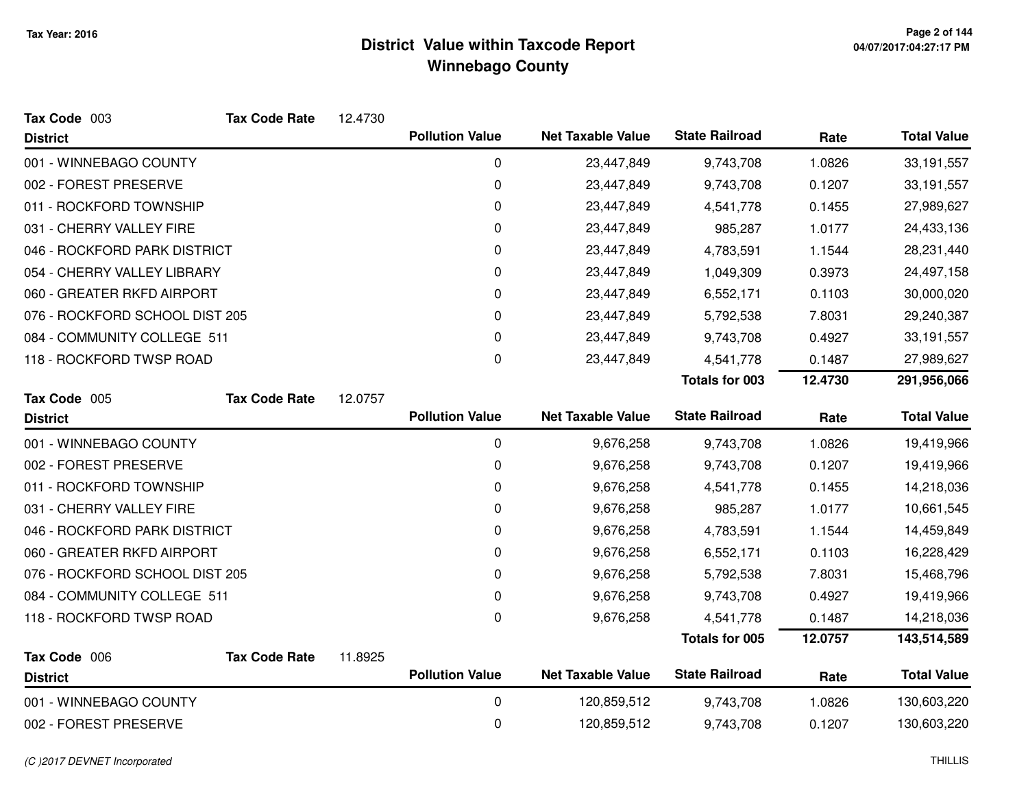# District Value within Taxcode Report

## Winnebago County

Tax Year: 2016

**Tax Code** 003 **Tax Code Rate** 12.4730

| District | Pollution Value | Net Taxable Value | State Railroad | Rate | Total Value |
|---|---|---|---|---|---|
| 001 - WINNEBAGO COUNTY | 0 | 23,447,849 | 9,743,708 | 1.0826 | 33,191,557 |
| 002 - FOREST PRESERVE | 0 | 23,447,849 | 9,743,708 | 0.1207 | 33,191,557 |
| 011 - ROCKFORD TOWNSHIP | 0 | 23,447,849 | 4,541,778 | 0.1455 | 27,989,627 |
| 031 - CHERRY VALLEY FIRE | 0 | 23,447,849 | 985,287 | 1.0177 | 24,433,136 |
| 046 - ROCKFORD PARK DISTRICT | 0 | 23,447,849 | 4,783,591 | 1.1544 | 28,231,440 |
| 054 - CHERRY VALLEY LIBRARY | 0 | 23,447,849 | 1,049,309 | 0.3973 | 24,497,158 |
| 060 - GREATER RKFD AIRPORT | 0 | 23,447,849 | 6,552,171 | 0.1103 | 30,000,020 |
| 076 - ROCKFORD SCHOOL DIST 205 | 0 | 23,447,849 | 5,792,538 | 7.8031 | 29,240,387 |
| 084 - COMMUNITY COLLEGE 511 | 0 | 23,447,849 | 9,743,708 | 0.4927 | 33,191,557 |
| 118 - ROCKFORD TWSP ROAD | 0 | 23,447,849 | 4,541,778 | 0.1487 | 27,989,627 |
| | | | **Totals for 003** | **12.4730** | **291,956,066** |

**Tax Code** 005 **Tax Code Rate** 12.0757

| District | Pollution Value | Net Taxable Value | State Railroad | Rate | Total Value |
|---|---|---|---|---|---|
| 001 - WINNEBAGO COUNTY | 0 | 9,676,258 | 9,743,708 | 1.0826 | 19,419,966 |
| 002 - FOREST PRESERVE | 0 | 9,676,258 | 9,743,708 | 0.1207 | 19,419,966 |
| 011 - ROCKFORD TOWNSHIP | 0 | 9,676,258 | 4,541,778 | 0.1455 | 14,218,036 |
| 031 - CHERRY VALLEY FIRE | 0 | 9,676,258 | 985,287 | 1.0177 | 10,661,545 |
| 046 - ROCKFORD PARK DISTRICT | 0 | 9,676,258 | 4,783,591 | 1.1544 | 14,459,849 |
| 060 - GREATER RKFD AIRPORT | 0 | 9,676,258 | 6,552,171 | 0.1103 | 16,228,429 |
| 076 - ROCKFORD SCHOOL DIST 205 | 0 | 9,676,258 | 5,792,538 | 7.8031 | 15,468,796 |
| 084 - COMMUNITY COLLEGE 511 | 0 | 9,676,258 | 9,743,708 | 0.4927 | 19,419,966 |
| 118 - ROCKFORD TWSP ROAD | 0 | 9,676,258 | 4,541,778 | 0.1487 | 14,218,036 |
| | | | **Totals for 005** | **12.0757** | **143,514,589** |

**Tax Code** 006 **Tax Code Rate** 11.8925

| District | Pollution Value | Net Taxable Value | State Railroad | Rate | Total Value |
|---|---|---|---|---|---|
| 001 - WINNEBAGO COUNTY | 0 | 120,859,512 | 9,743,708 | 1.0826 | 130,603,220 |
| 002 - FOREST PRESERVE | 0 | 120,859,512 | 9,743,708 | 0.1207 | 130,603,220 |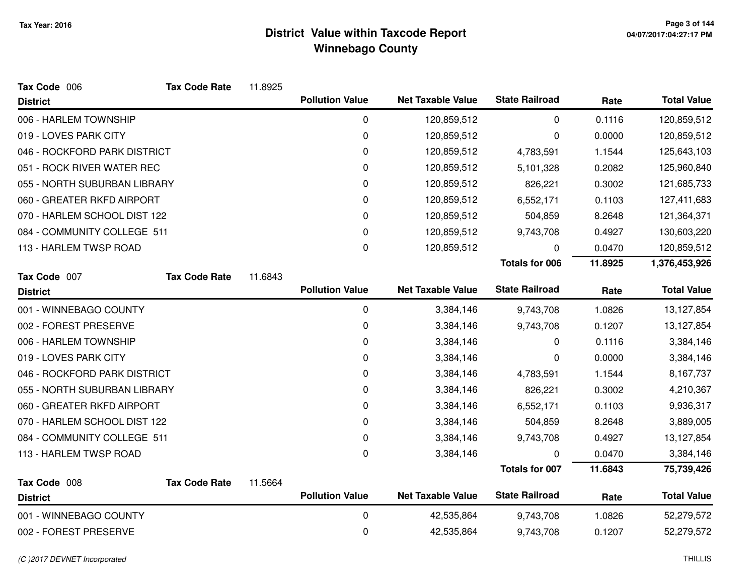# District Value within Taxcode Report
## Winnebago County

Tax Year: 2016

**Tax Code** 006 **Tax Code Rate** 11.8925

| District | Pollution Value | Net Taxable Value | State Railroad | Rate | Total Value |
|---|---|---|---|---|---|
| 006 - HARLEM TOWNSHIP | 0 | 120,859,512 | 0 | 0.1116 | 120,859,512 |
| 019 - LOVES PARK CITY | 0 | 120,859,512 | 0 | 0.0000 | 120,859,512 |
| 046 - ROCKFORD PARK DISTRICT | 0 | 120,859,512 | 4,783,591 | 1.1544 | 125,643,103 |
| 051 - ROCK RIVER WATER REC | 0 | 120,859,512 | 5,101,328 | 0.2082 | 125,960,840 |
| 055 - NORTH SUBURBAN LIBRARY | 0 | 120,859,512 | 826,221 | 0.3002 | 121,685,733 |
| 060 - GREATER RKFD AIRPORT | 0 | 120,859,512 | 6,552,171 | 0.1103 | 127,411,683 |
| 070 - HARLEM SCHOOL DIST 122 | 0 | 120,859,512 | 504,859 | 8.2648 | 121,364,371 |
| 084 - COMMUNITY COLLEGE 511 | 0 | 120,859,512 | 9,743,708 | 0.4927 | 130,603,220 |
| 113 - HARLEM TWSP ROAD | 0 | 120,859,512 | 0 | 0.0470 | 120,859,512 |
| | | | **Totals for 006** | **11.8925** | **1,376,453,926** |

**Tax Code** 007 **Tax Code Rate** 11.6843

| District | Pollution Value | Net Taxable Value | State Railroad | Rate | Total Value |
|---|---|---|---|---|---|
| 001 - WINNEBAGO COUNTY | 0 | 3,384,146 | 9,743,708 | 1.0826 | 13,127,854 |
| 002 - FOREST PRESERVE | 0 | 3,384,146 | 9,743,708 | 0.1207 | 13,127,854 |
| 006 - HARLEM TOWNSHIP | 0 | 3,384,146 | 0 | 0.1116 | 3,384,146 |
| 019 - LOVES PARK CITY | 0 | 3,384,146 | 0 | 0.0000 | 3,384,146 |
| 046 - ROCKFORD PARK DISTRICT | 0 | 3,384,146 | 4,783,591 | 1.1544 | 8,167,737 |
| 055 - NORTH SUBURBAN LIBRARY | 0 | 3,384,146 | 826,221 | 0.3002 | 4,210,367 |
| 060 - GREATER RKFD AIRPORT | 0 | 3,384,146 | 6,552,171 | 0.1103 | 9,936,317 |
| 070 - HARLEM SCHOOL DIST 122 | 0 | 3,384,146 | 504,859 | 8.2648 | 3,889,005 |
| 084 - COMMUNITY COLLEGE 511 | 0 | 3,384,146 | 9,743,708 | 0.4927 | 13,127,854 |
| 113 - HARLEM TWSP ROAD | 0 | 3,384,146 | 0 | 0.0470 | 3,384,146 |
| | | | **Totals for 007** | **11.6843** | **75,739,426** |

**Tax Code** 008 **Tax Code Rate** 11.5664

| District | Pollution Value | Net Taxable Value | State Railroad | Rate | Total Value |
|---|---|---|---|---|---|
| 001 - WINNEBAGO COUNTY | 0 | 42,535,864 | 9,743,708 | 1.0826 | 52,279,572 |
| 002 - FOREST PRESERVE | 0 | 42,535,864 | 9,743,708 | 0.1207 | 52,279,572 |

*(C )2017 DEVNET Incorporated* THILLIS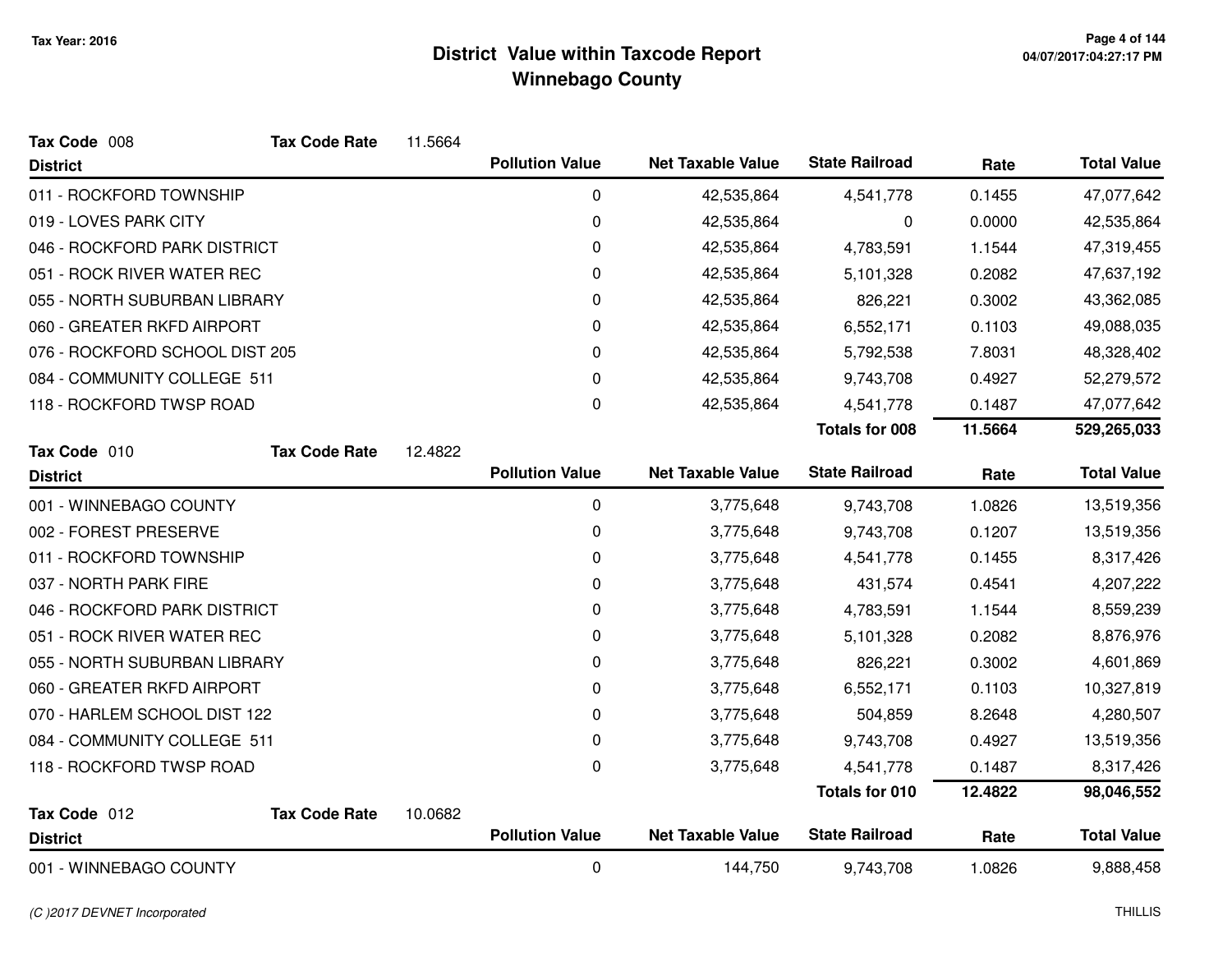# District Value within Taxcode Report
## Winnebago County

Tax Year: 2016

**Tax Code** 008 **Tax Code Rate** 11.5664

| District | Pollution Value | Net Taxable Value | State Railroad | Rate | Total Value |
|---|---|---|---|---|---|
| 011 - ROCKFORD TOWNSHIP | 0 | 42,535,864 | 4,541,778 | 0.1455 | 47,077,642 |
| 019 - LOVES PARK CITY | 0 | 42,535,864 | 0 | 0.0000 | 42,535,864 |
| 046 - ROCKFORD PARK DISTRICT | 0 | 42,535,864 | 4,783,591 | 1.1544 | 47,319,455 |
| 051 - ROCK RIVER WATER REC | 0 | 42,535,864 | 5,101,328 | 0.2082 | 47,637,192 |
| 055 - NORTH SUBURBAN LIBRARY | 0 | 42,535,864 | 826,221 | 0.3002 | 43,362,085 |
| 060 - GREATER RKFD AIRPORT | 0 | 42,535,864 | 6,552,171 | 0.1103 | 49,088,035 |
| 076 - ROCKFORD SCHOOL DIST 205 | 0 | 42,535,864 | 5,792,538 | 7.8031 | 48,328,402 |
| 084 - COMMUNITY COLLEGE 511 | 0 | 42,535,864 | 9,743,708 | 0.4927 | 52,279,572 |
| 118 - ROCKFORD TWSP ROAD | 0 | 42,535,864 | 4,541,778 | 0.1487 | 47,077,642 |
| | | | **Totals for 008** | **11.5664** | **529,265,033** |

**Tax Code** 010 **Tax Code Rate** 12.4822

| District | Pollution Value | Net Taxable Value | State Railroad | Rate | Total Value |
|---|---|---|---|---|---|
| 001 - WINNEBAGO COUNTY | 0 | 3,775,648 | 9,743,708 | 1.0826 | 13,519,356 |
| 002 - FOREST PRESERVE | 0 | 3,775,648 | 9,743,708 | 0.1207 | 13,519,356 |
| 011 - ROCKFORD TOWNSHIP | 0 | 3,775,648 | 4,541,778 | 0.1455 | 8,317,426 |
| 037 - NORTH PARK FIRE | 0 | 3,775,648 | 431,574 | 0.4541 | 4,207,222 |
| 046 - ROCKFORD PARK DISTRICT | 0 | 3,775,648 | 4,783,591 | 1.1544 | 8,559,239 |
| 051 - ROCK RIVER WATER REC | 0 | 3,775,648 | 5,101,328 | 0.2082 | 8,876,976 |
| 055 - NORTH SUBURBAN LIBRARY | 0 | 3,775,648 | 826,221 | 0.3002 | 4,601,869 |
| 060 - GREATER RKFD AIRPORT | 0 | 3,775,648 | 6,552,171 | 0.1103 | 10,327,819 |
| 070 - HARLEM SCHOOL DIST 122 | 0 | 3,775,648 | 504,859 | 8.2648 | 4,280,507 |
| 084 - COMMUNITY COLLEGE 511 | 0 | 3,775,648 | 9,743,708 | 0.4927 | 13,519,356 |
| 118 - ROCKFORD TWSP ROAD | 0 | 3,775,648 | 4,541,778 | 0.1487 | 8,317,426 |
| | | | **Totals for 010** | **12.4822** | **98,046,552** |

**Tax Code** 012 **Tax Code Rate** 10.0682

| District | Pollution Value | Net Taxable Value | State Railroad | Rate | Total Value |
|---|---|---|---|---|---|
| 001 - WINNEBAGO COUNTY | 0 | 144,750 | 9,743,708 | 1.0826 | 9,888,458 |

(C )2017 DEVNET Incorporated

THILLIS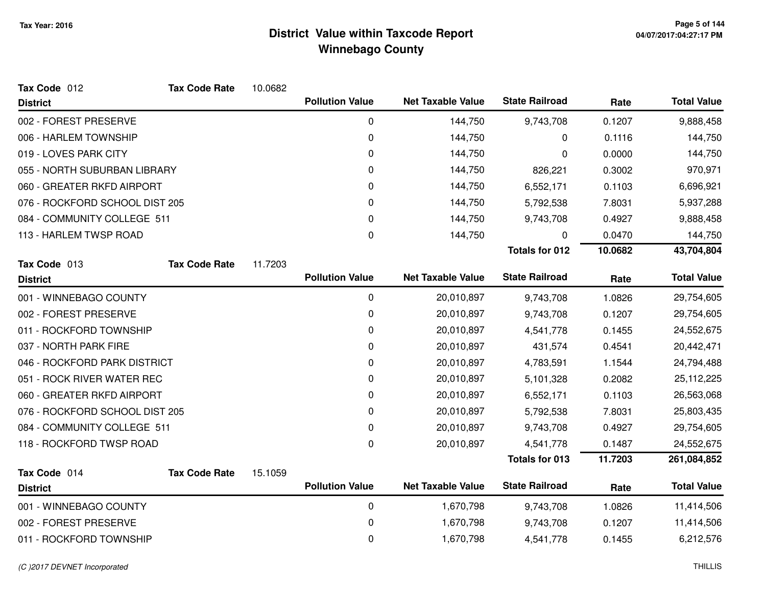# District Value within Taxcode Report

## Winnebago County

Tax Year: 2016

**Tax Code** 012 **Tax Code Rate** 10.0682

| District | Pollution Value | Net Taxable Value | State Railroad | Rate | Total Value |
|---|---|---|---|---|---|
| 002 - FOREST PRESERVE | 0 | 144,750 | 9,743,708 | 0.1207 | 9,888,458 |
| 006 - HARLEM TOWNSHIP | 0 | 144,750 | 0 | 0.1116 | 144,750 |
| 019 - LOVES PARK CITY | 0 | 144,750 | 0 | 0.0000 | 144,750 |
| 055 - NORTH SUBURBAN LIBRARY | 0 | 144,750 | 826,221 | 0.3002 | 970,971 |
| 060 - GREATER RKFD AIRPORT | 0 | 144,750 | 6,552,171 | 0.1103 | 6,696,921 |
| 076 - ROCKFORD SCHOOL DIST 205 | 0 | 144,750 | 5,792,538 | 7.8031 | 5,937,288 |
| 084 - COMMUNITY COLLEGE 511 | 0 | 144,750 | 9,743,708 | 0.4927 | 9,888,458 |
| 113 - HARLEM TWSP ROAD | 0 | 144,750 | 0 | 0.0470 | 144,750 |
| | | | **Totals for 012** | **10.0682** | **43,704,804** |

**Tax Code** 013 **Tax Code Rate** 11.7203

| District | Pollution Value | Net Taxable Value | State Railroad | Rate | Total Value |
|---|---|---|---|---|---|
| 001 - WINNEBAGO COUNTY | 0 | 20,010,897 | 9,743,708 | 1.0826 | 29,754,605 |
| 002 - FOREST PRESERVE | 0 | 20,010,897 | 9,743,708 | 0.1207 | 29,754,605 |
| 011 - ROCKFORD TOWNSHIP | 0 | 20,010,897 | 4,541,778 | 0.1455 | 24,552,675 |
| 037 - NORTH PARK FIRE | 0 | 20,010,897 | 431,574 | 0.4541 | 20,442,471 |
| 046 - ROCKFORD PARK DISTRICT | 0 | 20,010,897 | 4,783,591 | 1.1544 | 24,794,488 |
| 051 - ROCK RIVER WATER REC | 0 | 20,010,897 | 5,101,328 | 0.2082 | 25,112,225 |
| 060 - GREATER RKFD AIRPORT | 0 | 20,010,897 | 6,552,171 | 0.1103 | 26,563,068 |
| 076 - ROCKFORD SCHOOL DIST 205 | 0 | 20,010,897 | 5,792,538 | 7.8031 | 25,803,435 |
| 084 - COMMUNITY COLLEGE 511 | 0 | 20,010,897 | 9,743,708 | 0.4927 | 29,754,605 |
| 118 - ROCKFORD TWSP ROAD | 0 | 20,010,897 | 4,541,778 | 0.1487 | 24,552,675 |
| | | | **Totals for 013** | **11.7203** | **261,084,852** |

**Tax Code** 014 **Tax Code Rate** 15.1059

| District | Pollution Value | Net Taxable Value | State Railroad | Rate | Total Value |
|---|---|---|---|---|---|
| 001 - WINNEBAGO COUNTY | 0 | 1,670,798 | 9,743,708 | 1.0826 | 11,414,506 |
| 002 - FOREST PRESERVE | 0 | 1,670,798 | 9,743,708 | 0.1207 | 11,414,506 |
| 011 - ROCKFORD TOWNSHIP | 0 | 1,670,798 | 4,541,778 | 0.1455 | 6,212,576 |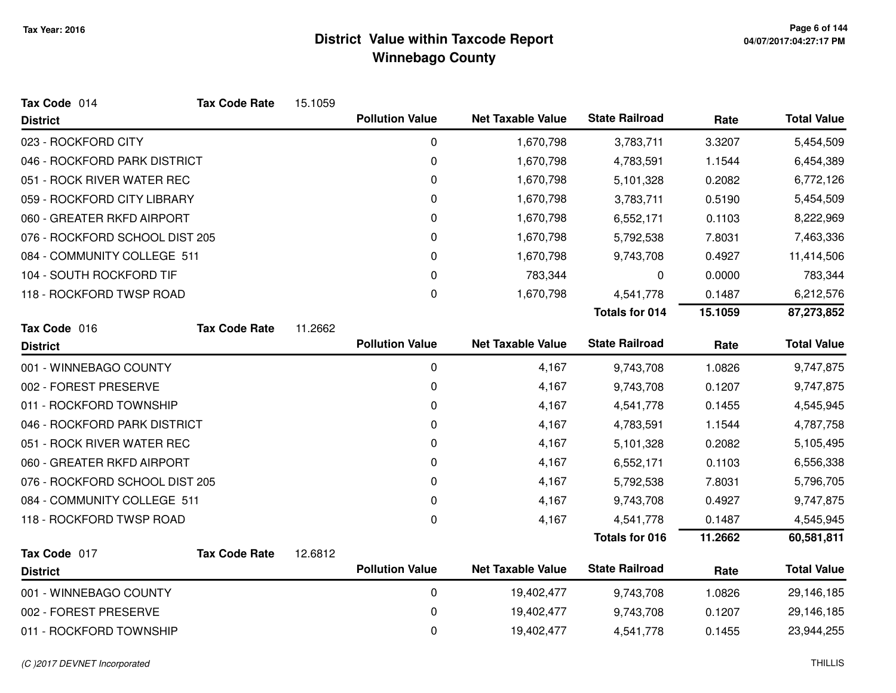**Tax Year: 2016**

# District Value within Taxcode Report
## Winnebago County

**Tax Code** 014 **Tax Code Rate** 15.1059

| District | Pollution Value | Net Taxable Value | State Railroad | Rate | Total Value |
|---|---|---|---|---|---|
| 023 - ROCKFORD CITY | 0 | 1,670,798 | 3,783,711 | 3.3207 | 5,454,509 |
| 046 - ROCKFORD PARK DISTRICT | 0 | 1,670,798 | 4,783,591 | 1.1544 | 6,454,389 |
| 051 - ROCK RIVER WATER REC | 0 | 1,670,798 | 5,101,328 | 0.2082 | 6,772,126 |
| 059 - ROCKFORD CITY LIBRARY | 0 | 1,670,798 | 3,783,711 | 0.5190 | 5,454,509 |
| 060 - GREATER RKFD AIRPORT | 0 | 1,670,798 | 6,552,171 | 0.1103 | 8,222,969 |
| 076 - ROCKFORD SCHOOL DIST 205 | 0 | 1,670,798 | 5,792,538 | 7.8031 | 7,463,336 |
| 084 - COMMUNITY COLLEGE 511 | 0 | 1,670,798 | 9,743,708 | 0.4927 | 11,414,506 |
| 104 - SOUTH ROCKFORD TIF | 0 | 783,344 | 0 | 0.0000 | 783,344 |
| 118 - ROCKFORD TWSP ROAD | 0 | 1,670,798 | 4,541,778 | 0.1487 | 6,212,576 |
| | | | **Totals for 014** | **15.1059** | **87,273,852** |

**Tax Code** 016 **Tax Code Rate** 11.2662

| District | Pollution Value | Net Taxable Value | State Railroad | Rate | Total Value |
|---|---|---|---|---|---|
| 001 - WINNEBAGO COUNTY | 0 | 4,167 | 9,743,708 | 1.0826 | 9,747,875 |
| 002 - FOREST PRESERVE | 0 | 4,167 | 9,743,708 | 0.1207 | 9,747,875 |
| 011 - ROCKFORD TOWNSHIP | 0 | 4,167 | 4,541,778 | 0.1455 | 4,545,945 |
| 046 - ROCKFORD PARK DISTRICT | 0 | 4,167 | 4,783,591 | 1.1544 | 4,787,758 |
| 051 - ROCK RIVER WATER REC | 0 | 4,167 | 5,101,328 | 0.2082 | 5,105,495 |
| 060 - GREATER RKFD AIRPORT | 0 | 4,167 | 6,552,171 | 0.1103 | 6,556,338 |
| 076 - ROCKFORD SCHOOL DIST 205 | 0 | 4,167 | 5,792,538 | 7.8031 | 5,796,705 |
| 084 - COMMUNITY COLLEGE 511 | 0 | 4,167 | 9,743,708 | 0.4927 | 9,747,875 |
| 118 - ROCKFORD TWSP ROAD | 0 | 4,167 | 4,541,778 | 0.1487 | 4,545,945 |
| | | | **Totals for 016** | **11.2662** | **60,581,811** |

**Tax Code** 017 **Tax Code Rate** 12.6812

| District | Pollution Value | Net Taxable Value | State Railroad | Rate | Total Value |
|---|---|---|---|---|---|
| 001 - WINNEBAGO COUNTY | 0 | 19,402,477 | 9,743,708 | 1.0826 | 29,146,185 |
| 002 - FOREST PRESERVE | 0 | 19,402,477 | 9,743,708 | 0.1207 | 29,146,185 |
| 011 - ROCKFORD TOWNSHIP | 0 | 19,402,477 | 4,541,778 | 0.1455 | 23,944,255 |

*(C )2017 DEVNET Incorporated*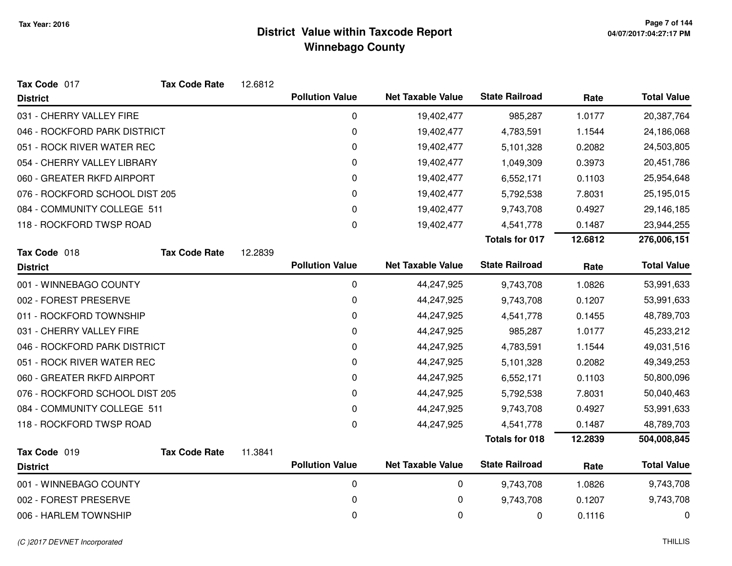## District Value within Taxcode Report
## Winnebago County

Tax Year: 2016

**Tax Code** 017 **Tax Code Rate** 12.6812

| District | Pollution Value | Net Taxable Value | State Railroad | Rate | Total Value |
|---|---|---|---|---|---|
| 031 - CHERRY VALLEY FIRE | 0 | 19,402,477 | 985,287 | 1.0177 | 20,387,764 |
| 046 - ROCKFORD PARK DISTRICT | 0 | 19,402,477 | 4,783,591 | 1.1544 | 24,186,068 |
| 051 - ROCK RIVER WATER REC | 0 | 19,402,477 | 5,101,328 | 0.2082 | 24,503,805 |
| 054 - CHERRY VALLEY LIBRARY | 0 | 19,402,477 | 1,049,309 | 0.3973 | 20,451,786 |
| 060 - GREATER RKFD AIRPORT | 0 | 19,402,477 | 6,552,171 | 0.1103 | 25,954,648 |
| 076 - ROCKFORD SCHOOL DIST 205 | 0 | 19,402,477 | 5,792,538 | 7.8031 | 25,195,015 |
| 084 - COMMUNITY COLLEGE 511 | 0 | 19,402,477 | 9,743,708 | 0.4927 | 29,146,185 |
| 118 - ROCKFORD TWSP ROAD | 0 | 19,402,477 | 4,541,778 | 0.1487 | 23,944,255 |
| | | | **Totals for 017** | **12.6812** | **276,006,151** |

**Tax Code** 018 **Tax Code Rate** 12.2839

| District | Pollution Value | Net Taxable Value | State Railroad | Rate | Total Value |
|---|---|---|---|---|---|
| 001 - WINNEBAGO COUNTY | 0 | 44,247,925 | 9,743,708 | 1.0826 | 53,991,633 |
| 002 - FOREST PRESERVE | 0 | 44,247,925 | 9,743,708 | 0.1207 | 53,991,633 |
| 011 - ROCKFORD TOWNSHIP | 0 | 44,247,925 | 4,541,778 | 0.1455 | 48,789,703 |
| 031 - CHERRY VALLEY FIRE | 0 | 44,247,925 | 985,287 | 1.0177 | 45,233,212 |
| 046 - ROCKFORD PARK DISTRICT | 0 | 44,247,925 | 4,783,591 | 1.1544 | 49,031,516 |
| 051 - ROCK RIVER WATER REC | 0 | 44,247,925 | 5,101,328 | 0.2082 | 49,349,253 |
| 060 - GREATER RKFD AIRPORT | 0 | 44,247,925 | 6,552,171 | 0.1103 | 50,800,096 |
| 076 - ROCKFORD SCHOOL DIST 205 | 0 | 44,247,925 | 5,792,538 | 7.8031 | 50,040,463 |
| 084 - COMMUNITY COLLEGE 511 | 0 | 44,247,925 | 9,743,708 | 0.4927 | 53,991,633 |
| 118 - ROCKFORD TWSP ROAD | 0 | 44,247,925 | 4,541,778 | 0.1487 | 48,789,703 |
| | | | **Totals for 018** | **12.2839** | **504,008,845** |

**Tax Code** 019 **Tax Code Rate** 11.3841

| District | Pollution Value | Net Taxable Value | State Railroad | Rate | Total Value |
|---|---|---|---|---|---|
| 001 - WINNEBAGO COUNTY | 0 | 0 | 9,743,708 | 1.0826 | 9,743,708 |
| 002 - FOREST PRESERVE | 0 | 0 | 9,743,708 | 0.1207 | 9,743,708 |
| 006 - HARLEM TOWNSHIP | 0 | 0 | 0 | 0.1116 | 0 |

*(C )2017 DEVNET Incorporated* THILLIS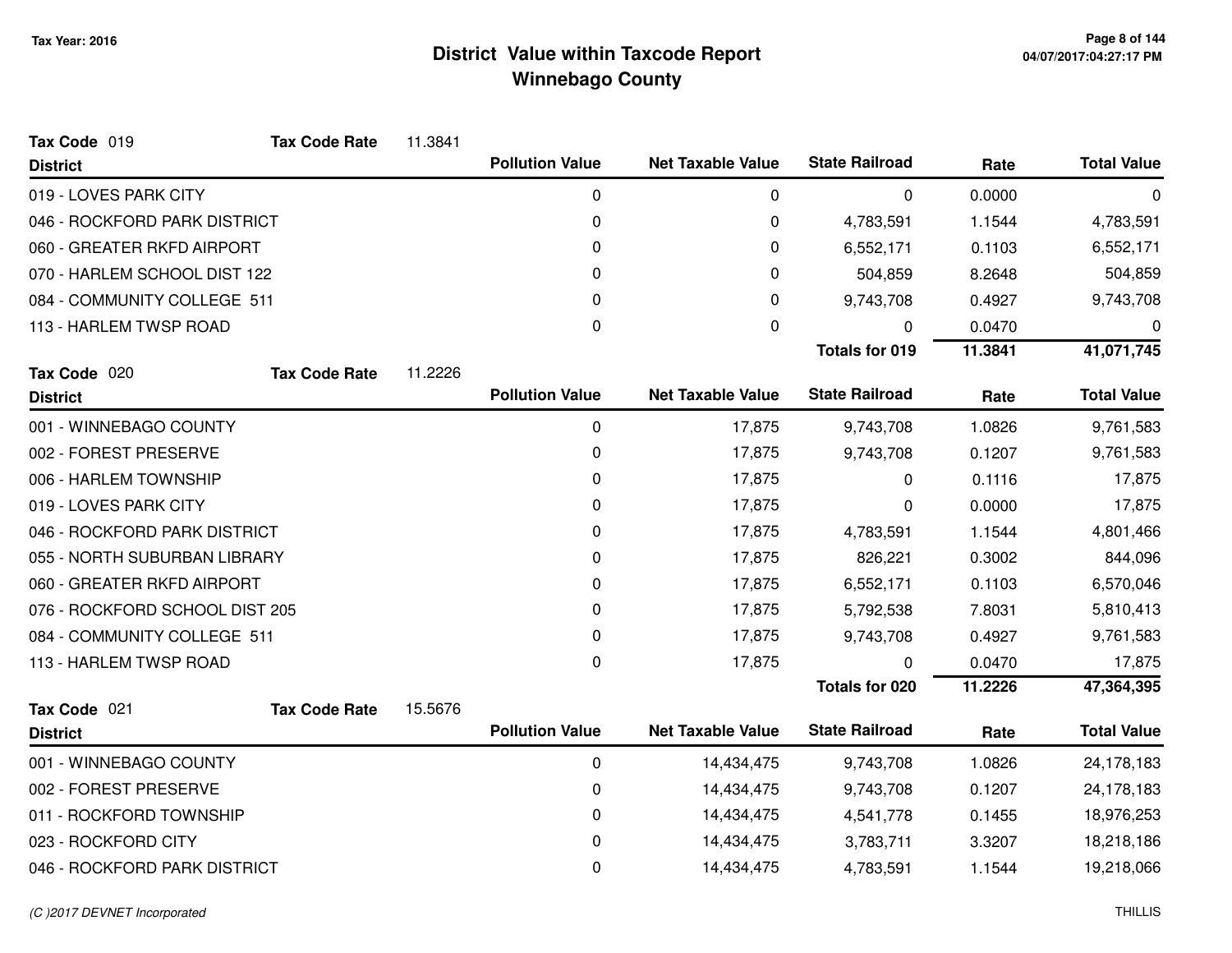# District Value within Taxcode Report
## Winnebago County

Tax Year: 2016

**Tax Code** 019 **Tax Code Rate** 11.3841

| District | Pollution Value | Net Taxable Value | State Railroad | Rate | Total Value |
|---|---|---|---|---|---|
| 019 - LOVES PARK CITY | 0 | 0 | 0 | 0.0000 | 0 |
| 046 - ROCKFORD PARK DISTRICT | 0 | 0 | 4,783,591 | 1.1544 | 4,783,591 |
| 060 - GREATER RKFD AIRPORT | 0 | 0 | 6,552,171 | 0.1103 | 6,552,171 |
| 070 - HARLEM SCHOOL DIST 122 | 0 | 0 | 504,859 | 8.2648 | 504,859 |
| 084 - COMMUNITY COLLEGE 511 | 0 | 0 | 9,743,708 | 0.4927 | 9,743,708 |
| 113 - HARLEM TWSP ROAD | 0 | 0 | 0 | 0.0470 | 0 |
| | | | **Totals for 019** | **11.3841** | **41,071,745** |

**Tax Code** 020 **Tax Code Rate** 11.2226

| District | Pollution Value | Net Taxable Value | State Railroad | Rate | Total Value |
|---|---|---|---|---|---|
| 001 - WINNEBAGO COUNTY | 0 | 17,875 | 9,743,708 | 1.0826 | 9,761,583 |
| 002 - FOREST PRESERVE | 0 | 17,875 | 9,743,708 | 0.1207 | 9,761,583 |
| 006 - HARLEM TOWNSHIP | 0 | 17,875 | 0 | 0.1116 | 17,875 |
| 019 - LOVES PARK CITY | 0 | 17,875 | 0 | 0.0000 | 17,875 |
| 046 - ROCKFORD PARK DISTRICT | 0 | 17,875 | 4,783,591 | 1.1544 | 4,801,466 |
| 055 - NORTH SUBURBAN LIBRARY | 0 | 17,875 | 826,221 | 0.3002 | 844,096 |
| 060 - GREATER RKFD AIRPORT | 0 | 17,875 | 6,552,171 | 0.1103 | 6,570,046 |
| 076 - ROCKFORD SCHOOL DIST 205 | 0 | 17,875 | 5,792,538 | 7.8031 | 5,810,413 |
| 084 - COMMUNITY COLLEGE 511 | 0 | 17,875 | 9,743,708 | 0.4927 | 9,761,583 |
| 113 - HARLEM TWSP ROAD | 0 | 17,875 | 0 | 0.0470 | 17,875 |
| | | | **Totals for 020** | **11.2226** | **47,364,395** |

**Tax Code** 021 **Tax Code Rate** 15.5676

| District | Pollution Value | Net Taxable Value | State Railroad | Rate | Total Value |
|---|---|---|---|---|---|
| 001 - WINNEBAGO COUNTY | 0 | 14,434,475 | 9,743,708 | 1.0826 | 24,178,183 |
| 002 - FOREST PRESERVE | 0 | 14,434,475 | 9,743,708 | 0.1207 | 24,178,183 |
| 011 - ROCKFORD TOWNSHIP | 0 | 14,434,475 | 4,541,778 | 0.1455 | 18,976,253 |
| 023 - ROCKFORD CITY | 0 | 14,434,475 | 3,783,711 | 3.3207 | 18,218,186 |
| 046 - ROCKFORD PARK DISTRICT | 0 | 14,434,475 | 4,783,591 | 1.1544 | 19,218,066 |

(C )2017 DEVNET Incorporated — THILLIS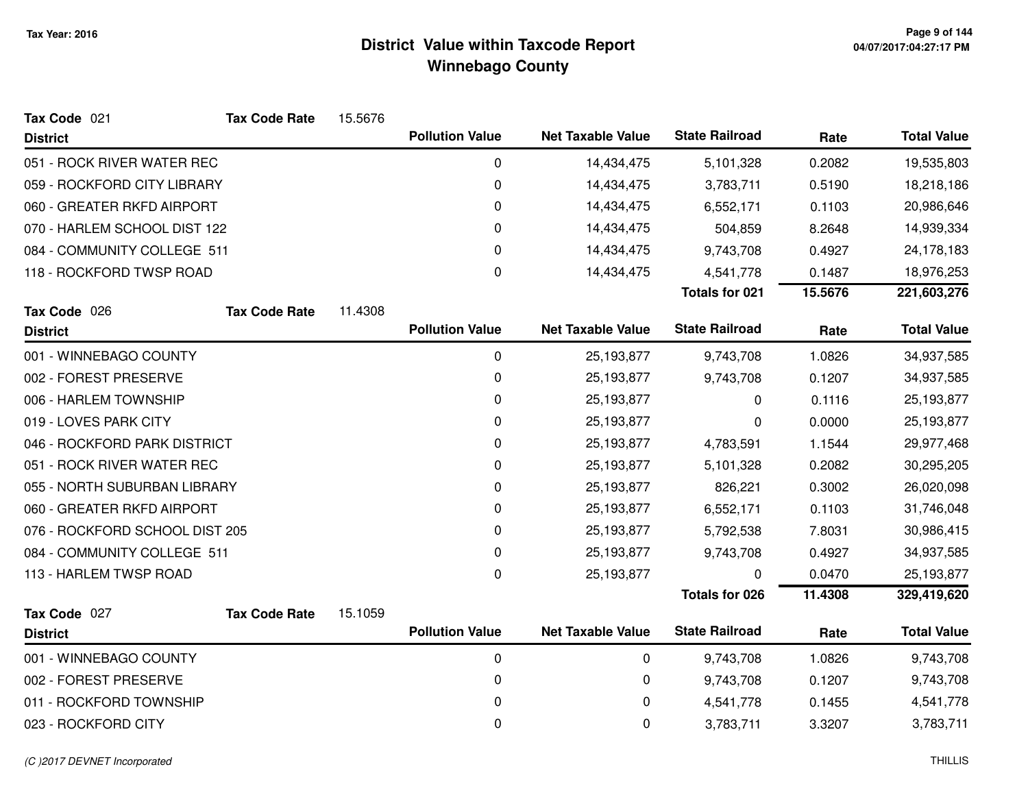# District Value within Taxcode Report
## Winnebago County

Tax Year: 2016

**Tax Code** 021 **Tax Code Rate** 15.5676

| District | Pollution Value | Net Taxable Value | State Railroad | Rate | Total Value |
|---|---|---|---|---|---|
| 051 - ROCK RIVER WATER REC | 0 | 14,434,475 | 5,101,328 | 0.2082 | 19,535,803 |
| 059 - ROCKFORD CITY LIBRARY | 0 | 14,434,475 | 3,783,711 | 0.5190 | 18,218,186 |
| 060 - GREATER RKFD AIRPORT | 0 | 14,434,475 | 6,552,171 | 0.1103 | 20,986,646 |
| 070 - HARLEM SCHOOL DIST 122 | 0 | 14,434,475 | 504,859 | 8.2648 | 14,939,334 |
| 084 - COMMUNITY COLLEGE 511 | 0 | 14,434,475 | 9,743,708 | 0.4927 | 24,178,183 |
| 118 - ROCKFORD TWSP ROAD | 0 | 14,434,475 | 4,541,778 | 0.1487 | 18,976,253 |
| | | | **Totals for 021** | **15.5676** | **221,603,276** |

**Tax Code** 026 **Tax Code Rate** 11.4308

| District | Pollution Value | Net Taxable Value | State Railroad | Rate | Total Value |
|---|---|---|---|---|---|
| 001 - WINNEBAGO COUNTY | 0 | 25,193,877 | 9,743,708 | 1.0826 | 34,937,585 |
| 002 - FOREST PRESERVE | 0 | 25,193,877 | 9,743,708 | 0.1207 | 34,937,585 |
| 006 - HARLEM TOWNSHIP | 0 | 25,193,877 | 0 | 0.1116 | 25,193,877 |
| 019 - LOVES PARK CITY | 0 | 25,193,877 | 0 | 0.0000 | 25,193,877 |
| 046 - ROCKFORD PARK DISTRICT | 0 | 25,193,877 | 4,783,591 | 1.1544 | 29,977,468 |
| 051 - ROCK RIVER WATER REC | 0 | 25,193,877 | 5,101,328 | 0.2082 | 30,295,205 |
| 055 - NORTH SUBURBAN LIBRARY | 0 | 25,193,877 | 826,221 | 0.3002 | 26,020,098 |
| 060 - GREATER RKFD AIRPORT | 0 | 25,193,877 | 6,552,171 | 0.1103 | 31,746,048 |
| 076 - ROCKFORD SCHOOL DIST 205 | 0 | 25,193,877 | 5,792,538 | 7.8031 | 30,986,415 |
| 084 - COMMUNITY COLLEGE 511 | 0 | 25,193,877 | 9,743,708 | 0.4927 | 34,937,585 |
| 113 - HARLEM TWSP ROAD | 0 | 25,193,877 | 0 | 0.0470 | 25,193,877 |
| | | | **Totals for 026** | **11.4308** | **329,419,620** |

**Tax Code** 027 **Tax Code Rate** 15.1059

| District | Pollution Value | Net Taxable Value | State Railroad | Rate | Total Value |
|---|---|---|---|---|---|
| 001 - WINNEBAGO COUNTY | 0 | 0 | 9,743,708 | 1.0826 | 9,743,708 |
| 002 - FOREST PRESERVE | 0 | 0 | 9,743,708 | 0.1207 | 9,743,708 |
| 011 - ROCKFORD TOWNSHIP | 0 | 0 | 4,541,778 | 0.1455 | 4,541,778 |
| 023 - ROCKFORD CITY | 0 | 0 | 3,783,711 | 3.3207 | 3,783,711 |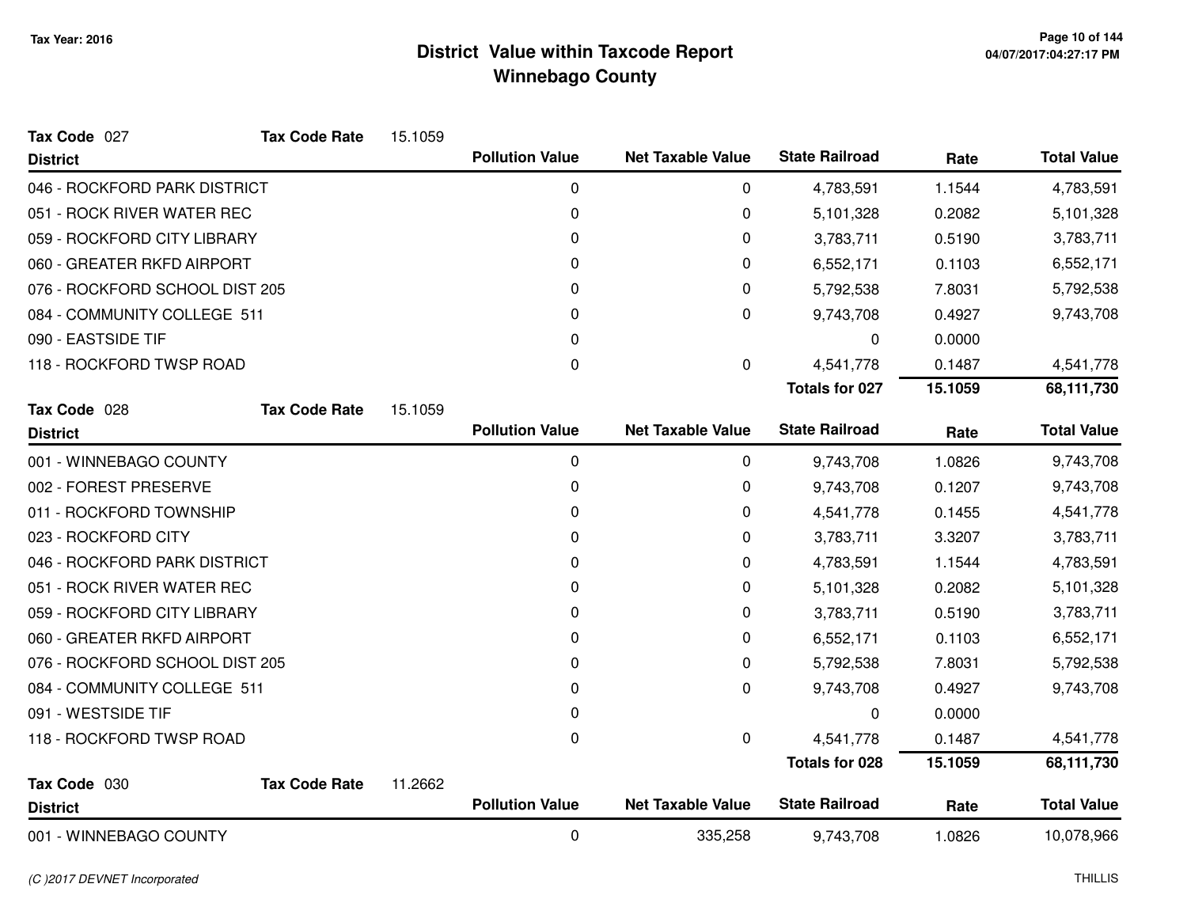## District Value within Taxcode Report
## Winnebago County

Tax Year: 2016

**Tax Code** 027 **Tax Code Rate** 15.1059

| District | Pollution Value | Net Taxable Value | State Railroad | Rate | Total Value |
|---|---|---|---|---|---|
| 046 - ROCKFORD PARK DISTRICT | 0 | 0 | 4,783,591 | 1.1544 | 4,783,591 |
| 051 - ROCK RIVER WATER REC | 0 | 0 | 5,101,328 | 0.2082 | 5,101,328 |
| 059 - ROCKFORD CITY LIBRARY | 0 | 0 | 3,783,711 | 0.5190 | 3,783,711 |
| 060 - GREATER RKFD AIRPORT | 0 | 0 | 6,552,171 | 0.1103 | 6,552,171 |
| 076 - ROCKFORD SCHOOL DIST 205 | 0 | 0 | 5,792,538 | 7.8031 | 5,792,538 |
| 084 - COMMUNITY COLLEGE 511 | 0 | 0 | 9,743,708 | 0.4927 | 9,743,708 |
| 090 - EASTSIDE TIF | 0 | | 0 | 0.0000 | |
| 118 - ROCKFORD TWSP ROAD | 0 | 0 | 4,541,778 | 0.1487 | 4,541,778 |
| | | | **Totals for 027** | **15.1059** | **68,111,730** |

**Tax Code** 028 **Tax Code Rate** 15.1059

| District | Pollution Value | Net Taxable Value | State Railroad | Rate | Total Value |
|---|---|---|---|---|---|
| 001 - WINNEBAGO COUNTY | 0 | 0 | 9,743,708 | 1.0826 | 9,743,708 |
| 002 - FOREST PRESERVE | 0 | 0 | 9,743,708 | 0.1207 | 9,743,708 |
| 011 - ROCKFORD TOWNSHIP | 0 | 0 | 4,541,778 | 0.1455 | 4,541,778 |
| 023 - ROCKFORD CITY | 0 | 0 | 3,783,711 | 3.3207 | 3,783,711 |
| 046 - ROCKFORD PARK DISTRICT | 0 | 0 | 4,783,591 | 1.1544 | 4,783,591 |
| 051 - ROCK RIVER WATER REC | 0 | 0 | 5,101,328 | 0.2082 | 5,101,328 |
| 059 - ROCKFORD CITY LIBRARY | 0 | 0 | 3,783,711 | 0.5190 | 3,783,711 |
| 060 - GREATER RKFD AIRPORT | 0 | 0 | 6,552,171 | 0.1103 | 6,552,171 |
| 076 - ROCKFORD SCHOOL DIST 205 | 0 | 0 | 5,792,538 | 7.8031 | 5,792,538 |
| 084 - COMMUNITY COLLEGE 511 | 0 | 0 | 9,743,708 | 0.4927 | 9,743,708 |
| 091 - WESTSIDE TIF | 0 | | 0 | 0.0000 | |
| 118 - ROCKFORD TWSP ROAD | 0 | 0 | 4,541,778 | 0.1487 | 4,541,778 |
| | | | **Totals for 028** | **15.1059** | **68,111,730** |

**Tax Code** 030 **Tax Code Rate** 11.2662

| District | Pollution Value | Net Taxable Value | State Railroad | Rate | Total Value |
|---|---|---|---|---|---|
| 001 - WINNEBAGO COUNTY | 0 | 335,258 | 9,743,708 | 1.0826 | 10,078,966 |

*(C )2017 DEVNET Incorporated* THILLIS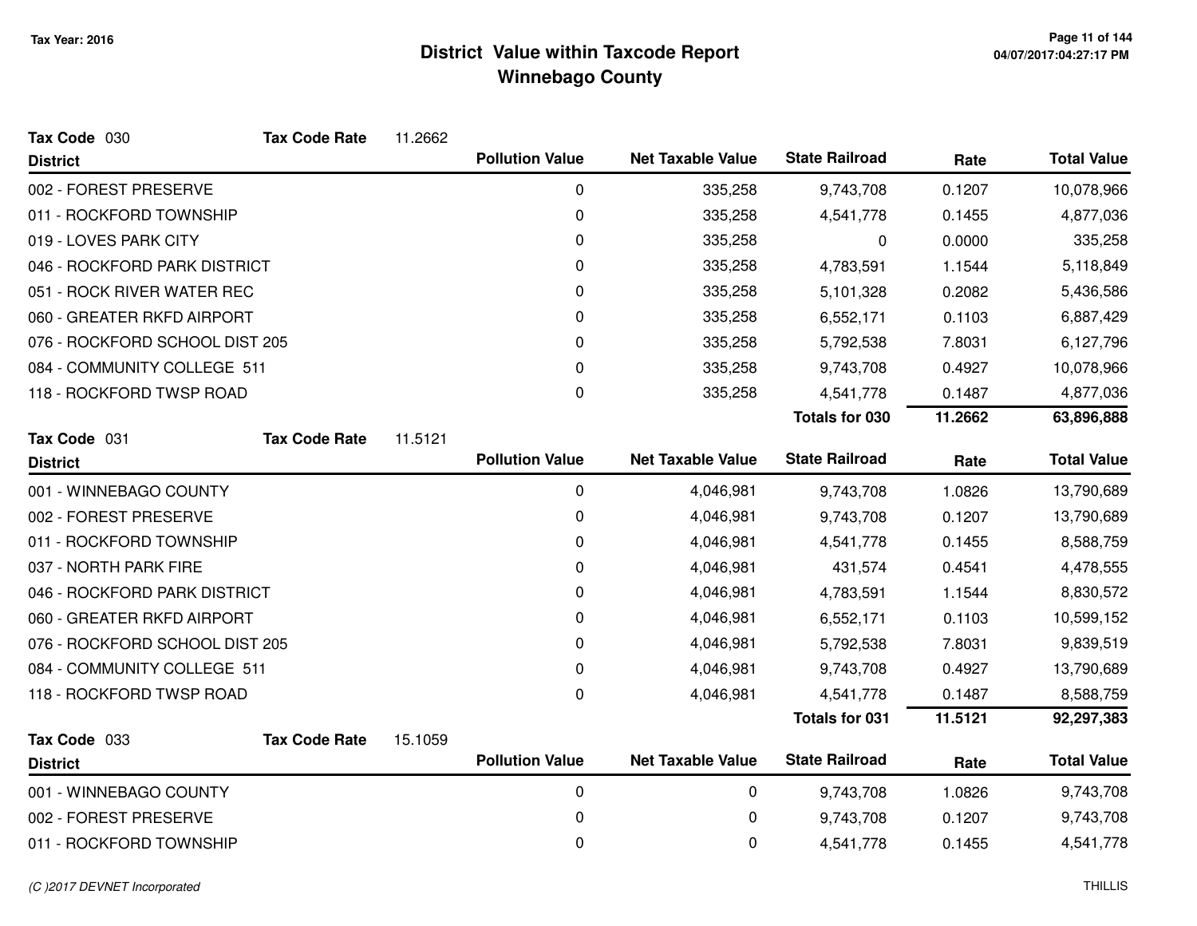# District Value within Taxcode Report
## Winnebago County

Tax Year: 2016

**Tax Code** 030 **Tax Code Rate** 11.2662

| District | Pollution Value | Net Taxable Value | State Railroad | Rate | Total Value |
|---|---|---|---|---|---|
| 002 - FOREST PRESERVE | 0 | 335,258 | 9,743,708 | 0.1207 | 10,078,966 |
| 011 - ROCKFORD TOWNSHIP | 0 | 335,258 | 4,541,778 | 0.1455 | 4,877,036 |
| 019 - LOVES PARK CITY | 0 | 335,258 | 0 | 0.0000 | 335,258 |
| 046 - ROCKFORD PARK DISTRICT | 0 | 335,258 | 4,783,591 | 1.1544 | 5,118,849 |
| 051 - ROCK RIVER WATER REC | 0 | 335,258 | 5,101,328 | 0.2082 | 5,436,586 |
| 060 - GREATER RKFD AIRPORT | 0 | 335,258 | 6,552,171 | 0.1103 | 6,887,429 |
| 076 - ROCKFORD SCHOOL DIST 205 | 0 | 335,258 | 5,792,538 | 7.8031 | 6,127,796 |
| 084 - COMMUNITY COLLEGE 511 | 0 | 335,258 | 9,743,708 | 0.4927 | 10,078,966 |
| 118 - ROCKFORD TWSP ROAD | 0 | 335,258 | 4,541,778 | 0.1487 | 4,877,036 |
| | | | **Totals for 030** | **11.2662** | **63,896,888** |

**Tax Code** 031 **Tax Code Rate** 11.5121

| District | Pollution Value | Net Taxable Value | State Railroad | Rate | Total Value |
|---|---|---|---|---|---|
| 001 - WINNEBAGO COUNTY | 0 | 4,046,981 | 9,743,708 | 1.0826 | 13,790,689 |
| 002 - FOREST PRESERVE | 0 | 4,046,981 | 9,743,708 | 0.1207 | 13,790,689 |
| 011 - ROCKFORD TOWNSHIP | 0 | 4,046,981 | 4,541,778 | 0.1455 | 8,588,759 |
| 037 - NORTH PARK FIRE | 0 | 4,046,981 | 431,574 | 0.4541 | 4,478,555 |
| 046 - ROCKFORD PARK DISTRICT | 0 | 4,046,981 | 4,783,591 | 1.1544 | 8,830,572 |
| 060 - GREATER RKFD AIRPORT | 0 | 4,046,981 | 6,552,171 | 0.1103 | 10,599,152 |
| 076 - ROCKFORD SCHOOL DIST 205 | 0 | 4,046,981 | 5,792,538 | 7.8031 | 9,839,519 |
| 084 - COMMUNITY COLLEGE 511 | 0 | 4,046,981 | 9,743,708 | 0.4927 | 13,790,689 |
| 118 - ROCKFORD TWSP ROAD | 0 | 4,046,981 | 4,541,778 | 0.1487 | 8,588,759 |
| | | | **Totals for 031** | **11.5121** | **92,297,383** |

**Tax Code** 033 **Tax Code Rate** 15.1059

| District | Pollution Value | Net Taxable Value | State Railroad | Rate | Total Value |
|---|---|---|---|---|---|
| 001 - WINNEBAGO COUNTY | 0 | 0 | 9,743,708 | 1.0826 | 9,743,708 |
| 002 - FOREST PRESERVE | 0 | 0 | 9,743,708 | 0.1207 | 9,743,708 |
| 011 - ROCKFORD TOWNSHIP | 0 | 0 | 4,541,778 | 0.1455 | 4,541,778 |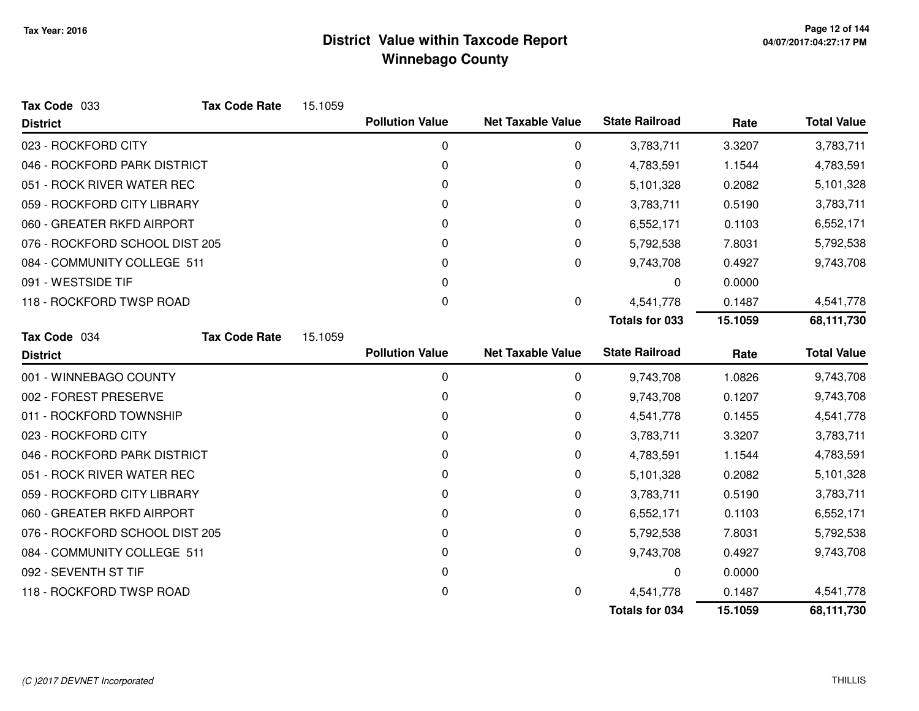# District Value within Taxcode Report
## Winnebago County

Tax Year: 2016

**Tax Code** 033 **Tax Code Rate** 15.1059

| District | Pollution Value | Net Taxable Value | State Railroad | Rate | Total Value |
|---|---|---|---|---|---|
| 023 - ROCKFORD CITY | 0 | 0 | 3,783,711 | 3.3207 | 3,783,711 |
| 046 - ROCKFORD PARK DISTRICT | 0 | 0 | 4,783,591 | 1.1544 | 4,783,591 |
| 051 - ROCK RIVER WATER REC | 0 | 0 | 5,101,328 | 0.2082 | 5,101,328 |
| 059 - ROCKFORD CITY LIBRARY | 0 | 0 | 3,783,711 | 0.5190 | 3,783,711 |
| 060 - GREATER RKFD AIRPORT | 0 | 0 | 6,552,171 | 0.1103 | 6,552,171 |
| 076 - ROCKFORD SCHOOL DIST 205 | 0 | 0 | 5,792,538 | 7.8031 | 5,792,538 |
| 084 - COMMUNITY COLLEGE 511 | 0 | 0 | 9,743,708 | 0.4927 | 9,743,708 |
| 091 - WESTSIDE TIF | 0 | | 0 | 0.0000 | |
| 118 - ROCKFORD TWSP ROAD | 0 | 0 | 4,541,778 | 0.1487 | 4,541,778 |
| | | | **Totals for 033** | **15.1059** | **68,111,730** |

**Tax Code** 034 **Tax Code Rate** 15.1059

| District | Pollution Value | Net Taxable Value | State Railroad | Rate | Total Value |
|---|---|---|---|---|---|
| 001 - WINNEBAGO COUNTY | 0 | 0 | 9,743,708 | 1.0826 | 9,743,708 |
| 002 - FOREST PRESERVE | 0 | 0 | 9,743,708 | 0.1207 | 9,743,708 |
| 011 - ROCKFORD TOWNSHIP | 0 | 0 | 4,541,778 | 0.1455 | 4,541,778 |
| 023 - ROCKFORD CITY | 0 | 0 | 3,783,711 | 3.3207 | 3,783,711 |
| 046 - ROCKFORD PARK DISTRICT | 0 | 0 | 4,783,591 | 1.1544 | 4,783,591 |
| 051 - ROCK RIVER WATER REC | 0 | 0 | 5,101,328 | 0.2082 | 5,101,328 |
| 059 - ROCKFORD CITY LIBRARY | 0 | 0 | 3,783,711 | 0.5190 | 3,783,711 |
| 060 - GREATER RKFD AIRPORT | 0 | 0 | 6,552,171 | 0.1103 | 6,552,171 |
| 076 - ROCKFORD SCHOOL DIST 205 | 0 | 0 | 5,792,538 | 7.8031 | 5,792,538 |
| 084 - COMMUNITY COLLEGE 511 | 0 | 0 | 9,743,708 | 0.4927 | 9,743,708 |
| 092 - SEVENTH ST TIF | 0 | | 0 | 0.0000 | |
| 118 - ROCKFORD TWSP ROAD | 0 | 0 | 4,541,778 | 0.1487 | 4,541,778 |
| | | | **Totals for 034** | **15.1059** | **68,111,730** |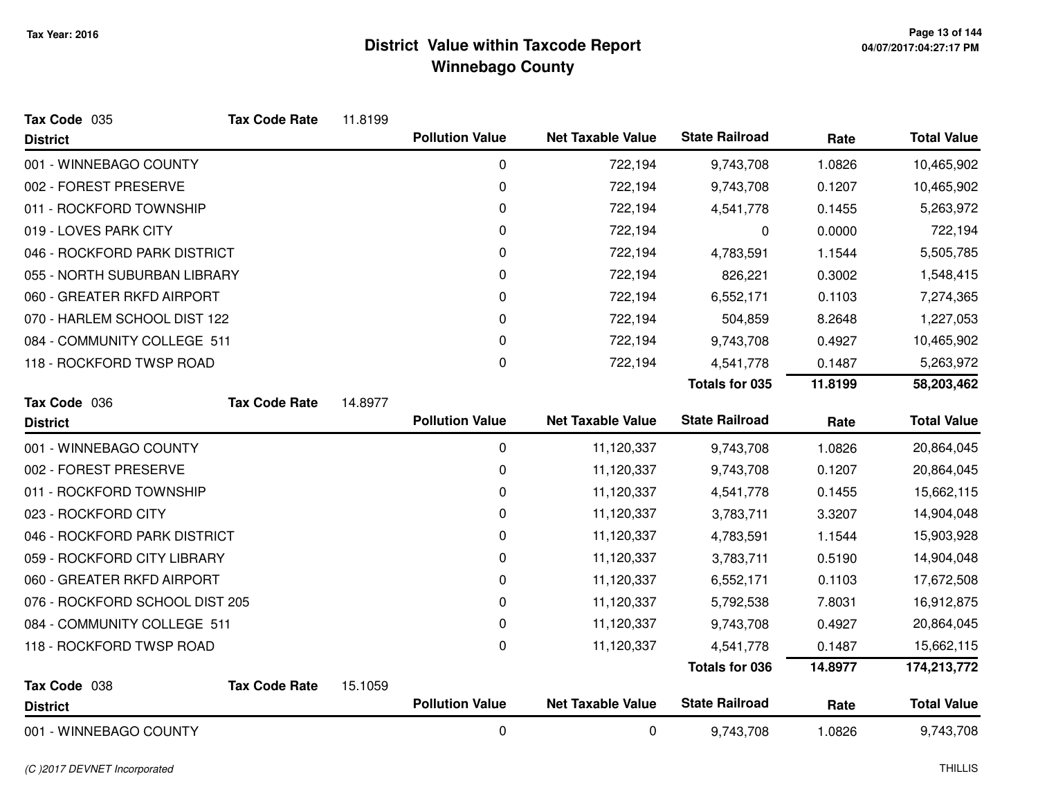# District Value within Taxcode Report
## Winnebago County

Tax Year: 2016

**Tax Code** 035 **Tax Code Rate** 11.8199

| District | Pollution Value | Net Taxable Value | State Railroad | Rate | Total Value |
|---|---|---|---|---|---|
| 001 - WINNEBAGO COUNTY | 0 | 722,194 | 9,743,708 | 1.0826 | 10,465,902 |
| 002 - FOREST PRESERVE | 0 | 722,194 | 9,743,708 | 0.1207 | 10,465,902 |
| 011 - ROCKFORD TOWNSHIP | 0 | 722,194 | 4,541,778 | 0.1455 | 5,263,972 |
| 019 - LOVES PARK CITY | 0 | 722,194 | 0 | 0.0000 | 722,194 |
| 046 - ROCKFORD PARK DISTRICT | 0 | 722,194 | 4,783,591 | 1.1544 | 5,505,785 |
| 055 - NORTH SUBURBAN LIBRARY | 0 | 722,194 | 826,221 | 0.3002 | 1,548,415 |
| 060 - GREATER RKFD AIRPORT | 0 | 722,194 | 6,552,171 | 0.1103 | 7,274,365 |
| 070 - HARLEM SCHOOL DIST 122 | 0 | 722,194 | 504,859 | 8.2648 | 1,227,053 |
| 084 - COMMUNITY COLLEGE 511 | 0 | 722,194 | 9,743,708 | 0.4927 | 10,465,902 |
| 118 - ROCKFORD TWSP ROAD | 0 | 722,194 | 4,541,778 | 0.1487 | 5,263,972 |
| | | | **Totals for 035** | **11.8199** | **58,203,462** |

**Tax Code** 036 **Tax Code Rate** 14.8977

| District | Pollution Value | Net Taxable Value | State Railroad | Rate | Total Value |
|---|---|---|---|---|---|
| 001 - WINNEBAGO COUNTY | 0 | 11,120,337 | 9,743,708 | 1.0826 | 20,864,045 |
| 002 - FOREST PRESERVE | 0 | 11,120,337 | 9,743,708 | 0.1207 | 20,864,045 |
| 011 - ROCKFORD TOWNSHIP | 0 | 11,120,337 | 4,541,778 | 0.1455 | 15,662,115 |
| 023 - ROCKFORD CITY | 0 | 11,120,337 | 3,783,711 | 3.3207 | 14,904,048 |
| 046 - ROCKFORD PARK DISTRICT | 0 | 11,120,337 | 4,783,591 | 1.1544 | 15,903,928 |
| 059 - ROCKFORD CITY LIBRARY | 0 | 11,120,337 | 3,783,711 | 0.5190 | 14,904,048 |
| 060 - GREATER RKFD AIRPORT | 0 | 11,120,337 | 6,552,171 | 0.1103 | 17,672,508 |
| 076 - ROCKFORD SCHOOL DIST 205 | 0 | 11,120,337 | 5,792,538 | 7.8031 | 16,912,875 |
| 084 - COMMUNITY COLLEGE 511 | 0 | 11,120,337 | 9,743,708 | 0.4927 | 20,864,045 |
| 118 - ROCKFORD TWSP ROAD | 0 | 11,120,337 | 4,541,778 | 0.1487 | 15,662,115 |
| | | | **Totals for 036** | **14.8977** | **174,213,772** |

**Tax Code** 038 **Tax Code Rate** 15.1059

| District | Pollution Value | Net Taxable Value | State Railroad | Rate | Total Value |
|---|---|---|---|---|---|
| 001 - WINNEBAGO COUNTY | 0 | 0 | 9,743,708 | 1.0826 | 9,743,708 |

*(C )2017 DEVNET Incorporated*

THILLIS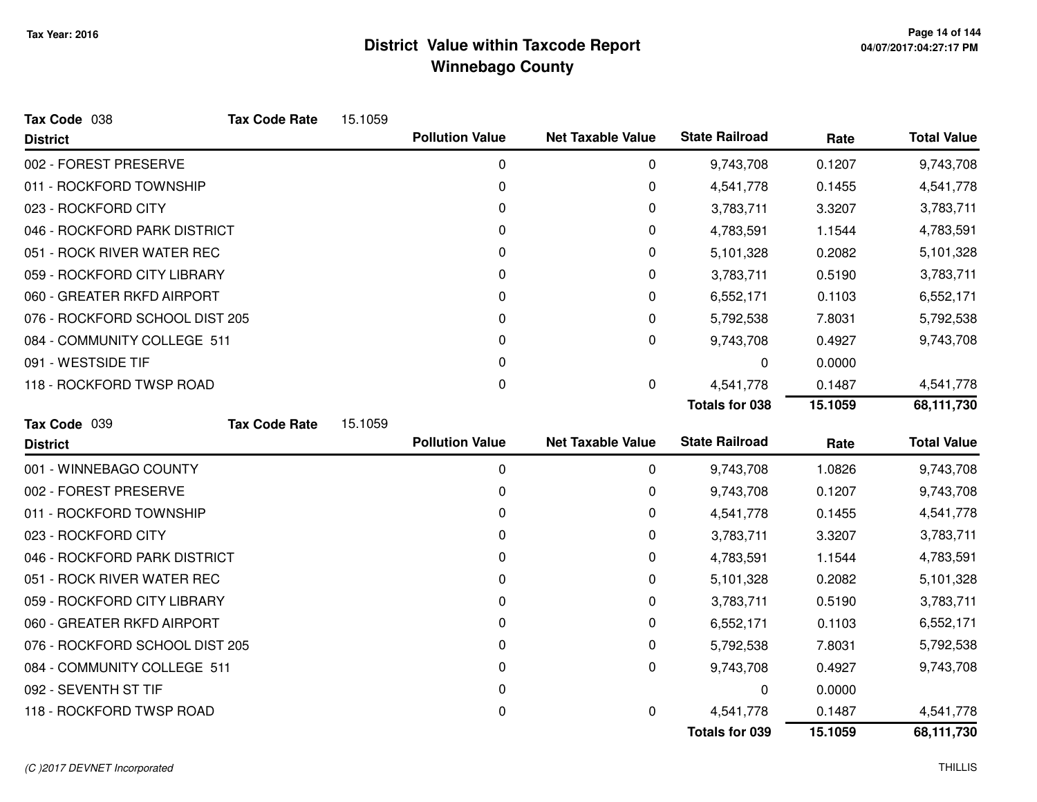Tax Year: 2016

# District Value within Taxcode Report
## Winnebago County

04/07/2017:04:27:17 PM

**Tax Code** 038 **Tax Code Rate** 15.1059

| District | Pollution Value | Net Taxable Value | State Railroad | Rate | Total Value |
|---|---|---|---|---|---|
| 002 - FOREST PRESERVE | 0 | 0 | 9,743,708 | 0.1207 | 9,743,708 |
| 011 - ROCKFORD TOWNSHIP | 0 | 0 | 4,541,778 | 0.1455 | 4,541,778 |
| 023 - ROCKFORD CITY | 0 | 0 | 3,783,711 | 3.3207 | 3,783,711 |
| 046 - ROCKFORD PARK DISTRICT | 0 | 0 | 4,783,591 | 1.1544 | 4,783,591 |
| 051 - ROCK RIVER WATER REC | 0 | 0 | 5,101,328 | 0.2082 | 5,101,328 |
| 059 - ROCKFORD CITY LIBRARY | 0 | 0 | 3,783,711 | 0.5190 | 3,783,711 |
| 060 - GREATER RKFD AIRPORT | 0 | 0 | 6,552,171 | 0.1103 | 6,552,171 |
| 076 - ROCKFORD SCHOOL DIST 205 | 0 | 0 | 5,792,538 | 7.8031 | 5,792,538 |
| 084 - COMMUNITY COLLEGE 511 | 0 | 0 | 9,743,708 | 0.4927 | 9,743,708 |
| 091 - WESTSIDE TIF | 0 | | 0 | 0.0000 | |
| 118 - ROCKFORD TWSP ROAD | 0 | 0 | 4,541,778 | 0.1487 | 4,541,778 |
| | | | **Totals for 038** | **15.1059** | **68,111,730** |

**Tax Code** 039 **Tax Code Rate** 15.1059

| District | Pollution Value | Net Taxable Value | State Railroad | Rate | Total Value |
|---|---|---|---|---|---|
| 001 - WINNEBAGO COUNTY | 0 | 0 | 9,743,708 | 1.0826 | 9,743,708 |
| 002 - FOREST PRESERVE | 0 | 0 | 9,743,708 | 0.1207 | 9,743,708 |
| 011 - ROCKFORD TOWNSHIP | 0 | 0 | 4,541,778 | 0.1455 | 4,541,778 |
| 023 - ROCKFORD CITY | 0 | 0 | 3,783,711 | 3.3207 | 3,783,711 |
| 046 - ROCKFORD PARK DISTRICT | 0 | 0 | 4,783,591 | 1.1544 | 4,783,591 |
| 051 - ROCK RIVER WATER REC | 0 | 0 | 5,101,328 | 0.2082 | 5,101,328 |
| 059 - ROCKFORD CITY LIBRARY | 0 | 0 | 3,783,711 | 0.5190 | 3,783,711 |
| 060 - GREATER RKFD AIRPORT | 0 | 0 | 6,552,171 | 0.1103 | 6,552,171 |
| 076 - ROCKFORD SCHOOL DIST 205 | 0 | 0 | 5,792,538 | 7.8031 | 5,792,538 |
| 084 - COMMUNITY COLLEGE 511 | 0 | 0 | 9,743,708 | 0.4927 | 9,743,708 |
| 092 - SEVENTH ST TIF | 0 | | 0 | 0.0000 | |
| 118 - ROCKFORD TWSP ROAD | 0 | 0 | 4,541,778 | 0.1487 | 4,541,778 |
| | | | **Totals for 039** | **15.1059** | **68,111,730** |

(C )2017 DEVNET Incorporated

THILLIS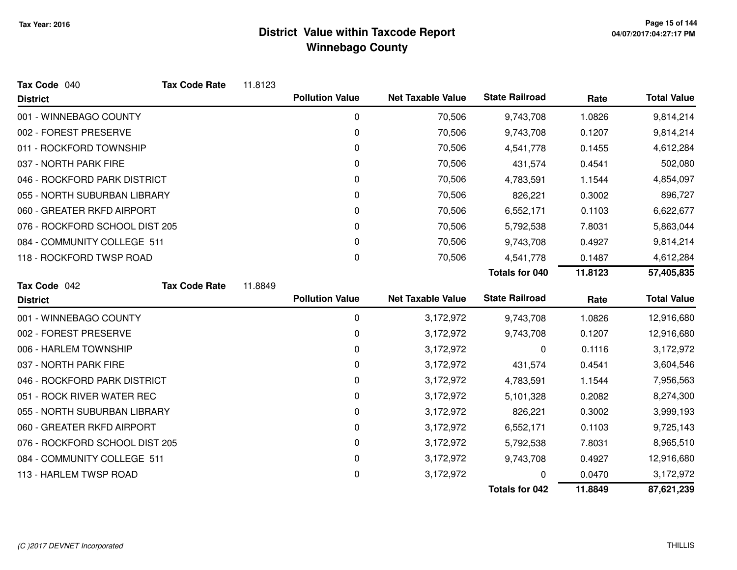# District Value within Taxcode Report
## Winnebago County

Tax Year: 2016

**Tax Code** 040 **Tax Code Rate** 11.8123

| District | Pollution Value | Net Taxable Value | State Railroad | Rate | Total Value |
|---|---|---|---|---|---|
| 001 - WINNEBAGO COUNTY | 0 | 70,506 | 9,743,708 | 1.0826 | 9,814,214 |
| 002 - FOREST PRESERVE | 0 | 70,506 | 9,743,708 | 0.1207 | 9,814,214 |
| 011 - ROCKFORD TOWNSHIP | 0 | 70,506 | 4,541,778 | 0.1455 | 4,612,284 |
| 037 - NORTH PARK FIRE | 0 | 70,506 | 431,574 | 0.4541 | 502,080 |
| 046 - ROCKFORD PARK DISTRICT | 0 | 70,506 | 4,783,591 | 1.1544 | 4,854,097 |
| 055 - NORTH SUBURBAN LIBRARY | 0 | 70,506 | 826,221 | 0.3002 | 896,727 |
| 060 - GREATER RKFD AIRPORT | 0 | 70,506 | 6,552,171 | 0.1103 | 6,622,677 |
| 076 - ROCKFORD SCHOOL DIST 205 | 0 | 70,506 | 5,792,538 | 7.8031 | 5,863,044 |
| 084 - COMMUNITY COLLEGE 511 | 0 | 70,506 | 9,743,708 | 0.4927 | 9,814,214 |
| 118 - ROCKFORD TWSP ROAD | 0 | 70,506 | 4,541,778 | 0.1487 | 4,612,284 |
| | | | **Totals for 040** | **11.8123** | **57,405,835** |

**Tax Code** 042 **Tax Code Rate** 11.8849

| District | Pollution Value | Net Taxable Value | State Railroad | Rate | Total Value |
|---|---|---|---|---|---|
| 001 - WINNEBAGO COUNTY | 0 | 3,172,972 | 9,743,708 | 1.0826 | 12,916,680 |
| 002 - FOREST PRESERVE | 0 | 3,172,972 | 9,743,708 | 0.1207 | 12,916,680 |
| 006 - HARLEM TOWNSHIP | 0 | 3,172,972 | 0 | 0.1116 | 3,172,972 |
| 037 - NORTH PARK FIRE | 0 | 3,172,972 | 431,574 | 0.4541 | 3,604,546 |
| 046 - ROCKFORD PARK DISTRICT | 0 | 3,172,972 | 4,783,591 | 1.1544 | 7,956,563 |
| 051 - ROCK RIVER WATER REC | 0 | 3,172,972 | 5,101,328 | 0.2082 | 8,274,300 |
| 055 - NORTH SUBURBAN LIBRARY | 0 | 3,172,972 | 826,221 | 0.3002 | 3,999,193 |
| 060 - GREATER RKFD AIRPORT | 0 | 3,172,972 | 6,552,171 | 0.1103 | 9,725,143 |
| 076 - ROCKFORD SCHOOL DIST 205 | 0 | 3,172,972 | 5,792,538 | 7.8031 | 8,965,510 |
| 084 - COMMUNITY COLLEGE 511 | 0 | 3,172,972 | 9,743,708 | 0.4927 | 12,916,680 |
| 113 - HARLEM TWSP ROAD | 0 | 3,172,972 | 0 | 0.0470 | 3,172,972 |
| | | | **Totals for 042** | **11.8849** | **87,621,239** |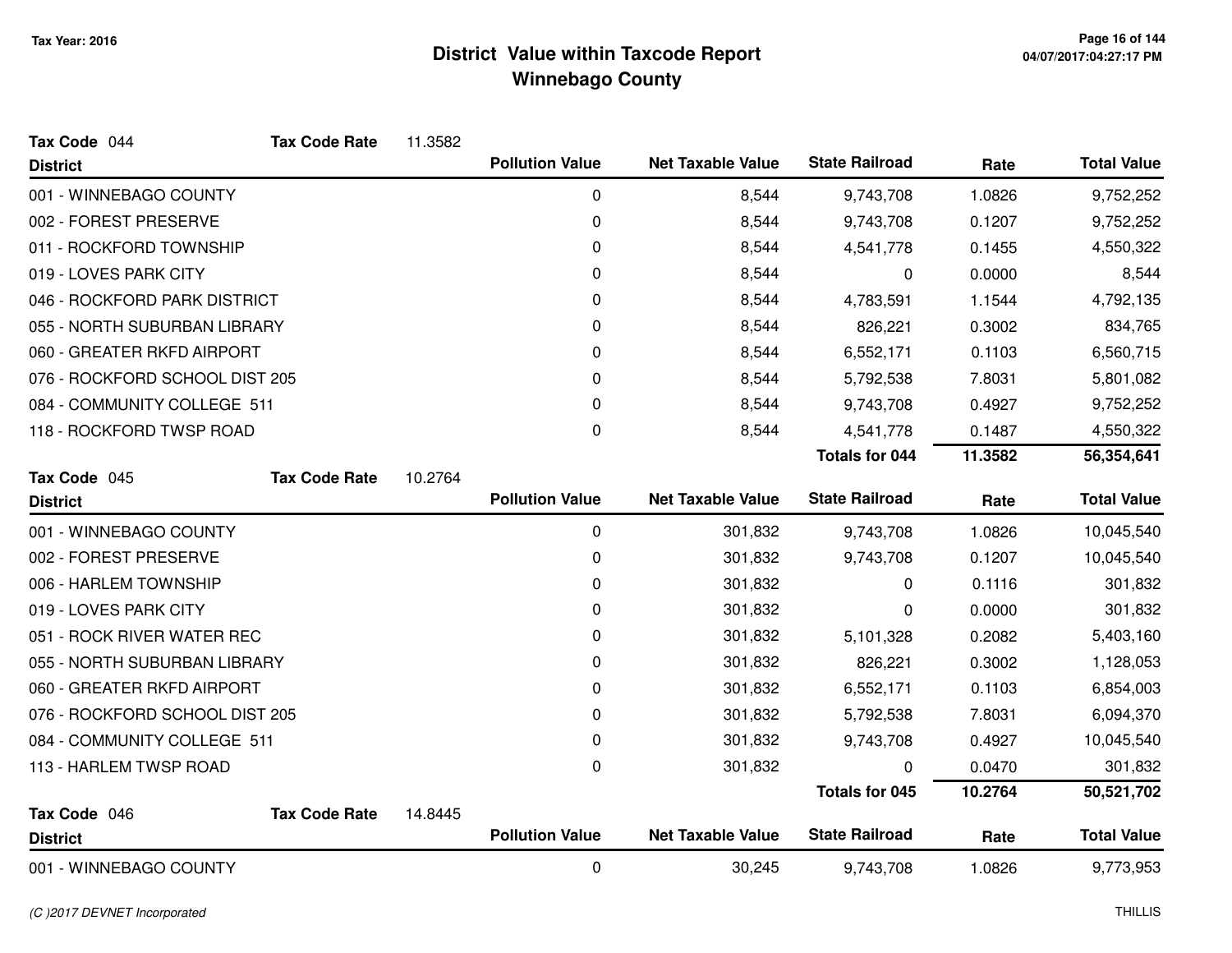# District Value within Taxcode Report
## Winnebago County

Tax Year: 2016

**Tax Code** 044 **Tax Code Rate** 11.3582

| District | Pollution Value | Net Taxable Value | State Railroad | Rate | Total Value |
|---|---|---|---|---|---|
| 001 - WINNEBAGO COUNTY | 0 | 8,544 | 9,743,708 | 1.0826 | 9,752,252 |
| 002 - FOREST PRESERVE | 0 | 8,544 | 9,743,708 | 0.1207 | 9,752,252 |
| 011 - ROCKFORD TOWNSHIP | 0 | 8,544 | 4,541,778 | 0.1455 | 4,550,322 |
| 019 - LOVES PARK CITY | 0 | 8,544 | 0 | 0.0000 | 8,544 |
| 046 - ROCKFORD PARK DISTRICT | 0 | 8,544 | 4,783,591 | 1.1544 | 4,792,135 |
| 055 - NORTH SUBURBAN LIBRARY | 0 | 8,544 | 826,221 | 0.3002 | 834,765 |
| 060 - GREATER RKFD AIRPORT | 0 | 8,544 | 6,552,171 | 0.1103 | 6,560,715 |
| 076 - ROCKFORD SCHOOL DIST 205 | 0 | 8,544 | 5,792,538 | 7.8031 | 5,801,082 |
| 084 - COMMUNITY COLLEGE 511 | 0 | 8,544 | 9,743,708 | 0.4927 | 9,752,252 |
| 118 - ROCKFORD TWSP ROAD | 0 | 8,544 | 4,541,778 | 0.1487 | 4,550,322 |
| | | | **Totals for 044** | **11.3582** | **56,354,641** |

**Tax Code** 045 **Tax Code Rate** 10.2764

| District | Pollution Value | Net Taxable Value | State Railroad | Rate | Total Value |
|---|---|---|---|---|---|
| 001 - WINNEBAGO COUNTY | 0 | 301,832 | 9,743,708 | 1.0826 | 10,045,540 |
| 002 - FOREST PRESERVE | 0 | 301,832 | 9,743,708 | 0.1207 | 10,045,540 |
| 006 - HARLEM TOWNSHIP | 0 | 301,832 | 0 | 0.1116 | 301,832 |
| 019 - LOVES PARK CITY | 0 | 301,832 | 0 | 0.0000 | 301,832 |
| 051 - ROCK RIVER WATER REC | 0 | 301,832 | 5,101,328 | 0.2082 | 5,403,160 |
| 055 - NORTH SUBURBAN LIBRARY | 0 | 301,832 | 826,221 | 0.3002 | 1,128,053 |
| 060 - GREATER RKFD AIRPORT | 0 | 301,832 | 6,552,171 | 0.1103 | 6,854,003 |
| 076 - ROCKFORD SCHOOL DIST 205 | 0 | 301,832 | 5,792,538 | 7.8031 | 6,094,370 |
| 084 - COMMUNITY COLLEGE 511 | 0 | 301,832 | 9,743,708 | 0.4927 | 10,045,540 |
| 113 - HARLEM TWSP ROAD | 0 | 301,832 | 0 | 0.0470 | 301,832 |
| | | | **Totals for 045** | **10.2764** | **50,521,702** |

**Tax Code** 046 **Tax Code Rate** 14.8445

| District | Pollution Value | Net Taxable Value | State Railroad | Rate | Total Value |
|---|---|---|---|---|---|
| 001 - WINNEBAGO COUNTY | 0 | 30,245 | 9,743,708 | 1.0826 | 9,773,953 |

*(C )2017 DEVNET Incorporated*

THILLIS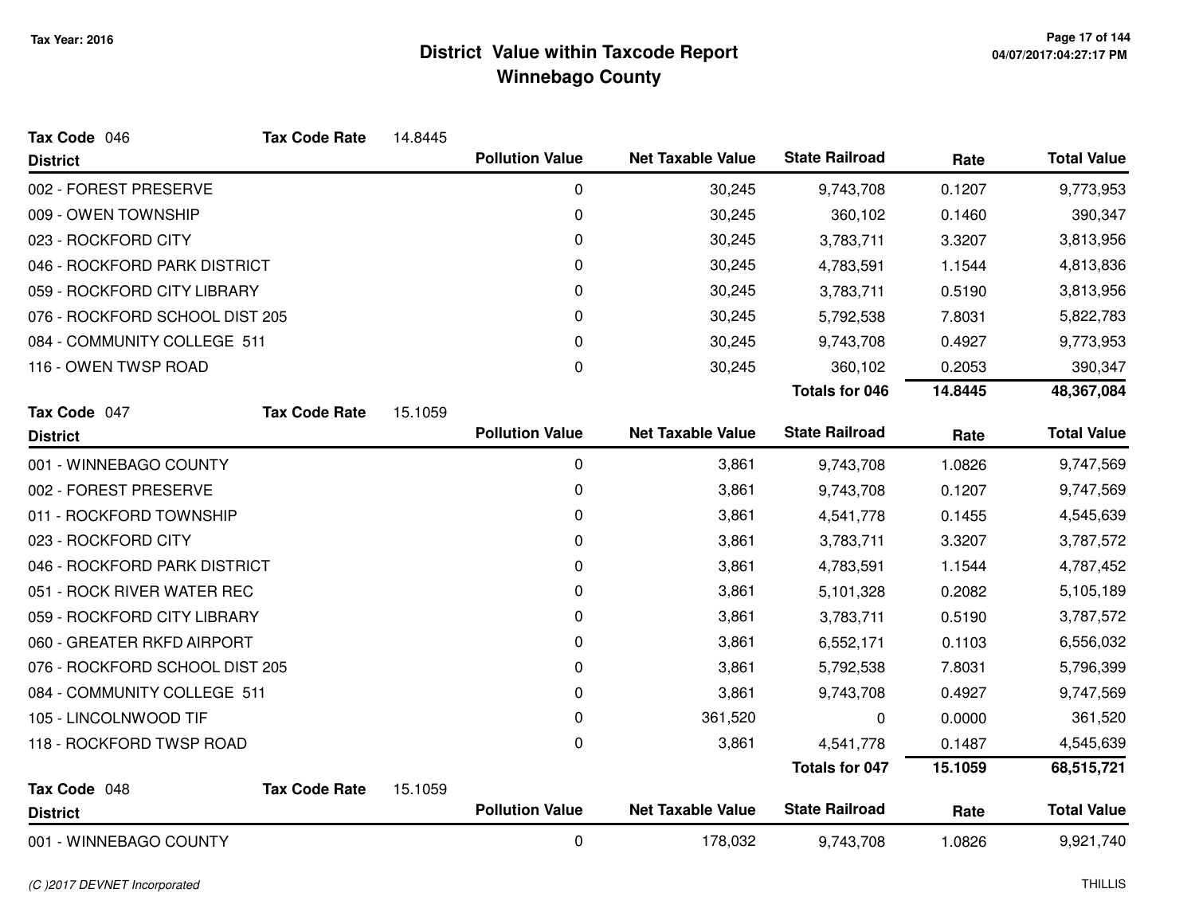Tax Year: 2016

# District Value within Taxcode Report
## Winnebago County

**Tax Code** 046 **Tax Code Rate** 14.8445

| District | Pollution Value | Net Taxable Value | State Railroad | Rate | Total Value |
|---|---|---|---|---|---|
| 002 - FOREST PRESERVE | 0 | 30,245 | 9,743,708 | 0.1207 | 9,773,953 |
| 009 - OWEN TOWNSHIP | 0 | 30,245 | 360,102 | 0.1460 | 390,347 |
| 023 - ROCKFORD CITY | 0 | 30,245 | 3,783,711 | 3.3207 | 3,813,956 |
| 046 - ROCKFORD PARK DISTRICT | 0 | 30,245 | 4,783,591 | 1.1544 | 4,813,836 |
| 059 - ROCKFORD CITY LIBRARY | 0 | 30,245 | 3,783,711 | 0.5190 | 3,813,956 |
| 076 - ROCKFORD SCHOOL DIST 205 | 0 | 30,245 | 5,792,538 | 7.8031 | 5,822,783 |
| 084 - COMMUNITY COLLEGE 511 | 0 | 30,245 | 9,743,708 | 0.4927 | 9,773,953 |
| 116 - OWEN TWSP ROAD | 0 | 30,245 | 360,102 | 0.2053 | 390,347 |
| | | | **Totals for 046** | **14.8445** | **48,367,084** |

**Tax Code** 047 **Tax Code Rate** 15.1059

| District | Pollution Value | Net Taxable Value | State Railroad | Rate | Total Value |
|---|---|---|---|---|---|
| 001 - WINNEBAGO COUNTY | 0 | 3,861 | 9,743,708 | 1.0826 | 9,747,569 |
| 002 - FOREST PRESERVE | 0 | 3,861 | 9,743,708 | 0.1207 | 9,747,569 |
| 011 - ROCKFORD TOWNSHIP | 0 | 3,861 | 4,541,778 | 0.1455 | 4,545,639 |
| 023 - ROCKFORD CITY | 0 | 3,861 | 3,783,711 | 3.3207 | 3,787,572 |
| 046 - ROCKFORD PARK DISTRICT | 0 | 3,861 | 4,783,591 | 1.1544 | 4,787,452 |
| 051 - ROCK RIVER WATER REC | 0 | 3,861 | 5,101,328 | 0.2082 | 5,105,189 |
| 059 - ROCKFORD CITY LIBRARY | 0 | 3,861 | 3,783,711 | 0.5190 | 3,787,572 |
| 060 - GREATER RKFD AIRPORT | 0 | 3,861 | 6,552,171 | 0.1103 | 6,556,032 |
| 076 - ROCKFORD SCHOOL DIST 205 | 0 | 3,861 | 5,792,538 | 7.8031 | 5,796,399 |
| 084 - COMMUNITY COLLEGE 511 | 0 | 3,861 | 9,743,708 | 0.4927 | 9,747,569 |
| 105 - LINCOLNWOOD TIF | 0 | 361,520 | 0 | 0.0000 | 361,520 |
| 118 - ROCKFORD TWSP ROAD | 0 | 3,861 | 4,541,778 | 0.1487 | 4,545,639 |
| | | | **Totals for 047** | **15.1059** | **68,515,721** |

**Tax Code** 048 **Tax Code Rate** 15.1059

| District | Pollution Value | Net Taxable Value | State Railroad | Rate | Total Value |
|---|---|---|---|---|---|
| 001 - WINNEBAGO COUNTY | 0 | 178,032 | 9,743,708 | 1.0826 | 9,921,740 |

*(C )2017 DEVNET Incorporated* THILLIS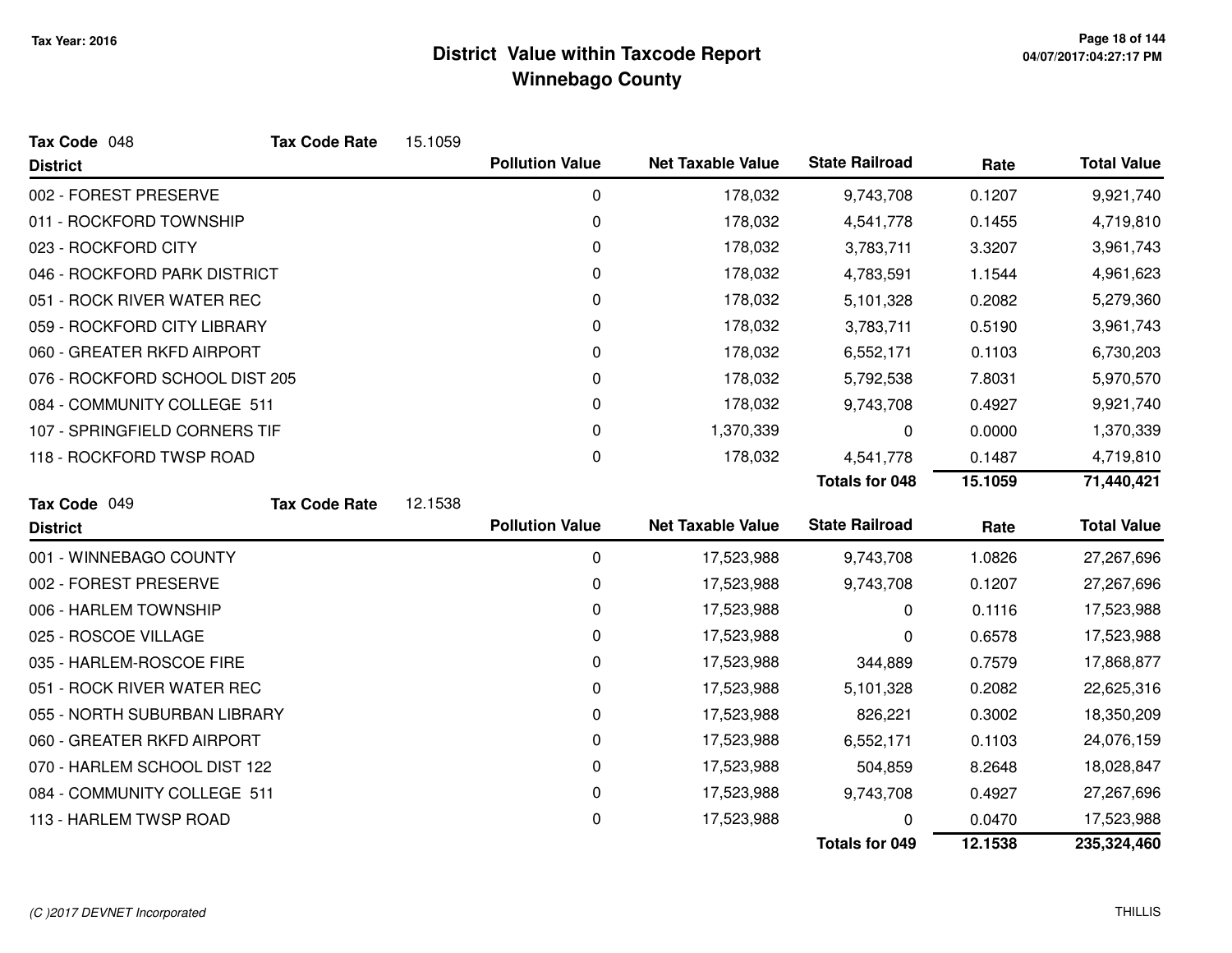# District Value within Taxcode Report
## Winnebago County

Tax Year: 2016

**Tax Code** 048 **Tax Code Rate** 15.1059

| District | Pollution Value | Net Taxable Value | State Railroad | Rate | Total Value |
|---|---|---|---|---|---|
| 002 - FOREST PRESERVE | 0 | 178,032 | 9,743,708 | 0.1207 | 9,921,740 |
| 011 - ROCKFORD TOWNSHIP | 0 | 178,032 | 4,541,778 | 0.1455 | 4,719,810 |
| 023 - ROCKFORD CITY | 0 | 178,032 | 3,783,711 | 3.3207 | 3,961,743 |
| 046 - ROCKFORD PARK DISTRICT | 0 | 178,032 | 4,783,591 | 1.1544 | 4,961,623 |
| 051 - ROCK RIVER WATER REC | 0 | 178,032 | 5,101,328 | 0.2082 | 5,279,360 |
| 059 - ROCKFORD CITY LIBRARY | 0 | 178,032 | 3,783,711 | 0.5190 | 3,961,743 |
| 060 - GREATER RKFD AIRPORT | 0 | 178,032 | 6,552,171 | 0.1103 | 6,730,203 |
| 076 - ROCKFORD SCHOOL DIST 205 | 0 | 178,032 | 5,792,538 | 7.8031 | 5,970,570 |
| 084 - COMMUNITY COLLEGE 511 | 0 | 178,032 | 9,743,708 | 0.4927 | 9,921,740 |
| 107 - SPRINGFIELD CORNERS TIF | 0 | 1,370,339 | 0 | 0.0000 | 1,370,339 |
| 118 - ROCKFORD TWSP ROAD | 0 | 178,032 | 4,541,778 | 0.1487 | 4,719,810 |
| | | | **Totals for 048** | **15.1059** | **71,440,421** |

**Tax Code** 049 **Tax Code Rate** 12.1538

| District | Pollution Value | Net Taxable Value | State Railroad | Rate | Total Value |
|---|---|---|---|---|---|
| 001 - WINNEBAGO COUNTY | 0 | 17,523,988 | 9,743,708 | 1.0826 | 27,267,696 |
| 002 - FOREST PRESERVE | 0 | 17,523,988 | 9,743,708 | 0.1207 | 27,267,696 |
| 006 - HARLEM TOWNSHIP | 0 | 17,523,988 | 0 | 0.1116 | 17,523,988 |
| 025 - ROSCOE VILLAGE | 0 | 17,523,988 | 0 | 0.6578 | 17,523,988 |
| 035 - HARLEM-ROSCOE FIRE | 0 | 17,523,988 | 344,889 | 0.7579 | 17,868,877 |
| 051 - ROCK RIVER WATER REC | 0 | 17,523,988 | 5,101,328 | 0.2082 | 22,625,316 |
| 055 - NORTH SUBURBAN LIBRARY | 0 | 17,523,988 | 826,221 | 0.3002 | 18,350,209 |
| 060 - GREATER RKFD AIRPORT | 0 | 17,523,988 | 6,552,171 | 0.1103 | 24,076,159 |
| 070 - HARLEM SCHOOL DIST 122 | 0 | 17,523,988 | 504,859 | 8.2648 | 18,028,847 |
| 084 - COMMUNITY COLLEGE 511 | 0 | 17,523,988 | 9,743,708 | 0.4927 | 27,267,696 |
| 113 - HARLEM TWSP ROAD | 0 | 17,523,988 | 0 | 0.0470 | 17,523,988 |
| | | | **Totals for 049** | **12.1538** | **235,324,460** |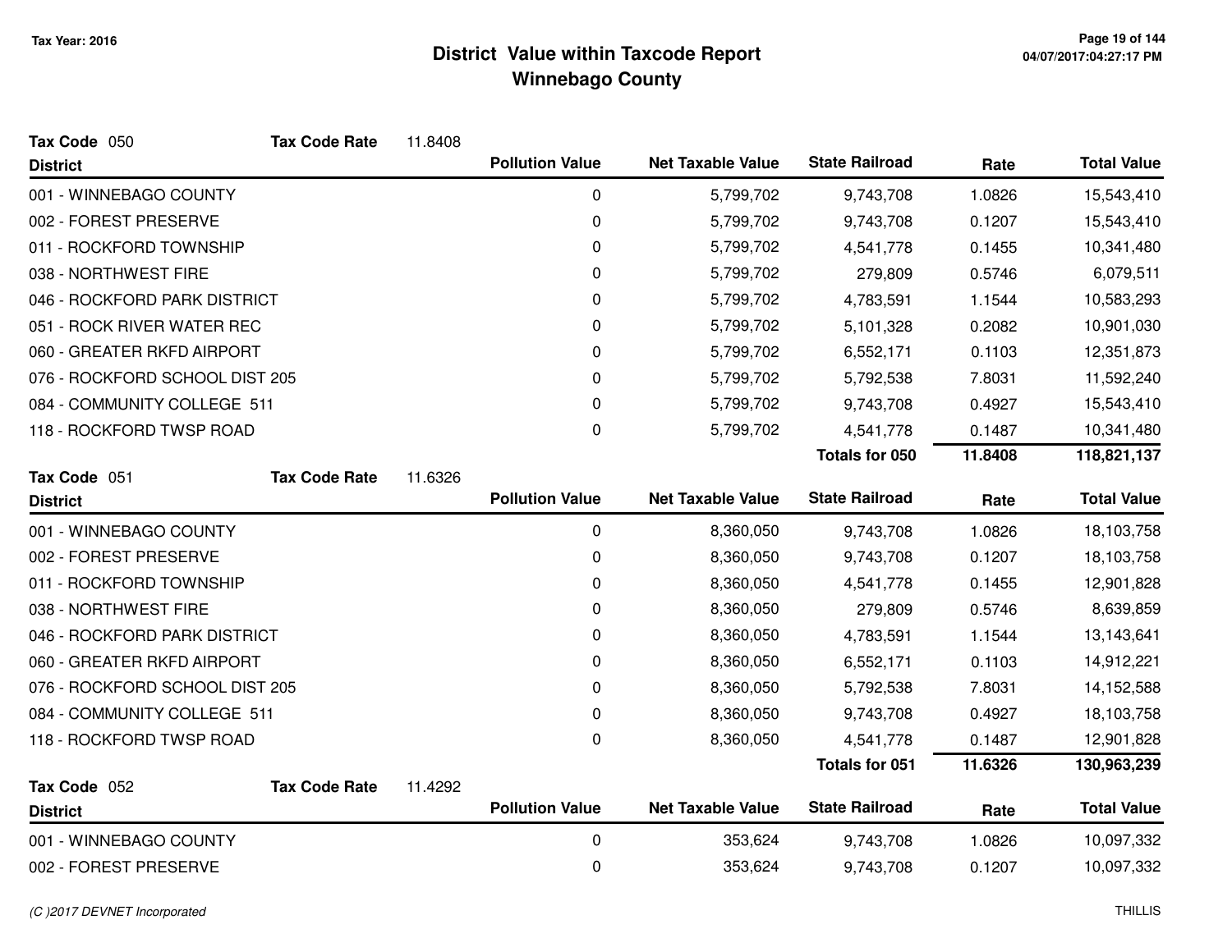# District Value within Taxcode Report
## Winnebago County

Tax Year: 2016

**Tax Code** 050 **Tax Code Rate** 11.8408

| District | Pollution Value | Net Taxable Value | State Railroad | Rate | Total Value |
|---|---|---|---|---|---|
| 001 - WINNEBAGO COUNTY | 0 | 5,799,702 | 9,743,708 | 1.0826 | 15,543,410 |
| 002 - FOREST PRESERVE | 0 | 5,799,702 | 9,743,708 | 0.1207 | 15,543,410 |
| 011 - ROCKFORD TOWNSHIP | 0 | 5,799,702 | 4,541,778 | 0.1455 | 10,341,480 |
| 038 - NORTHWEST FIRE | 0 | 5,799,702 | 279,809 | 0.5746 | 6,079,511 |
| 046 - ROCKFORD PARK DISTRICT | 0 | 5,799,702 | 4,783,591 | 1.1544 | 10,583,293 |
| 051 - ROCK RIVER WATER REC | 0 | 5,799,702 | 5,101,328 | 0.2082 | 10,901,030 |
| 060 - GREATER RKFD AIRPORT | 0 | 5,799,702 | 6,552,171 | 0.1103 | 12,351,873 |
| 076 - ROCKFORD SCHOOL DIST 205 | 0 | 5,799,702 | 5,792,538 | 7.8031 | 11,592,240 |
| 084 - COMMUNITY COLLEGE 511 | 0 | 5,799,702 | 9,743,708 | 0.4927 | 15,543,410 |
| 118 - ROCKFORD TWSP ROAD | 0 | 5,799,702 | 4,541,778 | 0.1487 | 10,341,480 |
| | | | **Totals for 050** | **11.8408** | **118,821,137** |

**Tax Code** 051 **Tax Code Rate** 11.6326

| District | Pollution Value | Net Taxable Value | State Railroad | Rate | Total Value |
|---|---|---|---|---|---|
| 001 - WINNEBAGO COUNTY | 0 | 8,360,050 | 9,743,708 | 1.0826 | 18,103,758 |
| 002 - FOREST PRESERVE | 0 | 8,360,050 | 9,743,708 | 0.1207 | 18,103,758 |
| 011 - ROCKFORD TOWNSHIP | 0 | 8,360,050 | 4,541,778 | 0.1455 | 12,901,828 |
| 038 - NORTHWEST FIRE | 0 | 8,360,050 | 279,809 | 0.5746 | 8,639,859 |
| 046 - ROCKFORD PARK DISTRICT | 0 | 8,360,050 | 4,783,591 | 1.1544 | 13,143,641 |
| 060 - GREATER RKFD AIRPORT | 0 | 8,360,050 | 6,552,171 | 0.1103 | 14,912,221 |
| 076 - ROCKFORD SCHOOL DIST 205 | 0 | 8,360,050 | 5,792,538 | 7.8031 | 14,152,588 |
| 084 - COMMUNITY COLLEGE 511 | 0 | 8,360,050 | 9,743,708 | 0.4927 | 18,103,758 |
| 118 - ROCKFORD TWSP ROAD | 0 | 8,360,050 | 4,541,778 | 0.1487 | 12,901,828 |
| | | | **Totals for 051** | **11.6326** | **130,963,239** |

**Tax Code** 052 **Tax Code Rate** 11.4292

| District | Pollution Value | Net Taxable Value | State Railroad | Rate | Total Value |
|---|---|---|---|---|---|
| 001 - WINNEBAGO COUNTY | 0 | 353,624 | 9,743,708 | 1.0826 | 10,097,332 |
| 002 - FOREST PRESERVE | 0 | 353,624 | 9,743,708 | 0.1207 | 10,097,332 |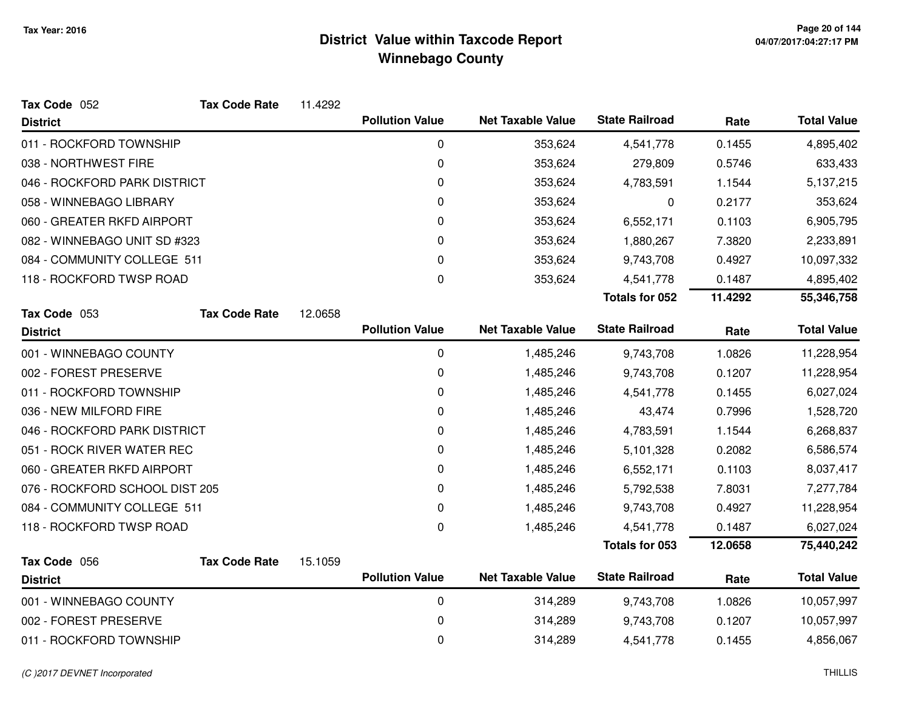# District Value within Taxcode Report
## Winnebago County

Tax Year: 2016

**Tax Code** 052 **Tax Code Rate** 11.4292

| District | Pollution Value | Net Taxable Value | State Railroad | Rate | Total Value |
|---|---|---|---|---|---|
| 011 - ROCKFORD TOWNSHIP | 0 | 353,624 | 4,541,778 | 0.1455 | 4,895,402 |
| 038 - NORTHWEST FIRE | 0 | 353,624 | 279,809 | 0.5746 | 633,433 |
| 046 - ROCKFORD PARK DISTRICT | 0 | 353,624 | 4,783,591 | 1.1544 | 5,137,215 |
| 058 - WINNEBAGO LIBRARY | 0 | 353,624 | 0 | 0.2177 | 353,624 |
| 060 - GREATER RKFD AIRPORT | 0 | 353,624 | 6,552,171 | 0.1103 | 6,905,795 |
| 082 - WINNEBAGO UNIT SD #323 | 0 | 353,624 | 1,880,267 | 7.3820 | 2,233,891 |
| 084 - COMMUNITY COLLEGE 511 | 0 | 353,624 | 9,743,708 | 0.4927 | 10,097,332 |
| 118 - ROCKFORD TWSP ROAD | 0 | 353,624 | 4,541,778 | 0.1487 | 4,895,402 |
| | | | **Totals for 052** | **11.4292** | **55,346,758** |

**Tax Code** 053 **Tax Code Rate** 12.0658

| District | Pollution Value | Net Taxable Value | State Railroad | Rate | Total Value |
|---|---|---|---|---|---|
| 001 - WINNEBAGO COUNTY | 0 | 1,485,246 | 9,743,708 | 1.0826 | 11,228,954 |
| 002 - FOREST PRESERVE | 0 | 1,485,246 | 9,743,708 | 0.1207 | 11,228,954 |
| 011 - ROCKFORD TOWNSHIP | 0 | 1,485,246 | 4,541,778 | 0.1455 | 6,027,024 |
| 036 - NEW MILFORD FIRE | 0 | 1,485,246 | 43,474 | 0.7996 | 1,528,720 |
| 046 - ROCKFORD PARK DISTRICT | 0 | 1,485,246 | 4,783,591 | 1.1544 | 6,268,837 |
| 051 - ROCK RIVER WATER REC | 0 | 1,485,246 | 5,101,328 | 0.2082 | 6,586,574 |
| 060 - GREATER RKFD AIRPORT | 0 | 1,485,246 | 6,552,171 | 0.1103 | 8,037,417 |
| 076 - ROCKFORD SCHOOL DIST 205 | 0 | 1,485,246 | 5,792,538 | 7.8031 | 7,277,784 |
| 084 - COMMUNITY COLLEGE 511 | 0 | 1,485,246 | 9,743,708 | 0.4927 | 11,228,954 |
| 118 - ROCKFORD TWSP ROAD | 0 | 1,485,246 | 4,541,778 | 0.1487 | 6,027,024 |
| | | | **Totals for 053** | **12.0658** | **75,440,242** |

**Tax Code** 056 **Tax Code Rate** 15.1059

| District | Pollution Value | Net Taxable Value | State Railroad | Rate | Total Value |
|---|---|---|---|---|---|
| 001 - WINNEBAGO COUNTY | 0 | 314,289 | 9,743,708 | 1.0826 | 10,057,997 |
| 002 - FOREST PRESERVE | 0 | 314,289 | 9,743,708 | 0.1207 | 10,057,997 |
| 011 - ROCKFORD TOWNSHIP | 0 | 314,289 | 4,541,778 | 0.1455 | 4,856,067 |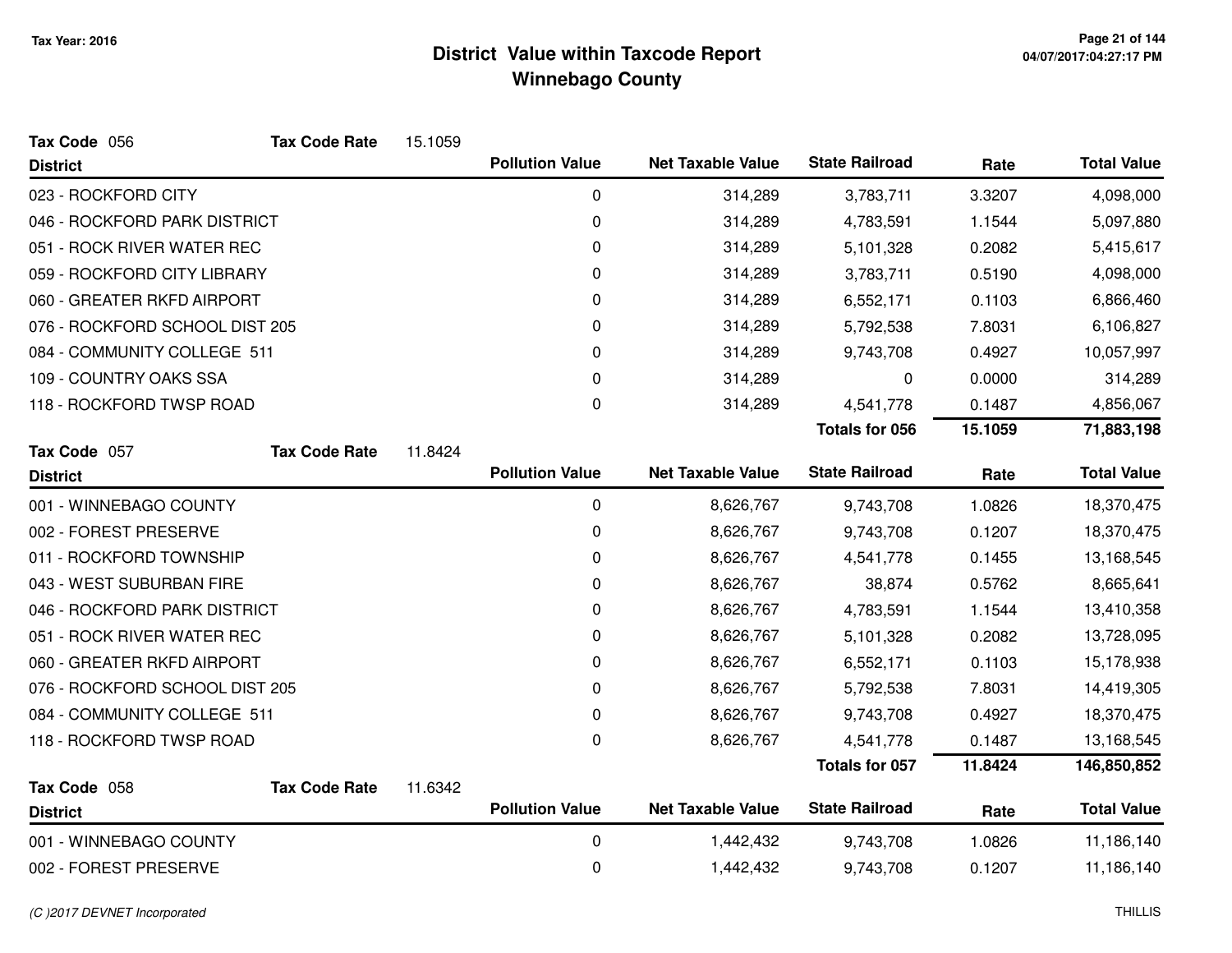# District Value within Taxcode Report
## Winnebago County

Tax Year: 2016

**Tax Code** 056 **Tax Code Rate** 15.1059

| District | Pollution Value | Net Taxable Value | State Railroad | Rate | Total Value |
|---|---|---|---|---|---|
| 023 - ROCKFORD CITY | 0 | 314,289 | 3,783,711 | 3.3207 | 4,098,000 |
| 046 - ROCKFORD PARK DISTRICT | 0 | 314,289 | 4,783,591 | 1.1544 | 5,097,880 |
| 051 - ROCK RIVER WATER REC | 0 | 314,289 | 5,101,328 | 0.2082 | 5,415,617 |
| 059 - ROCKFORD CITY LIBRARY | 0 | 314,289 | 3,783,711 | 0.5190 | 4,098,000 |
| 060 - GREATER RKFD AIRPORT | 0 | 314,289 | 6,552,171 | 0.1103 | 6,866,460 |
| 076 - ROCKFORD SCHOOL DIST 205 | 0 | 314,289 | 5,792,538 | 7.8031 | 6,106,827 |
| 084 - COMMUNITY COLLEGE 511 | 0 | 314,289 | 9,743,708 | 0.4927 | 10,057,997 |
| 109 - COUNTRY OAKS SSA | 0 | 314,289 | 0 | 0.0000 | 314,289 |
| 118 - ROCKFORD TWSP ROAD | 0 | 314,289 | 4,541,778 | 0.1487 | 4,856,067 |
| | | | **Totals for 056** | **15.1059** | **71,883,198** |

**Tax Code** 057 **Tax Code Rate** 11.8424

| District | Pollution Value | Net Taxable Value | State Railroad | Rate | Total Value |
|---|---|---|---|---|---|
| 001 - WINNEBAGO COUNTY | 0 | 8,626,767 | 9,743,708 | 1.0826 | 18,370,475 |
| 002 - FOREST PRESERVE | 0 | 8,626,767 | 9,743,708 | 0.1207 | 18,370,475 |
| 011 - ROCKFORD TOWNSHIP | 0 | 8,626,767 | 4,541,778 | 0.1455 | 13,168,545 |
| 043 - WEST SUBURBAN FIRE | 0 | 8,626,767 | 38,874 | 0.5762 | 8,665,641 |
| 046 - ROCKFORD PARK DISTRICT | 0 | 8,626,767 | 4,783,591 | 1.1544 | 13,410,358 |
| 051 - ROCK RIVER WATER REC | 0 | 8,626,767 | 5,101,328 | 0.2082 | 13,728,095 |
| 060 - GREATER RKFD AIRPORT | 0 | 8,626,767 | 6,552,171 | 0.1103 | 15,178,938 |
| 076 - ROCKFORD SCHOOL DIST 205 | 0 | 8,626,767 | 5,792,538 | 7.8031 | 14,419,305 |
| 084 - COMMUNITY COLLEGE 511 | 0 | 8,626,767 | 9,743,708 | 0.4927 | 18,370,475 |
| 118 - ROCKFORD TWSP ROAD | 0 | 8,626,767 | 4,541,778 | 0.1487 | 13,168,545 |
| | | | **Totals for 057** | **11.8424** | **146,850,852** |

**Tax Code** 058 **Tax Code Rate** 11.6342

| District | Pollution Value | Net Taxable Value | State Railroad | Rate | Total Value |
|---|---|---|---|---|---|
| 001 - WINNEBAGO COUNTY | 0 | 1,442,432 | 9,743,708 | 1.0826 | 11,186,140 |
| 002 - FOREST PRESERVE | 0 | 1,442,432 | 9,743,708 | 0.1207 | 11,186,140 |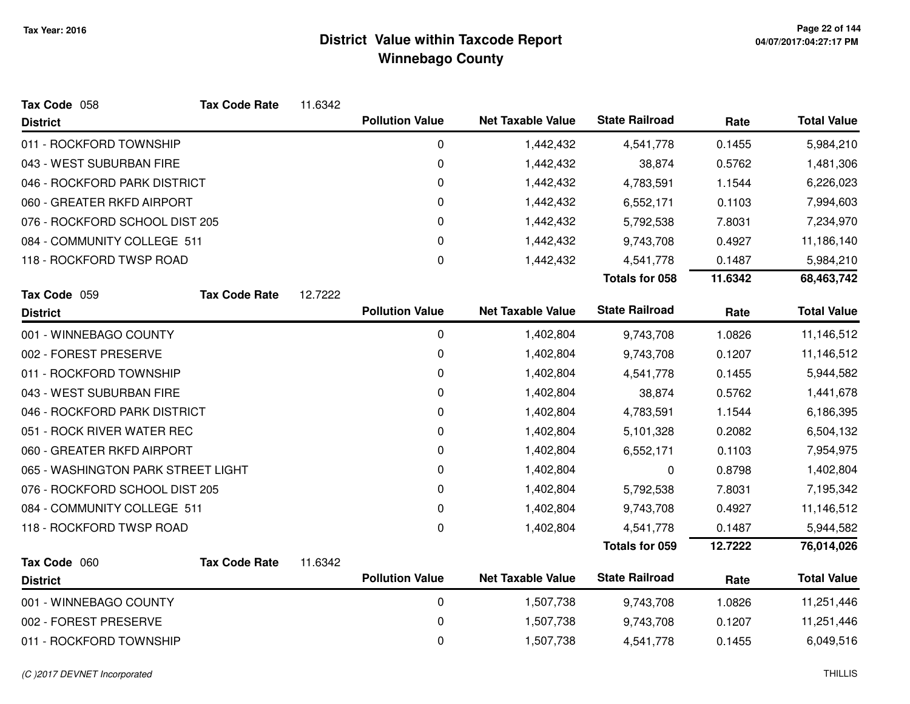Tax Year: 2016

# District Value within Taxcode Report
## Winnebago County

**Tax Code** 058 **Tax Code Rate** 11.6342

| District | Pollution Value | Net Taxable Value | State Railroad | Rate | Total Value |
|---|---|---|---|---|---|
| 011 - ROCKFORD TOWNSHIP | 0 | 1,442,432 | 4,541,778 | 0.1455 | 5,984,210 |
| 043 - WEST SUBURBAN FIRE | 0 | 1,442,432 | 38,874 | 0.5762 | 1,481,306 |
| 046 - ROCKFORD PARK DISTRICT | 0 | 1,442,432 | 4,783,591 | 1.1544 | 6,226,023 |
| 060 - GREATER RKFD AIRPORT | 0 | 1,442,432 | 6,552,171 | 0.1103 | 7,994,603 |
| 076 - ROCKFORD SCHOOL DIST 205 | 0 | 1,442,432 | 5,792,538 | 7.8031 | 7,234,970 |
| 084 - COMMUNITY COLLEGE 511 | 0 | 1,442,432 | 9,743,708 | 0.4927 | 11,186,140 |
| 118 - ROCKFORD TWSP ROAD | 0 | 1,442,432 | 4,541,778 | 0.1487 | 5,984,210 |
| | | | **Totals for 058** | **11.6342** | **68,463,742** |

**Tax Code** 059 **Tax Code Rate** 12.7222

| District | Pollution Value | Net Taxable Value | State Railroad | Rate | Total Value |
|---|---|---|---|---|---|
| 001 - WINNEBAGO COUNTY | 0 | 1,402,804 | 9,743,708 | 1.0826 | 11,146,512 |
| 002 - FOREST PRESERVE | 0 | 1,402,804 | 9,743,708 | 0.1207 | 11,146,512 |
| 011 - ROCKFORD TOWNSHIP | 0 | 1,402,804 | 4,541,778 | 0.1455 | 5,944,582 |
| 043 - WEST SUBURBAN FIRE | 0 | 1,402,804 | 38,874 | 0.5762 | 1,441,678 |
| 046 - ROCKFORD PARK DISTRICT | 0 | 1,402,804 | 4,783,591 | 1.1544 | 6,186,395 |
| 051 - ROCK RIVER WATER REC | 0 | 1,402,804 | 5,101,328 | 0.2082 | 6,504,132 |
| 060 - GREATER RKFD AIRPORT | 0 | 1,402,804 | 6,552,171 | 0.1103 | 7,954,975 |
| 065 - WASHINGTON PARK STREET LIGHT | 0 | 1,402,804 | 0 | 0.8798 | 1,402,804 |
| 076 - ROCKFORD SCHOOL DIST 205 | 0 | 1,402,804 | 5,792,538 | 7.8031 | 7,195,342 |
| 084 - COMMUNITY COLLEGE 511 | 0 | 1,402,804 | 9,743,708 | 0.4927 | 11,146,512 |
| 118 - ROCKFORD TWSP ROAD | 0 | 1,402,804 | 4,541,778 | 0.1487 | 5,944,582 |
| | | | **Totals for 059** | **12.7222** | **76,014,026** |

**Tax Code** 060 **Tax Code Rate** 11.6342

| District | Pollution Value | Net Taxable Value | State Railroad | Rate | Total Value |
|---|---|---|---|---|---|
| 001 - WINNEBAGO COUNTY | 0 | 1,507,738 | 9,743,708 | 1.0826 | 11,251,446 |
| 002 - FOREST PRESERVE | 0 | 1,507,738 | 9,743,708 | 0.1207 | 11,251,446 |
| 011 - ROCKFORD TOWNSHIP | 0 | 1,507,738 | 4,541,778 | 0.1455 | 6,049,516 |

*(C )2017 DEVNET Incorporated* THILLIS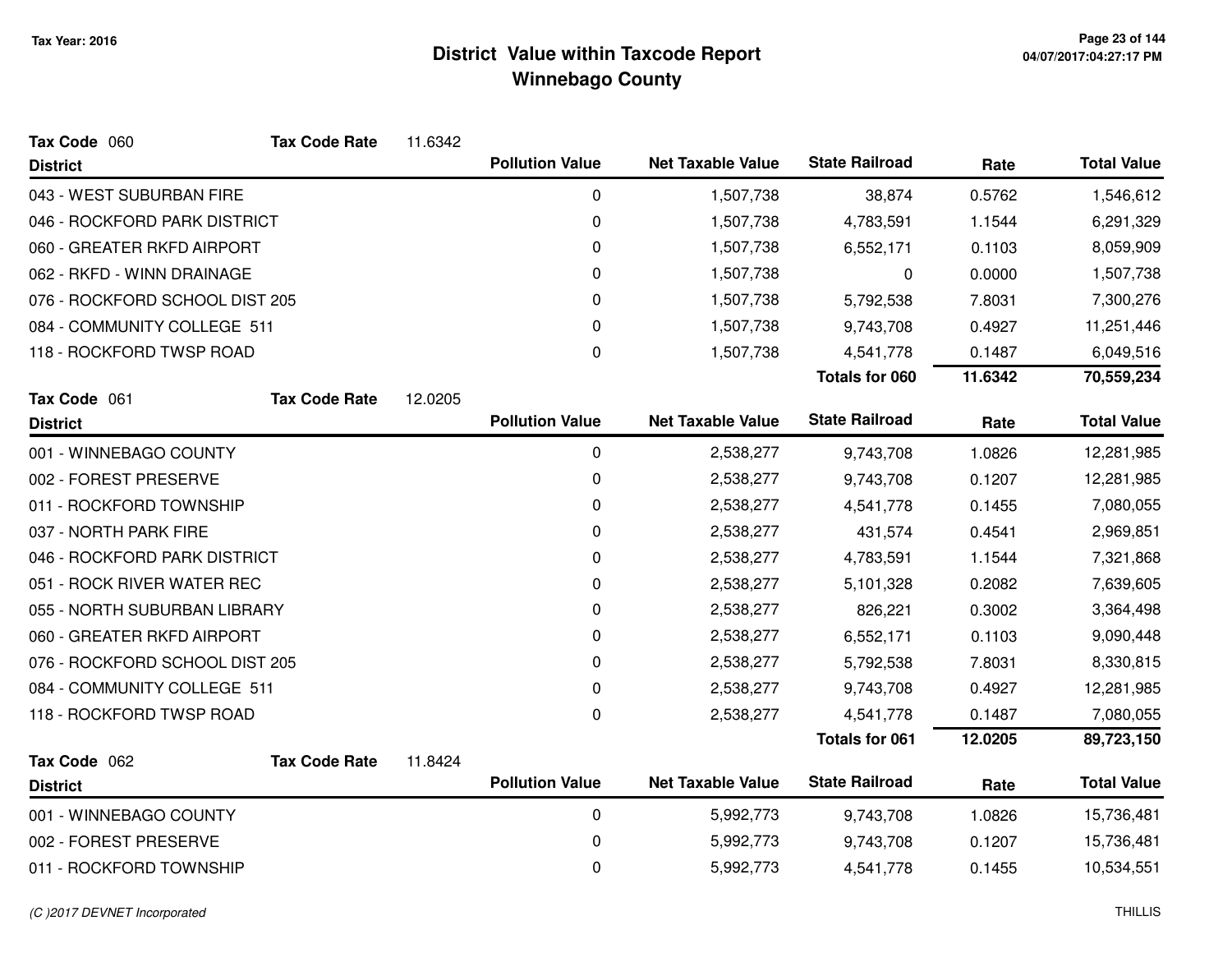# District Value within Taxcode Report
## Winnebago County

Tax Year: 2016

**Tax Code** 060 **Tax Code Rate** 11.6342

| District | Pollution Value | Net Taxable Value | State Railroad | Rate | Total Value |
|---|---|---|---|---|---|
| 043 - WEST SUBURBAN FIRE | 0 | 1,507,738 | 38,874 | 0.5762 | 1,546,612 |
| 046 - ROCKFORD PARK DISTRICT | 0 | 1,507,738 | 4,783,591 | 1.1544 | 6,291,329 |
| 060 - GREATER RKFD AIRPORT | 0 | 1,507,738 | 6,552,171 | 0.1103 | 8,059,909 |
| 062 - RKFD - WINN DRAINAGE | 0 | 1,507,738 | 0 | 0.0000 | 1,507,738 |
| 076 - ROCKFORD SCHOOL DIST 205 | 0 | 1,507,738 | 5,792,538 | 7.8031 | 7,300,276 |
| 084 - COMMUNITY COLLEGE 511 | 0 | 1,507,738 | 9,743,708 | 0.4927 | 11,251,446 |
| 118 - ROCKFORD TWSP ROAD | 0 | 1,507,738 | 4,541,778 | 0.1487 | 6,049,516 |
| | | | **Totals for 060** | **11.6342** | **70,559,234** |

**Tax Code** 061 **Tax Code Rate** 12.0205

| District | Pollution Value | Net Taxable Value | State Railroad | Rate | Total Value |
|---|---|---|---|---|---|
| 001 - WINNEBAGO COUNTY | 0 | 2,538,277 | 9,743,708 | 1.0826 | 12,281,985 |
| 002 - FOREST PRESERVE | 0 | 2,538,277 | 9,743,708 | 0.1207 | 12,281,985 |
| 011 - ROCKFORD TOWNSHIP | 0 | 2,538,277 | 4,541,778 | 0.1455 | 7,080,055 |
| 037 - NORTH PARK FIRE | 0 | 2,538,277 | 431,574 | 0.4541 | 2,969,851 |
| 046 - ROCKFORD PARK DISTRICT | 0 | 2,538,277 | 4,783,591 | 1.1544 | 7,321,868 |
| 051 - ROCK RIVER WATER REC | 0 | 2,538,277 | 5,101,328 | 0.2082 | 7,639,605 |
| 055 - NORTH SUBURBAN LIBRARY | 0 | 2,538,277 | 826,221 | 0.3002 | 3,364,498 |
| 060 - GREATER RKFD AIRPORT | 0 | 2,538,277 | 6,552,171 | 0.1103 | 9,090,448 |
| 076 - ROCKFORD SCHOOL DIST 205 | 0 | 2,538,277 | 5,792,538 | 7.8031 | 8,330,815 |
| 084 - COMMUNITY COLLEGE 511 | 0 | 2,538,277 | 9,743,708 | 0.4927 | 12,281,985 |
| 118 - ROCKFORD TWSP ROAD | 0 | 2,538,277 | 4,541,778 | 0.1487 | 7,080,055 |
| | | | **Totals for 061** | **12.0205** | **89,723,150** |

**Tax Code** 062 **Tax Code Rate** 11.8424

| District | Pollution Value | Net Taxable Value | State Railroad | Rate | Total Value |
|---|---|---|---|---|---|
| 001 - WINNEBAGO COUNTY | 0 | 5,992,773 | 9,743,708 | 1.0826 | 15,736,481 |
| 002 - FOREST PRESERVE | 0 | 5,992,773 | 9,743,708 | 0.1207 | 15,736,481 |
| 011 - ROCKFORD TOWNSHIP | 0 | 5,992,773 | 4,541,778 | 0.1455 | 10,534,551 |

*(C )2017 DEVNET Incorporated* THILLIS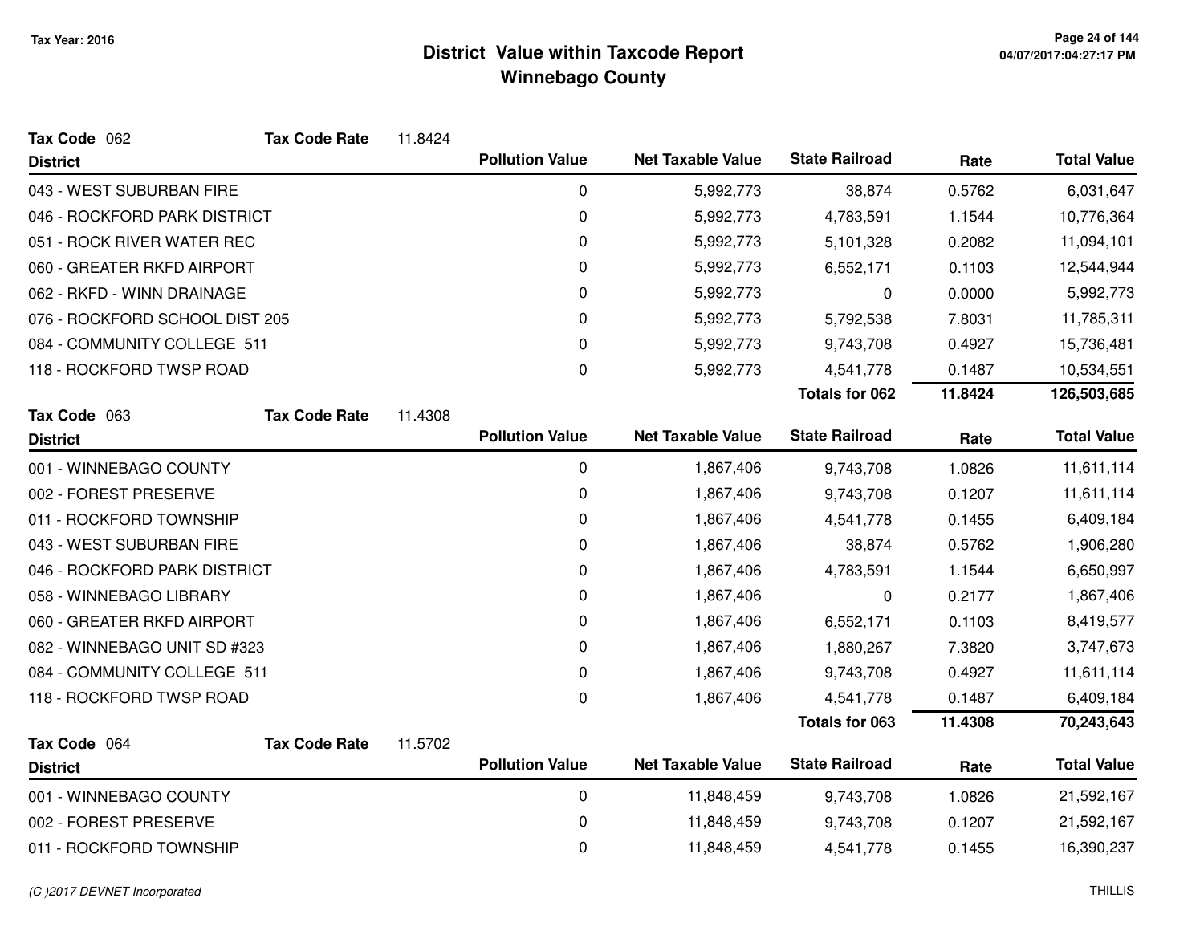Tax Year: 2016

# District Value within Taxcode Report
## Winnebago County

**Tax Code** 062 **Tax Code Rate** 11.8424

| District | Pollution Value | Net Taxable Value | State Railroad | Rate | Total Value |
|---|---|---|---|---|---|
| 043 - WEST SUBURBAN FIRE | 0 | 5,992,773 | 38,874 | 0.5762 | 6,031,647 |
| 046 - ROCKFORD PARK DISTRICT | 0 | 5,992,773 | 4,783,591 | 1.1544 | 10,776,364 |
| 051 - ROCK RIVER WATER REC | 0 | 5,992,773 | 5,101,328 | 0.2082 | 11,094,101 |
| 060 - GREATER RKFD AIRPORT | 0 | 5,992,773 | 6,552,171 | 0.1103 | 12,544,944 |
| 062 - RKFD - WINN DRAINAGE | 0 | 5,992,773 | 0 | 0.0000 | 5,992,773 |
| 076 - ROCKFORD SCHOOL DIST 205 | 0 | 5,992,773 | 5,792,538 | 7.8031 | 11,785,311 |
| 084 - COMMUNITY COLLEGE 511 | 0 | 5,992,773 | 9,743,708 | 0.4927 | 15,736,481 |
| 118 - ROCKFORD TWSP ROAD | 0 | 5,992,773 | 4,541,778 | 0.1487 | 10,534,551 |
| | | | **Totals for 062** | **11.8424** | **126,503,685** |

**Tax Code** 063 **Tax Code Rate** 11.4308

| District | Pollution Value | Net Taxable Value | State Railroad | Rate | Total Value |
|---|---|---|---|---|---|
| 001 - WINNEBAGO COUNTY | 0 | 1,867,406 | 9,743,708 | 1.0826 | 11,611,114 |
| 002 - FOREST PRESERVE | 0 | 1,867,406 | 9,743,708 | 0.1207 | 11,611,114 |
| 011 - ROCKFORD TOWNSHIP | 0 | 1,867,406 | 4,541,778 | 0.1455 | 6,409,184 |
| 043 - WEST SUBURBAN FIRE | 0 | 1,867,406 | 38,874 | 0.5762 | 1,906,280 |
| 046 - ROCKFORD PARK DISTRICT | 0 | 1,867,406 | 4,783,591 | 1.1544 | 6,650,997 |
| 058 - WINNEBAGO LIBRARY | 0 | 1,867,406 | 0 | 0.2177 | 1,867,406 |
| 060 - GREATER RKFD AIRPORT | 0 | 1,867,406 | 6,552,171 | 0.1103 | 8,419,577 |
| 082 - WINNEBAGO UNIT SD #323 | 0 | 1,867,406 | 1,880,267 | 7.3820 | 3,747,673 |
| 084 - COMMUNITY COLLEGE 511 | 0 | 1,867,406 | 9,743,708 | 0.4927 | 11,611,114 |
| 118 - ROCKFORD TWSP ROAD | 0 | 1,867,406 | 4,541,778 | 0.1487 | 6,409,184 |
| | | | **Totals for 063** | **11.4308** | **70,243,643** |

**Tax Code** 064 **Tax Code Rate** 11.5702

| District | Pollution Value | Net Taxable Value | State Railroad | Rate | Total Value |
|---|---|---|---|---|---|
| 001 - WINNEBAGO COUNTY | 0 | 11,848,459 | 9,743,708 | 1.0826 | 21,592,167 |
| 002 - FOREST PRESERVE | 0 | 11,848,459 | 9,743,708 | 0.1207 | 21,592,167 |
| 011 - ROCKFORD TOWNSHIP | 0 | 11,848,459 | 4,541,778 | 0.1455 | 16,390,237 |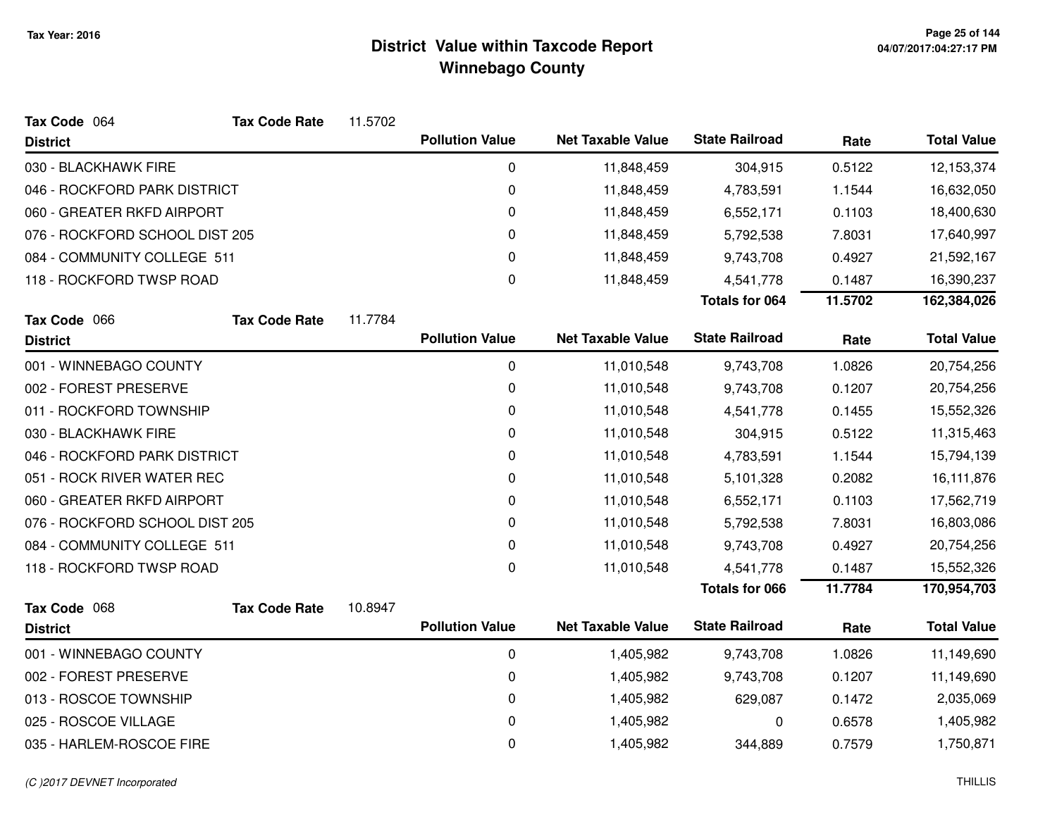# District Value within Taxcode Report
## Winnebago County

Tax Year: 2016

**Tax Code** 064 **Tax Code Rate** 11.5702

| District | Pollution Value | Net Taxable Value | State Railroad | Rate | Total Value |
|---|---|---|---|---|---|
| 030 - BLACKHAWK FIRE | 0 | 11,848,459 | 304,915 | 0.5122 | 12,153,374 |
| 046 - ROCKFORD PARK DISTRICT | 0 | 11,848,459 | 4,783,591 | 1.1544 | 16,632,050 |
| 060 - GREATER RKFD AIRPORT | 0 | 11,848,459 | 6,552,171 | 0.1103 | 18,400,630 |
| 076 - ROCKFORD SCHOOL DIST 205 | 0 | 11,848,459 | 5,792,538 | 7.8031 | 17,640,997 |
| 084 - COMMUNITY COLLEGE 511 | 0 | 11,848,459 | 9,743,708 | 0.4927 | 21,592,167 |
| 118 - ROCKFORD TWSP ROAD | 0 | 11,848,459 | 4,541,778 | 0.1487 | 16,390,237 |
| | | | **Totals for 064** | **11.5702** | **162,384,026** |

**Tax Code** 066 **Tax Code Rate** 11.7784

| District | Pollution Value | Net Taxable Value | State Railroad | Rate | Total Value |
|---|---|---|---|---|---|
| 001 - WINNEBAGO COUNTY | 0 | 11,010,548 | 9,743,708 | 1.0826 | 20,754,256 |
| 002 - FOREST PRESERVE | 0 | 11,010,548 | 9,743,708 | 0.1207 | 20,754,256 |
| 011 - ROCKFORD TOWNSHIP | 0 | 11,010,548 | 4,541,778 | 0.1455 | 15,552,326 |
| 030 - BLACKHAWK FIRE | 0 | 11,010,548 | 304,915 | 0.5122 | 11,315,463 |
| 046 - ROCKFORD PARK DISTRICT | 0 | 11,010,548 | 4,783,591 | 1.1544 | 15,794,139 |
| 051 - ROCK RIVER WATER REC | 0 | 11,010,548 | 5,101,328 | 0.2082 | 16,111,876 |
| 060 - GREATER RKFD AIRPORT | 0 | 11,010,548 | 6,552,171 | 0.1103 | 17,562,719 |
| 076 - ROCKFORD SCHOOL DIST 205 | 0 | 11,010,548 | 5,792,538 | 7.8031 | 16,803,086 |
| 084 - COMMUNITY COLLEGE 511 | 0 | 11,010,548 | 9,743,708 | 0.4927 | 20,754,256 |
| 118 - ROCKFORD TWSP ROAD | 0 | 11,010,548 | 4,541,778 | 0.1487 | 15,552,326 |
| | | | **Totals for 066** | **11.7784** | **170,954,703** |

**Tax Code** 068 **Tax Code Rate** 10.8947

| District | Pollution Value | Net Taxable Value | State Railroad | Rate | Total Value |
|---|---|---|---|---|---|
| 001 - WINNEBAGO COUNTY | 0 | 1,405,982 | 9,743,708 | 1.0826 | 11,149,690 |
| 002 - FOREST PRESERVE | 0 | 1,405,982 | 9,743,708 | 0.1207 | 11,149,690 |
| 013 - ROSCOE TOWNSHIP | 0 | 1,405,982 | 629,087 | 0.1472 | 2,035,069 |
| 025 - ROSCOE VILLAGE | 0 | 1,405,982 | 0 | 0.6578 | 1,405,982 |
| 035 - HARLEM-ROSCOE FIRE | 0 | 1,405,982 | 344,889 | 0.7579 | 1,750,871 |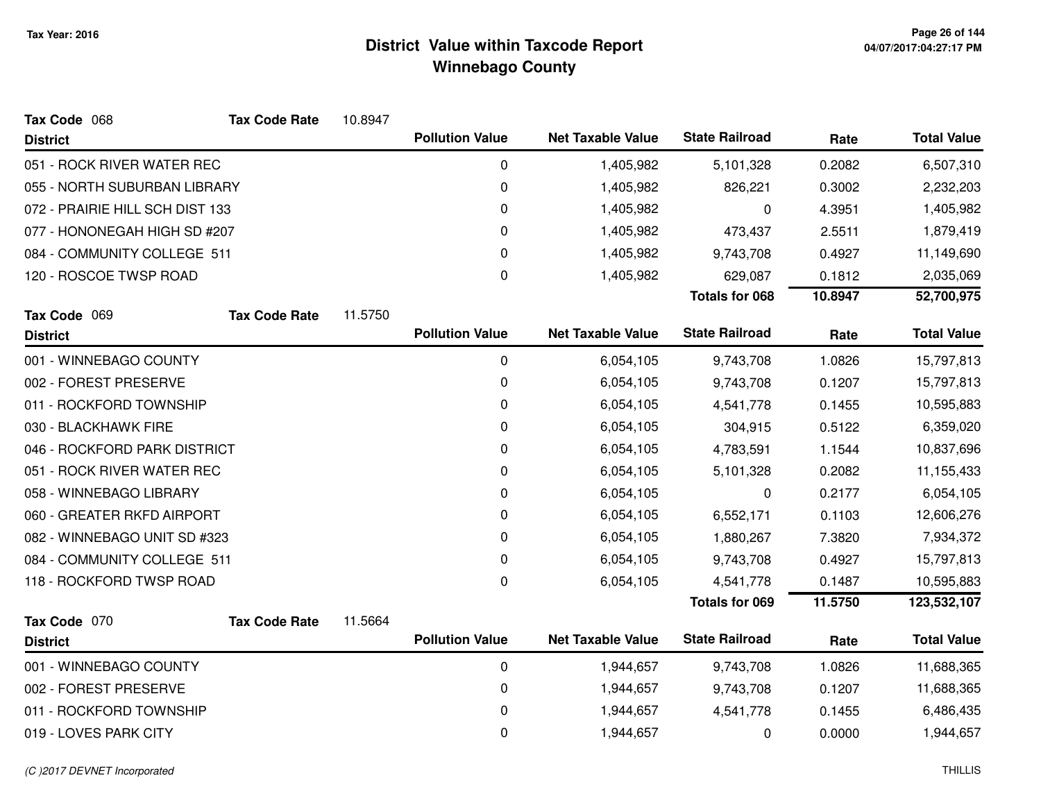# District Value within Taxcode Report
## Winnebago County

Tax Year: 2016

**Tax Code** 068 **Tax Code Rate** 10.8947

| District | Pollution Value | Net Taxable Value | State Railroad | Rate | Total Value |
|---|---|---|---|---|---|
| 051 - ROCK RIVER WATER REC | 0 | 1,405,982 | 5,101,328 | 0.2082 | 6,507,310 |
| 055 - NORTH SUBURBAN LIBRARY | 0 | 1,405,982 | 826,221 | 0.3002 | 2,232,203 |
| 072 - PRAIRIE HILL SCH DIST 133 | 0 | 1,405,982 | 0 | 4.3951 | 1,405,982 |
| 077 - HONONEGAH HIGH SD #207 | 0 | 1,405,982 | 473,437 | 2.5511 | 1,879,419 |
| 084 - COMMUNITY COLLEGE 511 | 0 | 1,405,982 | 9,743,708 | 0.4927 | 11,149,690 |
| 120 - ROSCOE TWSP ROAD | 0 | 1,405,982 | 629,087 | 0.1812 | 2,035,069 |
| | | | **Totals for 068** | **10.8947** | **52,700,975** |

**Tax Code** 069 **Tax Code Rate** 11.5750

| District | Pollution Value | Net Taxable Value | State Railroad | Rate | Total Value |
|---|---|---|---|---|---|
| 001 - WINNEBAGO COUNTY | 0 | 6,054,105 | 9,743,708 | 1.0826 | 15,797,813 |
| 002 - FOREST PRESERVE | 0 | 6,054,105 | 9,743,708 | 0.1207 | 15,797,813 |
| 011 - ROCKFORD TOWNSHIP | 0 | 6,054,105 | 4,541,778 | 0.1455 | 10,595,883 |
| 030 - BLACKHAWK FIRE | 0 | 6,054,105 | 304,915 | 0.5122 | 6,359,020 |
| 046 - ROCKFORD PARK DISTRICT | 0 | 6,054,105 | 4,783,591 | 1.1544 | 10,837,696 |
| 051 - ROCK RIVER WATER REC | 0 | 6,054,105 | 5,101,328 | 0.2082 | 11,155,433 |
| 058 - WINNEBAGO LIBRARY | 0 | 6,054,105 | 0 | 0.2177 | 6,054,105 |
| 060 - GREATER RKFD AIRPORT | 0 | 6,054,105 | 6,552,171 | 0.1103 | 12,606,276 |
| 082 - WINNEBAGO UNIT SD #323 | 0 | 6,054,105 | 1,880,267 | 7.3820 | 7,934,372 |
| 084 - COMMUNITY COLLEGE 511 | 0 | 6,054,105 | 9,743,708 | 0.4927 | 15,797,813 |
| 118 - ROCKFORD TWSP ROAD | 0 | 6,054,105 | 4,541,778 | 0.1487 | 10,595,883 |
| | | | **Totals for 069** | **11.5750** | **123,532,107** |

**Tax Code** 070 **Tax Code Rate** 11.5664

| District | Pollution Value | Net Taxable Value | State Railroad | Rate | Total Value |
|---|---|---|---|---|---|
| 001 - WINNEBAGO COUNTY | 0 | 1,944,657 | 9,743,708 | 1.0826 | 11,688,365 |
| 002 - FOREST PRESERVE | 0 | 1,944,657 | 9,743,708 | 0.1207 | 11,688,365 |
| 011 - ROCKFORD TOWNSHIP | 0 | 1,944,657 | 4,541,778 | 0.1455 | 6,486,435 |
| 019 - LOVES PARK CITY | 0 | 1,944,657 | 0 | 0.0000 | 1,944,657 |

(C )2017 DEVNET Incorporated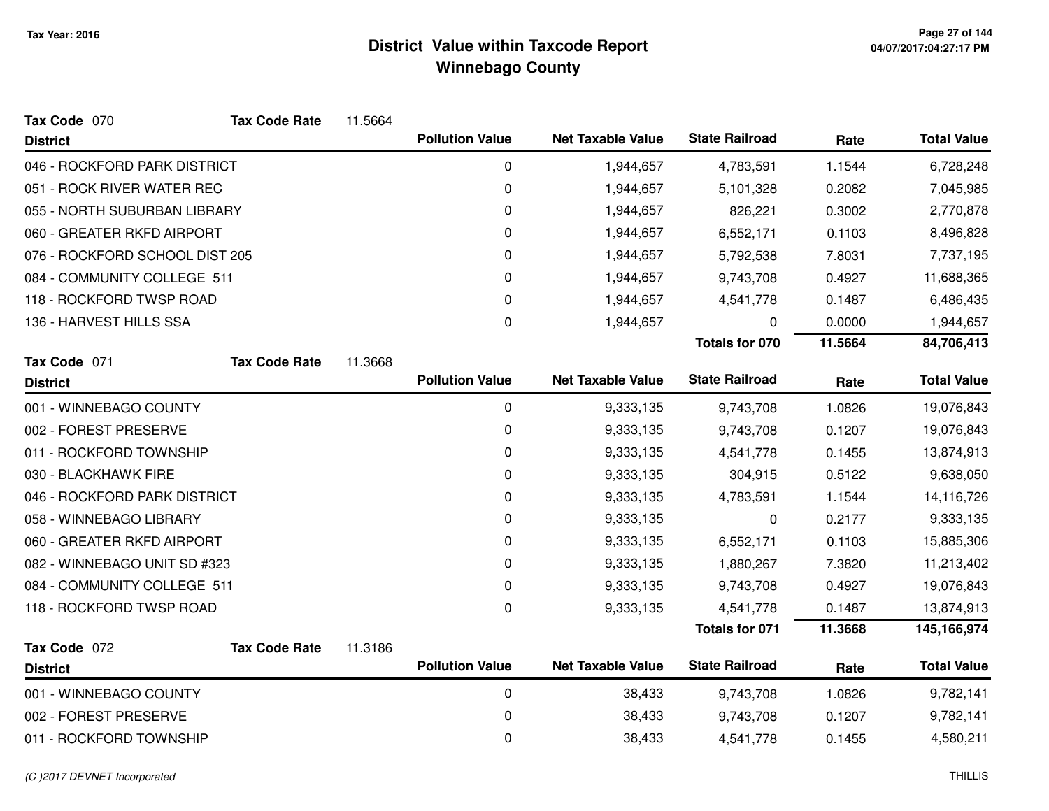# District Value within Taxcode Report
## Winnebago County

Tax Year: 2016

**Tax Code** 070 **Tax Code Rate** 11.5664

| District | Pollution Value | Net Taxable Value | State Railroad | Rate | Total Value |
|---|---|---|---|---|---|
| 046 - ROCKFORD PARK DISTRICT | 0 | 1,944,657 | 4,783,591 | 1.1544 | 6,728,248 |
| 051 - ROCK RIVER WATER REC | 0 | 1,944,657 | 5,101,328 | 0.2082 | 7,045,985 |
| 055 - NORTH SUBURBAN LIBRARY | 0 | 1,944,657 | 826,221 | 0.3002 | 2,770,878 |
| 060 - GREATER RKFD AIRPORT | 0 | 1,944,657 | 6,552,171 | 0.1103 | 8,496,828 |
| 076 - ROCKFORD SCHOOL DIST 205 | 0 | 1,944,657 | 5,792,538 | 7.8031 | 7,737,195 |
| 084 - COMMUNITY COLLEGE 511 | 0 | 1,944,657 | 9,743,708 | 0.4927 | 11,688,365 |
| 118 - ROCKFORD TWSP ROAD | 0 | 1,944,657 | 4,541,778 | 0.1487 | 6,486,435 |
| 136 - HARVEST HILLS SSA | 0 | 1,944,657 | 0 | 0.0000 | 1,944,657 |
| | | | **Totals for 070** | **11.5664** | **84,706,413** |

**Tax Code** 071 **Tax Code Rate** 11.3668

| District | Pollution Value | Net Taxable Value | State Railroad | Rate | Total Value |
|---|---|---|---|---|---|
| 001 - WINNEBAGO COUNTY | 0 | 9,333,135 | 9,743,708 | 1.0826 | 19,076,843 |
| 002 - FOREST PRESERVE | 0 | 9,333,135 | 9,743,708 | 0.1207 | 19,076,843 |
| 011 - ROCKFORD TOWNSHIP | 0 | 9,333,135 | 4,541,778 | 0.1455 | 13,874,913 |
| 030 - BLACKHAWK FIRE | 0 | 9,333,135 | 304,915 | 0.5122 | 9,638,050 |
| 046 - ROCKFORD PARK DISTRICT | 0 | 9,333,135 | 4,783,591 | 1.1544 | 14,116,726 |
| 058 - WINNEBAGO LIBRARY | 0 | 9,333,135 | 0 | 0.2177 | 9,333,135 |
| 060 - GREATER RKFD AIRPORT | 0 | 9,333,135 | 6,552,171 | 0.1103 | 15,885,306 |
| 082 - WINNEBAGO UNIT SD #323 | 0 | 9,333,135 | 1,880,267 | 7.3820 | 11,213,402 |
| 084 - COMMUNITY COLLEGE 511 | 0 | 9,333,135 | 9,743,708 | 0.4927 | 19,076,843 |
| 118 - ROCKFORD TWSP ROAD | 0 | 9,333,135 | 4,541,778 | 0.1487 | 13,874,913 |
| | | | **Totals for 071** | **11.3668** | **145,166,974** |

**Tax Code** 072 **Tax Code Rate** 11.3186

| District | Pollution Value | Net Taxable Value | State Railroad | Rate | Total Value |
|---|---|---|---|---|---|
| 001 - WINNEBAGO COUNTY | 0 | 38,433 | 9,743,708 | 1.0826 | 9,782,141 |
| 002 - FOREST PRESERVE | 0 | 38,433 | 9,743,708 | 0.1207 | 9,782,141 |
| 011 - ROCKFORD TOWNSHIP | 0 | 38,433 | 4,541,778 | 0.1455 | 4,580,211 |

*(C )2017 DEVNET Incorporated*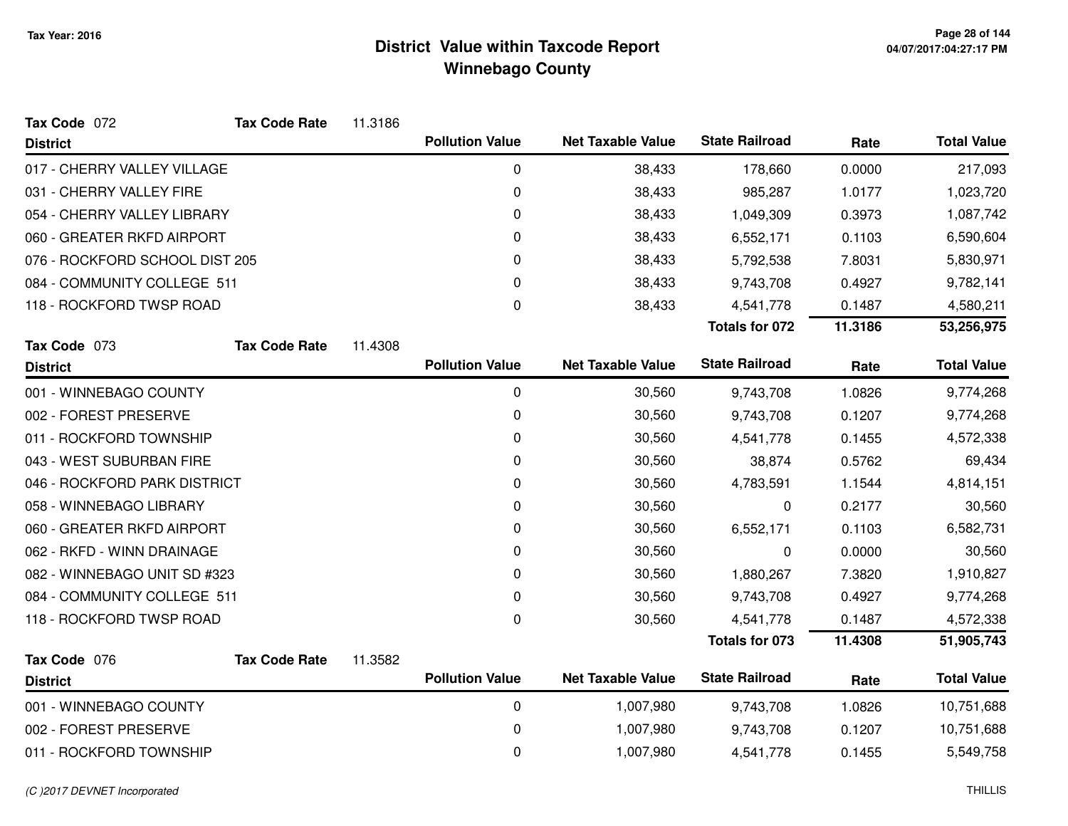# District Value within Taxcode Report
## Winnebago County

Tax Year: 2016

**Tax Code** 072 **Tax Code Rate** 11.3186

| District | Pollution Value | Net Taxable Value | State Railroad | Rate | Total Value |
|---|---|---|---|---|---|
| 017 - CHERRY VALLEY VILLAGE | 0 | 38,433 | 178,660 | 0.0000 | 217,093 |
| 031 - CHERRY VALLEY FIRE | 0 | 38,433 | 985,287 | 1.0177 | 1,023,720 |
| 054 - CHERRY VALLEY LIBRARY | 0 | 38,433 | 1,049,309 | 0.3973 | 1,087,742 |
| 060 - GREATER RKFD AIRPORT | 0 | 38,433 | 6,552,171 | 0.1103 | 6,590,604 |
| 076 - ROCKFORD SCHOOL DIST 205 | 0 | 38,433 | 5,792,538 | 7.8031 | 5,830,971 |
| 084 - COMMUNITY COLLEGE 511 | 0 | 38,433 | 9,743,708 | 0.4927 | 9,782,141 |
| 118 - ROCKFORD TWSP ROAD | 0 | 38,433 | 4,541,778 | 0.1487 | 4,580,211 |
| | | | **Totals for 072** | **11.3186** | **53,256,975** |

**Tax Code** 073 **Tax Code Rate** 11.4308

| District | Pollution Value | Net Taxable Value | State Railroad | Rate | Total Value |
|---|---|---|---|---|---|
| 001 - WINNEBAGO COUNTY | 0 | 30,560 | 9,743,708 | 1.0826 | 9,774,268 |
| 002 - FOREST PRESERVE | 0 | 30,560 | 9,743,708 | 0.1207 | 9,774,268 |
| 011 - ROCKFORD TOWNSHIP | 0 | 30,560 | 4,541,778 | 0.1455 | 4,572,338 |
| 043 - WEST SUBURBAN FIRE | 0 | 30,560 | 38,874 | 0.5762 | 69,434 |
| 046 - ROCKFORD PARK DISTRICT | 0 | 30,560 | 4,783,591 | 1.1544 | 4,814,151 |
| 058 - WINNEBAGO LIBRARY | 0 | 30,560 | 0 | 0.2177 | 30,560 |
| 060 - GREATER RKFD AIRPORT | 0 | 30,560 | 6,552,171 | 0.1103 | 6,582,731 |
| 062 - RKFD - WINN DRAINAGE | 0 | 30,560 | 0 | 0.0000 | 30,560 |
| 082 - WINNEBAGO UNIT SD #323 | 0 | 30,560 | 1,880,267 | 7.3820 | 1,910,827 |
| 084 - COMMUNITY COLLEGE 511 | 0 | 30,560 | 9,743,708 | 0.4927 | 9,774,268 |
| 118 - ROCKFORD TWSP ROAD | 0 | 30,560 | 4,541,778 | 0.1487 | 4,572,338 |
| | | | **Totals for 073** | **11.4308** | **51,905,743** |

**Tax Code** 076 **Tax Code Rate** 11.3582

| District | Pollution Value | Net Taxable Value | State Railroad | Rate | Total Value |
|---|---|---|---|---|---|
| 001 - WINNEBAGO COUNTY | 0 | 1,007,980 | 9,743,708 | 1.0826 | 10,751,688 |
| 002 - FOREST PRESERVE | 0 | 1,007,980 | 9,743,708 | 0.1207 | 10,751,688 |
| 011 - ROCKFORD TOWNSHIP | 0 | 1,007,980 | 4,541,778 | 0.1455 | 5,549,758 |

*(C )2017 DEVNET Incorporated* THILLIS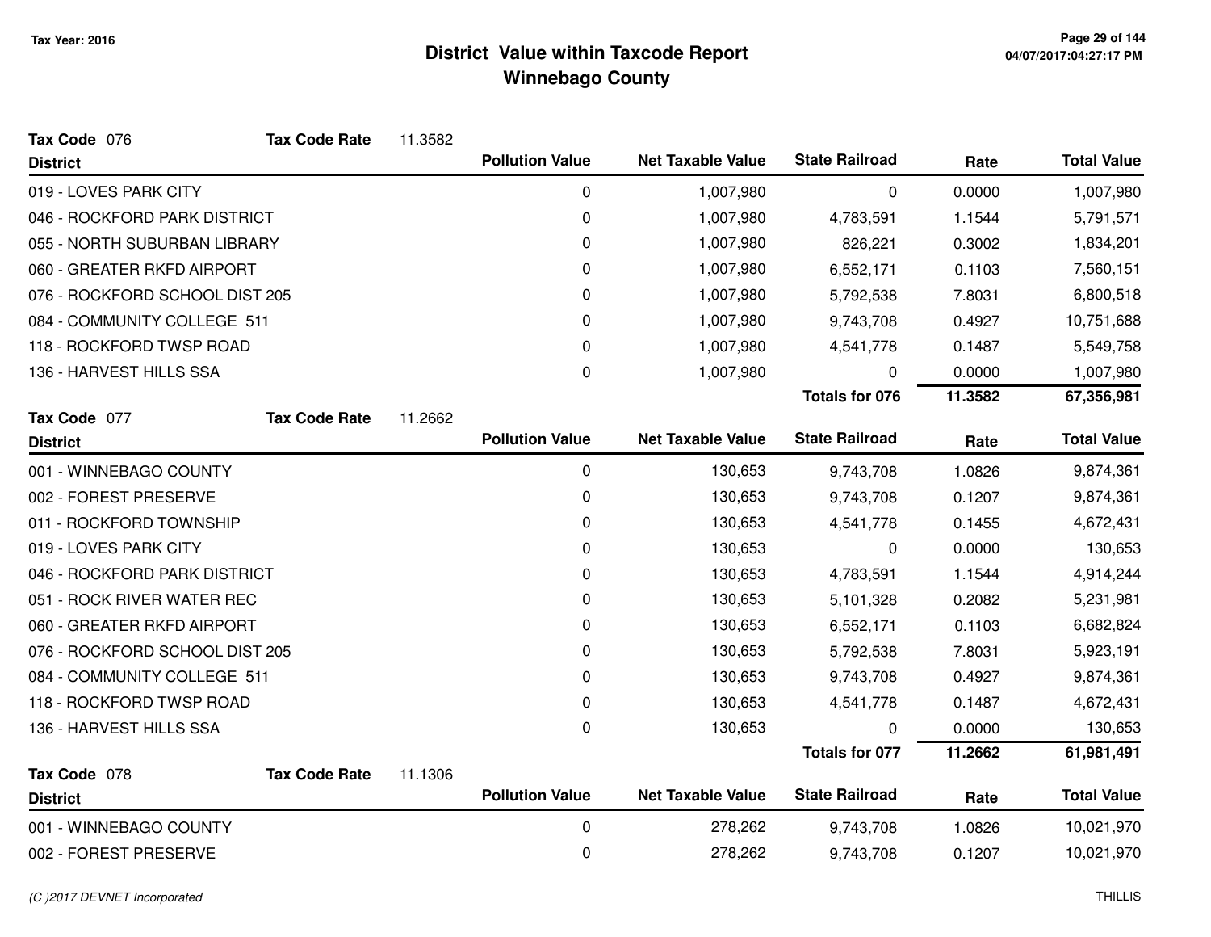# District Value within Taxcode Report
## Winnebago County

Tax Year: 2016

**Tax Code** 076 **Tax Code Rate** 11.3582

| District | Pollution Value | Net Taxable Value | State Railroad | Rate | Total Value |
|---|---|---|---|---|---|
| 019 - LOVES PARK CITY | 0 | 1,007,980 | 0 | 0.0000 | 1,007,980 |
| 046 - ROCKFORD PARK DISTRICT | 0 | 1,007,980 | 4,783,591 | 1.1544 | 5,791,571 |
| 055 - NORTH SUBURBAN LIBRARY | 0 | 1,007,980 | 826,221 | 0.3002 | 1,834,201 |
| 060 - GREATER RKFD AIRPORT | 0 | 1,007,980 | 6,552,171 | 0.1103 | 7,560,151 |
| 076 - ROCKFORD SCHOOL DIST 205 | 0 | 1,007,980 | 5,792,538 | 7.8031 | 6,800,518 |
| 084 - COMMUNITY COLLEGE 511 | 0 | 1,007,980 | 9,743,708 | 0.4927 | 10,751,688 |
| 118 - ROCKFORD TWSP ROAD | 0 | 1,007,980 | 4,541,778 | 0.1487 | 5,549,758 |
| 136 - HARVEST HILLS SSA | 0 | 1,007,980 | 0 | 0.0000 | 1,007,980 |
| | | | **Totals for 076** | **11.3582** | **67,356,981** |

**Tax Code** 077 **Tax Code Rate** 11.2662

| District | Pollution Value | Net Taxable Value | State Railroad | Rate | Total Value |
|---|---|---|---|---|---|
| 001 - WINNEBAGO COUNTY | 0 | 130,653 | 9,743,708 | 1.0826 | 9,874,361 |
| 002 - FOREST PRESERVE | 0 | 130,653 | 9,743,708 | 0.1207 | 9,874,361 |
| 011 - ROCKFORD TOWNSHIP | 0 | 130,653 | 4,541,778 | 0.1455 | 4,672,431 |
| 019 - LOVES PARK CITY | 0 | 130,653 | 0 | 0.0000 | 130,653 |
| 046 - ROCKFORD PARK DISTRICT | 0 | 130,653 | 4,783,591 | 1.1544 | 4,914,244 |
| 051 - ROCK RIVER WATER REC | 0 | 130,653 | 5,101,328 | 0.2082 | 5,231,981 |
| 060 - GREATER RKFD AIRPORT | 0 | 130,653 | 6,552,171 | 0.1103 | 6,682,824 |
| 076 - ROCKFORD SCHOOL DIST 205 | 0 | 130,653 | 5,792,538 | 7.8031 | 5,923,191 |
| 084 - COMMUNITY COLLEGE 511 | 0 | 130,653 | 9,743,708 | 0.4927 | 9,874,361 |
| 118 - ROCKFORD TWSP ROAD | 0 | 130,653 | 4,541,778 | 0.1487 | 4,672,431 |
| 136 - HARVEST HILLS SSA | 0 | 130,653 | 0 | 0.0000 | 130,653 |
| | | | **Totals for 077** | **11.2662** | **61,981,491** |

**Tax Code** 078 **Tax Code Rate** 11.1306

| District | Pollution Value | Net Taxable Value | State Railroad | Rate | Total Value |
|---|---|---|---|---|---|
| 001 - WINNEBAGO COUNTY | 0 | 278,262 | 9,743,708 | 1.0826 | 10,021,970 |
| 002 - FOREST PRESERVE | 0 | 278,262 | 9,743,708 | 0.1207 | 10,021,970 |

*(C )2017 DEVNET Incorporated* THILLIS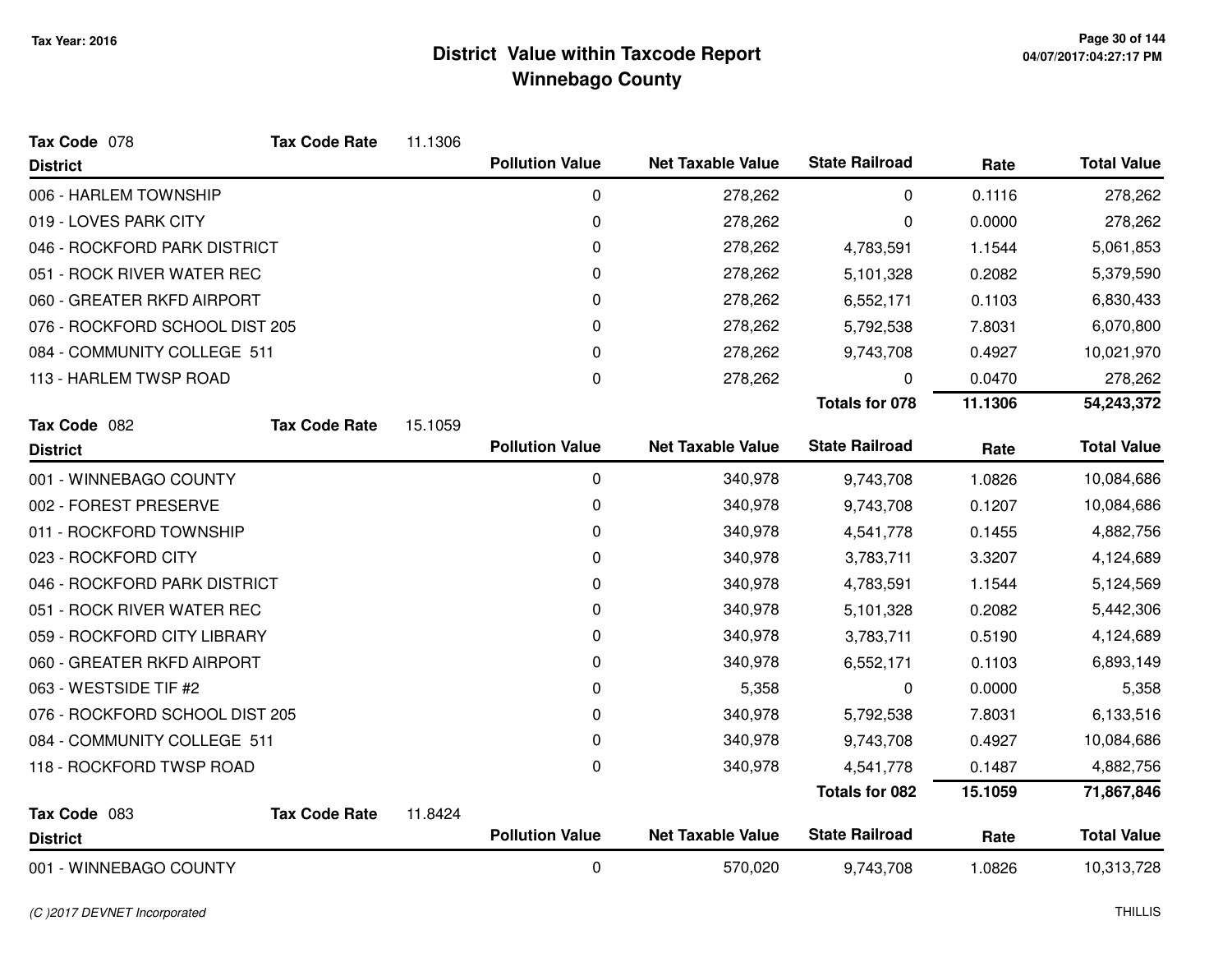# District Value within Taxcode Report
## Winnebago County

Tax Year: 2016

**Tax Code** 078 **Tax Code Rate** 11.1306

| District | Pollution Value | Net Taxable Value | State Railroad | Rate | Total Value |
|---|---|---|---|---|---|
| 006 - HARLEM TOWNSHIP | 0 | 278,262 | 0 | 0.1116 | 278,262 |
| 019 - LOVES PARK CITY | 0 | 278,262 | 0 | 0.0000 | 278,262 |
| 046 - ROCKFORD PARK DISTRICT | 0 | 278,262 | 4,783,591 | 1.1544 | 5,061,853 |
| 051 - ROCK RIVER WATER REC | 0 | 278,262 | 5,101,328 | 0.2082 | 5,379,590 |
| 060 - GREATER RKFD AIRPORT | 0 | 278,262 | 6,552,171 | 0.1103 | 6,830,433 |
| 076 - ROCKFORD SCHOOL DIST 205 | 0 | 278,262 | 5,792,538 | 7.8031 | 6,070,800 |
| 084 - COMMUNITY COLLEGE 511 | 0 | 278,262 | 9,743,708 | 0.4927 | 10,021,970 |
| 113 - HARLEM TWSP ROAD | 0 | 278,262 | 0 | 0.0470 | 278,262 |
| | | | **Totals for 078** | **11.1306** | **54,243,372** |

**Tax Code** 082 **Tax Code Rate** 15.1059

| District | Pollution Value | Net Taxable Value | State Railroad | Rate | Total Value |
|---|---|---|---|---|---|
| 001 - WINNEBAGO COUNTY | 0 | 340,978 | 9,743,708 | 1.0826 | 10,084,686 |
| 002 - FOREST PRESERVE | 0 | 340,978 | 9,743,708 | 0.1207 | 10,084,686 |
| 011 - ROCKFORD TOWNSHIP | 0 | 340,978 | 4,541,778 | 0.1455 | 4,882,756 |
| 023 - ROCKFORD CITY | 0 | 340,978 | 3,783,711 | 3.3207 | 4,124,689 |
| 046 - ROCKFORD PARK DISTRICT | 0 | 340,978 | 4,783,591 | 1.1544 | 5,124,569 |
| 051 - ROCK RIVER WATER REC | 0 | 340,978 | 5,101,328 | 0.2082 | 5,442,306 |
| 059 - ROCKFORD CITY LIBRARY | 0 | 340,978 | 3,783,711 | 0.5190 | 4,124,689 |
| 060 - GREATER RKFD AIRPORT | 0 | 340,978 | 6,552,171 | 0.1103 | 6,893,149 |
| 063 - WESTSIDE TIF #2 | 0 | 5,358 | 0 | 0.0000 | 5,358 |
| 076 - ROCKFORD SCHOOL DIST 205 | 0 | 340,978 | 5,792,538 | 7.8031 | 6,133,516 |
| 084 - COMMUNITY COLLEGE 511 | 0 | 340,978 | 9,743,708 | 0.4927 | 10,084,686 |
| 118 - ROCKFORD TWSP ROAD | 0 | 340,978 | 4,541,778 | 0.1487 | 4,882,756 |
| | | | **Totals for 082** | **15.1059** | **71,867,846** |

**Tax Code** 083 **Tax Code Rate** 11.8424

| District | Pollution Value | Net Taxable Value | State Railroad | Rate | Total Value |
|---|---|---|---|---|---|
| 001 - WINNEBAGO COUNTY | 0 | 570,020 | 9,743,708 | 1.0826 | 10,313,728 |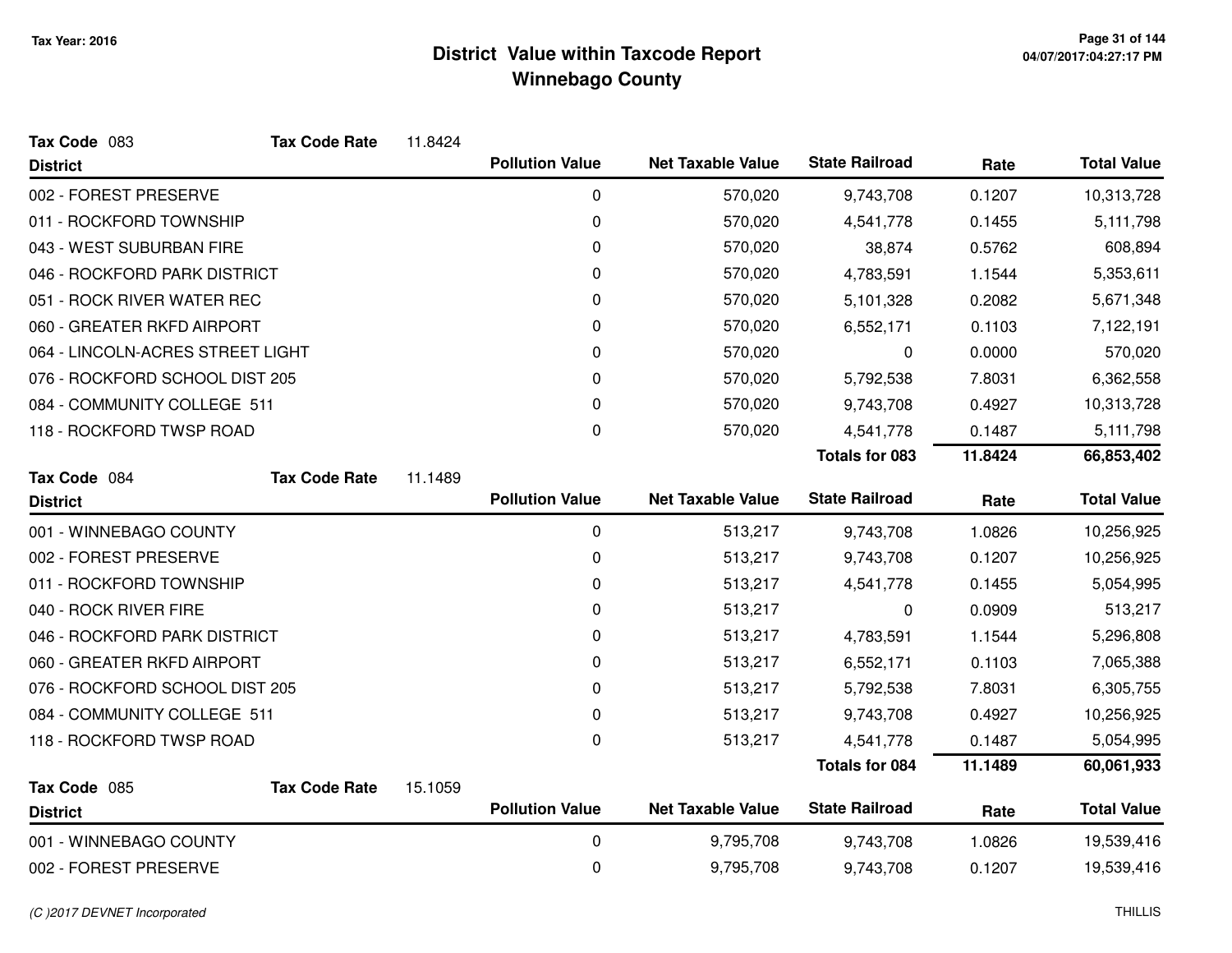# District Value within Taxcode Report
## Winnebago County

Tax Year: 2016

**Tax Code** 083 **Tax Code Rate** 11.8424

| District | Pollution Value | Net Taxable Value | State Railroad | Rate | Total Value |
|---|---|---|---|---|---|
| 002 - FOREST PRESERVE | 0 | 570,020 | 9,743,708 | 0.1207 | 10,313,728 |
| 011 - ROCKFORD TOWNSHIP | 0 | 570,020 | 4,541,778 | 0.1455 | 5,111,798 |
| 043 - WEST SUBURBAN FIRE | 0 | 570,020 | 38,874 | 0.5762 | 608,894 |
| 046 - ROCKFORD PARK DISTRICT | 0 | 570,020 | 4,783,591 | 1.1544 | 5,353,611 |
| 051 - ROCK RIVER WATER REC | 0 | 570,020 | 5,101,328 | 0.2082 | 5,671,348 |
| 060 - GREATER RKFD AIRPORT | 0 | 570,020 | 6,552,171 | 0.1103 | 7,122,191 |
| 064 - LINCOLN-ACRES STREET LIGHT | 0 | 570,020 | 0 | 0.0000 | 570,020 |
| 076 - ROCKFORD SCHOOL DIST 205 | 0 | 570,020 | 5,792,538 | 7.8031 | 6,362,558 |
| 084 - COMMUNITY COLLEGE 511 | 0 | 570,020 | 9,743,708 | 0.4927 | 10,313,728 |
| 118 - ROCKFORD TWSP ROAD | 0 | 570,020 | 4,541,778 | 0.1487 | 5,111,798 |
| | | | **Totals for 083** | **11.8424** | **66,853,402** |

**Tax Code** 084 **Tax Code Rate** 11.1489

| District | Pollution Value | Net Taxable Value | State Railroad | Rate | Total Value |
|---|---|---|---|---|---|
| 001 - WINNEBAGO COUNTY | 0 | 513,217 | 9,743,708 | 1.0826 | 10,256,925 |
| 002 - FOREST PRESERVE | 0 | 513,217 | 9,743,708 | 0.1207 | 10,256,925 |
| 011 - ROCKFORD TOWNSHIP | 0 | 513,217 | 4,541,778 | 0.1455 | 5,054,995 |
| 040 - ROCK RIVER FIRE | 0 | 513,217 | 0 | 0.0909 | 513,217 |
| 046 - ROCKFORD PARK DISTRICT | 0 | 513,217 | 4,783,591 | 1.1544 | 5,296,808 |
| 060 - GREATER RKFD AIRPORT | 0 | 513,217 | 6,552,171 | 0.1103 | 7,065,388 |
| 076 - ROCKFORD SCHOOL DIST 205 | 0 | 513,217 | 5,792,538 | 7.8031 | 6,305,755 |
| 084 - COMMUNITY COLLEGE 511 | 0 | 513,217 | 9,743,708 | 0.4927 | 10,256,925 |
| 118 - ROCKFORD TWSP ROAD | 0 | 513,217 | 4,541,778 | 0.1487 | 5,054,995 |
| | | | **Totals for 084** | **11.1489** | **60,061,933** |

**Tax Code** 085 **Tax Code Rate** 15.1059

| District | Pollution Value | Net Taxable Value | State Railroad | Rate | Total Value |
|---|---|---|---|---|---|
| 001 - WINNEBAGO COUNTY | 0 | 9,795,708 | 9,743,708 | 1.0826 | 19,539,416 |
| 002 - FOREST PRESERVE | 0 | 9,795,708 | 9,743,708 | 0.1207 | 19,539,416 |

*(C )2017 DEVNET Incorporated* THILLIS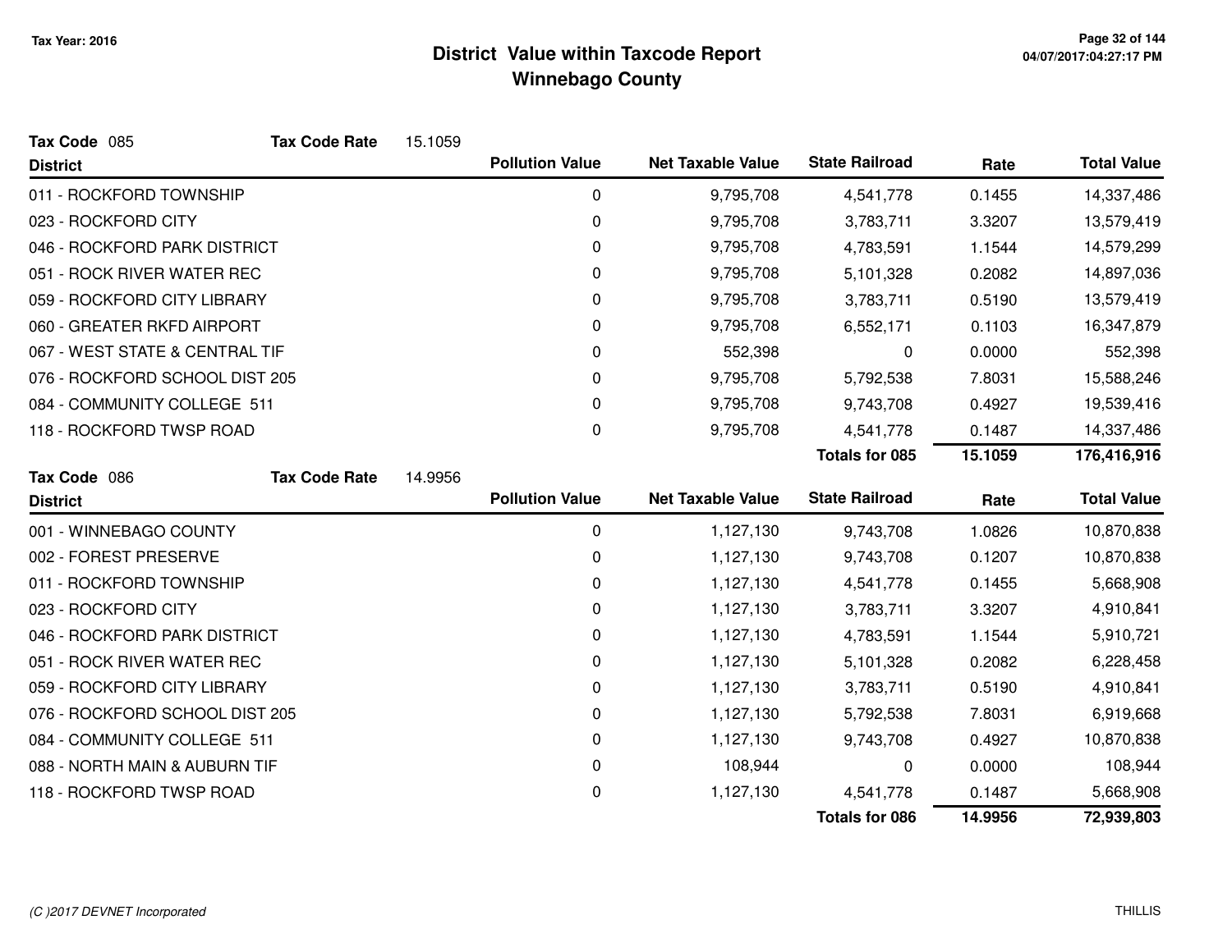# District Value within Taxcode Report
## Winnebago County

Tax Year: 2016

**Tax Code** 085 **Tax Code Rate** 15.1059

| District | Pollution Value | Net Taxable Value | State Railroad | Rate | Total Value |
|---|---|---|---|---|---|
| 011 - ROCKFORD TOWNSHIP | 0 | 9,795,708 | 4,541,778 | 0.1455 | 14,337,486 |
| 023 - ROCKFORD CITY | 0 | 9,795,708 | 3,783,711 | 3.3207 | 13,579,419 |
| 046 - ROCKFORD PARK DISTRICT | 0 | 9,795,708 | 4,783,591 | 1.1544 | 14,579,299 |
| 051 - ROCK RIVER WATER REC | 0 | 9,795,708 | 5,101,328 | 0.2082 | 14,897,036 |
| 059 - ROCKFORD CITY LIBRARY | 0 | 9,795,708 | 3,783,711 | 0.5190 | 13,579,419 |
| 060 - GREATER RKFD AIRPORT | 0 | 9,795,708 | 6,552,171 | 0.1103 | 16,347,879 |
| 067 - WEST STATE & CENTRAL TIF | 0 | 552,398 | 0 | 0.0000 | 552,398 |
| 076 - ROCKFORD SCHOOL DIST 205 | 0 | 9,795,708 | 5,792,538 | 7.8031 | 15,588,246 |
| 084 - COMMUNITY COLLEGE 511 | 0 | 9,795,708 | 9,743,708 | 0.4927 | 19,539,416 |
| 118 - ROCKFORD TWSP ROAD | 0 | 9,795,708 | 4,541,778 | 0.1487 | 14,337,486 |
| | | | **Totals for 085** | **15.1059** | **176,416,916** |

**Tax Code** 086 **Tax Code Rate** 14.9956

| District | Pollution Value | Net Taxable Value | State Railroad | Rate | Total Value |
|---|---|---|---|---|---|
| 001 - WINNEBAGO COUNTY | 0 | 1,127,130 | 9,743,708 | 1.0826 | 10,870,838 |
| 002 - FOREST PRESERVE | 0 | 1,127,130 | 9,743,708 | 0.1207 | 10,870,838 |
| 011 - ROCKFORD TOWNSHIP | 0 | 1,127,130 | 4,541,778 | 0.1455 | 5,668,908 |
| 023 - ROCKFORD CITY | 0 | 1,127,130 | 3,783,711 | 3.3207 | 4,910,841 |
| 046 - ROCKFORD PARK DISTRICT | 0 | 1,127,130 | 4,783,591 | 1.1544 | 5,910,721 |
| 051 - ROCK RIVER WATER REC | 0 | 1,127,130 | 5,101,328 | 0.2082 | 6,228,458 |
| 059 - ROCKFORD CITY LIBRARY | 0 | 1,127,130 | 3,783,711 | 0.5190 | 4,910,841 |
| 076 - ROCKFORD SCHOOL DIST 205 | 0 | 1,127,130 | 5,792,538 | 7.8031 | 6,919,668 |
| 084 - COMMUNITY COLLEGE 511 | 0 | 1,127,130 | 9,743,708 | 0.4927 | 10,870,838 |
| 088 - NORTH MAIN & AUBURN TIF | 0 | 108,944 | 0 | 0.0000 | 108,944 |
| 118 - ROCKFORD TWSP ROAD | 0 | 1,127,130 | 4,541,778 | 0.1487 | 5,668,908 |
| | | | **Totals for 086** | **14.9956** | **72,939,803** |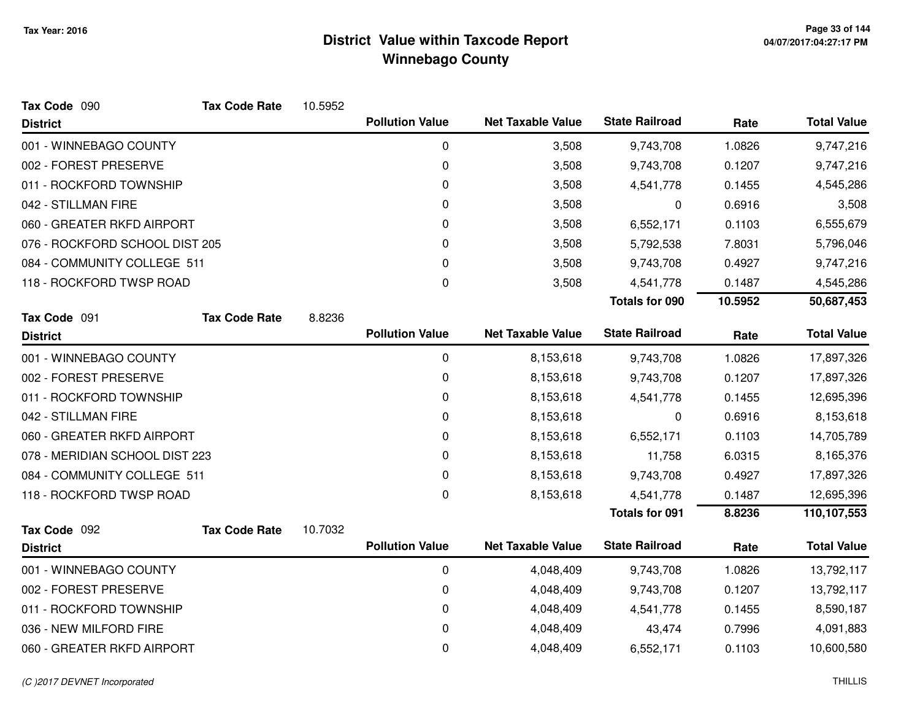# District Value within Taxcode Report
## Winnebago County

Tax Year: 2016

**Tax Code** 090 **Tax Code Rate** 10.5952

| District | Pollution Value | Net Taxable Value | State Railroad | Rate | Total Value |
|---|---|---|---|---|---|
| 001 - WINNEBAGO COUNTY | 0 | 3,508 | 9,743,708 | 1.0826 | 9,747,216 |
| 002 - FOREST PRESERVE | 0 | 3,508 | 9,743,708 | 0.1207 | 9,747,216 |
| 011 - ROCKFORD TOWNSHIP | 0 | 3,508 | 4,541,778 | 0.1455 | 4,545,286 |
| 042 - STILLMAN FIRE | 0 | 3,508 | 0 | 0.6916 | 3,508 |
| 060 - GREATER RKFD AIRPORT | 0 | 3,508 | 6,552,171 | 0.1103 | 6,555,679 |
| 076 - ROCKFORD SCHOOL DIST 205 | 0 | 3,508 | 5,792,538 | 7.8031 | 5,796,046 |
| 084 - COMMUNITY COLLEGE 511 | 0 | 3,508 | 9,743,708 | 0.4927 | 9,747,216 |
| 118 - ROCKFORD TWSP ROAD | 0 | 3,508 | 4,541,778 | 0.1487 | 4,545,286 |
| | | | **Totals for 090** | **10.5952** | **50,687,453** |

**Tax Code** 091 **Tax Code Rate** 8.8236

| District | Pollution Value | Net Taxable Value | State Railroad | Rate | Total Value |
|---|---|---|---|---|---|
| 001 - WINNEBAGO COUNTY | 0 | 8,153,618 | 9,743,708 | 1.0826 | 17,897,326 |
| 002 - FOREST PRESERVE | 0 | 8,153,618 | 9,743,708 | 0.1207 | 17,897,326 |
| 011 - ROCKFORD TOWNSHIP | 0 | 8,153,618 | 4,541,778 | 0.1455 | 12,695,396 |
| 042 - STILLMAN FIRE | 0 | 8,153,618 | 0 | 0.6916 | 8,153,618 |
| 060 - GREATER RKFD AIRPORT | 0 | 8,153,618 | 6,552,171 | 0.1103 | 14,705,789 |
| 078 - MERIDIAN SCHOOL DIST 223 | 0 | 8,153,618 | 11,758 | 6.0315 | 8,165,376 |
| 084 - COMMUNITY COLLEGE 511 | 0 | 8,153,618 | 9,743,708 | 0.4927 | 17,897,326 |
| 118 - ROCKFORD TWSP ROAD | 0 | 8,153,618 | 4,541,778 | 0.1487 | 12,695,396 |
| | | | **Totals for 091** | **8.8236** | **110,107,553** |

**Tax Code** 092 **Tax Code Rate** 10.7032

| District | Pollution Value | Net Taxable Value | State Railroad | Rate | Total Value |
|---|---|---|---|---|---|
| 001 - WINNEBAGO COUNTY | 0 | 4,048,409 | 9,743,708 | 1.0826 | 13,792,117 |
| 002 - FOREST PRESERVE | 0 | 4,048,409 | 9,743,708 | 0.1207 | 13,792,117 |
| 011 - ROCKFORD TOWNSHIP | 0 | 4,048,409 | 4,541,778 | 0.1455 | 8,590,187 |
| 036 - NEW MILFORD FIRE | 0 | 4,048,409 | 43,474 | 0.7996 | 4,091,883 |
| 060 - GREATER RKFD AIRPORT | 0 | 4,048,409 | 6,552,171 | 0.1103 | 10,600,580 |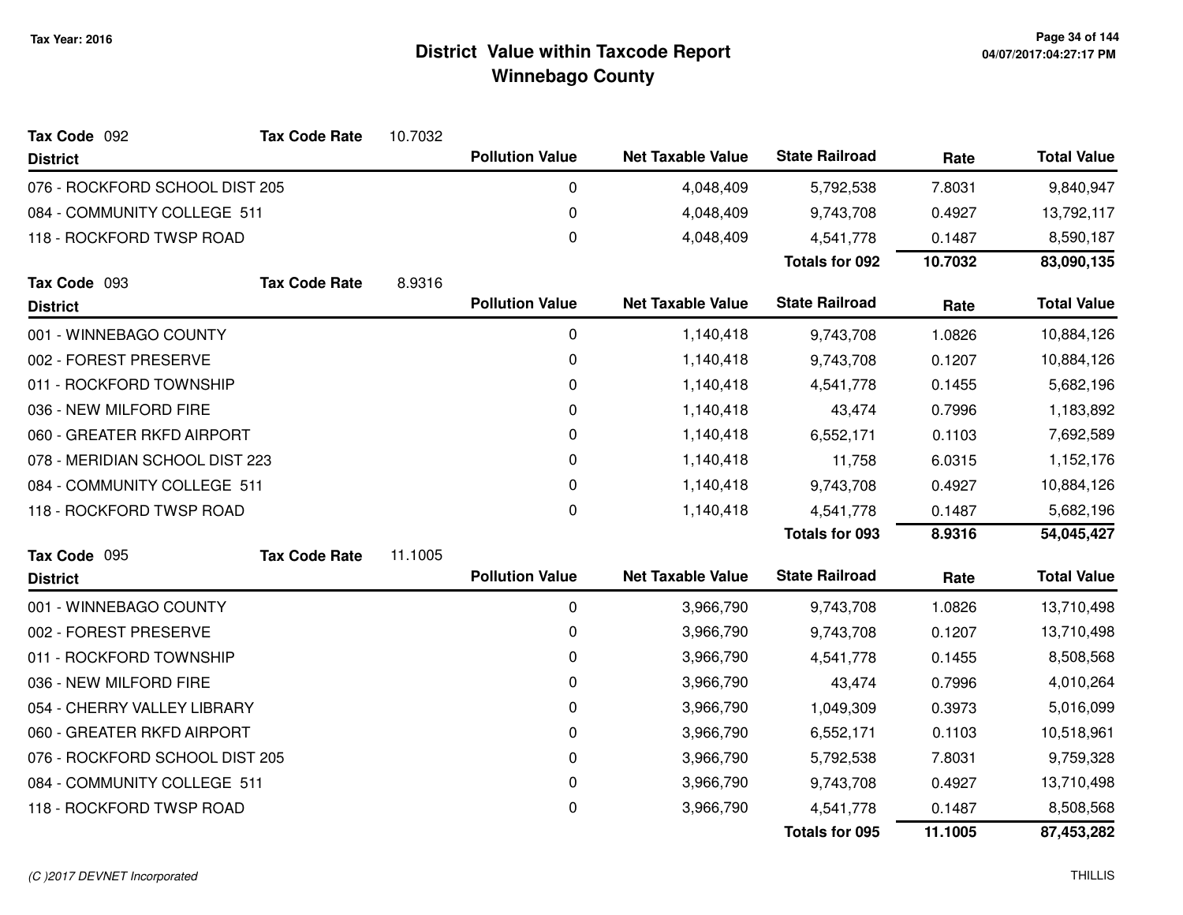# District Value within Taxcode Report
## Winnebago County

Tax Year: 2016

**Tax Code** 092 **Tax Code Rate** 10.7032

| District | Pollution Value | Net Taxable Value | State Railroad | Rate | Total Value |
|---|---|---|---|---|---|
| 076 - ROCKFORD SCHOOL DIST 205 | 0 | 4,048,409 | 5,792,538 | 7.8031 | 9,840,947 |
| 084 - COMMUNITY COLLEGE 511 | 0 | 4,048,409 | 9,743,708 | 0.4927 | 13,792,117 |
| 118 - ROCKFORD TWSP ROAD | 0 | 4,048,409 | 4,541,778 | 0.1487 | 8,590,187 |
| | | | **Totals for 092** | **10.7032** | **83,090,135** |

**Tax Code** 093 **Tax Code Rate** 8.9316

| District | Pollution Value | Net Taxable Value | State Railroad | Rate | Total Value |
|---|---|---|---|---|---|
| 001 - WINNEBAGO COUNTY | 0 | 1,140,418 | 9,743,708 | 1.0826 | 10,884,126 |
| 002 - FOREST PRESERVE | 0 | 1,140,418 | 9,743,708 | 0.1207 | 10,884,126 |
| 011 - ROCKFORD TOWNSHIP | 0 | 1,140,418 | 4,541,778 | 0.1455 | 5,682,196 |
| 036 - NEW MILFORD FIRE | 0 | 1,140,418 | 43,474 | 0.7996 | 1,183,892 |
| 060 - GREATER RKFD AIRPORT | 0 | 1,140,418 | 6,552,171 | 0.1103 | 7,692,589 |
| 078 - MERIDIAN SCHOOL DIST 223 | 0 | 1,140,418 | 11,758 | 6.0315 | 1,152,176 |
| 084 - COMMUNITY COLLEGE 511 | 0 | 1,140,418 | 9,743,708 | 0.4927 | 10,884,126 |
| 118 - ROCKFORD TWSP ROAD | 0 | 1,140,418 | 4,541,778 | 0.1487 | 5,682,196 |
| | | | **Totals for 093** | **8.9316** | **54,045,427** |

**Tax Code** 095 **Tax Code Rate** 11.1005

| District | Pollution Value | Net Taxable Value | State Railroad | Rate | Total Value |
|---|---|---|---|---|---|
| 001 - WINNEBAGO COUNTY | 0 | 3,966,790 | 9,743,708 | 1.0826 | 13,710,498 |
| 002 - FOREST PRESERVE | 0 | 3,966,790 | 9,743,708 | 0.1207 | 13,710,498 |
| 011 - ROCKFORD TOWNSHIP | 0 | 3,966,790 | 4,541,778 | 0.1455 | 8,508,568 |
| 036 - NEW MILFORD FIRE | 0 | 3,966,790 | 43,474 | 0.7996 | 4,010,264 |
| 054 - CHERRY VALLEY LIBRARY | 0 | 3,966,790 | 1,049,309 | 0.3973 | 5,016,099 |
| 060 - GREATER RKFD AIRPORT | 0 | 3,966,790 | 6,552,171 | 0.1103 | 10,518,961 |
| 076 - ROCKFORD SCHOOL DIST 205 | 0 | 3,966,790 | 5,792,538 | 7.8031 | 9,759,328 |
| 084 - COMMUNITY COLLEGE 511 | 0 | 3,966,790 | 9,743,708 | 0.4927 | 13,710,498 |
| 118 - ROCKFORD TWSP ROAD | 0 | 3,966,790 | 4,541,778 | 0.1487 | 8,508,568 |
| | | | **Totals for 095** | **11.1005** | **87,453,282** |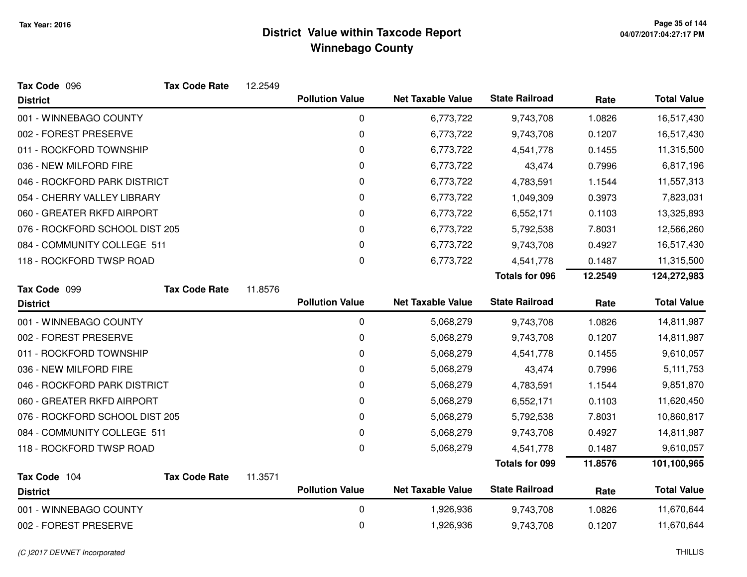# District Value within Taxcode Report
## Winnebago County

Tax Year: 2016

**Tax Code** 096 **Tax Code Rate** 12.2549

| District | Pollution Value | Net Taxable Value | State Railroad | Rate | Total Value |
|---|---|---|---|---|---|
| 001 - WINNEBAGO COUNTY | 0 | 6,773,722 | 9,743,708 | 1.0826 | 16,517,430 |
| 002 - FOREST PRESERVE | 0 | 6,773,722 | 9,743,708 | 0.1207 | 16,517,430 |
| 011 - ROCKFORD TOWNSHIP | 0 | 6,773,722 | 4,541,778 | 0.1455 | 11,315,500 |
| 036 - NEW MILFORD FIRE | 0 | 6,773,722 | 43,474 | 0.7996 | 6,817,196 |
| 046 - ROCKFORD PARK DISTRICT | 0 | 6,773,722 | 4,783,591 | 1.1544 | 11,557,313 |
| 054 - CHERRY VALLEY LIBRARY | 0 | 6,773,722 | 1,049,309 | 0.3973 | 7,823,031 |
| 060 - GREATER RKFD AIRPORT | 0 | 6,773,722 | 6,552,171 | 0.1103 | 13,325,893 |
| 076 - ROCKFORD SCHOOL DIST 205 | 0 | 6,773,722 | 5,792,538 | 7.8031 | 12,566,260 |
| 084 - COMMUNITY COLLEGE 511 | 0 | 6,773,722 | 9,743,708 | 0.4927 | 16,517,430 |
| 118 - ROCKFORD TWSP ROAD | 0 | 6,773,722 | 4,541,778 | 0.1487 | 11,315,500 |
| | | | **Totals for 096** | **12.2549** | **124,272,983** |

**Tax Code** 099 **Tax Code Rate** 11.8576

| District | Pollution Value | Net Taxable Value | State Railroad | Rate | Total Value |
|---|---|---|---|---|---|
| 001 - WINNEBAGO COUNTY | 0 | 5,068,279 | 9,743,708 | 1.0826 | 14,811,987 |
| 002 - FOREST PRESERVE | 0 | 5,068,279 | 9,743,708 | 0.1207 | 14,811,987 |
| 011 - ROCKFORD TOWNSHIP | 0 | 5,068,279 | 4,541,778 | 0.1455 | 9,610,057 |
| 036 - NEW MILFORD FIRE | 0 | 5,068,279 | 43,474 | 0.7996 | 5,111,753 |
| 046 - ROCKFORD PARK DISTRICT | 0 | 5,068,279 | 4,783,591 | 1.1544 | 9,851,870 |
| 060 - GREATER RKFD AIRPORT | 0 | 5,068,279 | 6,552,171 | 0.1103 | 11,620,450 |
| 076 - ROCKFORD SCHOOL DIST 205 | 0 | 5,068,279 | 5,792,538 | 7.8031 | 10,860,817 |
| 084 - COMMUNITY COLLEGE 511 | 0 | 5,068,279 | 9,743,708 | 0.4927 | 14,811,987 |
| 118 - ROCKFORD TWSP ROAD | 0 | 5,068,279 | 4,541,778 | 0.1487 | 9,610,057 |
| | | | **Totals for 099** | **11.8576** | **101,100,965** |

**Tax Code** 104 **Tax Code Rate** 11.3571

| District | Pollution Value | Net Taxable Value | State Railroad | Rate | Total Value |
|---|---|---|---|---|---|
| 001 - WINNEBAGO COUNTY | 0 | 1,926,936 | 9,743,708 | 1.0826 | 11,670,644 |
| 002 - FOREST PRESERVE | 0 | 1,926,936 | 9,743,708 | 0.1207 | 11,670,644 |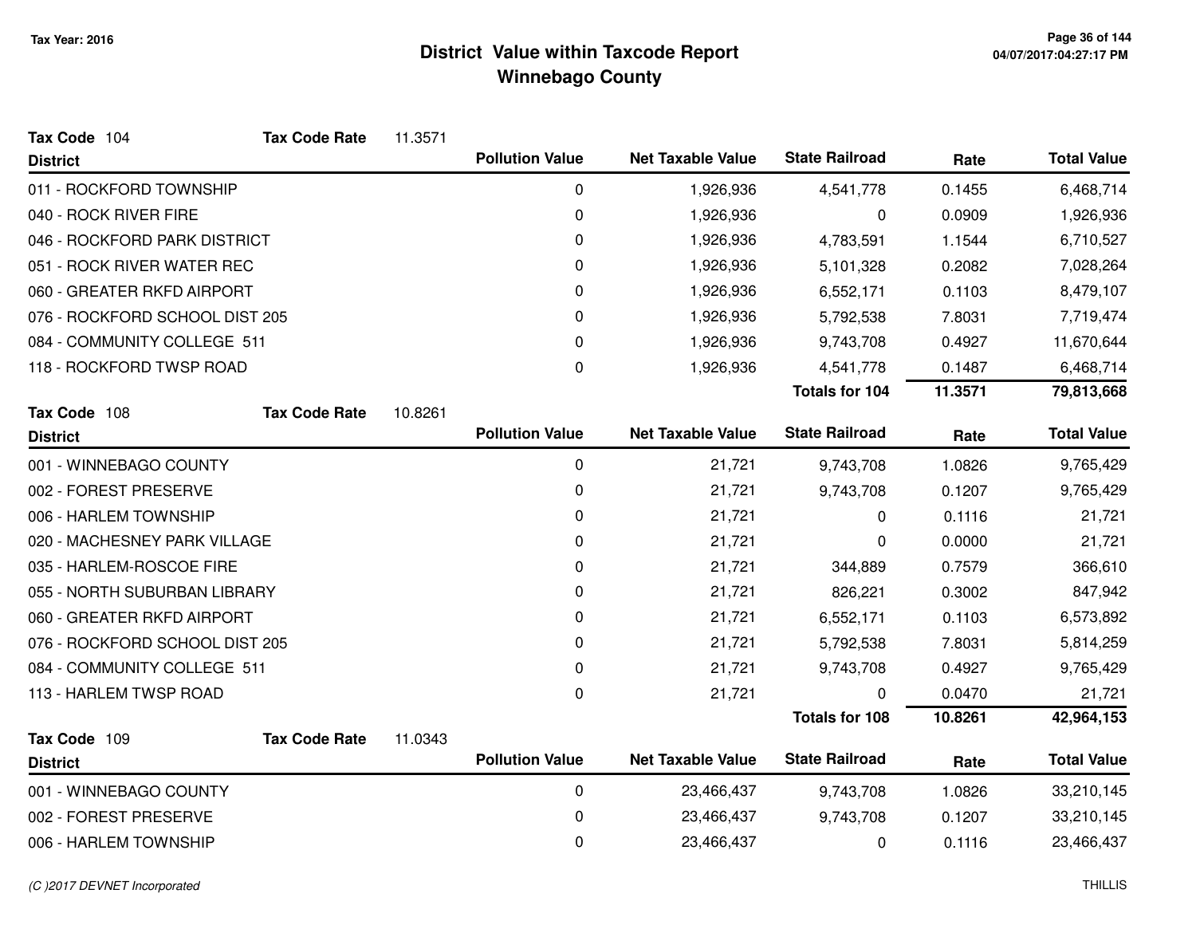# District Value within Taxcode Report
## Winnebago County

Tax Year: 2016

**Tax Code** 104 **Tax Code Rate** 11.3571

| District | Pollution Value | Net Taxable Value | State Railroad | Rate | Total Value |
|---|---|---|---|---|---|
| 011 - ROCKFORD TOWNSHIP | 0 | 1,926,936 | 4,541,778 | 0.1455 | 6,468,714 |
| 040 - ROCK RIVER FIRE | 0 | 1,926,936 | 0 | 0.0909 | 1,926,936 |
| 046 - ROCKFORD PARK DISTRICT | 0 | 1,926,936 | 4,783,591 | 1.1544 | 6,710,527 |
| 051 - ROCK RIVER WATER REC | 0 | 1,926,936 | 5,101,328 | 0.2082 | 7,028,264 |
| 060 - GREATER RKFD AIRPORT | 0 | 1,926,936 | 6,552,171 | 0.1103 | 8,479,107 |
| 076 - ROCKFORD SCHOOL DIST 205 | 0 | 1,926,936 | 5,792,538 | 7.8031 | 7,719,474 |
| 084 - COMMUNITY COLLEGE 511 | 0 | 1,926,936 | 9,743,708 | 0.4927 | 11,670,644 |
| 118 - ROCKFORD TWSP ROAD | 0 | 1,926,936 | 4,541,778 | 0.1487 | 6,468,714 |
| | | | **Totals for 104** | **11.3571** | **79,813,668** |

**Tax Code** 108 **Tax Code Rate** 10.8261

| District | Pollution Value | Net Taxable Value | State Railroad | Rate | Total Value |
|---|---|---|---|---|---|
| 001 - WINNEBAGO COUNTY | 0 | 21,721 | 9,743,708 | 1.0826 | 9,765,429 |
| 002 - FOREST PRESERVE | 0 | 21,721 | 9,743,708 | 0.1207 | 9,765,429 |
| 006 - HARLEM TOWNSHIP | 0 | 21,721 | 0 | 0.1116 | 21,721 |
| 020 - MACHESNEY PARK VILLAGE | 0 | 21,721 | 0 | 0.0000 | 21,721 |
| 035 - HARLEM-ROSCOE FIRE | 0 | 21,721 | 344,889 | 0.7579 | 366,610 |
| 055 - NORTH SUBURBAN LIBRARY | 0 | 21,721 | 826,221 | 0.3002 | 847,942 |
| 060 - GREATER RKFD AIRPORT | 0 | 21,721 | 6,552,171 | 0.1103 | 6,573,892 |
| 076 - ROCKFORD SCHOOL DIST 205 | 0 | 21,721 | 5,792,538 | 7.8031 | 5,814,259 |
| 084 - COMMUNITY COLLEGE 511 | 0 | 21,721 | 9,743,708 | 0.4927 | 9,765,429 |
| 113 - HARLEM TWSP ROAD | 0 | 21,721 | 0 | 0.0470 | 21,721 |
| | | | **Totals for 108** | **10.8261** | **42,964,153** |

**Tax Code** 109 **Tax Code Rate** 11.0343

| District | Pollution Value | Net Taxable Value | State Railroad | Rate | Total Value |
|---|---|---|---|---|---|
| 001 - WINNEBAGO COUNTY | 0 | 23,466,437 | 9,743,708 | 1.0826 | 33,210,145 |
| 002 - FOREST PRESERVE | 0 | 23,466,437 | 9,743,708 | 0.1207 | 33,210,145 |
| 006 - HARLEM TOWNSHIP | 0 | 23,466,437 | 0 | 0.1116 | 23,466,437 |

*(C )2017 DEVNET Incorporated* THILLIS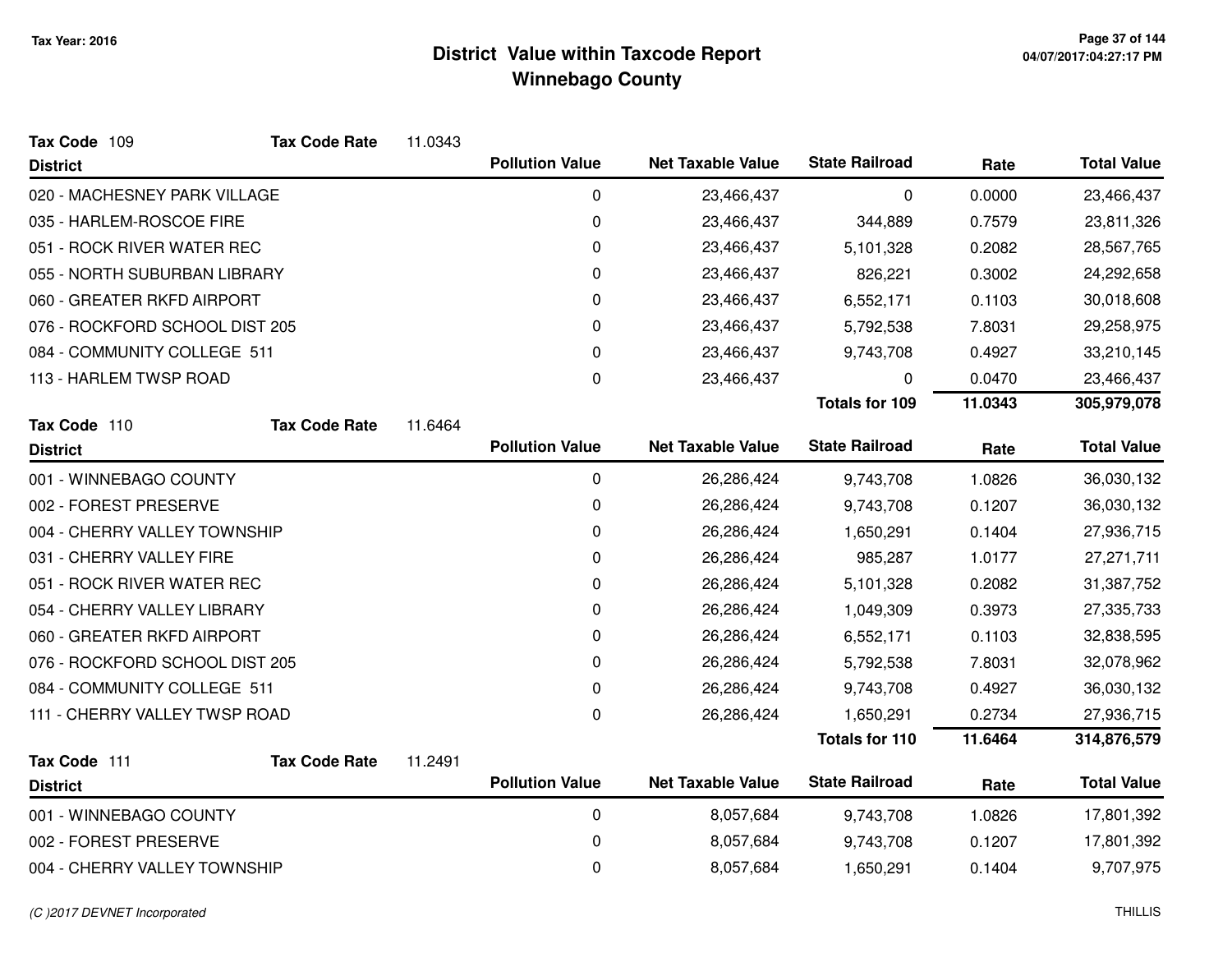# District Value within Taxcode Report
## Winnebago County

Tax Year: 2016

**Tax Code** 109 **Tax Code Rate** 11.0343

| District | Pollution Value | Net Taxable Value | State Railroad | Rate | Total Value |
|---|---|---|---|---|---|
| 020 - MACHESNEY PARK VILLAGE | 0 | 23,466,437 | 0 | 0.0000 | 23,466,437 |
| 035 - HARLEM-ROSCOE FIRE | 0 | 23,466,437 | 344,889 | 0.7579 | 23,811,326 |
| 051 - ROCK RIVER WATER REC | 0 | 23,466,437 | 5,101,328 | 0.2082 | 28,567,765 |
| 055 - NORTH SUBURBAN LIBRARY | 0 | 23,466,437 | 826,221 | 0.3002 | 24,292,658 |
| 060 - GREATER RKFD AIRPORT | 0 | 23,466,437 | 6,552,171 | 0.1103 | 30,018,608 |
| 076 - ROCKFORD SCHOOL DIST 205 | 0 | 23,466,437 | 5,792,538 | 7.8031 | 29,258,975 |
| 084 - COMMUNITY COLLEGE 511 | 0 | 23,466,437 | 9,743,708 | 0.4927 | 33,210,145 |
| 113 - HARLEM TWSP ROAD | 0 | 23,466,437 | 0 | 0.0470 | 23,466,437 |
| | | | **Totals for 109** | **11.0343** | **305,979,078** |

**Tax Code** 110 **Tax Code Rate** 11.6464

| District | Pollution Value | Net Taxable Value | State Railroad | Rate | Total Value |
|---|---|---|---|---|---|
| 001 - WINNEBAGO COUNTY | 0 | 26,286,424 | 9,743,708 | 1.0826 | 36,030,132 |
| 002 - FOREST PRESERVE | 0 | 26,286,424 | 9,743,708 | 0.1207 | 36,030,132 |
| 004 - CHERRY VALLEY TOWNSHIP | 0 | 26,286,424 | 1,650,291 | 0.1404 | 27,936,715 |
| 031 - CHERRY VALLEY FIRE | 0 | 26,286,424 | 985,287 | 1.0177 | 27,271,711 |
| 051 - ROCK RIVER WATER REC | 0 | 26,286,424 | 5,101,328 | 0.2082 | 31,387,752 |
| 054 - CHERRY VALLEY LIBRARY | 0 | 26,286,424 | 1,049,309 | 0.3973 | 27,335,733 |
| 060 - GREATER RKFD AIRPORT | 0 | 26,286,424 | 6,552,171 | 0.1103 | 32,838,595 |
| 076 - ROCKFORD SCHOOL DIST 205 | 0 | 26,286,424 | 5,792,538 | 7.8031 | 32,078,962 |
| 084 - COMMUNITY COLLEGE 511 | 0 | 26,286,424 | 9,743,708 | 0.4927 | 36,030,132 |
| 111 - CHERRY VALLEY TWSP ROAD | 0 | 26,286,424 | 1,650,291 | 0.2734 | 27,936,715 |
| | | | **Totals for 110** | **11.6464** | **314,876,579** |

**Tax Code** 111 **Tax Code Rate** 11.2491

| District | Pollution Value | Net Taxable Value | State Railroad | Rate | Total Value |
|---|---|---|---|---|---|
| 001 - WINNEBAGO COUNTY | 0 | 8,057,684 | 9,743,708 | 1.0826 | 17,801,392 |
| 002 - FOREST PRESERVE | 0 | 8,057,684 | 9,743,708 | 0.1207 | 17,801,392 |
| 004 - CHERRY VALLEY TOWNSHIP | 0 | 8,057,684 | 1,650,291 | 0.1404 | 9,707,975 |

*(C )2017 DEVNET Incorporated*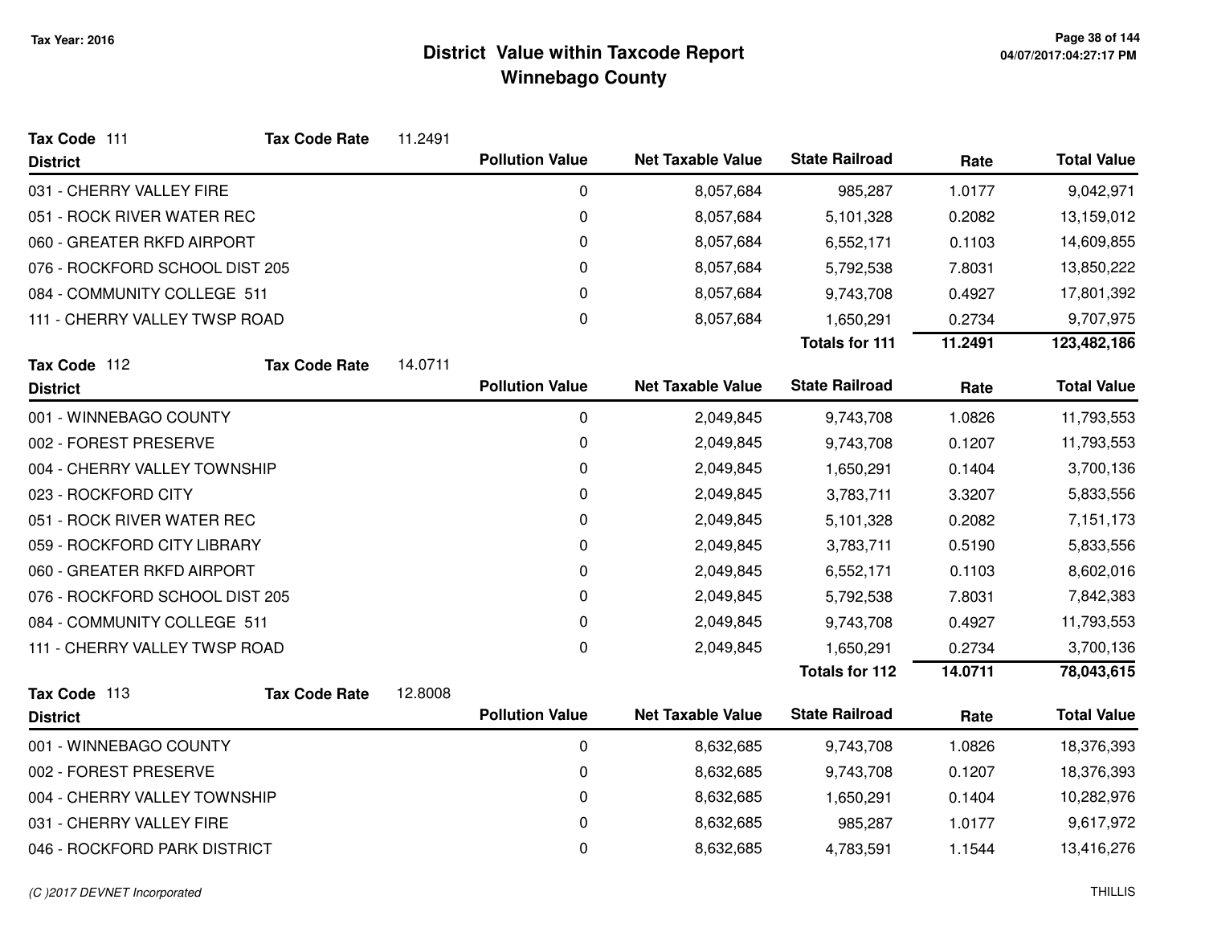# District Value within Taxcode Report
## Winnebago County

Tax Year: 2016

**Tax Code** 111 **Tax Code Rate** 11.2491

| District | Pollution Value | Net Taxable Value | State Railroad | Rate | Total Value |
|---|---|---|---|---|---|
| 031 - CHERRY VALLEY FIRE | 0 | 8,057,684 | 985,287 | 1.0177 | 9,042,971 |
| 051 - ROCK RIVER WATER REC | 0 | 8,057,684 | 5,101,328 | 0.2082 | 13,159,012 |
| 060 - GREATER RKFD AIRPORT | 0 | 8,057,684 | 6,552,171 | 0.1103 | 14,609,855 |
| 076 - ROCKFORD SCHOOL DIST 205 | 0 | 8,057,684 | 5,792,538 | 7.8031 | 13,850,222 |
| 084 - COMMUNITY COLLEGE 511 | 0 | 8,057,684 | 9,743,708 | 0.4927 | 17,801,392 |
| 111 - CHERRY VALLEY TWSP ROAD | 0 | 8,057,684 | 1,650,291 | 0.2734 | 9,707,975 |
| | | | **Totals for 111** | **11.2491** | **123,482,186** |

**Tax Code** 112 **Tax Code Rate** 14.0711

| District | Pollution Value | Net Taxable Value | State Railroad | Rate | Total Value |
|---|---|---|---|---|---|
| 001 - WINNEBAGO COUNTY | 0 | 2,049,845 | 9,743,708 | 1.0826 | 11,793,553 |
| 002 - FOREST PRESERVE | 0 | 2,049,845 | 9,743,708 | 0.1207 | 11,793,553 |
| 004 - CHERRY VALLEY TOWNSHIP | 0 | 2,049,845 | 1,650,291 | 0.1404 | 3,700,136 |
| 023 - ROCKFORD CITY | 0 | 2,049,845 | 3,783,711 | 3.3207 | 5,833,556 |
| 051 - ROCK RIVER WATER REC | 0 | 2,049,845 | 5,101,328 | 0.2082 | 7,151,173 |
| 059 - ROCKFORD CITY LIBRARY | 0 | 2,049,845 | 3,783,711 | 0.5190 | 5,833,556 |
| 060 - GREATER RKFD AIRPORT | 0 | 2,049,845 | 6,552,171 | 0.1103 | 8,602,016 |
| 076 - ROCKFORD SCHOOL DIST 205 | 0 | 2,049,845 | 5,792,538 | 7.8031 | 7,842,383 |
| 084 - COMMUNITY COLLEGE 511 | 0 | 2,049,845 | 9,743,708 | 0.4927 | 11,793,553 |
| 111 - CHERRY VALLEY TWSP ROAD | 0 | 2,049,845 | 1,650,291 | 0.2734 | 3,700,136 |
| | | | **Totals for 112** | **14.0711** | **78,043,615** |

**Tax Code** 113 **Tax Code Rate** 12.8008

| District | Pollution Value | Net Taxable Value | State Railroad | Rate | Total Value |
|---|---|---|---|---|---|
| 001 - WINNEBAGO COUNTY | 0 | 8,632,685 | 9,743,708 | 1.0826 | 18,376,393 |
| 002 - FOREST PRESERVE | 0 | 8,632,685 | 9,743,708 | 0.1207 | 18,376,393 |
| 004 - CHERRY VALLEY TOWNSHIP | 0 | 8,632,685 | 1,650,291 | 0.1404 | 10,282,976 |
| 031 - CHERRY VALLEY FIRE | 0 | 8,632,685 | 985,287 | 1.0177 | 9,617,972 |
| 046 - ROCKFORD PARK DISTRICT | 0 | 8,632,685 | 4,783,591 | 1.1544 | 13,416,276 |

(C )2017 DEVNET Incorporated THILLIS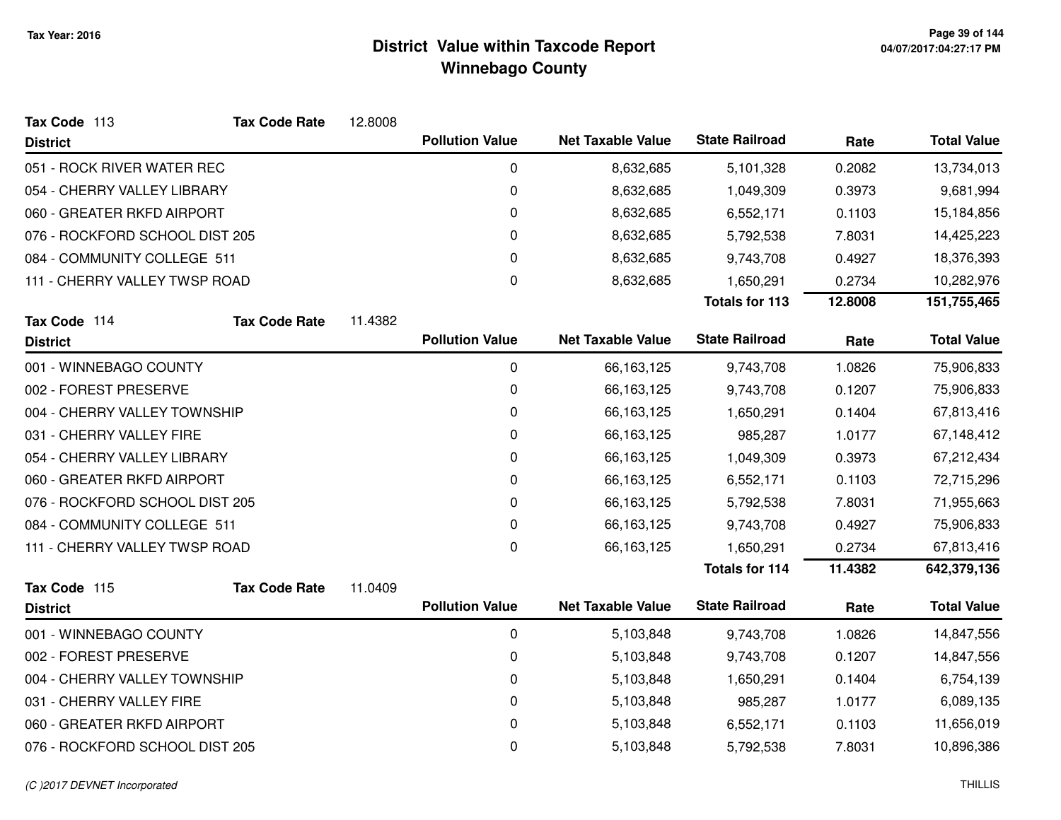# District Value within Taxcode Report
## Winnebago County

Tax Year: 2016

**Tax Code** 113 **Tax Code Rate** 12.8008

| District | Pollution Value | Net Taxable Value | State Railroad | Rate | Total Value |
|---|---|---|---|---|---|
| 051 - ROCK RIVER WATER REC | 0 | 8,632,685 | 5,101,328 | 0.2082 | 13,734,013 |
| 054 - CHERRY VALLEY LIBRARY | 0 | 8,632,685 | 1,049,309 | 0.3973 | 9,681,994 |
| 060 - GREATER RKFD AIRPORT | 0 | 8,632,685 | 6,552,171 | 0.1103 | 15,184,856 |
| 076 - ROCKFORD SCHOOL DIST 205 | 0 | 8,632,685 | 5,792,538 | 7.8031 | 14,425,223 |
| 084 - COMMUNITY COLLEGE 511 | 0 | 8,632,685 | 9,743,708 | 0.4927 | 18,376,393 |
| 111 - CHERRY VALLEY TWSP ROAD | 0 | 8,632,685 | 1,650,291 | 0.2734 | 10,282,976 |
| | | | **Totals for 113** | **12.8008** | **151,755,465** |

**Tax Code** 114 **Tax Code Rate** 11.4382

| District | Pollution Value | Net Taxable Value | State Railroad | Rate | Total Value |
|---|---|---|---|---|---|
| 001 - WINNEBAGO COUNTY | 0 | 66,163,125 | 9,743,708 | 1.0826 | 75,906,833 |
| 002 - FOREST PRESERVE | 0 | 66,163,125 | 9,743,708 | 0.1207 | 75,906,833 |
| 004 - CHERRY VALLEY TOWNSHIP | 0 | 66,163,125 | 1,650,291 | 0.1404 | 67,813,416 |
| 031 - CHERRY VALLEY FIRE | 0 | 66,163,125 | 985,287 | 1.0177 | 67,148,412 |
| 054 - CHERRY VALLEY LIBRARY | 0 | 66,163,125 | 1,049,309 | 0.3973 | 67,212,434 |
| 060 - GREATER RKFD AIRPORT | 0 | 66,163,125 | 6,552,171 | 0.1103 | 72,715,296 |
| 076 - ROCKFORD SCHOOL DIST 205 | 0 | 66,163,125 | 5,792,538 | 7.8031 | 71,955,663 |
| 084 - COMMUNITY COLLEGE 511 | 0 | 66,163,125 | 9,743,708 | 0.4927 | 75,906,833 |
| 111 - CHERRY VALLEY TWSP ROAD | 0 | 66,163,125 | 1,650,291 | 0.2734 | 67,813,416 |
| | | | **Totals for 114** | **11.4382** | **642,379,136** |

**Tax Code** 115 **Tax Code Rate** 11.0409

| District | Pollution Value | Net Taxable Value | State Railroad | Rate | Total Value |
|---|---|---|---|---|---|
| 001 - WINNEBAGO COUNTY | 0 | 5,103,848 | 9,743,708 | 1.0826 | 14,847,556 |
| 002 - FOREST PRESERVE | 0 | 5,103,848 | 9,743,708 | 0.1207 | 14,847,556 |
| 004 - CHERRY VALLEY TOWNSHIP | 0 | 5,103,848 | 1,650,291 | 0.1404 | 6,754,139 |
| 031 - CHERRY VALLEY FIRE | 0 | 5,103,848 | 985,287 | 1.0177 | 6,089,135 |
| 060 - GREATER RKFD AIRPORT | 0 | 5,103,848 | 6,552,171 | 0.1103 | 11,656,019 |
| 076 - ROCKFORD SCHOOL DIST 205 | 0 | 5,103,848 | 5,792,538 | 7.8031 | 10,896,386 |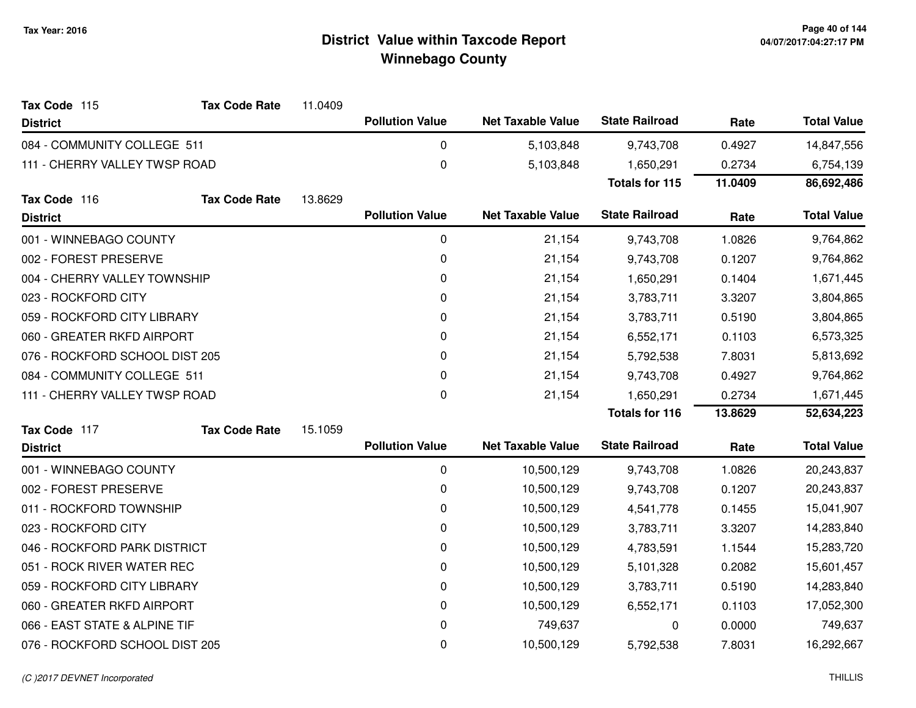# District Value within Taxcode Report
## Winnebago County

Tax Year: 2016

**Tax Code** 115 **Tax Code Rate** 11.0409

| District | Pollution Value | Net Taxable Value | State Railroad | Rate | Total Value |
|---|---|---|---|---|---|
| 084 - COMMUNITY COLLEGE 511 | 0 | 5,103,848 | 9,743,708 | 0.4927 | 14,847,556 |
| 111 - CHERRY VALLEY TWSP ROAD | 0 | 5,103,848 | 1,650,291 | 0.2734 | 6,754,139 |
| | | | **Totals for 115** | **11.0409** | **86,692,486** |

**Tax Code** 116 **Tax Code Rate** 13.8629

| District | Pollution Value | Net Taxable Value | State Railroad | Rate | Total Value |
|---|---|---|---|---|---|
| 001 - WINNEBAGO COUNTY | 0 | 21,154 | 9,743,708 | 1.0826 | 9,764,862 |
| 002 - FOREST PRESERVE | 0 | 21,154 | 9,743,708 | 0.1207 | 9,764,862 |
| 004 - CHERRY VALLEY TOWNSHIP | 0 | 21,154 | 1,650,291 | 0.1404 | 1,671,445 |
| 023 - ROCKFORD CITY | 0 | 21,154 | 3,783,711 | 3.3207 | 3,804,865 |
| 059 - ROCKFORD CITY LIBRARY | 0 | 21,154 | 3,783,711 | 0.5190 | 3,804,865 |
| 060 - GREATER RKFD AIRPORT | 0 | 21,154 | 6,552,171 | 0.1103 | 6,573,325 |
| 076 - ROCKFORD SCHOOL DIST 205 | 0 | 21,154 | 5,792,538 | 7.8031 | 5,813,692 |
| 084 - COMMUNITY COLLEGE 511 | 0 | 21,154 | 9,743,708 | 0.4927 | 9,764,862 |
| 111 - CHERRY VALLEY TWSP ROAD | 0 | 21,154 | 1,650,291 | 0.2734 | 1,671,445 |
| | | | **Totals for 116** | **13.8629** | **52,634,223** |

**Tax Code** 117 **Tax Code Rate** 15.1059

| District | Pollution Value | Net Taxable Value | State Railroad | Rate | Total Value |
|---|---|---|---|---|---|
| 001 - WINNEBAGO COUNTY | 0 | 10,500,129 | 9,743,708 | 1.0826 | 20,243,837 |
| 002 - FOREST PRESERVE | 0 | 10,500,129 | 9,743,708 | 0.1207 | 20,243,837 |
| 011 - ROCKFORD TOWNSHIP | 0 | 10,500,129 | 4,541,778 | 0.1455 | 15,041,907 |
| 023 - ROCKFORD CITY | 0 | 10,500,129 | 3,783,711 | 3.3207 | 14,283,840 |
| 046 - ROCKFORD PARK DISTRICT | 0 | 10,500,129 | 4,783,591 | 1.1544 | 15,283,720 |
| 051 - ROCK RIVER WATER REC | 0 | 10,500,129 | 5,101,328 | 0.2082 | 15,601,457 |
| 059 - ROCKFORD CITY LIBRARY | 0 | 10,500,129 | 3,783,711 | 0.5190 | 14,283,840 |
| 060 - GREATER RKFD AIRPORT | 0 | 10,500,129 | 6,552,171 | 0.1103 | 17,052,300 |
| 066 - EAST STATE & ALPINE TIF | 0 | 749,637 | 0 | 0.0000 | 749,637 |
| 076 - ROCKFORD SCHOOL DIST 205 | 0 | 10,500,129 | 5,792,538 | 7.8031 | 16,292,667 |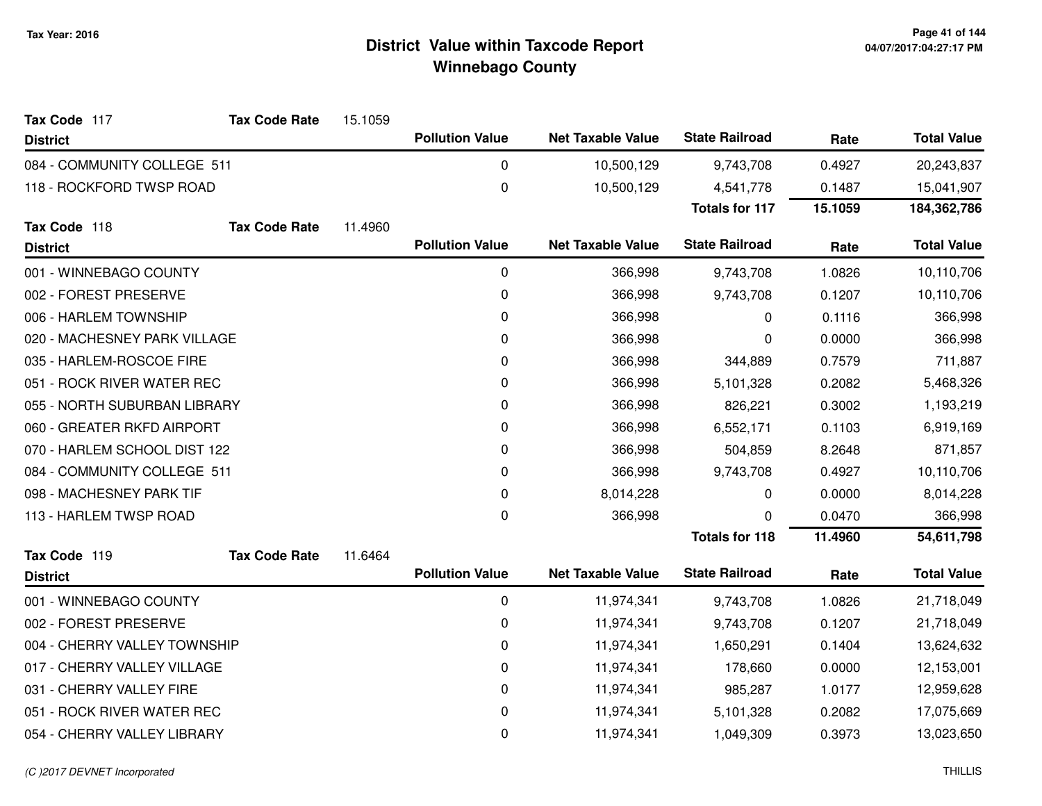# District Value within Taxcode Report
## Winnebago County

Tax Year: 2016

**Tax Code** 117 **Tax Code Rate** 15.1059

| District | Pollution Value | Net Taxable Value | State Railroad | Rate | Total Value |
|---|---|---|---|---|---|
| 084 - COMMUNITY COLLEGE 511 | 0 | 10,500,129 | 9,743,708 | 0.4927 | 20,243,837 |
| 118 - ROCKFORD TWSP ROAD | 0 | 10,500,129 | 4,541,778 | 0.1487 | 15,041,907 |
| | | | **Totals for 117** | **15.1059** | **184,362,786** |

**Tax Code** 118 **Tax Code Rate** 11.4960

| District | Pollution Value | Net Taxable Value | State Railroad | Rate | Total Value |
|---|---|---|---|---|---|
| 001 - WINNEBAGO COUNTY | 0 | 366,998 | 9,743,708 | 1.0826 | 10,110,706 |
| 002 - FOREST PRESERVE | 0 | 366,998 | 9,743,708 | 0.1207 | 10,110,706 |
| 006 - HARLEM TOWNSHIP | 0 | 366,998 | 0 | 0.1116 | 366,998 |
| 020 - MACHESNEY PARK VILLAGE | 0 | 366,998 | 0 | 0.0000 | 366,998 |
| 035 - HARLEM-ROSCOE FIRE | 0 | 366,998 | 344,889 | 0.7579 | 711,887 |
| 051 - ROCK RIVER WATER REC | 0 | 366,998 | 5,101,328 | 0.2082 | 5,468,326 |
| 055 - NORTH SUBURBAN LIBRARY | 0 | 366,998 | 826,221 | 0.3002 | 1,193,219 |
| 060 - GREATER RKFD AIRPORT | 0 | 366,998 | 6,552,171 | 0.1103 | 6,919,169 |
| 070 - HARLEM SCHOOL DIST 122 | 0 | 366,998 | 504,859 | 8.2648 | 871,857 |
| 084 - COMMUNITY COLLEGE 511 | 0 | 366,998 | 9,743,708 | 0.4927 | 10,110,706 |
| 098 - MACHESNEY PARK TIF | 0 | 8,014,228 | 0 | 0.0000 | 8,014,228 |
| 113 - HARLEM TWSP ROAD | 0 | 366,998 | 0 | 0.0470 | 366,998 |
| | | | **Totals for 118** | **11.4960** | **54,611,798** |

**Tax Code** 119 **Tax Code Rate** 11.6464

| District | Pollution Value | Net Taxable Value | State Railroad | Rate | Total Value |
|---|---|---|---|---|---|
| 001 - WINNEBAGO COUNTY | 0 | 11,974,341 | 9,743,708 | 1.0826 | 21,718,049 |
| 002 - FOREST PRESERVE | 0 | 11,974,341 | 9,743,708 | 0.1207 | 21,718,049 |
| 004 - CHERRY VALLEY TOWNSHIP | 0 | 11,974,341 | 1,650,291 | 0.1404 | 13,624,632 |
| 017 - CHERRY VALLEY VILLAGE | 0 | 11,974,341 | 178,660 | 0.0000 | 12,153,001 |
| 031 - CHERRY VALLEY FIRE | 0 | 11,974,341 | 985,287 | 1.0177 | 12,959,628 |
| 051 - ROCK RIVER WATER REC | 0 | 11,974,341 | 5,101,328 | 0.2082 | 17,075,669 |
| 054 - CHERRY VALLEY LIBRARY | 0 | 11,974,341 | 1,049,309 | 0.3973 | 13,023,650 |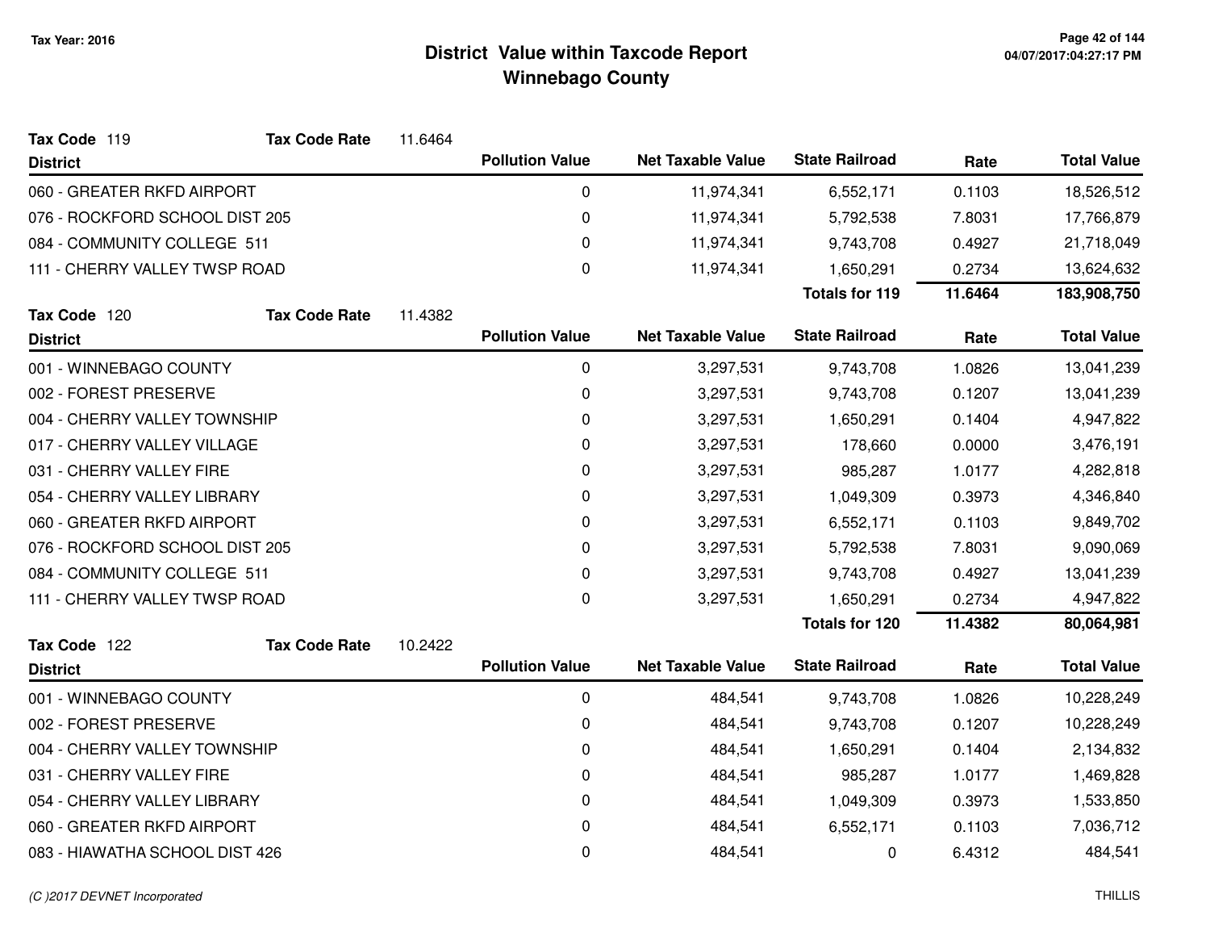# District Value within Taxcode Report
## Winnebago County

Tax Year: 2016

| Tax Code 119 | Tax Code Rate 11.6464 | | | | |
|---|---|---|---|---|---|
| **District** | **Pollution Value** | **Net Taxable Value** | **State Railroad** | **Rate** | **Total Value** |
| 060 - GREATER RKFD AIRPORT | 0 | 11,974,341 | 6,552,171 | 0.1103 | 18,526,512 |
| 076 - ROCKFORD SCHOOL DIST 205 | 0 | 11,974,341 | 5,792,538 | 7.8031 | 17,766,879 |
| 084 - COMMUNITY COLLEGE 511 | 0 | 11,974,341 | 9,743,708 | 0.4927 | 21,718,049 |
| 111 - CHERRY VALLEY TWSP ROAD | 0 | 11,974,341 | 1,650,291 | 0.2734 | 13,624,632 |
| | | | **Totals for 119** | **11.6464** | **183,908,750** |

| Tax Code 120 | Tax Code Rate 11.4382 | | | | |
|---|---|---|---|---|---|
| **District** | **Pollution Value** | **Net Taxable Value** | **State Railroad** | **Rate** | **Total Value** |
| 001 - WINNEBAGO COUNTY | 0 | 3,297,531 | 9,743,708 | 1.0826 | 13,041,239 |
| 002 - FOREST PRESERVE | 0 | 3,297,531 | 9,743,708 | 0.1207 | 13,041,239 |
| 004 - CHERRY VALLEY TOWNSHIP | 0 | 3,297,531 | 1,650,291 | 0.1404 | 4,947,822 |
| 017 - CHERRY VALLEY VILLAGE | 0 | 3,297,531 | 178,660 | 0.0000 | 3,476,191 |
| 031 - CHERRY VALLEY FIRE | 0 | 3,297,531 | 985,287 | 1.0177 | 4,282,818 |
| 054 - CHERRY VALLEY LIBRARY | 0 | 3,297,531 | 1,049,309 | 0.3973 | 4,346,840 |
| 060 - GREATER RKFD AIRPORT | 0 | 3,297,531 | 6,552,171 | 0.1103 | 9,849,702 |
| 076 - ROCKFORD SCHOOL DIST 205 | 0 | 3,297,531 | 5,792,538 | 7.8031 | 9,090,069 |
| 084 - COMMUNITY COLLEGE 511 | 0 | 3,297,531 | 9,743,708 | 0.4927 | 13,041,239 |
| 111 - CHERRY VALLEY TWSP ROAD | 0 | 3,297,531 | 1,650,291 | 0.2734 | 4,947,822 |
| | | | **Totals for 120** | **11.4382** | **80,064,981** |

| Tax Code 122 | Tax Code Rate 10.2422 | | | | |
|---|---|---|---|---|---|
| **District** | **Pollution Value** | **Net Taxable Value** | **State Railroad** | **Rate** | **Total Value** |
| 001 - WINNEBAGO COUNTY | 0 | 484,541 | 9,743,708 | 1.0826 | 10,228,249 |
| 002 - FOREST PRESERVE | 0 | 484,541 | 9,743,708 | 0.1207 | 10,228,249 |
| 004 - CHERRY VALLEY TOWNSHIP | 0 | 484,541 | 1,650,291 | 0.1404 | 2,134,832 |
| 031 - CHERRY VALLEY FIRE | 0 | 484,541 | 985,287 | 1.0177 | 1,469,828 |
| 054 - CHERRY VALLEY LIBRARY | 0 | 484,541 | 1,049,309 | 0.3973 | 1,533,850 |
| 060 - GREATER RKFD AIRPORT | 0 | 484,541 | 6,552,171 | 0.1103 | 7,036,712 |
| 083 - HIAWATHA SCHOOL DIST 426 | 0 | 484,541 | 0 | 6.4312 | 484,541 |

(C )2017 DEVNET Incorporated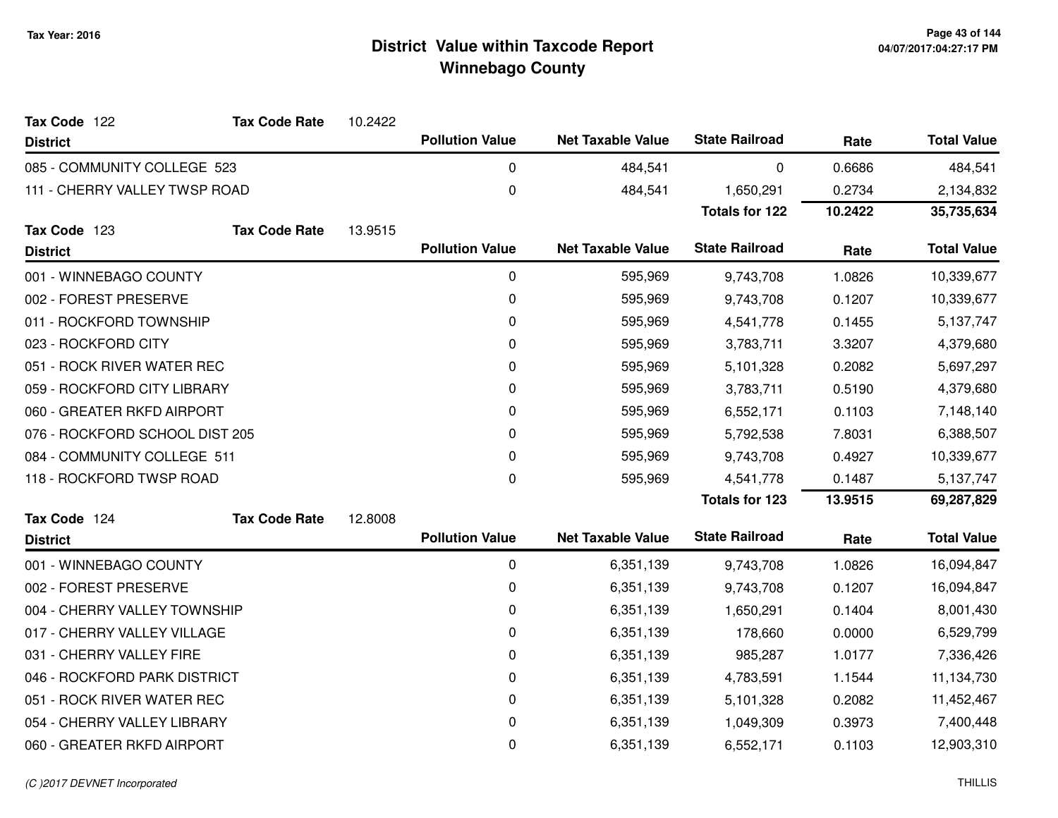# District Value within Taxcode Report
## Winnebago County

Tax Year: 2016

**Tax Code** 122 **Tax Code Rate** 10.2422

| District | Pollution Value | Net Taxable Value | State Railroad | Rate | Total Value |
|---|---|---|---|---|---|
| 085 - COMMUNITY COLLEGE 523 | 0 | 484,541 | 0 | 0.6686 | 484,541 |
| 111 - CHERRY VALLEY TWSP ROAD | 0 | 484,541 | 1,650,291 | 0.2734 | 2,134,832 |
| | | | **Totals for 122** | **10.2422** | **35,735,634** |

**Tax Code** 123 **Tax Code Rate** 13.9515

| District | Pollution Value | Net Taxable Value | State Railroad | Rate | Total Value |
|---|---|---|---|---|---|
| 001 - WINNEBAGO COUNTY | 0 | 595,969 | 9,743,708 | 1.0826 | 10,339,677 |
| 002 - FOREST PRESERVE | 0 | 595,969 | 9,743,708 | 0.1207 | 10,339,677 |
| 011 - ROCKFORD TOWNSHIP | 0 | 595,969 | 4,541,778 | 0.1455 | 5,137,747 |
| 023 - ROCKFORD CITY | 0 | 595,969 | 3,783,711 | 3.3207 | 4,379,680 |
| 051 - ROCK RIVER WATER REC | 0 | 595,969 | 5,101,328 | 0.2082 | 5,697,297 |
| 059 - ROCKFORD CITY LIBRARY | 0 | 595,969 | 3,783,711 | 0.5190 | 4,379,680 |
| 060 - GREATER RKFD AIRPORT | 0 | 595,969 | 6,552,171 | 0.1103 | 7,148,140 |
| 076 - ROCKFORD SCHOOL DIST 205 | 0 | 595,969 | 5,792,538 | 7.8031 | 6,388,507 |
| 084 - COMMUNITY COLLEGE 511 | 0 | 595,969 | 9,743,708 | 0.4927 | 10,339,677 |
| 118 - ROCKFORD TWSP ROAD | 0 | 595,969 | 4,541,778 | 0.1487 | 5,137,747 |
| | | | **Totals for 123** | **13.9515** | **69,287,829** |

**Tax Code** 124 **Tax Code Rate** 12.8008

| District | Pollution Value | Net Taxable Value | State Railroad | Rate | Total Value |
|---|---|---|---|---|---|
| 001 - WINNEBAGO COUNTY | 0 | 6,351,139 | 9,743,708 | 1.0826 | 16,094,847 |
| 002 - FOREST PRESERVE | 0 | 6,351,139 | 9,743,708 | 0.1207 | 16,094,847 |
| 004 - CHERRY VALLEY TOWNSHIP | 0 | 6,351,139 | 1,650,291 | 0.1404 | 8,001,430 |
| 017 - CHERRY VALLEY VILLAGE | 0 | 6,351,139 | 178,660 | 0.0000 | 6,529,799 |
| 031 - CHERRY VALLEY FIRE | 0 | 6,351,139 | 985,287 | 1.0177 | 7,336,426 |
| 046 - ROCKFORD PARK DISTRICT | 0 | 6,351,139 | 4,783,591 | 1.1544 | 11,134,730 |
| 051 - ROCK RIVER WATER REC | 0 | 6,351,139 | 5,101,328 | 0.2082 | 11,452,467 |
| 054 - CHERRY VALLEY LIBRARY | 0 | 6,351,139 | 1,049,309 | 0.3973 | 7,400,448 |
| 060 - GREATER RKFD AIRPORT | 0 | 6,351,139 | 6,552,171 | 0.1103 | 12,903,310 |

(C )2017 DEVNET Incorporated THILLIS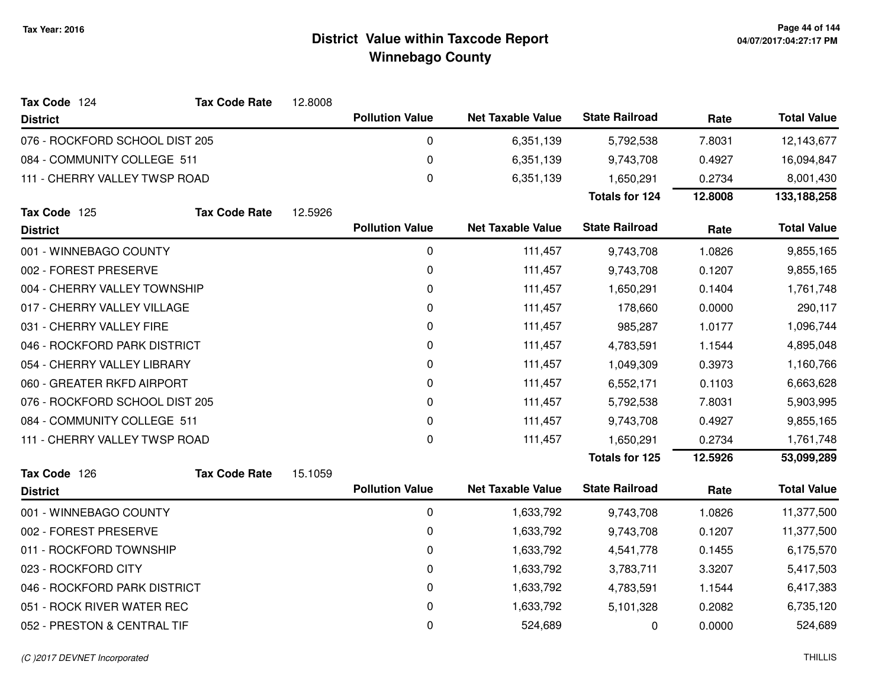# District Value within Taxcode Report
## Winnebago County

Tax Year: 2016

**Tax Code** 124 **Tax Code Rate** 12.8008

| District | Pollution Value | Net Taxable Value | State Railroad | Rate | Total Value |
|---|---|---|---|---|---|
| 076 - ROCKFORD SCHOOL DIST 205 | 0 | 6,351,139 | 5,792,538 | 7.8031 | 12,143,677 |
| 084 - COMMUNITY COLLEGE 511 | 0 | 6,351,139 | 9,743,708 | 0.4927 | 16,094,847 |
| 111 - CHERRY VALLEY TWSP ROAD | 0 | 6,351,139 | 1,650,291 | 0.2734 | 8,001,430 |
| | | | **Totals for 124** | **12.8008** | **133,188,258** |

**Tax Code** 125 **Tax Code Rate** 12.5926

| District | Pollution Value | Net Taxable Value | State Railroad | Rate | Total Value |
|---|---|---|---|---|---|
| 001 - WINNEBAGO COUNTY | 0 | 111,457 | 9,743,708 | 1.0826 | 9,855,165 |
| 002 - FOREST PRESERVE | 0 | 111,457 | 9,743,708 | 0.1207 | 9,855,165 |
| 004 - CHERRY VALLEY TOWNSHIP | 0 | 111,457 | 1,650,291 | 0.1404 | 1,761,748 |
| 017 - CHERRY VALLEY VILLAGE | 0 | 111,457 | 178,660 | 0.0000 | 290,117 |
| 031 - CHERRY VALLEY FIRE | 0 | 111,457 | 985,287 | 1.0177 | 1,096,744 |
| 046 - ROCKFORD PARK DISTRICT | 0 | 111,457 | 4,783,591 | 1.1544 | 4,895,048 |
| 054 - CHERRY VALLEY LIBRARY | 0 | 111,457 | 1,049,309 | 0.3973 | 1,160,766 |
| 060 - GREATER RKFD AIRPORT | 0 | 111,457 | 6,552,171 | 0.1103 | 6,663,628 |
| 076 - ROCKFORD SCHOOL DIST 205 | 0 | 111,457 | 5,792,538 | 7.8031 | 5,903,995 |
| 084 - COMMUNITY COLLEGE 511 | 0 | 111,457 | 9,743,708 | 0.4927 | 9,855,165 |
| 111 - CHERRY VALLEY TWSP ROAD | 0 | 111,457 | 1,650,291 | 0.2734 | 1,761,748 |
| | | | **Totals for 125** | **12.5926** | **53,099,289** |

**Tax Code** 126 **Tax Code Rate** 15.1059

| District | Pollution Value | Net Taxable Value | State Railroad | Rate | Total Value |
|---|---|---|---|---|---|
| 001 - WINNEBAGO COUNTY | 0 | 1,633,792 | 9,743,708 | 1.0826 | 11,377,500 |
| 002 - FOREST PRESERVE | 0 | 1,633,792 | 9,743,708 | 0.1207 | 11,377,500 |
| 011 - ROCKFORD TOWNSHIP | 0 | 1,633,792 | 4,541,778 | 0.1455 | 6,175,570 |
| 023 - ROCKFORD CITY | 0 | 1,633,792 | 3,783,711 | 3.3207 | 5,417,503 |
| 046 - ROCKFORD PARK DISTRICT | 0 | 1,633,792 | 4,783,591 | 1.1544 | 6,417,383 |
| 051 - ROCK RIVER WATER REC | 0 | 1,633,792 | 5,101,328 | 0.2082 | 6,735,120 |
| 052 - PRESTON & CENTRAL TIF | 0 | 524,689 | 0 | 0.0000 | 524,689 |

(C )2017 DEVNET Incorporated THILLIS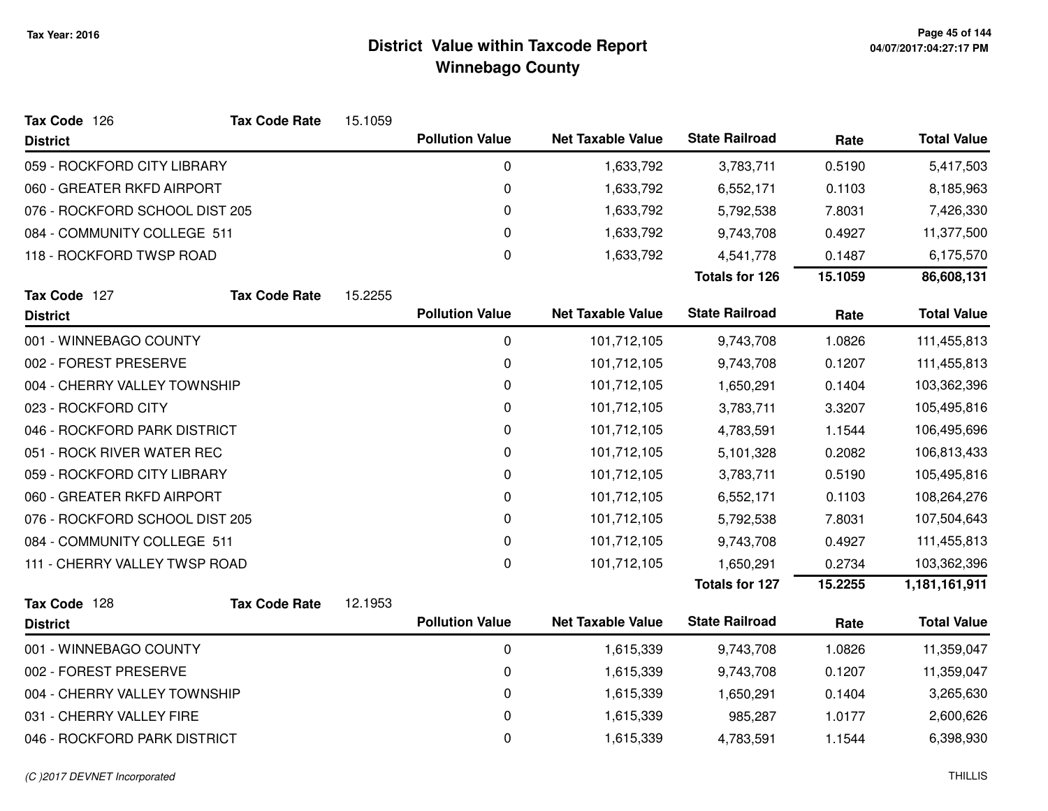# District Value within Taxcode Report
## Winnebago County

Tax Year: 2016

**Tax Code** 126 &nbsp;&nbsp; **Tax Code Rate** 15.1059

| District | Pollution Value | Net Taxable Value | State Railroad | Rate | Total Value |
|---|---|---|---|---|---|
| 059 - ROCKFORD CITY LIBRARY | 0 | 1,633,792 | 3,783,711 | 0.5190 | 5,417,503 |
| 060 - GREATER RKFD AIRPORT | 0 | 1,633,792 | 6,552,171 | 0.1103 | 8,185,963 |
| 076 - ROCKFORD SCHOOL DIST 205 | 0 | 1,633,792 | 5,792,538 | 7.8031 | 7,426,330 |
| 084 - COMMUNITY COLLEGE 511 | 0 | 1,633,792 | 9,743,708 | 0.4927 | 11,377,500 |
| 118 - ROCKFORD TWSP ROAD | 0 | 1,633,792 | 4,541,778 | 0.1487 | 6,175,570 |
| | | | **Totals for 126** | **15.1059** | **86,608,131** |

**Tax Code** 127 &nbsp;&nbsp; **Tax Code Rate** 15.2255

| District | Pollution Value | Net Taxable Value | State Railroad | Rate | Total Value |
|---|---|---|---|---|---|
| 001 - WINNEBAGO COUNTY | 0 | 101,712,105 | 9,743,708 | 1.0826 | 111,455,813 |
| 002 - FOREST PRESERVE | 0 | 101,712,105 | 9,743,708 | 0.1207 | 111,455,813 |
| 004 - CHERRY VALLEY TOWNSHIP | 0 | 101,712,105 | 1,650,291 | 0.1404 | 103,362,396 |
| 023 - ROCKFORD CITY | 0 | 101,712,105 | 3,783,711 | 3.3207 | 105,495,816 |
| 046 - ROCKFORD PARK DISTRICT | 0 | 101,712,105 | 4,783,591 | 1.1544 | 106,495,696 |
| 051 - ROCK RIVER WATER REC | 0 | 101,712,105 | 5,101,328 | 0.2082 | 106,813,433 |
| 059 - ROCKFORD CITY LIBRARY | 0 | 101,712,105 | 3,783,711 | 0.5190 | 105,495,816 |
| 060 - GREATER RKFD AIRPORT | 0 | 101,712,105 | 6,552,171 | 0.1103 | 108,264,276 |
| 076 - ROCKFORD SCHOOL DIST 205 | 0 | 101,712,105 | 5,792,538 | 7.8031 | 107,504,643 |
| 084 - COMMUNITY COLLEGE 511 | 0 | 101,712,105 | 9,743,708 | 0.4927 | 111,455,813 |
| 111 - CHERRY VALLEY TWSP ROAD | 0 | 101,712,105 | 1,650,291 | 0.2734 | 103,362,396 |
| | | | **Totals for 127** | **15.2255** | **1,181,161,911** |

**Tax Code** 128 &nbsp;&nbsp; **Tax Code Rate** 12.1953

| District | Pollution Value | Net Taxable Value | State Railroad | Rate | Total Value |
|---|---|---|---|---|---|
| 001 - WINNEBAGO COUNTY | 0 | 1,615,339 | 9,743,708 | 1.0826 | 11,359,047 |
| 002 - FOREST PRESERVE | 0 | 1,615,339 | 9,743,708 | 0.1207 | 11,359,047 |
| 004 - CHERRY VALLEY TOWNSHIP | 0 | 1,615,339 | 1,650,291 | 0.1404 | 3,265,630 |
| 031 - CHERRY VALLEY FIRE | 0 | 1,615,339 | 985,287 | 1.0177 | 2,600,626 |
| 046 - ROCKFORD PARK DISTRICT | 0 | 1,615,339 | 4,783,591 | 1.1544 | 6,398,930 |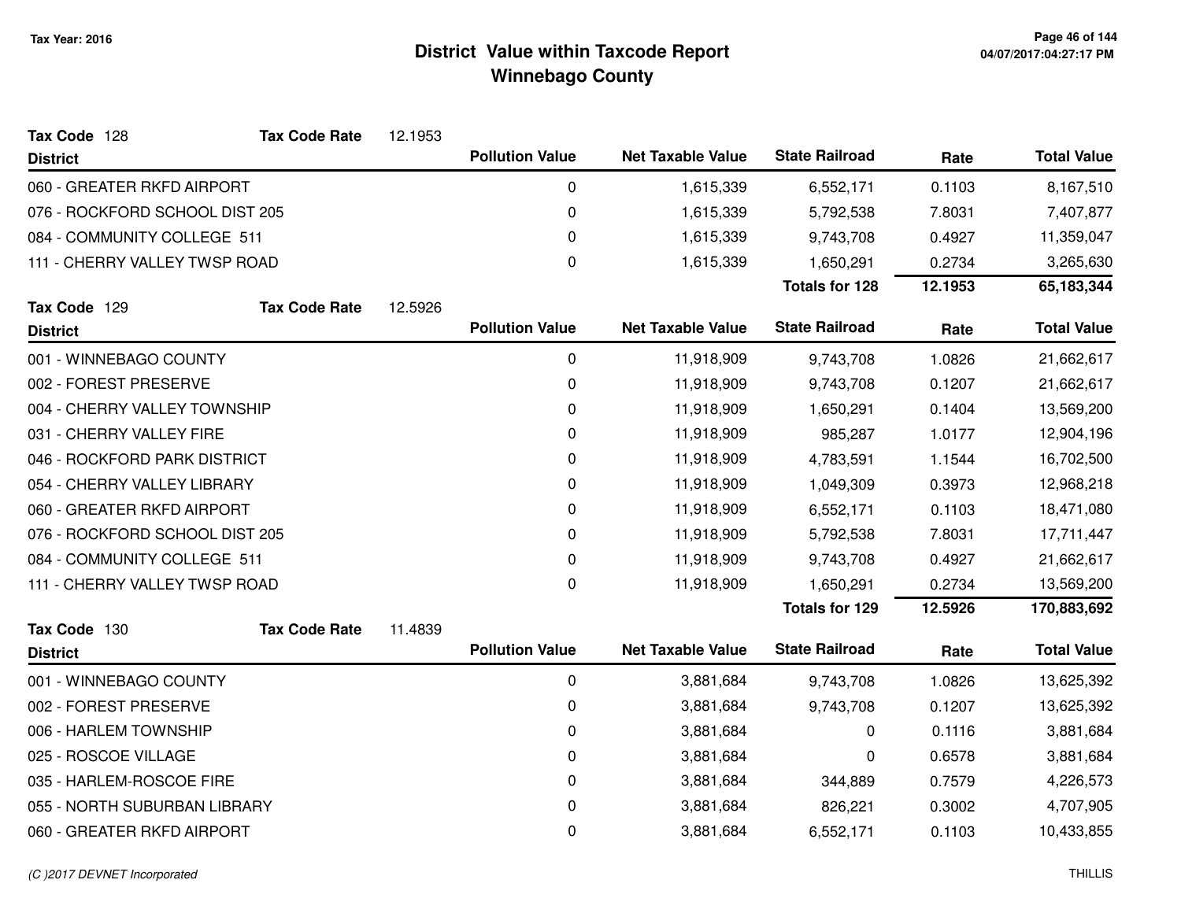# District Value within Taxcode Report

## Winnebago County

Tax Year: 2016

**Tax Code** 128 **Tax Code Rate** 12.1953

| District | Pollution Value | Net Taxable Value | State Railroad | Rate | Total Value |
|---|---|---|---|---|---|
| 060 - GREATER RKFD AIRPORT | 0 | 1,615,339 | 6,552,171 | 0.1103 | 8,167,510 |
| 076 - ROCKFORD SCHOOL DIST 205 | 0 | 1,615,339 | 5,792,538 | 7.8031 | 7,407,877 |
| 084 - COMMUNITY COLLEGE 511 | 0 | 1,615,339 | 9,743,708 | 0.4927 | 11,359,047 |
| 111 - CHERRY VALLEY TWSP ROAD | 0 | 1,615,339 | 1,650,291 | 0.2734 | 3,265,630 |
| | | | **Totals for 128** | **12.1953** | **65,183,344** |

**Tax Code** 129 **Tax Code Rate** 12.5926

| District | Pollution Value | Net Taxable Value | State Railroad | Rate | Total Value |
|---|---|---|---|---|---|
| 001 - WINNEBAGO COUNTY | 0 | 11,918,909 | 9,743,708 | 1.0826 | 21,662,617 |
| 002 - FOREST PRESERVE | 0 | 11,918,909 | 9,743,708 | 0.1207 | 21,662,617 |
| 004 - CHERRY VALLEY TOWNSHIP | 0 | 11,918,909 | 1,650,291 | 0.1404 | 13,569,200 |
| 031 - CHERRY VALLEY FIRE | 0 | 11,918,909 | 985,287 | 1.0177 | 12,904,196 |
| 046 - ROCKFORD PARK DISTRICT | 0 | 11,918,909 | 4,783,591 | 1.1544 | 16,702,500 |
| 054 - CHERRY VALLEY LIBRARY | 0 | 11,918,909 | 1,049,309 | 0.3973 | 12,968,218 |
| 060 - GREATER RKFD AIRPORT | 0 | 11,918,909 | 6,552,171 | 0.1103 | 18,471,080 |
| 076 - ROCKFORD SCHOOL DIST 205 | 0 | 11,918,909 | 5,792,538 | 7.8031 | 17,711,447 |
| 084 - COMMUNITY COLLEGE 511 | 0 | 11,918,909 | 9,743,708 | 0.4927 | 21,662,617 |
| 111 - CHERRY VALLEY TWSP ROAD | 0 | 11,918,909 | 1,650,291 | 0.2734 | 13,569,200 |
| | | | **Totals for 129** | **12.5926** | **170,883,692** |

**Tax Code** 130 **Tax Code Rate** 11.4839

| District | Pollution Value | Net Taxable Value | State Railroad | Rate | Total Value |
|---|---|---|---|---|---|
| 001 - WINNEBAGO COUNTY | 0 | 3,881,684 | 9,743,708 | 1.0826 | 13,625,392 |
| 002 - FOREST PRESERVE | 0 | 3,881,684 | 9,743,708 | 0.1207 | 13,625,392 |
| 006 - HARLEM TOWNSHIP | 0 | 3,881,684 | 0 | 0.1116 | 3,881,684 |
| 025 - ROSCOE VILLAGE | 0 | 3,881,684 | 0 | 0.6578 | 3,881,684 |
| 035 - HARLEM-ROSCOE FIRE | 0 | 3,881,684 | 344,889 | 0.7579 | 4,226,573 |
| 055 - NORTH SUBURBAN LIBRARY | 0 | 3,881,684 | 826,221 | 0.3002 | 4,707,905 |
| 060 - GREATER RKFD AIRPORT | 0 | 3,881,684 | 6,552,171 | 0.1103 | 10,433,855 |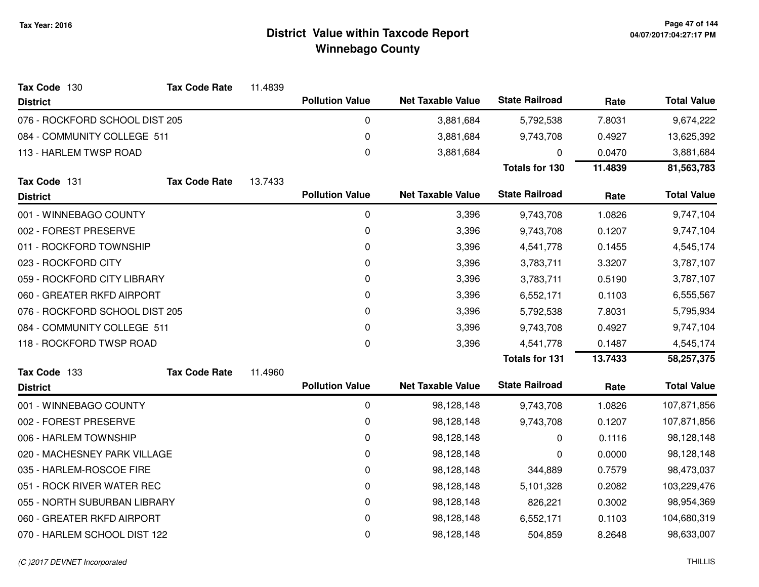# District Value within Taxcode Report
## Winnebago County

Tax Year: 2016

**Tax Code** 130 **Tax Code Rate** 11.4839

| District | Pollution Value | Net Taxable Value | State Railroad | Rate | Total Value |
|---|---|---|---|---|---|
| 076 - ROCKFORD SCHOOL DIST 205 | 0 | 3,881,684 | 5,792,538 | 7.8031 | 9,674,222 |
| 084 - COMMUNITY COLLEGE 511 | 0 | 3,881,684 | 9,743,708 | 0.4927 | 13,625,392 |
| 113 - HARLEM TWSP ROAD | 0 | 3,881,684 | 0 | 0.0470 | 3,881,684 |
| | | | **Totals for 130** | **11.4839** | **81,563,783** |

**Tax Code** 131 **Tax Code Rate** 13.7433

| District | Pollution Value | Net Taxable Value | State Railroad | Rate | Total Value |
|---|---|---|---|---|---|
| 001 - WINNEBAGO COUNTY | 0 | 3,396 | 9,743,708 | 1.0826 | 9,747,104 |
| 002 - FOREST PRESERVE | 0 | 3,396 | 9,743,708 | 0.1207 | 9,747,104 |
| 011 - ROCKFORD TOWNSHIP | 0 | 3,396 | 4,541,778 | 0.1455 | 4,545,174 |
| 023 - ROCKFORD CITY | 0 | 3,396 | 3,783,711 | 3.3207 | 3,787,107 |
| 059 - ROCKFORD CITY LIBRARY | 0 | 3,396 | 3,783,711 | 0.5190 | 3,787,107 |
| 060 - GREATER RKFD AIRPORT | 0 | 3,396 | 6,552,171 | 0.1103 | 6,555,567 |
| 076 - ROCKFORD SCHOOL DIST 205 | 0 | 3,396 | 5,792,538 | 7.8031 | 5,795,934 |
| 084 - COMMUNITY COLLEGE 511 | 0 | 3,396 | 9,743,708 | 0.4927 | 9,747,104 |
| 118 - ROCKFORD TWSP ROAD | 0 | 3,396 | 4,541,778 | 0.1487 | 4,545,174 |
| | | | **Totals for 131** | **13.7433** | **58,257,375** |

**Tax Code** 133 **Tax Code Rate** 11.4960

| District | Pollution Value | Net Taxable Value | State Railroad | Rate | Total Value |
|---|---|---|---|---|---|
| 001 - WINNEBAGO COUNTY | 0 | 98,128,148 | 9,743,708 | 1.0826 | 107,871,856 |
| 002 - FOREST PRESERVE | 0 | 98,128,148 | 9,743,708 | 0.1207 | 107,871,856 |
| 006 - HARLEM TOWNSHIP | 0 | 98,128,148 | 0 | 0.1116 | 98,128,148 |
| 020 - MACHESNEY PARK VILLAGE | 0 | 98,128,148 | 0 | 0.0000 | 98,128,148 |
| 035 - HARLEM-ROSCOE FIRE | 0 | 98,128,148 | 344,889 | 0.7579 | 98,473,037 |
| 051 - ROCK RIVER WATER REC | 0 | 98,128,148 | 5,101,328 | 0.2082 | 103,229,476 |
| 055 - NORTH SUBURBAN LIBRARY | 0 | 98,128,148 | 826,221 | 0.3002 | 98,954,369 |
| 060 - GREATER RKFD AIRPORT | 0 | 98,128,148 | 6,552,171 | 0.1103 | 104,680,319 |
| 070 - HARLEM SCHOOL DIST 122 | 0 | 98,128,148 | 504,859 | 8.2648 | 98,633,007 |

(C )2017 DEVNET Incorporated

THILLIS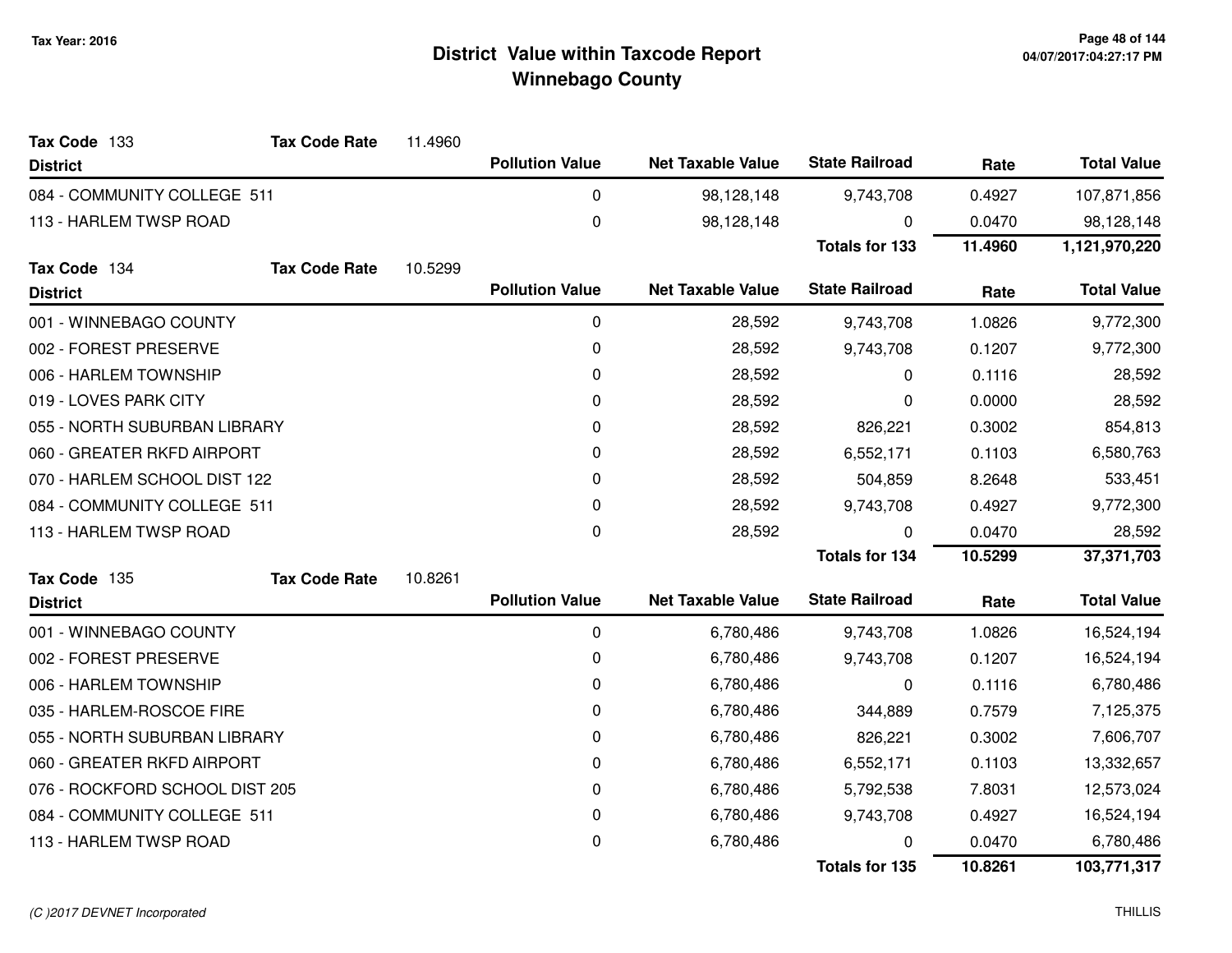# District Value within Taxcode Report
## Winnebago County

Tax Year: 2016

**Tax Code** 133 **Tax Code Rate** 11.4960

| District | Pollution Value | Net Taxable Value | State Railroad | Rate | Total Value |
|---|---|---|---|---|---|
| 084 - COMMUNITY COLLEGE 511 | 0 | 98,128,148 | 9,743,708 | 0.4927 | 107,871,856 |
| 113 - HARLEM TWSP ROAD | 0 | 98,128,148 | 0 | 0.0470 | 98,128,148 |
| | | | **Totals for 133** | **11.4960** | **1,121,970,220** |

**Tax Code** 134 **Tax Code Rate** 10.5299

| District | Pollution Value | Net Taxable Value | State Railroad | Rate | Total Value |
|---|---|---|---|---|---|
| 001 - WINNEBAGO COUNTY | 0 | 28,592 | 9,743,708 | 1.0826 | 9,772,300 |
| 002 - FOREST PRESERVE | 0 | 28,592 | 9,743,708 | 0.1207 | 9,772,300 |
| 006 - HARLEM TOWNSHIP | 0 | 28,592 | 0 | 0.1116 | 28,592 |
| 019 - LOVES PARK CITY | 0 | 28,592 | 0 | 0.0000 | 28,592 |
| 055 - NORTH SUBURBAN LIBRARY | 0 | 28,592 | 826,221 | 0.3002 | 854,813 |
| 060 - GREATER RKFD AIRPORT | 0 | 28,592 | 6,552,171 | 0.1103 | 6,580,763 |
| 070 - HARLEM SCHOOL DIST 122 | 0 | 28,592 | 504,859 | 8.2648 | 533,451 |
| 084 - COMMUNITY COLLEGE 511 | 0 | 28,592 | 9,743,708 | 0.4927 | 9,772,300 |
| 113 - HARLEM TWSP ROAD | 0 | 28,592 | 0 | 0.0470 | 28,592 |
| | | | **Totals for 134** | **10.5299** | **37,371,703** |

**Tax Code** 135 **Tax Code Rate** 10.8261

| District | Pollution Value | Net Taxable Value | State Railroad | Rate | Total Value |
|---|---|---|---|---|---|
| 001 - WINNEBAGO COUNTY | 0 | 6,780,486 | 9,743,708 | 1.0826 | 16,524,194 |
| 002 - FOREST PRESERVE | 0 | 6,780,486 | 9,743,708 | 0.1207 | 16,524,194 |
| 006 - HARLEM TOWNSHIP | 0 | 6,780,486 | 0 | 0.1116 | 6,780,486 |
| 035 - HARLEM-ROSCOE FIRE | 0 | 6,780,486 | 344,889 | 0.7579 | 7,125,375 |
| 055 - NORTH SUBURBAN LIBRARY | 0 | 6,780,486 | 826,221 | 0.3002 | 7,606,707 |
| 060 - GREATER RKFD AIRPORT | 0 | 6,780,486 | 6,552,171 | 0.1103 | 13,332,657 |
| 076 - ROCKFORD SCHOOL DIST 205 | 0 | 6,780,486 | 5,792,538 | 7.8031 | 12,573,024 |
| 084 - COMMUNITY COLLEGE 511 | 0 | 6,780,486 | 9,743,708 | 0.4927 | 16,524,194 |
| 113 - HARLEM TWSP ROAD | 0 | 6,780,486 | 0 | 0.0470 | 6,780,486 |
| | | | **Totals for 135** | **10.8261** | **103,771,317** |

(C )2017 DEVNET Incorporated THILLIS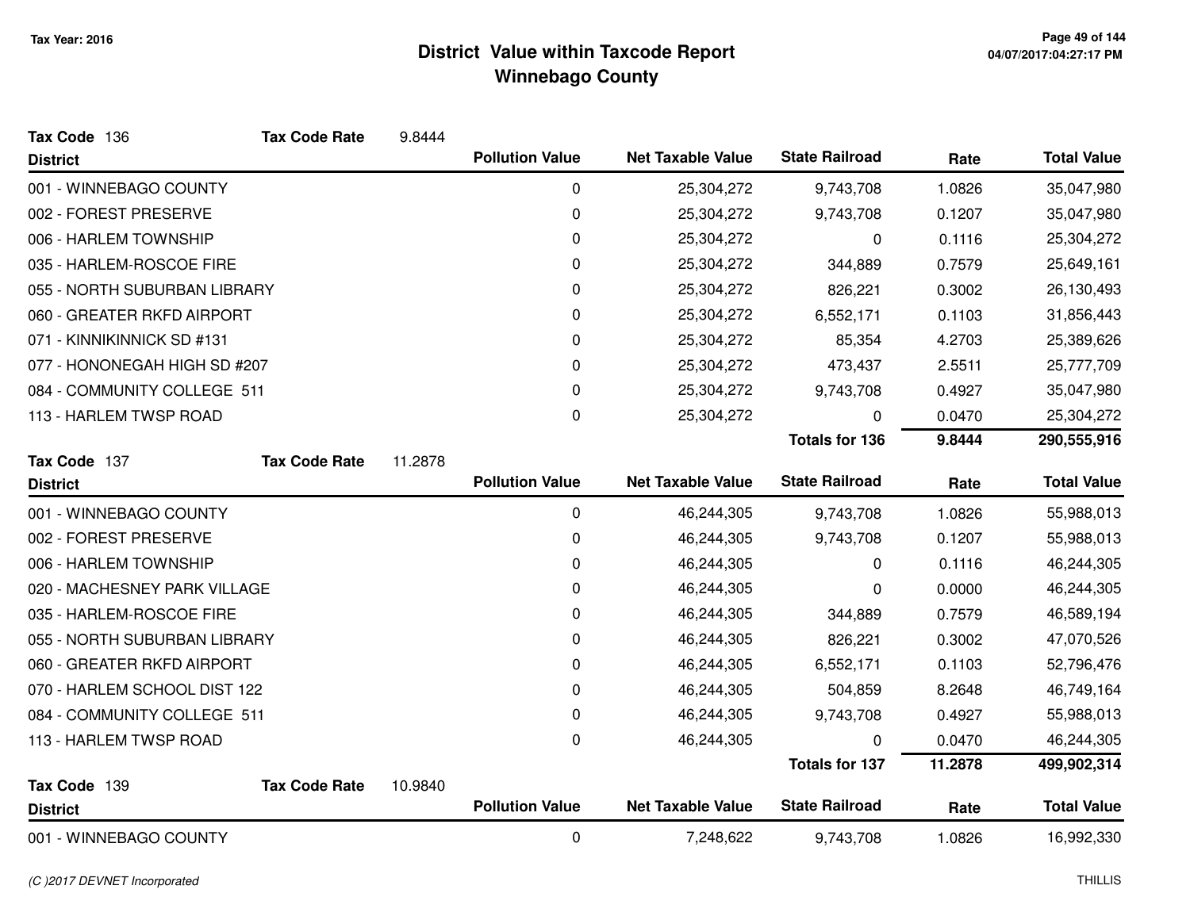# District Value within Taxcode Report
## Winnebago County

Tax Year: 2016

**Tax Code** 136 **Tax Code Rate** 9.8444

| District | Pollution Value | Net Taxable Value | State Railroad | Rate | Total Value |
|---|---|---|---|---|---|
| 001 - WINNEBAGO COUNTY | 0 | 25,304,272 | 9,743,708 | 1.0826 | 35,047,980 |
| 002 - FOREST PRESERVE | 0 | 25,304,272 | 9,743,708 | 0.1207 | 35,047,980 |
| 006 - HARLEM TOWNSHIP | 0 | 25,304,272 | 0 | 0.1116 | 25,304,272 |
| 035 - HARLEM-ROSCOE FIRE | 0 | 25,304,272 | 344,889 | 0.7579 | 25,649,161 |
| 055 - NORTH SUBURBAN LIBRARY | 0 | 25,304,272 | 826,221 | 0.3002 | 26,130,493 |
| 060 - GREATER RKFD AIRPORT | 0 | 25,304,272 | 6,552,171 | 0.1103 | 31,856,443 |
| 071 - KINNIKINNICK SD #131 | 0 | 25,304,272 | 85,354 | 4.2703 | 25,389,626 |
| 077 - HONONEGAH HIGH SD #207 | 0 | 25,304,272 | 473,437 | 2.5511 | 25,777,709 |
| 084 - COMMUNITY COLLEGE 511 | 0 | 25,304,272 | 9,743,708 | 0.4927 | 35,047,980 |
| 113 - HARLEM TWSP ROAD | 0 | 25,304,272 | 0 | 0.0470 | 25,304,272 |
| | | | **Totals for 136** | **9.8444** | **290,555,916** |

**Tax Code** 137 **Tax Code Rate** 11.2878

| District | Pollution Value | Net Taxable Value | State Railroad | Rate | Total Value |
|---|---|---|---|---|---|
| 001 - WINNEBAGO COUNTY | 0 | 46,244,305 | 9,743,708 | 1.0826 | 55,988,013 |
| 002 - FOREST PRESERVE | 0 | 46,244,305 | 9,743,708 | 0.1207 | 55,988,013 |
| 006 - HARLEM TOWNSHIP | 0 | 46,244,305 | 0 | 0.1116 | 46,244,305 |
| 020 - MACHESNEY PARK VILLAGE | 0 | 46,244,305 | 0 | 0.0000 | 46,244,305 |
| 035 - HARLEM-ROSCOE FIRE | 0 | 46,244,305 | 344,889 | 0.7579 | 46,589,194 |
| 055 - NORTH SUBURBAN LIBRARY | 0 | 46,244,305 | 826,221 | 0.3002 | 47,070,526 |
| 060 - GREATER RKFD AIRPORT | 0 | 46,244,305 | 6,552,171 | 0.1103 | 52,796,476 |
| 070 - HARLEM SCHOOL DIST 122 | 0 | 46,244,305 | 504,859 | 8.2648 | 46,749,164 |
| 084 - COMMUNITY COLLEGE 511 | 0 | 46,244,305 | 9,743,708 | 0.4927 | 55,988,013 |
| 113 - HARLEM TWSP ROAD | 0 | 46,244,305 | 0 | 0.0470 | 46,244,305 |
| | | | **Totals for 137** | **11.2878** | **499,902,314** |

**Tax Code** 139 **Tax Code Rate** 10.9840

| District | Pollution Value | Net Taxable Value | State Railroad | Rate | Total Value |
|---|---|---|---|---|---|
| 001 - WINNEBAGO COUNTY | 0 | 7,248,622 | 9,743,708 | 1.0826 | 16,992,330 |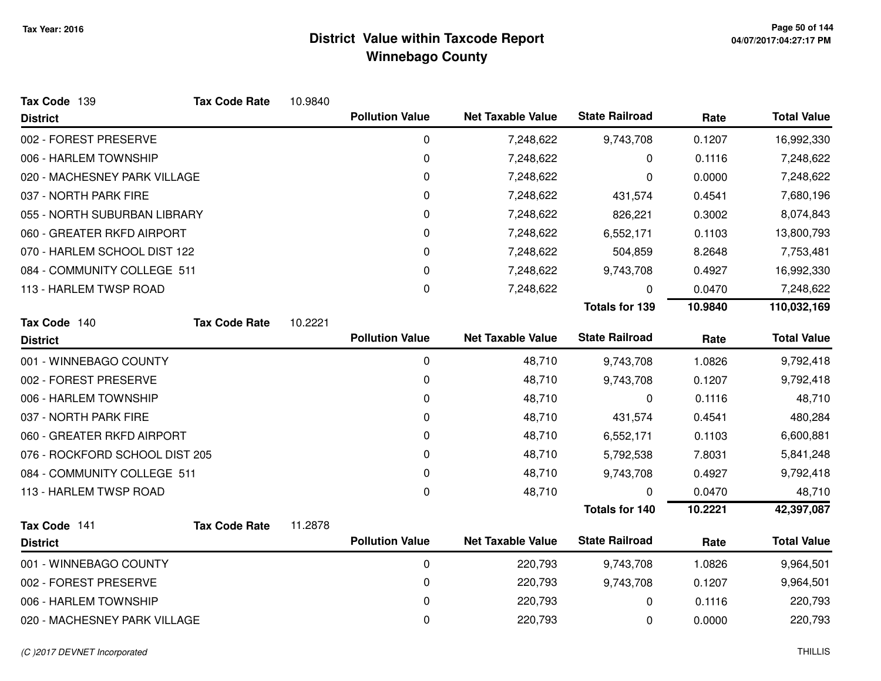# District Value within Taxcode Report
## Winnebago County

Tax Year: 2016

**Tax Code** 139 **Tax Code Rate** 10.9840

| District | Pollution Value | Net Taxable Value | State Railroad | Rate | Total Value |
|---|---|---|---|---|---|
| 002 - FOREST PRESERVE | 0 | 7,248,622 | 9,743,708 | 0.1207 | 16,992,330 |
| 006 - HARLEM TOWNSHIP | 0 | 7,248,622 | 0 | 0.1116 | 7,248,622 |
| 020 - MACHESNEY PARK VILLAGE | 0 | 7,248,622 | 0 | 0.0000 | 7,248,622 |
| 037 - NORTH PARK FIRE | 0 | 7,248,622 | 431,574 | 0.4541 | 7,680,196 |
| 055 - NORTH SUBURBAN LIBRARY | 0 | 7,248,622 | 826,221 | 0.3002 | 8,074,843 |
| 060 - GREATER RKFD AIRPORT | 0 | 7,248,622 | 6,552,171 | 0.1103 | 13,800,793 |
| 070 - HARLEM SCHOOL DIST 122 | 0 | 7,248,622 | 504,859 | 8.2648 | 7,753,481 |
| 084 - COMMUNITY COLLEGE 511 | 0 | 7,248,622 | 9,743,708 | 0.4927 | 16,992,330 |
| 113 - HARLEM TWSP ROAD | 0 | 7,248,622 | 0 | 0.0470 | 7,248,622 |
| | | | **Totals for 139** | **10.9840** | **110,032,169** |

**Tax Code** 140 **Tax Code Rate** 10.2221

| District | Pollution Value | Net Taxable Value | State Railroad | Rate | Total Value |
|---|---|---|---|---|---|
| 001 - WINNEBAGO COUNTY | 0 | 48,710 | 9,743,708 | 1.0826 | 9,792,418 |
| 002 - FOREST PRESERVE | 0 | 48,710 | 9,743,708 | 0.1207 | 9,792,418 |
| 006 - HARLEM TOWNSHIP | 0 | 48,710 | 0 | 0.1116 | 48,710 |
| 037 - NORTH PARK FIRE | 0 | 48,710 | 431,574 | 0.4541 | 480,284 |
| 060 - GREATER RKFD AIRPORT | 0 | 48,710 | 6,552,171 | 0.1103 | 6,600,881 |
| 076 - ROCKFORD SCHOOL DIST 205 | 0 | 48,710 | 5,792,538 | 7.8031 | 5,841,248 |
| 084 - COMMUNITY COLLEGE 511 | 0 | 48,710 | 9,743,708 | 0.4927 | 9,792,418 |
| 113 - HARLEM TWSP ROAD | 0 | 48,710 | 0 | 0.0470 | 48,710 |
| | | | **Totals for 140** | **10.2221** | **42,397,087** |

**Tax Code** 141 **Tax Code Rate** 11.2878

| District | Pollution Value | Net Taxable Value | State Railroad | Rate | Total Value |
|---|---|---|---|---|---|
| 001 - WINNEBAGO COUNTY | 0 | 220,793 | 9,743,708 | 1.0826 | 9,964,501 |
| 002 - FOREST PRESERVE | 0 | 220,793 | 9,743,708 | 0.1207 | 9,964,501 |
| 006 - HARLEM TOWNSHIP | 0 | 220,793 | 0 | 0.1116 | 220,793 |
| 020 - MACHESNEY PARK VILLAGE | 0 | 220,793 | 0 | 0.0000 | 220,793 |

(C )2017 DEVNET Incorporated THILLIS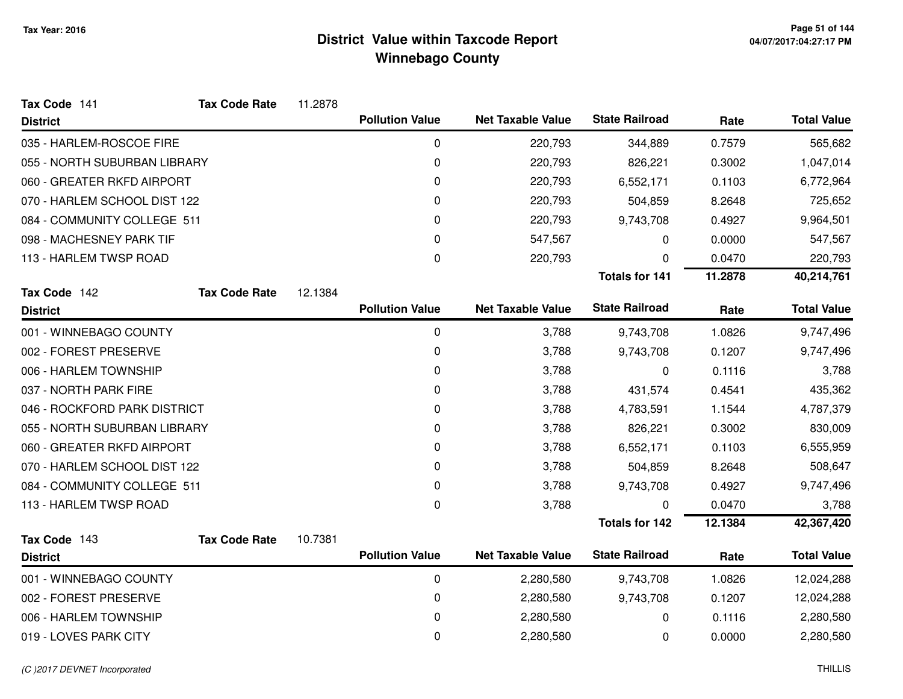# District Value within Taxcode Report
## Winnebago County

Tax Year: 2016

**Tax Code** 141 **Tax Code Rate** 11.2878

| District | Pollution Value | Net Taxable Value | State Railroad | Rate | Total Value |
|---|---|---|---|---|---|
| 035 - HARLEM-ROSCOE FIRE | 0 | 220,793 | 344,889 | 0.7579 | 565,682 |
| 055 - NORTH SUBURBAN LIBRARY | 0 | 220,793 | 826,221 | 0.3002 | 1,047,014 |
| 060 - GREATER RKFD AIRPORT | 0 | 220,793 | 6,552,171 | 0.1103 | 6,772,964 |
| 070 - HARLEM SCHOOL DIST 122 | 0 | 220,793 | 504,859 | 8.2648 | 725,652 |
| 084 - COMMUNITY COLLEGE 511 | 0 | 220,793 | 9,743,708 | 0.4927 | 9,964,501 |
| 098 - MACHESNEY PARK TIF | 0 | 547,567 | 0 | 0.0000 | 547,567 |
| 113 - HARLEM TWSP ROAD | 0 | 220,793 | 0 | 0.0470 | 220,793 |
| | | | **Totals for 141** | **11.2878** | **40,214,761** |

**Tax Code** 142 **Tax Code Rate** 12.1384

| District | Pollution Value | Net Taxable Value | State Railroad | Rate | Total Value |
|---|---|---|---|---|---|
| 001 - WINNEBAGO COUNTY | 0 | 3,788 | 9,743,708 | 1.0826 | 9,747,496 |
| 002 - FOREST PRESERVE | 0 | 3,788 | 9,743,708 | 0.1207 | 9,747,496 |
| 006 - HARLEM TOWNSHIP | 0 | 3,788 | 0 | 0.1116 | 3,788 |
| 037 - NORTH PARK FIRE | 0 | 3,788 | 431,574 | 0.4541 | 435,362 |
| 046 - ROCKFORD PARK DISTRICT | 0 | 3,788 | 4,783,591 | 1.1544 | 4,787,379 |
| 055 - NORTH SUBURBAN LIBRARY | 0 | 3,788 | 826,221 | 0.3002 | 830,009 |
| 060 - GREATER RKFD AIRPORT | 0 | 3,788 | 6,552,171 | 0.1103 | 6,555,959 |
| 070 - HARLEM SCHOOL DIST 122 | 0 | 3,788 | 504,859 | 8.2648 | 508,647 |
| 084 - COMMUNITY COLLEGE 511 | 0 | 3,788 | 9,743,708 | 0.4927 | 9,747,496 |
| 113 - HARLEM TWSP ROAD | 0 | 3,788 | 0 | 0.0470 | 3,788 |
| | | | **Totals for 142** | **12.1384** | **42,367,420** |

**Tax Code** 143 **Tax Code Rate** 10.7381

| District | Pollution Value | Net Taxable Value | State Railroad | Rate | Total Value |
|---|---|---|---|---|---|
| 001 - WINNEBAGO COUNTY | 0 | 2,280,580 | 9,743,708 | 1.0826 | 12,024,288 |
| 002 - FOREST PRESERVE | 0 | 2,280,580 | 9,743,708 | 0.1207 | 12,024,288 |
| 006 - HARLEM TOWNSHIP | 0 | 2,280,580 | 0 | 0.1116 | 2,280,580 |
| 019 - LOVES PARK CITY | 0 | 2,280,580 | 0 | 0.0000 | 2,280,580 |

(C )2017 DEVNET Incorporated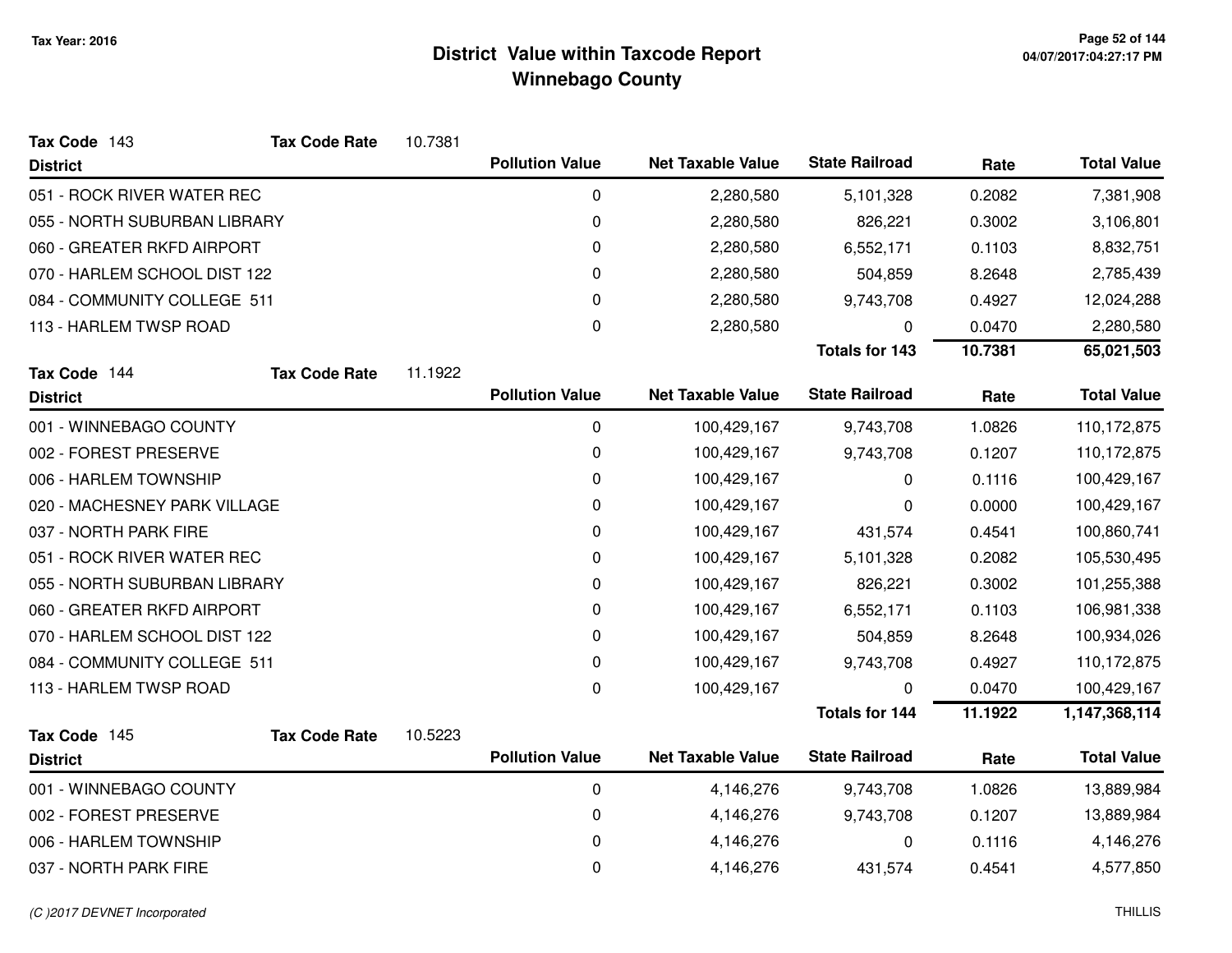# District Value within Taxcode Report
## Winnebago County

Tax Year: 2016

**Tax Code** 143 **Tax Code Rate** 10.7381

| District | Pollution Value | Net Taxable Value | State Railroad | Rate | Total Value |
|---|---|---|---|---|---|
| 051 - ROCK RIVER WATER REC | 0 | 2,280,580 | 5,101,328 | 0.2082 | 7,381,908 |
| 055 - NORTH SUBURBAN LIBRARY | 0 | 2,280,580 | 826,221 | 0.3002 | 3,106,801 |
| 060 - GREATER RKFD AIRPORT | 0 | 2,280,580 | 6,552,171 | 0.1103 | 8,832,751 |
| 070 - HARLEM SCHOOL DIST 122 | 0 | 2,280,580 | 504,859 | 8.2648 | 2,785,439 |
| 084 - COMMUNITY COLLEGE 511 | 0 | 2,280,580 | 9,743,708 | 0.4927 | 12,024,288 |
| 113 - HARLEM TWSP ROAD | 0 | 2,280,580 | 0 | 0.0470 | 2,280,580 |
| | | | **Totals for 143** | **10.7381** | **65,021,503** |

**Tax Code** 144 **Tax Code Rate** 11.1922

| District | Pollution Value | Net Taxable Value | State Railroad | Rate | Total Value |
|---|---|---|---|---|---|
| 001 - WINNEBAGO COUNTY | 0 | 100,429,167 | 9,743,708 | 1.0826 | 110,172,875 |
| 002 - FOREST PRESERVE | 0 | 100,429,167 | 9,743,708 | 0.1207 | 110,172,875 |
| 006 - HARLEM TOWNSHIP | 0 | 100,429,167 | 0 | 0.1116 | 100,429,167 |
| 020 - MACHESNEY PARK VILLAGE | 0 | 100,429,167 | 0 | 0.0000 | 100,429,167 |
| 037 - NORTH PARK FIRE | 0 | 100,429,167 | 431,574 | 0.4541 | 100,860,741 |
| 051 - ROCK RIVER WATER REC | 0 | 100,429,167 | 5,101,328 | 0.2082 | 105,530,495 |
| 055 - NORTH SUBURBAN LIBRARY | 0 | 100,429,167 | 826,221 | 0.3002 | 101,255,388 |
| 060 - GREATER RKFD AIRPORT | 0 | 100,429,167 | 6,552,171 | 0.1103 | 106,981,338 |
| 070 - HARLEM SCHOOL DIST 122 | 0 | 100,429,167 | 504,859 | 8.2648 | 100,934,026 |
| 084 - COMMUNITY COLLEGE 511 | 0 | 100,429,167 | 9,743,708 | 0.4927 | 110,172,875 |
| 113 - HARLEM TWSP ROAD | 0 | 100,429,167 | 0 | 0.0470 | 100,429,167 |
| | | | **Totals for 144** | **11.1922** | **1,147,368,114** |

**Tax Code** 145 **Tax Code Rate** 10.5223

| District | Pollution Value | Net Taxable Value | State Railroad | Rate | Total Value |
|---|---|---|---|---|---|
| 001 - WINNEBAGO COUNTY | 0 | 4,146,276 | 9,743,708 | 1.0826 | 13,889,984 |
| 002 - FOREST PRESERVE | 0 | 4,146,276 | 9,743,708 | 0.1207 | 13,889,984 |
| 006 - HARLEM TOWNSHIP | 0 | 4,146,276 | 0 | 0.1116 | 4,146,276 |
| 037 - NORTH PARK FIRE | 0 | 4,146,276 | 431,574 | 0.4541 | 4,577,850 |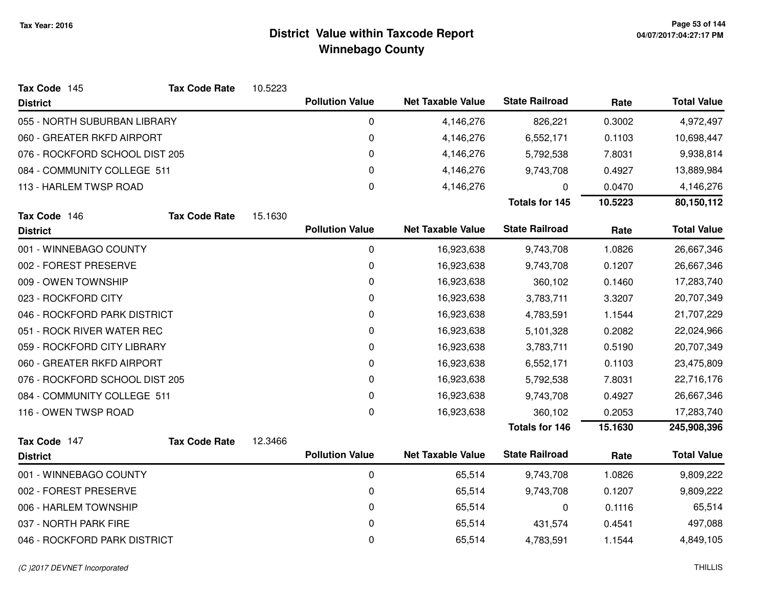# District Value within Taxcode Report
## Winnebago County

Tax Year: 2016

**Tax Code** 145 **Tax Code Rate** 10.5223

| District | Pollution Value | Net Taxable Value | State Railroad | Rate | Total Value |
|---|---|---|---|---|---|
| 055 - NORTH SUBURBAN LIBRARY | 0 | 4,146,276 | 826,221 | 0.3002 | 4,972,497 |
| 060 - GREATER RKFD AIRPORT | 0 | 4,146,276 | 6,552,171 | 0.1103 | 10,698,447 |
| 076 - ROCKFORD SCHOOL DIST 205 | 0 | 4,146,276 | 5,792,538 | 7.8031 | 9,938,814 |
| 084 - COMMUNITY COLLEGE 511 | 0 | 4,146,276 | 9,743,708 | 0.4927 | 13,889,984 |
| 113 - HARLEM TWSP ROAD | 0 | 4,146,276 | 0 | 0.0470 | 4,146,276 |
| | | | **Totals for 145** | **10.5223** | **80,150,112** |

**Tax Code** 146 **Tax Code Rate** 15.1630

| District | Pollution Value | Net Taxable Value | State Railroad | Rate | Total Value |
|---|---|---|---|---|---|
| 001 - WINNEBAGO COUNTY | 0 | 16,923,638 | 9,743,708 | 1.0826 | 26,667,346 |
| 002 - FOREST PRESERVE | 0 | 16,923,638 | 9,743,708 | 0.1207 | 26,667,346 |
| 009 - OWEN TOWNSHIP | 0 | 16,923,638 | 360,102 | 0.1460 | 17,283,740 |
| 023 - ROCKFORD CITY | 0 | 16,923,638 | 3,783,711 | 3.3207 | 20,707,349 |
| 046 - ROCKFORD PARK DISTRICT | 0 | 16,923,638 | 4,783,591 | 1.1544 | 21,707,229 |
| 051 - ROCK RIVER WATER REC | 0 | 16,923,638 | 5,101,328 | 0.2082 | 22,024,966 |
| 059 - ROCKFORD CITY LIBRARY | 0 | 16,923,638 | 3,783,711 | 0.5190 | 20,707,349 |
| 060 - GREATER RKFD AIRPORT | 0 | 16,923,638 | 6,552,171 | 0.1103 | 23,475,809 |
| 076 - ROCKFORD SCHOOL DIST 205 | 0 | 16,923,638 | 5,792,538 | 7.8031 | 22,716,176 |
| 084 - COMMUNITY COLLEGE 511 | 0 | 16,923,638 | 9,743,708 | 0.4927 | 26,667,346 |
| 116 - OWEN TWSP ROAD | 0 | 16,923,638 | 360,102 | 0.2053 | 17,283,740 |
| | | | **Totals for 146** | **15.1630** | **245,908,396** |

**Tax Code** 147 **Tax Code Rate** 12.3466

| District | Pollution Value | Net Taxable Value | State Railroad | Rate | Total Value |
|---|---|---|---|---|---|
| 001 - WINNEBAGO COUNTY | 0 | 65,514 | 9,743,708 | 1.0826 | 9,809,222 |
| 002 - FOREST PRESERVE | 0 | 65,514 | 9,743,708 | 0.1207 | 9,809,222 |
| 006 - HARLEM TOWNSHIP | 0 | 65,514 | 0 | 0.1116 | 65,514 |
| 037 - NORTH PARK FIRE | 0 | 65,514 | 431,574 | 0.4541 | 497,088 |
| 046 - ROCKFORD PARK DISTRICT | 0 | 65,514 | 4,783,591 | 1.1544 | 4,849,105 |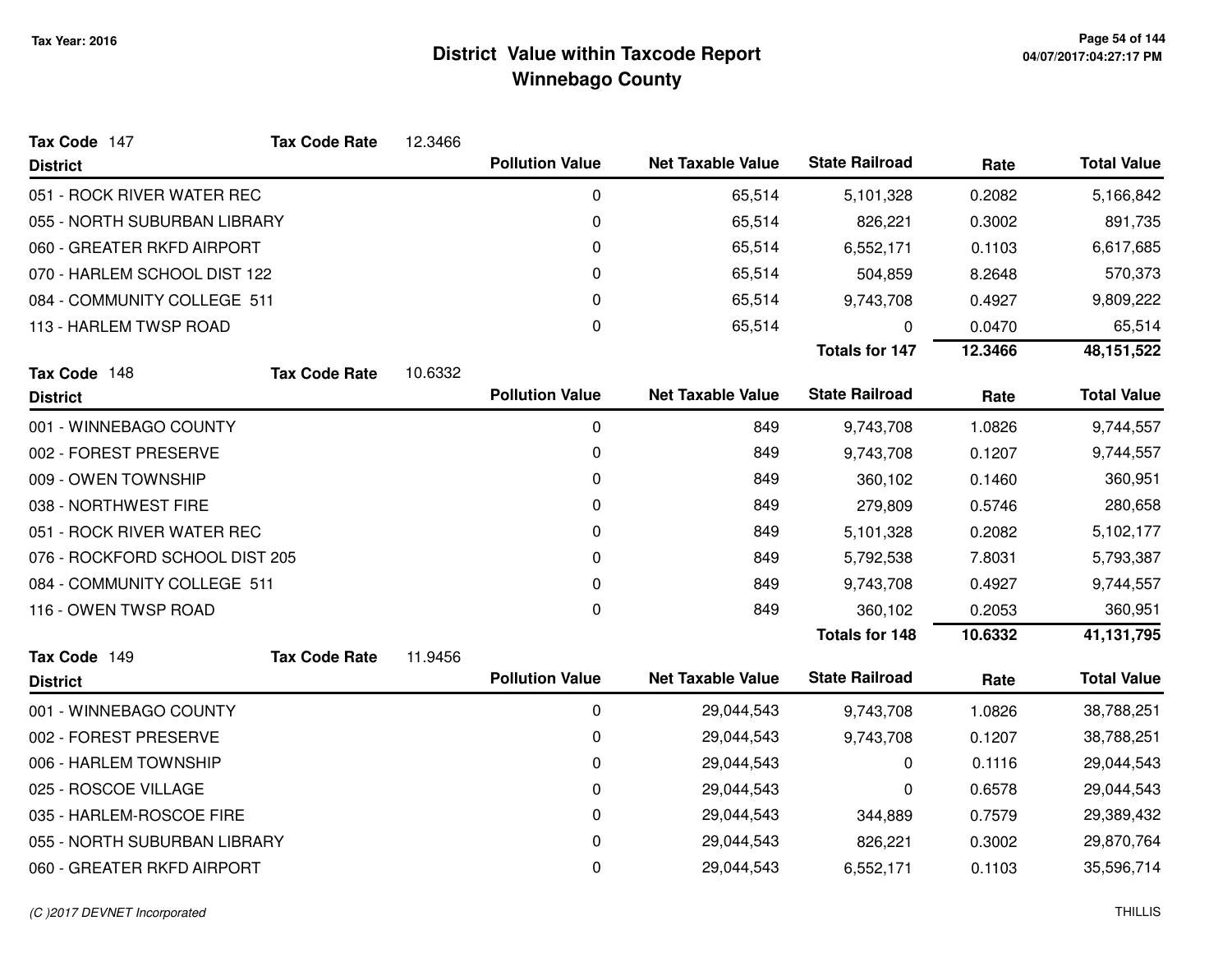# District Value within Taxcode Report
## Winnebago County

Tax Year: 2016

**Tax Code** 147 **Tax Code Rate** 12.3466

| District | Pollution Value | Net Taxable Value | State Railroad | Rate | Total Value |
|---|---|---|---|---|---|
| 051 - ROCK RIVER WATER REC | 0 | 65,514 | 5,101,328 | 0.2082 | 5,166,842 |
| 055 - NORTH SUBURBAN LIBRARY | 0 | 65,514 | 826,221 | 0.3002 | 891,735 |
| 060 - GREATER RKFD AIRPORT | 0 | 65,514 | 6,552,171 | 0.1103 | 6,617,685 |
| 070 - HARLEM SCHOOL DIST 122 | 0 | 65,514 | 504,859 | 8.2648 | 570,373 |
| 084 - COMMUNITY COLLEGE 511 | 0 | 65,514 | 9,743,708 | 0.4927 | 9,809,222 |
| 113 - HARLEM TWSP ROAD | 0 | 65,514 | 0 | 0.0470 | 65,514 |
| | | | **Totals for 147** | **12.3466** | **48,151,522** |

**Tax Code** 148 **Tax Code Rate** 10.6332

| District | Pollution Value | Net Taxable Value | State Railroad | Rate | Total Value |
|---|---|---|---|---|---|
| 001 - WINNEBAGO COUNTY | 0 | 849 | 9,743,708 | 1.0826 | 9,744,557 |
| 002 - FOREST PRESERVE | 0 | 849 | 9,743,708 | 0.1207 | 9,744,557 |
| 009 - OWEN TOWNSHIP | 0 | 849 | 360,102 | 0.1460 | 360,951 |
| 038 - NORTHWEST FIRE | 0 | 849 | 279,809 | 0.5746 | 280,658 |
| 051 - ROCK RIVER WATER REC | 0 | 849 | 5,101,328 | 0.2082 | 5,102,177 |
| 076 - ROCKFORD SCHOOL DIST 205 | 0 | 849 | 5,792,538 | 7.8031 | 5,793,387 |
| 084 - COMMUNITY COLLEGE 511 | 0 | 849 | 9,743,708 | 0.4927 | 9,744,557 |
| 116 - OWEN TWSP ROAD | 0 | 849 | 360,102 | 0.2053 | 360,951 |
| | | | **Totals for 148** | **10.6332** | **41,131,795** |

**Tax Code** 149 **Tax Code Rate** 11.9456

| District | Pollution Value | Net Taxable Value | State Railroad | Rate | Total Value |
|---|---|---|---|---|---|
| 001 - WINNEBAGO COUNTY | 0 | 29,044,543 | 9,743,708 | 1.0826 | 38,788,251 |
| 002 - FOREST PRESERVE | 0 | 29,044,543 | 9,743,708 | 0.1207 | 38,788,251 |
| 006 - HARLEM TOWNSHIP | 0 | 29,044,543 | 0 | 0.1116 | 29,044,543 |
| 025 - ROSCOE VILLAGE | 0 | 29,044,543 | 0 | 0.6578 | 29,044,543 |
| 035 - HARLEM-ROSCOE FIRE | 0 | 29,044,543 | 344,889 | 0.7579 | 29,389,432 |
| 055 - NORTH SUBURBAN LIBRARY | 0 | 29,044,543 | 826,221 | 0.3002 | 29,870,764 |
| 060 - GREATER RKFD AIRPORT | 0 | 29,044,543 | 6,552,171 | 0.1103 | 35,596,714 |

(C )2017 DEVNET Incorporated THILLIS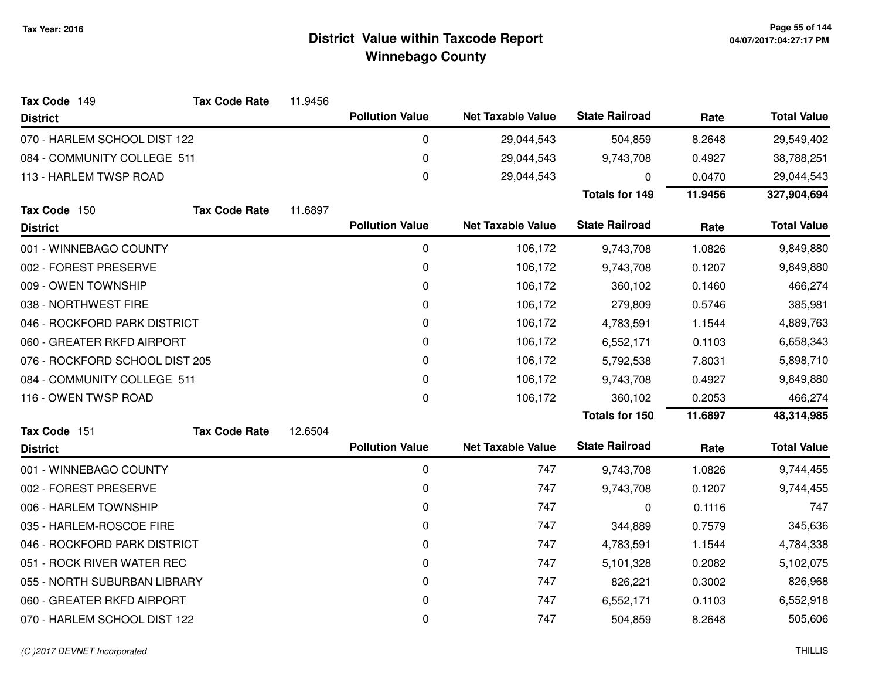# District Value within Taxcode Report
## Winnebago County

Tax Year: 2016

**Tax Code** 149 **Tax Code Rate** 11.9456

| District | Pollution Value | Net Taxable Value | State Railroad | Rate | Total Value |
|---|---|---|---|---|---|
| 070 - HARLEM SCHOOL DIST 122 | 0 | 29,044,543 | 504,859 | 8.2648 | 29,549,402 |
| 084 - COMMUNITY COLLEGE 511 | 0 | 29,044,543 | 9,743,708 | 0.4927 | 38,788,251 |
| 113 - HARLEM TWSP ROAD | 0 | 29,044,543 | 0 | 0.0470 | 29,044,543 |
| | | | **Totals for 149** | **11.9456** | **327,904,694** |

**Tax Code** 150 **Tax Code Rate** 11.6897

| District | Pollution Value | Net Taxable Value | State Railroad | Rate | Total Value |
|---|---|---|---|---|---|
| 001 - WINNEBAGO COUNTY | 0 | 106,172 | 9,743,708 | 1.0826 | 9,849,880 |
| 002 - FOREST PRESERVE | 0 | 106,172 | 9,743,708 | 0.1207 | 9,849,880 |
| 009 - OWEN TOWNSHIP | 0 | 106,172 | 360,102 | 0.1460 | 466,274 |
| 038 - NORTHWEST FIRE | 0 | 106,172 | 279,809 | 0.5746 | 385,981 |
| 046 - ROCKFORD PARK DISTRICT | 0 | 106,172 | 4,783,591 | 1.1544 | 4,889,763 |
| 060 - GREATER RKFD AIRPORT | 0 | 106,172 | 6,552,171 | 0.1103 | 6,658,343 |
| 076 - ROCKFORD SCHOOL DIST 205 | 0 | 106,172 | 5,792,538 | 7.8031 | 5,898,710 |
| 084 - COMMUNITY COLLEGE 511 | 0 | 106,172 | 9,743,708 | 0.4927 | 9,849,880 |
| 116 - OWEN TWSP ROAD | 0 | 106,172 | 360,102 | 0.2053 | 466,274 |
| | | | **Totals for 150** | **11.6897** | **48,314,985** |

**Tax Code** 151 **Tax Code Rate** 12.6504

| District | Pollution Value | Net Taxable Value | State Railroad | Rate | Total Value |
|---|---|---|---|---|---|
| 001 - WINNEBAGO COUNTY | 0 | 747 | 9,743,708 | 1.0826 | 9,744,455 |
| 002 - FOREST PRESERVE | 0 | 747 | 9,743,708 | 0.1207 | 9,744,455 |
| 006 - HARLEM TOWNSHIP | 0 | 747 | 0 | 0.1116 | 747 |
| 035 - HARLEM-ROSCOE FIRE | 0 | 747 | 344,889 | 0.7579 | 345,636 |
| 046 - ROCKFORD PARK DISTRICT | 0 | 747 | 4,783,591 | 1.1544 | 4,784,338 |
| 051 - ROCK RIVER WATER REC | 0 | 747 | 5,101,328 | 0.2082 | 5,102,075 |
| 055 - NORTH SUBURBAN LIBRARY | 0 | 747 | 826,221 | 0.3002 | 826,968 |
| 060 - GREATER RKFD AIRPORT | 0 | 747 | 6,552,171 | 0.1103 | 6,552,918 |
| 070 - HARLEM SCHOOL DIST 122 | 0 | 747 | 504,859 | 8.2648 | 505,606 |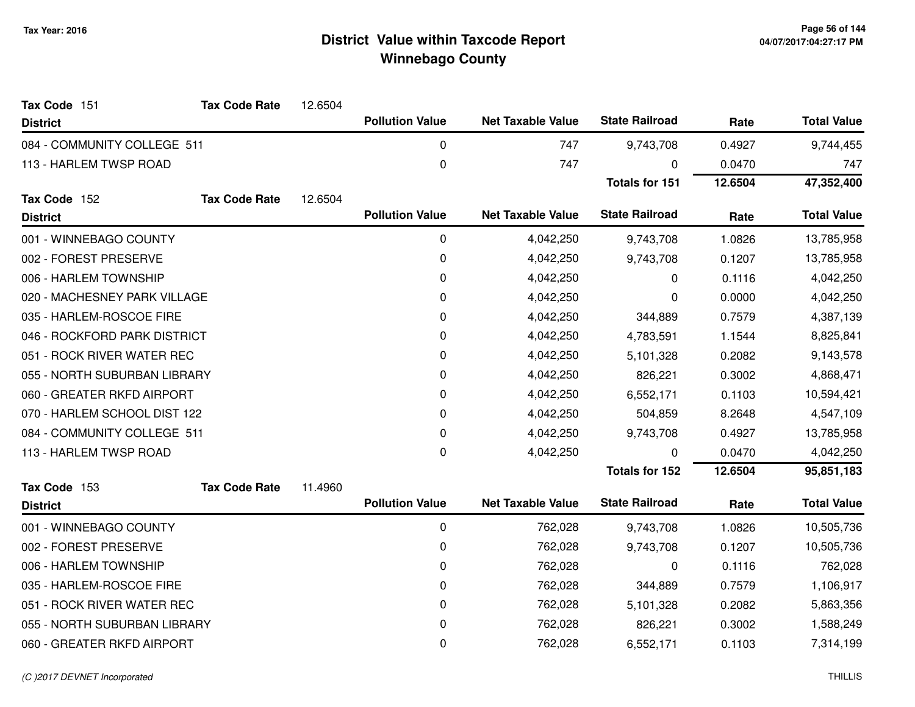**Tax Year: 2016**

# District Value within Taxcode Report
## Winnebago County

**Tax Code** 151 **Tax Code Rate** 12.6504

| District | Pollution Value | Net Taxable Value | State Railroad | Rate | Total Value |
|---|---|---|---|---|---|
| 084 - COMMUNITY COLLEGE 511 | 0 | 747 | 9,743,708 | 0.4927 | 9,744,455 |
| 113 - HARLEM TWSP ROAD | 0 | 747 | 0 | 0.0470 | 747 |
| | | | **Totals for 151** | **12.6504** | **47,352,400** |

**Tax Code** 152 **Tax Code Rate** 12.6504

| District | Pollution Value | Net Taxable Value | State Railroad | Rate | Total Value |
|---|---|---|---|---|---|
| 001 - WINNEBAGO COUNTY | 0 | 4,042,250 | 9,743,708 | 1.0826 | 13,785,958 |
| 002 - FOREST PRESERVE | 0 | 4,042,250 | 9,743,708 | 0.1207 | 13,785,958 |
| 006 - HARLEM TOWNSHIP | 0 | 4,042,250 | 0 | 0.1116 | 4,042,250 |
| 020 - MACHESNEY PARK VILLAGE | 0 | 4,042,250 | 0 | 0.0000 | 4,042,250 |
| 035 - HARLEM-ROSCOE FIRE | 0 | 4,042,250 | 344,889 | 0.7579 | 4,387,139 |
| 046 - ROCKFORD PARK DISTRICT | 0 | 4,042,250 | 4,783,591 | 1.1544 | 8,825,841 |
| 051 - ROCK RIVER WATER REC | 0 | 4,042,250 | 5,101,328 | 0.2082 | 9,143,578 |
| 055 - NORTH SUBURBAN LIBRARY | 0 | 4,042,250 | 826,221 | 0.3002 | 4,868,471 |
| 060 - GREATER RKFD AIRPORT | 0 | 4,042,250 | 6,552,171 | 0.1103 | 10,594,421 |
| 070 - HARLEM SCHOOL DIST 122 | 0 | 4,042,250 | 504,859 | 8.2648 | 4,547,109 |
| 084 - COMMUNITY COLLEGE 511 | 0 | 4,042,250 | 9,743,708 | 0.4927 | 13,785,958 |
| 113 - HARLEM TWSP ROAD | 0 | 4,042,250 | 0 | 0.0470 | 4,042,250 |
| | | | **Totals for 152** | **12.6504** | **95,851,183** |

**Tax Code** 153 **Tax Code Rate** 11.4960

| District | Pollution Value | Net Taxable Value | State Railroad | Rate | Total Value |
|---|---|---|---|---|---|
| 001 - WINNEBAGO COUNTY | 0 | 762,028 | 9,743,708 | 1.0826 | 10,505,736 |
| 002 - FOREST PRESERVE | 0 | 762,028 | 9,743,708 | 0.1207 | 10,505,736 |
| 006 - HARLEM TOWNSHIP | 0 | 762,028 | 0 | 0.1116 | 762,028 |
| 035 - HARLEM-ROSCOE FIRE | 0 | 762,028 | 344,889 | 0.7579 | 1,106,917 |
| 051 - ROCK RIVER WATER REC | 0 | 762,028 | 5,101,328 | 0.2082 | 5,863,356 |
| 055 - NORTH SUBURBAN LIBRARY | 0 | 762,028 | 826,221 | 0.3002 | 1,588,249 |
| 060 - GREATER RKFD AIRPORT | 0 | 762,028 | 6,552,171 | 0.1103 | 7,314,199 |

*(C )2017 DEVNET Incorporated* THILLIS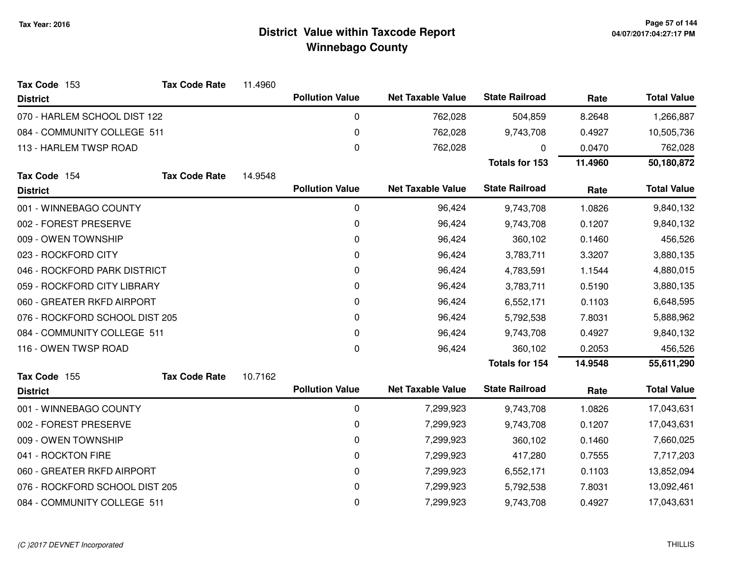# District Value within Taxcode Report
## Winnebago County

Tax Year: 2016

**Tax Code** 153 **Tax Code Rate** 11.4960

| District | Pollution Value | Net Taxable Value | State Railroad | Rate | Total Value |
|---|---|---|---|---|---|
| 070 - HARLEM SCHOOL DIST 122 | 0 | 762,028 | 504,859 | 8.2648 | 1,266,887 |
| 084 - COMMUNITY COLLEGE 511 | 0 | 762,028 | 9,743,708 | 0.4927 | 10,505,736 |
| 113 - HARLEM TWSP ROAD | 0 | 762,028 | 0 | 0.0470 | 762,028 |
| | | | **Totals for 153** | **11.4960** | **50,180,872** |

**Tax Code** 154 **Tax Code Rate** 14.9548

| District | Pollution Value | Net Taxable Value | State Railroad | Rate | Total Value |
|---|---|---|---|---|---|
| 001 - WINNEBAGO COUNTY | 0 | 96,424 | 9,743,708 | 1.0826 | 9,840,132 |
| 002 - FOREST PRESERVE | 0 | 96,424 | 9,743,708 | 0.1207 | 9,840,132 |
| 009 - OWEN TOWNSHIP | 0 | 96,424 | 360,102 | 0.1460 | 456,526 |
| 023 - ROCKFORD CITY | 0 | 96,424 | 3,783,711 | 3.3207 | 3,880,135 |
| 046 - ROCKFORD PARK DISTRICT | 0 | 96,424 | 4,783,591 | 1.1544 | 4,880,015 |
| 059 - ROCKFORD CITY LIBRARY | 0 | 96,424 | 3,783,711 | 0.5190 | 3,880,135 |
| 060 - GREATER RKFD AIRPORT | 0 | 96,424 | 6,552,171 | 0.1103 | 6,648,595 |
| 076 - ROCKFORD SCHOOL DIST 205 | 0 | 96,424 | 5,792,538 | 7.8031 | 5,888,962 |
| 084 - COMMUNITY COLLEGE 511 | 0 | 96,424 | 9,743,708 | 0.4927 | 9,840,132 |
| 116 - OWEN TWSP ROAD | 0 | 96,424 | 360,102 | 0.2053 | 456,526 |
| | | | **Totals for 154** | **14.9548** | **55,611,290** |

**Tax Code** 155 **Tax Code Rate** 10.7162

| District | Pollution Value | Net Taxable Value | State Railroad | Rate | Total Value |
|---|---|---|---|---|---|
| 001 - WINNEBAGO COUNTY | 0 | 7,299,923 | 9,743,708 | 1.0826 | 17,043,631 |
| 002 - FOREST PRESERVE | 0 | 7,299,923 | 9,743,708 | 0.1207 | 17,043,631 |
| 009 - OWEN TOWNSHIP | 0 | 7,299,923 | 360,102 | 0.1460 | 7,660,025 |
| 041 - ROCKTON FIRE | 0 | 7,299,923 | 417,280 | 0.7555 | 7,717,203 |
| 060 - GREATER RKFD AIRPORT | 0 | 7,299,923 | 6,552,171 | 0.1103 | 13,852,094 |
| 076 - ROCKFORD SCHOOL DIST 205 | 0 | 7,299,923 | 5,792,538 | 7.8031 | 13,092,461 |
| 084 - COMMUNITY COLLEGE 511 | 0 | 7,299,923 | 9,743,708 | 0.4927 | 17,043,631 |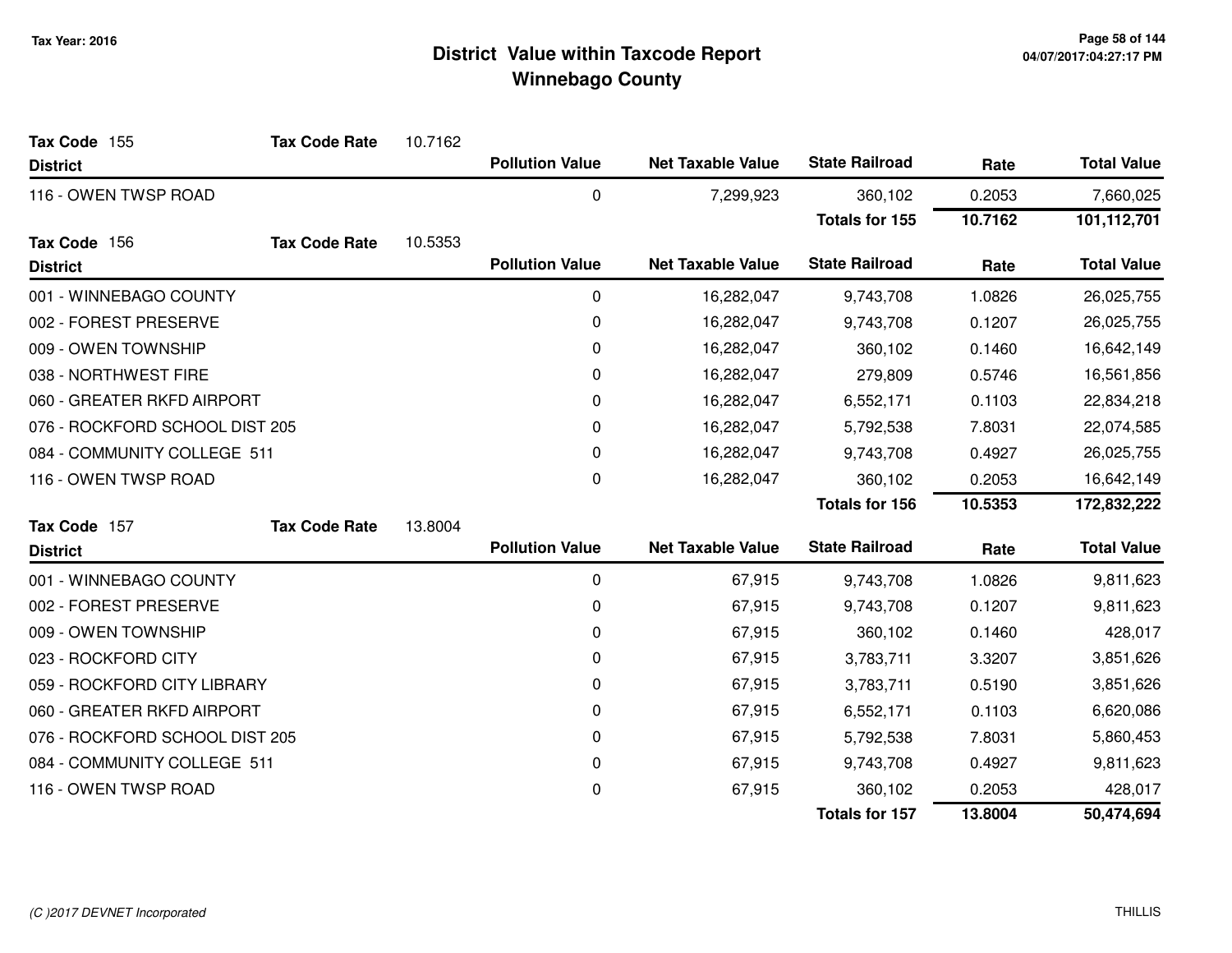# District Value within Taxcode Report
## Winnebago County

Tax Year: 2016

**Tax Code** 155 **Tax Code Rate** 10.7162

| District | Pollution Value | Net Taxable Value | State Railroad | Rate | Total Value |
|---|---|---|---|---|---|
| 116 - OWEN TWSP ROAD | 0 | 7,299,923 | 360,102 | 0.2053 | 7,660,025 |
| | | | **Totals for 155** | **10.7162** | **101,112,701** |

**Tax Code** 156 **Tax Code Rate** 10.5353

| District | Pollution Value | Net Taxable Value | State Railroad | Rate | Total Value |
|---|---|---|---|---|---|
| 001 - WINNEBAGO COUNTY | 0 | 16,282,047 | 9,743,708 | 1.0826 | 26,025,755 |
| 002 - FOREST PRESERVE | 0 | 16,282,047 | 9,743,708 | 0.1207 | 26,025,755 |
| 009 - OWEN TOWNSHIP | 0 | 16,282,047 | 360,102 | 0.1460 | 16,642,149 |
| 038 - NORTHWEST FIRE | 0 | 16,282,047 | 279,809 | 0.5746 | 16,561,856 |
| 060 - GREATER RKFD AIRPORT | 0 | 16,282,047 | 6,552,171 | 0.1103 | 22,834,218 |
| 076 - ROCKFORD SCHOOL DIST 205 | 0 | 16,282,047 | 5,792,538 | 7.8031 | 22,074,585 |
| 084 - COMMUNITY COLLEGE 511 | 0 | 16,282,047 | 9,743,708 | 0.4927 | 26,025,755 |
| 116 - OWEN TWSP ROAD | 0 | 16,282,047 | 360,102 | 0.2053 | 16,642,149 |
| | | | **Totals for 156** | **10.5353** | **172,832,222** |

**Tax Code** 157 **Tax Code Rate** 13.8004

| District | Pollution Value | Net Taxable Value | State Railroad | Rate | Total Value |
|---|---|---|---|---|---|
| 001 - WINNEBAGO COUNTY | 0 | 67,915 | 9,743,708 | 1.0826 | 9,811,623 |
| 002 - FOREST PRESERVE | 0 | 67,915 | 9,743,708 | 0.1207 | 9,811,623 |
| 009 - OWEN TOWNSHIP | 0 | 67,915 | 360,102 | 0.1460 | 428,017 |
| 023 - ROCKFORD CITY | 0 | 67,915 | 3,783,711 | 3.3207 | 3,851,626 |
| 059 - ROCKFORD CITY LIBRARY | 0 | 67,915 | 3,783,711 | 0.5190 | 3,851,626 |
| 060 - GREATER RKFD AIRPORT | 0 | 67,915 | 6,552,171 | 0.1103 | 6,620,086 |
| 076 - ROCKFORD SCHOOL DIST 205 | 0 | 67,915 | 5,792,538 | 7.8031 | 5,860,453 |
| 084 - COMMUNITY COLLEGE 511 | 0 | 67,915 | 9,743,708 | 0.4927 | 9,811,623 |
| 116 - OWEN TWSP ROAD | 0 | 67,915 | 360,102 | 0.2053 | 428,017 |
| | | | **Totals for 157** | **13.8004** | **50,474,694** |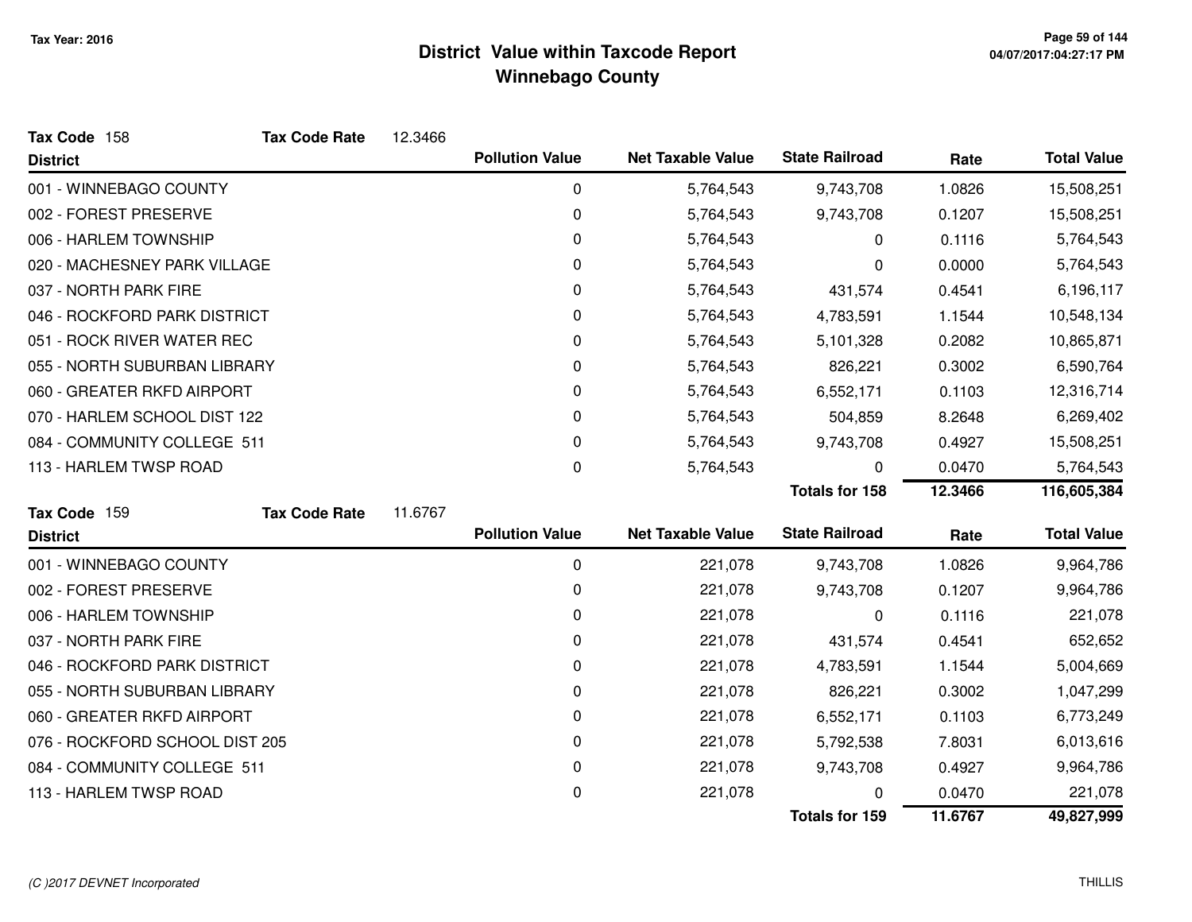# District Value within Taxcode Report
## Winnebago County

Tax Year: 2016

**Tax Code** 158 **Tax Code Rate** 12.3466

| District | Pollution Value | Net Taxable Value | State Railroad | Rate | Total Value |
|---|---|---|---|---|---|
| 001 - WINNEBAGO COUNTY | 0 | 5,764,543 | 9,743,708 | 1.0826 | 15,508,251 |
| 002 - FOREST PRESERVE | 0 | 5,764,543 | 9,743,708 | 0.1207 | 15,508,251 |
| 006 - HARLEM TOWNSHIP | 0 | 5,764,543 | 0 | 0.1116 | 5,764,543 |
| 020 - MACHESNEY PARK VILLAGE | 0 | 5,764,543 | 0 | 0.0000 | 5,764,543 |
| 037 - NORTH PARK FIRE | 0 | 5,764,543 | 431,574 | 0.4541 | 6,196,117 |
| 046 - ROCKFORD PARK DISTRICT | 0 | 5,764,543 | 4,783,591 | 1.1544 | 10,548,134 |
| 051 - ROCK RIVER WATER REC | 0 | 5,764,543 | 5,101,328 | 0.2082 | 10,865,871 |
| 055 - NORTH SUBURBAN LIBRARY | 0 | 5,764,543 | 826,221 | 0.3002 | 6,590,764 |
| 060 - GREATER RKFD AIRPORT | 0 | 5,764,543 | 6,552,171 | 0.1103 | 12,316,714 |
| 070 - HARLEM SCHOOL DIST 122 | 0 | 5,764,543 | 504,859 | 8.2648 | 6,269,402 |
| 084 - COMMUNITY COLLEGE 511 | 0 | 5,764,543 | 9,743,708 | 0.4927 | 15,508,251 |
| 113 - HARLEM TWSP ROAD | 0 | 5,764,543 | 0 | 0.0470 | 5,764,543 |
| | | | **Totals for 158** | **12.3466** | **116,605,384** |

**Tax Code** 159 **Tax Code Rate** 11.6767

| District | Pollution Value | Net Taxable Value | State Railroad | Rate | Total Value |
|---|---|---|---|---|---|
| 001 - WINNEBAGO COUNTY | 0 | 221,078 | 9,743,708 | 1.0826 | 9,964,786 |
| 002 - FOREST PRESERVE | 0 | 221,078 | 9,743,708 | 0.1207 | 9,964,786 |
| 006 - HARLEM TOWNSHIP | 0 | 221,078 | 0 | 0.1116 | 221,078 |
| 037 - NORTH PARK FIRE | 0 | 221,078 | 431,574 | 0.4541 | 652,652 |
| 046 - ROCKFORD PARK DISTRICT | 0 | 221,078 | 4,783,591 | 1.1544 | 5,004,669 |
| 055 - NORTH SUBURBAN LIBRARY | 0 | 221,078 | 826,221 | 0.3002 | 1,047,299 |
| 060 - GREATER RKFD AIRPORT | 0 | 221,078 | 6,552,171 | 0.1103 | 6,773,249 |
| 076 - ROCKFORD SCHOOL DIST 205 | 0 | 221,078 | 5,792,538 | 7.8031 | 6,013,616 |
| 084 - COMMUNITY COLLEGE 511 | 0 | 221,078 | 9,743,708 | 0.4927 | 9,964,786 |
| 113 - HARLEM TWSP ROAD | 0 | 221,078 | 0 | 0.0470 | 221,078 |
| | | | **Totals for 159** | **11.6767** | **49,827,999** |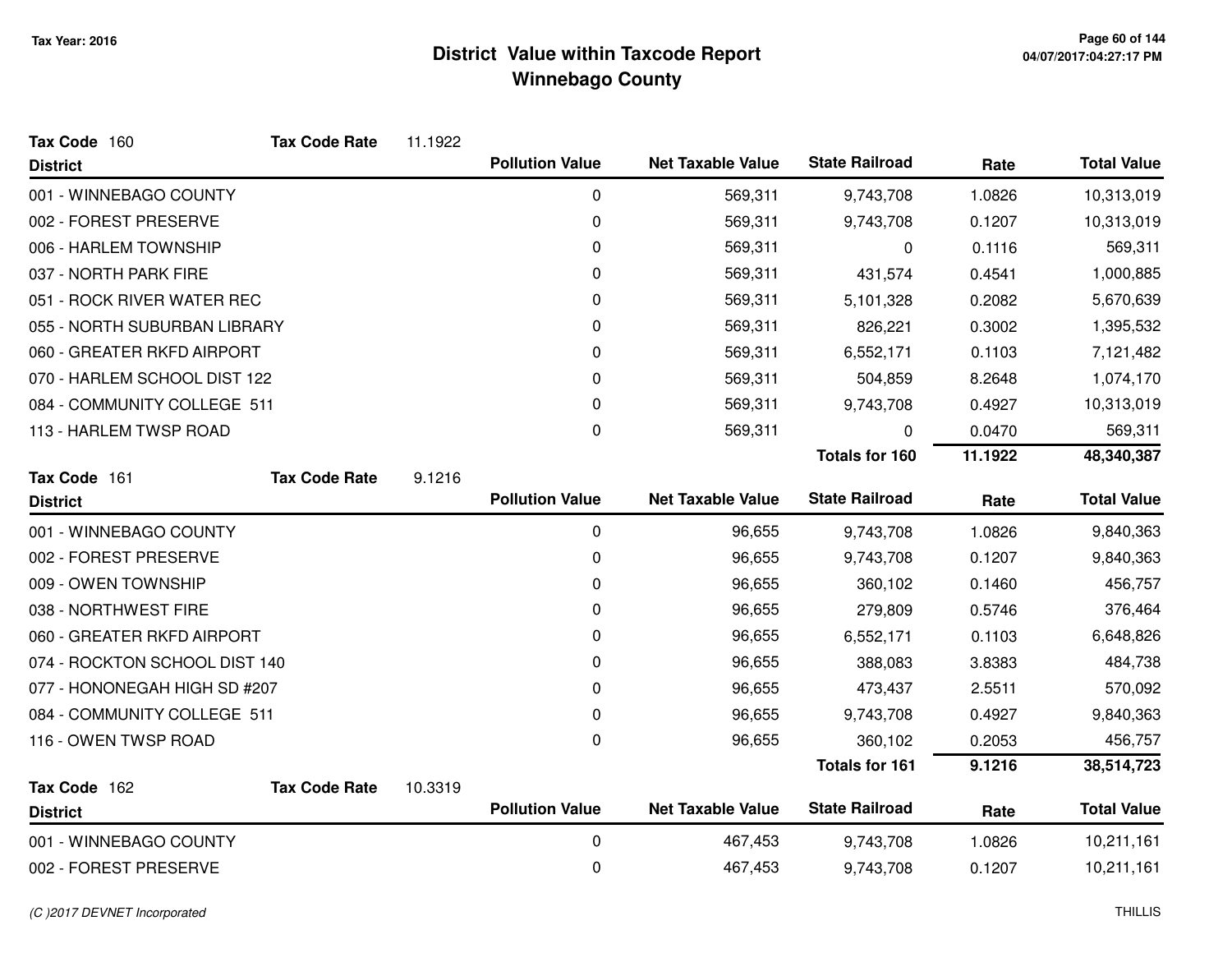Tax Year: 2016

# District Value within Taxcode Report
## Winnebago County

**Tax Code** 160 **Tax Code Rate** 11.1922

| District | Pollution Value | Net Taxable Value | State Railroad | Rate | Total Value |
|---|---|---|---|---|---|
| 001 - WINNEBAGO COUNTY | 0 | 569,311 | 9,743,708 | 1.0826 | 10,313,019 |
| 002 - FOREST PRESERVE | 0 | 569,311 | 9,743,708 | 0.1207 | 10,313,019 |
| 006 - HARLEM TOWNSHIP | 0 | 569,311 | 0 | 0.1116 | 569,311 |
| 037 - NORTH PARK FIRE | 0 | 569,311 | 431,574 | 0.4541 | 1,000,885 |
| 051 - ROCK RIVER WATER REC | 0 | 569,311 | 5,101,328 | 0.2082 | 5,670,639 |
| 055 - NORTH SUBURBAN LIBRARY | 0 | 569,311 | 826,221 | 0.3002 | 1,395,532 |
| 060 - GREATER RKFD AIRPORT | 0 | 569,311 | 6,552,171 | 0.1103 | 7,121,482 |
| 070 - HARLEM SCHOOL DIST 122 | 0 | 569,311 | 504,859 | 8.2648 | 1,074,170 |
| 084 - COMMUNITY COLLEGE 511 | 0 | 569,311 | 9,743,708 | 0.4927 | 10,313,019 |
| 113 - HARLEM TWSP ROAD | 0 | 569,311 | 0 | 0.0470 | 569,311 |
| | | | **Totals for 160** | **11.1922** | **48,340,387** |

**Tax Code** 161 **Tax Code Rate** 9.1216

| District | Pollution Value | Net Taxable Value | State Railroad | Rate | Total Value |
|---|---|---|---|---|---|
| 001 - WINNEBAGO COUNTY | 0 | 96,655 | 9,743,708 | 1.0826 | 9,840,363 |
| 002 - FOREST PRESERVE | 0 | 96,655 | 9,743,708 | 0.1207 | 9,840,363 |
| 009 - OWEN TOWNSHIP | 0 | 96,655 | 360,102 | 0.1460 | 456,757 |
| 038 - NORTHWEST FIRE | 0 | 96,655 | 279,809 | 0.5746 | 376,464 |
| 060 - GREATER RKFD AIRPORT | 0 | 96,655 | 6,552,171 | 0.1103 | 6,648,826 |
| 074 - ROCKTON SCHOOL DIST 140 | 0 | 96,655 | 388,083 | 3.8383 | 484,738 |
| 077 - HONONEGAH HIGH SD #207 | 0 | 96,655 | 473,437 | 2.5511 | 570,092 |
| 084 - COMMUNITY COLLEGE 511 | 0 | 96,655 | 9,743,708 | 0.4927 | 9,840,363 |
| 116 - OWEN TWSP ROAD | 0 | 96,655 | 360,102 | 0.2053 | 456,757 |
| | | | **Totals for 161** | **9.1216** | **38,514,723** |

**Tax Code** 162 **Tax Code Rate** 10.3319

| District | Pollution Value | Net Taxable Value | State Railroad | Rate | Total Value |
|---|---|---|---|---|---|
| 001 - WINNEBAGO COUNTY | 0 | 467,453 | 9,743,708 | 1.0826 | 10,211,161 |
| 002 - FOREST PRESERVE | 0 | 467,453 | 9,743,708 | 0.1207 | 10,211,161 |

*(C )2017 DEVNET Incorporated* THILLIS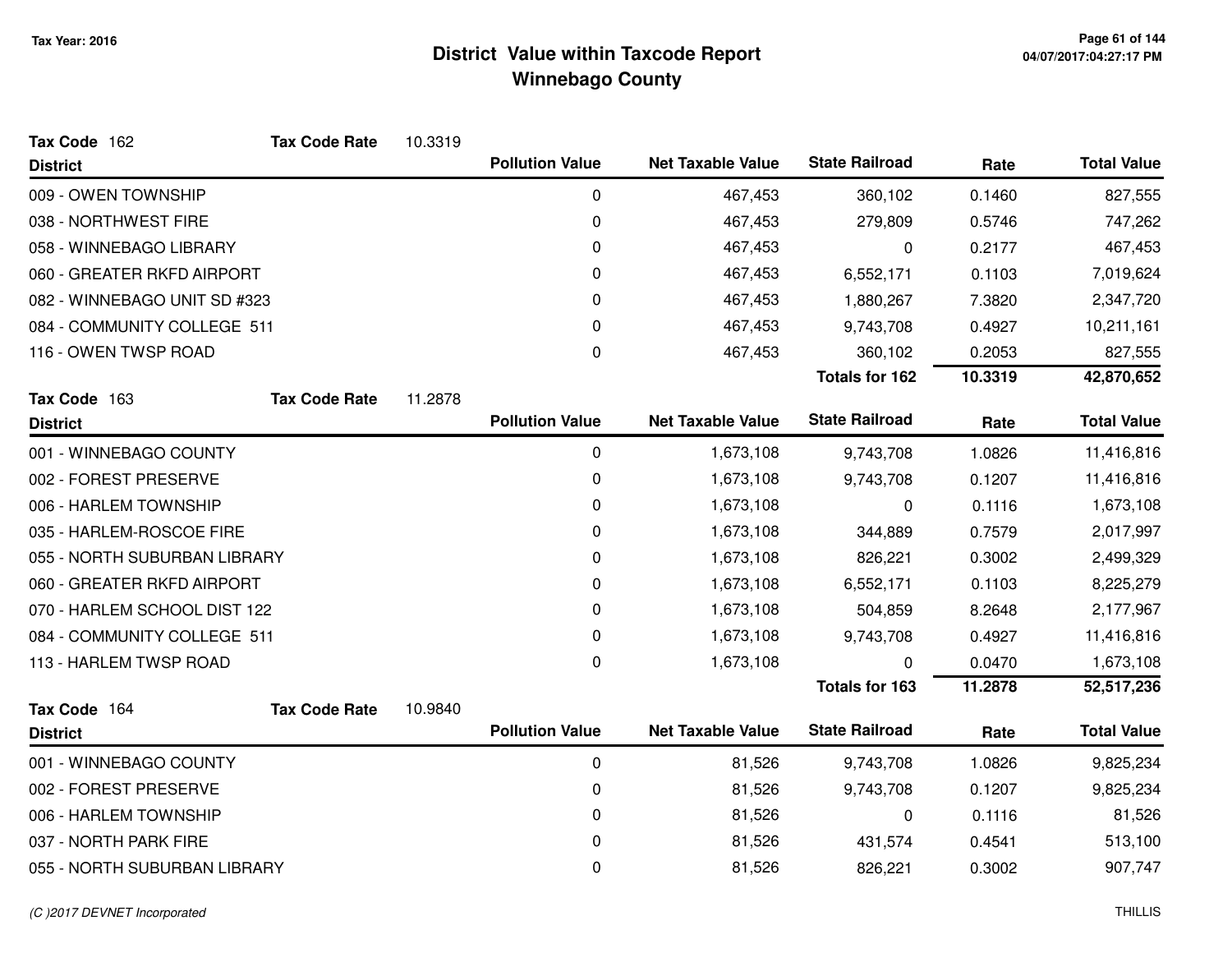# District Value within Taxcode Report
## Winnebago County

Tax Year: 2016

**Tax Code** 162 **Tax Code Rate** 10.3319

| District | Pollution Value | Net Taxable Value | State Railroad | Rate | Total Value |
|---|---|---|---|---|---|
| 009 - OWEN TOWNSHIP | 0 | 467,453 | 360,102 | 0.1460 | 827,555 |
| 038 - NORTHWEST FIRE | 0 | 467,453 | 279,809 | 0.5746 | 747,262 |
| 058 - WINNEBAGO LIBRARY | 0 | 467,453 | 0 | 0.2177 | 467,453 |
| 060 - GREATER RKFD AIRPORT | 0 | 467,453 | 6,552,171 | 0.1103 | 7,019,624 |
| 082 - WINNEBAGO UNIT SD #323 | 0 | 467,453 | 1,880,267 | 7.3820 | 2,347,720 |
| 084 - COMMUNITY COLLEGE 511 | 0 | 467,453 | 9,743,708 | 0.4927 | 10,211,161 |
| 116 - OWEN TWSP ROAD | 0 | 467,453 | 360,102 | 0.2053 | 827,555 |
| | | | **Totals for 162** | **10.3319** | **42,870,652** |

**Tax Code** 163 **Tax Code Rate** 11.2878

| District | Pollution Value | Net Taxable Value | State Railroad | Rate | Total Value |
|---|---|---|---|---|---|
| 001 - WINNEBAGO COUNTY | 0 | 1,673,108 | 9,743,708 | 1.0826 | 11,416,816 |
| 002 - FOREST PRESERVE | 0 | 1,673,108 | 9,743,708 | 0.1207 | 11,416,816 |
| 006 - HARLEM TOWNSHIP | 0 | 1,673,108 | 0 | 0.1116 | 1,673,108 |
| 035 - HARLEM-ROSCOE FIRE | 0 | 1,673,108 | 344,889 | 0.7579 | 2,017,997 |
| 055 - NORTH SUBURBAN LIBRARY | 0 | 1,673,108 | 826,221 | 0.3002 | 2,499,329 |
| 060 - GREATER RKFD AIRPORT | 0 | 1,673,108 | 6,552,171 | 0.1103 | 8,225,279 |
| 070 - HARLEM SCHOOL DIST 122 | 0 | 1,673,108 | 504,859 | 8.2648 | 2,177,967 |
| 084 - COMMUNITY COLLEGE 511 | 0 | 1,673,108 | 9,743,708 | 0.4927 | 11,416,816 |
| 113 - HARLEM TWSP ROAD | 0 | 1,673,108 | 0 | 0.0470 | 1,673,108 |
| | | | **Totals for 163** | **11.2878** | **52,517,236** |

**Tax Code** 164 **Tax Code Rate** 10.9840

| District | Pollution Value | Net Taxable Value | State Railroad | Rate | Total Value |
|---|---|---|---|---|---|
| 001 - WINNEBAGO COUNTY | 0 | 81,526 | 9,743,708 | 1.0826 | 9,825,234 |
| 002 - FOREST PRESERVE | 0 | 81,526 | 9,743,708 | 0.1207 | 9,825,234 |
| 006 - HARLEM TOWNSHIP | 0 | 81,526 | 0 | 0.1116 | 81,526 |
| 037 - NORTH PARK FIRE | 0 | 81,526 | 431,574 | 0.4541 | 513,100 |
| 055 - NORTH SUBURBAN LIBRARY | 0 | 81,526 | 826,221 | 0.3002 | 907,747 |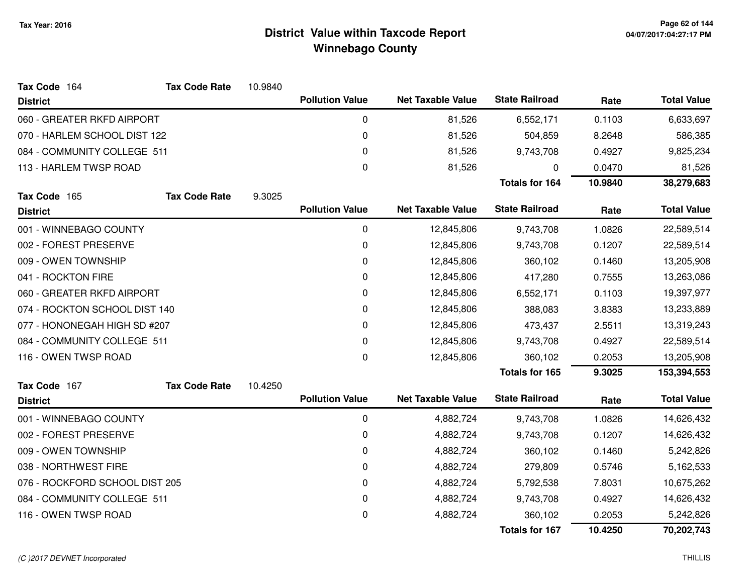# District Value within Taxcode Report
## Winnebago County

Tax Year: 2016

**Tax Code** 164 **Tax Code Rate** 10.9840

| District | Pollution Value | Net Taxable Value | State Railroad | Rate | Total Value |
|---|---|---|---|---|---|
| 060 - GREATER RKFD AIRPORT | 0 | 81,526 | 6,552,171 | 0.1103 | 6,633,697 |
| 070 - HARLEM SCHOOL DIST 122 | 0 | 81,526 | 504,859 | 8.2648 | 586,385 |
| 084 - COMMUNITY COLLEGE 511 | 0 | 81,526 | 9,743,708 | 0.4927 | 9,825,234 |
| 113 - HARLEM TWSP ROAD | 0 | 81,526 | 0 | 0.0470 | 81,526 |
| | | | **Totals for 164** | **10.9840** | **38,279,683** |

**Tax Code** 165 **Tax Code Rate** 9.3025

| District | Pollution Value | Net Taxable Value | State Railroad | Rate | Total Value |
|---|---|---|---|---|---|
| 001 - WINNEBAGO COUNTY | 0 | 12,845,806 | 9,743,708 | 1.0826 | 22,589,514 |
| 002 - FOREST PRESERVE | 0 | 12,845,806 | 9,743,708 | 0.1207 | 22,589,514 |
| 009 - OWEN TOWNSHIP | 0 | 12,845,806 | 360,102 | 0.1460 | 13,205,908 |
| 041 - ROCKTON FIRE | 0 | 12,845,806 | 417,280 | 0.7555 | 13,263,086 |
| 060 - GREATER RKFD AIRPORT | 0 | 12,845,806 | 6,552,171 | 0.1103 | 19,397,977 |
| 074 - ROCKTON SCHOOL DIST 140 | 0 | 12,845,806 | 388,083 | 3.8383 | 13,233,889 |
| 077 - HONONEGAH HIGH SD #207 | 0 | 12,845,806 | 473,437 | 2.5511 | 13,319,243 |
| 084 - COMMUNITY COLLEGE 511 | 0 | 12,845,806 | 9,743,708 | 0.4927 | 22,589,514 |
| 116 - OWEN TWSP ROAD | 0 | 12,845,806 | 360,102 | 0.2053 | 13,205,908 |
| | | | **Totals for 165** | **9.3025** | **153,394,553** |

**Tax Code** 167 **Tax Code Rate** 10.4250

| District | Pollution Value | Net Taxable Value | State Railroad | Rate | Total Value |
|---|---|---|---|---|---|
| 001 - WINNEBAGO COUNTY | 0 | 4,882,724 | 9,743,708 | 1.0826 | 14,626,432 |
| 002 - FOREST PRESERVE | 0 | 4,882,724 | 9,743,708 | 0.1207 | 14,626,432 |
| 009 - OWEN TOWNSHIP | 0 | 4,882,724 | 360,102 | 0.1460 | 5,242,826 |
| 038 - NORTHWEST FIRE | 0 | 4,882,724 | 279,809 | 0.5746 | 5,162,533 |
| 076 - ROCKFORD SCHOOL DIST 205 | 0 | 4,882,724 | 5,792,538 | 7.8031 | 10,675,262 |
| 084 - COMMUNITY COLLEGE 511 | 0 | 4,882,724 | 9,743,708 | 0.4927 | 14,626,432 |
| 116 - OWEN TWSP ROAD | 0 | 4,882,724 | 360,102 | 0.2053 | 5,242,826 |
| | | | **Totals for 167** | **10.4250** | **70,202,743** |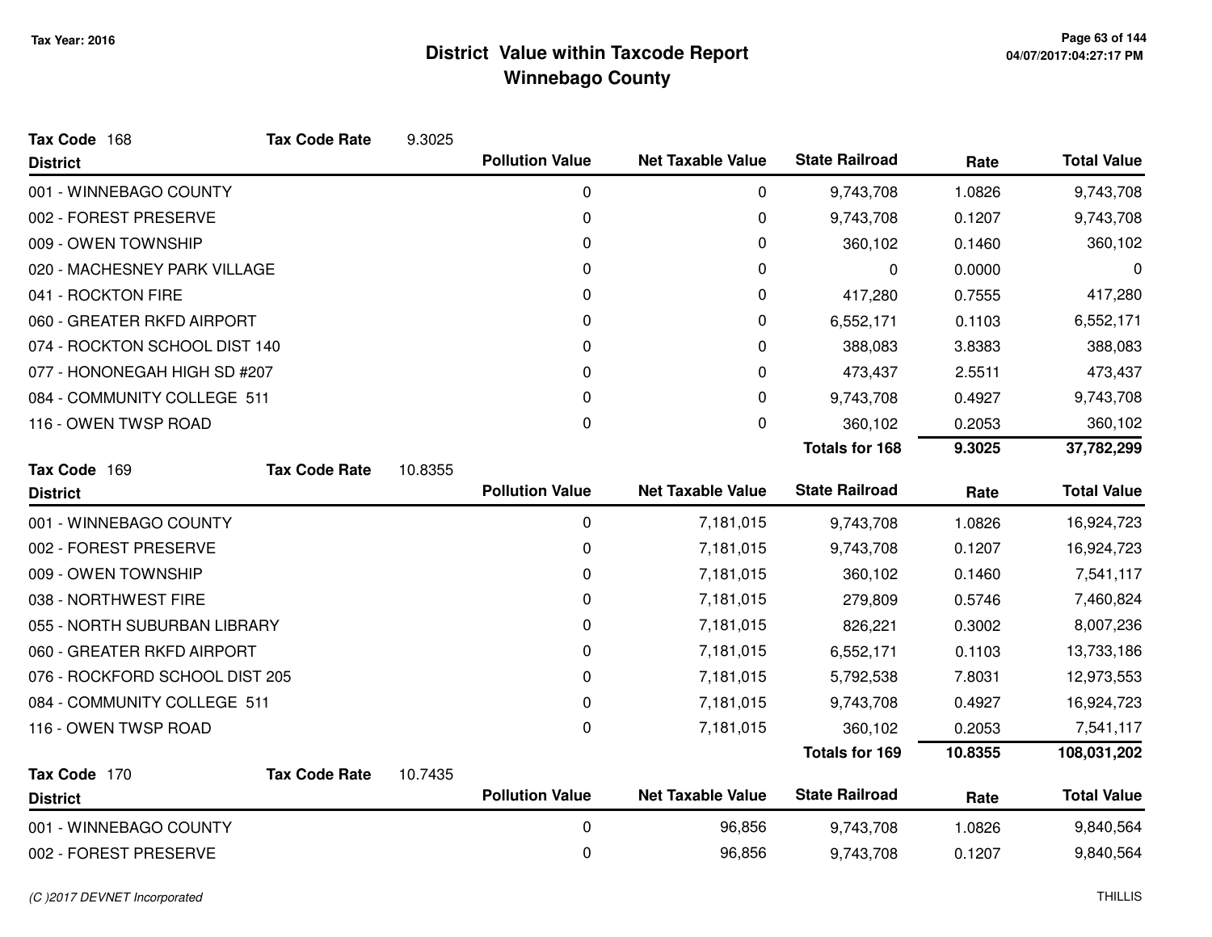**Tax Year: 2016**

# District Value within Taxcode Report
## Winnebago County

**Tax Code** 168 **Tax Code Rate** 9.3025

| District | Pollution Value | Net Taxable Value | State Railroad | Rate | Total Value |
|---|---|---|---|---|---|
| 001 - WINNEBAGO COUNTY | 0 | 0 | 9,743,708 | 1.0826 | 9,743,708 |
| 002 - FOREST PRESERVE | 0 | 0 | 9,743,708 | 0.1207 | 9,743,708 |
| 009 - OWEN TOWNSHIP | 0 | 0 | 360,102 | 0.1460 | 360,102 |
| 020 - MACHESNEY PARK VILLAGE | 0 | 0 | 0 | 0.0000 | 0 |
| 041 - ROCKTON FIRE | 0 | 0 | 417,280 | 0.7555 | 417,280 |
| 060 - GREATER RKFD AIRPORT | 0 | 0 | 6,552,171 | 0.1103 | 6,552,171 |
| 074 - ROCKTON SCHOOL DIST 140 | 0 | 0 | 388,083 | 3.8383 | 388,083 |
| 077 - HONONEGAH HIGH SD #207 | 0 | 0 | 473,437 | 2.5511 | 473,437 |
| 084 - COMMUNITY COLLEGE 511 | 0 | 0 | 9,743,708 | 0.4927 | 9,743,708 |
| 116 - OWEN TWSP ROAD | 0 | 0 | 360,102 | 0.2053 | 360,102 |
| | | | **Totals for 168** | **9.3025** | **37,782,299** |

**Tax Code** 169 **Tax Code Rate** 10.8355

| District | Pollution Value | Net Taxable Value | State Railroad | Rate | Total Value |
|---|---|---|---|---|---|
| 001 - WINNEBAGO COUNTY | 0 | 7,181,015 | 9,743,708 | 1.0826 | 16,924,723 |
| 002 - FOREST PRESERVE | 0 | 7,181,015 | 9,743,708 | 0.1207 | 16,924,723 |
| 009 - OWEN TOWNSHIP | 0 | 7,181,015 | 360,102 | 0.1460 | 7,541,117 |
| 038 - NORTHWEST FIRE | 0 | 7,181,015 | 279,809 | 0.5746 | 7,460,824 |
| 055 - NORTH SUBURBAN LIBRARY | 0 | 7,181,015 | 826,221 | 0.3002 | 8,007,236 |
| 060 - GREATER RKFD AIRPORT | 0 | 7,181,015 | 6,552,171 | 0.1103 | 13,733,186 |
| 076 - ROCKFORD SCHOOL DIST 205 | 0 | 7,181,015 | 5,792,538 | 7.8031 | 12,973,553 |
| 084 - COMMUNITY COLLEGE 511 | 0 | 7,181,015 | 9,743,708 | 0.4927 | 16,924,723 |
| 116 - OWEN TWSP ROAD | 0 | 7,181,015 | 360,102 | 0.2053 | 7,541,117 |
| | | | **Totals for 169** | **10.8355** | **108,031,202** |

**Tax Code** 170 **Tax Code Rate** 10.7435

| District | Pollution Value | Net Taxable Value | State Railroad | Rate | Total Value |
|---|---|---|---|---|---|
| 001 - WINNEBAGO COUNTY | 0 | 96,856 | 9,743,708 | 1.0826 | 9,840,564 |
| 002 - FOREST PRESERVE | 0 | 96,856 | 9,743,708 | 0.1207 | 9,840,564 |

*(C )2017 DEVNET Incorporated*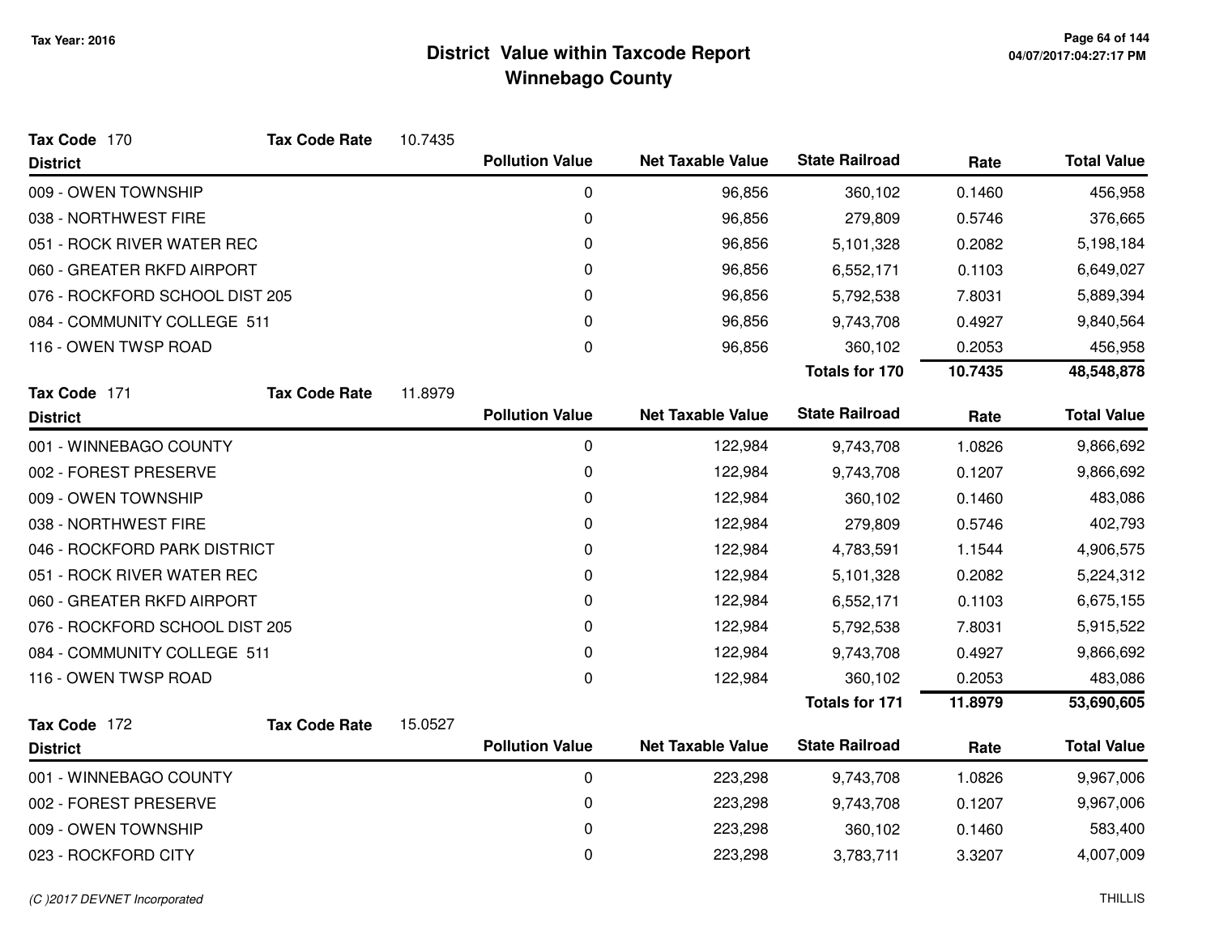# District Value within Taxcode Report
## Winnebago County

Tax Year: 2016

**Tax Code** 170 **Tax Code Rate** 10.7435

| District | Pollution Value | Net Taxable Value | State Railroad | Rate | Total Value |
|---|---|---|---|---|---|
| 009 - OWEN TOWNSHIP | 0 | 96,856 | 360,102 | 0.1460 | 456,958 |
| 038 - NORTHWEST FIRE | 0 | 96,856 | 279,809 | 0.5746 | 376,665 |
| 051 - ROCK RIVER WATER REC | 0 | 96,856 | 5,101,328 | 0.2082 | 5,198,184 |
| 060 - GREATER RKFD AIRPORT | 0 | 96,856 | 6,552,171 | 0.1103 | 6,649,027 |
| 076 - ROCKFORD SCHOOL DIST 205 | 0 | 96,856 | 5,792,538 | 7.8031 | 5,889,394 |
| 084 - COMMUNITY COLLEGE 511 | 0 | 96,856 | 9,743,708 | 0.4927 | 9,840,564 |
| 116 - OWEN TWSP ROAD | 0 | 96,856 | 360,102 | 0.2053 | 456,958 |
| | | | **Totals for 170** | **10.7435** | **48,548,878** |

**Tax Code** 171 **Tax Code Rate** 11.8979

| District | Pollution Value | Net Taxable Value | State Railroad | Rate | Total Value |
|---|---|---|---|---|---|
| 001 - WINNEBAGO COUNTY | 0 | 122,984 | 9,743,708 | 1.0826 | 9,866,692 |
| 002 - FOREST PRESERVE | 0 | 122,984 | 9,743,708 | 0.1207 | 9,866,692 |
| 009 - OWEN TOWNSHIP | 0 | 122,984 | 360,102 | 0.1460 | 483,086 |
| 038 - NORTHWEST FIRE | 0 | 122,984 | 279,809 | 0.5746 | 402,793 |
| 046 - ROCKFORD PARK DISTRICT | 0 | 122,984 | 4,783,591 | 1.1544 | 4,906,575 |
| 051 - ROCK RIVER WATER REC | 0 | 122,984 | 5,101,328 | 0.2082 | 5,224,312 |
| 060 - GREATER RKFD AIRPORT | 0 | 122,984 | 6,552,171 | 0.1103 | 6,675,155 |
| 076 - ROCKFORD SCHOOL DIST 205 | 0 | 122,984 | 5,792,538 | 7.8031 | 5,915,522 |
| 084 - COMMUNITY COLLEGE 511 | 0 | 122,984 | 9,743,708 | 0.4927 | 9,866,692 |
| 116 - OWEN TWSP ROAD | 0 | 122,984 | 360,102 | 0.2053 | 483,086 |
| | | | **Totals for 171** | **11.8979** | **53,690,605** |

**Tax Code** 172 **Tax Code Rate** 15.0527

| District | Pollution Value | Net Taxable Value | State Railroad | Rate | Total Value |
|---|---|---|---|---|---|
| 001 - WINNEBAGO COUNTY | 0 | 223,298 | 9,743,708 | 1.0826 | 9,967,006 |
| 002 - FOREST PRESERVE | 0 | 223,298 | 9,743,708 | 0.1207 | 9,967,006 |
| 009 - OWEN TOWNSHIP | 0 | 223,298 | 360,102 | 0.1460 | 583,400 |
| 023 - ROCKFORD CITY | 0 | 223,298 | 3,783,711 | 3.3207 | 4,007,009 |

(C )2017 DEVNET Incorporated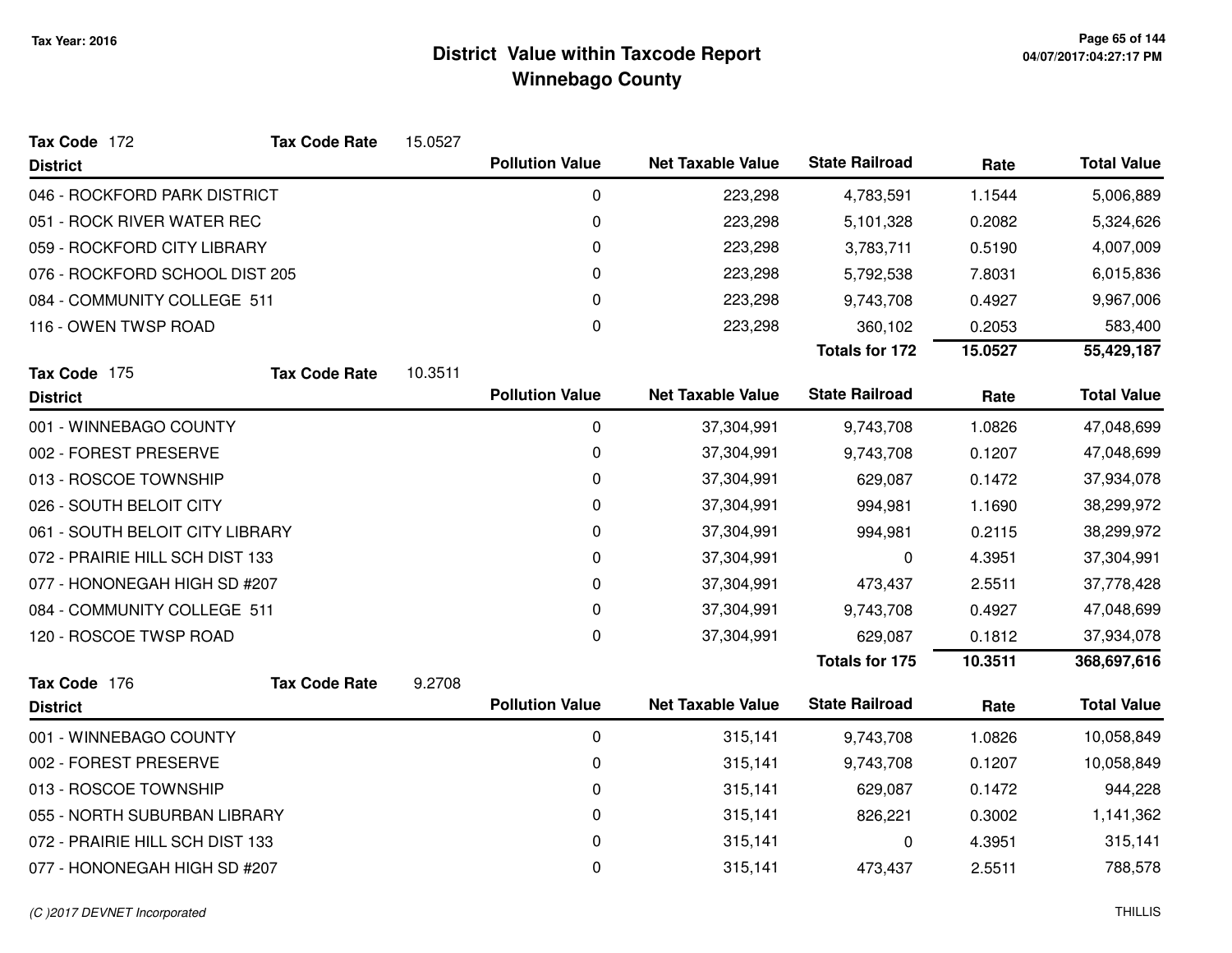# District Value within Taxcode Report
## Winnebago County

Tax Year: 2016

**Tax Code** 172 **Tax Code Rate** 15.0527

| District | Pollution Value | Net Taxable Value | State Railroad | Rate | Total Value |
|---|---|---|---|---|---|
| 046 - ROCKFORD PARK DISTRICT | 0 | 223,298 | 4,783,591 | 1.1544 | 5,006,889 |
| 051 - ROCK RIVER WATER REC | 0 | 223,298 | 5,101,328 | 0.2082 | 5,324,626 |
| 059 - ROCKFORD CITY LIBRARY | 0 | 223,298 | 3,783,711 | 0.5190 | 4,007,009 |
| 076 - ROCKFORD SCHOOL DIST 205 | 0 | 223,298 | 5,792,538 | 7.8031 | 6,015,836 |
| 084 - COMMUNITY COLLEGE 511 | 0 | 223,298 | 9,743,708 | 0.4927 | 9,967,006 |
| 116 - OWEN TWSP ROAD | 0 | 223,298 | 360,102 | 0.2053 | 583,400 |
| | | | **Totals for 172** | **15.0527** | **55,429,187** |

**Tax Code** 175 **Tax Code Rate** 10.3511

| District | Pollution Value | Net Taxable Value | State Railroad | Rate | Total Value |
|---|---|---|---|---|---|
| 001 - WINNEBAGO COUNTY | 0 | 37,304,991 | 9,743,708 | 1.0826 | 47,048,699 |
| 002 - FOREST PRESERVE | 0 | 37,304,991 | 9,743,708 | 0.1207 | 47,048,699 |
| 013 - ROSCOE TOWNSHIP | 0 | 37,304,991 | 629,087 | 0.1472 | 37,934,078 |
| 026 - SOUTH BELOIT CITY | 0 | 37,304,991 | 994,981 | 1.1690 | 38,299,972 |
| 061 - SOUTH BELOIT CITY LIBRARY | 0 | 37,304,991 | 994,981 | 0.2115 | 38,299,972 |
| 072 - PRAIRIE HILL SCH DIST 133 | 0 | 37,304,991 | 0 | 4.3951 | 37,304,991 |
| 077 - HONONEGAH HIGH SD #207 | 0 | 37,304,991 | 473,437 | 2.5511 | 37,778,428 |
| 084 - COMMUNITY COLLEGE 511 | 0 | 37,304,991 | 9,743,708 | 0.4927 | 47,048,699 |
| 120 - ROSCOE TWSP ROAD | 0 | 37,304,991 | 629,087 | 0.1812 | 37,934,078 |
| | | | **Totals for 175** | **10.3511** | **368,697,616** |

**Tax Code** 176 **Tax Code Rate** 9.2708

| District | Pollution Value | Net Taxable Value | State Railroad | Rate | Total Value |
|---|---|---|---|---|---|
| 001 - WINNEBAGO COUNTY | 0 | 315,141 | 9,743,708 | 1.0826 | 10,058,849 |
| 002 - FOREST PRESERVE | 0 | 315,141 | 9,743,708 | 0.1207 | 10,058,849 |
| 013 - ROSCOE TOWNSHIP | 0 | 315,141 | 629,087 | 0.1472 | 944,228 |
| 055 - NORTH SUBURBAN LIBRARY | 0 | 315,141 | 826,221 | 0.3002 | 1,141,362 |
| 072 - PRAIRIE HILL SCH DIST 133 | 0 | 315,141 | 0 | 4.3951 | 315,141 |
| 077 - HONONEGAH HIGH SD #207 | 0 | 315,141 | 473,437 | 2.5511 | 788,578 |

(C )2017 DEVNET Incorporated

THILLIS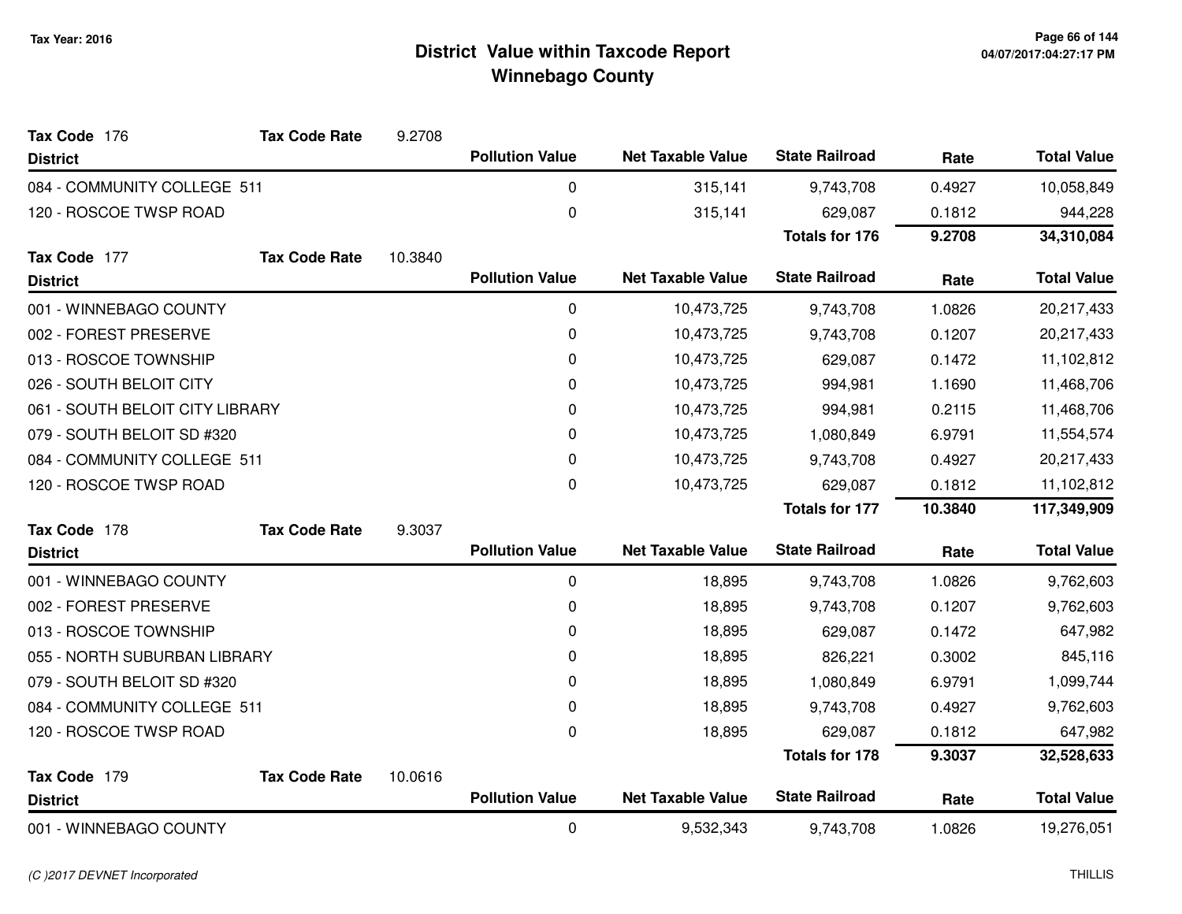# District Value within Taxcode Report
## Winnebago County

Tax Year: 2016

**Tax Code** 176 **Tax Code Rate** 9.2708

| District | Pollution Value | Net Taxable Value | State Railroad | Rate | Total Value |
|---|---|---|---|---|---|
| 084 - COMMUNITY COLLEGE 511 | 0 | 315,141 | 9,743,708 | 0.4927 | 10,058,849 |
| 120 - ROSCOE TWSP ROAD | 0 | 315,141 | 629,087 | 0.1812 | 944,228 |
| | | | **Totals for 176** | **9.2708** | **34,310,084** |

**Tax Code** 177 **Tax Code Rate** 10.3840

| District | Pollution Value | Net Taxable Value | State Railroad | Rate | Total Value |
|---|---|---|---|---|---|
| 001 - WINNEBAGO COUNTY | 0 | 10,473,725 | 9,743,708 | 1.0826 | 20,217,433 |
| 002 - FOREST PRESERVE | 0 | 10,473,725 | 9,743,708 | 0.1207 | 20,217,433 |
| 013 - ROSCOE TOWNSHIP | 0 | 10,473,725 | 629,087 | 0.1472 | 11,102,812 |
| 026 - SOUTH BELOIT CITY | 0 | 10,473,725 | 994,981 | 1.1690 | 11,468,706 |
| 061 - SOUTH BELOIT CITY LIBRARY | 0 | 10,473,725 | 994,981 | 0.2115 | 11,468,706 |
| 079 - SOUTH BELOIT SD #320 | 0 | 10,473,725 | 1,080,849 | 6.9791 | 11,554,574 |
| 084 - COMMUNITY COLLEGE 511 | 0 | 10,473,725 | 9,743,708 | 0.4927 | 20,217,433 |
| 120 - ROSCOE TWSP ROAD | 0 | 10,473,725 | 629,087 | 0.1812 | 11,102,812 |
| | | | **Totals for 177** | **10.3840** | **117,349,909** |

**Tax Code** 178 **Tax Code Rate** 9.3037

| District | Pollution Value | Net Taxable Value | State Railroad | Rate | Total Value |
|---|---|---|---|---|---|
| 001 - WINNEBAGO COUNTY | 0 | 18,895 | 9,743,708 | 1.0826 | 9,762,603 |
| 002 - FOREST PRESERVE | 0 | 18,895 | 9,743,708 | 0.1207 | 9,762,603 |
| 013 - ROSCOE TOWNSHIP | 0 | 18,895 | 629,087 | 0.1472 | 647,982 |
| 055 - NORTH SUBURBAN LIBRARY | 0 | 18,895 | 826,221 | 0.3002 | 845,116 |
| 079 - SOUTH BELOIT SD #320 | 0 | 18,895 | 1,080,849 | 6.9791 | 1,099,744 |
| 084 - COMMUNITY COLLEGE 511 | 0 | 18,895 | 9,743,708 | 0.4927 | 9,762,603 |
| 120 - ROSCOE TWSP ROAD | 0 | 18,895 | 629,087 | 0.1812 | 647,982 |
| | | | **Totals for 178** | **9.3037** | **32,528,633** |

**Tax Code** 179 **Tax Code Rate** 10.0616

| District | Pollution Value | Net Taxable Value | State Railroad | Rate | Total Value |
|---|---|---|---|---|---|
| 001 - WINNEBAGO COUNTY | 0 | 9,532,343 | 9,743,708 | 1.0826 | 19,276,051 |

*(C )2017 DEVNET Incorporated* THILLIS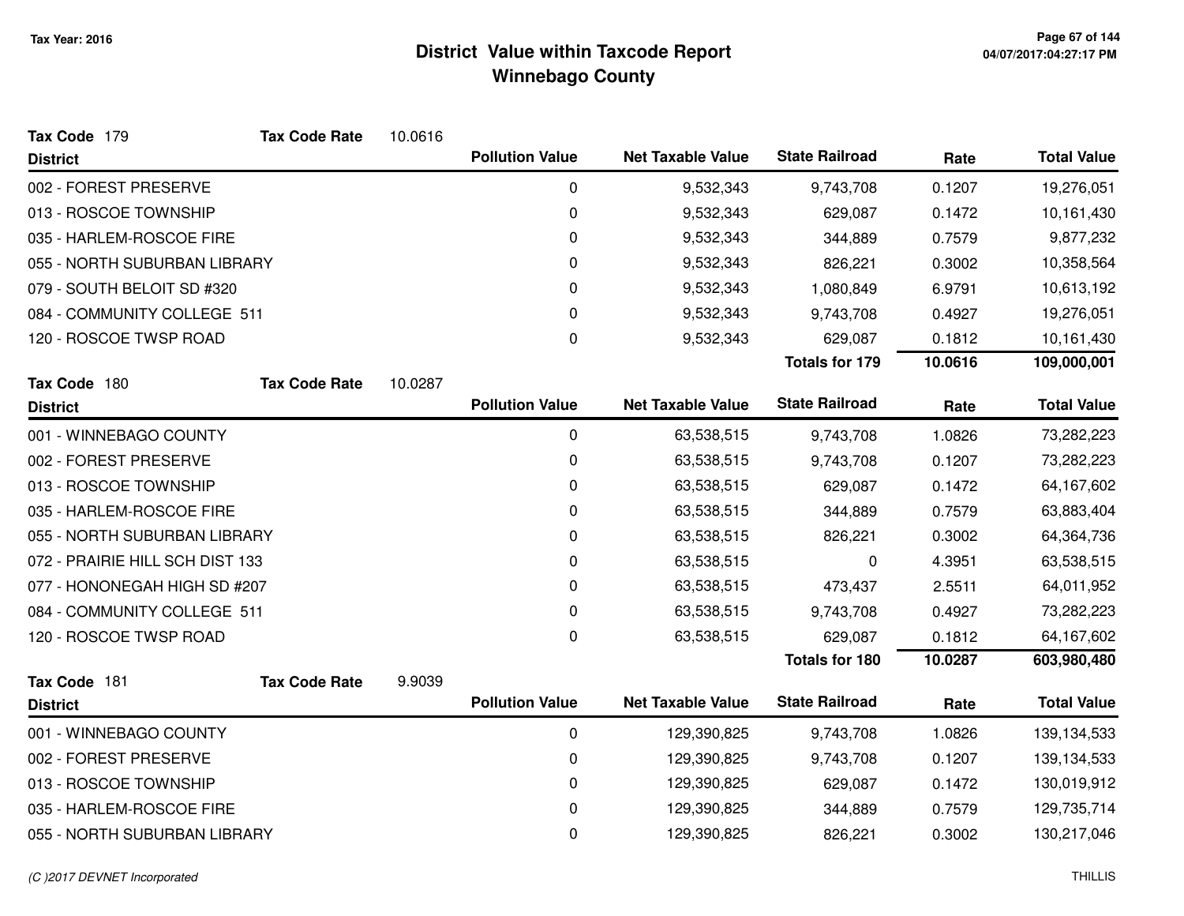# District Value within Taxcode Report
## Winnebago County

Tax Year: 2016

**Tax Code** 179 **Tax Code Rate** 10.0616

| District | Pollution Value | Net Taxable Value | State Railroad | Rate | Total Value |
|---|---|---|---|---|---|
| 002 - FOREST PRESERVE | 0 | 9,532,343 | 9,743,708 | 0.1207 | 19,276,051 |
| 013 - ROSCOE TOWNSHIP | 0 | 9,532,343 | 629,087 | 0.1472 | 10,161,430 |
| 035 - HARLEM-ROSCOE FIRE | 0 | 9,532,343 | 344,889 | 0.7579 | 9,877,232 |
| 055 - NORTH SUBURBAN LIBRARY | 0 | 9,532,343 | 826,221 | 0.3002 | 10,358,564 |
| 079 - SOUTH BELOIT SD #320 | 0 | 9,532,343 | 1,080,849 | 6.9791 | 10,613,192 |
| 084 - COMMUNITY COLLEGE 511 | 0 | 9,532,343 | 9,743,708 | 0.4927 | 19,276,051 |
| 120 - ROSCOE TWSP ROAD | 0 | 9,532,343 | 629,087 | 0.1812 | 10,161,430 |
| | | | **Totals for 179** | **10.0616** | **109,000,001** |

**Tax Code** 180 **Tax Code Rate** 10.0287

| District | Pollution Value | Net Taxable Value | State Railroad | Rate | Total Value |
|---|---|---|---|---|---|
| 001 - WINNEBAGO COUNTY | 0 | 63,538,515 | 9,743,708 | 1.0826 | 73,282,223 |
| 002 - FOREST PRESERVE | 0 | 63,538,515 | 9,743,708 | 0.1207 | 73,282,223 |
| 013 - ROSCOE TOWNSHIP | 0 | 63,538,515 | 629,087 | 0.1472 | 64,167,602 |
| 035 - HARLEM-ROSCOE FIRE | 0 | 63,538,515 | 344,889 | 0.7579 | 63,883,404 |
| 055 - NORTH SUBURBAN LIBRARY | 0 | 63,538,515 | 826,221 | 0.3002 | 64,364,736 |
| 072 - PRAIRIE HILL SCH DIST 133 | 0 | 63,538,515 | 0 | 4.3951 | 63,538,515 |
| 077 - HONONEGAH HIGH SD #207 | 0 | 63,538,515 | 473,437 | 2.5511 | 64,011,952 |
| 084 - COMMUNITY COLLEGE 511 | 0 | 63,538,515 | 9,743,708 | 0.4927 | 73,282,223 |
| 120 - ROSCOE TWSP ROAD | 0 | 63,538,515 | 629,087 | 0.1812 | 64,167,602 |
| | | | **Totals for 180** | **10.0287** | **603,980,480** |

**Tax Code** 181 **Tax Code Rate** 9.9039

| District | Pollution Value | Net Taxable Value | State Railroad | Rate | Total Value |
|---|---|---|---|---|---|
| 001 - WINNEBAGO COUNTY | 0 | 129,390,825 | 9,743,708 | 1.0826 | 139,134,533 |
| 002 - FOREST PRESERVE | 0 | 129,390,825 | 9,743,708 | 0.1207 | 139,134,533 |
| 013 - ROSCOE TOWNSHIP | 0 | 129,390,825 | 629,087 | 0.1472 | 130,019,912 |
| 035 - HARLEM-ROSCOE FIRE | 0 | 129,390,825 | 344,889 | 0.7579 | 129,735,714 |
| 055 - NORTH SUBURBAN LIBRARY | 0 | 129,390,825 | 826,221 | 0.3002 | 130,217,046 |

*(C )2017 DEVNET Incorporated* THILLIS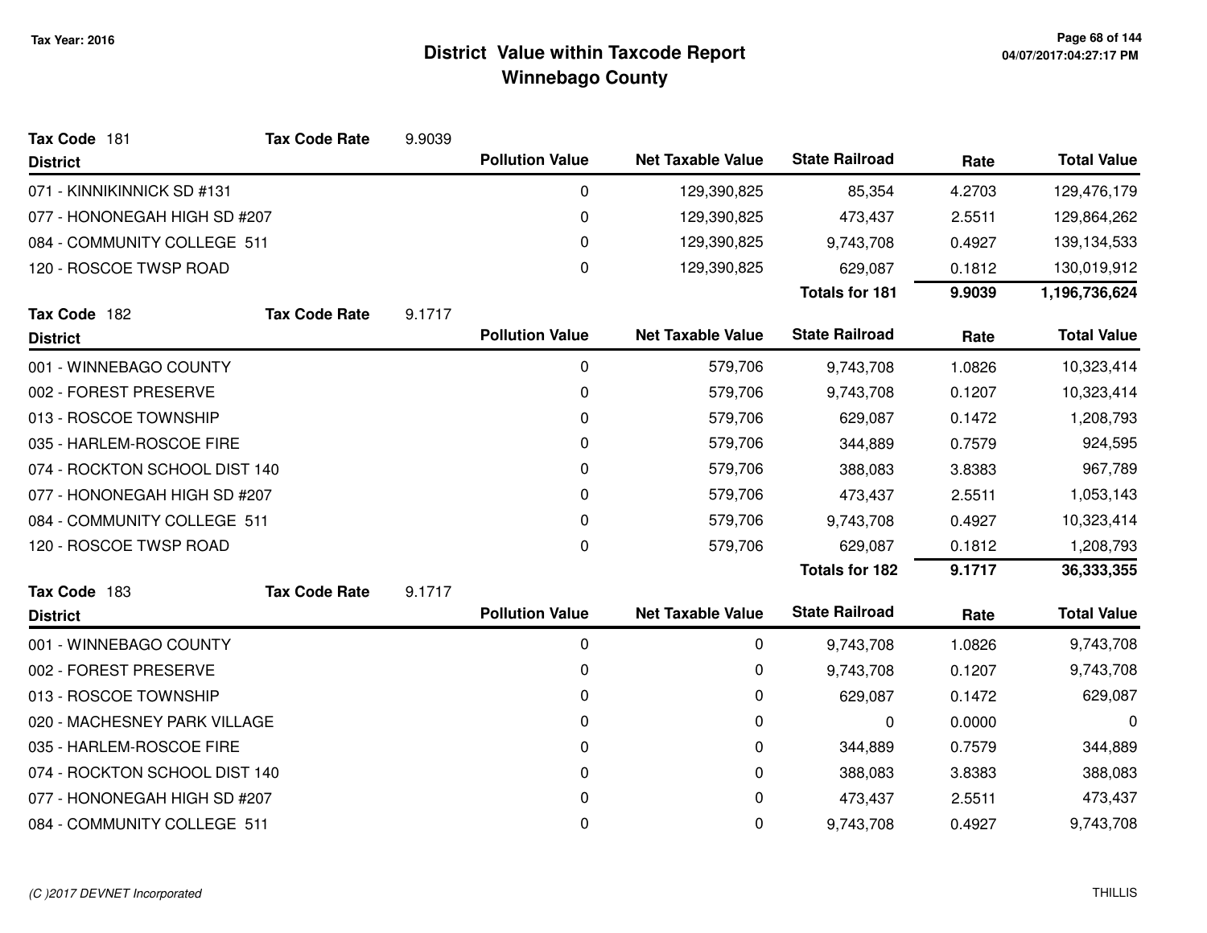# District Value within Taxcode Report
## Winnebago County

Tax Year: 2016

**Tax Code** 181 **Tax Code Rate** 9.9039

| District | Pollution Value | Net Taxable Value | State Railroad | Rate | Total Value |
|---|---|---|---|---|---|
| 071 - KINNIKINNICK SD #131 | 0 | 129,390,825 | 85,354 | 4.2703 | 129,476,179 |
| 077 - HONONEGAH HIGH SD #207 | 0 | 129,390,825 | 473,437 | 2.5511 | 129,864,262 |
| 084 - COMMUNITY COLLEGE 511 | 0 | 129,390,825 | 9,743,708 | 0.4927 | 139,134,533 |
| 120 - ROSCOE TWSP ROAD | 0 | 129,390,825 | 629,087 | 0.1812 | 130,019,912 |
| | | | **Totals for 181** | **9.9039** | **1,196,736,624** |

**Tax Code** 182 **Tax Code Rate** 9.1717

| District | Pollution Value | Net Taxable Value | State Railroad | Rate | Total Value |
|---|---|---|---|---|---|
| 001 - WINNEBAGO COUNTY | 0 | 579,706 | 9,743,708 | 1.0826 | 10,323,414 |
| 002 - FOREST PRESERVE | 0 | 579,706 | 9,743,708 | 0.1207 | 10,323,414 |
| 013 - ROSCOE TOWNSHIP | 0 | 579,706 | 629,087 | 0.1472 | 1,208,793 |
| 035 - HARLEM-ROSCOE FIRE | 0 | 579,706 | 344,889 | 0.7579 | 924,595 |
| 074 - ROCKTON SCHOOL DIST 140 | 0 | 579,706 | 388,083 | 3.8383 | 967,789 |
| 077 - HONONEGAH HIGH SD #207 | 0 | 579,706 | 473,437 | 2.5511 | 1,053,143 |
| 084 - COMMUNITY COLLEGE 511 | 0 | 579,706 | 9,743,708 | 0.4927 | 10,323,414 |
| 120 - ROSCOE TWSP ROAD | 0 | 579,706 | 629,087 | 0.1812 | 1,208,793 |
| | | | **Totals for 182** | **9.1717** | **36,333,355** |

**Tax Code** 183 **Tax Code Rate** 9.1717

| District | Pollution Value | Net Taxable Value | State Railroad | Rate | Total Value |
|---|---|---|---|---|---|
| 001 - WINNEBAGO COUNTY | 0 | 0 | 9,743,708 | 1.0826 | 9,743,708 |
| 002 - FOREST PRESERVE | 0 | 0 | 9,743,708 | 0.1207 | 9,743,708 |
| 013 - ROSCOE TOWNSHIP | 0 | 0 | 629,087 | 0.1472 | 629,087 |
| 020 - MACHESNEY PARK VILLAGE | 0 | 0 | 0 | 0.0000 | 0 |
| 035 - HARLEM-ROSCOE FIRE | 0 | 0 | 344,889 | 0.7579 | 344,889 |
| 074 - ROCKTON SCHOOL DIST 140 | 0 | 0 | 388,083 | 3.8383 | 388,083 |
| 077 - HONONEGAH HIGH SD #207 | 0 | 0 | 473,437 | 2.5511 | 473,437 |
| 084 - COMMUNITY COLLEGE 511 | 0 | 0 | 9,743,708 | 0.4927 | 9,743,708 |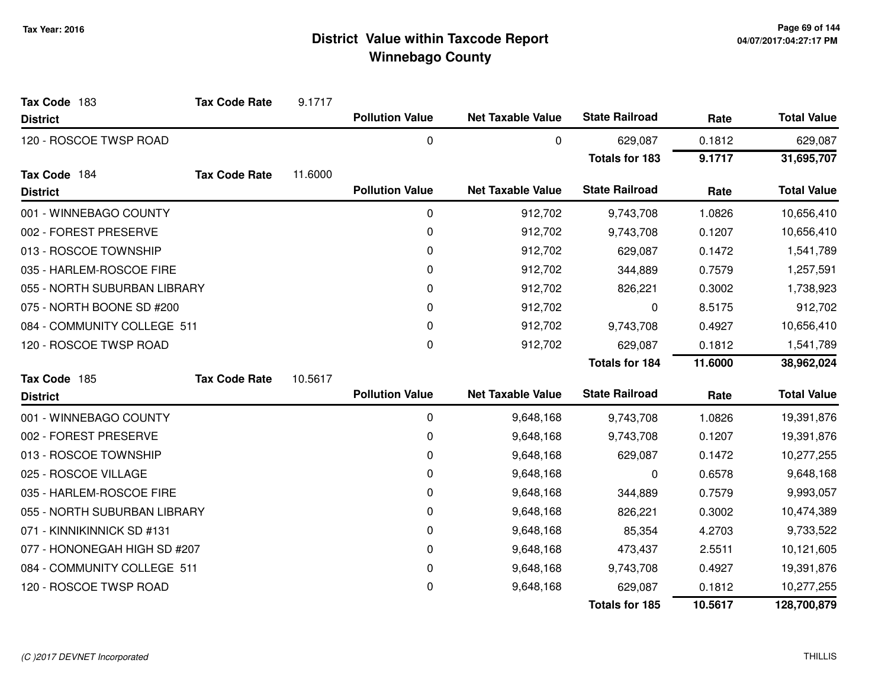# District Value within Taxcode Report
## Winnebago County

Tax Year: 2016

**Tax Code** 183 | **Tax Code Rate** 9.1717

| District | Pollution Value | Net Taxable Value | State Railroad | Rate | Total Value |
|---|---|---|---|---|---|
| 120 - ROSCOE TWSP ROAD | 0 | 0 | 629,087 | 0.1812 | 629,087 |
| | | | **Totals for 183** | **9.1717** | **31,695,707** |

**Tax Code** 184 | **Tax Code Rate** 11.6000

| District | Pollution Value | Net Taxable Value | State Railroad | Rate | Total Value |
|---|---|---|---|---|---|
| 001 - WINNEBAGO COUNTY | 0 | 912,702 | 9,743,708 | 1.0826 | 10,656,410 |
| 002 - FOREST PRESERVE | 0 | 912,702 | 9,743,708 | 0.1207 | 10,656,410 |
| 013 - ROSCOE TOWNSHIP | 0 | 912,702 | 629,087 | 0.1472 | 1,541,789 |
| 035 - HARLEM-ROSCOE FIRE | 0 | 912,702 | 344,889 | 0.7579 | 1,257,591 |
| 055 - NORTH SUBURBAN LIBRARY | 0 | 912,702 | 826,221 | 0.3002 | 1,738,923 |
| 075 - NORTH BOONE SD #200 | 0 | 912,702 | 0 | 8.5175 | 912,702 |
| 084 - COMMUNITY COLLEGE 511 | 0 | 912,702 | 9,743,708 | 0.4927 | 10,656,410 |
| 120 - ROSCOE TWSP ROAD | 0 | 912,702 | 629,087 | 0.1812 | 1,541,789 |
| | | | **Totals for 184** | **11.6000** | **38,962,024** |

**Tax Code** 185 | **Tax Code Rate** 10.5617

| District | Pollution Value | Net Taxable Value | State Railroad | Rate | Total Value |
|---|---|---|---|---|---|
| 001 - WINNEBAGO COUNTY | 0 | 9,648,168 | 9,743,708 | 1.0826 | 19,391,876 |
| 002 - FOREST PRESERVE | 0 | 9,648,168 | 9,743,708 | 0.1207 | 19,391,876 |
| 013 - ROSCOE TOWNSHIP | 0 | 9,648,168 | 629,087 | 0.1472 | 10,277,255 |
| 025 - ROSCOE VILLAGE | 0 | 9,648,168 | 0 | 0.6578 | 9,648,168 |
| 035 - HARLEM-ROSCOE FIRE | 0 | 9,648,168 | 344,889 | 0.7579 | 9,993,057 |
| 055 - NORTH SUBURBAN LIBRARY | 0 | 9,648,168 | 826,221 | 0.3002 | 10,474,389 |
| 071 - KINNIKINNICK SD #131 | 0 | 9,648,168 | 85,354 | 4.2703 | 9,733,522 |
| 077 - HONONEGAH HIGH SD #207 | 0 | 9,648,168 | 473,437 | 2.5511 | 10,121,605 |
| 084 - COMMUNITY COLLEGE 511 | 0 | 9,648,168 | 9,743,708 | 0.4927 | 19,391,876 |
| 120 - ROSCOE TWSP ROAD | 0 | 9,648,168 | 629,087 | 0.1812 | 10,277,255 |
| | | | **Totals for 185** | **10.5617** | **128,700,879** |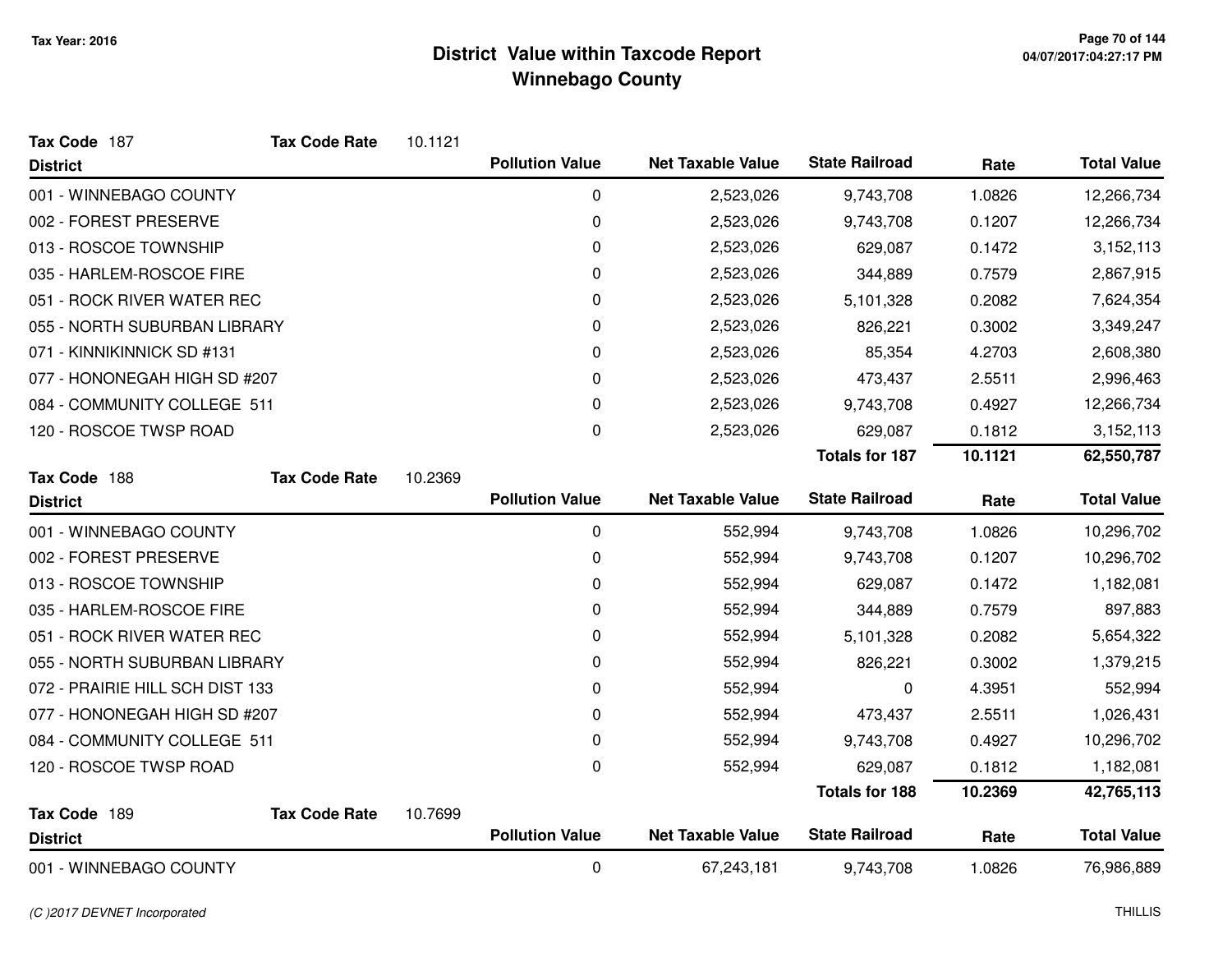Tax Year: 2016

# District Value within Taxcode Report
## Winnebago County

**Tax Code** 187 **Tax Code Rate** 10.1121

| District | Pollution Value | Net Taxable Value | State Railroad | Rate | Total Value |
|---|---|---|---|---|---|
| 001 - WINNEBAGO COUNTY | 0 | 2,523,026 | 9,743,708 | 1.0826 | 12,266,734 |
| 002 - FOREST PRESERVE | 0 | 2,523,026 | 9,743,708 | 0.1207 | 12,266,734 |
| 013 - ROSCOE TOWNSHIP | 0 | 2,523,026 | 629,087 | 0.1472 | 3,152,113 |
| 035 - HARLEM-ROSCOE FIRE | 0 | 2,523,026 | 344,889 | 0.7579 | 2,867,915 |
| 051 - ROCK RIVER WATER REC | 0 | 2,523,026 | 5,101,328 | 0.2082 | 7,624,354 |
| 055 - NORTH SUBURBAN LIBRARY | 0 | 2,523,026 | 826,221 | 0.3002 | 3,349,247 |
| 071 - KINNIKINNICK SD #131 | 0 | 2,523,026 | 85,354 | 4.2703 | 2,608,380 |
| 077 - HONONEGAH HIGH SD #207 | 0 | 2,523,026 | 473,437 | 2.5511 | 2,996,463 |
| 084 - COMMUNITY COLLEGE 511 | 0 | 2,523,026 | 9,743,708 | 0.4927 | 12,266,734 |
| 120 - ROSCOE TWSP ROAD | 0 | 2,523,026 | 629,087 | 0.1812 | 3,152,113 |
| | | | **Totals for 187** | **10.1121** | **62,550,787** |

**Tax Code** 188 **Tax Code Rate** 10.2369

| District | Pollution Value | Net Taxable Value | State Railroad | Rate | Total Value |
|---|---|---|---|---|---|
| 001 - WINNEBAGO COUNTY | 0 | 552,994 | 9,743,708 | 1.0826 | 10,296,702 |
| 002 - FOREST PRESERVE | 0 | 552,994 | 9,743,708 | 0.1207 | 10,296,702 |
| 013 - ROSCOE TOWNSHIP | 0 | 552,994 | 629,087 | 0.1472 | 1,182,081 |
| 035 - HARLEM-ROSCOE FIRE | 0 | 552,994 | 344,889 | 0.7579 | 897,883 |
| 051 - ROCK RIVER WATER REC | 0 | 552,994 | 5,101,328 | 0.2082 | 5,654,322 |
| 055 - NORTH SUBURBAN LIBRARY | 0 | 552,994 | 826,221 | 0.3002 | 1,379,215 |
| 072 - PRAIRIE HILL SCH DIST 133 | 0 | 552,994 | 0 | 4.3951 | 552,994 |
| 077 - HONONEGAH HIGH SD #207 | 0 | 552,994 | 473,437 | 2.5511 | 1,026,431 |
| 084 - COMMUNITY COLLEGE 511 | 0 | 552,994 | 9,743,708 | 0.4927 | 10,296,702 |
| 120 - ROSCOE TWSP ROAD | 0 | 552,994 | 629,087 | 0.1812 | 1,182,081 |
| | | | **Totals for 188** | **10.2369** | **42,765,113** |

**Tax Code** 189 **Tax Code Rate** 10.7699

| District | Pollution Value | Net Taxable Value | State Railroad | Rate | Total Value |
|---|---|---|---|---|---|
| 001 - WINNEBAGO COUNTY | 0 | 67,243,181 | 9,743,708 | 1.0826 | 76,986,889 |

*(C )2017 DEVNET Incorporated*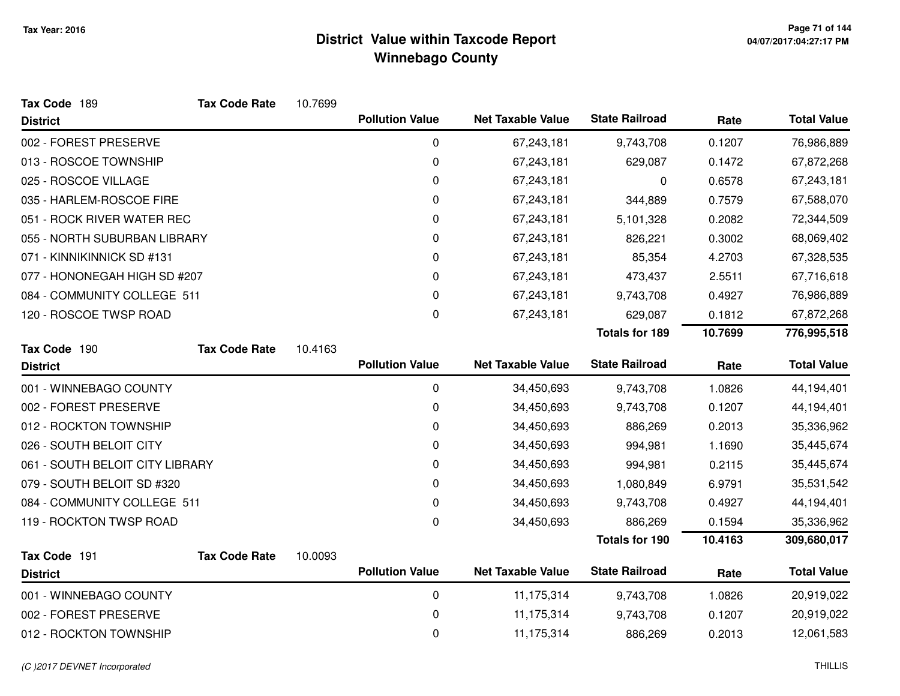# District Value within Taxcode Report
## Winnebago County

Tax Year: 2016

**Tax Code** 189 **Tax Code Rate** 10.7699

| District | Pollution Value | Net Taxable Value | State Railroad | Rate | Total Value |
|---|---|---|---|---|---|
| 002 - FOREST PRESERVE | 0 | 67,243,181 | 9,743,708 | 0.1207 | 76,986,889 |
| 013 - ROSCOE TOWNSHIP | 0 | 67,243,181 | 629,087 | 0.1472 | 67,872,268 |
| 025 - ROSCOE VILLAGE | 0 | 67,243,181 | 0 | 0.6578 | 67,243,181 |
| 035 - HARLEM-ROSCOE FIRE | 0 | 67,243,181 | 344,889 | 0.7579 | 67,588,070 |
| 051 - ROCK RIVER WATER REC | 0 | 67,243,181 | 5,101,328 | 0.2082 | 72,344,509 |
| 055 - NORTH SUBURBAN LIBRARY | 0 | 67,243,181 | 826,221 | 0.3002 | 68,069,402 |
| 071 - KINNIKINNICK SD #131 | 0 | 67,243,181 | 85,354 | 4.2703 | 67,328,535 |
| 077 - HONONEGAH HIGH SD #207 | 0 | 67,243,181 | 473,437 | 2.5511 | 67,716,618 |
| 084 - COMMUNITY COLLEGE 511 | 0 | 67,243,181 | 9,743,708 | 0.4927 | 76,986,889 |
| 120 - ROSCOE TWSP ROAD | 0 | 67,243,181 | 629,087 | 0.1812 | 67,872,268 |
| | | | **Totals for 189** | **10.7699** | **776,995,518** |

**Tax Code** 190 **Tax Code Rate** 10.4163

| District | Pollution Value | Net Taxable Value | State Railroad | Rate | Total Value |
|---|---|---|---|---|---|
| 001 - WINNEBAGO COUNTY | 0 | 34,450,693 | 9,743,708 | 1.0826 | 44,194,401 |
| 002 - FOREST PRESERVE | 0 | 34,450,693 | 9,743,708 | 0.1207 | 44,194,401 |
| 012 - ROCKTON TOWNSHIP | 0 | 34,450,693 | 886,269 | 0.2013 | 35,336,962 |
| 026 - SOUTH BELOIT CITY | 0 | 34,450,693 | 994,981 | 1.1690 | 35,445,674 |
| 061 - SOUTH BELOIT CITY LIBRARY | 0 | 34,450,693 | 994,981 | 0.2115 | 35,445,674 |
| 079 - SOUTH BELOIT SD #320 | 0 | 34,450,693 | 1,080,849 | 6.9791 | 35,531,542 |
| 084 - COMMUNITY COLLEGE 511 | 0 | 34,450,693 | 9,743,708 | 0.4927 | 44,194,401 |
| 119 - ROCKTON TWSP ROAD | 0 | 34,450,693 | 886,269 | 0.1594 | 35,336,962 |
| | | | **Totals for 190** | **10.4163** | **309,680,017** |

**Tax Code** 191 **Tax Code Rate** 10.0093

| District | Pollution Value | Net Taxable Value | State Railroad | Rate | Total Value |
|---|---|---|---|---|---|
| 001 - WINNEBAGO COUNTY | 0 | 11,175,314 | 9,743,708 | 1.0826 | 20,919,022 |
| 002 - FOREST PRESERVE | 0 | 11,175,314 | 9,743,708 | 0.1207 | 20,919,022 |
| 012 - ROCKTON TOWNSHIP | 0 | 11,175,314 | 886,269 | 0.2013 | 12,061,583 |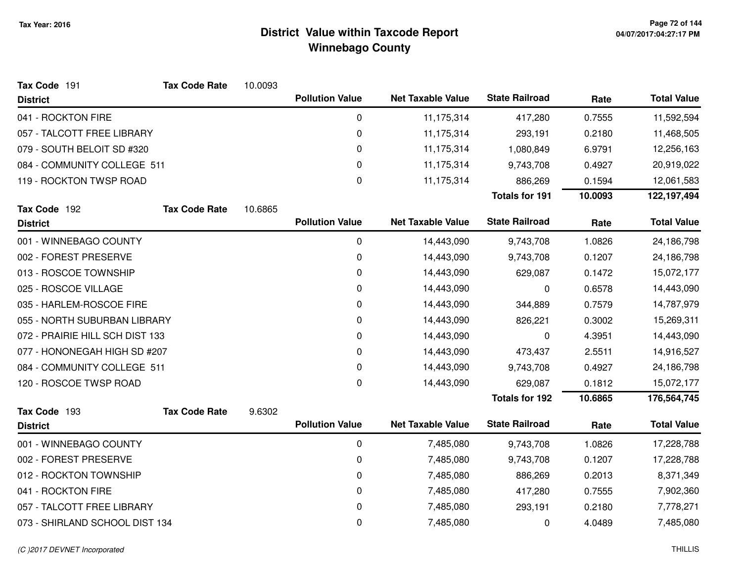# District Value within Taxcode Report
## Winnebago County

Tax Year: 2016

**Tax Code** 191 **Tax Code Rate** 10.0093

| District | Pollution Value | Net Taxable Value | State Railroad | Rate | Total Value |
|---|---|---|---|---|---|
| 041 - ROCKTON FIRE | 0 | 11,175,314 | 417,280 | 0.7555 | 11,592,594 |
| 057 - TALCOTT FREE LIBRARY | 0 | 11,175,314 | 293,191 | 0.2180 | 11,468,505 |
| 079 - SOUTH BELOIT SD #320 | 0 | 11,175,314 | 1,080,849 | 6.9791 | 12,256,163 |
| 084 - COMMUNITY COLLEGE 511 | 0 | 11,175,314 | 9,743,708 | 0.4927 | 20,919,022 |
| 119 - ROCKTON TWSP ROAD | 0 | 11,175,314 | 886,269 | 0.1594 | 12,061,583 |
| | | | **Totals for 191** | **10.0093** | **122,197,494** |

**Tax Code** 192 **Tax Code Rate** 10.6865

| District | Pollution Value | Net Taxable Value | State Railroad | Rate | Total Value |
|---|---|---|---|---|---|
| 001 - WINNEBAGO COUNTY | 0 | 14,443,090 | 9,743,708 | 1.0826 | 24,186,798 |
| 002 - FOREST PRESERVE | 0 | 14,443,090 | 9,743,708 | 0.1207 | 24,186,798 |
| 013 - ROSCOE TOWNSHIP | 0 | 14,443,090 | 629,087 | 0.1472 | 15,072,177 |
| 025 - ROSCOE VILLAGE | 0 | 14,443,090 | 0 | 0.6578 | 14,443,090 |
| 035 - HARLEM-ROSCOE FIRE | 0 | 14,443,090 | 344,889 | 0.7579 | 14,787,979 |
| 055 - NORTH SUBURBAN LIBRARY | 0 | 14,443,090 | 826,221 | 0.3002 | 15,269,311 |
| 072 - PRAIRIE HILL SCH DIST 133 | 0 | 14,443,090 | 0 | 4.3951 | 14,443,090 |
| 077 - HONONEGAH HIGH SD #207 | 0 | 14,443,090 | 473,437 | 2.5511 | 14,916,527 |
| 084 - COMMUNITY COLLEGE 511 | 0 | 14,443,090 | 9,743,708 | 0.4927 | 24,186,798 |
| 120 - ROSCOE TWSP ROAD | 0 | 14,443,090 | 629,087 | 0.1812 | 15,072,177 |
| | | | **Totals for 192** | **10.6865** | **176,564,745** |

**Tax Code** 193 **Tax Code Rate** 9.6302

| District | Pollution Value | Net Taxable Value | State Railroad | Rate | Total Value |
|---|---|---|---|---|---|
| 001 - WINNEBAGO COUNTY | 0 | 7,485,080 | 9,743,708 | 1.0826 | 17,228,788 |
| 002 - FOREST PRESERVE | 0 | 7,485,080 | 9,743,708 | 0.1207 | 17,228,788 |
| 012 - ROCKTON TOWNSHIP | 0 | 7,485,080 | 886,269 | 0.2013 | 8,371,349 |
| 041 - ROCKTON FIRE | 0 | 7,485,080 | 417,280 | 0.7555 | 7,902,360 |
| 057 - TALCOTT FREE LIBRARY | 0 | 7,485,080 | 293,191 | 0.2180 | 7,778,271 |
| 073 - SHIRLAND SCHOOL DIST 134 | 0 | 7,485,080 | 0 | 4.0489 | 7,485,080 |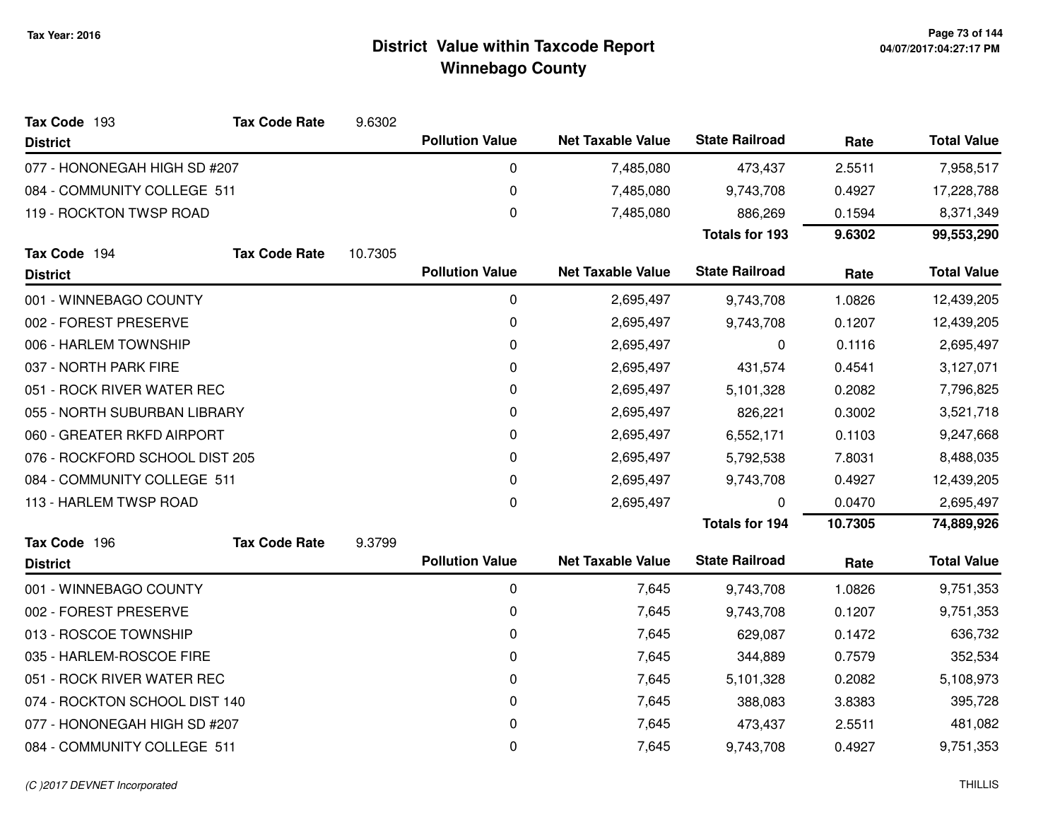# District Value within Taxcode Report
## Winnebago County

Tax Year: 2016

| Tax Code 193 | Tax Code Rate 9.6302 | | | | |
|---|---|---|---|---|---|
| **District** | **Pollution Value** | **Net Taxable Value** | **State Railroad** | **Rate** | **Total Value** |
| 077 - HONONEGAH HIGH SD #207 | 0 | 7,485,080 | 473,437 | 2.5511 | 7,958,517 |
| 084 - COMMUNITY COLLEGE 511 | 0 | 7,485,080 | 9,743,708 | 0.4927 | 17,228,788 |
| 119 - ROCKTON TWSP ROAD | 0 | 7,485,080 | 886,269 | 0.1594 | 8,371,349 |
| | | | **Totals for 193** | **9.6302** | **99,553,290** |

| Tax Code 194 | Tax Code Rate 10.7305 | | | | |
|---|---|---|---|---|---|
| **District** | **Pollution Value** | **Net Taxable Value** | **State Railroad** | **Rate** | **Total Value** |
| 001 - WINNEBAGO COUNTY | 0 | 2,695,497 | 9,743,708 | 1.0826 | 12,439,205 |
| 002 - FOREST PRESERVE | 0 | 2,695,497 | 9,743,708 | 0.1207 | 12,439,205 |
| 006 - HARLEM TOWNSHIP | 0 | 2,695,497 | 0 | 0.1116 | 2,695,497 |
| 037 - NORTH PARK FIRE | 0 | 2,695,497 | 431,574 | 0.4541 | 3,127,071 |
| 051 - ROCK RIVER WATER REC | 0 | 2,695,497 | 5,101,328 | 0.2082 | 7,796,825 |
| 055 - NORTH SUBURBAN LIBRARY | 0 | 2,695,497 | 826,221 | 0.3002 | 3,521,718 |
| 060 - GREATER RKFD AIRPORT | 0 | 2,695,497 | 6,552,171 | 0.1103 | 9,247,668 |
| 076 - ROCKFORD SCHOOL DIST 205 | 0 | 2,695,497 | 5,792,538 | 7.8031 | 8,488,035 |
| 084 - COMMUNITY COLLEGE 511 | 0 | 2,695,497 | 9,743,708 | 0.4927 | 12,439,205 |
| 113 - HARLEM TWSP ROAD | 0 | 2,695,497 | 0 | 0.0470 | 2,695,497 |
| | | | **Totals for 194** | **10.7305** | **74,889,926** |

| Tax Code 196 | Tax Code Rate 9.3799 | | | | |
|---|---|---|---|---|---|
| **District** | **Pollution Value** | **Net Taxable Value** | **State Railroad** | **Rate** | **Total Value** |
| 001 - WINNEBAGO COUNTY | 0 | 7,645 | 9,743,708 | 1.0826 | 9,751,353 |
| 002 - FOREST PRESERVE | 0 | 7,645 | 9,743,708 | 0.1207 | 9,751,353 |
| 013 - ROSCOE TOWNSHIP | 0 | 7,645 | 629,087 | 0.1472 | 636,732 |
| 035 - HARLEM-ROSCOE FIRE | 0 | 7,645 | 344,889 | 0.7579 | 352,534 |
| 051 - ROCK RIVER WATER REC | 0 | 7,645 | 5,101,328 | 0.2082 | 5,108,973 |
| 074 - ROCKTON SCHOOL DIST 140 | 0 | 7,645 | 388,083 | 3.8383 | 395,728 |
| 077 - HONONEGAH HIGH SD #207 | 0 | 7,645 | 473,437 | 2.5511 | 481,082 |
| 084 - COMMUNITY COLLEGE 511 | 0 | 7,645 | 9,743,708 | 0.4927 | 9,751,353 |

(C )2017 DEVNET Incorporated THILLIS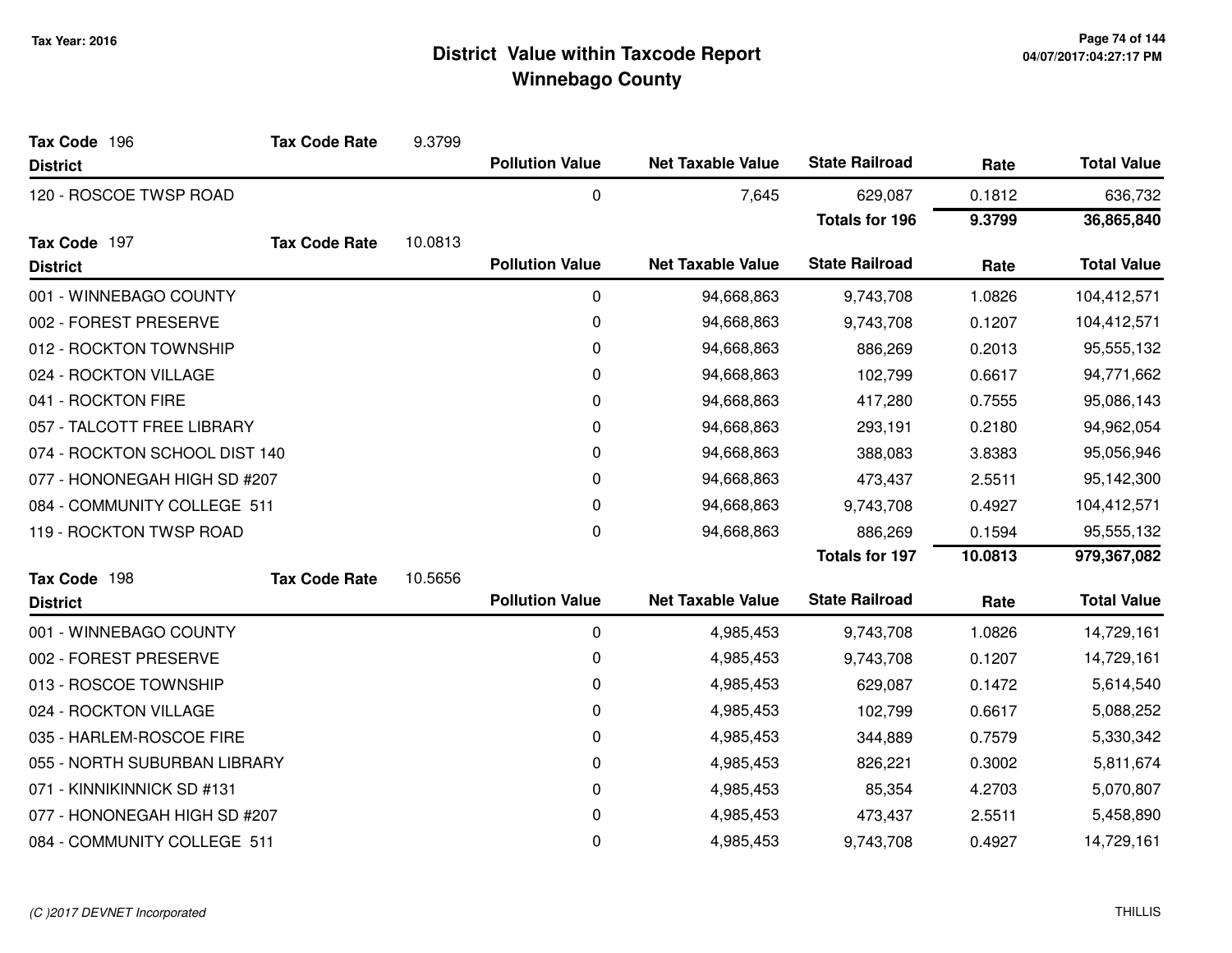# District Value within Taxcode Report
## Winnebago County

Tax Year: 2016

**Tax Code** 196 **Tax Code Rate** 9.3799

| District | Pollution Value | Net Taxable Value | State Railroad | Rate | Total Value |
|---|---|---|---|---|---|
| 120 - ROSCOE TWSP ROAD | 0 | 7,645 | 629,087 | 0.1812 | 636,732 |
| | | | **Totals for 196** | **9.3799** | **36,865,840** |

**Tax Code** 197 **Tax Code Rate** 10.0813

| District | Pollution Value | Net Taxable Value | State Railroad | Rate | Total Value |
|---|---|---|---|---|---|
| 001 - WINNEBAGO COUNTY | 0 | 94,668,863 | 9,743,708 | 1.0826 | 104,412,571 |
| 002 - FOREST PRESERVE | 0 | 94,668,863 | 9,743,708 | 0.1207 | 104,412,571 |
| 012 - ROCKTON TOWNSHIP | 0 | 94,668,863 | 886,269 | 0.2013 | 95,555,132 |
| 024 - ROCKTON VILLAGE | 0 | 94,668,863 | 102,799 | 0.6617 | 94,771,662 |
| 041 - ROCKTON FIRE | 0 | 94,668,863 | 417,280 | 0.7555 | 95,086,143 |
| 057 - TALCOTT FREE LIBRARY | 0 | 94,668,863 | 293,191 | 0.2180 | 94,962,054 |
| 074 - ROCKTON SCHOOL DIST 140 | 0 | 94,668,863 | 388,083 | 3.8383 | 95,056,946 |
| 077 - HONONEGAH HIGH SD #207 | 0 | 94,668,863 | 473,437 | 2.5511 | 95,142,300 |
| 084 - COMMUNITY COLLEGE 511 | 0 | 94,668,863 | 9,743,708 | 0.4927 | 104,412,571 |
| 119 - ROCKTON TWSP ROAD | 0 | 94,668,863 | 886,269 | 0.1594 | 95,555,132 |
| | | | **Totals for 197** | **10.0813** | **979,367,082** |

**Tax Code** 198 **Tax Code Rate** 10.5656

| District | Pollution Value | Net Taxable Value | State Railroad | Rate | Total Value |
|---|---|---|---|---|---|
| 001 - WINNEBAGO COUNTY | 0 | 4,985,453 | 9,743,708 | 1.0826 | 14,729,161 |
| 002 - FOREST PRESERVE | 0 | 4,985,453 | 9,743,708 | 0.1207 | 14,729,161 |
| 013 - ROSCOE TOWNSHIP | 0 | 4,985,453 | 629,087 | 0.1472 | 5,614,540 |
| 024 - ROCKTON VILLAGE | 0 | 4,985,453 | 102,799 | 0.6617 | 5,088,252 |
| 035 - HARLEM-ROSCOE FIRE | 0 | 4,985,453 | 344,889 | 0.7579 | 5,330,342 |
| 055 - NORTH SUBURBAN LIBRARY | 0 | 4,985,453 | 826,221 | 0.3002 | 5,811,674 |
| 071 - KINNIKINNICK SD #131 | 0 | 4,985,453 | 85,354 | 4.2703 | 5,070,807 |
| 077 - HONONEGAH HIGH SD #207 | 0 | 4,985,453 | 473,437 | 2.5511 | 5,458,890 |
| 084 - COMMUNITY COLLEGE 511 | 0 | 4,985,453 | 9,743,708 | 0.4927 | 14,729,161 |

(C )2017 DEVNET Incorporated — THILLIS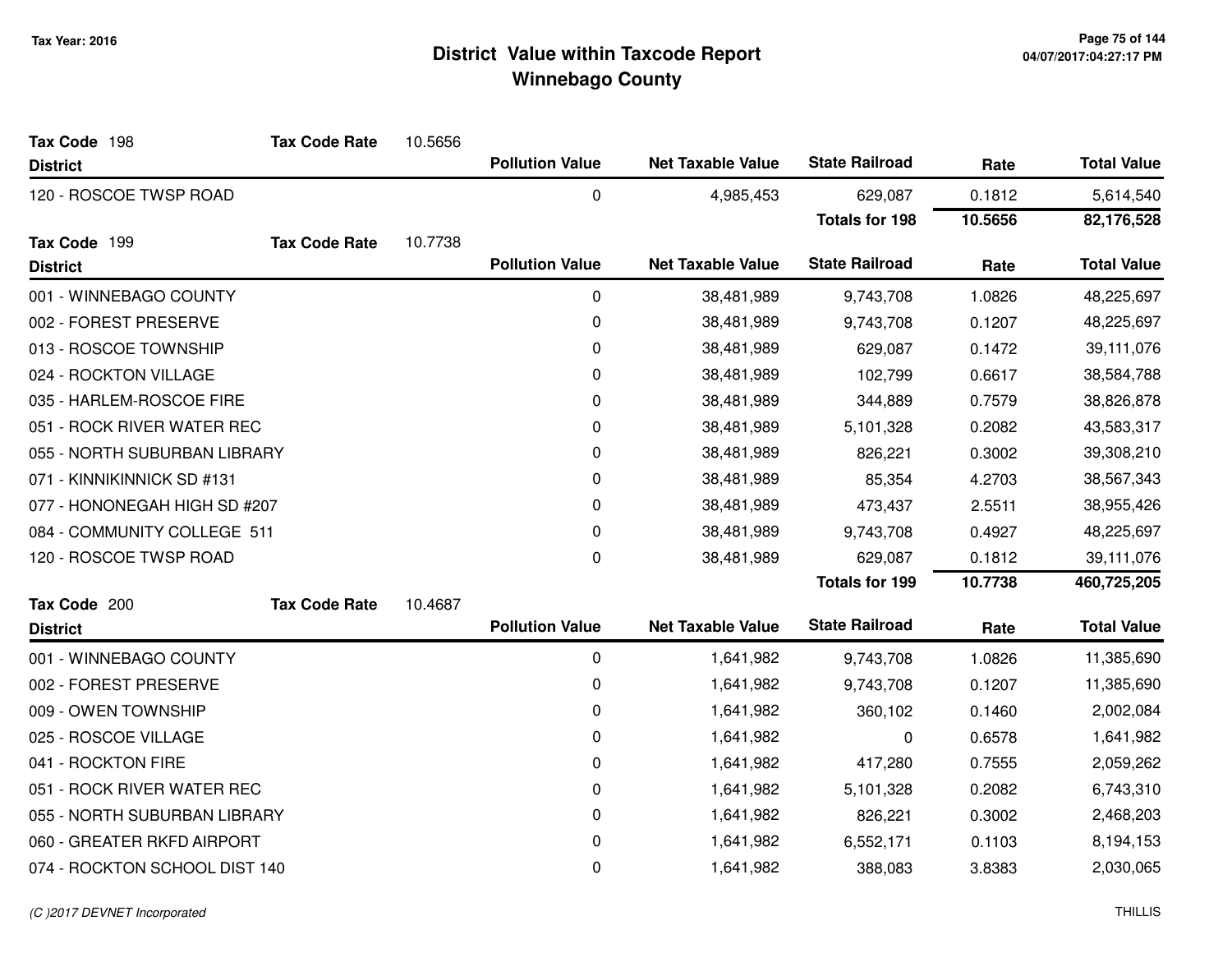# District Value within Taxcode Report
## Winnebago County

Tax Year: 2016

**Tax Code** 198 **Tax Code Rate** 10.5656

| District | Pollution Value | Net Taxable Value | State Railroad | Rate | Total Value |
|---|---|---|---|---|---|
| 120 - ROSCOE TWSP ROAD | 0 | 4,985,453 | 629,087 | 0.1812 | 5,614,540 |
| | | | **Totals for 198** | **10.5656** | **82,176,528** |

**Tax Code** 199 **Tax Code Rate** 10.7738

| District | Pollution Value | Net Taxable Value | State Railroad | Rate | Total Value |
|---|---|---|---|---|---|
| 001 - WINNEBAGO COUNTY | 0 | 38,481,989 | 9,743,708 | 1.0826 | 48,225,697 |
| 002 - FOREST PRESERVE | 0 | 38,481,989 | 9,743,708 | 0.1207 | 48,225,697 |
| 013 - ROSCOE TOWNSHIP | 0 | 38,481,989 | 629,087 | 0.1472 | 39,111,076 |
| 024 - ROCKTON VILLAGE | 0 | 38,481,989 | 102,799 | 0.6617 | 38,584,788 |
| 035 - HARLEM-ROSCOE FIRE | 0 | 38,481,989 | 344,889 | 0.7579 | 38,826,878 |
| 051 - ROCK RIVER WATER REC | 0 | 38,481,989 | 5,101,328 | 0.2082 | 43,583,317 |
| 055 - NORTH SUBURBAN LIBRARY | 0 | 38,481,989 | 826,221 | 0.3002 | 39,308,210 |
| 071 - KINNIKINNICK SD #131 | 0 | 38,481,989 | 85,354 | 4.2703 | 38,567,343 |
| 077 - HONONEGAH HIGH SD #207 | 0 | 38,481,989 | 473,437 | 2.5511 | 38,955,426 |
| 084 - COMMUNITY COLLEGE 511 | 0 | 38,481,989 | 9,743,708 | 0.4927 | 48,225,697 |
| 120 - ROSCOE TWSP ROAD | 0 | 38,481,989 | 629,087 | 0.1812 | 39,111,076 |
| | | | **Totals for 199** | **10.7738** | **460,725,205** |

**Tax Code** 200 **Tax Code Rate** 10.4687

| District | Pollution Value | Net Taxable Value | State Railroad | Rate | Total Value |
|---|---|---|---|---|---|
| 001 - WINNEBAGO COUNTY | 0 | 1,641,982 | 9,743,708 | 1.0826 | 11,385,690 |
| 002 - FOREST PRESERVE | 0 | 1,641,982 | 9,743,708 | 0.1207 | 11,385,690 |
| 009 - OWEN TOWNSHIP | 0 | 1,641,982 | 360,102 | 0.1460 | 2,002,084 |
| 025 - ROSCOE VILLAGE | 0 | 1,641,982 | 0 | 0.6578 | 1,641,982 |
| 041 - ROCKTON FIRE | 0 | 1,641,982 | 417,280 | 0.7555 | 2,059,262 |
| 051 - ROCK RIVER WATER REC | 0 | 1,641,982 | 5,101,328 | 0.2082 | 6,743,310 |
| 055 - NORTH SUBURBAN LIBRARY | 0 | 1,641,982 | 826,221 | 0.3002 | 2,468,203 |
| 060 - GREATER RKFD AIRPORT | 0 | 1,641,982 | 6,552,171 | 0.1103 | 8,194,153 |
| 074 - ROCKTON SCHOOL DIST 140 | 0 | 1,641,982 | 388,083 | 3.8383 | 2,030,065 |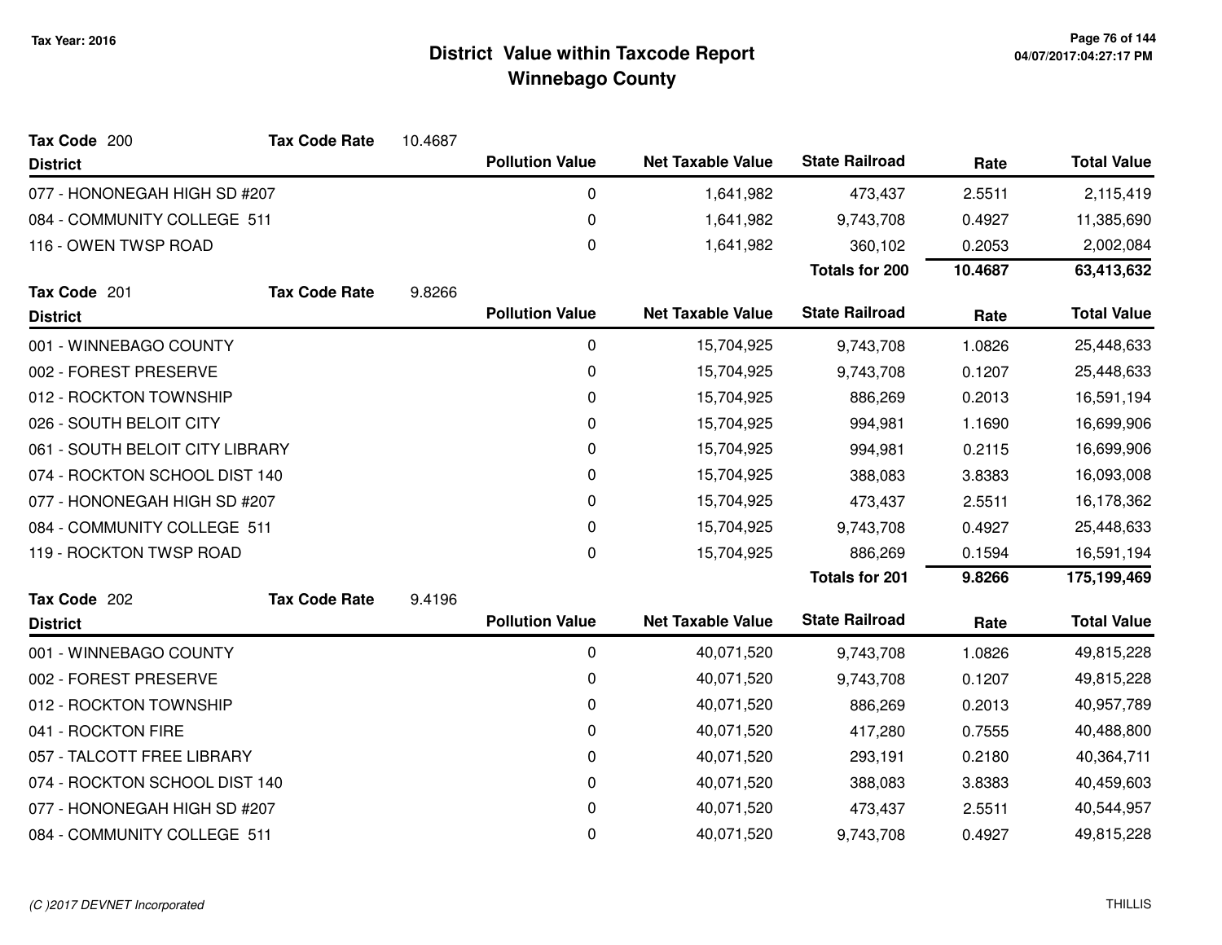# District Value within Taxcode Report
## Winnebago County

Tax Year: 2016

**Tax Code** 200 — **Tax Code Rate** 10.4687

| District | Pollution Value | Net Taxable Value | State Railroad | Rate | Total Value |
|---|---|---|---|---|---|
| 077 - HONONEGAH HIGH SD #207 | 0 | 1,641,982 | 473,437 | 2.5511 | 2,115,419 |
| 084 - COMMUNITY COLLEGE 511 | 0 | 1,641,982 | 9,743,708 | 0.4927 | 11,385,690 |
| 116 - OWEN TWSP ROAD | 0 | 1,641,982 | 360,102 | 0.2053 | 2,002,084 |
| | | | **Totals for 200** | **10.4687** | **63,413,632** |

**Tax Code** 201 — **Tax Code Rate** 9.8266

| District | Pollution Value | Net Taxable Value | State Railroad | Rate | Total Value |
|---|---|---|---|---|---|
| 001 - WINNEBAGO COUNTY | 0 | 15,704,925 | 9,743,708 | 1.0826 | 25,448,633 |
| 002 - FOREST PRESERVE | 0 | 15,704,925 | 9,743,708 | 0.1207 | 25,448,633 |
| 012 - ROCKTON TOWNSHIP | 0 | 15,704,925 | 886,269 | 0.2013 | 16,591,194 |
| 026 - SOUTH BELOIT CITY | 0 | 15,704,925 | 994,981 | 1.1690 | 16,699,906 |
| 061 - SOUTH BELOIT CITY LIBRARY | 0 | 15,704,925 | 994,981 | 0.2115 | 16,699,906 |
| 074 - ROCKTON SCHOOL DIST 140 | 0 | 15,704,925 | 388,083 | 3.8383 | 16,093,008 |
| 077 - HONONEGAH HIGH SD #207 | 0 | 15,704,925 | 473,437 | 2.5511 | 16,178,362 |
| 084 - COMMUNITY COLLEGE 511 | 0 | 15,704,925 | 9,743,708 | 0.4927 | 25,448,633 |
| 119 - ROCKTON TWSP ROAD | 0 | 15,704,925 | 886,269 | 0.1594 | 16,591,194 |
| | | | **Totals for 201** | **9.8266** | **175,199,469** |

**Tax Code** 202 — **Tax Code Rate** 9.4196

| District | Pollution Value | Net Taxable Value | State Railroad | Rate | Total Value |
|---|---|---|---|---|---|
| 001 - WINNEBAGO COUNTY | 0 | 40,071,520 | 9,743,708 | 1.0826 | 49,815,228 |
| 002 - FOREST PRESERVE | 0 | 40,071,520 | 9,743,708 | 0.1207 | 49,815,228 |
| 012 - ROCKTON TOWNSHIP | 0 | 40,071,520 | 886,269 | 0.2013 | 40,957,789 |
| 041 - ROCKTON FIRE | 0 | 40,071,520 | 417,280 | 0.7555 | 40,488,800 |
| 057 - TALCOTT FREE LIBRARY | 0 | 40,071,520 | 293,191 | 0.2180 | 40,364,711 |
| 074 - ROCKTON SCHOOL DIST 140 | 0 | 40,071,520 | 388,083 | 3.8383 | 40,459,603 |
| 077 - HONONEGAH HIGH SD #207 | 0 | 40,071,520 | 473,437 | 2.5511 | 40,544,957 |
| 084 - COMMUNITY COLLEGE 511 | 0 | 40,071,520 | 9,743,708 | 0.4927 | 49,815,228 |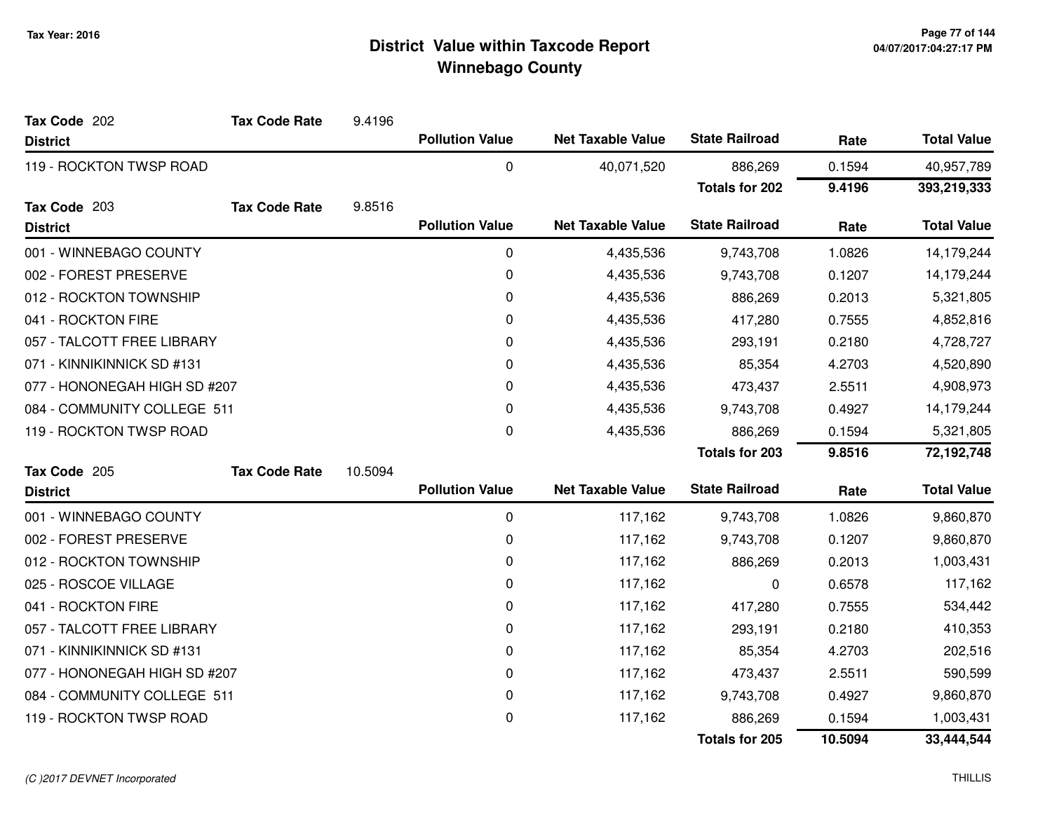# District Value within Taxcode Report
## Winnebago County

Tax Year: 2016

**Tax Code** 202 **Tax Code Rate** 9.4196

| District | Pollution Value | Net Taxable Value | State Railroad | Rate | Total Value |
|---|---|---|---|---|---|
| 119 - ROCKTON TWSP ROAD | 0 | 40,071,520 | 886,269 | 0.1594 | 40,957,789 |
| | | | **Totals for 202** | **9.4196** | **393,219,333** |

**Tax Code** 203 **Tax Code Rate** 9.8516

| District | Pollution Value | Net Taxable Value | State Railroad | Rate | Total Value |
|---|---|---|---|---|---|
| 001 - WINNEBAGO COUNTY | 0 | 4,435,536 | 9,743,708 | 1.0826 | 14,179,244 |
| 002 - FOREST PRESERVE | 0 | 4,435,536 | 9,743,708 | 0.1207 | 14,179,244 |
| 012 - ROCKTON TOWNSHIP | 0 | 4,435,536 | 886,269 | 0.2013 | 5,321,805 |
| 041 - ROCKTON FIRE | 0 | 4,435,536 | 417,280 | 0.7555 | 4,852,816 |
| 057 - TALCOTT FREE LIBRARY | 0 | 4,435,536 | 293,191 | 0.2180 | 4,728,727 |
| 071 - KINNIKINNICK SD #131 | 0 | 4,435,536 | 85,354 | 4.2703 | 4,520,890 |
| 077 - HONONEGAH HIGH SD #207 | 0 | 4,435,536 | 473,437 | 2.5511 | 4,908,973 |
| 084 - COMMUNITY COLLEGE 511 | 0 | 4,435,536 | 9,743,708 | 0.4927 | 14,179,244 |
| 119 - ROCKTON TWSP ROAD | 0 | 4,435,536 | 886,269 | 0.1594 | 5,321,805 |
| | | | **Totals for 203** | **9.8516** | **72,192,748** |

**Tax Code** 205 **Tax Code Rate** 10.5094

| District | Pollution Value | Net Taxable Value | State Railroad | Rate | Total Value |
|---|---|---|---|---|---|
| 001 - WINNEBAGO COUNTY | 0 | 117,162 | 9,743,708 | 1.0826 | 9,860,870 |
| 002 - FOREST PRESERVE | 0 | 117,162 | 9,743,708 | 0.1207 | 9,860,870 |
| 012 - ROCKTON TOWNSHIP | 0 | 117,162 | 886,269 | 0.2013 | 1,003,431 |
| 025 - ROSCOE VILLAGE | 0 | 117,162 | 0 | 0.6578 | 117,162 |
| 041 - ROCKTON FIRE | 0 | 117,162 | 417,280 | 0.7555 | 534,442 |
| 057 - TALCOTT FREE LIBRARY | 0 | 117,162 | 293,191 | 0.2180 | 410,353 |
| 071 - KINNIKINNICK SD #131 | 0 | 117,162 | 85,354 | 4.2703 | 202,516 |
| 077 - HONONEGAH HIGH SD #207 | 0 | 117,162 | 473,437 | 2.5511 | 590,599 |
| 084 - COMMUNITY COLLEGE 511 | 0 | 117,162 | 9,743,708 | 0.4927 | 9,860,870 |
| 119 - ROCKTON TWSP ROAD | 0 | 117,162 | 886,269 | 0.1594 | 1,003,431 |
| | | | **Totals for 205** | **10.5094** | **33,444,544** |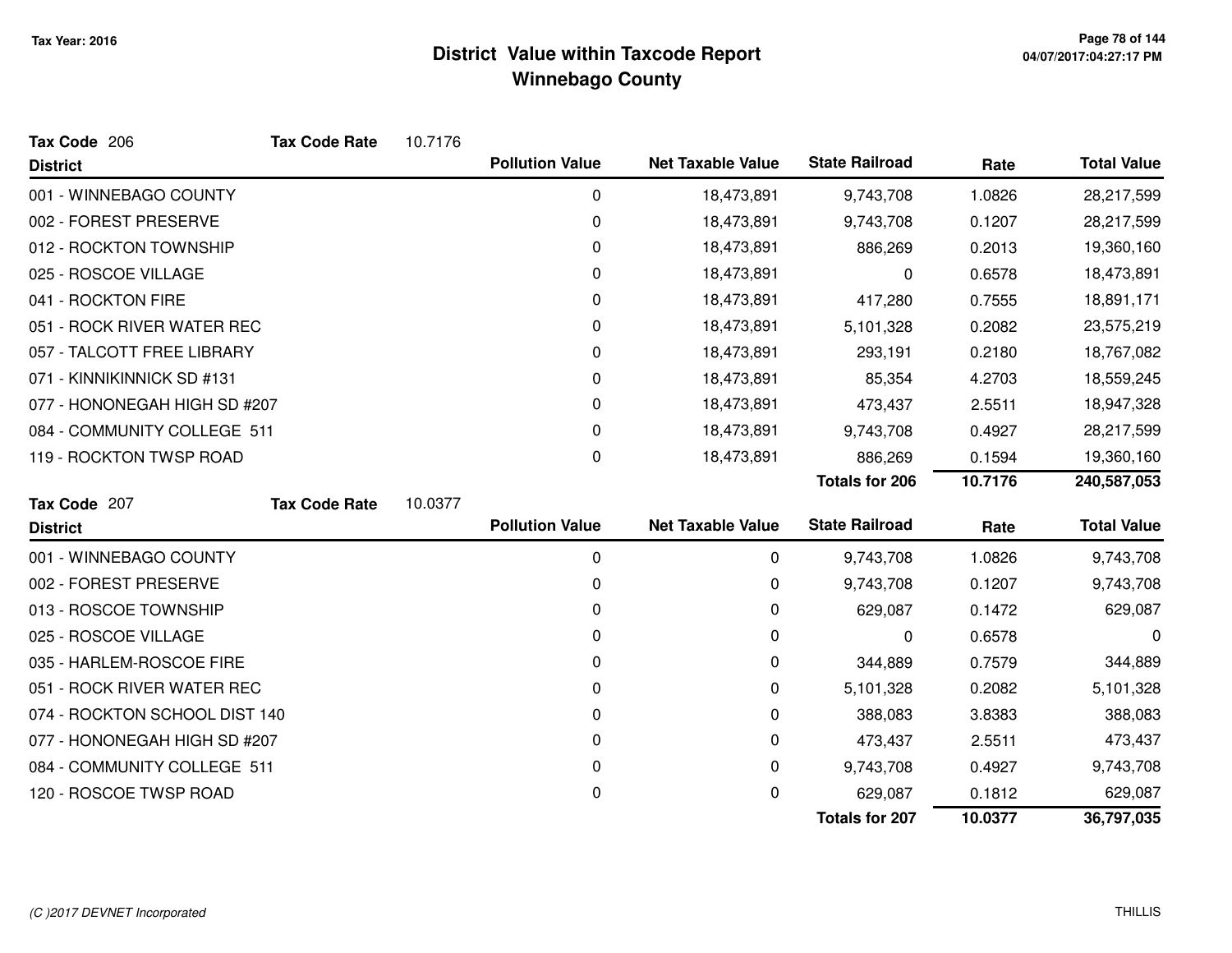# District Value within Taxcode Report
## Winnebago County

Tax Year: 2016

**Tax Code** 206 **Tax Code Rate** 10.7176

| District | Pollution Value | Net Taxable Value | State Railroad | Rate | Total Value |
|---|---|---|---|---|---|
| 001 - WINNEBAGO COUNTY | 0 | 18,473,891 | 9,743,708 | 1.0826 | 28,217,599 |
| 002 - FOREST PRESERVE | 0 | 18,473,891 | 9,743,708 | 0.1207 | 28,217,599 |
| 012 - ROCKTON TOWNSHIP | 0 | 18,473,891 | 886,269 | 0.2013 | 19,360,160 |
| 025 - ROSCOE VILLAGE | 0 | 18,473,891 | 0 | 0.6578 | 18,473,891 |
| 041 - ROCKTON FIRE | 0 | 18,473,891 | 417,280 | 0.7555 | 18,891,171 |
| 051 - ROCK RIVER WATER REC | 0 | 18,473,891 | 5,101,328 | 0.2082 | 23,575,219 |
| 057 - TALCOTT FREE LIBRARY | 0 | 18,473,891 | 293,191 | 0.2180 | 18,767,082 |
| 071 - KINNIKINNICK SD #131 | 0 | 18,473,891 | 85,354 | 4.2703 | 18,559,245 |
| 077 - HONONEGAH HIGH SD #207 | 0 | 18,473,891 | 473,437 | 2.5511 | 18,947,328 |
| 084 - COMMUNITY COLLEGE 511 | 0 | 18,473,891 | 9,743,708 | 0.4927 | 28,217,599 |
| 119 - ROCKTON TWSP ROAD | 0 | 18,473,891 | 886,269 | 0.1594 | 19,360,160 |
| | | | **Totals for 206** | **10.7176** | **240,587,053** |

**Tax Code** 207 **Tax Code Rate** 10.0377

| District | Pollution Value | Net Taxable Value | State Railroad | Rate | Total Value |
|---|---|---|---|---|---|
| 001 - WINNEBAGO COUNTY | 0 | 0 | 9,743,708 | 1.0826 | 9,743,708 |
| 002 - FOREST PRESERVE | 0 | 0 | 9,743,708 | 0.1207 | 9,743,708 |
| 013 - ROSCOE TOWNSHIP | 0 | 0 | 629,087 | 0.1472 | 629,087 |
| 025 - ROSCOE VILLAGE | 0 | 0 | 0 | 0.6578 | 0 |
| 035 - HARLEM-ROSCOE FIRE | 0 | 0 | 344,889 | 0.7579 | 344,889 |
| 051 - ROCK RIVER WATER REC | 0 | 0 | 5,101,328 | 0.2082 | 5,101,328 |
| 074 - ROCKTON SCHOOL DIST 140 | 0 | 0 | 388,083 | 3.8383 | 388,083 |
| 077 - HONONEGAH HIGH SD #207 | 0 | 0 | 473,437 | 2.5511 | 473,437 |
| 084 - COMMUNITY COLLEGE 511 | 0 | 0 | 9,743,708 | 0.4927 | 9,743,708 |
| 120 - ROSCOE TWSP ROAD | 0 | 0 | 629,087 | 0.1812 | 629,087 |
| | | | **Totals for 207** | **10.0377** | **36,797,035** |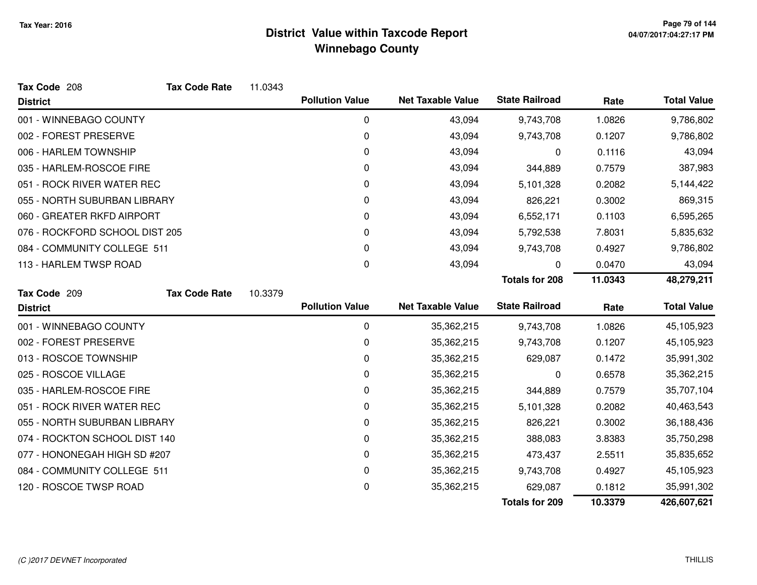# District Value within Taxcode Report
## Winnebago County

Tax Year: 2016

**Tax Code** 208 **Tax Code Rate** 11.0343

| District | Pollution Value | Net Taxable Value | State Railroad | Rate | Total Value |
|---|---|---|---|---|---|
| 001 - WINNEBAGO COUNTY | 0 | 43,094 | 9,743,708 | 1.0826 | 9,786,802 |
| 002 - FOREST PRESERVE | 0 | 43,094 | 9,743,708 | 0.1207 | 9,786,802 |
| 006 - HARLEM TOWNSHIP | 0 | 43,094 | 0 | 0.1116 | 43,094 |
| 035 - HARLEM-ROSCOE FIRE | 0 | 43,094 | 344,889 | 0.7579 | 387,983 |
| 051 - ROCK RIVER WATER REC | 0 | 43,094 | 5,101,328 | 0.2082 | 5,144,422 |
| 055 - NORTH SUBURBAN LIBRARY | 0 | 43,094 | 826,221 | 0.3002 | 869,315 |
| 060 - GREATER RKFD AIRPORT | 0 | 43,094 | 6,552,171 | 0.1103 | 6,595,265 |
| 076 - ROCKFORD SCHOOL DIST 205 | 0 | 43,094 | 5,792,538 | 7.8031 | 5,835,632 |
| 084 - COMMUNITY COLLEGE 511 | 0 | 43,094 | 9,743,708 | 0.4927 | 9,786,802 |
| 113 - HARLEM TWSP ROAD | 0 | 43,094 | 0 | 0.0470 | 43,094 |
| | | | **Totals for 208** | **11.0343** | **48,279,211** |

**Tax Code** 209 **Tax Code Rate** 10.3379

| District | Pollution Value | Net Taxable Value | State Railroad | Rate | Total Value |
|---|---|---|---|---|---|
| 001 - WINNEBAGO COUNTY | 0 | 35,362,215 | 9,743,708 | 1.0826 | 45,105,923 |
| 002 - FOREST PRESERVE | 0 | 35,362,215 | 9,743,708 | 0.1207 | 45,105,923 |
| 013 - ROSCOE TOWNSHIP | 0 | 35,362,215 | 629,087 | 0.1472 | 35,991,302 |
| 025 - ROSCOE VILLAGE | 0 | 35,362,215 | 0 | 0.6578 | 35,362,215 |
| 035 - HARLEM-ROSCOE FIRE | 0 | 35,362,215 | 344,889 | 0.7579 | 35,707,104 |
| 051 - ROCK RIVER WATER REC | 0 | 35,362,215 | 5,101,328 | 0.2082 | 40,463,543 |
| 055 - NORTH SUBURBAN LIBRARY | 0 | 35,362,215 | 826,221 | 0.3002 | 36,188,436 |
| 074 - ROCKTON SCHOOL DIST 140 | 0 | 35,362,215 | 388,083 | 3.8383 | 35,750,298 |
| 077 - HONONEGAH HIGH SD #207 | 0 | 35,362,215 | 473,437 | 2.5511 | 35,835,652 |
| 084 - COMMUNITY COLLEGE 511 | 0 | 35,362,215 | 9,743,708 | 0.4927 | 45,105,923 |
| 120 - ROSCOE TWSP ROAD | 0 | 35,362,215 | 629,087 | 0.1812 | 35,991,302 |
| | | | **Totals for 209** | **10.3379** | **426,607,621** |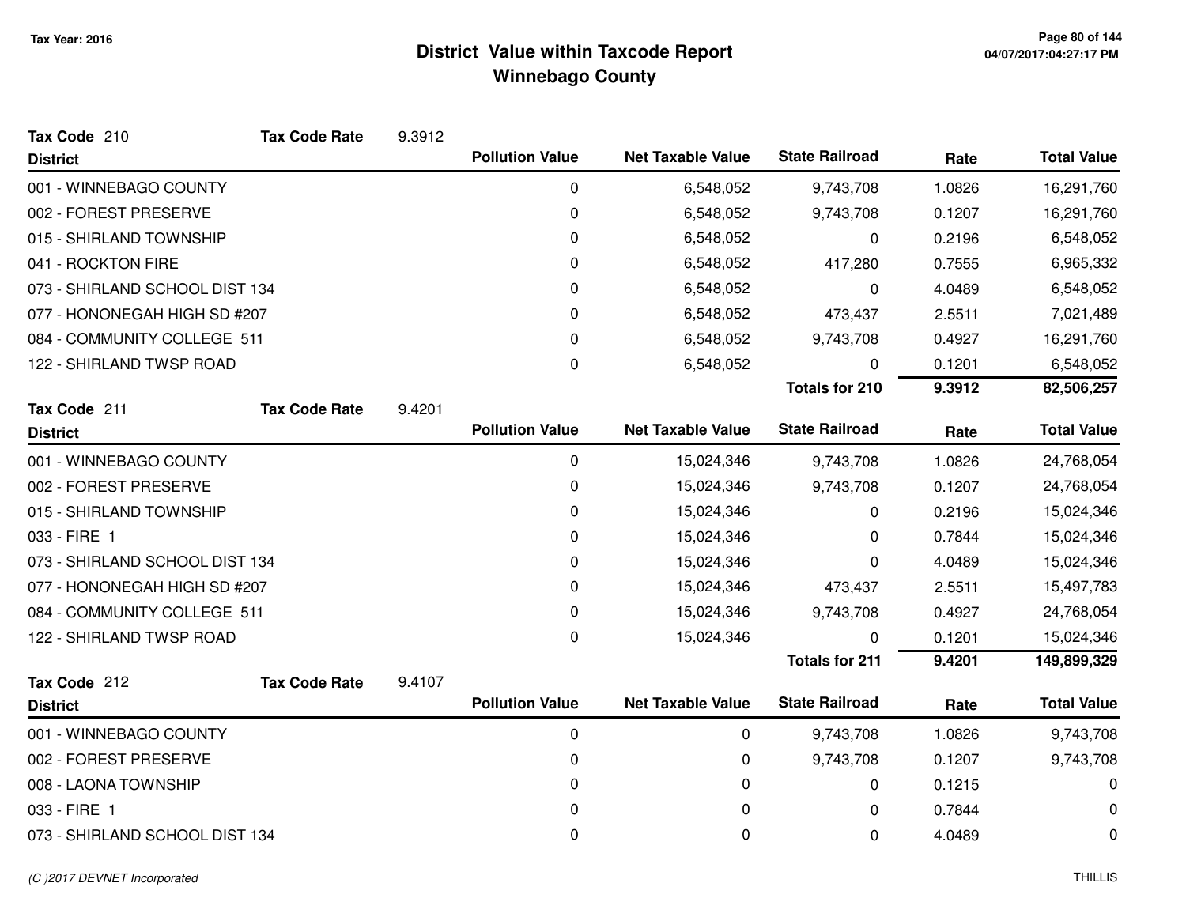# District Value within Taxcode Report
## Winnebago County

Tax Year: 2016

**Tax Code** 210 **Tax Code Rate** 9.3912

| District | Pollution Value | Net Taxable Value | State Railroad | Rate | Total Value |
|---|---|---|---|---|---|
| 001 - WINNEBAGO COUNTY | 0 | 6,548,052 | 9,743,708 | 1.0826 | 16,291,760 |
| 002 - FOREST PRESERVE | 0 | 6,548,052 | 9,743,708 | 0.1207 | 16,291,760 |
| 015 - SHIRLAND TOWNSHIP | 0 | 6,548,052 | 0 | 0.2196 | 6,548,052 |
| 041 - ROCKTON FIRE | 0 | 6,548,052 | 417,280 | 0.7555 | 6,965,332 |
| 073 - SHIRLAND SCHOOL DIST 134 | 0 | 6,548,052 | 0 | 4.0489 | 6,548,052 |
| 077 - HONONEGAH HIGH SD #207 | 0 | 6,548,052 | 473,437 | 2.5511 | 7,021,489 |
| 084 - COMMUNITY COLLEGE 511 | 0 | 6,548,052 | 9,743,708 | 0.4927 | 16,291,760 |
| 122 - SHIRLAND TWSP ROAD | 0 | 6,548,052 | 0 | 0.1201 | 6,548,052 |
| | | | **Totals for 210** | **9.3912** | **82,506,257** |

**Tax Code** 211 **Tax Code Rate** 9.4201

| District | Pollution Value | Net Taxable Value | State Railroad | Rate | Total Value |
|---|---|---|---|---|---|
| 001 - WINNEBAGO COUNTY | 0 | 15,024,346 | 9,743,708 | 1.0826 | 24,768,054 |
| 002 - FOREST PRESERVE | 0 | 15,024,346 | 9,743,708 | 0.1207 | 24,768,054 |
| 015 - SHIRLAND TOWNSHIP | 0 | 15,024,346 | 0 | 0.2196 | 15,024,346 |
| 033 - FIRE 1 | 0 | 15,024,346 | 0 | 0.7844 | 15,024,346 |
| 073 - SHIRLAND SCHOOL DIST 134 | 0 | 15,024,346 | 0 | 4.0489 | 15,024,346 |
| 077 - HONONEGAH HIGH SD #207 | 0 | 15,024,346 | 473,437 | 2.5511 | 15,497,783 |
| 084 - COMMUNITY COLLEGE 511 | 0 | 15,024,346 | 9,743,708 | 0.4927 | 24,768,054 |
| 122 - SHIRLAND TWSP ROAD | 0 | 15,024,346 | 0 | 0.1201 | 15,024,346 |
| | | | **Totals for 211** | **9.4201** | **149,899,329** |

**Tax Code** 212 **Tax Code Rate** 9.4107

| District | Pollution Value | Net Taxable Value | State Railroad | Rate | Total Value |
|---|---|---|---|---|---|
| 001 - WINNEBAGO COUNTY | 0 | 0 | 9,743,708 | 1.0826 | 9,743,708 |
| 002 - FOREST PRESERVE | 0 | 0 | 9,743,708 | 0.1207 | 9,743,708 |
| 008 - LAONA TOWNSHIP | 0 | 0 | 0 | 0.1215 | 0 |
| 033 - FIRE 1 | 0 | 0 | 0 | 0.7844 | 0 |
| 073 - SHIRLAND SCHOOL DIST 134 | 0 | 0 | 0 | 4.0489 | 0 |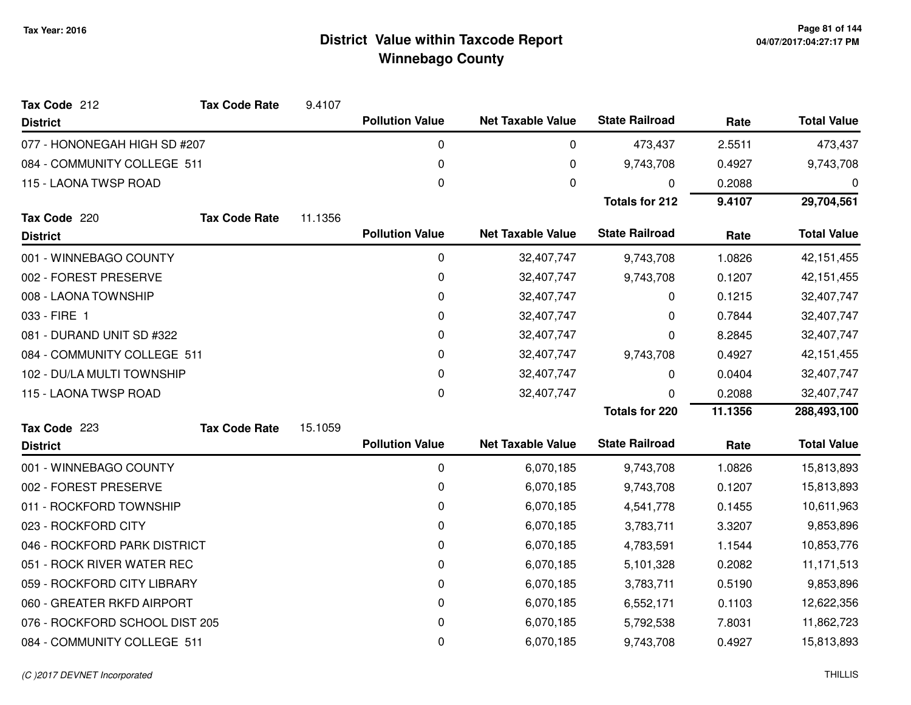# District Value within Taxcode Report
## Winnebago County

Tax Year: 2016

**Tax Code** 212 **Tax Code Rate** 9.4107

| District | Pollution Value | Net Taxable Value | State Railroad | Rate | Total Value |
|---|---|---|---|---|---|
| 077 - HONONEGAH HIGH SD #207 | 0 | 0 | 473,437 | 2.5511 | 473,437 |
| 084 - COMMUNITY COLLEGE 511 | 0 | 0 | 9,743,708 | 0.4927 | 9,743,708 |
| 115 - LAONA TWSP ROAD | 0 | 0 | 0 | 0.2088 | 0 |
| | | | **Totals for 212** | **9.4107** | **29,704,561** |

**Tax Code** 220 **Tax Code Rate** 11.1356

| District | Pollution Value | Net Taxable Value | State Railroad | Rate | Total Value |
|---|---|---|---|---|---|
| 001 - WINNEBAGO COUNTY | 0 | 32,407,747 | 9,743,708 | 1.0826 | 42,151,455 |
| 002 - FOREST PRESERVE | 0 | 32,407,747 | 9,743,708 | 0.1207 | 42,151,455 |
| 008 - LAONA TOWNSHIP | 0 | 32,407,747 | 0 | 0.1215 | 32,407,747 |
| 033 - FIRE 1 | 0 | 32,407,747 | 0 | 0.7844 | 32,407,747 |
| 081 - DURAND UNIT SD #322 | 0 | 32,407,747 | 0 | 8.2845 | 32,407,747 |
| 084 - COMMUNITY COLLEGE 511 | 0 | 32,407,747 | 9,743,708 | 0.4927 | 42,151,455 |
| 102 - DU/LA MULTI TOWNSHIP | 0 | 32,407,747 | 0 | 0.0404 | 32,407,747 |
| 115 - LAONA TWSP ROAD | 0 | 32,407,747 | 0 | 0.2088 | 32,407,747 |
| | | | **Totals for 220** | **11.1356** | **288,493,100** |

**Tax Code** 223 **Tax Code Rate** 15.1059

| District | Pollution Value | Net Taxable Value | State Railroad | Rate | Total Value |
|---|---|---|---|---|---|
| 001 - WINNEBAGO COUNTY | 0 | 6,070,185 | 9,743,708 | 1.0826 | 15,813,893 |
| 002 - FOREST PRESERVE | 0 | 6,070,185 | 9,743,708 | 0.1207 | 15,813,893 |
| 011 - ROCKFORD TOWNSHIP | 0 | 6,070,185 | 4,541,778 | 0.1455 | 10,611,963 |
| 023 - ROCKFORD CITY | 0 | 6,070,185 | 3,783,711 | 3.3207 | 9,853,896 |
| 046 - ROCKFORD PARK DISTRICT | 0 | 6,070,185 | 4,783,591 | 1.1544 | 10,853,776 |
| 051 - ROCK RIVER WATER REC | 0 | 6,070,185 | 5,101,328 | 0.2082 | 11,171,513 |
| 059 - ROCKFORD CITY LIBRARY | 0 | 6,070,185 | 3,783,711 | 0.5190 | 9,853,896 |
| 060 - GREATER RKFD AIRPORT | 0 | 6,070,185 | 6,552,171 | 0.1103 | 12,622,356 |
| 076 - ROCKFORD SCHOOL DIST 205 | 0 | 6,070,185 | 5,792,538 | 7.8031 | 11,862,723 |
| 084 - COMMUNITY COLLEGE 511 | 0 | 6,070,185 | 9,743,708 | 0.4927 | 15,813,893 |

(C )2017 DEVNET Incorporated THILLIS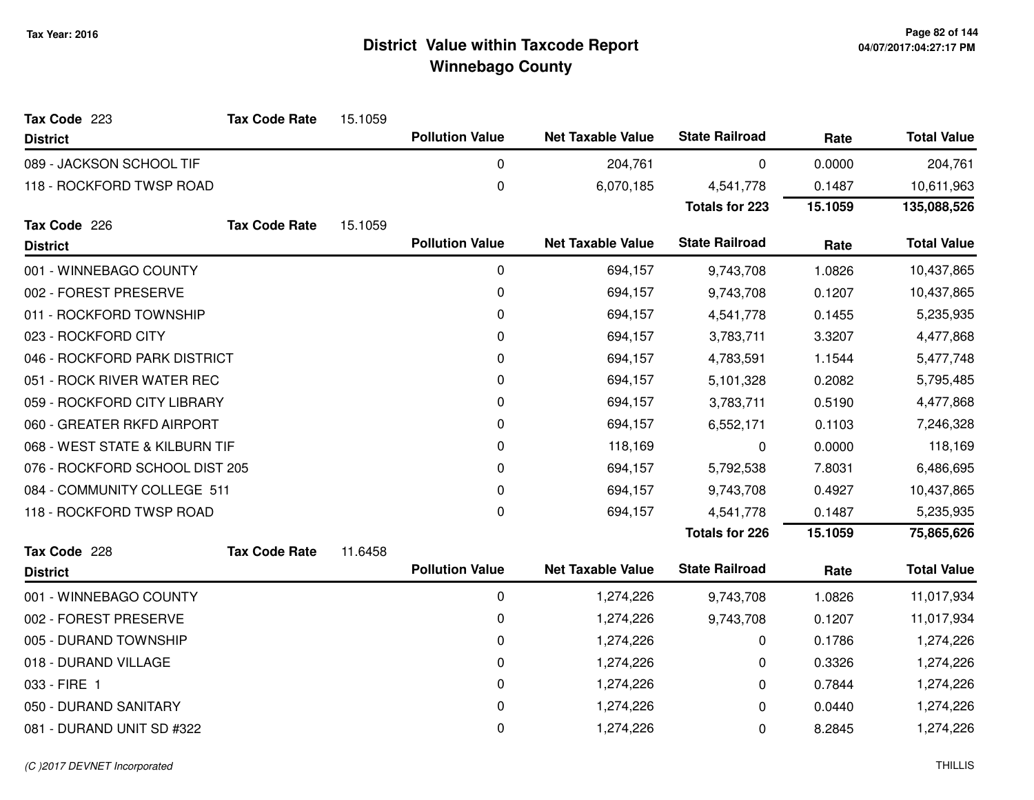# District Value within Taxcode Report
## Winnebago County

Tax Year: 2016

**Tax Code** 223 **Tax Code Rate** 15.1059

| District | Pollution Value | Net Taxable Value | State Railroad | Rate | Total Value |
|---|---|---|---|---|---|
| 089 - JACKSON SCHOOL TIF | 0 | 204,761 | 0 | 0.0000 | 204,761 |
| 118 - ROCKFORD TWSP ROAD | 0 | 6,070,185 | 4,541,778 | 0.1487 | 10,611,963 |
| | | | **Totals for 223** | **15.1059** | **135,088,526** |

**Tax Code** 226 **Tax Code Rate** 15.1059

| District | Pollution Value | Net Taxable Value | State Railroad | Rate | Total Value |
|---|---|---|---|---|---|
| 001 - WINNEBAGO COUNTY | 0 | 694,157 | 9,743,708 | 1.0826 | 10,437,865 |
| 002 - FOREST PRESERVE | 0 | 694,157 | 9,743,708 | 0.1207 | 10,437,865 |
| 011 - ROCKFORD TOWNSHIP | 0 | 694,157 | 4,541,778 | 0.1455 | 5,235,935 |
| 023 - ROCKFORD CITY | 0 | 694,157 | 3,783,711 | 3.3207 | 4,477,868 |
| 046 - ROCKFORD PARK DISTRICT | 0 | 694,157 | 4,783,591 | 1.1544 | 5,477,748 |
| 051 - ROCK RIVER WATER REC | 0 | 694,157 | 5,101,328 | 0.2082 | 5,795,485 |
| 059 - ROCKFORD CITY LIBRARY | 0 | 694,157 | 3,783,711 | 0.5190 | 4,477,868 |
| 060 - GREATER RKFD AIRPORT | 0 | 694,157 | 6,552,171 | 0.1103 | 7,246,328 |
| 068 - WEST STATE & KILBURN TIF | 0 | 118,169 | 0 | 0.0000 | 118,169 |
| 076 - ROCKFORD SCHOOL DIST 205 | 0 | 694,157 | 5,792,538 | 7.8031 | 6,486,695 |
| 084 - COMMUNITY COLLEGE 511 | 0 | 694,157 | 9,743,708 | 0.4927 | 10,437,865 |
| 118 - ROCKFORD TWSP ROAD | 0 | 694,157 | 4,541,778 | 0.1487 | 5,235,935 |
| | | | **Totals for 226** | **15.1059** | **75,865,626** |

**Tax Code** 228 **Tax Code Rate** 11.6458

| District | Pollution Value | Net Taxable Value | State Railroad | Rate | Total Value |
|---|---|---|---|---|---|
| 001 - WINNEBAGO COUNTY | 0 | 1,274,226 | 9,743,708 | 1.0826 | 11,017,934 |
| 002 - FOREST PRESERVE | 0 | 1,274,226 | 9,743,708 | 0.1207 | 11,017,934 |
| 005 - DURAND TOWNSHIP | 0 | 1,274,226 | 0 | 0.1786 | 1,274,226 |
| 018 - DURAND VILLAGE | 0 | 1,274,226 | 0 | 0.3326 | 1,274,226 |
| 033 - FIRE 1 | 0 | 1,274,226 | 0 | 0.7844 | 1,274,226 |
| 050 - DURAND SANITARY | 0 | 1,274,226 | 0 | 0.0440 | 1,274,226 |
| 081 - DURAND UNIT SD #322 | 0 | 1,274,226 | 0 | 8.2845 | 1,274,226 |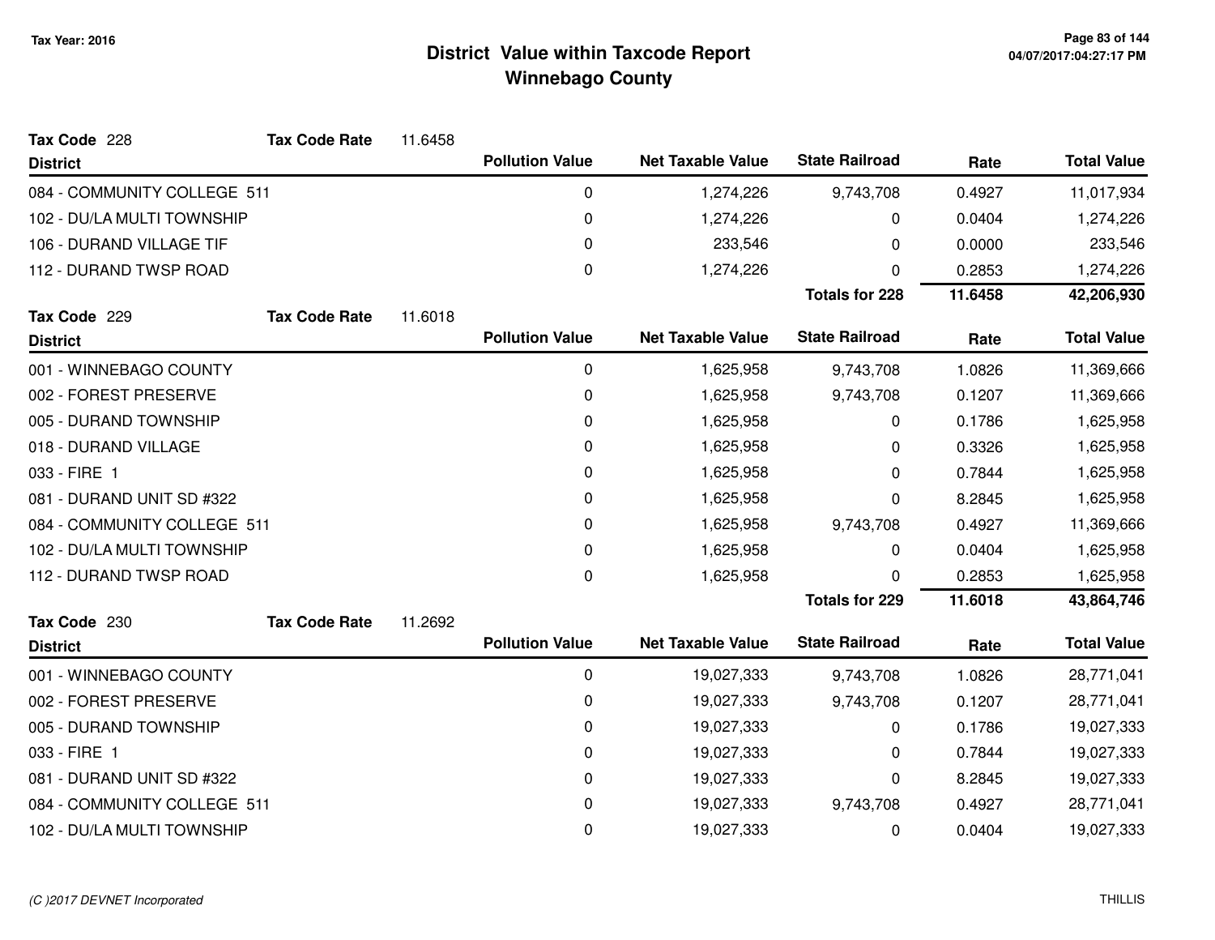# District Value within Taxcode Report
## Winnebago County

Tax Year: 2016

**Tax Code** 228 **Tax Code Rate** 11.6458

| District | Pollution Value | Net Taxable Value | State Railroad | Rate | Total Value |
|---|---|---|---|---|---|
| 084 - COMMUNITY COLLEGE 511 | 0 | 1,274,226 | 9,743,708 | 0.4927 | 11,017,934 |
| 102 - DU/LA MULTI TOWNSHIP | 0 | 1,274,226 | 0 | 0.0404 | 1,274,226 |
| 106 - DURAND VILLAGE TIF | 0 | 233,546 | 0 | 0.0000 | 233,546 |
| 112 - DURAND TWSP ROAD | 0 | 1,274,226 | 0 | 0.2853 | 1,274,226 |
| | | | **Totals for 228** | **11.6458** | **42,206,930** |

**Tax Code** 229 **Tax Code Rate** 11.6018

| District | Pollution Value | Net Taxable Value | State Railroad | Rate | Total Value |
|---|---|---|---|---|---|
| 001 - WINNEBAGO COUNTY | 0 | 1,625,958 | 9,743,708 | 1.0826 | 11,369,666 |
| 002 - FOREST PRESERVE | 0 | 1,625,958 | 9,743,708 | 0.1207 | 11,369,666 |
| 005 - DURAND TOWNSHIP | 0 | 1,625,958 | 0 | 0.1786 | 1,625,958 |
| 018 - DURAND VILLAGE | 0 | 1,625,958 | 0 | 0.3326 | 1,625,958 |
| 033 - FIRE 1 | 0 | 1,625,958 | 0 | 0.7844 | 1,625,958 |
| 081 - DURAND UNIT SD #322 | 0 | 1,625,958 | 0 | 8.2845 | 1,625,958 |
| 084 - COMMUNITY COLLEGE 511 | 0 | 1,625,958 | 9,743,708 | 0.4927 | 11,369,666 |
| 102 - DU/LA MULTI TOWNSHIP | 0 | 1,625,958 | 0 | 0.0404 | 1,625,958 |
| 112 - DURAND TWSP ROAD | 0 | 1,625,958 | 0 | 0.2853 | 1,625,958 |
| | | | **Totals for 229** | **11.6018** | **43,864,746** |

**Tax Code** 230 **Tax Code Rate** 11.2692

| District | Pollution Value | Net Taxable Value | State Railroad | Rate | Total Value |
|---|---|---|---|---|---|
| 001 - WINNEBAGO COUNTY | 0 | 19,027,333 | 9,743,708 | 1.0826 | 28,771,041 |
| 002 - FOREST PRESERVE | 0 | 19,027,333 | 9,743,708 | 0.1207 | 28,771,041 |
| 005 - DURAND TOWNSHIP | 0 | 19,027,333 | 0 | 0.1786 | 19,027,333 |
| 033 - FIRE 1 | 0 | 19,027,333 | 0 | 0.7844 | 19,027,333 |
| 081 - DURAND UNIT SD #322 | 0 | 19,027,333 | 0 | 8.2845 | 19,027,333 |
| 084 - COMMUNITY COLLEGE 511 | 0 | 19,027,333 | 9,743,708 | 0.4927 | 28,771,041 |
| 102 - DU/LA MULTI TOWNSHIP | 0 | 19,027,333 | 0 | 0.0404 | 19,027,333 |

(C )2017 DEVNET Incorporated THILLIS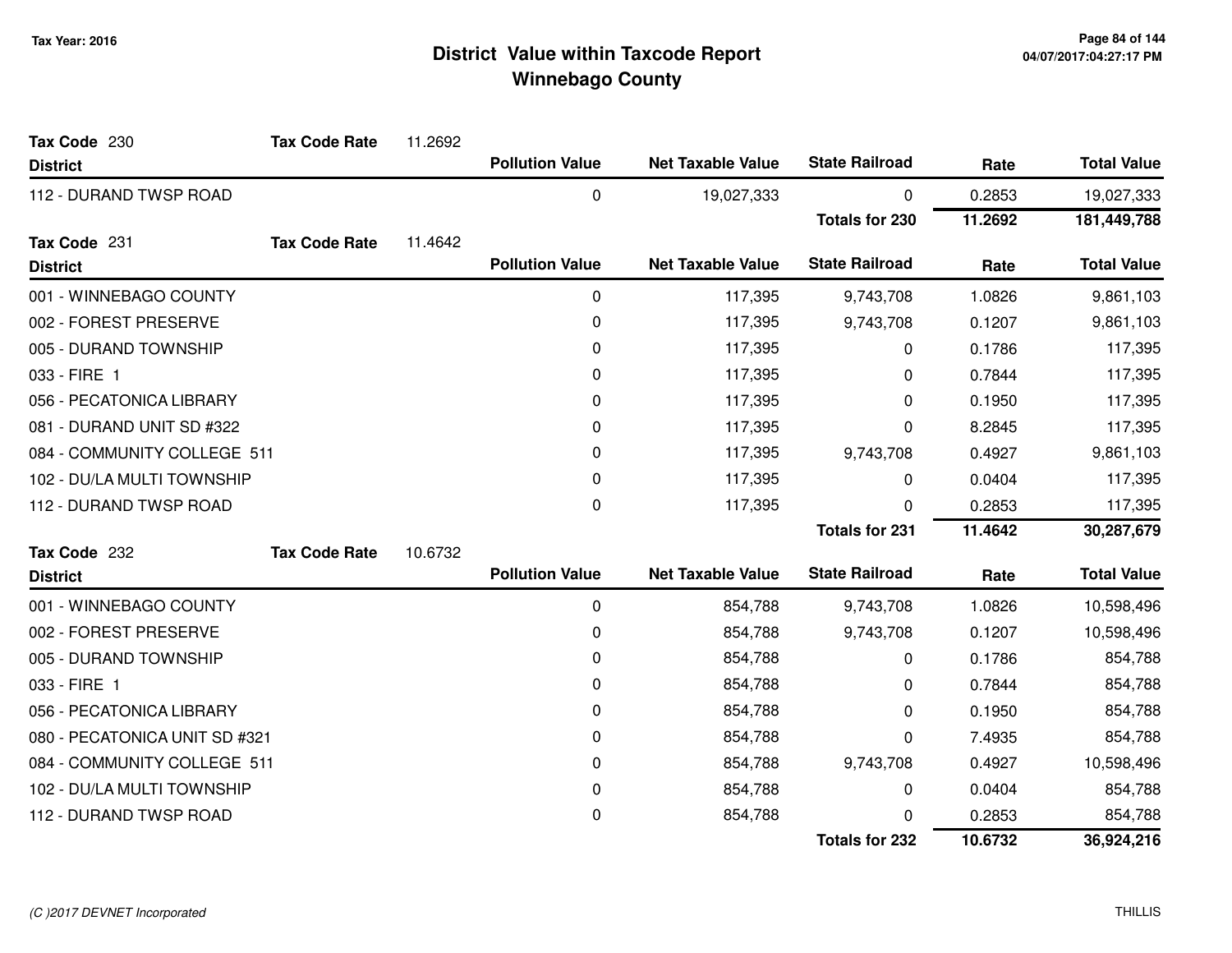# District Value within Taxcode Report
## Winnebago County

Tax Year: 2016

**Tax Code** 230 **Tax Code Rate** 11.2692

| District | Pollution Value | Net Taxable Value | State Railroad | Rate | Total Value |
|---|---|---|---|---|---|
| 112 - DURAND TWSP ROAD | 0 | 19,027,333 | 0 | 0.2853 | 19,027,333 |
| | | | **Totals for 230** | **11.2692** | **181,449,788** |

**Tax Code** 231 **Tax Code Rate** 11.4642

| District | Pollution Value | Net Taxable Value | State Railroad | Rate | Total Value |
|---|---|---|---|---|---|
| 001 - WINNEBAGO COUNTY | 0 | 117,395 | 9,743,708 | 1.0826 | 9,861,103 |
| 002 - FOREST PRESERVE | 0 | 117,395 | 9,743,708 | 0.1207 | 9,861,103 |
| 005 - DURAND TOWNSHIP | 0 | 117,395 | 0 | 0.1786 | 117,395 |
| 033 - FIRE 1 | 0 | 117,395 | 0 | 0.7844 | 117,395 |
| 056 - PECATONICA LIBRARY | 0 | 117,395 | 0 | 0.1950 | 117,395 |
| 081 - DURAND UNIT SD #322 | 0 | 117,395 | 0 | 8.2845 | 117,395 |
| 084 - COMMUNITY COLLEGE 511 | 0 | 117,395 | 9,743,708 | 0.4927 | 9,861,103 |
| 102 - DU/LA MULTI TOWNSHIP | 0 | 117,395 | 0 | 0.0404 | 117,395 |
| 112 - DURAND TWSP ROAD | 0 | 117,395 | 0 | 0.2853 | 117,395 |
| | | | **Totals for 231** | **11.4642** | **30,287,679** |

**Tax Code** 232 **Tax Code Rate** 10.6732

| District | Pollution Value | Net Taxable Value | State Railroad | Rate | Total Value |
|---|---|---|---|---|---|
| 001 - WINNEBAGO COUNTY | 0 | 854,788 | 9,743,708 | 1.0826 | 10,598,496 |
| 002 - FOREST PRESERVE | 0 | 854,788 | 9,743,708 | 0.1207 | 10,598,496 |
| 005 - DURAND TOWNSHIP | 0 | 854,788 | 0 | 0.1786 | 854,788 |
| 033 - FIRE 1 | 0 | 854,788 | 0 | 0.7844 | 854,788 |
| 056 - PECATONICA LIBRARY | 0 | 854,788 | 0 | 0.1950 | 854,788 |
| 080 - PECATONICA UNIT SD #321 | 0 | 854,788 | 0 | 7.4935 | 854,788 |
| 084 - COMMUNITY COLLEGE 511 | 0 | 854,788 | 9,743,708 | 0.4927 | 10,598,496 |
| 102 - DU/LA MULTI TOWNSHIP | 0 | 854,788 | 0 | 0.0404 | 854,788 |
| 112 - DURAND TWSP ROAD | 0 | 854,788 | 0 | 0.2853 | 854,788 |
| | | | **Totals for 232** | **10.6732** | **36,924,216** |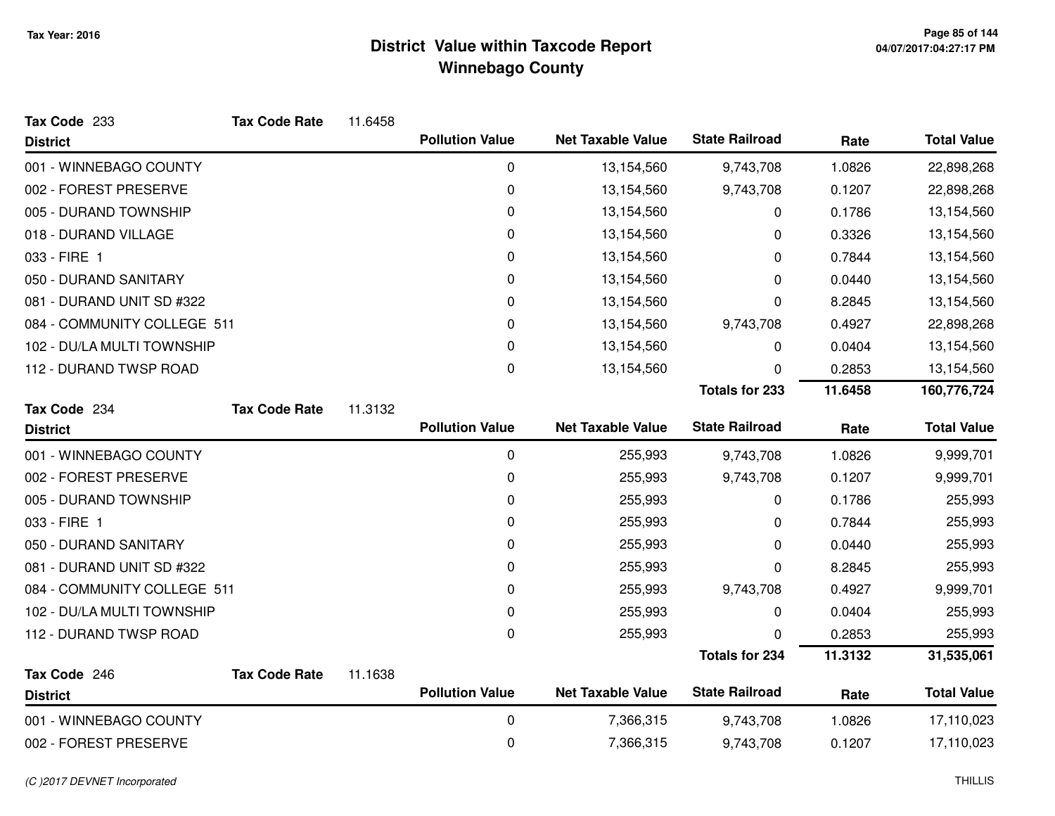Tax Year: 2016

# District Value within Taxcode Report
## Winnebago County

**Tax Code** 233 **Tax Code Rate** 11.6458

| District | Pollution Value | Net Taxable Value | State Railroad | Rate | Total Value |
|---|---|---|---|---|---|
| 001 - WINNEBAGO COUNTY | 0 | 13,154,560 | 9,743,708 | 1.0826 | 22,898,268 |
| 002 - FOREST PRESERVE | 0 | 13,154,560 | 9,743,708 | 0.1207 | 22,898,268 |
| 005 - DURAND TOWNSHIP | 0 | 13,154,560 | 0 | 0.1786 | 13,154,560 |
| 018 - DURAND VILLAGE | 0 | 13,154,560 | 0 | 0.3326 | 13,154,560 |
| 033 - FIRE 1 | 0 | 13,154,560 | 0 | 0.7844 | 13,154,560 |
| 050 - DURAND SANITARY | 0 | 13,154,560 | 0 | 0.0440 | 13,154,560 |
| 081 - DURAND UNIT SD #322 | 0 | 13,154,560 | 0 | 8.2845 | 13,154,560 |
| 084 - COMMUNITY COLLEGE 511 | 0 | 13,154,560 | 9,743,708 | 0.4927 | 22,898,268 |
| 102 - DU/LA MULTI TOWNSHIP | 0 | 13,154,560 | 0 | 0.0404 | 13,154,560 |
| 112 - DURAND TWSP ROAD | 0 | 13,154,560 | 0 | 0.2853 | 13,154,560 |
| | | | **Totals for 233** | **11.6458** | **160,776,724** |

**Tax Code** 234 **Tax Code Rate** 11.3132

| District | Pollution Value | Net Taxable Value | State Railroad | Rate | Total Value |
|---|---|---|---|---|---|
| 001 - WINNEBAGO COUNTY | 0 | 255,993 | 9,743,708 | 1.0826 | 9,999,701 |
| 002 - FOREST PRESERVE | 0 | 255,993 | 9,743,708 | 0.1207 | 9,999,701 |
| 005 - DURAND TOWNSHIP | 0 | 255,993 | 0 | 0.1786 | 255,993 |
| 033 - FIRE 1 | 0 | 255,993 | 0 | 0.7844 | 255,993 |
| 050 - DURAND SANITARY | 0 | 255,993 | 0 | 0.0440 | 255,993 |
| 081 - DURAND UNIT SD #322 | 0 | 255,993 | 0 | 8.2845 | 255,993 |
| 084 - COMMUNITY COLLEGE 511 | 0 | 255,993 | 9,743,708 | 0.4927 | 9,999,701 |
| 102 - DU/LA MULTI TOWNSHIP | 0 | 255,993 | 0 | 0.0404 | 255,993 |
| 112 - DURAND TWSP ROAD | 0 | 255,993 | 0 | 0.2853 | 255,993 |
| | | | **Totals for 234** | **11.3132** | **31,535,061** |

**Tax Code** 246 **Tax Code Rate** 11.1638

| District | Pollution Value | Net Taxable Value | State Railroad | Rate | Total Value |
|---|---|---|---|---|---|
| 001 - WINNEBAGO COUNTY | 0 | 7,366,315 | 9,743,708 | 1.0826 | 17,110,023 |
| 002 - FOREST PRESERVE | 0 | 7,366,315 | 9,743,708 | 0.1207 | 17,110,023 |

(C )2017 DEVNET Incorporated

THILLIS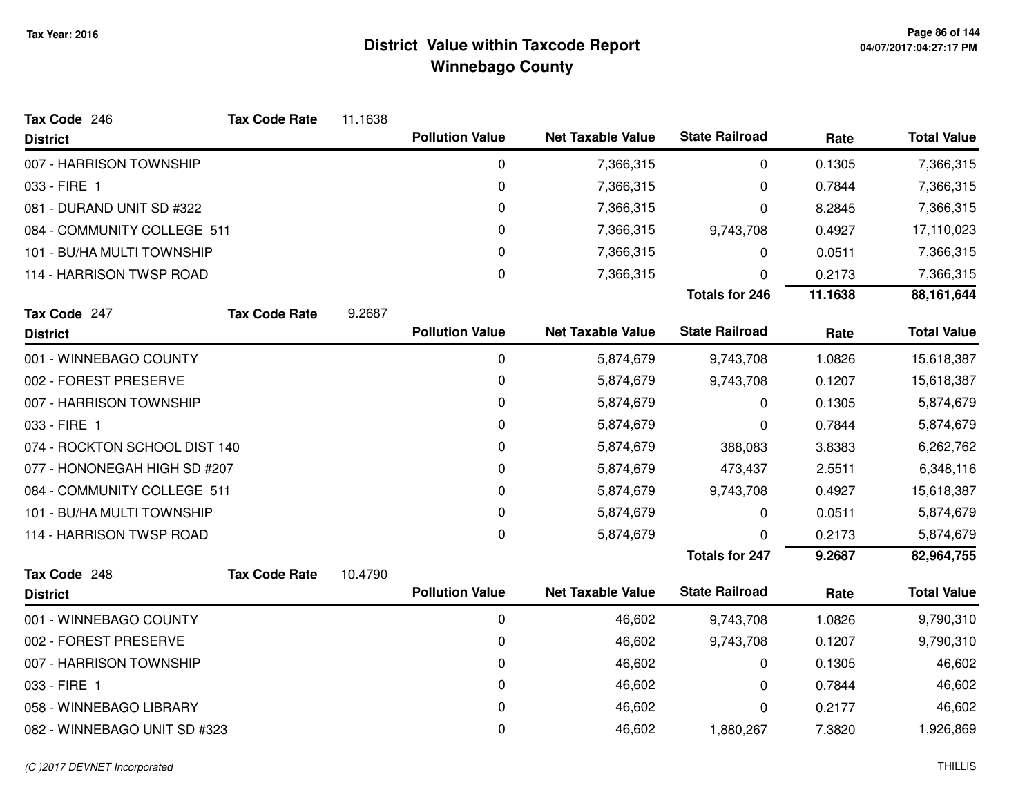# District Value within Taxcode Report
## Winnebago County

Tax Year: 2016

**Tax Code** 246 **Tax Code Rate** 11.1638

| District | Pollution Value | Net Taxable Value | State Railroad | Rate | Total Value |
|---|---|---|---|---|---|
| 007 - HARRISON TOWNSHIP | 0 | 7,366,315 | 0 | 0.1305 | 7,366,315 |
| 033 - FIRE 1 | 0 | 7,366,315 | 0 | 0.7844 | 7,366,315 |
| 081 - DURAND UNIT SD #322 | 0 | 7,366,315 | 0 | 8.2845 | 7,366,315 |
| 084 - COMMUNITY COLLEGE 511 | 0 | 7,366,315 | 9,743,708 | 0.4927 | 17,110,023 |
| 101 - BU/HA MULTI TOWNSHIP | 0 | 7,366,315 | 0 | 0.0511 | 7,366,315 |
| 114 - HARRISON TWSP ROAD | 0 | 7,366,315 | 0 | 0.2173 | 7,366,315 |
| | | | **Totals for 246** | **11.1638** | **88,161,644** |

**Tax Code** 247 **Tax Code Rate** 9.2687

| District | Pollution Value | Net Taxable Value | State Railroad | Rate | Total Value |
|---|---|---|---|---|---|
| 001 - WINNEBAGO COUNTY | 0 | 5,874,679 | 9,743,708 | 1.0826 | 15,618,387 |
| 002 - FOREST PRESERVE | 0 | 5,874,679 | 9,743,708 | 0.1207 | 15,618,387 |
| 007 - HARRISON TOWNSHIP | 0 | 5,874,679 | 0 | 0.1305 | 5,874,679 |
| 033 - FIRE 1 | 0 | 5,874,679 | 0 | 0.7844 | 5,874,679 |
| 074 - ROCKTON SCHOOL DIST 140 | 0 | 5,874,679 | 388,083 | 3.8383 | 6,262,762 |
| 077 - HONONEGAH HIGH SD #207 | 0 | 5,874,679 | 473,437 | 2.5511 | 6,348,116 |
| 084 - COMMUNITY COLLEGE 511 | 0 | 5,874,679 | 9,743,708 | 0.4927 | 15,618,387 |
| 101 - BU/HA MULTI TOWNSHIP | 0 | 5,874,679 | 0 | 0.0511 | 5,874,679 |
| 114 - HARRISON TWSP ROAD | 0 | 5,874,679 | 0 | 0.2173 | 5,874,679 |
| | | | **Totals for 247** | **9.2687** | **82,964,755** |

**Tax Code** 248 **Tax Code Rate** 10.4790

| District | Pollution Value | Net Taxable Value | State Railroad | Rate | Total Value |
|---|---|---|---|---|---|
| 001 - WINNEBAGO COUNTY | 0 | 46,602 | 9,743,708 | 1.0826 | 9,790,310 |
| 002 - FOREST PRESERVE | 0 | 46,602 | 9,743,708 | 0.1207 | 9,790,310 |
| 007 - HARRISON TOWNSHIP | 0 | 46,602 | 0 | 0.1305 | 46,602 |
| 033 - FIRE 1 | 0 | 46,602 | 0 | 0.7844 | 46,602 |
| 058 - WINNEBAGO LIBRARY | 0 | 46,602 | 0 | 0.2177 | 46,602 |
| 082 - WINNEBAGO UNIT SD #323 | 0 | 46,602 | 1,880,267 | 7.3820 | 1,926,869 |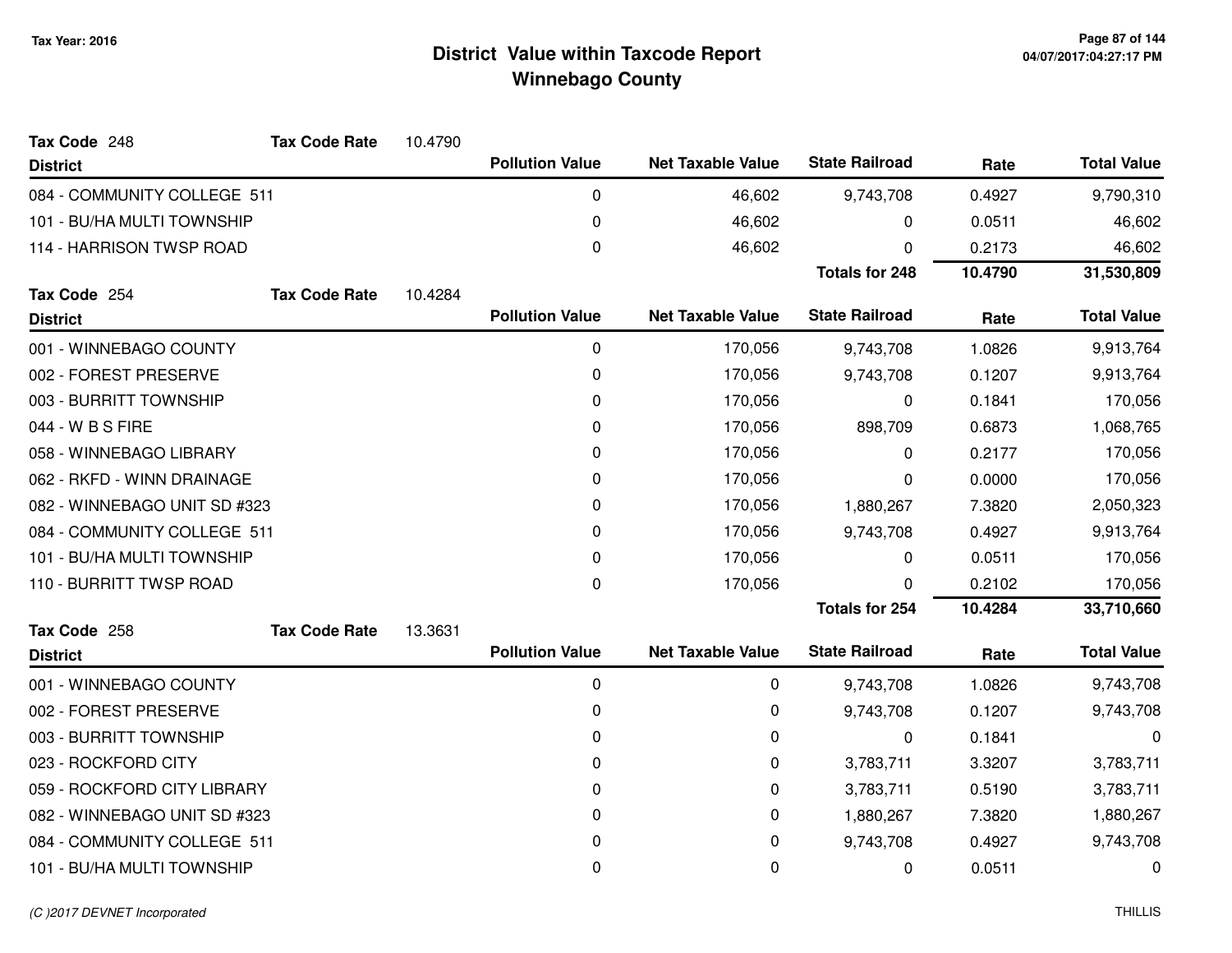# District Value within Taxcode Report
## Winnebago County

Tax Year: 2016

**Tax Code** 248 **Tax Code Rate** 10.4790

| District | Pollution Value | Net Taxable Value | State Railroad | Rate | Total Value |
|---|---|---|---|---|---|
| 084 - COMMUNITY COLLEGE 511 | 0 | 46,602 | 9,743,708 | 0.4927 | 9,790,310 |
| 101 - BU/HA MULTI TOWNSHIP | 0 | 46,602 | 0 | 0.0511 | 46,602 |
| 114 - HARRISON TWSP ROAD | 0 | 46,602 | 0 | 0.2173 | 46,602 |
| | | | **Totals for 248** | **10.4790** | **31,530,809** |

**Tax Code** 254 **Tax Code Rate** 10.4284

| District | Pollution Value | Net Taxable Value | State Railroad | Rate | Total Value |
|---|---|---|---|---|---|
| 001 - WINNEBAGO COUNTY | 0 | 170,056 | 9,743,708 | 1.0826 | 9,913,764 |
| 002 - FOREST PRESERVE | 0 | 170,056 | 9,743,708 | 0.1207 | 9,913,764 |
| 003 - BURRITT TOWNSHIP | 0 | 170,056 | 0 | 0.1841 | 170,056 |
| 044 - W B S FIRE | 0 | 170,056 | 898,709 | 0.6873 | 1,068,765 |
| 058 - WINNEBAGO LIBRARY | 0 | 170,056 | 0 | 0.2177 | 170,056 |
| 062 - RKFD - WINN DRAINAGE | 0 | 170,056 | 0 | 0.0000 | 170,056 |
| 082 - WINNEBAGO UNIT SD #323 | 0 | 170,056 | 1,880,267 | 7.3820 | 2,050,323 |
| 084 - COMMUNITY COLLEGE 511 | 0 | 170,056 | 9,743,708 | 0.4927 | 9,913,764 |
| 101 - BU/HA MULTI TOWNSHIP | 0 | 170,056 | 0 | 0.0511 | 170,056 |
| 110 - BURRITT TWSP ROAD | 0 | 170,056 | 0 | 0.2102 | 170,056 |
| | | | **Totals for 254** | **10.4284** | **33,710,660** |

**Tax Code** 258 **Tax Code Rate** 13.3631

| District | Pollution Value | Net Taxable Value | State Railroad | Rate | Total Value |
|---|---|---|---|---|---|
| 001 - WINNEBAGO COUNTY | 0 | 0 | 9,743,708 | 1.0826 | 9,743,708 |
| 002 - FOREST PRESERVE | 0 | 0 | 9,743,708 | 0.1207 | 9,743,708 |
| 003 - BURRITT TOWNSHIP | 0 | 0 | 0 | 0.1841 | 0 |
| 023 - ROCKFORD CITY | 0 | 0 | 3,783,711 | 3.3207 | 3,783,711 |
| 059 - ROCKFORD CITY LIBRARY | 0 | 0 | 3,783,711 | 0.5190 | 3,783,711 |
| 082 - WINNEBAGO UNIT SD #323 | 0 | 0 | 1,880,267 | 7.3820 | 1,880,267 |
| 084 - COMMUNITY COLLEGE 511 | 0 | 0 | 9,743,708 | 0.4927 | 9,743,708 |
| 101 - BU/HA MULTI TOWNSHIP | 0 | 0 | 0 | 0.0511 | 0 |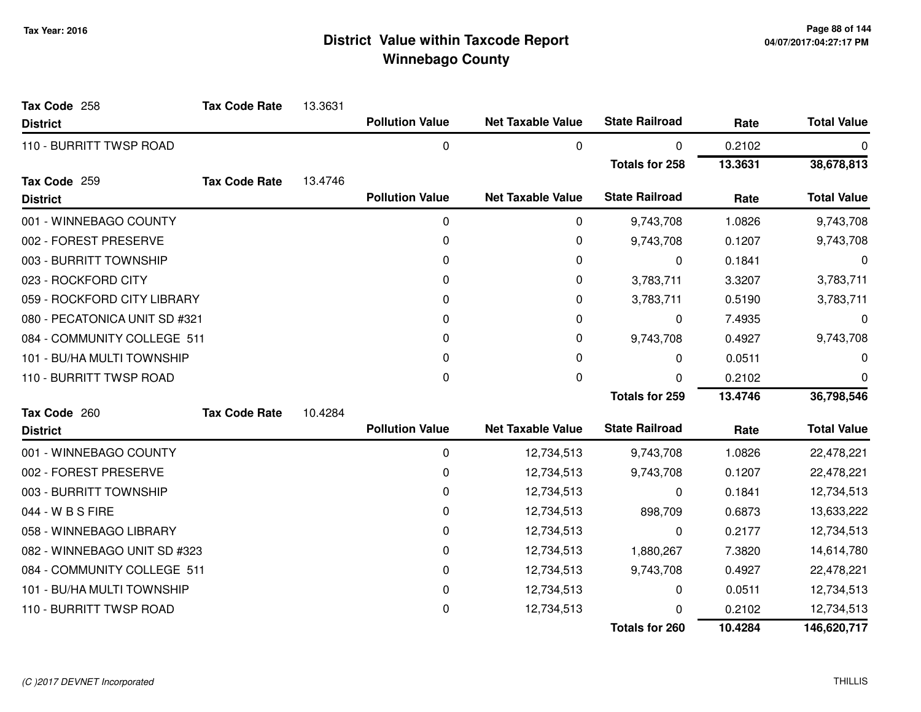# District Value within Taxcode Report
## Winnebago County

Tax Year: 2016

**Tax Code** 258 **Tax Code Rate** 13.3631

| District | Pollution Value | Net Taxable Value | State Railroad | Rate | Total Value |
|---|---|---|---|---|---|
| 110 - BURRITT TWSP ROAD | 0 | 0 | 0 | 0.2102 | 0 |
| | | | **Totals for 258** | **13.3631** | **38,678,813** |

**Tax Code** 259 **Tax Code Rate** 13.4746

| District | Pollution Value | Net Taxable Value | State Railroad | Rate | Total Value |
|---|---|---|---|---|---|
| 001 - WINNEBAGO COUNTY | 0 | 0 | 9,743,708 | 1.0826 | 9,743,708 |
| 002 - FOREST PRESERVE | 0 | 0 | 9,743,708 | 0.1207 | 9,743,708 |
| 003 - BURRITT TOWNSHIP | 0 | 0 | 0 | 0.1841 | 0 |
| 023 - ROCKFORD CITY | 0 | 0 | 3,783,711 | 3.3207 | 3,783,711 |
| 059 - ROCKFORD CITY LIBRARY | 0 | 0 | 3,783,711 | 0.5190 | 3,783,711 |
| 080 - PECATONICA UNIT SD #321 | 0 | 0 | 0 | 7.4935 | 0 |
| 084 - COMMUNITY COLLEGE 511 | 0 | 0 | 9,743,708 | 0.4927 | 9,743,708 |
| 101 - BU/HA MULTI TOWNSHIP | 0 | 0 | 0 | 0.0511 | 0 |
| 110 - BURRITT TWSP ROAD | 0 | 0 | 0 | 0.2102 | 0 |
| | | | **Totals for 259** | **13.4746** | **36,798,546** |

**Tax Code** 260 **Tax Code Rate** 10.4284

| District | Pollution Value | Net Taxable Value | State Railroad | Rate | Total Value |
|---|---|---|---|---|---|
| 001 - WINNEBAGO COUNTY | 0 | 12,734,513 | 9,743,708 | 1.0826 | 22,478,221 |
| 002 - FOREST PRESERVE | 0 | 12,734,513 | 9,743,708 | 0.1207 | 22,478,221 |
| 003 - BURRITT TOWNSHIP | 0 | 12,734,513 | 0 | 0.1841 | 12,734,513 |
| 044 - W B S FIRE | 0 | 12,734,513 | 898,709 | 0.6873 | 13,633,222 |
| 058 - WINNEBAGO LIBRARY | 0 | 12,734,513 | 0 | 0.2177 | 12,734,513 |
| 082 - WINNEBAGO UNIT SD #323 | 0 | 12,734,513 | 1,880,267 | 7.3820 | 14,614,780 |
| 084 - COMMUNITY COLLEGE 511 | 0 | 12,734,513 | 9,743,708 | 0.4927 | 22,478,221 |
| 101 - BU/HA MULTI TOWNSHIP | 0 | 12,734,513 | 0 | 0.0511 | 12,734,513 |
| 110 - BURRITT TWSP ROAD | 0 | 12,734,513 | 0 | 0.2102 | 12,734,513 |
| | | | **Totals for 260** | **10.4284** | **146,620,717** |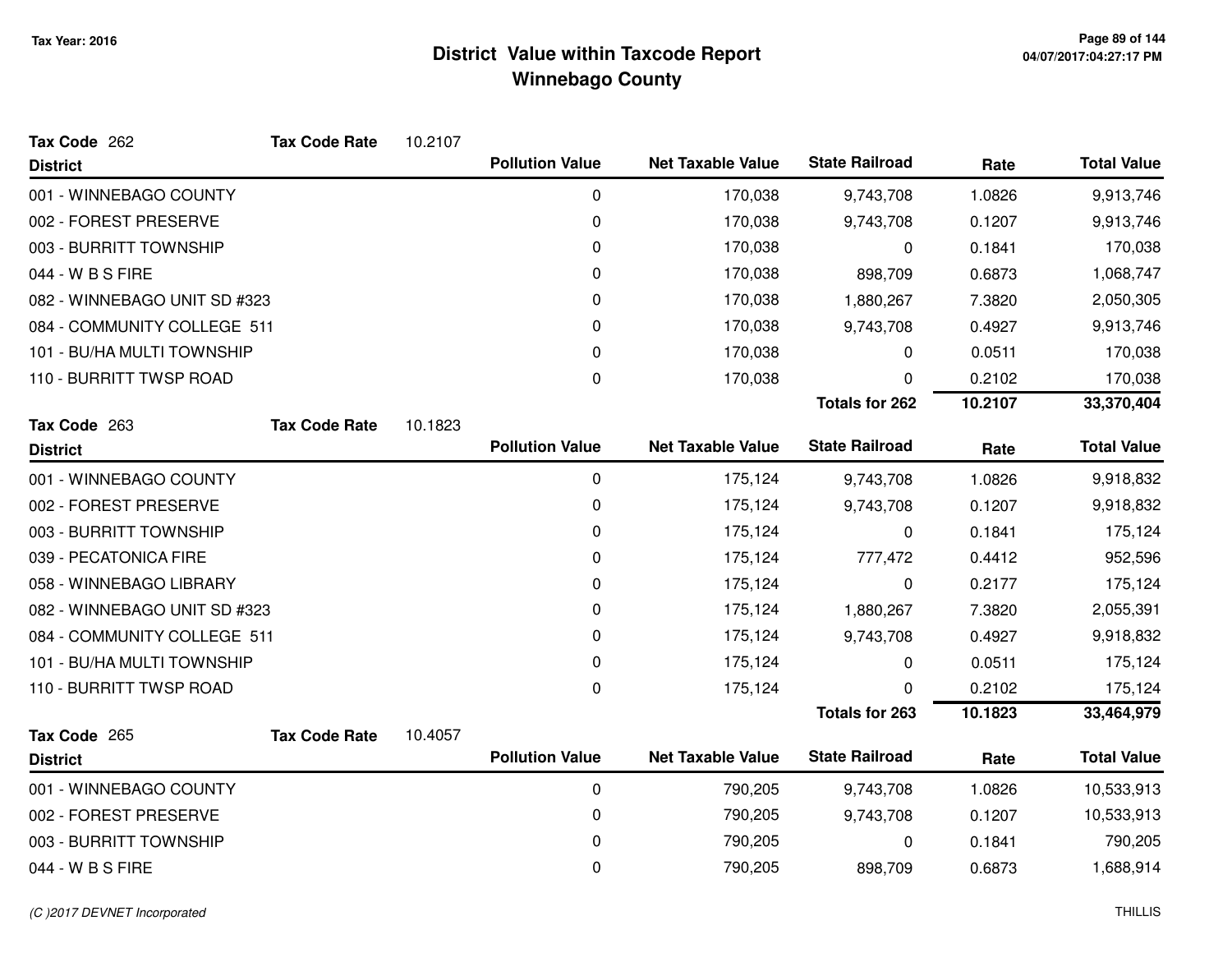# District Value within Taxcode Report
## Winnebago County

Tax Year: 2016

**Tax Code** 262 **Tax Code Rate** 10.2107

| District | Pollution Value | Net Taxable Value | State Railroad | Rate | Total Value |
|---|---|---|---|---|---|
| 001 - WINNEBAGO COUNTY | 0 | 170,038 | 9,743,708 | 1.0826 | 9,913,746 |
| 002 - FOREST PRESERVE | 0 | 170,038 | 9,743,708 | 0.1207 | 9,913,746 |
| 003 - BURRITT TOWNSHIP | 0 | 170,038 | 0 | 0.1841 | 170,038 |
| 044 - W B S FIRE | 0 | 170,038 | 898,709 | 0.6873 | 1,068,747 |
| 082 - WINNEBAGO UNIT SD #323 | 0 | 170,038 | 1,880,267 | 7.3820 | 2,050,305 |
| 084 - COMMUNITY COLLEGE 511 | 0 | 170,038 | 9,743,708 | 0.4927 | 9,913,746 |
| 101 - BU/HA MULTI TOWNSHIP | 0 | 170,038 | 0 | 0.0511 | 170,038 |
| 110 - BURRITT TWSP ROAD | 0 | 170,038 | 0 | 0.2102 | 170,038 |
| | | | **Totals for 262** | **10.2107** | **33,370,404** |

**Tax Code** 263 **Tax Code Rate** 10.1823

| District | Pollution Value | Net Taxable Value | State Railroad | Rate | Total Value |
|---|---|---|---|---|---|
| 001 - WINNEBAGO COUNTY | 0 | 175,124 | 9,743,708 | 1.0826 | 9,918,832 |
| 002 - FOREST PRESERVE | 0 | 175,124 | 9,743,708 | 0.1207 | 9,918,832 |
| 003 - BURRITT TOWNSHIP | 0 | 175,124 | 0 | 0.1841 | 175,124 |
| 039 - PECATONICA FIRE | 0 | 175,124 | 777,472 | 0.4412 | 952,596 |
| 058 - WINNEBAGO LIBRARY | 0 | 175,124 | 0 | 0.2177 | 175,124 |
| 082 - WINNEBAGO UNIT SD #323 | 0 | 175,124 | 1,880,267 | 7.3820 | 2,055,391 |
| 084 - COMMUNITY COLLEGE 511 | 0 | 175,124 | 9,743,708 | 0.4927 | 9,918,832 |
| 101 - BU/HA MULTI TOWNSHIP | 0 | 175,124 | 0 | 0.0511 | 175,124 |
| 110 - BURRITT TWSP ROAD | 0 | 175,124 | 0 | 0.2102 | 175,124 |
| | | | **Totals for 263** | **10.1823** | **33,464,979** |

**Tax Code** 265 **Tax Code Rate** 10.4057

| District | Pollution Value | Net Taxable Value | State Railroad | Rate | Total Value |
|---|---|---|---|---|---|
| 001 - WINNEBAGO COUNTY | 0 | 790,205 | 9,743,708 | 1.0826 | 10,533,913 |
| 002 - FOREST PRESERVE | 0 | 790,205 | 9,743,708 | 0.1207 | 10,533,913 |
| 003 - BURRITT TOWNSHIP | 0 | 790,205 | 0 | 0.1841 | 790,205 |
| 044 - W B S FIRE | 0 | 790,205 | 898,709 | 0.6873 | 1,688,914 |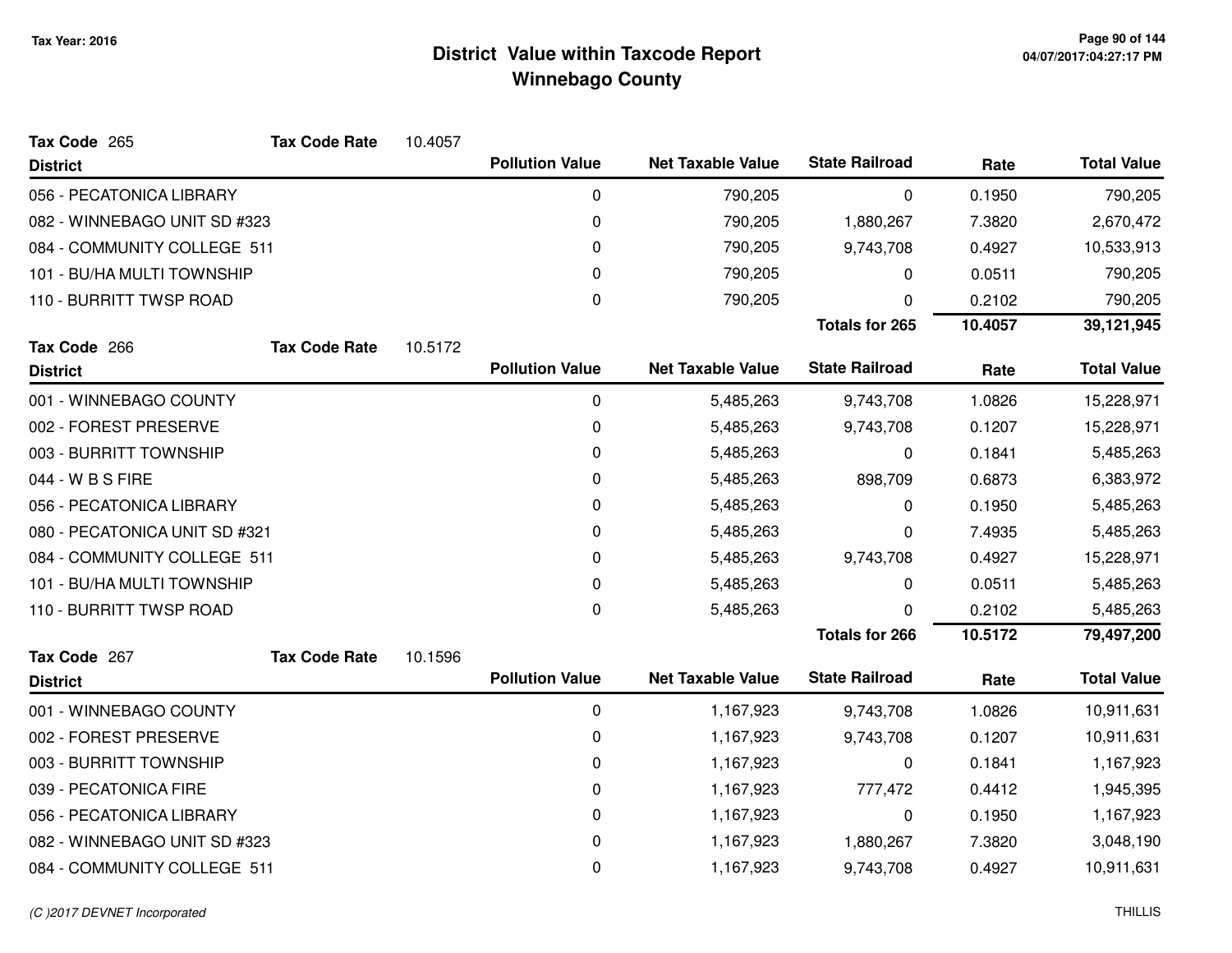# District Value within Taxcode Report
## Winnebago County

Tax Year: 2016

**Tax Code** 265 **Tax Code Rate** 10.4057

| District | Pollution Value | Net Taxable Value | State Railroad | Rate | Total Value |
|---|---|---|---|---|---|
| 056 - PECATONICA LIBRARY | 0 | 790,205 | 0 | 0.1950 | 790,205 |
| 082 - WINNEBAGO UNIT SD #323 | 0 | 790,205 | 1,880,267 | 7.3820 | 2,670,472 |
| 084 - COMMUNITY COLLEGE 511 | 0 | 790,205 | 9,743,708 | 0.4927 | 10,533,913 |
| 101 - BU/HA MULTI TOWNSHIP | 0 | 790,205 | 0 | 0.0511 | 790,205 |
| 110 - BURRITT TWSP ROAD | 0 | 790,205 | 0 | 0.2102 | 790,205 |
| | | | **Totals for 265** | **10.4057** | **39,121,945** |

**Tax Code** 266 **Tax Code Rate** 10.5172

| District | Pollution Value | Net Taxable Value | State Railroad | Rate | Total Value |
|---|---|---|---|---|---|
| 001 - WINNEBAGO COUNTY | 0 | 5,485,263 | 9,743,708 | 1.0826 | 15,228,971 |
| 002 - FOREST PRESERVE | 0 | 5,485,263 | 9,743,708 | 0.1207 | 15,228,971 |
| 003 - BURRITT TOWNSHIP | 0 | 5,485,263 | 0 | 0.1841 | 5,485,263 |
| 044 - W B S FIRE | 0 | 5,485,263 | 898,709 | 0.6873 | 6,383,972 |
| 056 - PECATONICA LIBRARY | 0 | 5,485,263 | 0 | 0.1950 | 5,485,263 |
| 080 - PECATONICA UNIT SD #321 | 0 | 5,485,263 | 0 | 7.4935 | 5,485,263 |
| 084 - COMMUNITY COLLEGE 511 | 0 | 5,485,263 | 9,743,708 | 0.4927 | 15,228,971 |
| 101 - BU/HA MULTI TOWNSHIP | 0 | 5,485,263 | 0 | 0.0511 | 5,485,263 |
| 110 - BURRITT TWSP ROAD | 0 | 5,485,263 | 0 | 0.2102 | 5,485,263 |
| | | | **Totals for 266** | **10.5172** | **79,497,200** |

**Tax Code** 267 **Tax Code Rate** 10.1596

| District | Pollution Value | Net Taxable Value | State Railroad | Rate | Total Value |
|---|---|---|---|---|---|
| 001 - WINNEBAGO COUNTY | 0 | 1,167,923 | 9,743,708 | 1.0826 | 10,911,631 |
| 002 - FOREST PRESERVE | 0 | 1,167,923 | 9,743,708 | 0.1207 | 10,911,631 |
| 003 - BURRITT TOWNSHIP | 0 | 1,167,923 | 0 | 0.1841 | 1,167,923 |
| 039 - PECATONICA FIRE | 0 | 1,167,923 | 777,472 | 0.4412 | 1,945,395 |
| 056 - PECATONICA LIBRARY | 0 | 1,167,923 | 0 | 0.1950 | 1,167,923 |
| 082 - WINNEBAGO UNIT SD #323 | 0 | 1,167,923 | 1,880,267 | 7.3820 | 3,048,190 |
| 084 - COMMUNITY COLLEGE 511 | 0 | 1,167,923 | 9,743,708 | 0.4927 | 10,911,631 |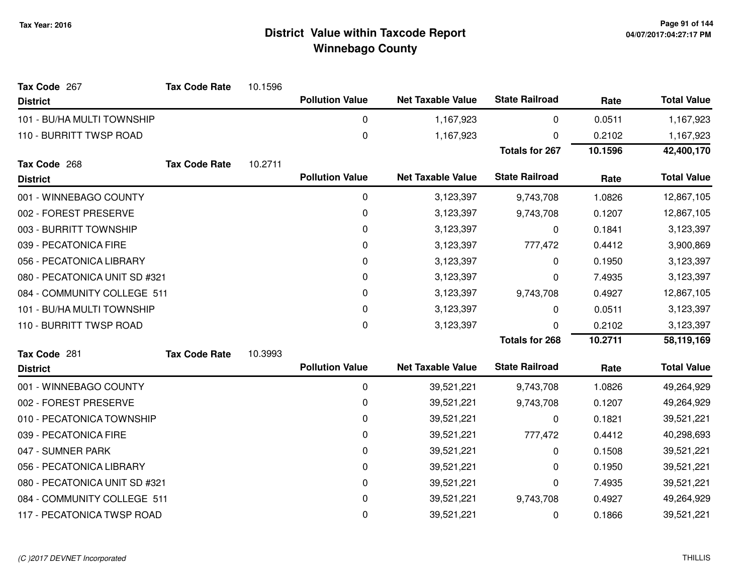# District Value within Taxcode Report
## Winnebago County

Tax Year: 2016

**Tax Code** 267 **Tax Code Rate** 10.1596

| District | Pollution Value | Net Taxable Value | State Railroad | Rate | Total Value |
|---|---|---|---|---|---|
| 101 - BU/HA MULTI TOWNSHIP | 0 | 1,167,923 | 0 | 0.0511 | 1,167,923 |
| 110 - BURRITT TWSP ROAD | 0 | 1,167,923 | 0 | 0.2102 | 1,167,923 |
| | | | **Totals for 267** | **10.1596** | **42,400,170** |

**Tax Code** 268 **Tax Code Rate** 10.2711

| District | Pollution Value | Net Taxable Value | State Railroad | Rate | Total Value |
|---|---|---|---|---|---|
| 001 - WINNEBAGO COUNTY | 0 | 3,123,397 | 9,743,708 | 1.0826 | 12,867,105 |
| 002 - FOREST PRESERVE | 0 | 3,123,397 | 9,743,708 | 0.1207 | 12,867,105 |
| 003 - BURRITT TOWNSHIP | 0 | 3,123,397 | 0 | 0.1841 | 3,123,397 |
| 039 - PECATONICA FIRE | 0 | 3,123,397 | 777,472 | 0.4412 | 3,900,869 |
| 056 - PECATONICA LIBRARY | 0 | 3,123,397 | 0 | 0.1950 | 3,123,397 |
| 080 - PECATONICA UNIT SD #321 | 0 | 3,123,397 | 0 | 7.4935 | 3,123,397 |
| 084 - COMMUNITY COLLEGE 511 | 0 | 3,123,397 | 9,743,708 | 0.4927 | 12,867,105 |
| 101 - BU/HA MULTI TOWNSHIP | 0 | 3,123,397 | 0 | 0.0511 | 3,123,397 |
| 110 - BURRITT TWSP ROAD | 0 | 3,123,397 | 0 | 0.2102 | 3,123,397 |
| | | | **Totals for 268** | **10.2711** | **58,119,169** |

**Tax Code** 281 **Tax Code Rate** 10.3993

| District | Pollution Value | Net Taxable Value | State Railroad | Rate | Total Value |
|---|---|---|---|---|---|
| 001 - WINNEBAGO COUNTY | 0 | 39,521,221 | 9,743,708 | 1.0826 | 49,264,929 |
| 002 - FOREST PRESERVE | 0 | 39,521,221 | 9,743,708 | 0.1207 | 49,264,929 |
| 010 - PECATONICA TOWNSHIP | 0 | 39,521,221 | 0 | 0.1821 | 39,521,221 |
| 039 - PECATONICA FIRE | 0 | 39,521,221 | 777,472 | 0.4412 | 40,298,693 |
| 047 - SUMNER PARK | 0 | 39,521,221 | 0 | 0.1508 | 39,521,221 |
| 056 - PECATONICA LIBRARY | 0 | 39,521,221 | 0 | 0.1950 | 39,521,221 |
| 080 - PECATONICA UNIT SD #321 | 0 | 39,521,221 | 0 | 7.4935 | 39,521,221 |
| 084 - COMMUNITY COLLEGE 511 | 0 | 39,521,221 | 9,743,708 | 0.4927 | 49,264,929 |
| 117 - PECATONICA TWSP ROAD | 0 | 39,521,221 | 0 | 0.1866 | 39,521,221 |

(C )2017 DEVNET Incorporated — THILLIS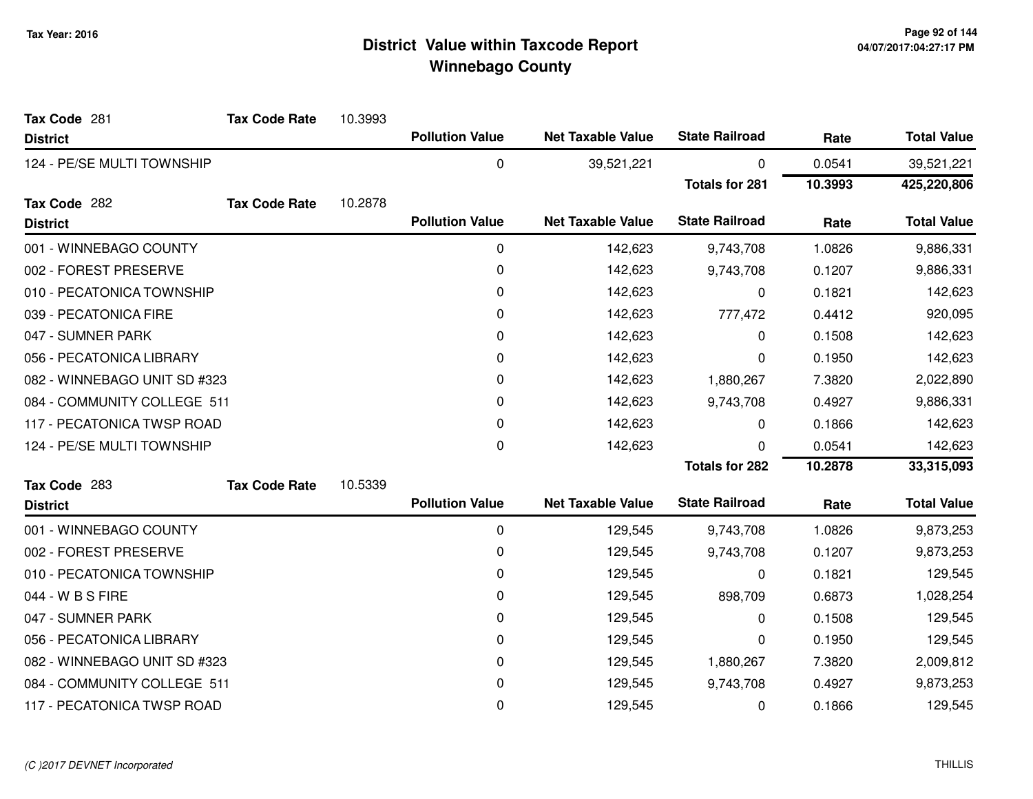# District Value within Taxcode Report
## Winnebago County

Tax Year: 2016

**Tax Code** 281 **Tax Code Rate** 10.3993

| District | Pollution Value | Net Taxable Value | State Railroad | Rate | Total Value |
|---|---|---|---|---|---|
| 124 - PE/SE MULTI TOWNSHIP | 0 | 39,521,221 | 0 | 0.0541 | 39,521,221 |
| | | | **Totals for 281** | **10.3993** | **425,220,806** |

**Tax Code** 282 **Tax Code Rate** 10.2878

| District | Pollution Value | Net Taxable Value | State Railroad | Rate | Total Value |
|---|---|---|---|---|---|
| 001 - WINNEBAGO COUNTY | 0 | 142,623 | 9,743,708 | 1.0826 | 9,886,331 |
| 002 - FOREST PRESERVE | 0 | 142,623 | 9,743,708 | 0.1207 | 9,886,331 |
| 010 - PECATONICA TOWNSHIP | 0 | 142,623 | 0 | 0.1821 | 142,623 |
| 039 - PECATONICA FIRE | 0 | 142,623 | 777,472 | 0.4412 | 920,095 |
| 047 - SUMNER PARK | 0 | 142,623 | 0 | 0.1508 | 142,623 |
| 056 - PECATONICA LIBRARY | 0 | 142,623 | 0 | 0.1950 | 142,623 |
| 082 - WINNEBAGO UNIT SD #323 | 0 | 142,623 | 1,880,267 | 7.3820 | 2,022,890 |
| 084 - COMMUNITY COLLEGE 511 | 0 | 142,623 | 9,743,708 | 0.4927 | 9,886,331 |
| 117 - PECATONICA TWSP ROAD | 0 | 142,623 | 0 | 0.1866 | 142,623 |
| 124 - PE/SE MULTI TOWNSHIP | 0 | 142,623 | 0 | 0.0541 | 142,623 |
| | | | **Totals for 282** | **10.2878** | **33,315,093** |

**Tax Code** 283 **Tax Code Rate** 10.5339

| District | Pollution Value | Net Taxable Value | State Railroad | Rate | Total Value |
|---|---|---|---|---|---|
| 001 - WINNEBAGO COUNTY | 0 | 129,545 | 9,743,708 | 1.0826 | 9,873,253 |
| 002 - FOREST PRESERVE | 0 | 129,545 | 9,743,708 | 0.1207 | 9,873,253 |
| 010 - PECATONICA TOWNSHIP | 0 | 129,545 | 0 | 0.1821 | 129,545 |
| 044 - W B S FIRE | 0 | 129,545 | 898,709 | 0.6873 | 1,028,254 |
| 047 - SUMNER PARK | 0 | 129,545 | 0 | 0.1508 | 129,545 |
| 056 - PECATONICA LIBRARY | 0 | 129,545 | 0 | 0.1950 | 129,545 |
| 082 - WINNEBAGO UNIT SD #323 | 0 | 129,545 | 1,880,267 | 7.3820 | 2,009,812 |
| 084 - COMMUNITY COLLEGE 511 | 0 | 129,545 | 9,743,708 | 0.4927 | 9,873,253 |
| 117 - PECATONICA TWSP ROAD | 0 | 129,545 | 0 | 0.1866 | 129,545 |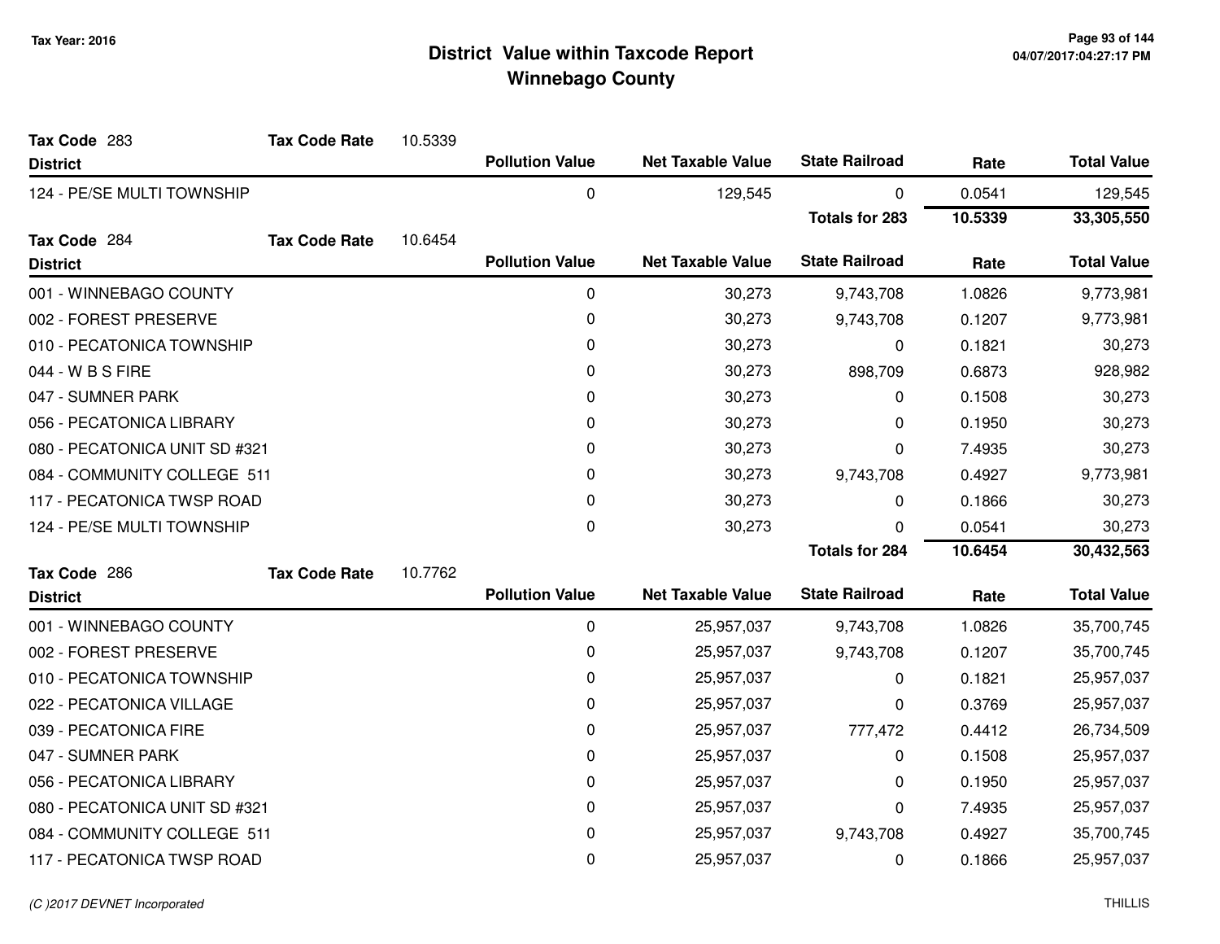# District Value within Taxcode Report
## Winnebago County

Tax Year: 2016

**Tax Code** 283 **Tax Code Rate** 10.5339

| District | Pollution Value | Net Taxable Value | State Railroad | Rate | Total Value |
|---|---|---|---|---|---|
| 124 - PE/SE MULTI TOWNSHIP | 0 | 129,545 | 0 | 0.0541 | 129,545 |
| | | | **Totals for 283** | **10.5339** | **33,305,550** |

**Tax Code** 284 **Tax Code Rate** 10.6454

| District | Pollution Value | Net Taxable Value | State Railroad | Rate | Total Value |
|---|---|---|---|---|---|
| 001 - WINNEBAGO COUNTY | 0 | 30,273 | 9,743,708 | 1.0826 | 9,773,981 |
| 002 - FOREST PRESERVE | 0 | 30,273 | 9,743,708 | 0.1207 | 9,773,981 |
| 010 - PECATONICA TOWNSHIP | 0 | 30,273 | 0 | 0.1821 | 30,273 |
| 044 - W B S FIRE | 0 | 30,273 | 898,709 | 0.6873 | 928,982 |
| 047 - SUMNER PARK | 0 | 30,273 | 0 | 0.1508 | 30,273 |
| 056 - PECATONICA LIBRARY | 0 | 30,273 | 0 | 0.1950 | 30,273 |
| 080 - PECATONICA UNIT SD #321 | 0 | 30,273 | 0 | 7.4935 | 30,273 |
| 084 - COMMUNITY COLLEGE 511 | 0 | 30,273 | 9,743,708 | 0.4927 | 9,773,981 |
| 117 - PECATONICA TWSP ROAD | 0 | 30,273 | 0 | 0.1866 | 30,273 |
| 124 - PE/SE MULTI TOWNSHIP | 0 | 30,273 | 0 | 0.0541 | 30,273 |
| | | | **Totals for 284** | **10.6454** | **30,432,563** |

**Tax Code** 286 **Tax Code Rate** 10.7762

| District | Pollution Value | Net Taxable Value | State Railroad | Rate | Total Value |
|---|---|---|---|---|---|
| 001 - WINNEBAGO COUNTY | 0 | 25,957,037 | 9,743,708 | 1.0826 | 35,700,745 |
| 002 - FOREST PRESERVE | 0 | 25,957,037 | 9,743,708 | 0.1207 | 35,700,745 |
| 010 - PECATONICA TOWNSHIP | 0 | 25,957,037 | 0 | 0.1821 | 25,957,037 |
| 022 - PECATONICA VILLAGE | 0 | 25,957,037 | 0 | 0.3769 | 25,957,037 |
| 039 - PECATONICA FIRE | 0 | 25,957,037 | 777,472 | 0.4412 | 26,734,509 |
| 047 - SUMNER PARK | 0 | 25,957,037 | 0 | 0.1508 | 25,957,037 |
| 056 - PECATONICA LIBRARY | 0 | 25,957,037 | 0 | 0.1950 | 25,957,037 |
| 080 - PECATONICA UNIT SD #321 | 0 | 25,957,037 | 0 | 7.4935 | 25,957,037 |
| 084 - COMMUNITY COLLEGE 511 | 0 | 25,957,037 | 9,743,708 | 0.4927 | 35,700,745 |
| 117 - PECATONICA TWSP ROAD | 0 | 25,957,037 | 0 | 0.1866 | 25,957,037 |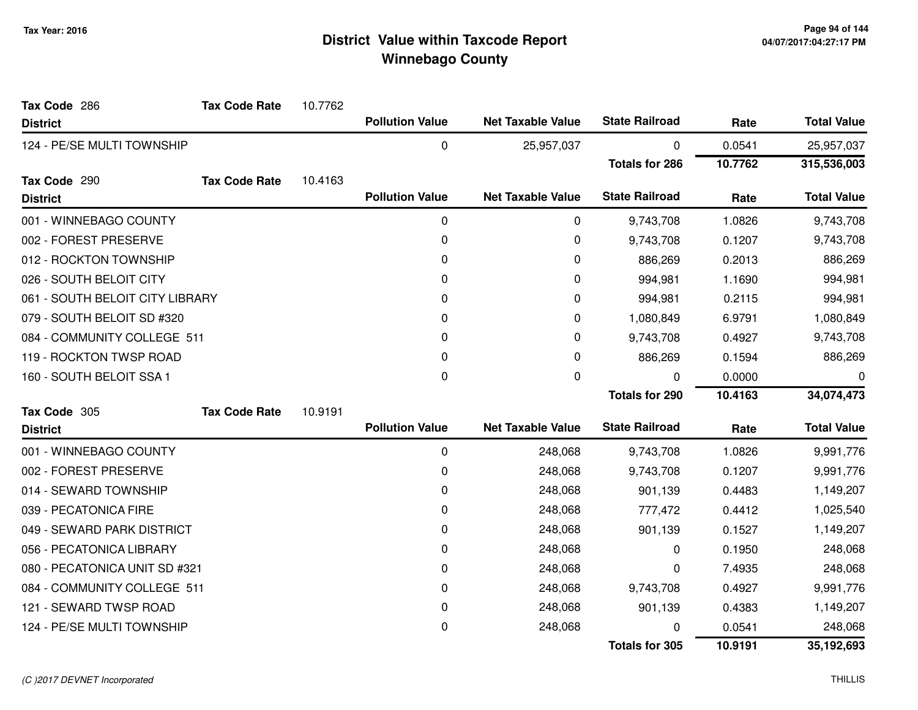# District Value within Taxcode Report
## Winnebago County

Tax Year: 2016

**Tax Code** 286 **Tax Code Rate** 10.7762

| District | Pollution Value | Net Taxable Value | State Railroad | Rate | Total Value |
|---|---|---|---|---|---|
| 124 - PE/SE MULTI TOWNSHIP | 0 | 25,957,037 | 0 | 0.0541 | 25,957,037 |
| | | | **Totals for 286** | **10.7762** | **315,536,003** |

**Tax Code** 290 **Tax Code Rate** 10.4163

| District | Pollution Value | Net Taxable Value | State Railroad | Rate | Total Value |
|---|---|---|---|---|---|
| 001 - WINNEBAGO COUNTY | 0 | 0 | 9,743,708 | 1.0826 | 9,743,708 |
| 002 - FOREST PRESERVE | 0 | 0 | 9,743,708 | 0.1207 | 9,743,708 |
| 012 - ROCKTON TOWNSHIP | 0 | 0 | 886,269 | 0.2013 | 886,269 |
| 026 - SOUTH BELOIT CITY | 0 | 0 | 994,981 | 1.1690 | 994,981 |
| 061 - SOUTH BELOIT CITY LIBRARY | 0 | 0 | 994,981 | 0.2115 | 994,981 |
| 079 - SOUTH BELOIT SD #320 | 0 | 0 | 1,080,849 | 6.9791 | 1,080,849 |
| 084 - COMMUNITY COLLEGE 511 | 0 | 0 | 9,743,708 | 0.4927 | 9,743,708 |
| 119 - ROCKTON TWSP ROAD | 0 | 0 | 886,269 | 0.1594 | 886,269 |
| 160 - SOUTH BELOIT SSA 1 | 0 | 0 | 0 | 0.0000 | 0 |
| | | | **Totals for 290** | **10.4163** | **34,074,473** |

**Tax Code** 305 **Tax Code Rate** 10.9191

| District | Pollution Value | Net Taxable Value | State Railroad | Rate | Total Value |
|---|---|---|---|---|---|
| 001 - WINNEBAGO COUNTY | 0 | 248,068 | 9,743,708 | 1.0826 | 9,991,776 |
| 002 - FOREST PRESERVE | 0 | 248,068 | 9,743,708 | 0.1207 | 9,991,776 |
| 014 - SEWARD TOWNSHIP | 0 | 248,068 | 901,139 | 0.4483 | 1,149,207 |
| 039 - PECATONICA FIRE | 0 | 248,068 | 777,472 | 0.4412 | 1,025,540 |
| 049 - SEWARD PARK DISTRICT | 0 | 248,068 | 901,139 | 0.1527 | 1,149,207 |
| 056 - PECATONICA LIBRARY | 0 | 248,068 | 0 | 0.1950 | 248,068 |
| 080 - PECATONICA UNIT SD #321 | 0 | 248,068 | 0 | 7.4935 | 248,068 |
| 084 - COMMUNITY COLLEGE 511 | 0 | 248,068 | 9,743,708 | 0.4927 | 9,991,776 |
| 121 - SEWARD TWSP ROAD | 0 | 248,068 | 901,139 | 0.4383 | 1,149,207 |
| 124 - PE/SE MULTI TOWNSHIP | 0 | 248,068 | 0 | 0.0541 | 248,068 |
| | | | **Totals for 305** | **10.9191** | **35,192,693** |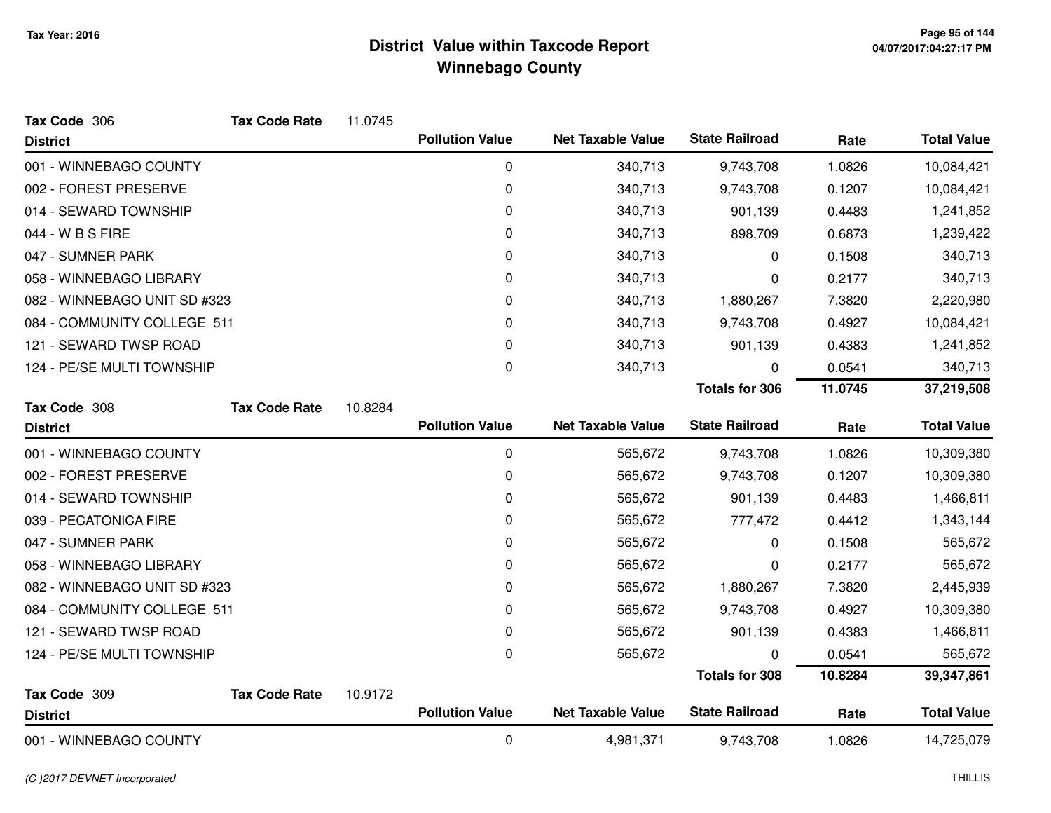# District Value within Taxcode Report
## Winnebago County

Tax Year: 2016

**Tax Code** 306 **Tax Code Rate** 11.0745

| District | Pollution Value | Net Taxable Value | State Railroad | Rate | Total Value |
|---|---|---|---|---|---|
| 001 - WINNEBAGO COUNTY | 0 | 340,713 | 9,743,708 | 1.0826 | 10,084,421 |
| 002 - FOREST PRESERVE | 0 | 340,713 | 9,743,708 | 0.1207 | 10,084,421 |
| 014 - SEWARD TOWNSHIP | 0 | 340,713 | 901,139 | 0.4483 | 1,241,852 |
| 044 - W B S FIRE | 0 | 340,713 | 898,709 | 0.6873 | 1,239,422 |
| 047 - SUMNER PARK | 0 | 340,713 | 0 | 0.1508 | 340,713 |
| 058 - WINNEBAGO LIBRARY | 0 | 340,713 | 0 | 0.2177 | 340,713 |
| 082 - WINNEBAGO UNIT SD #323 | 0 | 340,713 | 1,880,267 | 7.3820 | 2,220,980 |
| 084 - COMMUNITY COLLEGE 511 | 0 | 340,713 | 9,743,708 | 0.4927 | 10,084,421 |
| 121 - SEWARD TWSP ROAD | 0 | 340,713 | 901,139 | 0.4383 | 1,241,852 |
| 124 - PE/SE MULTI TOWNSHIP | 0 | 340,713 | 0 | 0.0541 | 340,713 |
| | | | **Totals for 306** | **11.0745** | **37,219,508** |

**Tax Code** 308 **Tax Code Rate** 10.8284

| District | Pollution Value | Net Taxable Value | State Railroad | Rate | Total Value |
|---|---|---|---|---|---|
| 001 - WINNEBAGO COUNTY | 0 | 565,672 | 9,743,708 | 1.0826 | 10,309,380 |
| 002 - FOREST PRESERVE | 0 | 565,672 | 9,743,708 | 0.1207 | 10,309,380 |
| 014 - SEWARD TOWNSHIP | 0 | 565,672 | 901,139 | 0.4483 | 1,466,811 |
| 039 - PECATONICA FIRE | 0 | 565,672 | 777,472 | 0.4412 | 1,343,144 |
| 047 - SUMNER PARK | 0 | 565,672 | 0 | 0.1508 | 565,672 |
| 058 - WINNEBAGO LIBRARY | 0 | 565,672 | 0 | 0.2177 | 565,672 |
| 082 - WINNEBAGO UNIT SD #323 | 0 | 565,672 | 1,880,267 | 7.3820 | 2,445,939 |
| 084 - COMMUNITY COLLEGE 511 | 0 | 565,672 | 9,743,708 | 0.4927 | 10,309,380 |
| 121 - SEWARD TWSP ROAD | 0 | 565,672 | 901,139 | 0.4383 | 1,466,811 |
| 124 - PE/SE MULTI TOWNSHIP | 0 | 565,672 | 0 | 0.0541 | 565,672 |
| | | | **Totals for 308** | **10.8284** | **39,347,861** |

**Tax Code** 309 **Tax Code Rate** 10.9172

| District | Pollution Value | Net Taxable Value | State Railroad | Rate | Total Value |
|---|---|---|---|---|---|
| 001 - WINNEBAGO COUNTY | 0 | 4,981,371 | 9,743,708 | 1.0826 | 14,725,079 |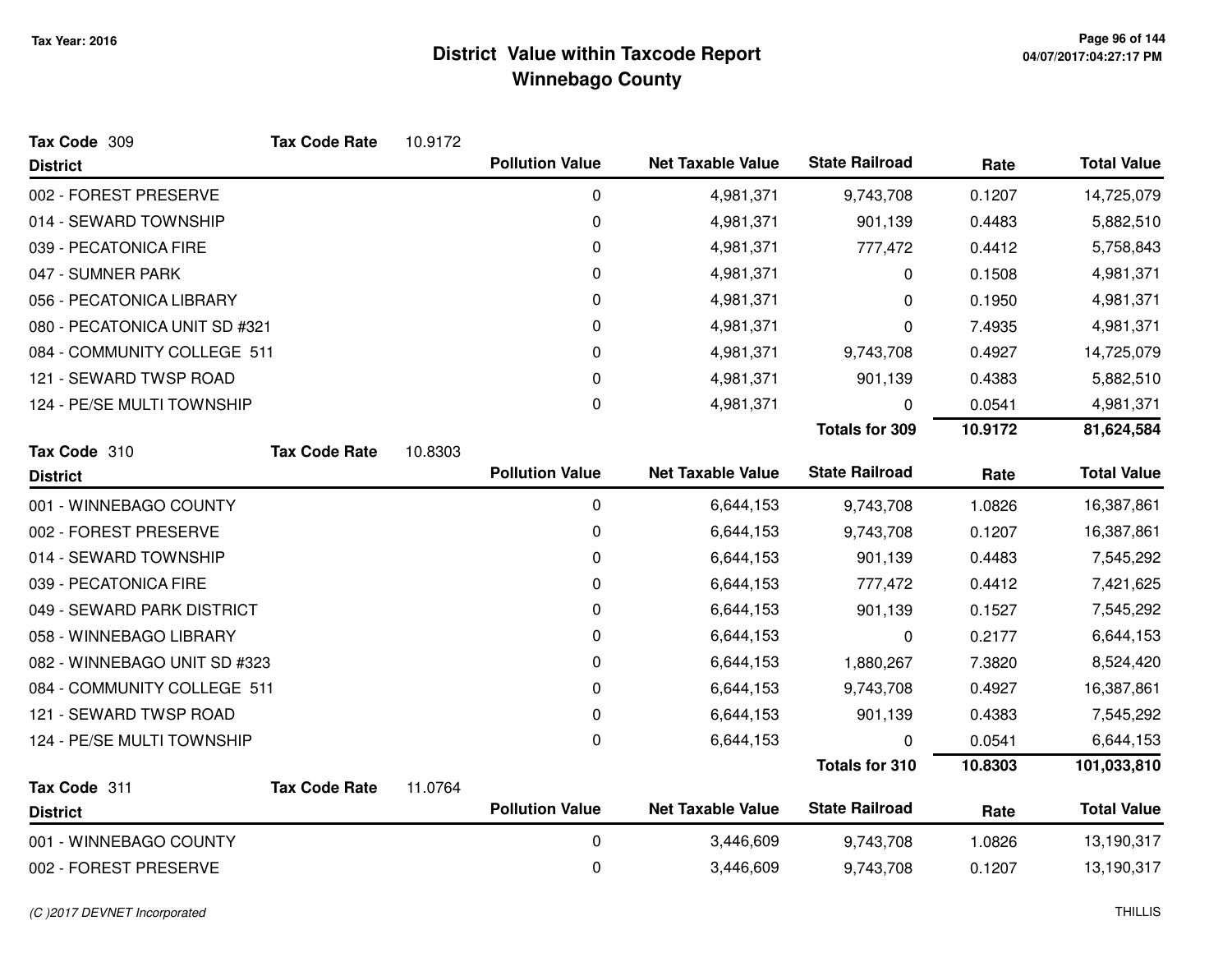# District Value within Taxcode Report
## Winnebago County

Tax Year: 2016

**Tax Code** 309 **Tax Code Rate** 10.9172

| District | Pollution Value | Net Taxable Value | State Railroad | Rate | Total Value |
|---|---|---|---|---|---|
| 002 - FOREST PRESERVE | 0 | 4,981,371 | 9,743,708 | 0.1207 | 14,725,079 |
| 014 - SEWARD TOWNSHIP | 0 | 4,981,371 | 901,139 | 0.4483 | 5,882,510 |
| 039 - PECATONICA FIRE | 0 | 4,981,371 | 777,472 | 0.4412 | 5,758,843 |
| 047 - SUMNER PARK | 0 | 4,981,371 | 0 | 0.1508 | 4,981,371 |
| 056 - PECATONICA LIBRARY | 0 | 4,981,371 | 0 | 0.1950 | 4,981,371 |
| 080 - PECATONICA UNIT SD #321 | 0 | 4,981,371 | 0 | 7.4935 | 4,981,371 |
| 084 - COMMUNITY COLLEGE 511 | 0 | 4,981,371 | 9,743,708 | 0.4927 | 14,725,079 |
| 121 - SEWARD TWSP ROAD | 0 | 4,981,371 | 901,139 | 0.4383 | 5,882,510 |
| 124 - PE/SE MULTI TOWNSHIP | 0 | 4,981,371 | 0 | 0.0541 | 4,981,371 |
| | | | **Totals for 309** | **10.9172** | **81,624,584** |

**Tax Code** 310 **Tax Code Rate** 10.8303

| District | Pollution Value | Net Taxable Value | State Railroad | Rate | Total Value |
|---|---|---|---|---|---|
| 001 - WINNEBAGO COUNTY | 0 | 6,644,153 | 9,743,708 | 1.0826 | 16,387,861 |
| 002 - FOREST PRESERVE | 0 | 6,644,153 | 9,743,708 | 0.1207 | 16,387,861 |
| 014 - SEWARD TOWNSHIP | 0 | 6,644,153 | 901,139 | 0.4483 | 7,545,292 |
| 039 - PECATONICA FIRE | 0 | 6,644,153 | 777,472 | 0.4412 | 7,421,625 |
| 049 - SEWARD PARK DISTRICT | 0 | 6,644,153 | 901,139 | 0.1527 | 7,545,292 |
| 058 - WINNEBAGO LIBRARY | 0 | 6,644,153 | 0 | 0.2177 | 6,644,153 |
| 082 - WINNEBAGO UNIT SD #323 | 0 | 6,644,153 | 1,880,267 | 7.3820 | 8,524,420 |
| 084 - COMMUNITY COLLEGE 511 | 0 | 6,644,153 | 9,743,708 | 0.4927 | 16,387,861 |
| 121 - SEWARD TWSP ROAD | 0 | 6,644,153 | 901,139 | 0.4383 | 7,545,292 |
| 124 - PE/SE MULTI TOWNSHIP | 0 | 6,644,153 | 0 | 0.0541 | 6,644,153 |
| | | | **Totals for 310** | **10.8303** | **101,033,810** |

**Tax Code** 311 **Tax Code Rate** 11.0764

| District | Pollution Value | Net Taxable Value | State Railroad | Rate | Total Value |
|---|---|---|---|---|---|
| 001 - WINNEBAGO COUNTY | 0 | 3,446,609 | 9,743,708 | 1.0826 | 13,190,317 |
| 002 - FOREST PRESERVE | 0 | 3,446,609 | 9,743,708 | 0.1207 | 13,190,317 |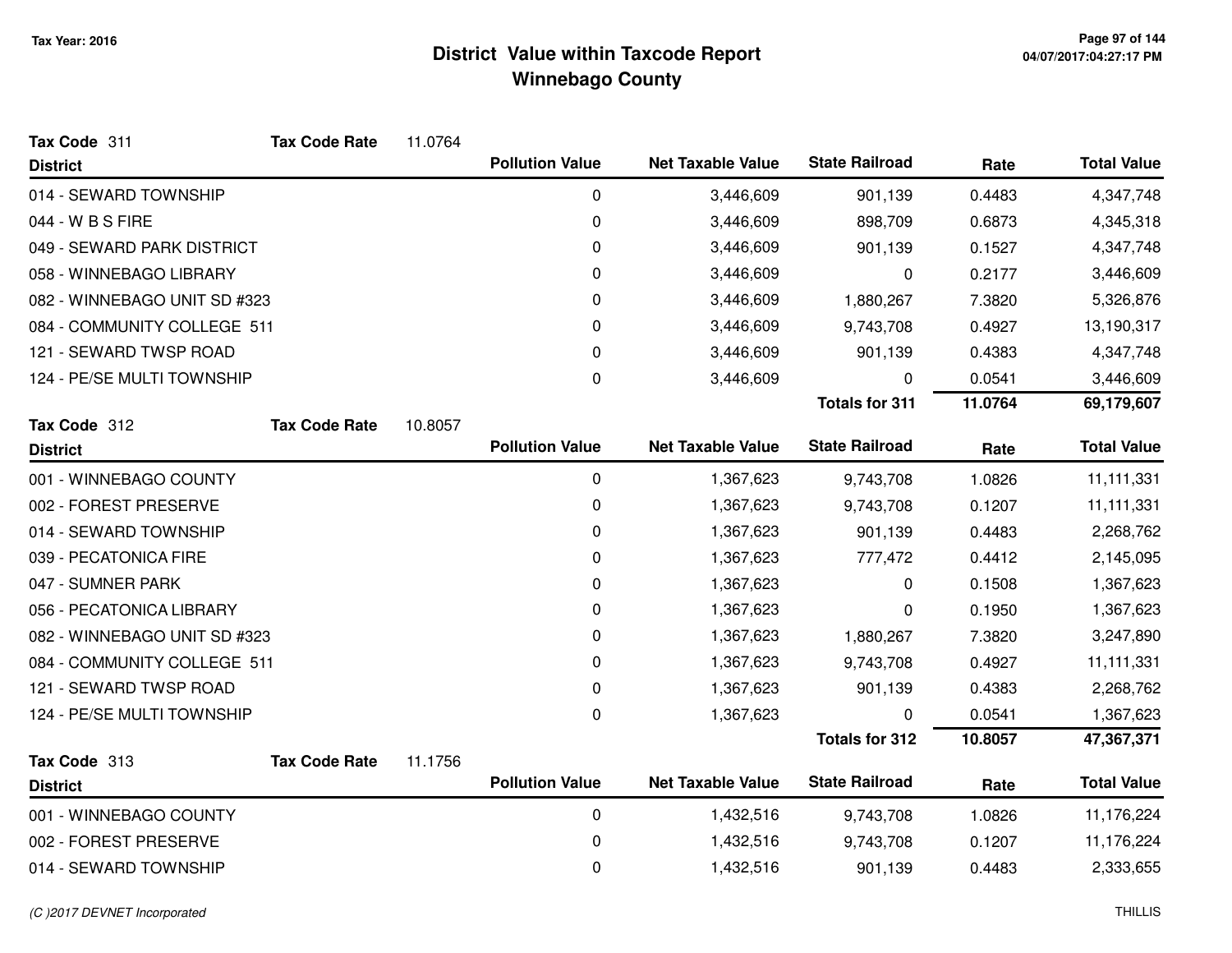Tax Year: 2016

# District Value within Taxcode Report
## Winnebago County

**Tax Code** 311 **Tax Code Rate** 11.0764

| District | Pollution Value | Net Taxable Value | State Railroad | Rate | Total Value |
|---|---|---|---|---|---|
| 014 - SEWARD TOWNSHIP | 0 | 3,446,609 | 901,139 | 0.4483 | 4,347,748 |
| 044 - W B S FIRE | 0 | 3,446,609 | 898,709 | 0.6873 | 4,345,318 |
| 049 - SEWARD PARK DISTRICT | 0 | 3,446,609 | 901,139 | 0.1527 | 4,347,748 |
| 058 - WINNEBAGO LIBRARY | 0 | 3,446,609 | 0 | 0.2177 | 3,446,609 |
| 082 - WINNEBAGO UNIT SD #323 | 0 | 3,446,609 | 1,880,267 | 7.3820 | 5,326,876 |
| 084 - COMMUNITY COLLEGE 511 | 0 | 3,446,609 | 9,743,708 | 0.4927 | 13,190,317 |
| 121 - SEWARD TWSP ROAD | 0 | 3,446,609 | 901,139 | 0.4383 | 4,347,748 |
| 124 - PE/SE MULTI TOWNSHIP | 0 | 3,446,609 | 0 | 0.0541 | 3,446,609 |
| | | | **Totals for 311** | **11.0764** | **69,179,607** |

**Tax Code** 312 **Tax Code Rate** 10.8057

| District | Pollution Value | Net Taxable Value | State Railroad | Rate | Total Value |
|---|---|---|---|---|---|
| 001 - WINNEBAGO COUNTY | 0 | 1,367,623 | 9,743,708 | 1.0826 | 11,111,331 |
| 002 - FOREST PRESERVE | 0 | 1,367,623 | 9,743,708 | 0.1207 | 11,111,331 |
| 014 - SEWARD TOWNSHIP | 0 | 1,367,623 | 901,139 | 0.4483 | 2,268,762 |
| 039 - PECATONICA FIRE | 0 | 1,367,623 | 777,472 | 0.4412 | 2,145,095 |
| 047 - SUMNER PARK | 0 | 1,367,623 | 0 | 0.1508 | 1,367,623 |
| 056 - PECATONICA LIBRARY | 0 | 1,367,623 | 0 | 0.1950 | 1,367,623 |
| 082 - WINNEBAGO UNIT SD #323 | 0 | 1,367,623 | 1,880,267 | 7.3820 | 3,247,890 |
| 084 - COMMUNITY COLLEGE 511 | 0 | 1,367,623 | 9,743,708 | 0.4927 | 11,111,331 |
| 121 - SEWARD TWSP ROAD | 0 | 1,367,623 | 901,139 | 0.4383 | 2,268,762 |
| 124 - PE/SE MULTI TOWNSHIP | 0 | 1,367,623 | 0 | 0.0541 | 1,367,623 |
| | | | **Totals for 312** | **10.8057** | **47,367,371** |

**Tax Code** 313 **Tax Code Rate** 11.1756

| District | Pollution Value | Net Taxable Value | State Railroad | Rate | Total Value |
|---|---|---|---|---|---|
| 001 - WINNEBAGO COUNTY | 0 | 1,432,516 | 9,743,708 | 1.0826 | 11,176,224 |
| 002 - FOREST PRESERVE | 0 | 1,432,516 | 9,743,708 | 0.1207 | 11,176,224 |
| 014 - SEWARD TOWNSHIP | 0 | 1,432,516 | 901,139 | 0.4483 | 2,333,655 |

*(C )2017 DEVNET Incorporated* THILLIS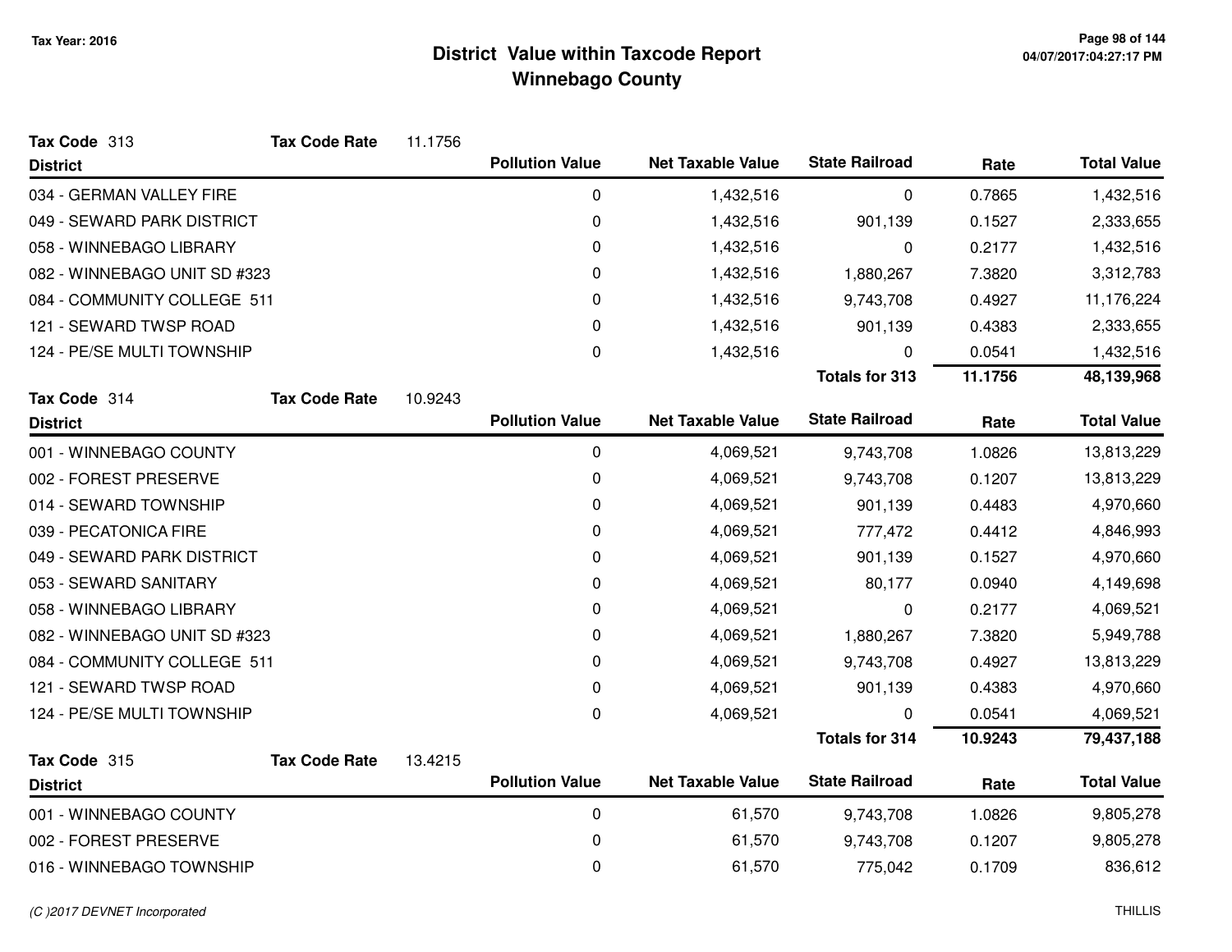# District Value within Taxcode Report
## Winnebago County

Tax Year: 2016

**Tax Code** 313 **Tax Code Rate** 11.1756

| District | Pollution Value | Net Taxable Value | State Railroad | Rate | Total Value |
|---|---|---|---|---|---|
| 034 - GERMAN VALLEY FIRE | 0 | 1,432,516 | 0 | 0.7865 | 1,432,516 |
| 049 - SEWARD PARK DISTRICT | 0 | 1,432,516 | 901,139 | 0.1527 | 2,333,655 |
| 058 - WINNEBAGO LIBRARY | 0 | 1,432,516 | 0 | 0.2177 | 1,432,516 |
| 082 - WINNEBAGO UNIT SD #323 | 0 | 1,432,516 | 1,880,267 | 7.3820 | 3,312,783 |
| 084 - COMMUNITY COLLEGE 511 | 0 | 1,432,516 | 9,743,708 | 0.4927 | 11,176,224 |
| 121 - SEWARD TWSP ROAD | 0 | 1,432,516 | 901,139 | 0.4383 | 2,333,655 |
| 124 - PE/SE MULTI TOWNSHIP | 0 | 1,432,516 | 0 | 0.0541 | 1,432,516 |
| | | | **Totals for 313** | **11.1756** | **48,139,968** |

**Tax Code** 314 **Tax Code Rate** 10.9243

| District | Pollution Value | Net Taxable Value | State Railroad | Rate | Total Value |
|---|---|---|---|---|---|
| 001 - WINNEBAGO COUNTY | 0 | 4,069,521 | 9,743,708 | 1.0826 | 13,813,229 |
| 002 - FOREST PRESERVE | 0 | 4,069,521 | 9,743,708 | 0.1207 | 13,813,229 |
| 014 - SEWARD TOWNSHIP | 0 | 4,069,521 | 901,139 | 0.4483 | 4,970,660 |
| 039 - PECATONICA FIRE | 0 | 4,069,521 | 777,472 | 0.4412 | 4,846,993 |
| 049 - SEWARD PARK DISTRICT | 0 | 4,069,521 | 901,139 | 0.1527 | 4,970,660 |
| 053 - SEWARD SANITARY | 0 | 4,069,521 | 80,177 | 0.0940 | 4,149,698 |
| 058 - WINNEBAGO LIBRARY | 0 | 4,069,521 | 0 | 0.2177 | 4,069,521 |
| 082 - WINNEBAGO UNIT SD #323 | 0 | 4,069,521 | 1,880,267 | 7.3820 | 5,949,788 |
| 084 - COMMUNITY COLLEGE 511 | 0 | 4,069,521 | 9,743,708 | 0.4927 | 13,813,229 |
| 121 - SEWARD TWSP ROAD | 0 | 4,069,521 | 901,139 | 0.4383 | 4,970,660 |
| 124 - PE/SE MULTI TOWNSHIP | 0 | 4,069,521 | 0 | 0.0541 | 4,069,521 |
| | | | **Totals for 314** | **10.9243** | **79,437,188** |

**Tax Code** 315 **Tax Code Rate** 13.4215

| District | Pollution Value | Net Taxable Value | State Railroad | Rate | Total Value |
|---|---|---|---|---|---|
| 001 - WINNEBAGO COUNTY | 0 | 61,570 | 9,743,708 | 1.0826 | 9,805,278 |
| 002 - FOREST PRESERVE | 0 | 61,570 | 9,743,708 | 0.1207 | 9,805,278 |
| 016 - WINNEBAGO TOWNSHIP | 0 | 61,570 | 775,042 | 0.1709 | 836,612 |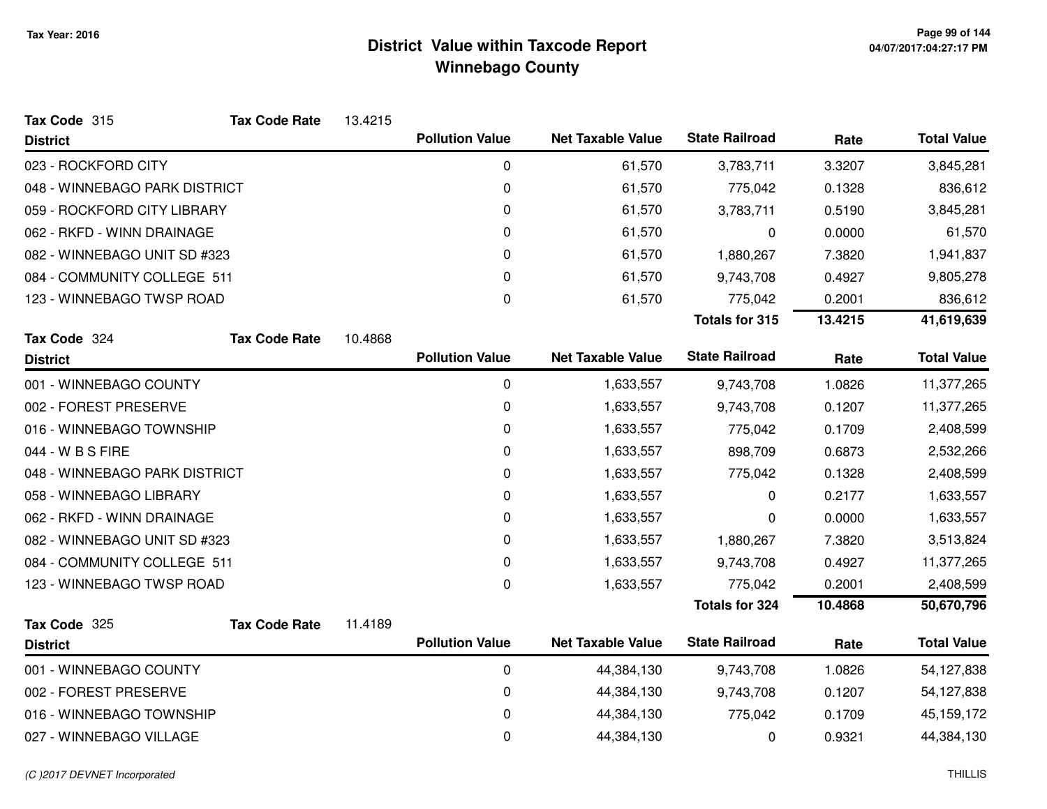# District Value within Taxcode Report
## Winnebago County

Tax Year: 2016

**Tax Code** 315 **Tax Code Rate** 13.4215

| District | Pollution Value | Net Taxable Value | State Railroad | Rate | Total Value |
|---|---|---|---|---|---|
| 023 - ROCKFORD CITY | 0 | 61,570 | 3,783,711 | 3.3207 | 3,845,281 |
| 048 - WINNEBAGO PARK DISTRICT | 0 | 61,570 | 775,042 | 0.1328 | 836,612 |
| 059 - ROCKFORD CITY LIBRARY | 0 | 61,570 | 3,783,711 | 0.5190 | 3,845,281 |
| 062 - RKFD - WINN DRAINAGE | 0 | 61,570 | 0 | 0.0000 | 61,570 |
| 082 - WINNEBAGO UNIT SD #323 | 0 | 61,570 | 1,880,267 | 7.3820 | 1,941,837 |
| 084 - COMMUNITY COLLEGE 511 | 0 | 61,570 | 9,743,708 | 0.4927 | 9,805,278 |
| 123 - WINNEBAGO TWSP ROAD | 0 | 61,570 | 775,042 | 0.2001 | 836,612 |
| | | | **Totals for 315** | **13.4215** | **41,619,639** |

**Tax Code** 324 **Tax Code Rate** 10.4868

| District | Pollution Value | Net Taxable Value | State Railroad | Rate | Total Value |
|---|---|---|---|---|---|
| 001 - WINNEBAGO COUNTY | 0 | 1,633,557 | 9,743,708 | 1.0826 | 11,377,265 |
| 002 - FOREST PRESERVE | 0 | 1,633,557 | 9,743,708 | 0.1207 | 11,377,265 |
| 016 - WINNEBAGO TOWNSHIP | 0 | 1,633,557 | 775,042 | 0.1709 | 2,408,599 |
| 044 - W B S FIRE | 0 | 1,633,557 | 898,709 | 0.6873 | 2,532,266 |
| 048 - WINNEBAGO PARK DISTRICT | 0 | 1,633,557 | 775,042 | 0.1328 | 2,408,599 |
| 058 - WINNEBAGO LIBRARY | 0 | 1,633,557 | 0 | 0.2177 | 1,633,557 |
| 062 - RKFD - WINN DRAINAGE | 0 | 1,633,557 | 0 | 0.0000 | 1,633,557 |
| 082 - WINNEBAGO UNIT SD #323 | 0 | 1,633,557 | 1,880,267 | 7.3820 | 3,513,824 |
| 084 - COMMUNITY COLLEGE 511 | 0 | 1,633,557 | 9,743,708 | 0.4927 | 11,377,265 |
| 123 - WINNEBAGO TWSP ROAD | 0 | 1,633,557 | 775,042 | 0.2001 | 2,408,599 |
| | | | **Totals for 324** | **10.4868** | **50,670,796** |

**Tax Code** 325 **Tax Code Rate** 11.4189

| District | Pollution Value | Net Taxable Value | State Railroad | Rate | Total Value |
|---|---|---|---|---|---|
| 001 - WINNEBAGO COUNTY | 0 | 44,384,130 | 9,743,708 | 1.0826 | 54,127,838 |
| 002 - FOREST PRESERVE | 0 | 44,384,130 | 9,743,708 | 0.1207 | 54,127,838 |
| 016 - WINNEBAGO TOWNSHIP | 0 | 44,384,130 | 775,042 | 0.1709 | 45,159,172 |
| 027 - WINNEBAGO VILLAGE | 0 | 44,384,130 | 0 | 0.9321 | 44,384,130 |

(C )2017 DEVNET Incorporated THILLIS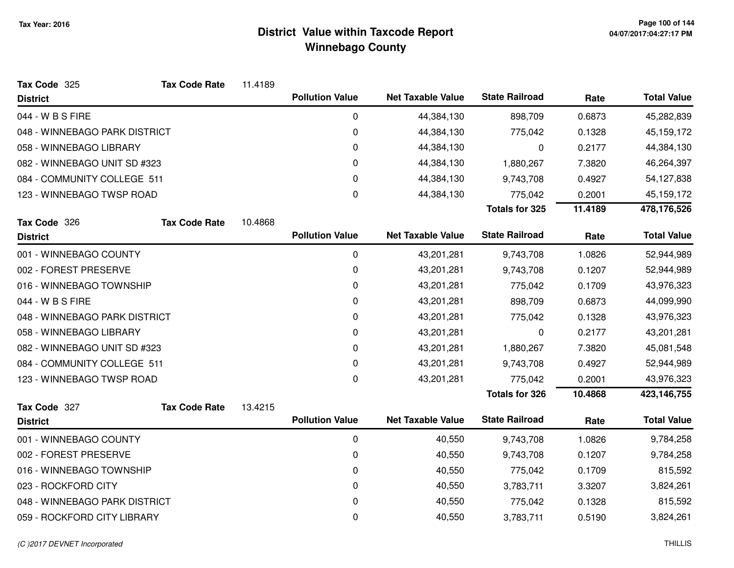# District Value within Taxcode Report
## Winnebago County

Tax Year: 2016

**Tax Code** 325 **Tax Code Rate** 11.4189

| District | Pollution Value | Net Taxable Value | State Railroad | Rate | Total Value |
|---|---|---|---|---|---|
| 044 - W B S FIRE | 0 | 44,384,130 | 898,709 | 0.6873 | 45,282,839 |
| 048 - WINNEBAGO PARK DISTRICT | 0 | 44,384,130 | 775,042 | 0.1328 | 45,159,172 |
| 058 - WINNEBAGO LIBRARY | 0 | 44,384,130 | 0 | 0.2177 | 44,384,130 |
| 082 - WINNEBAGO UNIT SD #323 | 0 | 44,384,130 | 1,880,267 | 7.3820 | 46,264,397 |
| 084 - COMMUNITY COLLEGE 511 | 0 | 44,384,130 | 9,743,708 | 0.4927 | 54,127,838 |
| 123 - WINNEBAGO TWSP ROAD | 0 | 44,384,130 | 775,042 | 0.2001 | 45,159,172 |
| | | | **Totals for 325** | **11.4189** | **478,176,526** |

**Tax Code** 326 **Tax Code Rate** 10.4868

| District | Pollution Value | Net Taxable Value | State Railroad | Rate | Total Value |
|---|---|---|---|---|---|
| 001 - WINNEBAGO COUNTY | 0 | 43,201,281 | 9,743,708 | 1.0826 | 52,944,989 |
| 002 - FOREST PRESERVE | 0 | 43,201,281 | 9,743,708 | 0.1207 | 52,944,989 |
| 016 - WINNEBAGO TOWNSHIP | 0 | 43,201,281 | 775,042 | 0.1709 | 43,976,323 |
| 044 - W B S FIRE | 0 | 43,201,281 | 898,709 | 0.6873 | 44,099,990 |
| 048 - WINNEBAGO PARK DISTRICT | 0 | 43,201,281 | 775,042 | 0.1328 | 43,976,323 |
| 058 - WINNEBAGO LIBRARY | 0 | 43,201,281 | 0 | 0.2177 | 43,201,281 |
| 082 - WINNEBAGO UNIT SD #323 | 0 | 43,201,281 | 1,880,267 | 7.3820 | 45,081,548 |
| 084 - COMMUNITY COLLEGE 511 | 0 | 43,201,281 | 9,743,708 | 0.4927 | 52,944,989 |
| 123 - WINNEBAGO TWSP ROAD | 0 | 43,201,281 | 775,042 | 0.2001 | 43,976,323 |
| | | | **Totals for 326** | **10.4868** | **423,146,755** |

**Tax Code** 327 **Tax Code Rate** 13.4215

| District | Pollution Value | Net Taxable Value | State Railroad | Rate | Total Value |
|---|---|---|---|---|---|
| 001 - WINNEBAGO COUNTY | 0 | 40,550 | 9,743,708 | 1.0826 | 9,784,258 |
| 002 - FOREST PRESERVE | 0 | 40,550 | 9,743,708 | 0.1207 | 9,784,258 |
| 016 - WINNEBAGO TOWNSHIP | 0 | 40,550 | 775,042 | 0.1709 | 815,592 |
| 023 - ROCKFORD CITY | 0 | 40,550 | 3,783,711 | 3.3207 | 3,824,261 |
| 048 - WINNEBAGO PARK DISTRICT | 0 | 40,550 | 775,042 | 0.1328 | 815,592 |
| 059 - ROCKFORD CITY LIBRARY | 0 | 40,550 | 3,783,711 | 0.5190 | 3,824,261 |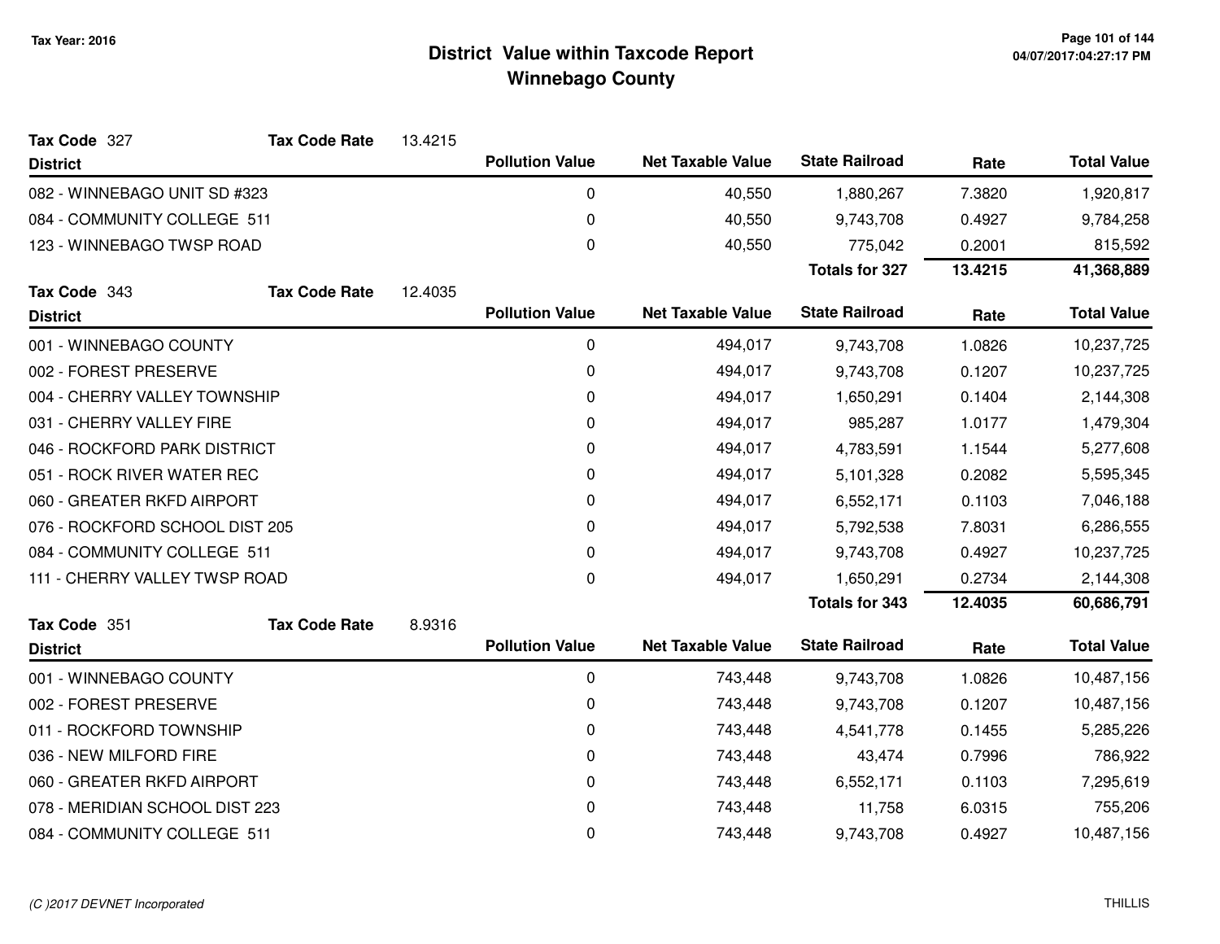Tax Year: 2016

# District Value within Taxcode Report
## Winnebago County

**Tax Code** 327 **Tax Code Rate** 13.4215

| District | Pollution Value | Net Taxable Value | State Railroad | Rate | Total Value |
|---|---|---|---|---|---|
| 082 - WINNEBAGO UNIT SD #323 | 0 | 40,550 | 1,880,267 | 7.3820 | 1,920,817 |
| 084 - COMMUNITY COLLEGE 511 | 0 | 40,550 | 9,743,708 | 0.4927 | 9,784,258 |
| 123 - WINNEBAGO TWSP ROAD | 0 | 40,550 | 775,042 | 0.2001 | 815,592 |
| | | | **Totals for 327** | **13.4215** | **41,368,889** |

**Tax Code** 343 **Tax Code Rate** 12.4035

| District | Pollution Value | Net Taxable Value | State Railroad | Rate | Total Value |
|---|---|---|---|---|---|
| 001 - WINNEBAGO COUNTY | 0 | 494,017 | 9,743,708 | 1.0826 | 10,237,725 |
| 002 - FOREST PRESERVE | 0 | 494,017 | 9,743,708 | 0.1207 | 10,237,725 |
| 004 - CHERRY VALLEY TOWNSHIP | 0 | 494,017 | 1,650,291 | 0.1404 | 2,144,308 |
| 031 - CHERRY VALLEY FIRE | 0 | 494,017 | 985,287 | 1.0177 | 1,479,304 |
| 046 - ROCKFORD PARK DISTRICT | 0 | 494,017 | 4,783,591 | 1.1544 | 5,277,608 |
| 051 - ROCK RIVER WATER REC | 0 | 494,017 | 5,101,328 | 0.2082 | 5,595,345 |
| 060 - GREATER RKFD AIRPORT | 0 | 494,017 | 6,552,171 | 0.1103 | 7,046,188 |
| 076 - ROCKFORD SCHOOL DIST 205 | 0 | 494,017 | 5,792,538 | 7.8031 | 6,286,555 |
| 084 - COMMUNITY COLLEGE 511 | 0 | 494,017 | 9,743,708 | 0.4927 | 10,237,725 |
| 111 - CHERRY VALLEY TWSP ROAD | 0 | 494,017 | 1,650,291 | 0.2734 | 2,144,308 |
| | | | **Totals for 343** | **12.4035** | **60,686,791** |

**Tax Code** 351 **Tax Code Rate** 8.9316

| District | Pollution Value | Net Taxable Value | State Railroad | Rate | Total Value |
|---|---|---|---|---|---|
| 001 - WINNEBAGO COUNTY | 0 | 743,448 | 9,743,708 | 1.0826 | 10,487,156 |
| 002 - FOREST PRESERVE | 0 | 743,448 | 9,743,708 | 0.1207 | 10,487,156 |
| 011 - ROCKFORD TOWNSHIP | 0 | 743,448 | 4,541,778 | 0.1455 | 5,285,226 |
| 036 - NEW MILFORD FIRE | 0 | 743,448 | 43,474 | 0.7996 | 786,922 |
| 060 - GREATER RKFD AIRPORT | 0 | 743,448 | 6,552,171 | 0.1103 | 7,295,619 |
| 078 - MERIDIAN SCHOOL DIST 223 | 0 | 743,448 | 11,758 | 6.0315 | 755,206 |
| 084 - COMMUNITY COLLEGE 511 | 0 | 743,448 | 9,743,708 | 0.4927 | 10,487,156 |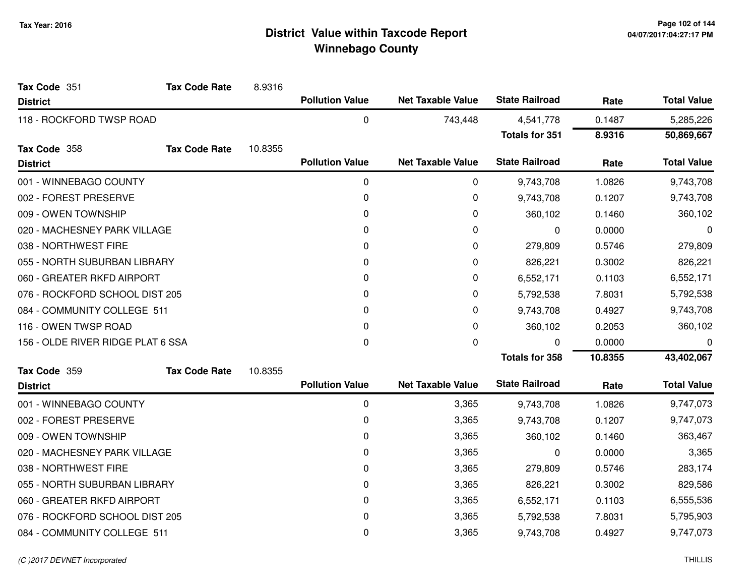# District Value within Taxcode Report
## Winnebago County

Tax Year: 2016

**Tax Code** 351 **Tax Code Rate** 8.9316

| District | Pollution Value | Net Taxable Value | State Railroad | Rate | Total Value |
|---|---|---|---|---|---|
| 118 - ROCKFORD TWSP ROAD | 0 | 743,448 | 4,541,778 | 0.1487 | 5,285,226 |
| | | | **Totals for 351** | **8.9316** | **50,869,667** |

**Tax Code** 358 **Tax Code Rate** 10.8355

| District | Pollution Value | Net Taxable Value | State Railroad | Rate | Total Value |
|---|---|---|---|---|---|
| 001 - WINNEBAGO COUNTY | 0 | 0 | 9,743,708 | 1.0826 | 9,743,708 |
| 002 - FOREST PRESERVE | 0 | 0 | 9,743,708 | 0.1207 | 9,743,708 |
| 009 - OWEN TOWNSHIP | 0 | 0 | 360,102 | 0.1460 | 360,102 |
| 020 - MACHESNEY PARK VILLAGE | 0 | 0 | 0 | 0.0000 | 0 |
| 038 - NORTHWEST FIRE | 0 | 0 | 279,809 | 0.5746 | 279,809 |
| 055 - NORTH SUBURBAN LIBRARY | 0 | 0 | 826,221 | 0.3002 | 826,221 |
| 060 - GREATER RKFD AIRPORT | 0 | 0 | 6,552,171 | 0.1103 | 6,552,171 |
| 076 - ROCKFORD SCHOOL DIST 205 | 0 | 0 | 5,792,538 | 7.8031 | 5,792,538 |
| 084 - COMMUNITY COLLEGE 511 | 0 | 0 | 9,743,708 | 0.4927 | 9,743,708 |
| 116 - OWEN TWSP ROAD | 0 | 0 | 360,102 | 0.2053 | 360,102 |
| 156 - OLDE RIVER RIDGE PLAT 6 SSA | 0 | 0 | 0 | 0.0000 | 0 |
| | | | **Totals for 358** | **10.8355** | **43,402,067** |

**Tax Code** 359 **Tax Code Rate** 10.8355

| District | Pollution Value | Net Taxable Value | State Railroad | Rate | Total Value |
|---|---|---|---|---|---|
| 001 - WINNEBAGO COUNTY | 0 | 3,365 | 9,743,708 | 1.0826 | 9,747,073 |
| 002 - FOREST PRESERVE | 0 | 3,365 | 9,743,708 | 0.1207 | 9,747,073 |
| 009 - OWEN TOWNSHIP | 0 | 3,365 | 360,102 | 0.1460 | 363,467 |
| 020 - MACHESNEY PARK VILLAGE | 0 | 3,365 | 0 | 0.0000 | 3,365 |
| 038 - NORTHWEST FIRE | 0 | 3,365 | 279,809 | 0.5746 | 283,174 |
| 055 - NORTH SUBURBAN LIBRARY | 0 | 3,365 | 826,221 | 0.3002 | 829,586 |
| 060 - GREATER RKFD AIRPORT | 0 | 3,365 | 6,552,171 | 0.1103 | 6,555,536 |
| 076 - ROCKFORD SCHOOL DIST 205 | 0 | 3,365 | 5,792,538 | 7.8031 | 5,795,903 |
| 084 - COMMUNITY COLLEGE 511 | 0 | 3,365 | 9,743,708 | 0.4927 | 9,747,073 |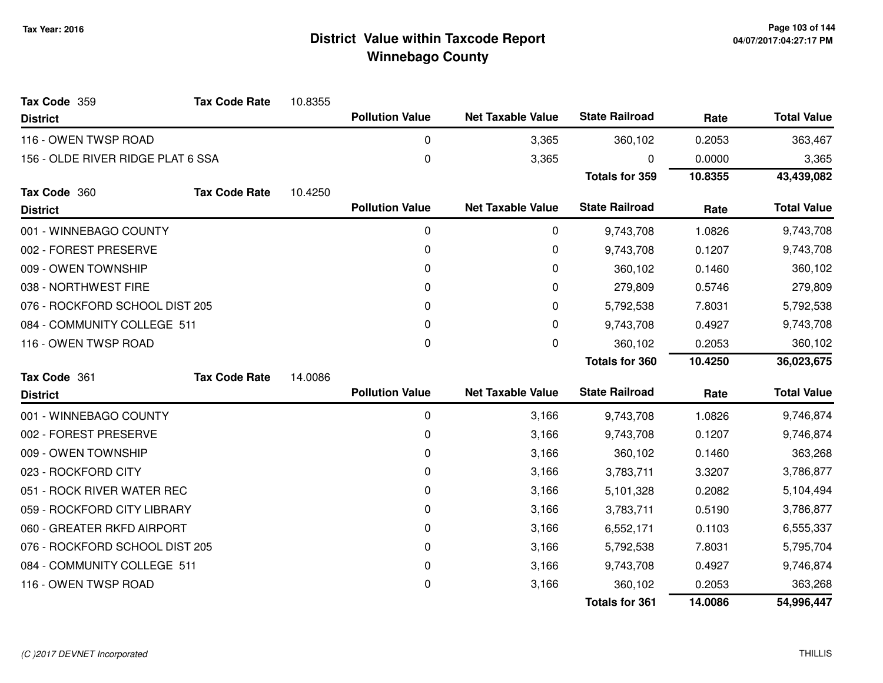# District Value within Taxcode Report
## Winnebago County

Tax Year: 2016

**Tax Code** 359 **Tax Code Rate** 10.8355

| District | Pollution Value | Net Taxable Value | State Railroad | Rate | Total Value |
|---|---|---|---|---|---|
| 116 - OWEN TWSP ROAD | 0 | 3,365 | 360,102 | 0.2053 | 363,467 |
| 156 - OLDE RIVER RIDGE PLAT 6 SSA | 0 | 3,365 | 0 | 0.0000 | 3,365 |
| | | | **Totals for 359** | **10.8355** | **43,439,082** |

**Tax Code** 360 **Tax Code Rate** 10.4250

| District | Pollution Value | Net Taxable Value | State Railroad | Rate | Total Value |
|---|---|---|---|---|---|
| 001 - WINNEBAGO COUNTY | 0 | 0 | 9,743,708 | 1.0826 | 9,743,708 |
| 002 - FOREST PRESERVE | 0 | 0 | 9,743,708 | 0.1207 | 9,743,708 |
| 009 - OWEN TOWNSHIP | 0 | 0 | 360,102 | 0.1460 | 360,102 |
| 038 - NORTHWEST FIRE | 0 | 0 | 279,809 | 0.5746 | 279,809 |
| 076 - ROCKFORD SCHOOL DIST 205 | 0 | 0 | 5,792,538 | 7.8031 | 5,792,538 |
| 084 - COMMUNITY COLLEGE 511 | 0 | 0 | 9,743,708 | 0.4927 | 9,743,708 |
| 116 - OWEN TWSP ROAD | 0 | 0 | 360,102 | 0.2053 | 360,102 |
| | | | **Totals for 360** | **10.4250** | **36,023,675** |

**Tax Code** 361 **Tax Code Rate** 14.0086

| District | Pollution Value | Net Taxable Value | State Railroad | Rate | Total Value |
|---|---|---|---|---|---|
| 001 - WINNEBAGO COUNTY | 0 | 3,166 | 9,743,708 | 1.0826 | 9,746,874 |
| 002 - FOREST PRESERVE | 0 | 3,166 | 9,743,708 | 0.1207 | 9,746,874 |
| 009 - OWEN TOWNSHIP | 0 | 3,166 | 360,102 | 0.1460 | 363,268 |
| 023 - ROCKFORD CITY | 0 | 3,166 | 3,783,711 | 3.3207 | 3,786,877 |
| 051 - ROCK RIVER WATER REC | 0 | 3,166 | 5,101,328 | 0.2082 | 5,104,494 |
| 059 - ROCKFORD CITY LIBRARY | 0 | 3,166 | 3,783,711 | 0.5190 | 3,786,877 |
| 060 - GREATER RKFD AIRPORT | 0 | 3,166 | 6,552,171 | 0.1103 | 6,555,337 |
| 076 - ROCKFORD SCHOOL DIST 205 | 0 | 3,166 | 5,792,538 | 7.8031 | 5,795,704 |
| 084 - COMMUNITY COLLEGE 511 | 0 | 3,166 | 9,743,708 | 0.4927 | 9,746,874 |
| 116 - OWEN TWSP ROAD | 0 | 3,166 | 360,102 | 0.2053 | 363,268 |
| | | | **Totals for 361** | **14.0086** | **54,996,447** |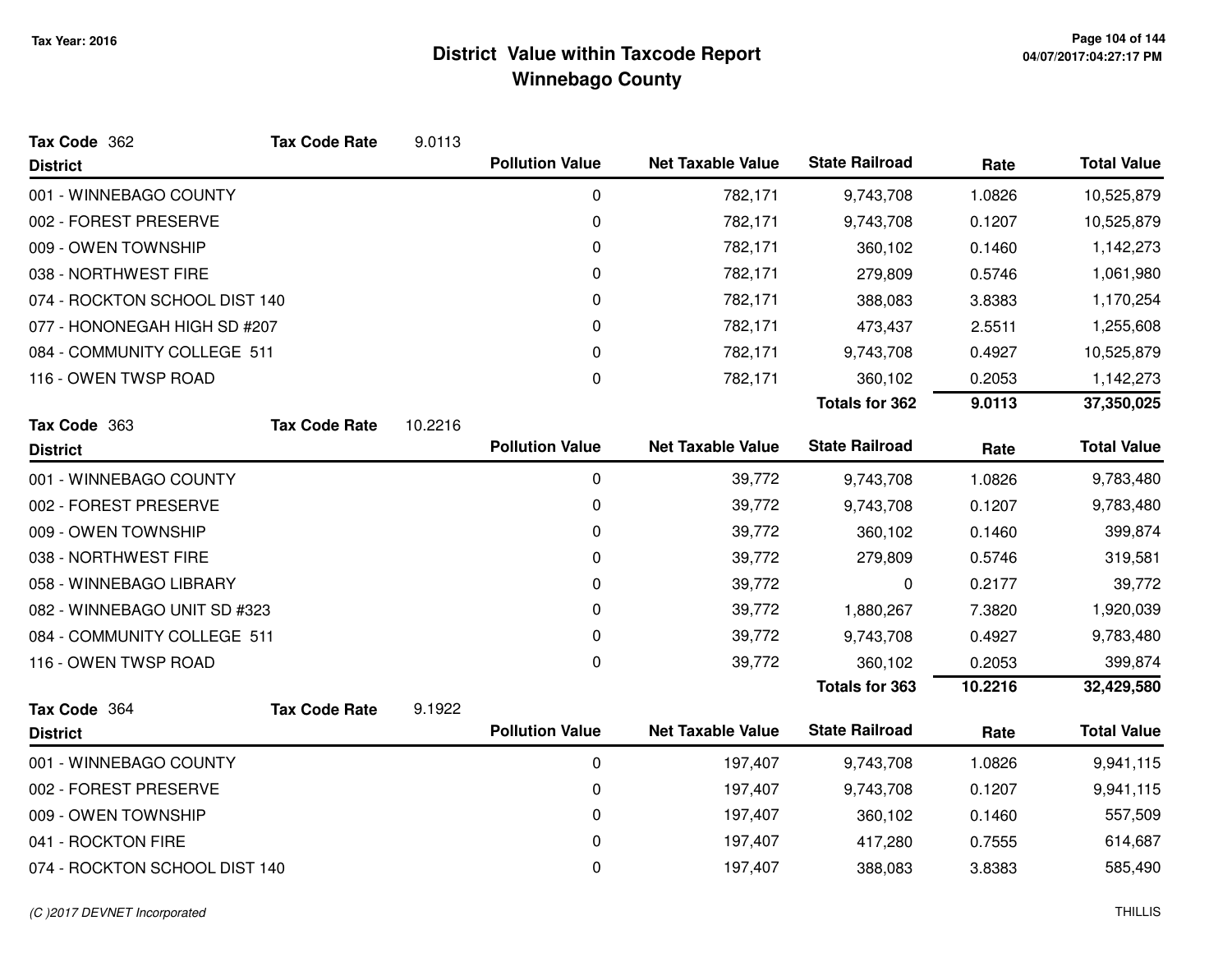# District Value within Taxcode Report
## Winnebago County

Tax Year: 2016

**Tax Code** 362 **Tax Code Rate** 9.0113

| District | Pollution Value | Net Taxable Value | State Railroad | Rate | Total Value |
|---|---|---|---|---|---|
| 001 - WINNEBAGO COUNTY | 0 | 782,171 | 9,743,708 | 1.0826 | 10,525,879 |
| 002 - FOREST PRESERVE | 0 | 782,171 | 9,743,708 | 0.1207 | 10,525,879 |
| 009 - OWEN TOWNSHIP | 0 | 782,171 | 360,102 | 0.1460 | 1,142,273 |
| 038 - NORTHWEST FIRE | 0 | 782,171 | 279,809 | 0.5746 | 1,061,980 |
| 074 - ROCKTON SCHOOL DIST 140 | 0 | 782,171 | 388,083 | 3.8383 | 1,170,254 |
| 077 - HONONEGAH HIGH SD #207 | 0 | 782,171 | 473,437 | 2.5511 | 1,255,608 |
| 084 - COMMUNITY COLLEGE 511 | 0 | 782,171 | 9,743,708 | 0.4927 | 10,525,879 |
| 116 - OWEN TWSP ROAD | 0 | 782,171 | 360,102 | 0.2053 | 1,142,273 |
| | | | **Totals for 362** | **9.0113** | **37,350,025** |

**Tax Code** 363 **Tax Code Rate** 10.2216

| District | Pollution Value | Net Taxable Value | State Railroad | Rate | Total Value |
|---|---|---|---|---|---|
| 001 - WINNEBAGO COUNTY | 0 | 39,772 | 9,743,708 | 1.0826 | 9,783,480 |
| 002 - FOREST PRESERVE | 0 | 39,772 | 9,743,708 | 0.1207 | 9,783,480 |
| 009 - OWEN TOWNSHIP | 0 | 39,772 | 360,102 | 0.1460 | 399,874 |
| 038 - NORTHWEST FIRE | 0 | 39,772 | 279,809 | 0.5746 | 319,581 |
| 058 - WINNEBAGO LIBRARY | 0 | 39,772 | 0 | 0.2177 | 39,772 |
| 082 - WINNEBAGO UNIT SD #323 | 0 | 39,772 | 1,880,267 | 7.3820 | 1,920,039 |
| 084 - COMMUNITY COLLEGE 511 | 0 | 39,772 | 9,743,708 | 0.4927 | 9,783,480 |
| 116 - OWEN TWSP ROAD | 0 | 39,772 | 360,102 | 0.2053 | 399,874 |
| | | | **Totals for 363** | **10.2216** | **32,429,580** |

**Tax Code** 364 **Tax Code Rate** 9.1922

| District | Pollution Value | Net Taxable Value | State Railroad | Rate | Total Value |
|---|---|---|---|---|---|
| 001 - WINNEBAGO COUNTY | 0 | 197,407 | 9,743,708 | 1.0826 | 9,941,115 |
| 002 - FOREST PRESERVE | 0 | 197,407 | 9,743,708 | 0.1207 | 9,941,115 |
| 009 - OWEN TOWNSHIP | 0 | 197,407 | 360,102 | 0.1460 | 557,509 |
| 041 - ROCKTON FIRE | 0 | 197,407 | 417,280 | 0.7555 | 614,687 |
| 074 - ROCKTON SCHOOL DIST 140 | 0 | 197,407 | 388,083 | 3.8383 | 585,490 |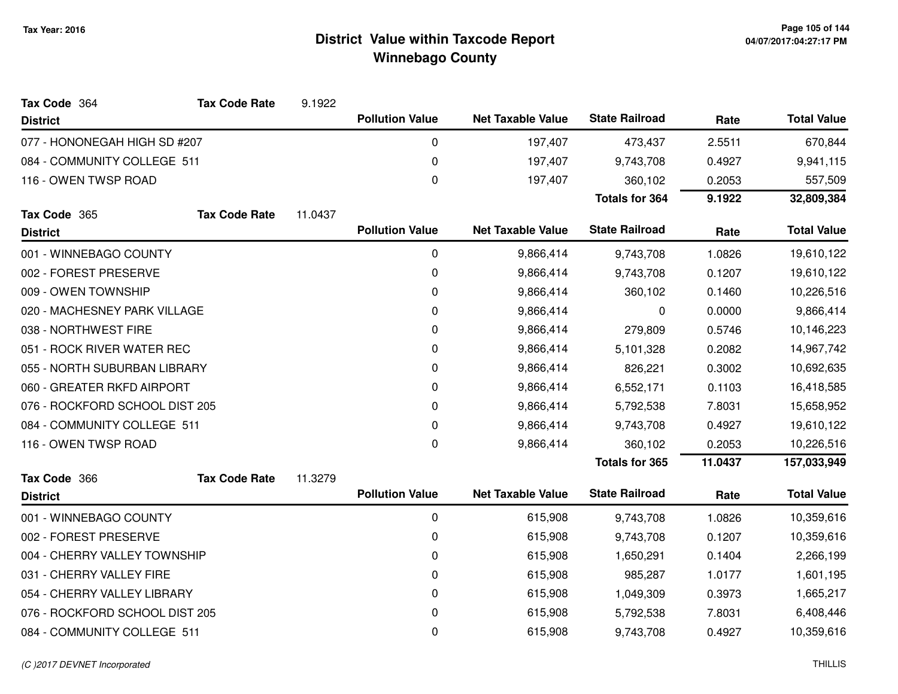# District Value within Taxcode Report
## Winnebago County

Tax Year: 2016

**Tax Code** 364 **Tax Code Rate** 9.1922

| District | Pollution Value | Net Taxable Value | State Railroad | Rate | Total Value |
|---|---|---|---|---|---|
| 077 - HONONEGAH HIGH SD #207 | 0 | 197,407 | 473,437 | 2.5511 | 670,844 |
| 084 - COMMUNITY COLLEGE 511 | 0 | 197,407 | 9,743,708 | 0.4927 | 9,941,115 |
| 116 - OWEN TWSP ROAD | 0 | 197,407 | 360,102 | 0.2053 | 557,509 |
| | | | **Totals for 364** | **9.1922** | **32,809,384** |

**Tax Code** 365 **Tax Code Rate** 11.0437

| District | Pollution Value | Net Taxable Value | State Railroad | Rate | Total Value |
|---|---|---|---|---|---|
| 001 - WINNEBAGO COUNTY | 0 | 9,866,414 | 9,743,708 | 1.0826 | 19,610,122 |
| 002 - FOREST PRESERVE | 0 | 9,866,414 | 9,743,708 | 0.1207 | 19,610,122 |
| 009 - OWEN TOWNSHIP | 0 | 9,866,414 | 360,102 | 0.1460 | 10,226,516 |
| 020 - MACHESNEY PARK VILLAGE | 0 | 9,866,414 | 0 | 0.0000 | 9,866,414 |
| 038 - NORTHWEST FIRE | 0 | 9,866,414 | 279,809 | 0.5746 | 10,146,223 |
| 051 - ROCK RIVER WATER REC | 0 | 9,866,414 | 5,101,328 | 0.2082 | 14,967,742 |
| 055 - NORTH SUBURBAN LIBRARY | 0 | 9,866,414 | 826,221 | 0.3002 | 10,692,635 |
| 060 - GREATER RKFD AIRPORT | 0 | 9,866,414 | 6,552,171 | 0.1103 | 16,418,585 |
| 076 - ROCKFORD SCHOOL DIST 205 | 0 | 9,866,414 | 5,792,538 | 7.8031 | 15,658,952 |
| 084 - COMMUNITY COLLEGE 511 | 0 | 9,866,414 | 9,743,708 | 0.4927 | 19,610,122 |
| 116 - OWEN TWSP ROAD | 0 | 9,866,414 | 360,102 | 0.2053 | 10,226,516 |
| | | | **Totals for 365** | **11.0437** | **157,033,949** |

**Tax Code** 366 **Tax Code Rate** 11.3279

| District | Pollution Value | Net Taxable Value | State Railroad | Rate | Total Value |
|---|---|---|---|---|---|
| 001 - WINNEBAGO COUNTY | 0 | 615,908 | 9,743,708 | 1.0826 | 10,359,616 |
| 002 - FOREST PRESERVE | 0 | 615,908 | 9,743,708 | 0.1207 | 10,359,616 |
| 004 - CHERRY VALLEY TOWNSHIP | 0 | 615,908 | 1,650,291 | 0.1404 | 2,266,199 |
| 031 - CHERRY VALLEY FIRE | 0 | 615,908 | 985,287 | 1.0177 | 1,601,195 |
| 054 - CHERRY VALLEY LIBRARY | 0 | 615,908 | 1,049,309 | 0.3973 | 1,665,217 |
| 076 - ROCKFORD SCHOOL DIST 205 | 0 | 615,908 | 5,792,538 | 7.8031 | 6,408,446 |
| 084 - COMMUNITY COLLEGE 511 | 0 | 615,908 | 9,743,708 | 0.4927 | 10,359,616 |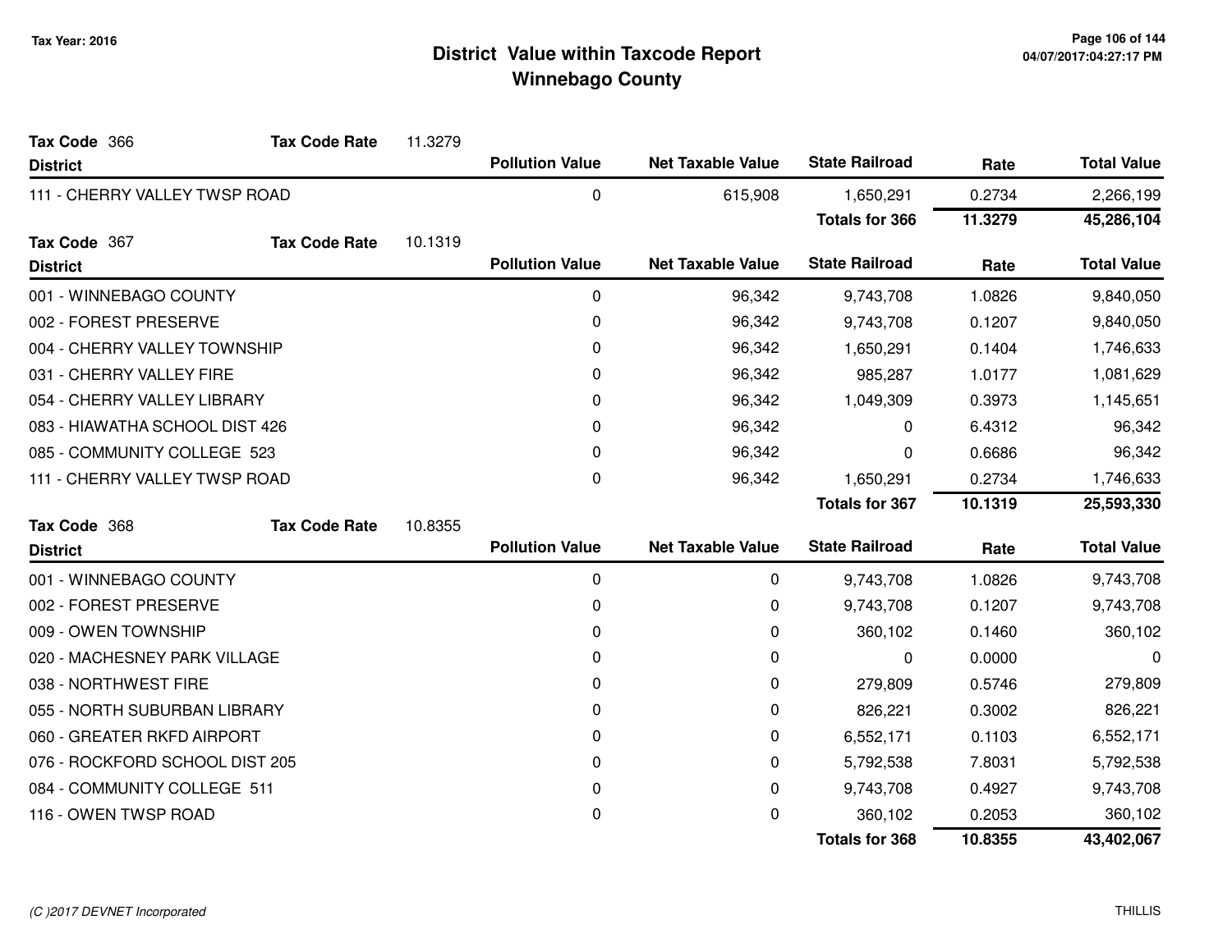# District Value within Taxcode Report
## Winnebago County

Tax Year: 2016

**Tax Code** 366 **Tax Code Rate** 11.3279

| District | Pollution Value | Net Taxable Value | State Railroad | Rate | Total Value |
|---|---|---|---|---|---|
| 111 - CHERRY VALLEY TWSP ROAD | 0 | 615,908 | 1,650,291 | 0.2734 | 2,266,199 |
| | | | **Totals for 366** | **11.3279** | **45,286,104** |

**Tax Code** 367 **Tax Code Rate** 10.1319

| District | Pollution Value | Net Taxable Value | State Railroad | Rate | Total Value |
|---|---|---|---|---|---|
| 001 - WINNEBAGO COUNTY | 0 | 96,342 | 9,743,708 | 1.0826 | 9,840,050 |
| 002 - FOREST PRESERVE | 0 | 96,342 | 9,743,708 | 0.1207 | 9,840,050 |
| 004 - CHERRY VALLEY TOWNSHIP | 0 | 96,342 | 1,650,291 | 0.1404 | 1,746,633 |
| 031 - CHERRY VALLEY FIRE | 0 | 96,342 | 985,287 | 1.0177 | 1,081,629 |
| 054 - CHERRY VALLEY LIBRARY | 0 | 96,342 | 1,049,309 | 0.3973 | 1,145,651 |
| 083 - HIAWATHA SCHOOL DIST 426 | 0 | 96,342 | 0 | 6.4312 | 96,342 |
| 085 - COMMUNITY COLLEGE 523 | 0 | 96,342 | 0 | 0.6686 | 96,342 |
| 111 - CHERRY VALLEY TWSP ROAD | 0 | 96,342 | 1,650,291 | 0.2734 | 1,746,633 |
| | | | **Totals for 367** | **10.1319** | **25,593,330** |

**Tax Code** 368 **Tax Code Rate** 10.8355

| District | Pollution Value | Net Taxable Value | State Railroad | Rate | Total Value |
|---|---|---|---|---|---|
| 001 - WINNEBAGO COUNTY | 0 | 0 | 9,743,708 | 1.0826 | 9,743,708 |
| 002 - FOREST PRESERVE | 0 | 0 | 9,743,708 | 0.1207 | 9,743,708 |
| 009 - OWEN TOWNSHIP | 0 | 0 | 360,102 | 0.1460 | 360,102 |
| 020 - MACHESNEY PARK VILLAGE | 0 | 0 | 0 | 0.0000 | 0 |
| 038 - NORTHWEST FIRE | 0 | 0 | 279,809 | 0.5746 | 279,809 |
| 055 - NORTH SUBURBAN LIBRARY | 0 | 0 | 826,221 | 0.3002 | 826,221 |
| 060 - GREATER RKFD AIRPORT | 0 | 0 | 6,552,171 | 0.1103 | 6,552,171 |
| 076 - ROCKFORD SCHOOL DIST 205 | 0 | 0 | 5,792,538 | 7.8031 | 5,792,538 |
| 084 - COMMUNITY COLLEGE 511 | 0 | 0 | 9,743,708 | 0.4927 | 9,743,708 |
| 116 - OWEN TWSP ROAD | 0 | 0 | 360,102 | 0.2053 | 360,102 |
| | | | **Totals for 368** | **10.8355** | **43,402,067** |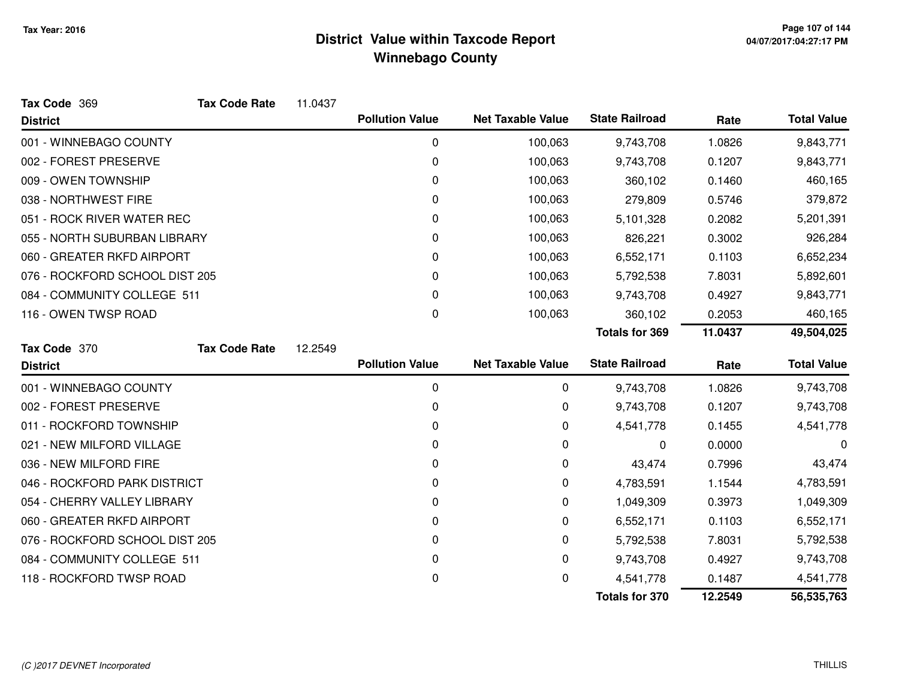# District Value within Taxcode Report
## Winnebago County

Tax Year: 2016

**Tax Code** 369 **Tax Code Rate** 11.0437

| District | Pollution Value | Net Taxable Value | State Railroad | Rate | Total Value |
|---|---|---|---|---|---|
| 001 - WINNEBAGO COUNTY | 0 | 100,063 | 9,743,708 | 1.0826 | 9,843,771 |
| 002 - FOREST PRESERVE | 0 | 100,063 | 9,743,708 | 0.1207 | 9,843,771 |
| 009 - OWEN TOWNSHIP | 0 | 100,063 | 360,102 | 0.1460 | 460,165 |
| 038 - NORTHWEST FIRE | 0 | 100,063 | 279,809 | 0.5746 | 379,872 |
| 051 - ROCK RIVER WATER REC | 0 | 100,063 | 5,101,328 | 0.2082 | 5,201,391 |
| 055 - NORTH SUBURBAN LIBRARY | 0 | 100,063 | 826,221 | 0.3002 | 926,284 |
| 060 - GREATER RKFD AIRPORT | 0 | 100,063 | 6,552,171 | 0.1103 | 6,652,234 |
| 076 - ROCKFORD SCHOOL DIST 205 | 0 | 100,063 | 5,792,538 | 7.8031 | 5,892,601 |
| 084 - COMMUNITY COLLEGE 511 | 0 | 100,063 | 9,743,708 | 0.4927 | 9,843,771 |
| 116 - OWEN TWSP ROAD | 0 | 100,063 | 360,102 | 0.2053 | 460,165 |
| | | | **Totals for 369** | **11.0437** | **49,504,025** |

**Tax Code** 370 **Tax Code Rate** 12.2549

| District | Pollution Value | Net Taxable Value | State Railroad | Rate | Total Value |
|---|---|---|---|---|---|
| 001 - WINNEBAGO COUNTY | 0 | 0 | 9,743,708 | 1.0826 | 9,743,708 |
| 002 - FOREST PRESERVE | 0 | 0 | 9,743,708 | 0.1207 | 9,743,708 |
| 011 - ROCKFORD TOWNSHIP | 0 | 0 | 4,541,778 | 0.1455 | 4,541,778 |
| 021 - NEW MILFORD VILLAGE | 0 | 0 | 0 | 0.0000 | 0 |
| 036 - NEW MILFORD FIRE | 0 | 0 | 43,474 | 0.7996 | 43,474 |
| 046 - ROCKFORD PARK DISTRICT | 0 | 0 | 4,783,591 | 1.1544 | 4,783,591 |
| 054 - CHERRY VALLEY LIBRARY | 0 | 0 | 1,049,309 | 0.3973 | 1,049,309 |
| 060 - GREATER RKFD AIRPORT | 0 | 0 | 6,552,171 | 0.1103 | 6,552,171 |
| 076 - ROCKFORD SCHOOL DIST 205 | 0 | 0 | 5,792,538 | 7.8031 | 5,792,538 |
| 084 - COMMUNITY COLLEGE 511 | 0 | 0 | 9,743,708 | 0.4927 | 9,743,708 |
| 118 - ROCKFORD TWSP ROAD | 0 | 0 | 4,541,778 | 0.1487 | 4,541,778 |
| | | | **Totals for 370** | **12.2549** | **56,535,763** |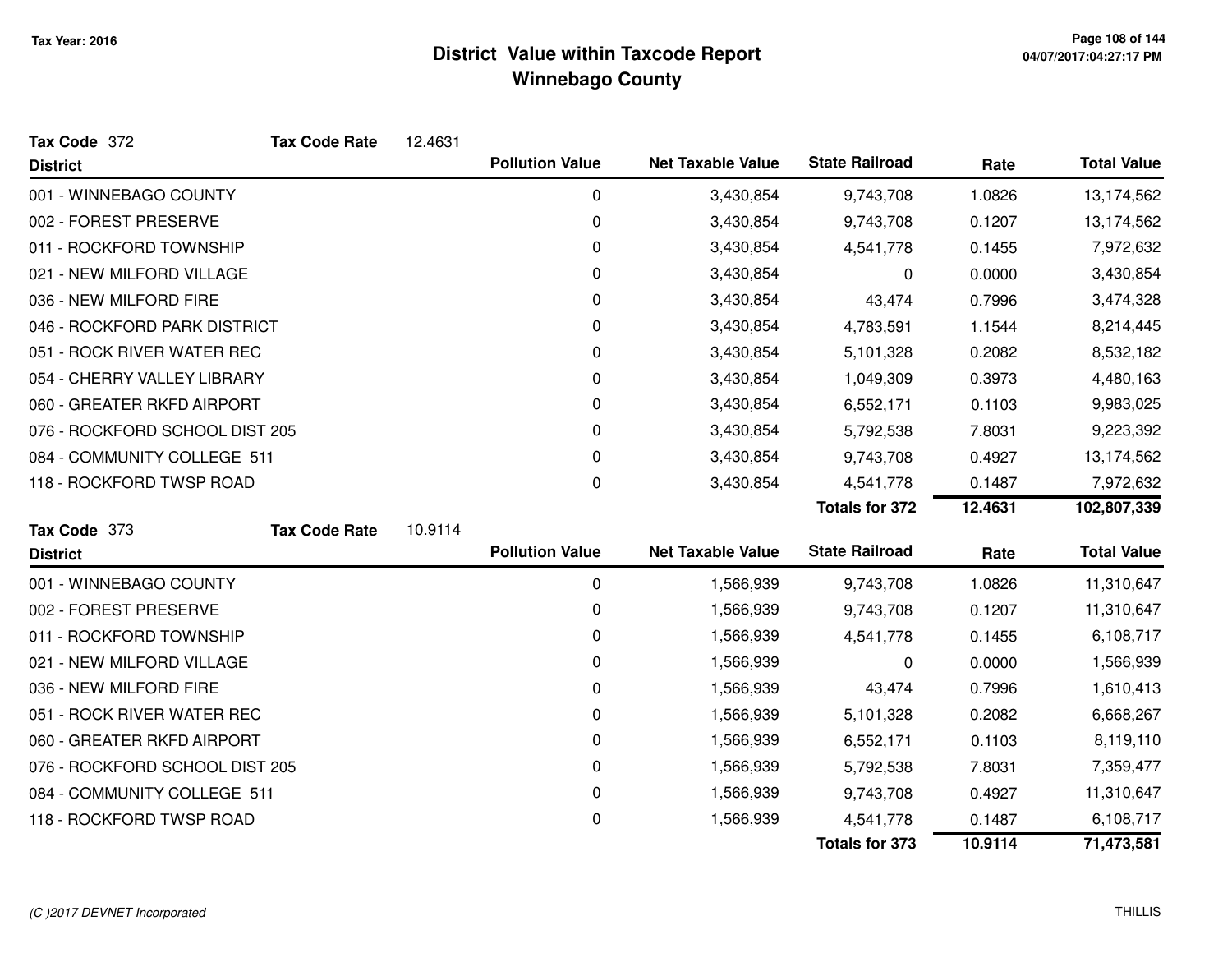# District Value within Taxcode Report
## Winnebago County

Tax Year: 2016

**Tax Code** 372 **Tax Code Rate** 12.4631

| District | Pollution Value | Net Taxable Value | State Railroad | Rate | Total Value |
|---|---|---|---|---|---|
| 001 - WINNEBAGO COUNTY | 0 | 3,430,854 | 9,743,708 | 1.0826 | 13,174,562 |
| 002 - FOREST PRESERVE | 0 | 3,430,854 | 9,743,708 | 0.1207 | 13,174,562 |
| 011 - ROCKFORD TOWNSHIP | 0 | 3,430,854 | 4,541,778 | 0.1455 | 7,972,632 |
| 021 - NEW MILFORD VILLAGE | 0 | 3,430,854 | 0 | 0.0000 | 3,430,854 |
| 036 - NEW MILFORD FIRE | 0 | 3,430,854 | 43,474 | 0.7996 | 3,474,328 |
| 046 - ROCKFORD PARK DISTRICT | 0 | 3,430,854 | 4,783,591 | 1.1544 | 8,214,445 |
| 051 - ROCK RIVER WATER REC | 0 | 3,430,854 | 5,101,328 | 0.2082 | 8,532,182 |
| 054 - CHERRY VALLEY LIBRARY | 0 | 3,430,854 | 1,049,309 | 0.3973 | 4,480,163 |
| 060 - GREATER RKFD AIRPORT | 0 | 3,430,854 | 6,552,171 | 0.1103 | 9,983,025 |
| 076 - ROCKFORD SCHOOL DIST 205 | 0 | 3,430,854 | 5,792,538 | 7.8031 | 9,223,392 |
| 084 - COMMUNITY COLLEGE 511 | 0 | 3,430,854 | 9,743,708 | 0.4927 | 13,174,562 |
| 118 - ROCKFORD TWSP ROAD | 0 | 3,430,854 | 4,541,778 | 0.1487 | 7,972,632 |
| | | | **Totals for 372** | **12.4631** | **102,807,339** |

**Tax Code** 373 **Tax Code Rate** 10.9114

| District | Pollution Value | Net Taxable Value | State Railroad | Rate | Total Value |
|---|---|---|---|---|---|
| 001 - WINNEBAGO COUNTY | 0 | 1,566,939 | 9,743,708 | 1.0826 | 11,310,647 |
| 002 - FOREST PRESERVE | 0 | 1,566,939 | 9,743,708 | 0.1207 | 11,310,647 |
| 011 - ROCKFORD TOWNSHIP | 0 | 1,566,939 | 4,541,778 | 0.1455 | 6,108,717 |
| 021 - NEW MILFORD VILLAGE | 0 | 1,566,939 | 0 | 0.0000 | 1,566,939 |
| 036 - NEW MILFORD FIRE | 0 | 1,566,939 | 43,474 | 0.7996 | 1,610,413 |
| 051 - ROCK RIVER WATER REC | 0 | 1,566,939 | 5,101,328 | 0.2082 | 6,668,267 |
| 060 - GREATER RKFD AIRPORT | 0 | 1,566,939 | 6,552,171 | 0.1103 | 8,119,110 |
| 076 - ROCKFORD SCHOOL DIST 205 | 0 | 1,566,939 | 5,792,538 | 7.8031 | 7,359,477 |
| 084 - COMMUNITY COLLEGE 511 | 0 | 1,566,939 | 9,743,708 | 0.4927 | 11,310,647 |
| 118 - ROCKFORD TWSP ROAD | 0 | 1,566,939 | 4,541,778 | 0.1487 | 6,108,717 |
| | | | **Totals for 373** | **10.9114** | **71,473,581** |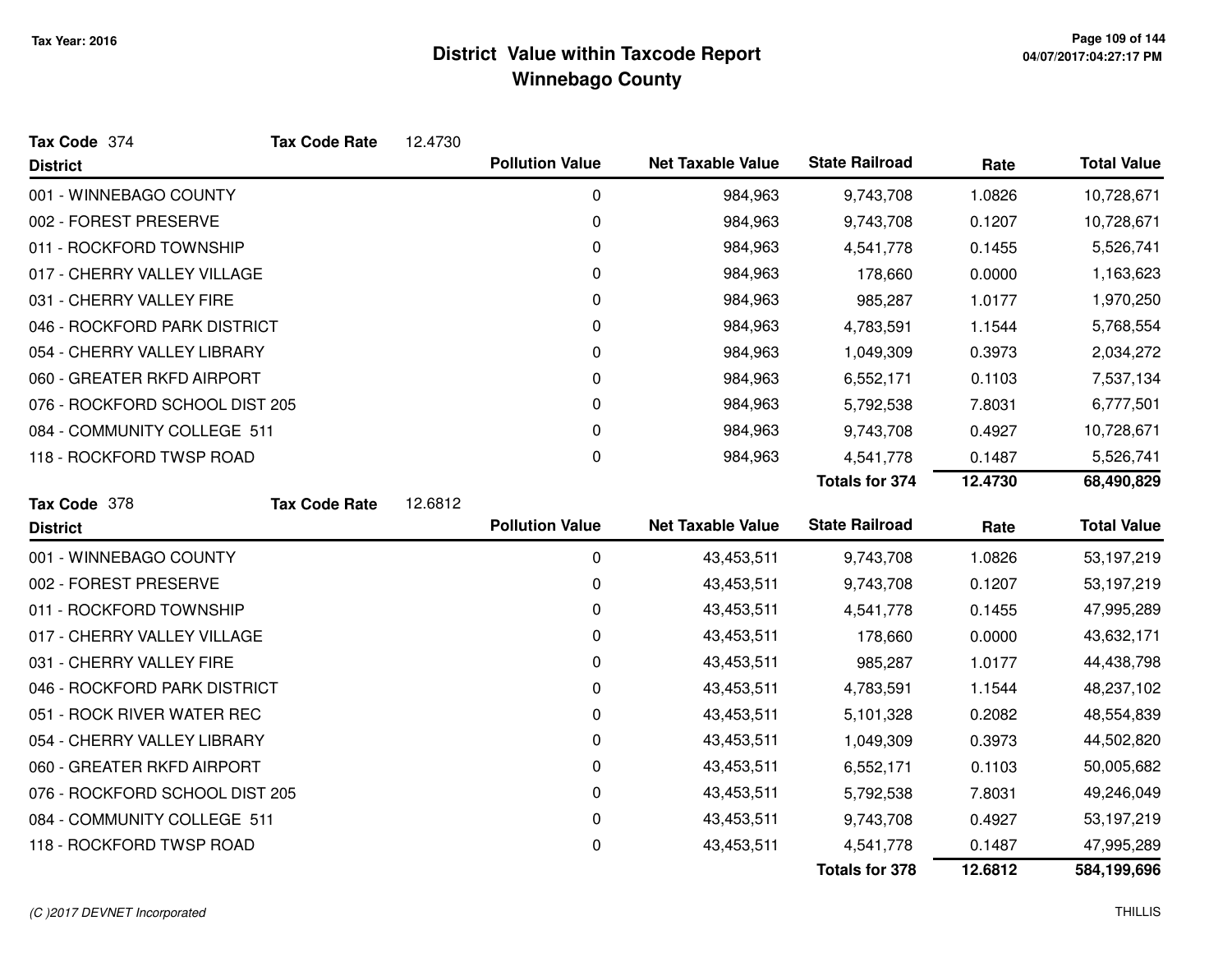# District Value within Taxcode Report
## Winnebago County

Tax Year: 2016

**Tax Code** 374 **Tax Code Rate** 12.4730

| District | Pollution Value | Net Taxable Value | State Railroad | Rate | Total Value |
|---|---|---|---|---|---|
| 001 - WINNEBAGO COUNTY | 0 | 984,963 | 9,743,708 | 1.0826 | 10,728,671 |
| 002 - FOREST PRESERVE | 0 | 984,963 | 9,743,708 | 0.1207 | 10,728,671 |
| 011 - ROCKFORD TOWNSHIP | 0 | 984,963 | 4,541,778 | 0.1455 | 5,526,741 |
| 017 - CHERRY VALLEY VILLAGE | 0 | 984,963 | 178,660 | 0.0000 | 1,163,623 |
| 031 - CHERRY VALLEY FIRE | 0 | 984,963 | 985,287 | 1.0177 | 1,970,250 |
| 046 - ROCKFORD PARK DISTRICT | 0 | 984,963 | 4,783,591 | 1.1544 | 5,768,554 |
| 054 - CHERRY VALLEY LIBRARY | 0 | 984,963 | 1,049,309 | 0.3973 | 2,034,272 |
| 060 - GREATER RKFD AIRPORT | 0 | 984,963 | 6,552,171 | 0.1103 | 7,537,134 |
| 076 - ROCKFORD SCHOOL DIST 205 | 0 | 984,963 | 5,792,538 | 7.8031 | 6,777,501 |
| 084 - COMMUNITY COLLEGE 511 | 0 | 984,963 | 9,743,708 | 0.4927 | 10,728,671 |
| 118 - ROCKFORD TWSP ROAD | 0 | 984,963 | 4,541,778 | 0.1487 | 5,526,741 |
| | | | **Totals for 374** | **12.4730** | **68,490,829** |

**Tax Code** 378 **Tax Code Rate** 12.6812

| District | Pollution Value | Net Taxable Value | State Railroad | Rate | Total Value |
|---|---|---|---|---|---|
| 001 - WINNEBAGO COUNTY | 0 | 43,453,511 | 9,743,708 | 1.0826 | 53,197,219 |
| 002 - FOREST PRESERVE | 0 | 43,453,511 | 9,743,708 | 0.1207 | 53,197,219 |
| 011 - ROCKFORD TOWNSHIP | 0 | 43,453,511 | 4,541,778 | 0.1455 | 47,995,289 |
| 017 - CHERRY VALLEY VILLAGE | 0 | 43,453,511 | 178,660 | 0.0000 | 43,632,171 |
| 031 - CHERRY VALLEY FIRE | 0 | 43,453,511 | 985,287 | 1.0177 | 44,438,798 |
| 046 - ROCKFORD PARK DISTRICT | 0 | 43,453,511 | 4,783,591 | 1.1544 | 48,237,102 |
| 051 - ROCK RIVER WATER REC | 0 | 43,453,511 | 5,101,328 | 0.2082 | 48,554,839 |
| 054 - CHERRY VALLEY LIBRARY | 0 | 43,453,511 | 1,049,309 | 0.3973 | 44,502,820 |
| 060 - GREATER RKFD AIRPORT | 0 | 43,453,511 | 6,552,171 | 0.1103 | 50,005,682 |
| 076 - ROCKFORD SCHOOL DIST 205 | 0 | 43,453,511 | 5,792,538 | 7.8031 | 49,246,049 |
| 084 - COMMUNITY COLLEGE 511 | 0 | 43,453,511 | 9,743,708 | 0.4927 | 53,197,219 |
| 118 - ROCKFORD TWSP ROAD | 0 | 43,453,511 | 4,541,778 | 0.1487 | 47,995,289 |
| | | | **Totals for 378** | **12.6812** | **584,199,696** |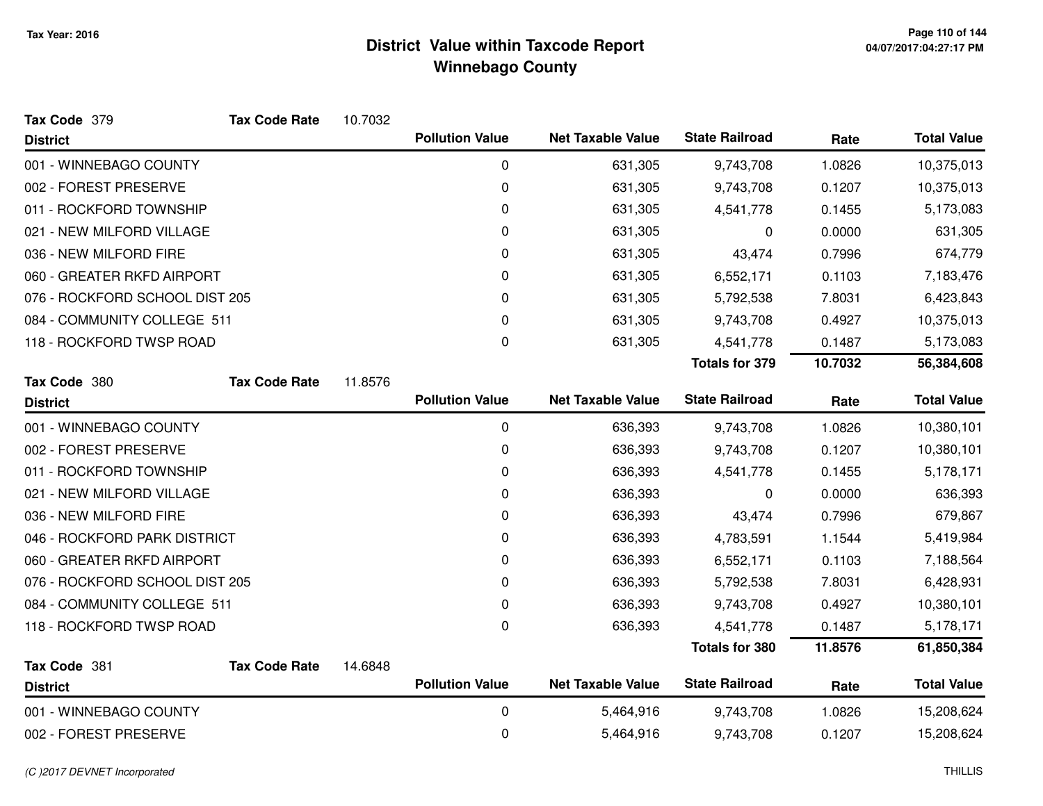# District Value within Taxcode Report

## Winnebago County

Tax Year: 2016

**Tax Code** 379 **Tax Code Rate** 10.7032

| District | Pollution Value | Net Taxable Value | State Railroad | Rate | Total Value |
|---|---|---|---|---|---|
| 001 - WINNEBAGO COUNTY | 0 | 631,305 | 9,743,708 | 1.0826 | 10,375,013 |
| 002 - FOREST PRESERVE | 0 | 631,305 | 9,743,708 | 0.1207 | 10,375,013 |
| 011 - ROCKFORD TOWNSHIP | 0 | 631,305 | 4,541,778 | 0.1455 | 5,173,083 |
| 021 - NEW MILFORD VILLAGE | 0 | 631,305 | 0 | 0.0000 | 631,305 |
| 036 - NEW MILFORD FIRE | 0 | 631,305 | 43,474 | 0.7996 | 674,779 |
| 060 - GREATER RKFD AIRPORT | 0 | 631,305 | 6,552,171 | 0.1103 | 7,183,476 |
| 076 - ROCKFORD SCHOOL DIST 205 | 0 | 631,305 | 5,792,538 | 7.8031 | 6,423,843 |
| 084 - COMMUNITY COLLEGE 511 | 0 | 631,305 | 9,743,708 | 0.4927 | 10,375,013 |
| 118 - ROCKFORD TWSP ROAD | 0 | 631,305 | 4,541,778 | 0.1487 | 5,173,083 |
| | | | **Totals for 379** | **10.7032** | **56,384,608** |

**Tax Code** 380 **Tax Code Rate** 11.8576

| District | Pollution Value | Net Taxable Value | State Railroad | Rate | Total Value |
|---|---|---|---|---|---|
| 001 - WINNEBAGO COUNTY | 0 | 636,393 | 9,743,708 | 1.0826 | 10,380,101 |
| 002 - FOREST PRESERVE | 0 | 636,393 | 9,743,708 | 0.1207 | 10,380,101 |
| 011 - ROCKFORD TOWNSHIP | 0 | 636,393 | 4,541,778 | 0.1455 | 5,178,171 |
| 021 - NEW MILFORD VILLAGE | 0 | 636,393 | 0 | 0.0000 | 636,393 |
| 036 - NEW MILFORD FIRE | 0 | 636,393 | 43,474 | 0.7996 | 679,867 |
| 046 - ROCKFORD PARK DISTRICT | 0 | 636,393 | 4,783,591 | 1.1544 | 5,419,984 |
| 060 - GREATER RKFD AIRPORT | 0 | 636,393 | 6,552,171 | 0.1103 | 7,188,564 |
| 076 - ROCKFORD SCHOOL DIST 205 | 0 | 636,393 | 5,792,538 | 7.8031 | 6,428,931 |
| 084 - COMMUNITY COLLEGE 511 | 0 | 636,393 | 9,743,708 | 0.4927 | 10,380,101 |
| 118 - ROCKFORD TWSP ROAD | 0 | 636,393 | 4,541,778 | 0.1487 | 5,178,171 |
| | | | **Totals for 380** | **11.8576** | **61,850,384** |

**Tax Code** 381 **Tax Code Rate** 14.6848

| District | Pollution Value | Net Taxable Value | State Railroad | Rate | Total Value |
|---|---|---|---|---|---|
| 001 - WINNEBAGO COUNTY | 0 | 5,464,916 | 9,743,708 | 1.0826 | 15,208,624 |
| 002 - FOREST PRESERVE | 0 | 5,464,916 | 9,743,708 | 0.1207 | 15,208,624 |

*(C )2017 DEVNET Incorporated*

THILLIS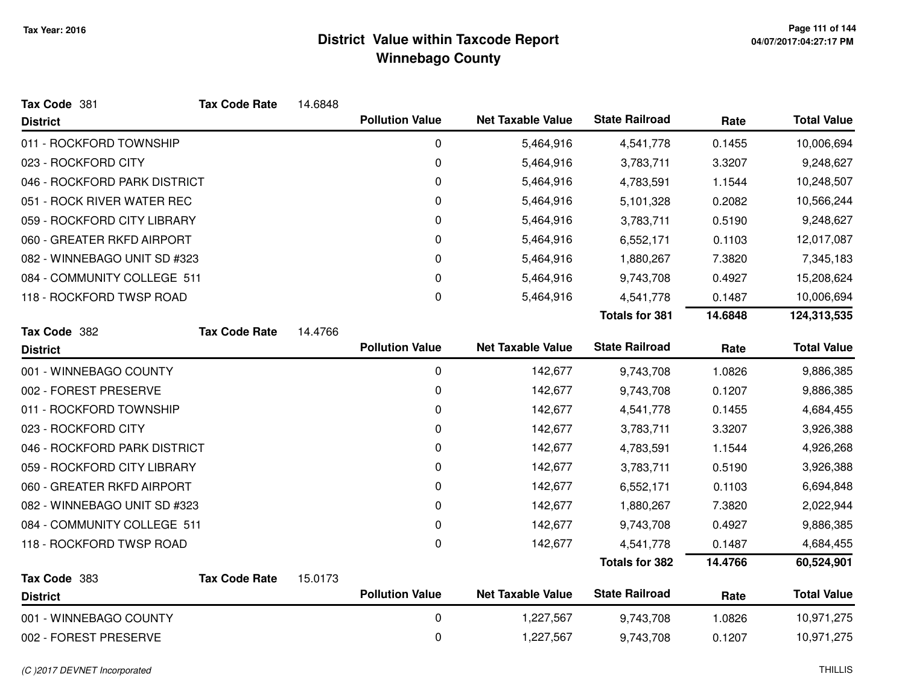# District Value within Taxcode Report
## Winnebago County

Tax Year: 2016

**Tax Code** 381 **Tax Code Rate** 14.6848

| District | Pollution Value | Net Taxable Value | State Railroad | Rate | Total Value |
|---|---|---|---|---|---|
| 011 - ROCKFORD TOWNSHIP | 0 | 5,464,916 | 4,541,778 | 0.1455 | 10,006,694 |
| 023 - ROCKFORD CITY | 0 | 5,464,916 | 3,783,711 | 3.3207 | 9,248,627 |
| 046 - ROCKFORD PARK DISTRICT | 0 | 5,464,916 | 4,783,591 | 1.1544 | 10,248,507 |
| 051 - ROCK RIVER WATER REC | 0 | 5,464,916 | 5,101,328 | 0.2082 | 10,566,244 |
| 059 - ROCKFORD CITY LIBRARY | 0 | 5,464,916 | 3,783,711 | 0.5190 | 9,248,627 |
| 060 - GREATER RKFD AIRPORT | 0 | 5,464,916 | 6,552,171 | 0.1103 | 12,017,087 |
| 082 - WINNEBAGO UNIT SD #323 | 0 | 5,464,916 | 1,880,267 | 7.3820 | 7,345,183 |
| 084 - COMMUNITY COLLEGE 511 | 0 | 5,464,916 | 9,743,708 | 0.4927 | 15,208,624 |
| 118 - ROCKFORD TWSP ROAD | 0 | 5,464,916 | 4,541,778 | 0.1487 | 10,006,694 |
| | | | **Totals for 381** | **14.6848** | **124,313,535** |

**Tax Code** 382 **Tax Code Rate** 14.4766

| District | Pollution Value | Net Taxable Value | State Railroad | Rate | Total Value |
|---|---|---|---|---|---|
| 001 - WINNEBAGO COUNTY | 0 | 142,677 | 9,743,708 | 1.0826 | 9,886,385 |
| 002 - FOREST PRESERVE | 0 | 142,677 | 9,743,708 | 0.1207 | 9,886,385 |
| 011 - ROCKFORD TOWNSHIP | 0 | 142,677 | 4,541,778 | 0.1455 | 4,684,455 |
| 023 - ROCKFORD CITY | 0 | 142,677 | 3,783,711 | 3.3207 | 3,926,388 |
| 046 - ROCKFORD PARK DISTRICT | 0 | 142,677 | 4,783,591 | 1.1544 | 4,926,268 |
| 059 - ROCKFORD CITY LIBRARY | 0 | 142,677 | 3,783,711 | 0.5190 | 3,926,388 |
| 060 - GREATER RKFD AIRPORT | 0 | 142,677 | 6,552,171 | 0.1103 | 6,694,848 |
| 082 - WINNEBAGO UNIT SD #323 | 0 | 142,677 | 1,880,267 | 7.3820 | 2,022,944 |
| 084 - COMMUNITY COLLEGE 511 | 0 | 142,677 | 9,743,708 | 0.4927 | 9,886,385 |
| 118 - ROCKFORD TWSP ROAD | 0 | 142,677 | 4,541,778 | 0.1487 | 4,684,455 |
| | | | **Totals for 382** | **14.4766** | **60,524,901** |

**Tax Code** 383 **Tax Code Rate** 15.0173

| District | Pollution Value | Net Taxable Value | State Railroad | Rate | Total Value |
|---|---|---|---|---|---|
| 001 - WINNEBAGO COUNTY | 0 | 1,227,567 | 9,743,708 | 1.0826 | 10,971,275 |
| 002 - FOREST PRESERVE | 0 | 1,227,567 | 9,743,708 | 0.1207 | 10,971,275 |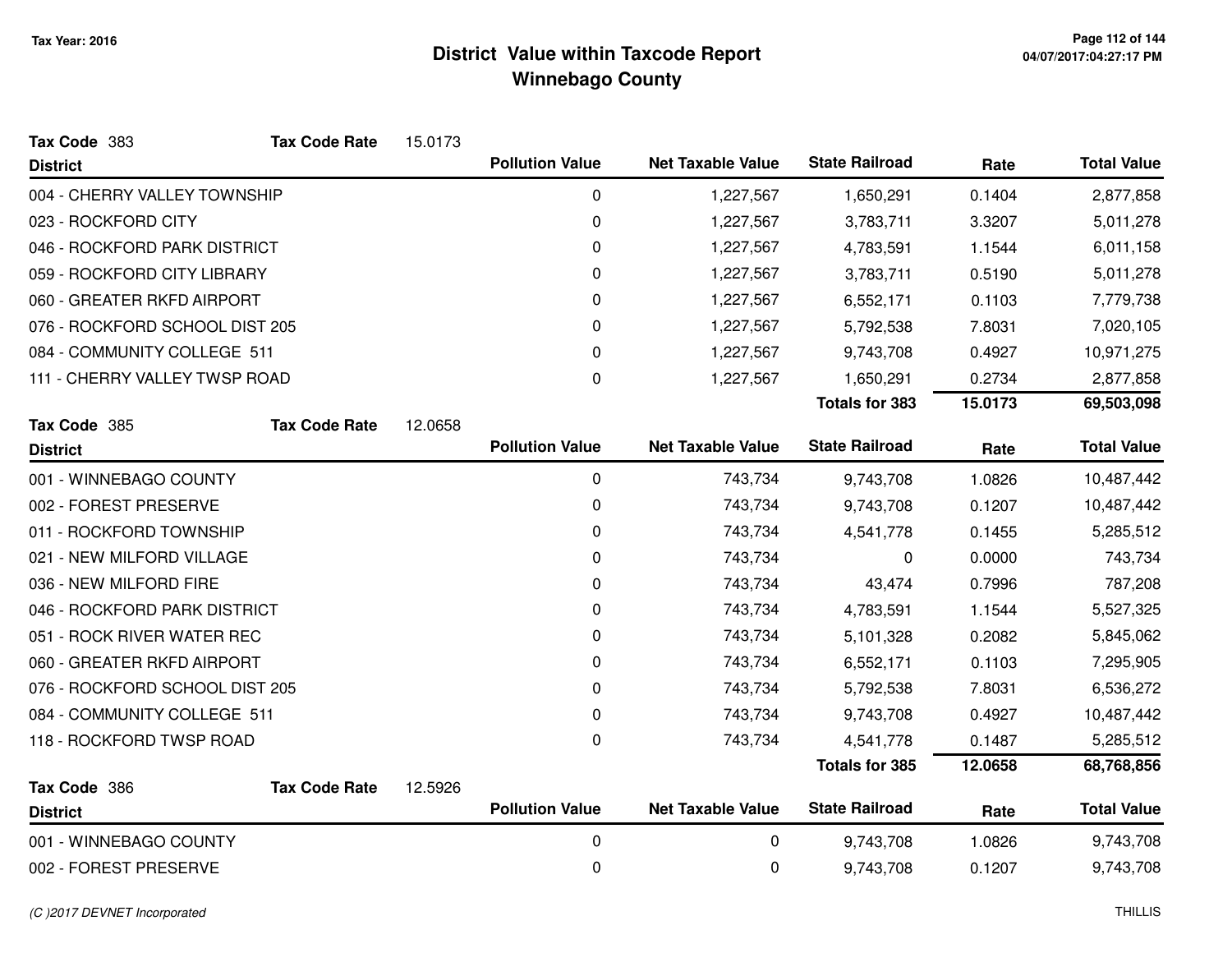**Tax Year: 2016**

# District Value within Taxcode Report
## Winnebago County

**Tax Code** 383 **Tax Code Rate** 15.0173

| District | Pollution Value | Net Taxable Value | State Railroad | Rate | Total Value |
|---|---|---|---|---|---|
| 004 - CHERRY VALLEY TOWNSHIP | 0 | 1,227,567 | 1,650,291 | 0.1404 | 2,877,858 |
| 023 - ROCKFORD CITY | 0 | 1,227,567 | 3,783,711 | 3.3207 | 5,011,278 |
| 046 - ROCKFORD PARK DISTRICT | 0 | 1,227,567 | 4,783,591 | 1.1544 | 6,011,158 |
| 059 - ROCKFORD CITY LIBRARY | 0 | 1,227,567 | 3,783,711 | 0.5190 | 5,011,278 |
| 060 - GREATER RKFD AIRPORT | 0 | 1,227,567 | 6,552,171 | 0.1103 | 7,779,738 |
| 076 - ROCKFORD SCHOOL DIST 205 | 0 | 1,227,567 | 5,792,538 | 7.8031 | 7,020,105 |
| 084 - COMMUNITY COLLEGE 511 | 0 | 1,227,567 | 9,743,708 | 0.4927 | 10,971,275 |
| 111 - CHERRY VALLEY TWSP ROAD | 0 | 1,227,567 | 1,650,291 | 0.2734 | 2,877,858 |
| | | | **Totals for 383** | **15.0173** | **69,503,098** |

**Tax Code** 385 **Tax Code Rate** 12.0658

| District | Pollution Value | Net Taxable Value | State Railroad | Rate | Total Value |
|---|---|---|---|---|---|
| 001 - WINNEBAGO COUNTY | 0 | 743,734 | 9,743,708 | 1.0826 | 10,487,442 |
| 002 - FOREST PRESERVE | 0 | 743,734 | 9,743,708 | 0.1207 | 10,487,442 |
| 011 - ROCKFORD TOWNSHIP | 0 | 743,734 | 4,541,778 | 0.1455 | 5,285,512 |
| 021 - NEW MILFORD VILLAGE | 0 | 743,734 | 0 | 0.0000 | 743,734 |
| 036 - NEW MILFORD FIRE | 0 | 743,734 | 43,474 | 0.7996 | 787,208 |
| 046 - ROCKFORD PARK DISTRICT | 0 | 743,734 | 4,783,591 | 1.1544 | 5,527,325 |
| 051 - ROCK RIVER WATER REC | 0 | 743,734 | 5,101,328 | 0.2082 | 5,845,062 |
| 060 - GREATER RKFD AIRPORT | 0 | 743,734 | 6,552,171 | 0.1103 | 7,295,905 |
| 076 - ROCKFORD SCHOOL DIST 205 | 0 | 743,734 | 5,792,538 | 7.8031 | 6,536,272 |
| 084 - COMMUNITY COLLEGE 511 | 0 | 743,734 | 9,743,708 | 0.4927 | 10,487,442 |
| 118 - ROCKFORD TWSP ROAD | 0 | 743,734 | 4,541,778 | 0.1487 | 5,285,512 |
| | | | **Totals for 385** | **12.0658** | **68,768,856** |

**Tax Code** 386 **Tax Code Rate** 12.5926

| District | Pollution Value | Net Taxable Value | State Railroad | Rate | Total Value |
|---|---|---|---|---|---|
| 001 - WINNEBAGO COUNTY | 0 | 0 | 9,743,708 | 1.0826 | 9,743,708 |
| 002 - FOREST PRESERVE | 0 | 0 | 9,743,708 | 0.1207 | 9,743,708 |

*(C )2017 DEVNET Incorporated* THILLIS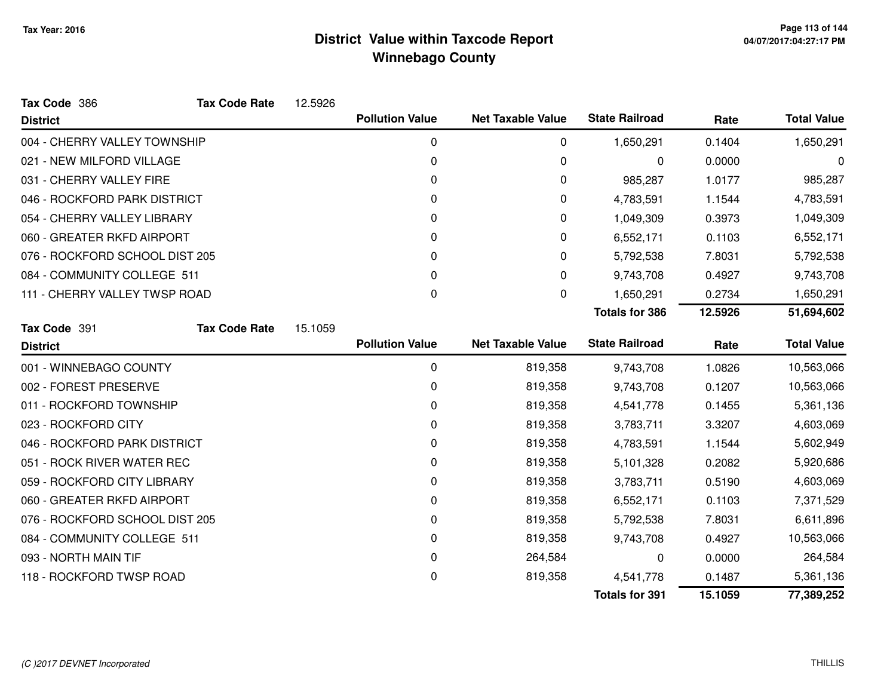# District Value within Taxcode Report
## Winnebago County

Tax Year: 2016

**Tax Code** 386 **Tax Code Rate** 12.5926

| District | Pollution Value | Net Taxable Value | State Railroad | Rate | Total Value |
|---|---|---|---|---|---|
| 004 - CHERRY VALLEY TOWNSHIP | 0 | 0 | 1,650,291 | 0.1404 | 1,650,291 |
| 021 - NEW MILFORD VILLAGE | 0 | 0 | 0 | 0.0000 | 0 |
| 031 - CHERRY VALLEY FIRE | 0 | 0 | 985,287 | 1.0177 | 985,287 |
| 046 - ROCKFORD PARK DISTRICT | 0 | 0 | 4,783,591 | 1.1544 | 4,783,591 |
| 054 - CHERRY VALLEY LIBRARY | 0 | 0 | 1,049,309 | 0.3973 | 1,049,309 |
| 060 - GREATER RKFD AIRPORT | 0 | 0 | 6,552,171 | 0.1103 | 6,552,171 |
| 076 - ROCKFORD SCHOOL DIST 205 | 0 | 0 | 5,792,538 | 7.8031 | 5,792,538 |
| 084 - COMMUNITY COLLEGE 511 | 0 | 0 | 9,743,708 | 0.4927 | 9,743,708 |
| 111 - CHERRY VALLEY TWSP ROAD | 0 | 0 | 1,650,291 | 0.2734 | 1,650,291 |
| | | | **Totals for 386** | **12.5926** | **51,694,602** |

**Tax Code** 391 **Tax Code Rate** 15.1059

| District | Pollution Value | Net Taxable Value | State Railroad | Rate | Total Value |
|---|---|---|---|---|---|
| 001 - WINNEBAGO COUNTY | 0 | 819,358 | 9,743,708 | 1.0826 | 10,563,066 |
| 002 - FOREST PRESERVE | 0 | 819,358 | 9,743,708 | 0.1207 | 10,563,066 |
| 011 - ROCKFORD TOWNSHIP | 0 | 819,358 | 4,541,778 | 0.1455 | 5,361,136 |
| 023 - ROCKFORD CITY | 0 | 819,358 | 3,783,711 | 3.3207 | 4,603,069 |
| 046 - ROCKFORD PARK DISTRICT | 0 | 819,358 | 4,783,591 | 1.1544 | 5,602,949 |
| 051 - ROCK RIVER WATER REC | 0 | 819,358 | 5,101,328 | 0.2082 | 5,920,686 |
| 059 - ROCKFORD CITY LIBRARY | 0 | 819,358 | 3,783,711 | 0.5190 | 4,603,069 |
| 060 - GREATER RKFD AIRPORT | 0 | 819,358 | 6,552,171 | 0.1103 | 7,371,529 |
| 076 - ROCKFORD SCHOOL DIST 205 | 0 | 819,358 | 5,792,538 | 7.8031 | 6,611,896 |
| 084 - COMMUNITY COLLEGE 511 | 0 | 819,358 | 9,743,708 | 0.4927 | 10,563,066 |
| 093 - NORTH MAIN TIF | 0 | 264,584 | 0 | 0.0000 | 264,584 |
| 118 - ROCKFORD TWSP ROAD | 0 | 819,358 | 4,541,778 | 0.1487 | 5,361,136 |
| | | | **Totals for 391** | **15.1059** | **77,389,252** |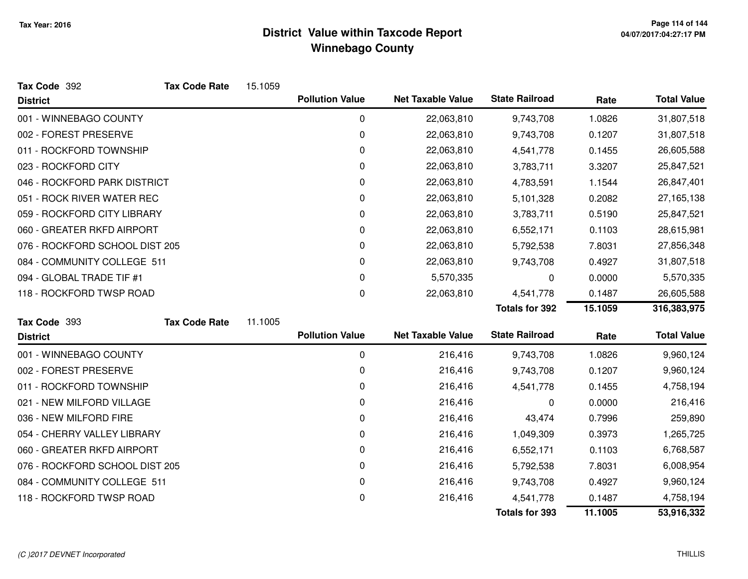# District Value within Taxcode Report
## Winnebago County

Tax Year: 2016

**Tax Code** 392 **Tax Code Rate** 15.1059

| District | Pollution Value | Net Taxable Value | State Railroad | Rate | Total Value |
|---|---|---|---|---|---|
| 001 - WINNEBAGO COUNTY | 0 | 22,063,810 | 9,743,708 | 1.0826 | 31,807,518 |
| 002 - FOREST PRESERVE | 0 | 22,063,810 | 9,743,708 | 0.1207 | 31,807,518 |
| 011 - ROCKFORD TOWNSHIP | 0 | 22,063,810 | 4,541,778 | 0.1455 | 26,605,588 |
| 023 - ROCKFORD CITY | 0 | 22,063,810 | 3,783,711 | 3.3207 | 25,847,521 |
| 046 - ROCKFORD PARK DISTRICT | 0 | 22,063,810 | 4,783,591 | 1.1544 | 26,847,401 |
| 051 - ROCK RIVER WATER REC | 0 | 22,063,810 | 5,101,328 | 0.2082 | 27,165,138 |
| 059 - ROCKFORD CITY LIBRARY | 0 | 22,063,810 | 3,783,711 | 0.5190 | 25,847,521 |
| 060 - GREATER RKFD AIRPORT | 0 | 22,063,810 | 6,552,171 | 0.1103 | 28,615,981 |
| 076 - ROCKFORD SCHOOL DIST 205 | 0 | 22,063,810 | 5,792,538 | 7.8031 | 27,856,348 |
| 084 - COMMUNITY COLLEGE 511 | 0 | 22,063,810 | 9,743,708 | 0.4927 | 31,807,518 |
| 094 - GLOBAL TRADE TIF #1 | 0 | 5,570,335 | 0 | 0.0000 | 5,570,335 |
| 118 - ROCKFORD TWSP ROAD | 0 | 22,063,810 | 4,541,778 | 0.1487 | 26,605,588 |
| | | | **Totals for 392** | **15.1059** | **316,383,975** |

**Tax Code** 393 **Tax Code Rate** 11.1005

| District | Pollution Value | Net Taxable Value | State Railroad | Rate | Total Value |
|---|---|---|---|---|---|
| 001 - WINNEBAGO COUNTY | 0 | 216,416 | 9,743,708 | 1.0826 | 9,960,124 |
| 002 - FOREST PRESERVE | 0 | 216,416 | 9,743,708 | 0.1207 | 9,960,124 |
| 011 - ROCKFORD TOWNSHIP | 0 | 216,416 | 4,541,778 | 0.1455 | 4,758,194 |
| 021 - NEW MILFORD VILLAGE | 0 | 216,416 | 0 | 0.0000 | 216,416 |
| 036 - NEW MILFORD FIRE | 0 | 216,416 | 43,474 | 0.7996 | 259,890 |
| 054 - CHERRY VALLEY LIBRARY | 0 | 216,416 | 1,049,309 | 0.3973 | 1,265,725 |
| 060 - GREATER RKFD AIRPORT | 0 | 216,416 | 6,552,171 | 0.1103 | 6,768,587 |
| 076 - ROCKFORD SCHOOL DIST 205 | 0 | 216,416 | 5,792,538 | 7.8031 | 6,008,954 |
| 084 - COMMUNITY COLLEGE 511 | 0 | 216,416 | 9,743,708 | 0.4927 | 9,960,124 |
| 118 - ROCKFORD TWSP ROAD | 0 | 216,416 | 4,541,778 | 0.1487 | 4,758,194 |
| | | | **Totals for 393** | **11.1005** | **53,916,332** |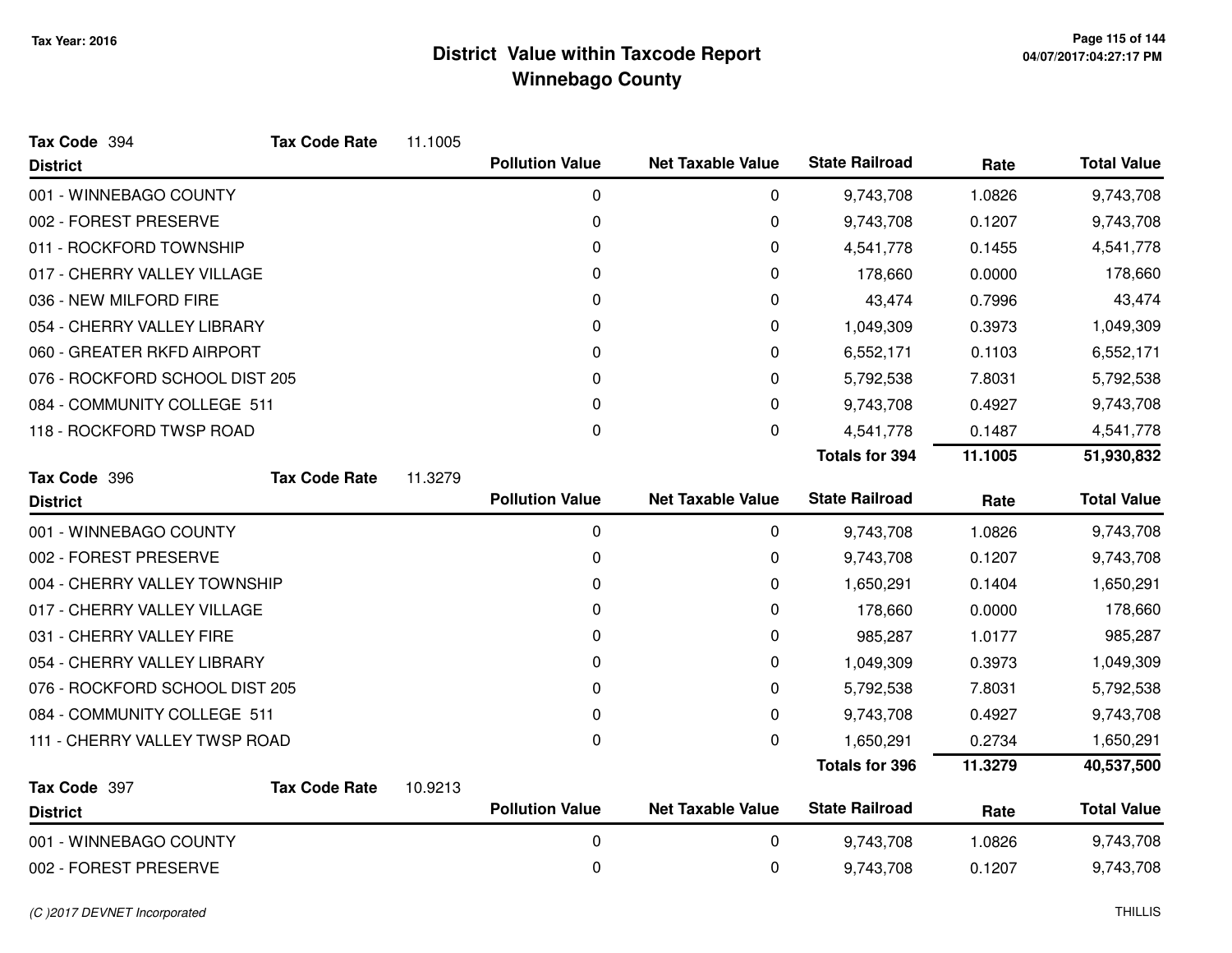# District Value within Taxcode Report
## Winnebago County

Tax Year: 2016

**Tax Code** 394 **Tax Code Rate** 11.1005

| District | Pollution Value | Net Taxable Value | State Railroad | Rate | Total Value |
|---|---|---|---|---|---|
| 001 - WINNEBAGO COUNTY | 0 | 0 | 9,743,708 | 1.0826 | 9,743,708 |
| 002 - FOREST PRESERVE | 0 | 0 | 9,743,708 | 0.1207 | 9,743,708 |
| 011 - ROCKFORD TOWNSHIP | 0 | 0 | 4,541,778 | 0.1455 | 4,541,778 |
| 017 - CHERRY VALLEY VILLAGE | 0 | 0 | 178,660 | 0.0000 | 178,660 |
| 036 - NEW MILFORD FIRE | 0 | 0 | 43,474 | 0.7996 | 43,474 |
| 054 - CHERRY VALLEY LIBRARY | 0 | 0 | 1,049,309 | 0.3973 | 1,049,309 |
| 060 - GREATER RKFD AIRPORT | 0 | 0 | 6,552,171 | 0.1103 | 6,552,171 |
| 076 - ROCKFORD SCHOOL DIST 205 | 0 | 0 | 5,792,538 | 7.8031 | 5,792,538 |
| 084 - COMMUNITY COLLEGE 511 | 0 | 0 | 9,743,708 | 0.4927 | 9,743,708 |
| 118 - ROCKFORD TWSP ROAD | 0 | 0 | 4,541,778 | 0.1487 | 4,541,778 |
| | | | **Totals for 394** | **11.1005** | **51,930,832** |

**Tax Code** 396 **Tax Code Rate** 11.3279

| District | Pollution Value | Net Taxable Value | State Railroad | Rate | Total Value |
|---|---|---|---|---|---|
| 001 - WINNEBAGO COUNTY | 0 | 0 | 9,743,708 | 1.0826 | 9,743,708 |
| 002 - FOREST PRESERVE | 0 | 0 | 9,743,708 | 0.1207 | 9,743,708 |
| 004 - CHERRY VALLEY TOWNSHIP | 0 | 0 | 1,650,291 | 0.1404 | 1,650,291 |
| 017 - CHERRY VALLEY VILLAGE | 0 | 0 | 178,660 | 0.0000 | 178,660 |
| 031 - CHERRY VALLEY FIRE | 0 | 0 | 985,287 | 1.0177 | 985,287 |
| 054 - CHERRY VALLEY LIBRARY | 0 | 0 | 1,049,309 | 0.3973 | 1,049,309 |
| 076 - ROCKFORD SCHOOL DIST 205 | 0 | 0 | 5,792,538 | 7.8031 | 5,792,538 |
| 084 - COMMUNITY COLLEGE 511 | 0 | 0 | 9,743,708 | 0.4927 | 9,743,708 |
| 111 - CHERRY VALLEY TWSP ROAD | 0 | 0 | 1,650,291 | 0.2734 | 1,650,291 |
| | | | **Totals for 396** | **11.3279** | **40,537,500** |

**Tax Code** 397 **Tax Code Rate** 10.9213

| District | Pollution Value | Net Taxable Value | State Railroad | Rate | Total Value |
|---|---|---|---|---|---|
| 001 - WINNEBAGO COUNTY | 0 | 0 | 9,743,708 | 1.0826 | 9,743,708 |
| 002 - FOREST PRESERVE | 0 | 0 | 9,743,708 | 0.1207 | 9,743,708 |

(C )2017 DEVNET Incorporated — THILLIS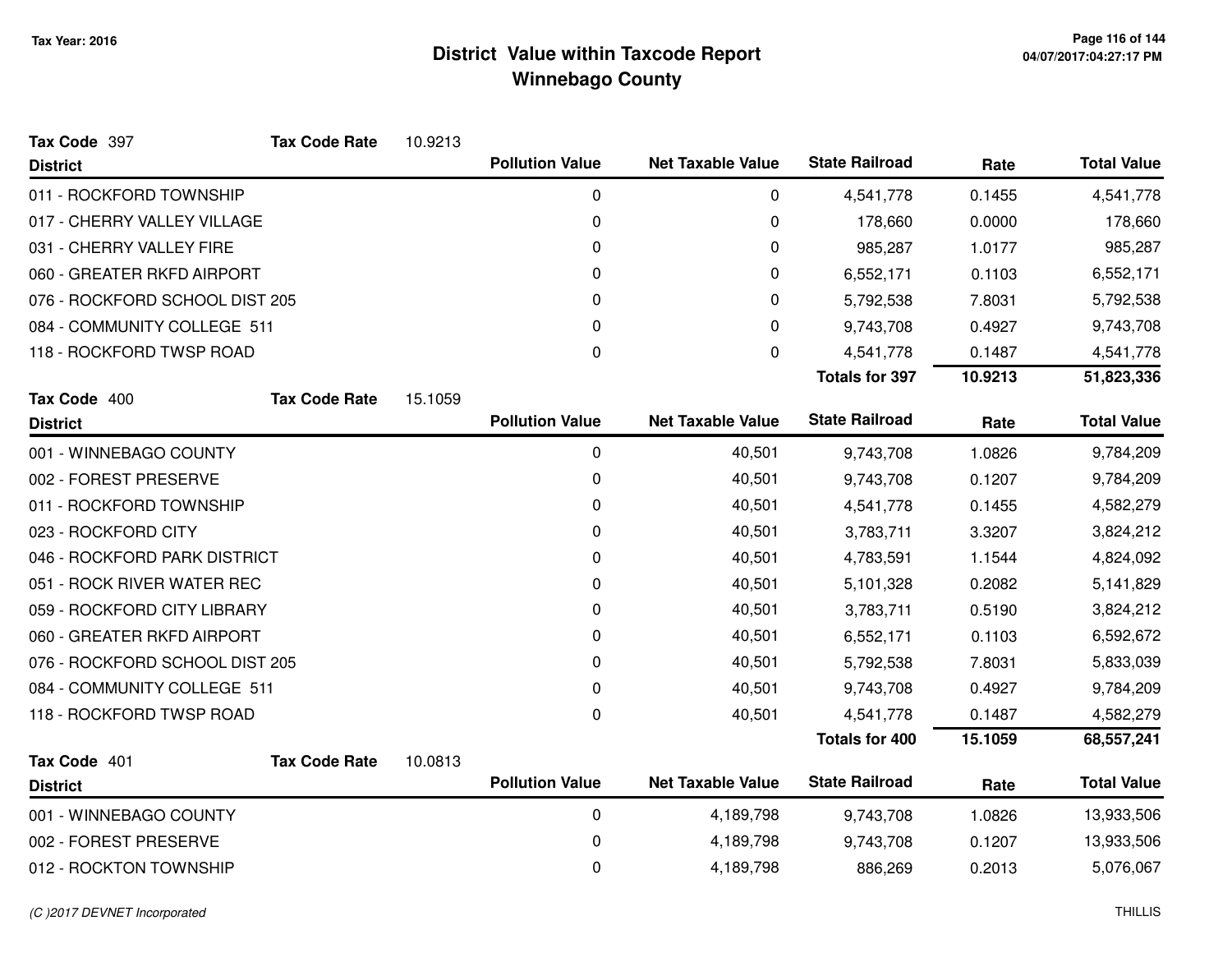# District Value within Taxcode Report
## Winnebago County

Tax Year: 2016

**Tax Code** 397 **Tax Code Rate** 10.9213

| District | Pollution Value | Net Taxable Value | State Railroad | Rate | Total Value |
|---|---|---|---|---|---|
| 011 - ROCKFORD TOWNSHIP | 0 | 0 | 4,541,778 | 0.1455 | 4,541,778 |
| 017 - CHERRY VALLEY VILLAGE | 0 | 0 | 178,660 | 0.0000 | 178,660 |
| 031 - CHERRY VALLEY FIRE | 0 | 0 | 985,287 | 1.0177 | 985,287 |
| 060 - GREATER RKFD AIRPORT | 0 | 0 | 6,552,171 | 0.1103 | 6,552,171 |
| 076 - ROCKFORD SCHOOL DIST 205 | 0 | 0 | 5,792,538 | 7.8031 | 5,792,538 |
| 084 - COMMUNITY COLLEGE 511 | 0 | 0 | 9,743,708 | 0.4927 | 9,743,708 |
| 118 - ROCKFORD TWSP ROAD | 0 | 0 | 4,541,778 | 0.1487 | 4,541,778 |
| | | | **Totals for 397** | **10.9213** | **51,823,336** |

**Tax Code** 400 **Tax Code Rate** 15.1059

| District | Pollution Value | Net Taxable Value | State Railroad | Rate | Total Value |
|---|---|---|---|---|---|
| 001 - WINNEBAGO COUNTY | 0 | 40,501 | 9,743,708 | 1.0826 | 9,784,209 |
| 002 - FOREST PRESERVE | 0 | 40,501 | 9,743,708 | 0.1207 | 9,784,209 |
| 011 - ROCKFORD TOWNSHIP | 0 | 40,501 | 4,541,778 | 0.1455 | 4,582,279 |
| 023 - ROCKFORD CITY | 0 | 40,501 | 3,783,711 | 3.3207 | 3,824,212 |
| 046 - ROCKFORD PARK DISTRICT | 0 | 40,501 | 4,783,591 | 1.1544 | 4,824,092 |
| 051 - ROCK RIVER WATER REC | 0 | 40,501 | 5,101,328 | 0.2082 | 5,141,829 |
| 059 - ROCKFORD CITY LIBRARY | 0 | 40,501 | 3,783,711 | 0.5190 | 3,824,212 |
| 060 - GREATER RKFD AIRPORT | 0 | 40,501 | 6,552,171 | 0.1103 | 6,592,672 |
| 076 - ROCKFORD SCHOOL DIST 205 | 0 | 40,501 | 5,792,538 | 7.8031 | 5,833,039 |
| 084 - COMMUNITY COLLEGE 511 | 0 | 40,501 | 9,743,708 | 0.4927 | 9,784,209 |
| 118 - ROCKFORD TWSP ROAD | 0 | 40,501 | 4,541,778 | 0.1487 | 4,582,279 |
| | | | **Totals for 400** | **15.1059** | **68,557,241** |

**Tax Code** 401 **Tax Code Rate** 10.0813

| District | Pollution Value | Net Taxable Value | State Railroad | Rate | Total Value |
|---|---|---|---|---|---|
| 001 - WINNEBAGO COUNTY | 0 | 4,189,798 | 9,743,708 | 1.0826 | 13,933,506 |
| 002 - FOREST PRESERVE | 0 | 4,189,798 | 9,743,708 | 0.1207 | 13,933,506 |
| 012 - ROCKTON TOWNSHIP | 0 | 4,189,798 | 886,269 | 0.2013 | 5,076,067 |

*(C )2017 DEVNET Incorporated*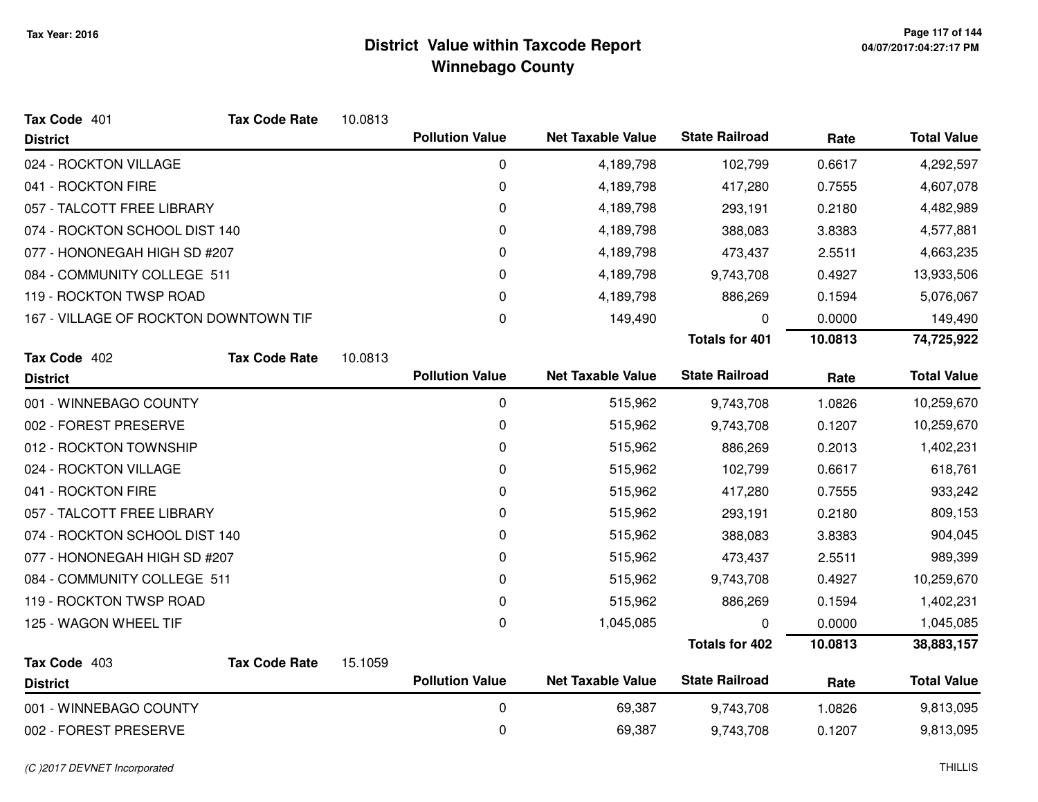# District Value within Taxcode Report
## Winnebago County

Tax Year: 2016

**Tax Code** 401 **Tax Code Rate** 10.0813

| District | Pollution Value | Net Taxable Value | State Railroad | Rate | Total Value |
|---|---|---|---|---|---|
| 024 - ROCKTON VILLAGE | 0 | 4,189,798 | 102,799 | 0.6617 | 4,292,597 |
| 041 - ROCKTON FIRE | 0 | 4,189,798 | 417,280 | 0.7555 | 4,607,078 |
| 057 - TALCOTT FREE LIBRARY | 0 | 4,189,798 | 293,191 | 0.2180 | 4,482,989 |
| 074 - ROCKTON SCHOOL DIST 140 | 0 | 4,189,798 | 388,083 | 3.8383 | 4,577,881 |
| 077 - HONONEGAH HIGH SD #207 | 0 | 4,189,798 | 473,437 | 2.5511 | 4,663,235 |
| 084 - COMMUNITY COLLEGE 511 | 0 | 4,189,798 | 9,743,708 | 0.4927 | 13,933,506 |
| 119 - ROCKTON TWSP ROAD | 0 | 4,189,798 | 886,269 | 0.1594 | 5,076,067 |
| 167 - VILLAGE OF ROCKTON DOWNTOWN TIF | 0 | 149,490 | 0 | 0.0000 | 149,490 |
| | | | **Totals for 401** | **10.0813** | **74,725,922** |

**Tax Code** 402 **Tax Code Rate** 10.0813

| District | Pollution Value | Net Taxable Value | State Railroad | Rate | Total Value |
|---|---|---|---|---|---|
| 001 - WINNEBAGO COUNTY | 0 | 515,962 | 9,743,708 | 1.0826 | 10,259,670 |
| 002 - FOREST PRESERVE | 0 | 515,962 | 9,743,708 | 0.1207 | 10,259,670 |
| 012 - ROCKTON TOWNSHIP | 0 | 515,962 | 886,269 | 0.2013 | 1,402,231 |
| 024 - ROCKTON VILLAGE | 0 | 515,962 | 102,799 | 0.6617 | 618,761 |
| 041 - ROCKTON FIRE | 0 | 515,962 | 417,280 | 0.7555 | 933,242 |
| 057 - TALCOTT FREE LIBRARY | 0 | 515,962 | 293,191 | 0.2180 | 809,153 |
| 074 - ROCKTON SCHOOL DIST 140 | 0 | 515,962 | 388,083 | 3.8383 | 904,045 |
| 077 - HONONEGAH HIGH SD #207 | 0 | 515,962 | 473,437 | 2.5511 | 989,399 |
| 084 - COMMUNITY COLLEGE 511 | 0 | 515,962 | 9,743,708 | 0.4927 | 10,259,670 |
| 119 - ROCKTON TWSP ROAD | 0 | 515,962 | 886,269 | 0.1594 | 1,402,231 |
| 125 - WAGON WHEEL TIF | 0 | 1,045,085 | 0 | 0.0000 | 1,045,085 |
| | | | **Totals for 402** | **10.0813** | **38,883,157** |

**Tax Code** 403 **Tax Code Rate** 15.1059

| District | Pollution Value | Net Taxable Value | State Railroad | Rate | Total Value |
|---|---|---|---|---|---|
| 001 - WINNEBAGO COUNTY | 0 | 69,387 | 9,743,708 | 1.0826 | 9,813,095 |
| 002 - FOREST PRESERVE | 0 | 69,387 | 9,743,708 | 0.1207 | 9,813,095 |

(C )2017 DEVNET Incorporated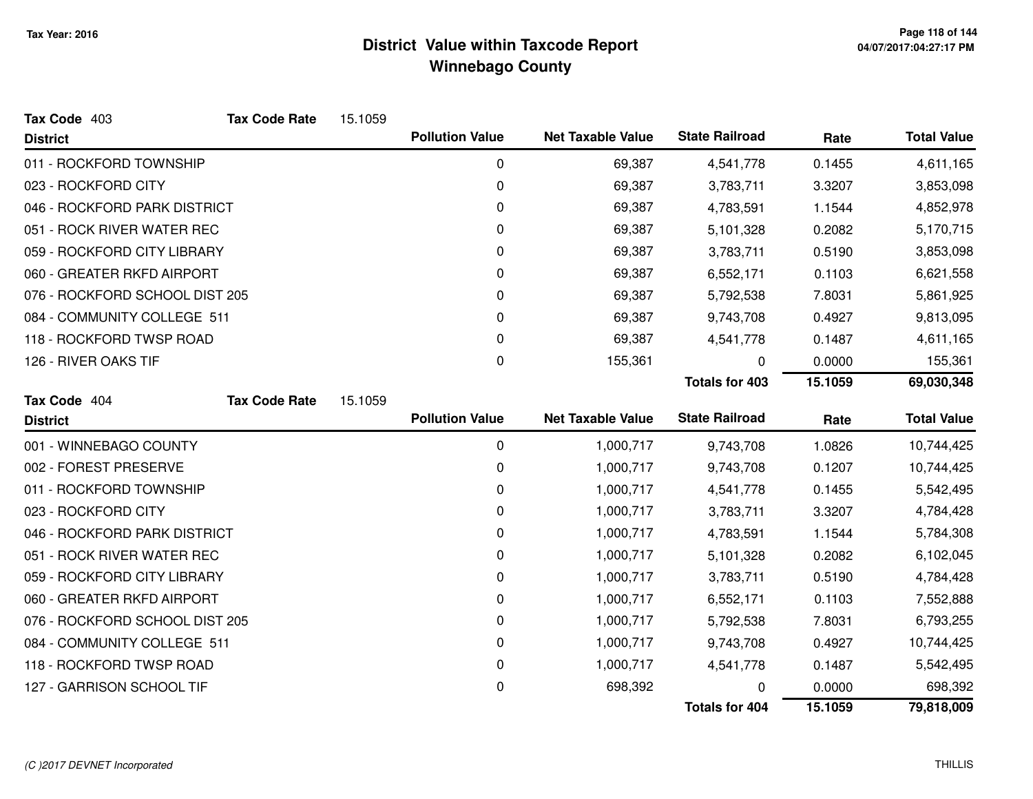# District Value within Taxcode Report
## Winnebago County

Tax Year: 2016

**Tax Code** 403 **Tax Code Rate** 15.1059

| District | Pollution Value | Net Taxable Value | State Railroad | Rate | Total Value |
|---|---|---|---|---|---|
| 011 - ROCKFORD TOWNSHIP | 0 | 69,387 | 4,541,778 | 0.1455 | 4,611,165 |
| 023 - ROCKFORD CITY | 0 | 69,387 | 3,783,711 | 3.3207 | 3,853,098 |
| 046 - ROCKFORD PARK DISTRICT | 0 | 69,387 | 4,783,591 | 1.1544 | 4,852,978 |
| 051 - ROCK RIVER WATER REC | 0 | 69,387 | 5,101,328 | 0.2082 | 5,170,715 |
| 059 - ROCKFORD CITY LIBRARY | 0 | 69,387 | 3,783,711 | 0.5190 | 3,853,098 |
| 060 - GREATER RKFD AIRPORT | 0 | 69,387 | 6,552,171 | 0.1103 | 6,621,558 |
| 076 - ROCKFORD SCHOOL DIST 205 | 0 | 69,387 | 5,792,538 | 7.8031 | 5,861,925 |
| 084 - COMMUNITY COLLEGE 511 | 0 | 69,387 | 9,743,708 | 0.4927 | 9,813,095 |
| 118 - ROCKFORD TWSP ROAD | 0 | 69,387 | 4,541,778 | 0.1487 | 4,611,165 |
| 126 - RIVER OAKS TIF | 0 | 155,361 | 0 | 0.0000 | 155,361 |
| | | | **Totals for 403** | **15.1059** | **69,030,348** |

**Tax Code** 404 **Tax Code Rate** 15.1059

| District | Pollution Value | Net Taxable Value | State Railroad | Rate | Total Value |
|---|---|---|---|---|---|
| 001 - WINNEBAGO COUNTY | 0 | 1,000,717 | 9,743,708 | 1.0826 | 10,744,425 |
| 002 - FOREST PRESERVE | 0 | 1,000,717 | 9,743,708 | 0.1207 | 10,744,425 |
| 011 - ROCKFORD TOWNSHIP | 0 | 1,000,717 | 4,541,778 | 0.1455 | 5,542,495 |
| 023 - ROCKFORD CITY | 0 | 1,000,717 | 3,783,711 | 3.3207 | 4,784,428 |
| 046 - ROCKFORD PARK DISTRICT | 0 | 1,000,717 | 4,783,591 | 1.1544 | 5,784,308 |
| 051 - ROCK RIVER WATER REC | 0 | 1,000,717 | 5,101,328 | 0.2082 | 6,102,045 |
| 059 - ROCKFORD CITY LIBRARY | 0 | 1,000,717 | 3,783,711 | 0.5190 | 4,784,428 |
| 060 - GREATER RKFD AIRPORT | 0 | 1,000,717 | 6,552,171 | 0.1103 | 7,552,888 |
| 076 - ROCKFORD SCHOOL DIST 205 | 0 | 1,000,717 | 5,792,538 | 7.8031 | 6,793,255 |
| 084 - COMMUNITY COLLEGE 511 | 0 | 1,000,717 | 9,743,708 | 0.4927 | 10,744,425 |
| 118 - ROCKFORD TWSP ROAD | 0 | 1,000,717 | 4,541,778 | 0.1487 | 5,542,495 |
| 127 - GARRISON SCHOOL TIF | 0 | 698,392 | 0 | 0.0000 | 698,392 |
| | | | **Totals for 404** | **15.1059** | **79,818,009** |

(C )2017 DEVNET Incorporated THILLIS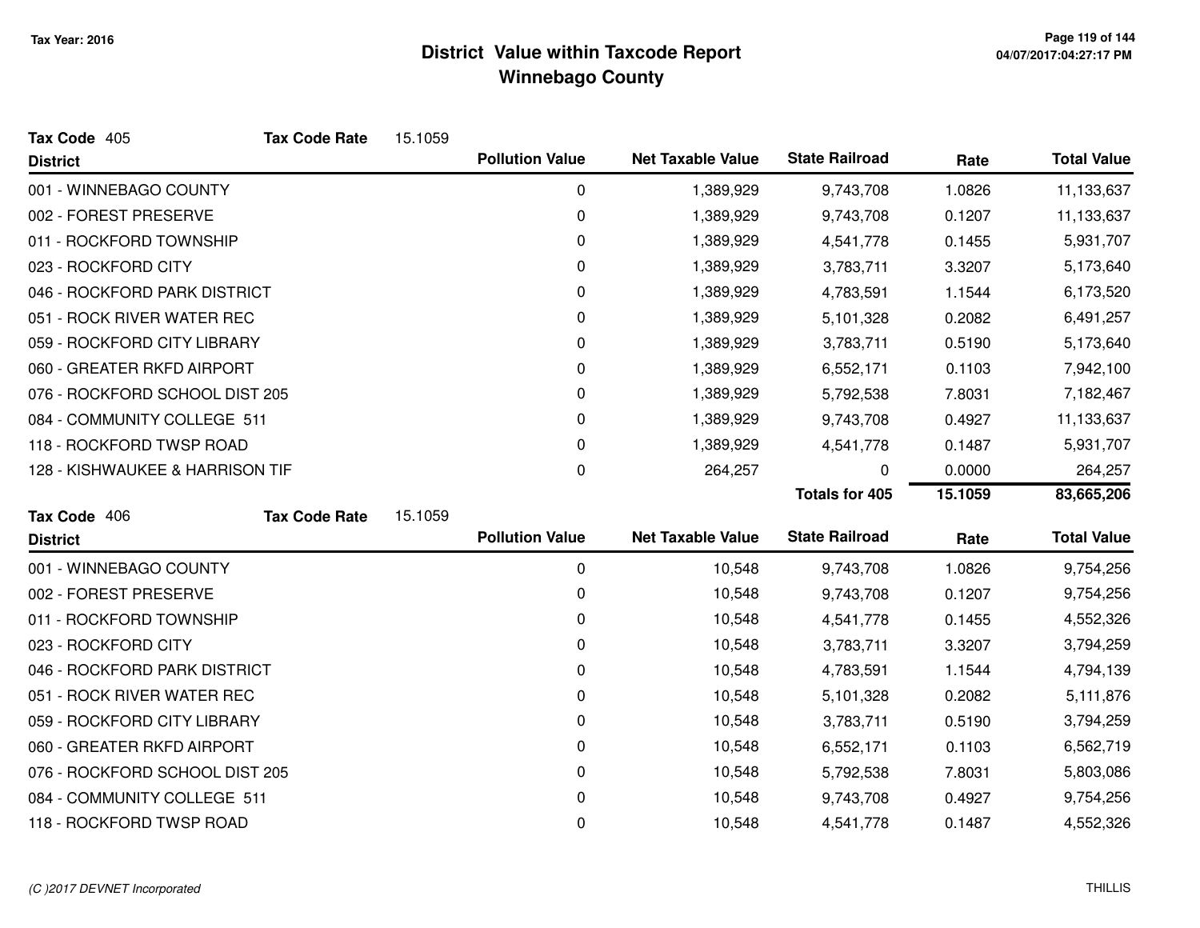# District Value within Taxcode Report
## Winnebago County

Tax Year: 2016

**Tax Code** 405 **Tax Code Rate** 15.1059

| District | Pollution Value | Net Taxable Value | State Railroad | Rate | Total Value |
|---|---|---|---|---|---|
| 001 - WINNEBAGO COUNTY | 0 | 1,389,929 | 9,743,708 | 1.0826 | 11,133,637 |
| 002 - FOREST PRESERVE | 0 | 1,389,929 | 9,743,708 | 0.1207 | 11,133,637 |
| 011 - ROCKFORD TOWNSHIP | 0 | 1,389,929 | 4,541,778 | 0.1455 | 5,931,707 |
| 023 - ROCKFORD CITY | 0 | 1,389,929 | 3,783,711 | 3.3207 | 5,173,640 |
| 046 - ROCKFORD PARK DISTRICT | 0 | 1,389,929 | 4,783,591 | 1.1544 | 6,173,520 |
| 051 - ROCK RIVER WATER REC | 0 | 1,389,929 | 5,101,328 | 0.2082 | 6,491,257 |
| 059 - ROCKFORD CITY LIBRARY | 0 | 1,389,929 | 3,783,711 | 0.5190 | 5,173,640 |
| 060 - GREATER RKFD AIRPORT | 0 | 1,389,929 | 6,552,171 | 0.1103 | 7,942,100 |
| 076 - ROCKFORD SCHOOL DIST 205 | 0 | 1,389,929 | 5,792,538 | 7.8031 | 7,182,467 |
| 084 - COMMUNITY COLLEGE 511 | 0 | 1,389,929 | 9,743,708 | 0.4927 | 11,133,637 |
| 118 - ROCKFORD TWSP ROAD | 0 | 1,389,929 | 4,541,778 | 0.1487 | 5,931,707 |
| 128 - KISHWAUKEE & HARRISON TIF | 0 | 264,257 | 0 | 0.0000 | 264,257 |
| | | | **Totals for 405** | **15.1059** | **83,665,206** |

**Tax Code** 406 **Tax Code Rate** 15.1059

| District | Pollution Value | Net Taxable Value | State Railroad | Rate | Total Value |
|---|---|---|---|---|---|
| 001 - WINNEBAGO COUNTY | 0 | 10,548 | 9,743,708 | 1.0826 | 9,754,256 |
| 002 - FOREST PRESERVE | 0 | 10,548 | 9,743,708 | 0.1207 | 9,754,256 |
| 011 - ROCKFORD TOWNSHIP | 0 | 10,548 | 4,541,778 | 0.1455 | 4,552,326 |
| 023 - ROCKFORD CITY | 0 | 10,548 | 3,783,711 | 3.3207 | 3,794,259 |
| 046 - ROCKFORD PARK DISTRICT | 0 | 10,548 | 4,783,591 | 1.1544 | 4,794,139 |
| 051 - ROCK RIVER WATER REC | 0 | 10,548 | 5,101,328 | 0.2082 | 5,111,876 |
| 059 - ROCKFORD CITY LIBRARY | 0 | 10,548 | 3,783,711 | 0.5190 | 3,794,259 |
| 060 - GREATER RKFD AIRPORT | 0 | 10,548 | 6,552,171 | 0.1103 | 6,562,719 |
| 076 - ROCKFORD SCHOOL DIST 205 | 0 | 10,548 | 5,792,538 | 7.8031 | 5,803,086 |
| 084 - COMMUNITY COLLEGE 511 | 0 | 10,548 | 9,743,708 | 0.4927 | 9,754,256 |
| 118 - ROCKFORD TWSP ROAD | 0 | 10,548 | 4,541,778 | 0.1487 | 4,552,326 |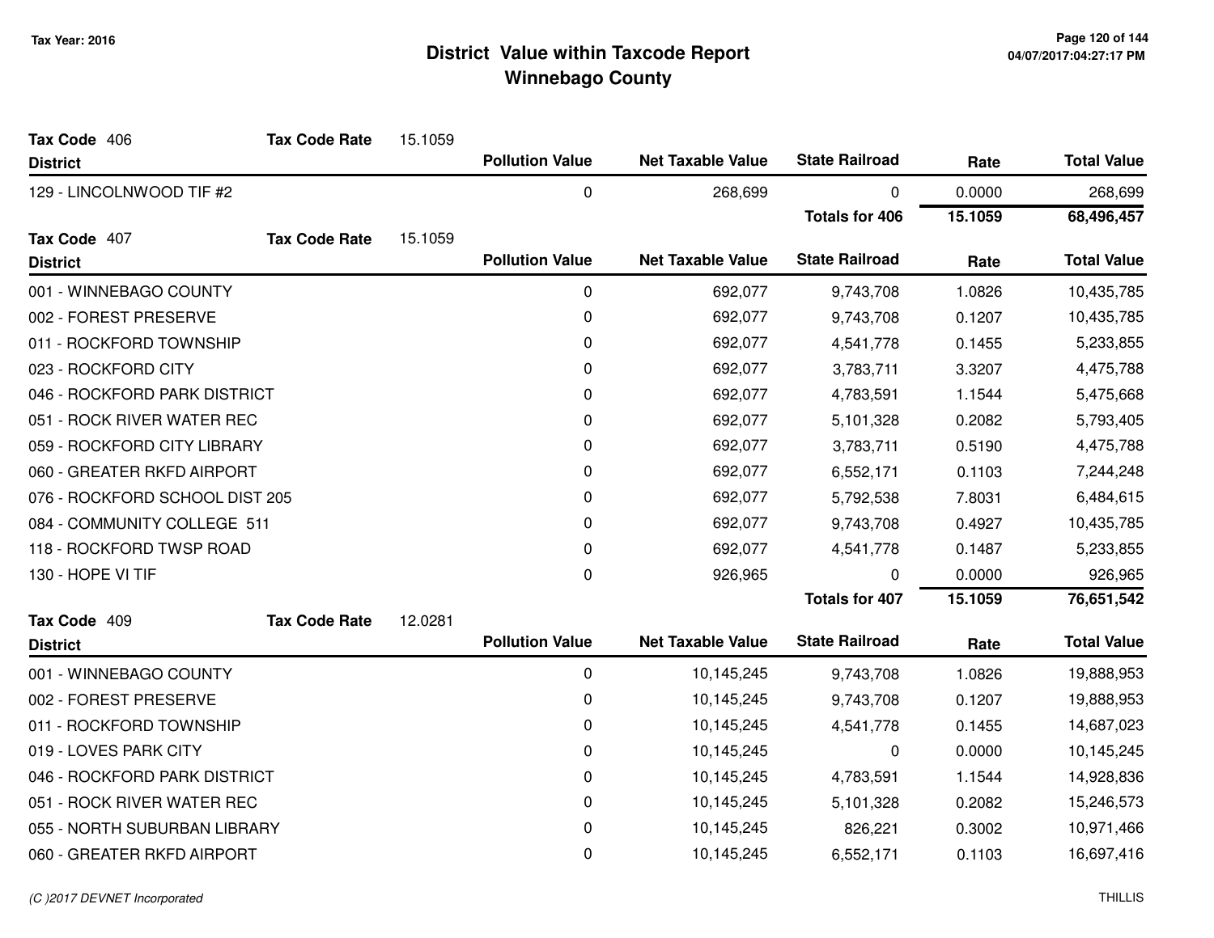# District Value within Taxcode Report
## Winnebago County

Tax Year: 2016

**Tax Code** 406 **Tax Code Rate** 15.1059

| District | Pollution Value | Net Taxable Value | State Railroad | Rate | Total Value |
|---|---|---|---|---|---|
| 129 - LINCOLNWOOD TIF #2 | 0 | 268,699 | 0 | 0.0000 | 268,699 |
| | | | **Totals for 406** | **15.1059** | **68,496,457** |

**Tax Code** 407 **Tax Code Rate** 15.1059

| District | Pollution Value | Net Taxable Value | State Railroad | Rate | Total Value |
|---|---|---|---|---|---|
| 001 - WINNEBAGO COUNTY | 0 | 692,077 | 9,743,708 | 1.0826 | 10,435,785 |
| 002 - FOREST PRESERVE | 0 | 692,077 | 9,743,708 | 0.1207 | 10,435,785 |
| 011 - ROCKFORD TOWNSHIP | 0 | 692,077 | 4,541,778 | 0.1455 | 5,233,855 |
| 023 - ROCKFORD CITY | 0 | 692,077 | 3,783,711 | 3.3207 | 4,475,788 |
| 046 - ROCKFORD PARK DISTRICT | 0 | 692,077 | 4,783,591 | 1.1544 | 5,475,668 |
| 051 - ROCK RIVER WATER REC | 0 | 692,077 | 5,101,328 | 0.2082 | 5,793,405 |
| 059 - ROCKFORD CITY LIBRARY | 0 | 692,077 | 3,783,711 | 0.5190 | 4,475,788 |
| 060 - GREATER RKFD AIRPORT | 0 | 692,077 | 6,552,171 | 0.1103 | 7,244,248 |
| 076 - ROCKFORD SCHOOL DIST 205 | 0 | 692,077 | 5,792,538 | 7.8031 | 6,484,615 |
| 084 - COMMUNITY COLLEGE 511 | 0 | 692,077 | 9,743,708 | 0.4927 | 10,435,785 |
| 118 - ROCKFORD TWSP ROAD | 0 | 692,077 | 4,541,778 | 0.1487 | 5,233,855 |
| 130 - HOPE VI TIF | 0 | 926,965 | 0 | 0.0000 | 926,965 |
| | | | **Totals for 407** | **15.1059** | **76,651,542** |

**Tax Code** 409 **Tax Code Rate** 12.0281

| District | Pollution Value | Net Taxable Value | State Railroad | Rate | Total Value |
|---|---|---|---|---|---|
| 001 - WINNEBAGO COUNTY | 0 | 10,145,245 | 9,743,708 | 1.0826 | 19,888,953 |
| 002 - FOREST PRESERVE | 0 | 10,145,245 | 9,743,708 | 0.1207 | 19,888,953 |
| 011 - ROCKFORD TOWNSHIP | 0 | 10,145,245 | 4,541,778 | 0.1455 | 14,687,023 |
| 019 - LOVES PARK CITY | 0 | 10,145,245 | 0 | 0.0000 | 10,145,245 |
| 046 - ROCKFORD PARK DISTRICT | 0 | 10,145,245 | 4,783,591 | 1.1544 | 14,928,836 |
| 051 - ROCK RIVER WATER REC | 0 | 10,145,245 | 5,101,328 | 0.2082 | 15,246,573 |
| 055 - NORTH SUBURBAN LIBRARY | 0 | 10,145,245 | 826,221 | 0.3002 | 10,971,466 |
| 060 - GREATER RKFD AIRPORT | 0 | 10,145,245 | 6,552,171 | 0.1103 | 16,697,416 |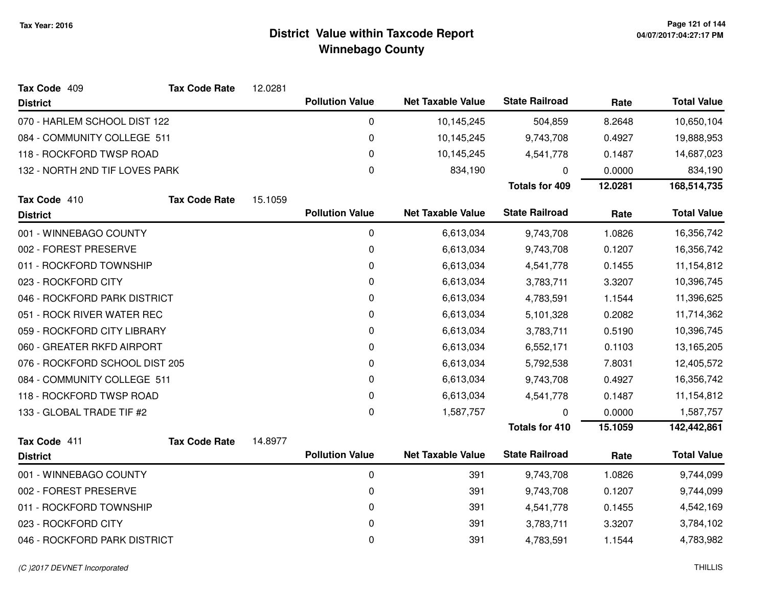**Tax Year: 2016**

# District Value within Taxcode Report
## Winnebago County

**Tax Code** 409 **Tax Code Rate** 12.0281

| District | Pollution Value | Net Taxable Value | State Railroad | Rate | Total Value |
|---|---|---|---|---|---|
| 070 - HARLEM SCHOOL DIST 122 | 0 | 10,145,245 | 504,859 | 8.2648 | 10,650,104 |
| 084 - COMMUNITY COLLEGE 511 | 0 | 10,145,245 | 9,743,708 | 0.4927 | 19,888,953 |
| 118 - ROCKFORD TWSP ROAD | 0 | 10,145,245 | 4,541,778 | 0.1487 | 14,687,023 |
| 132 - NORTH 2ND TIF LOVES PARK | 0 | 834,190 | 0 | 0.0000 | 834,190 |
| | | | **Totals for 409** | **12.0281** | **168,514,735** |

**Tax Code** 410 **Tax Code Rate** 15.1059

| District | Pollution Value | Net Taxable Value | State Railroad | Rate | Total Value |
|---|---|---|---|---|---|
| 001 - WINNEBAGO COUNTY | 0 | 6,613,034 | 9,743,708 | 1.0826 | 16,356,742 |
| 002 - FOREST PRESERVE | 0 | 6,613,034 | 9,743,708 | 0.1207 | 16,356,742 |
| 011 - ROCKFORD TOWNSHIP | 0 | 6,613,034 | 4,541,778 | 0.1455 | 11,154,812 |
| 023 - ROCKFORD CITY | 0 | 6,613,034 | 3,783,711 | 3.3207 | 10,396,745 |
| 046 - ROCKFORD PARK DISTRICT | 0 | 6,613,034 | 4,783,591 | 1.1544 | 11,396,625 |
| 051 - ROCK RIVER WATER REC | 0 | 6,613,034 | 5,101,328 | 0.2082 | 11,714,362 |
| 059 - ROCKFORD CITY LIBRARY | 0 | 6,613,034 | 3,783,711 | 0.5190 | 10,396,745 |
| 060 - GREATER RKFD AIRPORT | 0 | 6,613,034 | 6,552,171 | 0.1103 | 13,165,205 |
| 076 - ROCKFORD SCHOOL DIST 205 | 0 | 6,613,034 | 5,792,538 | 7.8031 | 12,405,572 |
| 084 - COMMUNITY COLLEGE 511 | 0 | 6,613,034 | 9,743,708 | 0.4927 | 16,356,742 |
| 118 - ROCKFORD TWSP ROAD | 0 | 6,613,034 | 4,541,778 | 0.1487 | 11,154,812 |
| 133 - GLOBAL TRADE TIF #2 | 0 | 1,587,757 | 0 | 0.0000 | 1,587,757 |
| | | | **Totals for 410** | **15.1059** | **142,442,861** |

**Tax Code** 411 **Tax Code Rate** 14.8977

| District | Pollution Value | Net Taxable Value | State Railroad | Rate | Total Value |
|---|---|---|---|---|---|
| 001 - WINNEBAGO COUNTY | 0 | 391 | 9,743,708 | 1.0826 | 9,744,099 |
| 002 - FOREST PRESERVE | 0 | 391 | 9,743,708 | 0.1207 | 9,744,099 |
| 011 - ROCKFORD TOWNSHIP | 0 | 391 | 4,541,778 | 0.1455 | 4,542,169 |
| 023 - ROCKFORD CITY | 0 | 391 | 3,783,711 | 3.3207 | 3,784,102 |
| 046 - ROCKFORD PARK DISTRICT | 0 | 391 | 4,783,591 | 1.1544 | 4,783,982 |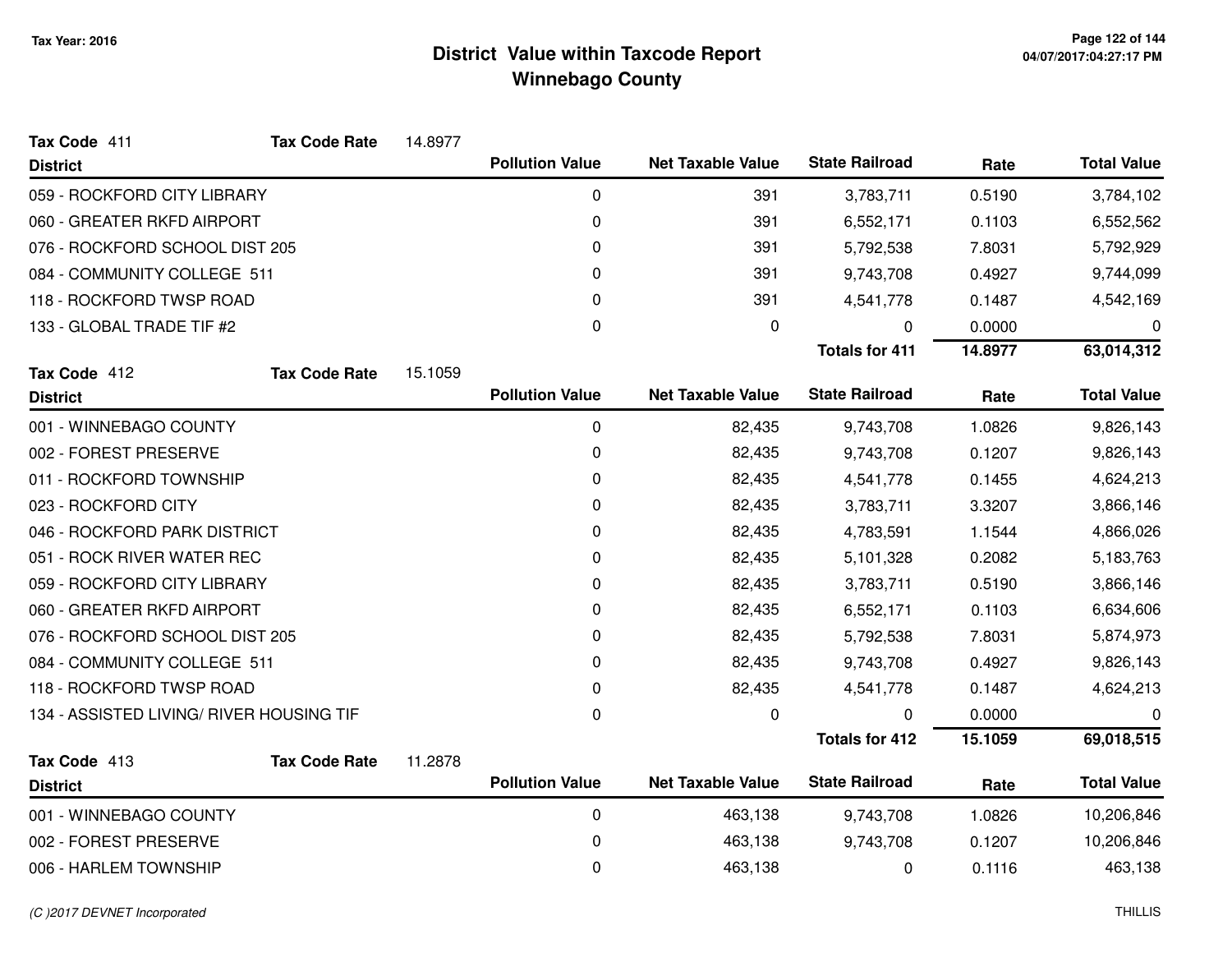## District Value within Taxcode Report
## Winnebago County

Tax Year: 2016

**Tax Code** 411 **Tax Code Rate** 14.8977

| District | Pollution Value | Net Taxable Value | State Railroad | Rate | Total Value |
|---|---|---|---|---|---|
| 059 - ROCKFORD CITY LIBRARY | 0 | 391 | 3,783,711 | 0.5190 | 3,784,102 |
| 060 - GREATER RKFD AIRPORT | 0 | 391 | 6,552,171 | 0.1103 | 6,552,562 |
| 076 - ROCKFORD SCHOOL DIST 205 | 0 | 391 | 5,792,538 | 7.8031 | 5,792,929 |
| 084 - COMMUNITY COLLEGE 511 | 0 | 391 | 9,743,708 | 0.4927 | 9,744,099 |
| 118 - ROCKFORD TWSP ROAD | 0 | 391 | 4,541,778 | 0.1487 | 4,542,169 |
| 133 - GLOBAL TRADE TIF #2 | 0 | 0 | 0 | 0.0000 | 0 |
| | | | **Totals for 411** | **14.8977** | **63,014,312** |

**Tax Code** 412 **Tax Code Rate** 15.1059

| District | Pollution Value | Net Taxable Value | State Railroad | Rate | Total Value |
|---|---|---|---|---|---|
| 001 - WINNEBAGO COUNTY | 0 | 82,435 | 9,743,708 | 1.0826 | 9,826,143 |
| 002 - FOREST PRESERVE | 0 | 82,435 | 9,743,708 | 0.1207 | 9,826,143 |
| 011 - ROCKFORD TOWNSHIP | 0 | 82,435 | 4,541,778 | 0.1455 | 4,624,213 |
| 023 - ROCKFORD CITY | 0 | 82,435 | 3,783,711 | 3.3207 | 3,866,146 |
| 046 - ROCKFORD PARK DISTRICT | 0 | 82,435 | 4,783,591 | 1.1544 | 4,866,026 |
| 051 - ROCK RIVER WATER REC | 0 | 82,435 | 5,101,328 | 0.2082 | 5,183,763 |
| 059 - ROCKFORD CITY LIBRARY | 0 | 82,435 | 3,783,711 | 0.5190 | 3,866,146 |
| 060 - GREATER RKFD AIRPORT | 0 | 82,435 | 6,552,171 | 0.1103 | 6,634,606 |
| 076 - ROCKFORD SCHOOL DIST 205 | 0 | 82,435 | 5,792,538 | 7.8031 | 5,874,973 |
| 084 - COMMUNITY COLLEGE 511 | 0 | 82,435 | 9,743,708 | 0.4927 | 9,826,143 |
| 118 - ROCKFORD TWSP ROAD | 0 | 82,435 | 4,541,778 | 0.1487 | 4,624,213 |
| 134 - ASSISTED LIVING/ RIVER HOUSING TIF | 0 | 0 | 0 | 0.0000 | 0 |
| | | | **Totals for 412** | **15.1059** | **69,018,515** |

**Tax Code** 413 **Tax Code Rate** 11.2878

| District | Pollution Value | Net Taxable Value | State Railroad | Rate | Total Value |
|---|---|---|---|---|---|
| 001 - WINNEBAGO COUNTY | 0 | 463,138 | 9,743,708 | 1.0826 | 10,206,846 |
| 002 - FOREST PRESERVE | 0 | 463,138 | 9,743,708 | 0.1207 | 10,206,846 |
| 006 - HARLEM TOWNSHIP | 0 | 463,138 | 0 | 0.1116 | 463,138 |

*(C )2017 DEVNET Incorporated*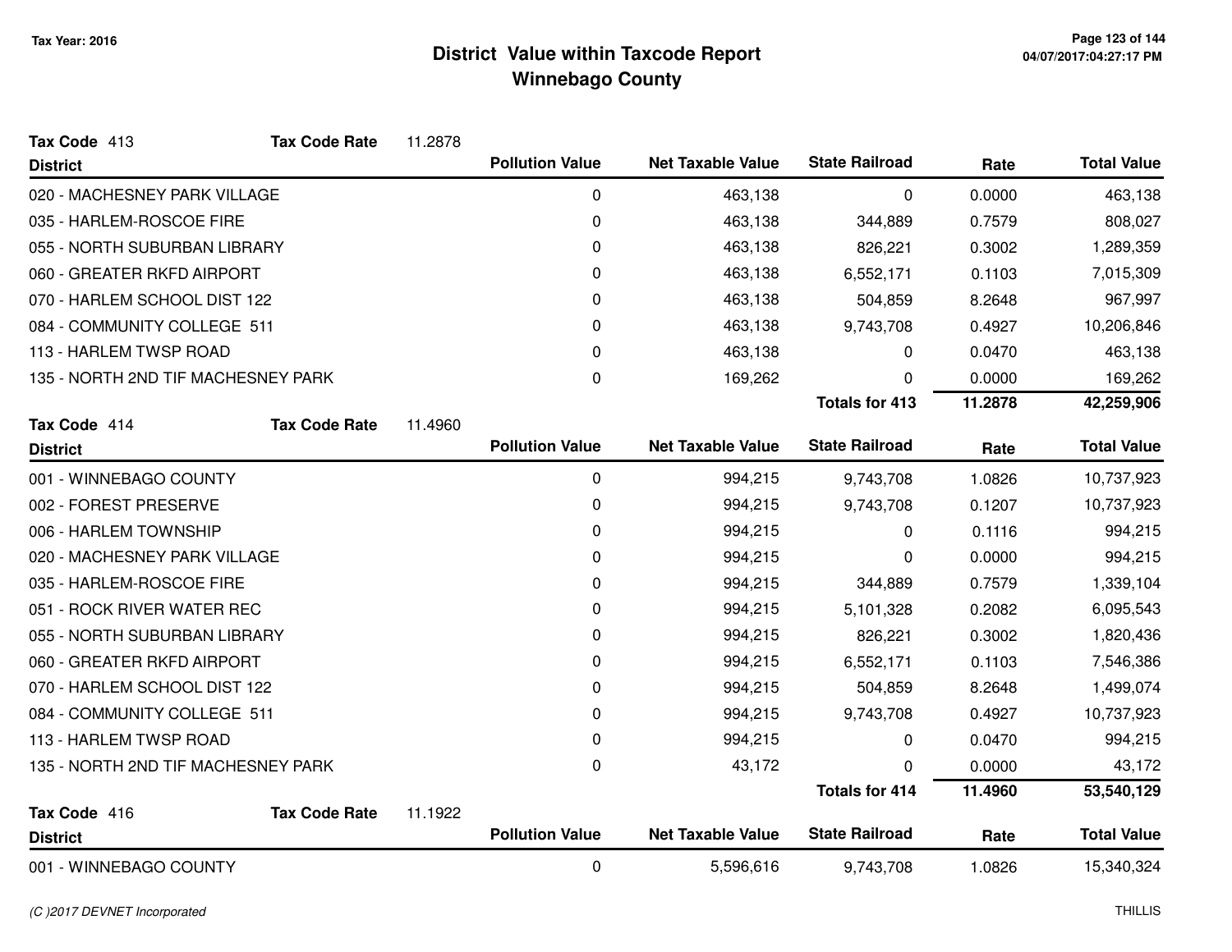# District Value within Taxcode Report
## Winnebago County

Tax Year: 2016

**Tax Code** 413 **Tax Code Rate** 11.2878

| District | Pollution Value | Net Taxable Value | State Railroad | Rate | Total Value |
|---|---|---|---|---|---|
| 020 - MACHESNEY PARK VILLAGE | 0 | 463,138 | 0 | 0.0000 | 463,138 |
| 035 - HARLEM-ROSCOE FIRE | 0 | 463,138 | 344,889 | 0.7579 | 808,027 |
| 055 - NORTH SUBURBAN LIBRARY | 0 | 463,138 | 826,221 | 0.3002 | 1,289,359 |
| 060 - GREATER RKFD AIRPORT | 0 | 463,138 | 6,552,171 | 0.1103 | 7,015,309 |
| 070 - HARLEM SCHOOL DIST 122 | 0 | 463,138 | 504,859 | 8.2648 | 967,997 |
| 084 - COMMUNITY COLLEGE 511 | 0 | 463,138 | 9,743,708 | 0.4927 | 10,206,846 |
| 113 - HARLEM TWSP ROAD | 0 | 463,138 | 0 | 0.0470 | 463,138 |
| 135 - NORTH 2ND TIF MACHESNEY PARK | 0 | 169,262 | 0 | 0.0000 | 169,262 |
| | | | **Totals for 413** | **11.2878** | **42,259,906** |

**Tax Code** 414 **Tax Code Rate** 11.4960

| District | Pollution Value | Net Taxable Value | State Railroad | Rate | Total Value |
|---|---|---|---|---|---|
| 001 - WINNEBAGO COUNTY | 0 | 994,215 | 9,743,708 | 1.0826 | 10,737,923 |
| 002 - FOREST PRESERVE | 0 | 994,215 | 9,743,708 | 0.1207 | 10,737,923 |
| 006 - HARLEM TOWNSHIP | 0 | 994,215 | 0 | 0.1116 | 994,215 |
| 020 - MACHESNEY PARK VILLAGE | 0 | 994,215 | 0 | 0.0000 | 994,215 |
| 035 - HARLEM-ROSCOE FIRE | 0 | 994,215 | 344,889 | 0.7579 | 1,339,104 |
| 051 - ROCK RIVER WATER REC | 0 | 994,215 | 5,101,328 | 0.2082 | 6,095,543 |
| 055 - NORTH SUBURBAN LIBRARY | 0 | 994,215 | 826,221 | 0.3002 | 1,820,436 |
| 060 - GREATER RKFD AIRPORT | 0 | 994,215 | 6,552,171 | 0.1103 | 7,546,386 |
| 070 - HARLEM SCHOOL DIST 122 | 0 | 994,215 | 504,859 | 8.2648 | 1,499,074 |
| 084 - COMMUNITY COLLEGE 511 | 0 | 994,215 | 9,743,708 | 0.4927 | 10,737,923 |
| 113 - HARLEM TWSP ROAD | 0 | 994,215 | 0 | 0.0470 | 994,215 |
| 135 - NORTH 2ND TIF MACHESNEY PARK | 0 | 43,172 | 0 | 0.0000 | 43,172 |
| | | | **Totals for 414** | **11.4960** | **53,540,129** |

**Tax Code** 416 **Tax Code Rate** 11.1922

| District | Pollution Value | Net Taxable Value | State Railroad | Rate | Total Value |
|---|---|---|---|---|---|
| 001 - WINNEBAGO COUNTY | 0 | 5,596,616 | 9,743,708 | 1.0826 | 15,340,324 |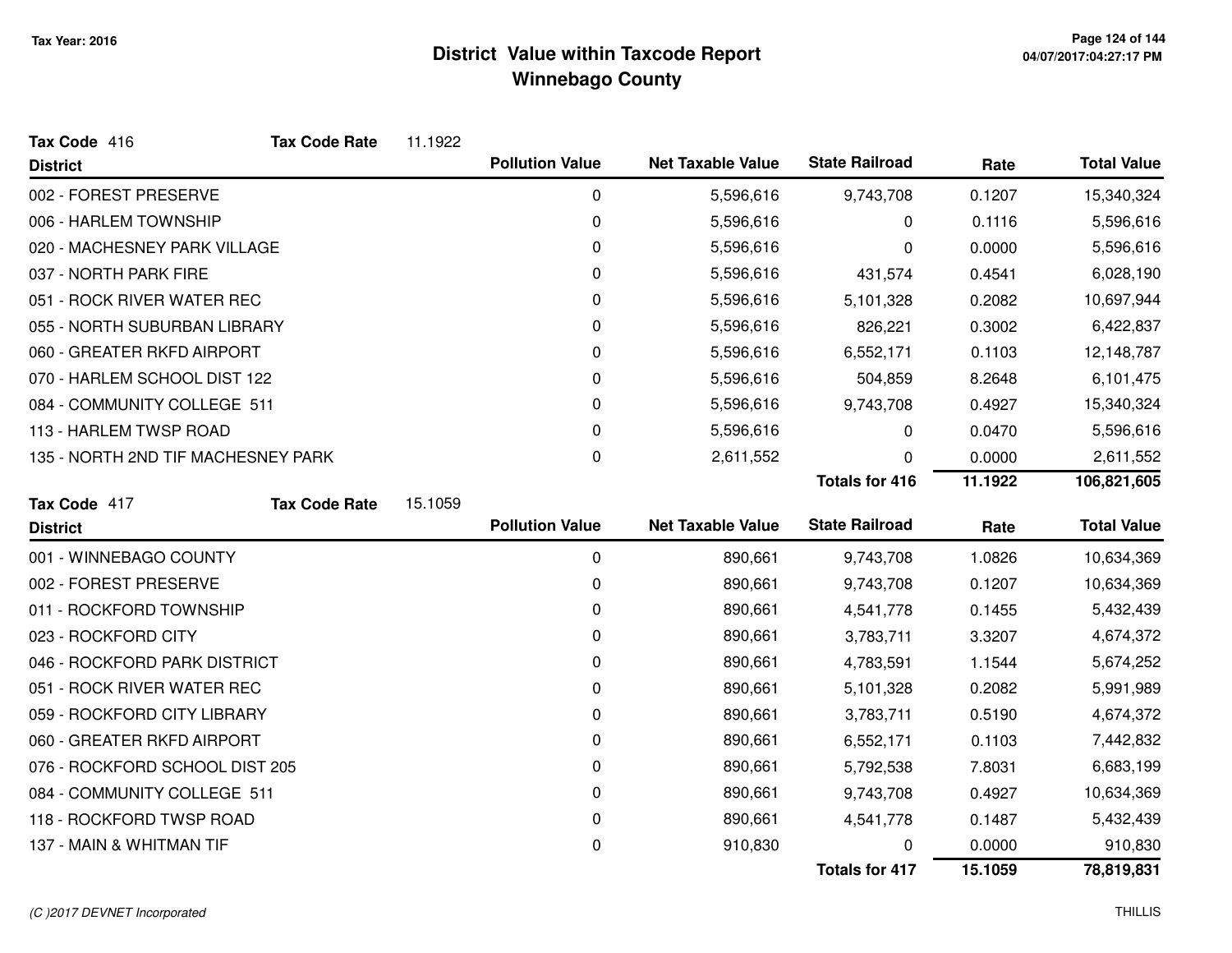Tax Year: 2016

# District Value within Taxcode Report
## Winnebago County

**Tax Code** 416 **Tax Code Rate** 11.1922

| District | Pollution Value | Net Taxable Value | State Railroad | Rate | Total Value |
|---|---|---|---|---|---|
| 002 - FOREST PRESERVE | 0 | 5,596,616 | 9,743,708 | 0.1207 | 15,340,324 |
| 006 - HARLEM TOWNSHIP | 0 | 5,596,616 | 0 | 0.1116 | 5,596,616 |
| 020 - MACHESNEY PARK VILLAGE | 0 | 5,596,616 | 0 | 0.0000 | 5,596,616 |
| 037 - NORTH PARK FIRE | 0 | 5,596,616 | 431,574 | 0.4541 | 6,028,190 |
| 051 - ROCK RIVER WATER REC | 0 | 5,596,616 | 5,101,328 | 0.2082 | 10,697,944 |
| 055 - NORTH SUBURBAN LIBRARY | 0 | 5,596,616 | 826,221 | 0.3002 | 6,422,837 |
| 060 - GREATER RKFD AIRPORT | 0 | 5,596,616 | 6,552,171 | 0.1103 | 12,148,787 |
| 070 - HARLEM SCHOOL DIST 122 | 0 | 5,596,616 | 504,859 | 8.2648 | 6,101,475 |
| 084 - COMMUNITY COLLEGE 511 | 0 | 5,596,616 | 9,743,708 | 0.4927 | 15,340,324 |
| 113 - HARLEM TWSP ROAD | 0 | 5,596,616 | 0 | 0.0470 | 5,596,616 |
| 135 - NORTH 2ND TIF MACHESNEY PARK | 0 | 2,611,552 | 0 | 0.0000 | 2,611,552 |
| | | | **Totals for 416** | **11.1922** | **106,821,605** |

**Tax Code** 417 **Tax Code Rate** 15.1059

| District | Pollution Value | Net Taxable Value | State Railroad | Rate | Total Value |
|---|---|---|---|---|---|
| 001 - WINNEBAGO COUNTY | 0 | 890,661 | 9,743,708 | 1.0826 | 10,634,369 |
| 002 - FOREST PRESERVE | 0 | 890,661 | 9,743,708 | 0.1207 | 10,634,369 |
| 011 - ROCKFORD TOWNSHIP | 0 | 890,661 | 4,541,778 | 0.1455 | 5,432,439 |
| 023 - ROCKFORD CITY | 0 | 890,661 | 3,783,711 | 3.3207 | 4,674,372 |
| 046 - ROCKFORD PARK DISTRICT | 0 | 890,661 | 4,783,591 | 1.1544 | 5,674,252 |
| 051 - ROCK RIVER WATER REC | 0 | 890,661 | 5,101,328 | 0.2082 | 5,991,989 |
| 059 - ROCKFORD CITY LIBRARY | 0 | 890,661 | 3,783,711 | 0.5190 | 4,674,372 |
| 060 - GREATER RKFD AIRPORT | 0 | 890,661 | 6,552,171 | 0.1103 | 7,442,832 |
| 076 - ROCKFORD SCHOOL DIST 205 | 0 | 890,661 | 5,792,538 | 7.8031 | 6,683,199 |
| 084 - COMMUNITY COLLEGE 511 | 0 | 890,661 | 9,743,708 | 0.4927 | 10,634,369 |
| 118 - ROCKFORD TWSP ROAD | 0 | 890,661 | 4,541,778 | 0.1487 | 5,432,439 |
| 137 - MAIN & WHITMAN TIF | 0 | 910,830 | 0 | 0.0000 | 910,830 |
| | | | **Totals for 417** | **15.1059** | **78,819,831** |

(C )2017 DEVNET Incorporated THILLIS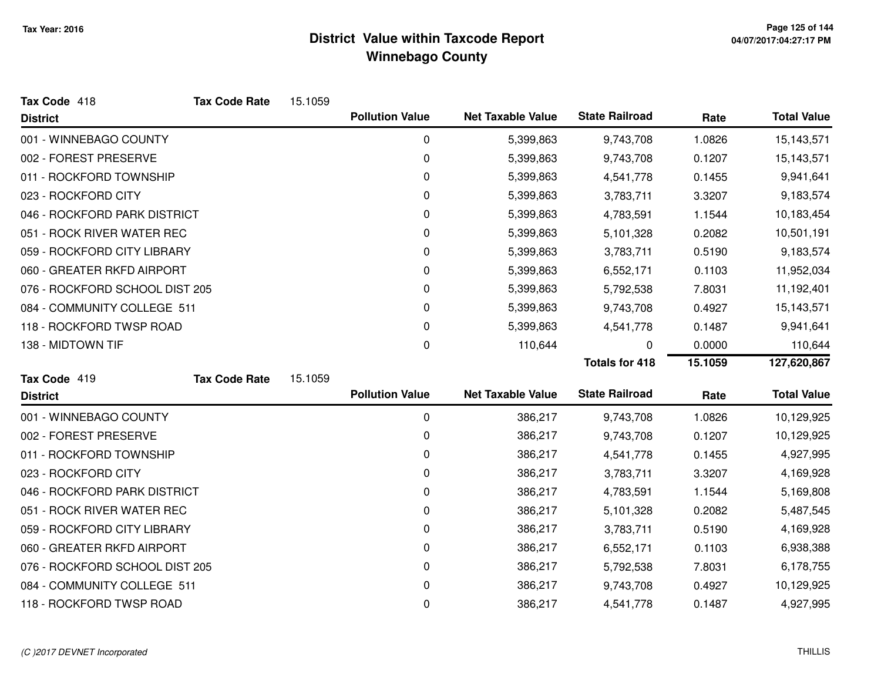# District Value within Taxcode Report
## Winnebago County

Tax Year: 2016

**Tax Code** 418 **Tax Code Rate** 15.1059

| District | Pollution Value | Net Taxable Value | State Railroad | Rate | Total Value |
|---|---|---|---|---|---|
| 001 - WINNEBAGO COUNTY | 0 | 5,399,863 | 9,743,708 | 1.0826 | 15,143,571 |
| 002 - FOREST PRESERVE | 0 | 5,399,863 | 9,743,708 | 0.1207 | 15,143,571 |
| 011 - ROCKFORD TOWNSHIP | 0 | 5,399,863 | 4,541,778 | 0.1455 | 9,941,641 |
| 023 - ROCKFORD CITY | 0 | 5,399,863 | 3,783,711 | 3.3207 | 9,183,574 |
| 046 - ROCKFORD PARK DISTRICT | 0 | 5,399,863 | 4,783,591 | 1.1544 | 10,183,454 |
| 051 - ROCK RIVER WATER REC | 0 | 5,399,863 | 5,101,328 | 0.2082 | 10,501,191 |
| 059 - ROCKFORD CITY LIBRARY | 0 | 5,399,863 | 3,783,711 | 0.5190 | 9,183,574 |
| 060 - GREATER RKFD AIRPORT | 0 | 5,399,863 | 6,552,171 | 0.1103 | 11,952,034 |
| 076 - ROCKFORD SCHOOL DIST 205 | 0 | 5,399,863 | 5,792,538 | 7.8031 | 11,192,401 |
| 084 - COMMUNITY COLLEGE 511 | 0 | 5,399,863 | 9,743,708 | 0.4927 | 15,143,571 |
| 118 - ROCKFORD TWSP ROAD | 0 | 5,399,863 | 4,541,778 | 0.1487 | 9,941,641 |
| 138 - MIDTOWN TIF | 0 | 110,644 | 0 | 0.0000 | 110,644 |
| | | | **Totals for 418** | **15.1059** | **127,620,867** |

**Tax Code** 419 **Tax Code Rate** 15.1059

| District | Pollution Value | Net Taxable Value | State Railroad | Rate | Total Value |
|---|---|---|---|---|---|
| 001 - WINNEBAGO COUNTY | 0 | 386,217 | 9,743,708 | 1.0826 | 10,129,925 |
| 002 - FOREST PRESERVE | 0 | 386,217 | 9,743,708 | 0.1207 | 10,129,925 |
| 011 - ROCKFORD TOWNSHIP | 0 | 386,217 | 4,541,778 | 0.1455 | 4,927,995 |
| 023 - ROCKFORD CITY | 0 | 386,217 | 3,783,711 | 3.3207 | 4,169,928 |
| 046 - ROCKFORD PARK DISTRICT | 0 | 386,217 | 4,783,591 | 1.1544 | 5,169,808 |
| 051 - ROCK RIVER WATER REC | 0 | 386,217 | 5,101,328 | 0.2082 | 5,487,545 |
| 059 - ROCKFORD CITY LIBRARY | 0 | 386,217 | 3,783,711 | 0.5190 | 4,169,928 |
| 060 - GREATER RKFD AIRPORT | 0 | 386,217 | 6,552,171 | 0.1103 | 6,938,388 |
| 076 - ROCKFORD SCHOOL DIST 205 | 0 | 386,217 | 5,792,538 | 7.8031 | 6,178,755 |
| 084 - COMMUNITY COLLEGE 511 | 0 | 386,217 | 9,743,708 | 0.4927 | 10,129,925 |
| 118 - ROCKFORD TWSP ROAD | 0 | 386,217 | 4,541,778 | 0.1487 | 4,927,995 |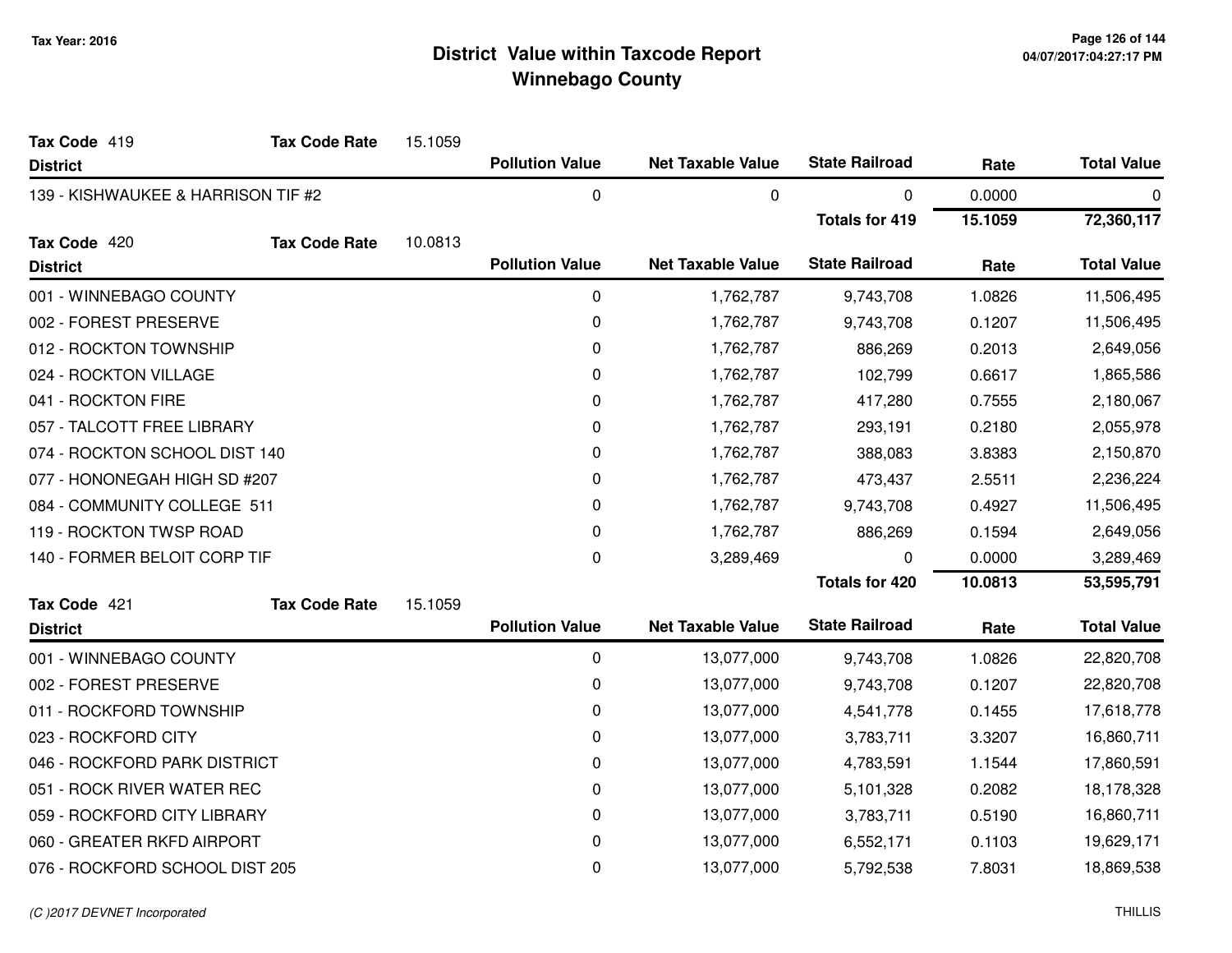# District Value within Taxcode Report
## Winnebago County

Tax Year: 2016

**Tax Code** 419 **Tax Code Rate** 15.1059

| District | Pollution Value | Net Taxable Value | State Railroad | Rate | Total Value |
|---|---|---|---|---|---|
| 139 - KISHWAUKEE & HARRISON TIF #2 | 0 | 0 | 0 | 0.0000 | 0 |
| | | | **Totals for 419** | **15.1059** | **72,360,117** |

**Tax Code** 420 **Tax Code Rate** 10.0813

| District | Pollution Value | Net Taxable Value | State Railroad | Rate | Total Value |
|---|---|---|---|---|---|
| 001 - WINNEBAGO COUNTY | 0 | 1,762,787 | 9,743,708 | 1.0826 | 11,506,495 |
| 002 - FOREST PRESERVE | 0 | 1,762,787 | 9,743,708 | 0.1207 | 11,506,495 |
| 012 - ROCKTON TOWNSHIP | 0 | 1,762,787 | 886,269 | 0.2013 | 2,649,056 |
| 024 - ROCKTON VILLAGE | 0 | 1,762,787 | 102,799 | 0.6617 | 1,865,586 |
| 041 - ROCKTON FIRE | 0 | 1,762,787 | 417,280 | 0.7555 | 2,180,067 |
| 057 - TALCOTT FREE LIBRARY | 0 | 1,762,787 | 293,191 | 0.2180 | 2,055,978 |
| 074 - ROCKTON SCHOOL DIST 140 | 0 | 1,762,787 | 388,083 | 3.8383 | 2,150,870 |
| 077 - HONONEGAH HIGH SD #207 | 0 | 1,762,787 | 473,437 | 2.5511 | 2,236,224 |
| 084 - COMMUNITY COLLEGE 511 | 0 | 1,762,787 | 9,743,708 | 0.4927 | 11,506,495 |
| 119 - ROCKTON TWSP ROAD | 0 | 1,762,787 | 886,269 | 0.1594 | 2,649,056 |
| 140 - FORMER BELOIT CORP TIF | 0 | 3,289,469 | 0 | 0.0000 | 3,289,469 |
| | | | **Totals for 420** | **10.0813** | **53,595,791** |

**Tax Code** 421 **Tax Code Rate** 15.1059

| District | Pollution Value | Net Taxable Value | State Railroad | Rate | Total Value |
|---|---|---|---|---|---|
| 001 - WINNEBAGO COUNTY | 0 | 13,077,000 | 9,743,708 | 1.0826 | 22,820,708 |
| 002 - FOREST PRESERVE | 0 | 13,077,000 | 9,743,708 | 0.1207 | 22,820,708 |
| 011 - ROCKFORD TOWNSHIP | 0 | 13,077,000 | 4,541,778 | 0.1455 | 17,618,778 |
| 023 - ROCKFORD CITY | 0 | 13,077,000 | 3,783,711 | 3.3207 | 16,860,711 |
| 046 - ROCKFORD PARK DISTRICT | 0 | 13,077,000 | 4,783,591 | 1.1544 | 17,860,591 |
| 051 - ROCK RIVER WATER REC | 0 | 13,077,000 | 5,101,328 | 0.2082 | 18,178,328 |
| 059 - ROCKFORD CITY LIBRARY | 0 | 13,077,000 | 3,783,711 | 0.5190 | 16,860,711 |
| 060 - GREATER RKFD AIRPORT | 0 | 13,077,000 | 6,552,171 | 0.1103 | 19,629,171 |
| 076 - ROCKFORD SCHOOL DIST 205 | 0 | 13,077,000 | 5,792,538 | 7.8031 | 18,869,538 |

*(C )2017 DEVNET Incorporated*

THILLIS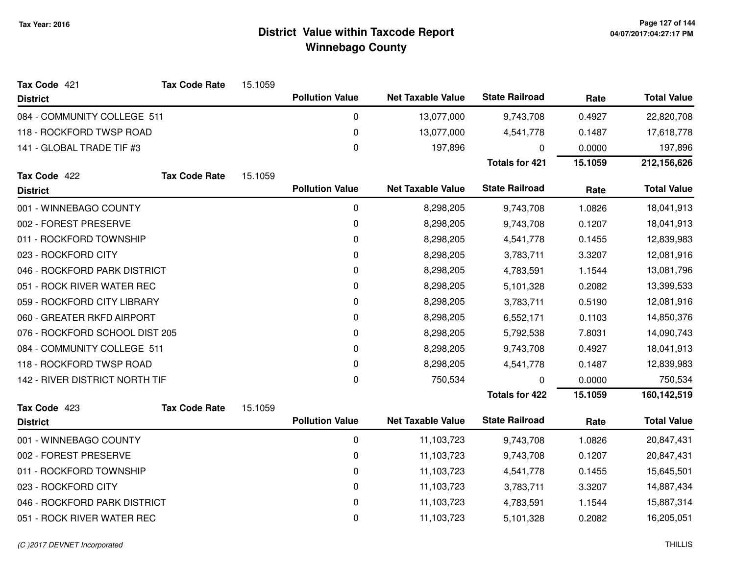# District Value within Taxcode Report
## Winnebago County

Tax Year: 2016

**Tax Code** 421 **Tax Code Rate** 15.1059

| District | Pollution Value | Net Taxable Value | State Railroad | Rate | Total Value |
|---|---|---|---|---|---|
| 084 - COMMUNITY COLLEGE 511 | 0 | 13,077,000 | 9,743,708 | 0.4927 | 22,820,708 |
| 118 - ROCKFORD TWSP ROAD | 0 | 13,077,000 | 4,541,778 | 0.1487 | 17,618,778 |
| 141 - GLOBAL TRADE TIF #3 | 0 | 197,896 | 0 | 0.0000 | 197,896 |
| | | | **Totals for 421** | **15.1059** | **212,156,626** |

**Tax Code** 422 **Tax Code Rate** 15.1059

| District | Pollution Value | Net Taxable Value | State Railroad | Rate | Total Value |
|---|---|---|---|---|---|
| 001 - WINNEBAGO COUNTY | 0 | 8,298,205 | 9,743,708 | 1.0826 | 18,041,913 |
| 002 - FOREST PRESERVE | 0 | 8,298,205 | 9,743,708 | 0.1207 | 18,041,913 |
| 011 - ROCKFORD TOWNSHIP | 0 | 8,298,205 | 4,541,778 | 0.1455 | 12,839,983 |
| 023 - ROCKFORD CITY | 0 | 8,298,205 | 3,783,711 | 3.3207 | 12,081,916 |
| 046 - ROCKFORD PARK DISTRICT | 0 | 8,298,205 | 4,783,591 | 1.1544 | 13,081,796 |
| 051 - ROCK RIVER WATER REC | 0 | 8,298,205 | 5,101,328 | 0.2082 | 13,399,533 |
| 059 - ROCKFORD CITY LIBRARY | 0 | 8,298,205 | 3,783,711 | 0.5190 | 12,081,916 |
| 060 - GREATER RKFD AIRPORT | 0 | 8,298,205 | 6,552,171 | 0.1103 | 14,850,376 |
| 076 - ROCKFORD SCHOOL DIST 205 | 0 | 8,298,205 | 5,792,538 | 7.8031 | 14,090,743 |
| 084 - COMMUNITY COLLEGE 511 | 0 | 8,298,205 | 9,743,708 | 0.4927 | 18,041,913 |
| 118 - ROCKFORD TWSP ROAD | 0 | 8,298,205 | 4,541,778 | 0.1487 | 12,839,983 |
| 142 - RIVER DISTRICT NORTH TIF | 0 | 750,534 | 0 | 0.0000 | 750,534 |
| | | | **Totals for 422** | **15.1059** | **160,142,519** |

**Tax Code** 423 **Tax Code Rate** 15.1059

| District | Pollution Value | Net Taxable Value | State Railroad | Rate | Total Value |
|---|---|---|---|---|---|
| 001 - WINNEBAGO COUNTY | 0 | 11,103,723 | 9,743,708 | 1.0826 | 20,847,431 |
| 002 - FOREST PRESERVE | 0 | 11,103,723 | 9,743,708 | 0.1207 | 20,847,431 |
| 011 - ROCKFORD TOWNSHIP | 0 | 11,103,723 | 4,541,778 | 0.1455 | 15,645,501 |
| 023 - ROCKFORD CITY | 0 | 11,103,723 | 3,783,711 | 3.3207 | 14,887,434 |
| 046 - ROCKFORD PARK DISTRICT | 0 | 11,103,723 | 4,783,591 | 1.1544 | 15,887,314 |
| 051 - ROCK RIVER WATER REC | 0 | 11,103,723 | 5,101,328 | 0.2082 | 16,205,051 |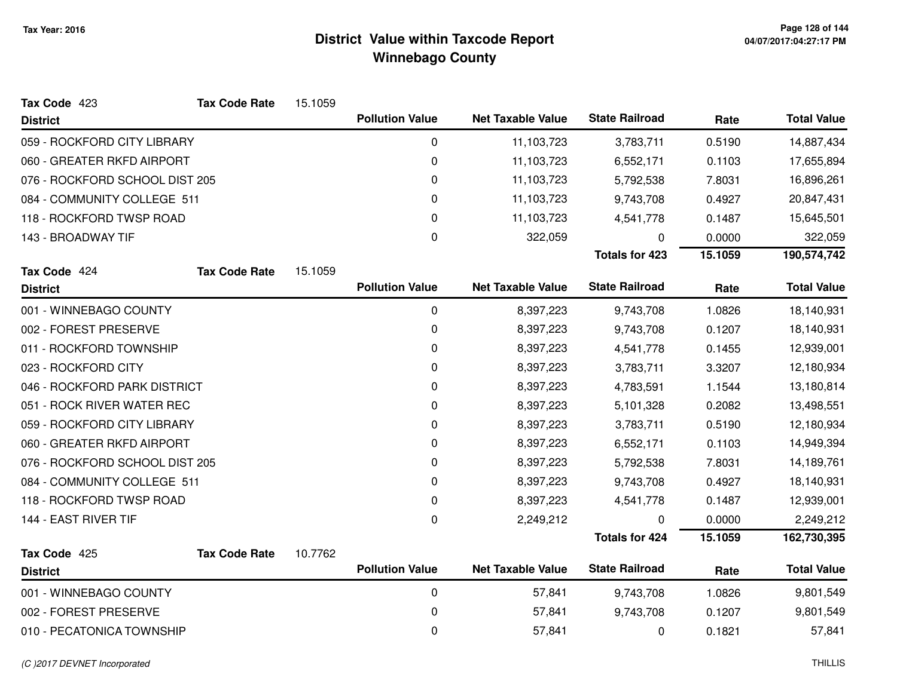# District Value within Taxcode Report
## Winnebago County

Tax Year: 2016

**Tax Code** 423 **Tax Code Rate** 15.1059

| District | Pollution Value | Net Taxable Value | State Railroad | Rate | Total Value |
|---|---|---|---|---|---|
| 059 - ROCKFORD CITY LIBRARY | 0 | 11,103,723 | 3,783,711 | 0.5190 | 14,887,434 |
| 060 - GREATER RKFD AIRPORT | 0 | 11,103,723 | 6,552,171 | 0.1103 | 17,655,894 |
| 076 - ROCKFORD SCHOOL DIST 205 | 0 | 11,103,723 | 5,792,538 | 7.8031 | 16,896,261 |
| 084 - COMMUNITY COLLEGE 511 | 0 | 11,103,723 | 9,743,708 | 0.4927 | 20,847,431 |
| 118 - ROCKFORD TWSP ROAD | 0 | 11,103,723 | 4,541,778 | 0.1487 | 15,645,501 |
| 143 - BROADWAY TIF | 0 | 322,059 | 0 | 0.0000 | 322,059 |
| | | | **Totals for 423** | **15.1059** | **190,574,742** |

**Tax Code** 424 **Tax Code Rate** 15.1059

| District | Pollution Value | Net Taxable Value | State Railroad | Rate | Total Value |
|---|---|---|---|---|---|
| 001 - WINNEBAGO COUNTY | 0 | 8,397,223 | 9,743,708 | 1.0826 | 18,140,931 |
| 002 - FOREST PRESERVE | 0 | 8,397,223 | 9,743,708 | 0.1207 | 18,140,931 |
| 011 - ROCKFORD TOWNSHIP | 0 | 8,397,223 | 4,541,778 | 0.1455 | 12,939,001 |
| 023 - ROCKFORD CITY | 0 | 8,397,223 | 3,783,711 | 3.3207 | 12,180,934 |
| 046 - ROCKFORD PARK DISTRICT | 0 | 8,397,223 | 4,783,591 | 1.1544 | 13,180,814 |
| 051 - ROCK RIVER WATER REC | 0 | 8,397,223 | 5,101,328 | 0.2082 | 13,498,551 |
| 059 - ROCKFORD CITY LIBRARY | 0 | 8,397,223 | 3,783,711 | 0.5190 | 12,180,934 |
| 060 - GREATER RKFD AIRPORT | 0 | 8,397,223 | 6,552,171 | 0.1103 | 14,949,394 |
| 076 - ROCKFORD SCHOOL DIST 205 | 0 | 8,397,223 | 5,792,538 | 7.8031 | 14,189,761 |
| 084 - COMMUNITY COLLEGE 511 | 0 | 8,397,223 | 9,743,708 | 0.4927 | 18,140,931 |
| 118 - ROCKFORD TWSP ROAD | 0 | 8,397,223 | 4,541,778 | 0.1487 | 12,939,001 |
| 144 - EAST RIVER TIF | 0 | 2,249,212 | 0 | 0.0000 | 2,249,212 |
| | | | **Totals for 424** | **15.1059** | **162,730,395** |

**Tax Code** 425 **Tax Code Rate** 10.7762

| District | Pollution Value | Net Taxable Value | State Railroad | Rate | Total Value |
|---|---|---|---|---|---|
| 001 - WINNEBAGO COUNTY | 0 | 57,841 | 9,743,708 | 1.0826 | 9,801,549 |
| 002 - FOREST PRESERVE | 0 | 57,841 | 9,743,708 | 0.1207 | 9,801,549 |
| 010 - PECATONICA TOWNSHIP | 0 | 57,841 | 0 | 0.1821 | 57,841 |

(C )2017 DEVNET Incorporated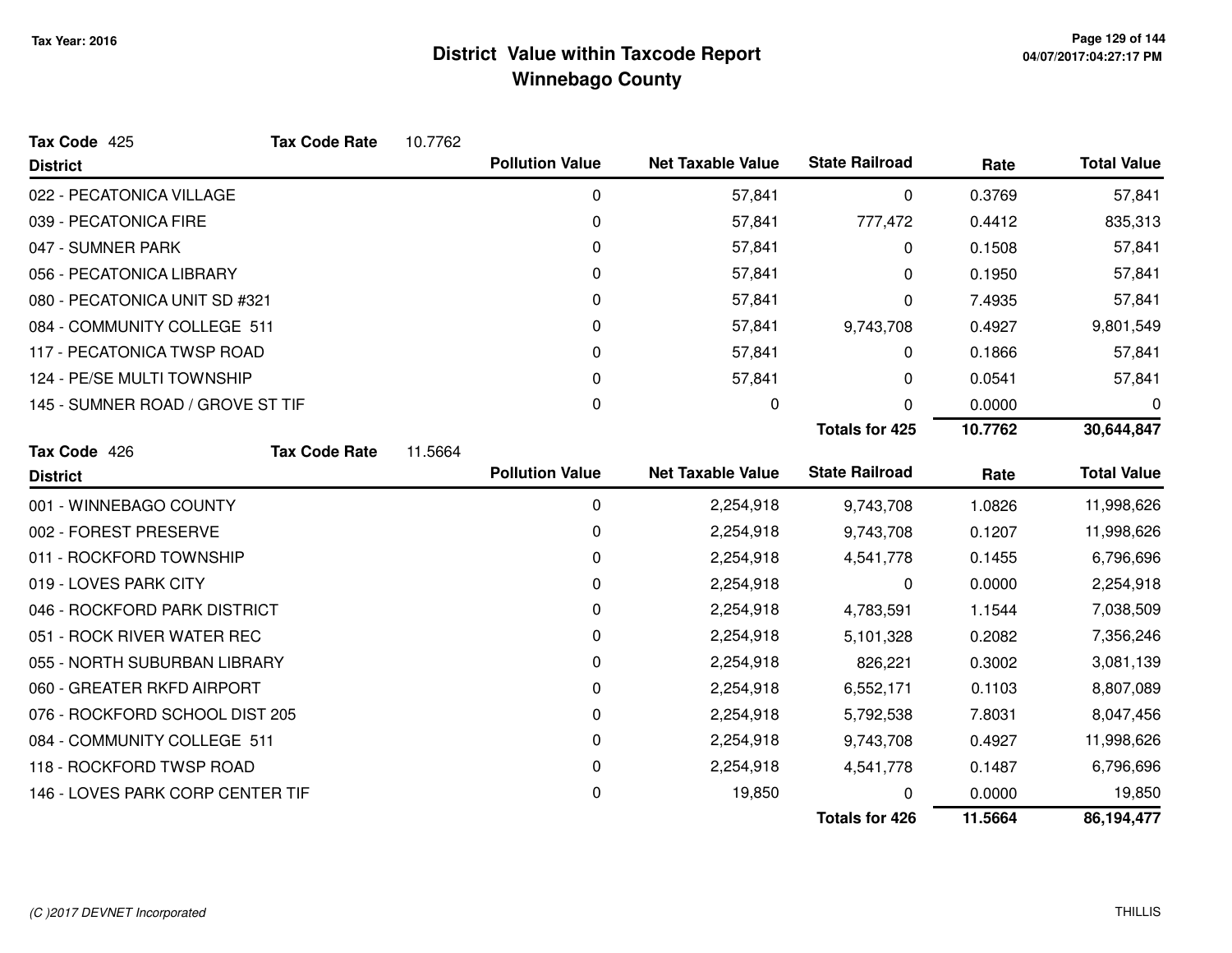# District Value within Taxcode Report
## Winnebago County

Tax Year: 2016

**Tax Code** 425 **Tax Code Rate** 10.7762

| District | Pollution Value | Net Taxable Value | State Railroad | Rate | Total Value |
|---|---|---|---|---|---|
| 022 - PECATONICA VILLAGE | 0 | 57,841 | 0 | 0.3769 | 57,841 |
| 039 - PECATONICA FIRE | 0 | 57,841 | 777,472 | 0.4412 | 835,313 |
| 047 - SUMNER PARK | 0 | 57,841 | 0 | 0.1508 | 57,841 |
| 056 - PECATONICA LIBRARY | 0 | 57,841 | 0 | 0.1950 | 57,841 |
| 080 - PECATONICA UNIT SD #321 | 0 | 57,841 | 0 | 7.4935 | 57,841 |
| 084 - COMMUNITY COLLEGE 511 | 0 | 57,841 | 9,743,708 | 0.4927 | 9,801,549 |
| 117 - PECATONICA TWSP ROAD | 0 | 57,841 | 0 | 0.1866 | 57,841 |
| 124 - PE/SE MULTI TOWNSHIP | 0 | 57,841 | 0 | 0.0541 | 57,841 |
| 145 - SUMNER ROAD / GROVE ST TIF | 0 | 0 | 0 | 0.0000 | 0 |
| | | | **Totals for 425** | **10.7762** | **30,644,847** |

**Tax Code** 426 **Tax Code Rate** 11.5664

| District | Pollution Value | Net Taxable Value | State Railroad | Rate | Total Value |
|---|---|---|---|---|---|
| 001 - WINNEBAGO COUNTY | 0 | 2,254,918 | 9,743,708 | 1.0826 | 11,998,626 |
| 002 - FOREST PRESERVE | 0 | 2,254,918 | 9,743,708 | 0.1207 | 11,998,626 |
| 011 - ROCKFORD TOWNSHIP | 0 | 2,254,918 | 4,541,778 | 0.1455 | 6,796,696 |
| 019 - LOVES PARK CITY | 0 | 2,254,918 | 0 | 0.0000 | 2,254,918 |
| 046 - ROCKFORD PARK DISTRICT | 0 | 2,254,918 | 4,783,591 | 1.1544 | 7,038,509 |
| 051 - ROCK RIVER WATER REC | 0 | 2,254,918 | 5,101,328 | 0.2082 | 7,356,246 |
| 055 - NORTH SUBURBAN LIBRARY | 0 | 2,254,918 | 826,221 | 0.3002 | 3,081,139 |
| 060 - GREATER RKFD AIRPORT | 0 | 2,254,918 | 6,552,171 | 0.1103 | 8,807,089 |
| 076 - ROCKFORD SCHOOL DIST 205 | 0 | 2,254,918 | 5,792,538 | 7.8031 | 8,047,456 |
| 084 - COMMUNITY COLLEGE 511 | 0 | 2,254,918 | 9,743,708 | 0.4927 | 11,998,626 |
| 118 - ROCKFORD TWSP ROAD | 0 | 2,254,918 | 4,541,778 | 0.1487 | 6,796,696 |
| 146 - LOVES PARK CORP CENTER TIF | 0 | 19,850 | 0 | 0.0000 | 19,850 |
| | | | **Totals for 426** | **11.5664** | **86,194,477** |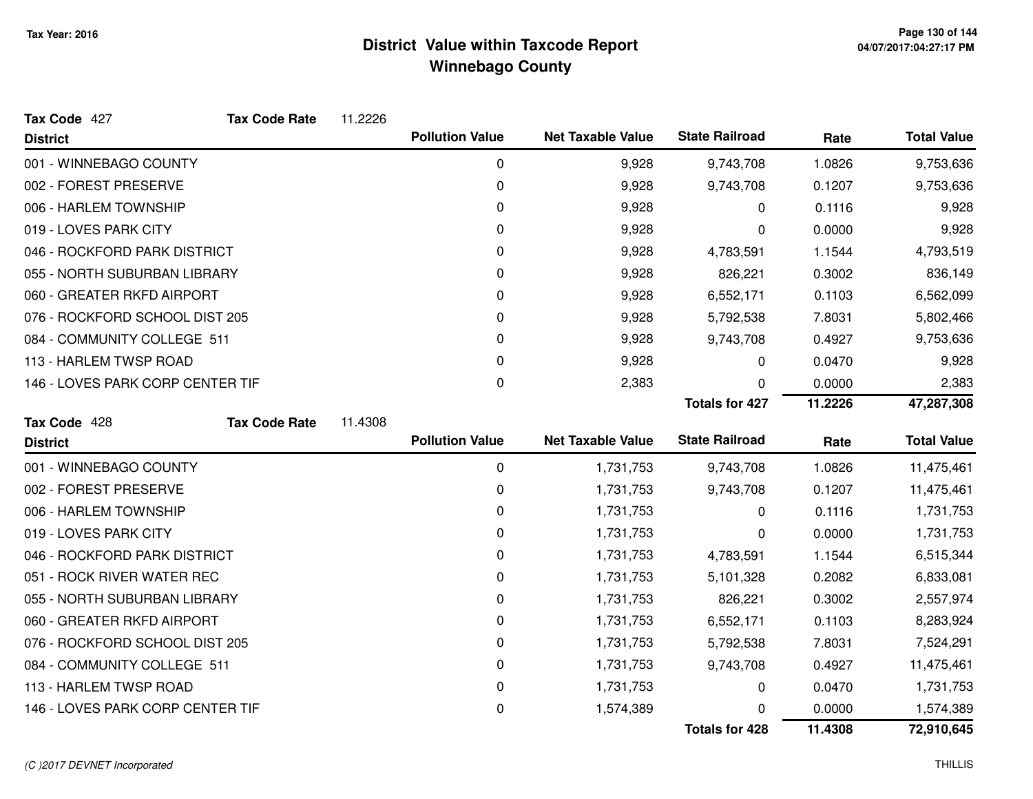# District Value within Taxcode Report
## Winnebago County

Tax Year: 2016

**Tax Code** 427 **Tax Code Rate** 11.2226

| District | Pollution Value | Net Taxable Value | State Railroad | Rate | Total Value |
|---|---|---|---|---|---|
| 001 - WINNEBAGO COUNTY | 0 | 9,928 | 9,743,708 | 1.0826 | 9,753,636 |
| 002 - FOREST PRESERVE | 0 | 9,928 | 9,743,708 | 0.1207 | 9,753,636 |
| 006 - HARLEM TOWNSHIP | 0 | 9,928 | 0 | 0.1116 | 9,928 |
| 019 - LOVES PARK CITY | 0 | 9,928 | 0 | 0.0000 | 9,928 |
| 046 - ROCKFORD PARK DISTRICT | 0 | 9,928 | 4,783,591 | 1.1544 | 4,793,519 |
| 055 - NORTH SUBURBAN LIBRARY | 0 | 9,928 | 826,221 | 0.3002 | 836,149 |
| 060 - GREATER RKFD AIRPORT | 0 | 9,928 | 6,552,171 | 0.1103 | 6,562,099 |
| 076 - ROCKFORD SCHOOL DIST 205 | 0 | 9,928 | 5,792,538 | 7.8031 | 5,802,466 |
| 084 - COMMUNITY COLLEGE 511 | 0 | 9,928 | 9,743,708 | 0.4927 | 9,753,636 |
| 113 - HARLEM TWSP ROAD | 0 | 9,928 | 0 | 0.0470 | 9,928 |
| 146 - LOVES PARK CORP CENTER TIF | 0 | 2,383 | 0 | 0.0000 | 2,383 |
| | | | **Totals for 427** | **11.2226** | **47,287,308** |

**Tax Code** 428 **Tax Code Rate** 11.4308

| District | Pollution Value | Net Taxable Value | State Railroad | Rate | Total Value |
|---|---|---|---|---|---|
| 001 - WINNEBAGO COUNTY | 0 | 1,731,753 | 9,743,708 | 1.0826 | 11,475,461 |
| 002 - FOREST PRESERVE | 0 | 1,731,753 | 9,743,708 | 0.1207 | 11,475,461 |
| 006 - HARLEM TOWNSHIP | 0 | 1,731,753 | 0 | 0.1116 | 1,731,753 |
| 019 - LOVES PARK CITY | 0 | 1,731,753 | 0 | 0.0000 | 1,731,753 |
| 046 - ROCKFORD PARK DISTRICT | 0 | 1,731,753 | 4,783,591 | 1.1544 | 6,515,344 |
| 051 - ROCK RIVER WATER REC | 0 | 1,731,753 | 5,101,328 | 0.2082 | 6,833,081 |
| 055 - NORTH SUBURBAN LIBRARY | 0 | 1,731,753 | 826,221 | 0.3002 | 2,557,974 |
| 060 - GREATER RKFD AIRPORT | 0 | 1,731,753 | 6,552,171 | 0.1103 | 8,283,924 |
| 076 - ROCKFORD SCHOOL DIST 205 | 0 | 1,731,753 | 5,792,538 | 7.8031 | 7,524,291 |
| 084 - COMMUNITY COLLEGE 511 | 0 | 1,731,753 | 9,743,708 | 0.4927 | 11,475,461 |
| 113 - HARLEM TWSP ROAD | 0 | 1,731,753 | 0 | 0.0470 | 1,731,753 |
| 146 - LOVES PARK CORP CENTER TIF | 0 | 1,574,389 | 0 | 0.0000 | 1,574,389 |
| | | | **Totals for 428** | **11.4308** | **72,910,645** |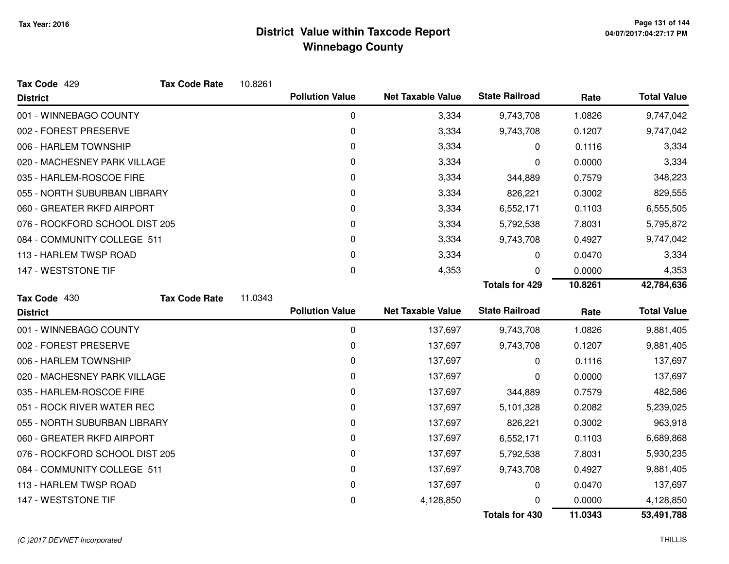# District Value within Taxcode Report
## Winnebago County

Tax Year: 2016

**Tax Code** 429 **Tax Code Rate** 10.8261

| District | Pollution Value | Net Taxable Value | State Railroad | Rate | Total Value |
|---|---|---|---|---|---|
| 001 - WINNEBAGO COUNTY | 0 | 3,334 | 9,743,708 | 1.0826 | 9,747,042 |
| 002 - FOREST PRESERVE | 0 | 3,334 | 9,743,708 | 0.1207 | 9,747,042 |
| 006 - HARLEM TOWNSHIP | 0 | 3,334 | 0 | 0.1116 | 3,334 |
| 020 - MACHESNEY PARK VILLAGE | 0 | 3,334 | 0 | 0.0000 | 3,334 |
| 035 - HARLEM-ROSCOE FIRE | 0 | 3,334 | 344,889 | 0.7579 | 348,223 |
| 055 - NORTH SUBURBAN LIBRARY | 0 | 3,334 | 826,221 | 0.3002 | 829,555 |
| 060 - GREATER RKFD AIRPORT | 0 | 3,334 | 6,552,171 | 0.1103 | 6,555,505 |
| 076 - ROCKFORD SCHOOL DIST 205 | 0 | 3,334 | 5,792,538 | 7.8031 | 5,795,872 |
| 084 - COMMUNITY COLLEGE 511 | 0 | 3,334 | 9,743,708 | 0.4927 | 9,747,042 |
| 113 - HARLEM TWSP ROAD | 0 | 3,334 | 0 | 0.0470 | 3,334 |
| 147 - WESTSTONE TIF | 0 | 4,353 | 0 | 0.0000 | 4,353 |
| | | | **Totals for 429** | **10.8261** | **42,784,636** |

**Tax Code** 430 **Tax Code Rate** 11.0343

| District | Pollution Value | Net Taxable Value | State Railroad | Rate | Total Value |
|---|---|---|---|---|---|
| 001 - WINNEBAGO COUNTY | 0 | 137,697 | 9,743,708 | 1.0826 | 9,881,405 |
| 002 - FOREST PRESERVE | 0 | 137,697 | 9,743,708 | 0.1207 | 9,881,405 |
| 006 - HARLEM TOWNSHIP | 0 | 137,697 | 0 | 0.1116 | 137,697 |
| 020 - MACHESNEY PARK VILLAGE | 0 | 137,697 | 0 | 0.0000 | 137,697 |
| 035 - HARLEM-ROSCOE FIRE | 0 | 137,697 | 344,889 | 0.7579 | 482,586 |
| 051 - ROCK RIVER WATER REC | 0 | 137,697 | 5,101,328 | 0.2082 | 5,239,025 |
| 055 - NORTH SUBURBAN LIBRARY | 0 | 137,697 | 826,221 | 0.3002 | 963,918 |
| 060 - GREATER RKFD AIRPORT | 0 | 137,697 | 6,552,171 | 0.1103 | 6,689,868 |
| 076 - ROCKFORD SCHOOL DIST 205 | 0 | 137,697 | 5,792,538 | 7.8031 | 5,930,235 |
| 084 - COMMUNITY COLLEGE 511 | 0 | 137,697 | 9,743,708 | 0.4927 | 9,881,405 |
| 113 - HARLEM TWSP ROAD | 0 | 137,697 | 0 | 0.0470 | 137,697 |
| 147 - WESTSTONE TIF | 0 | 4,128,850 | 0 | 0.0000 | 4,128,850 |
| | | | **Totals for 430** | **11.0343** | **53,491,788** |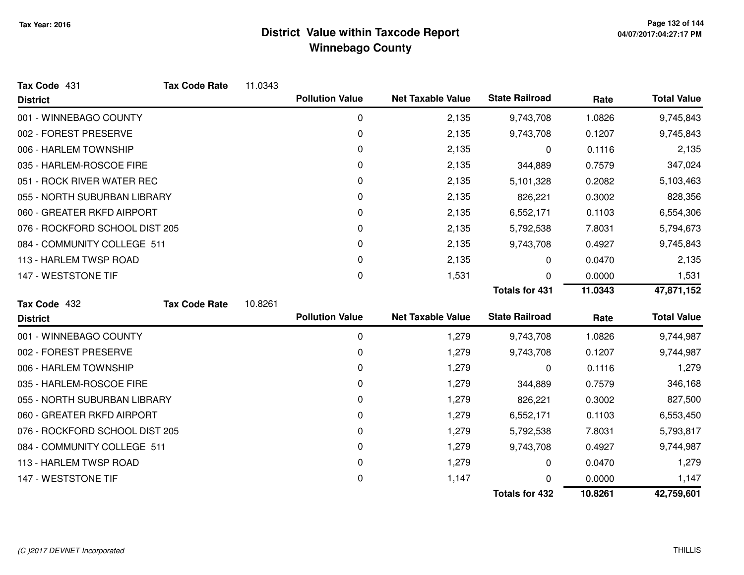Tax Year: 2016

# District Value within Taxcode Report
## Winnebago County

**Tax Code** 431 **Tax Code Rate** 11.0343

| District | Pollution Value | Net Taxable Value | State Railroad | Rate | Total Value |
|---|---|---|---|---|---|
| 001 - WINNEBAGO COUNTY | 0 | 2,135 | 9,743,708 | 1.0826 | 9,745,843 |
| 002 - FOREST PRESERVE | 0 | 2,135 | 9,743,708 | 0.1207 | 9,745,843 |
| 006 - HARLEM TOWNSHIP | 0 | 2,135 | 0 | 0.1116 | 2,135 |
| 035 - HARLEM-ROSCOE FIRE | 0 | 2,135 | 344,889 | 0.7579 | 347,024 |
| 051 - ROCK RIVER WATER REC | 0 | 2,135 | 5,101,328 | 0.2082 | 5,103,463 |
| 055 - NORTH SUBURBAN LIBRARY | 0 | 2,135 | 826,221 | 0.3002 | 828,356 |
| 060 - GREATER RKFD AIRPORT | 0 | 2,135 | 6,552,171 | 0.1103 | 6,554,306 |
| 076 - ROCKFORD SCHOOL DIST 205 | 0 | 2,135 | 5,792,538 | 7.8031 | 5,794,673 |
| 084 - COMMUNITY COLLEGE 511 | 0 | 2,135 | 9,743,708 | 0.4927 | 9,745,843 |
| 113 - HARLEM TWSP ROAD | 0 | 2,135 | 0 | 0.0470 | 2,135 |
| 147 - WESTSTONE TIF | 0 | 1,531 | 0 | 0.0000 | 1,531 |
| | | | **Totals for 431** | **11.0343** | **47,871,152** |

**Tax Code** 432 **Tax Code Rate** 10.8261

| District | Pollution Value | Net Taxable Value | State Railroad | Rate | Total Value |
|---|---|---|---|---|---|
| 001 - WINNEBAGO COUNTY | 0 | 1,279 | 9,743,708 | 1.0826 | 9,744,987 |
| 002 - FOREST PRESERVE | 0 | 1,279 | 9,743,708 | 0.1207 | 9,744,987 |
| 006 - HARLEM TOWNSHIP | 0 | 1,279 | 0 | 0.1116 | 1,279 |
| 035 - HARLEM-ROSCOE FIRE | 0 | 1,279 | 344,889 | 0.7579 | 346,168 |
| 055 - NORTH SUBURBAN LIBRARY | 0 | 1,279 | 826,221 | 0.3002 | 827,500 |
| 060 - GREATER RKFD AIRPORT | 0 | 1,279 | 6,552,171 | 0.1103 | 6,553,450 |
| 076 - ROCKFORD SCHOOL DIST 205 | 0 | 1,279 | 5,792,538 | 7.8031 | 5,793,817 |
| 084 - COMMUNITY COLLEGE 511 | 0 | 1,279 | 9,743,708 | 0.4927 | 9,744,987 |
| 113 - HARLEM TWSP ROAD | 0 | 1,279 | 0 | 0.0470 | 1,279 |
| 147 - WESTSTONE TIF | 0 | 1,147 | 0 | 0.0000 | 1,147 |
| | | | **Totals for 432** | **10.8261** | **42,759,601** |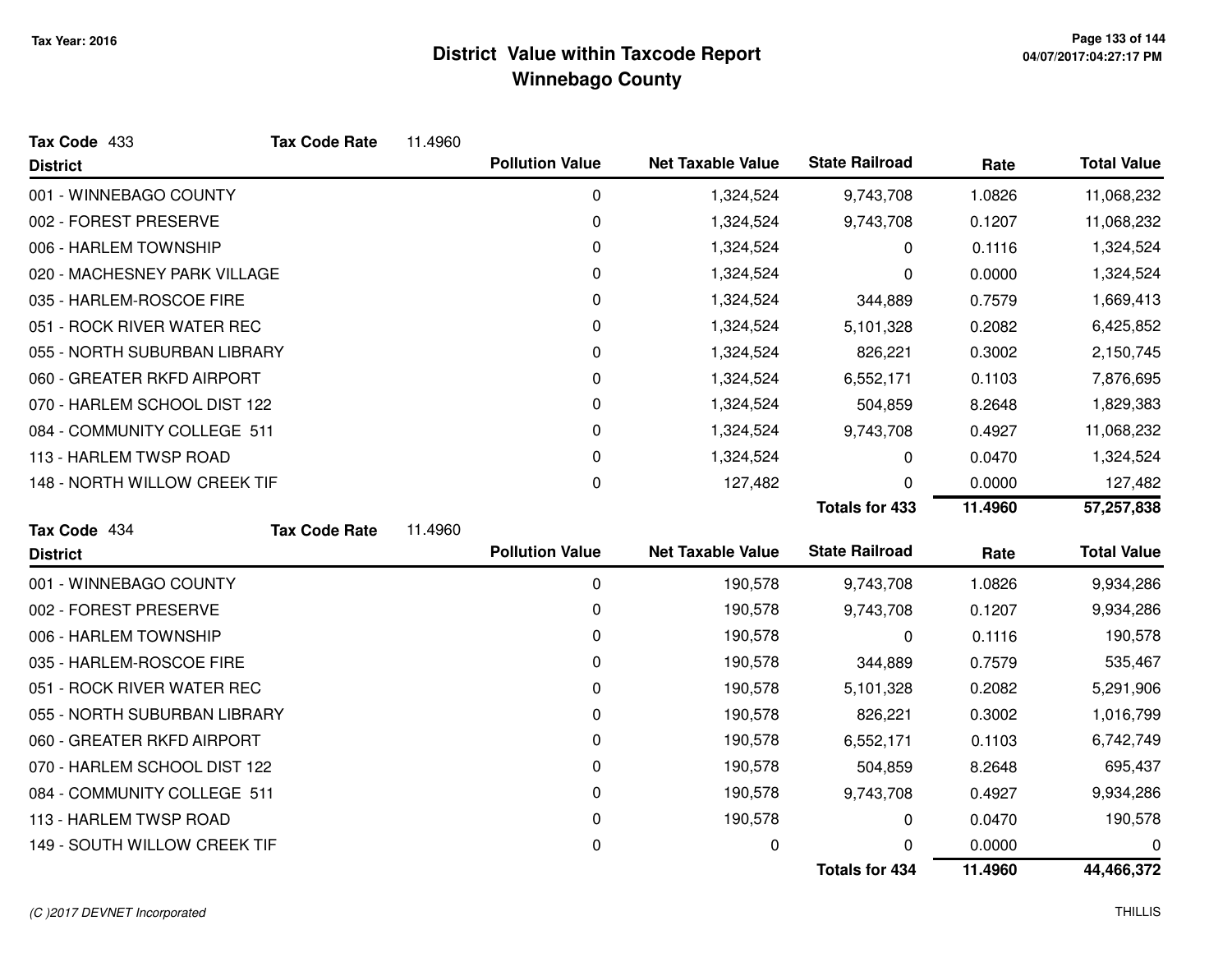# District Value within Taxcode Report
## Winnebago County

Tax Year: 2016

**Tax Code** 433 **Tax Code Rate** 11.4960

| District | Pollution Value | Net Taxable Value | State Railroad | Rate | Total Value |
|---|---|---|---|---|---|
| 001 - WINNEBAGO COUNTY | 0 | 1,324,524 | 9,743,708 | 1.0826 | 11,068,232 |
| 002 - FOREST PRESERVE | 0 | 1,324,524 | 9,743,708 | 0.1207 | 11,068,232 |
| 006 - HARLEM TOWNSHIP | 0 | 1,324,524 | 0 | 0.1116 | 1,324,524 |
| 020 - MACHESNEY PARK VILLAGE | 0 | 1,324,524 | 0 | 0.0000 | 1,324,524 |
| 035 - HARLEM-ROSCOE FIRE | 0 | 1,324,524 | 344,889 | 0.7579 | 1,669,413 |
| 051 - ROCK RIVER WATER REC | 0 | 1,324,524 | 5,101,328 | 0.2082 | 6,425,852 |
| 055 - NORTH SUBURBAN LIBRARY | 0 | 1,324,524 | 826,221 | 0.3002 | 2,150,745 |
| 060 - GREATER RKFD AIRPORT | 0 | 1,324,524 | 6,552,171 | 0.1103 | 7,876,695 |
| 070 - HARLEM SCHOOL DIST 122 | 0 | 1,324,524 | 504,859 | 8.2648 | 1,829,383 |
| 084 - COMMUNITY COLLEGE 511 | 0 | 1,324,524 | 9,743,708 | 0.4927 | 11,068,232 |
| 113 - HARLEM TWSP ROAD | 0 | 1,324,524 | 0 | 0.0470 | 1,324,524 |
| 148 - NORTH WILLOW CREEK TIF | 0 | 127,482 | 0 | 0.0000 | 127,482 |
| | | | **Totals for 433** | **11.4960** | **57,257,838** |

**Tax Code** 434 **Tax Code Rate** 11.4960

| District | Pollution Value | Net Taxable Value | State Railroad | Rate | Total Value |
|---|---|---|---|---|---|
| 001 - WINNEBAGO COUNTY | 0 | 190,578 | 9,743,708 | 1.0826 | 9,934,286 |
| 002 - FOREST PRESERVE | 0 | 190,578 | 9,743,708 | 0.1207 | 9,934,286 |
| 006 - HARLEM TOWNSHIP | 0 | 190,578 | 0 | 0.1116 | 190,578 |
| 035 - HARLEM-ROSCOE FIRE | 0 | 190,578 | 344,889 | 0.7579 | 535,467 |
| 051 - ROCK RIVER WATER REC | 0 | 190,578 | 5,101,328 | 0.2082 | 5,291,906 |
| 055 - NORTH SUBURBAN LIBRARY | 0 | 190,578 | 826,221 | 0.3002 | 1,016,799 |
| 060 - GREATER RKFD AIRPORT | 0 | 190,578 | 6,552,171 | 0.1103 | 6,742,749 |
| 070 - HARLEM SCHOOL DIST 122 | 0 | 190,578 | 504,859 | 8.2648 | 695,437 |
| 084 - COMMUNITY COLLEGE 511 | 0 | 190,578 | 9,743,708 | 0.4927 | 9,934,286 |
| 113 - HARLEM TWSP ROAD | 0 | 190,578 | 0 | 0.0470 | 190,578 |
| 149 - SOUTH WILLOW CREEK TIF | 0 | 0 | 0 | 0.0000 | 0 |
| | | | **Totals for 434** | **11.4960** | **44,466,372** |

*(C )2017 DEVNET Incorporated*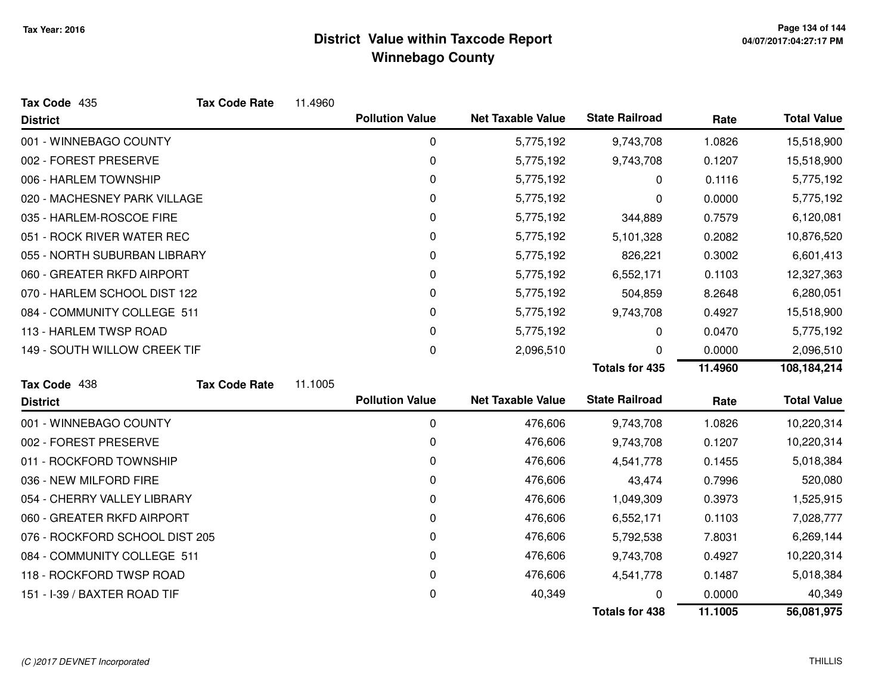# District Value within Taxcode Report
## Winnebago County

Tax Year: 2016

**Tax Code** 435 **Tax Code Rate** 11.4960

| District | Pollution Value | Net Taxable Value | State Railroad | Rate | Total Value |
|---|---|---|---|---|---|
| 001 - WINNEBAGO COUNTY | 0 | 5,775,192 | 9,743,708 | 1.0826 | 15,518,900 |
| 002 - FOREST PRESERVE | 0 | 5,775,192 | 9,743,708 | 0.1207 | 15,518,900 |
| 006 - HARLEM TOWNSHIP | 0 | 5,775,192 | 0 | 0.1116 | 5,775,192 |
| 020 - MACHESNEY PARK VILLAGE | 0 | 5,775,192 | 0 | 0.0000 | 5,775,192 |
| 035 - HARLEM-ROSCOE FIRE | 0 | 5,775,192 | 344,889 | 0.7579 | 6,120,081 |
| 051 - ROCK RIVER WATER REC | 0 | 5,775,192 | 5,101,328 | 0.2082 | 10,876,520 |
| 055 - NORTH SUBURBAN LIBRARY | 0 | 5,775,192 | 826,221 | 0.3002 | 6,601,413 |
| 060 - GREATER RKFD AIRPORT | 0 | 5,775,192 | 6,552,171 | 0.1103 | 12,327,363 |
| 070 - HARLEM SCHOOL DIST 122 | 0 | 5,775,192 | 504,859 | 8.2648 | 6,280,051 |
| 084 - COMMUNITY COLLEGE 511 | 0 | 5,775,192 | 9,743,708 | 0.4927 | 15,518,900 |
| 113 - HARLEM TWSP ROAD | 0 | 5,775,192 | 0 | 0.0470 | 5,775,192 |
| 149 - SOUTH WILLOW CREEK TIF | 0 | 2,096,510 | 0 | 0.0000 | 2,096,510 |
| | | | **Totals for 435** | **11.4960** | **108,184,214** |

**Tax Code** 438 **Tax Code Rate** 11.1005

| District | Pollution Value | Net Taxable Value | State Railroad | Rate | Total Value |
|---|---|---|---|---|---|
| 001 - WINNEBAGO COUNTY | 0 | 476,606 | 9,743,708 | 1.0826 | 10,220,314 |
| 002 - FOREST PRESERVE | 0 | 476,606 | 9,743,708 | 0.1207 | 10,220,314 |
| 011 - ROCKFORD TOWNSHIP | 0 | 476,606 | 4,541,778 | 0.1455 | 5,018,384 |
| 036 - NEW MILFORD FIRE | 0 | 476,606 | 43,474 | 0.7996 | 520,080 |
| 054 - CHERRY VALLEY LIBRARY | 0 | 476,606 | 1,049,309 | 0.3973 | 1,525,915 |
| 060 - GREATER RKFD AIRPORT | 0 | 476,606 | 6,552,171 | 0.1103 | 7,028,777 |
| 076 - ROCKFORD SCHOOL DIST 205 | 0 | 476,606 | 5,792,538 | 7.8031 | 6,269,144 |
| 084 - COMMUNITY COLLEGE 511 | 0 | 476,606 | 9,743,708 | 0.4927 | 10,220,314 |
| 118 - ROCKFORD TWSP ROAD | 0 | 476,606 | 4,541,778 | 0.1487 | 5,018,384 |
| 151 - I-39 / BAXTER ROAD TIF | 0 | 40,349 | 0 | 0.0000 | 40,349 |
| | | | **Totals for 438** | **11.1005** | **56,081,975** |

(C )2017 DEVNET Incorporated THILLIS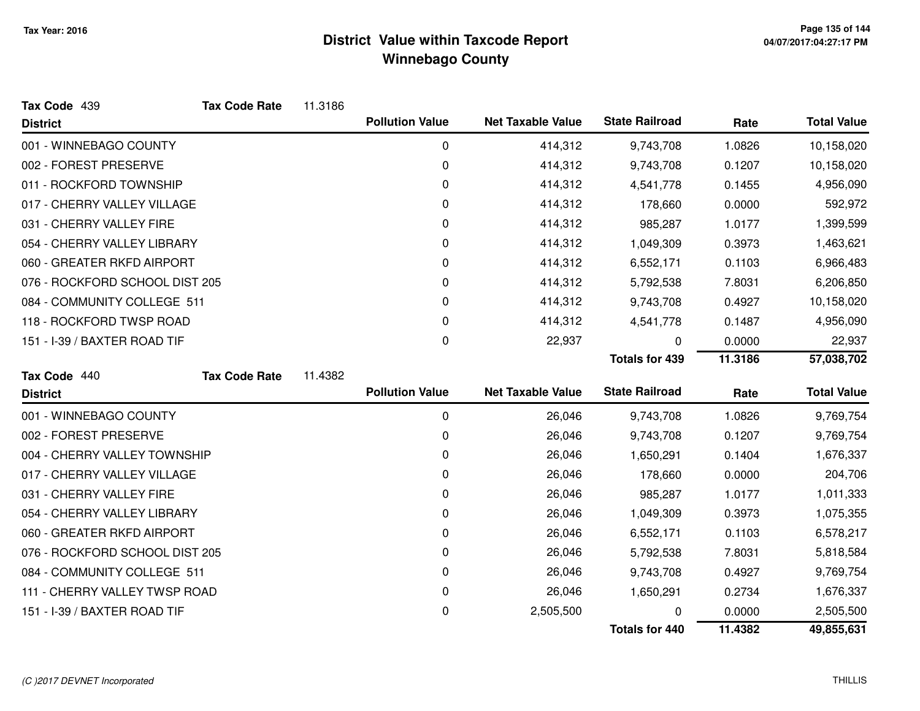# District Value within Taxcode Report
## Winnebago County

Tax Year: 2016

**Tax Code** 439 **Tax Code Rate** 11.3186

| District | Pollution Value | Net Taxable Value | State Railroad | Rate | Total Value |
|---|---|---|---|---|---|
| 001 - WINNEBAGO COUNTY | 0 | 414,312 | 9,743,708 | 1.0826 | 10,158,020 |
| 002 - FOREST PRESERVE | 0 | 414,312 | 9,743,708 | 0.1207 | 10,158,020 |
| 011 - ROCKFORD TOWNSHIP | 0 | 414,312 | 4,541,778 | 0.1455 | 4,956,090 |
| 017 - CHERRY VALLEY VILLAGE | 0 | 414,312 | 178,660 | 0.0000 | 592,972 |
| 031 - CHERRY VALLEY FIRE | 0 | 414,312 | 985,287 | 1.0177 | 1,399,599 |
| 054 - CHERRY VALLEY LIBRARY | 0 | 414,312 | 1,049,309 | 0.3973 | 1,463,621 |
| 060 - GREATER RKFD AIRPORT | 0 | 414,312 | 6,552,171 | 0.1103 | 6,966,483 |
| 076 - ROCKFORD SCHOOL DIST 205 | 0 | 414,312 | 5,792,538 | 7.8031 | 6,206,850 |
| 084 - COMMUNITY COLLEGE 511 | 0 | 414,312 | 9,743,708 | 0.4927 | 10,158,020 |
| 118 - ROCKFORD TWSP ROAD | 0 | 414,312 | 4,541,778 | 0.1487 | 4,956,090 |
| 151 - I-39 / BAXTER ROAD TIF | 0 | 22,937 | 0 | 0.0000 | 22,937 |
| | | | **Totals for 439** | **11.3186** | **57,038,702** |

**Tax Code** 440 **Tax Code Rate** 11.4382

| District | Pollution Value | Net Taxable Value | State Railroad | Rate | Total Value |
|---|---|---|---|---|---|
| 001 - WINNEBAGO COUNTY | 0 | 26,046 | 9,743,708 | 1.0826 | 9,769,754 |
| 002 - FOREST PRESERVE | 0 | 26,046 | 9,743,708 | 0.1207 | 9,769,754 |
| 004 - CHERRY VALLEY TOWNSHIP | 0 | 26,046 | 1,650,291 | 0.1404 | 1,676,337 |
| 017 - CHERRY VALLEY VILLAGE | 0 | 26,046 | 178,660 | 0.0000 | 204,706 |
| 031 - CHERRY VALLEY FIRE | 0 | 26,046 | 985,287 | 1.0177 | 1,011,333 |
| 054 - CHERRY VALLEY LIBRARY | 0 | 26,046 | 1,049,309 | 0.3973 | 1,075,355 |
| 060 - GREATER RKFD AIRPORT | 0 | 26,046 | 6,552,171 | 0.1103 | 6,578,217 |
| 076 - ROCKFORD SCHOOL DIST 205 | 0 | 26,046 | 5,792,538 | 7.8031 | 5,818,584 |
| 084 - COMMUNITY COLLEGE 511 | 0 | 26,046 | 9,743,708 | 0.4927 | 9,769,754 |
| 111 - CHERRY VALLEY TWSP ROAD | 0 | 26,046 | 1,650,291 | 0.2734 | 1,676,337 |
| 151 - I-39 / BAXTER ROAD TIF | 0 | 2,505,500 | 0 | 0.0000 | 2,505,500 |
| | | | **Totals for 440** | **11.4382** | **49,855,631** |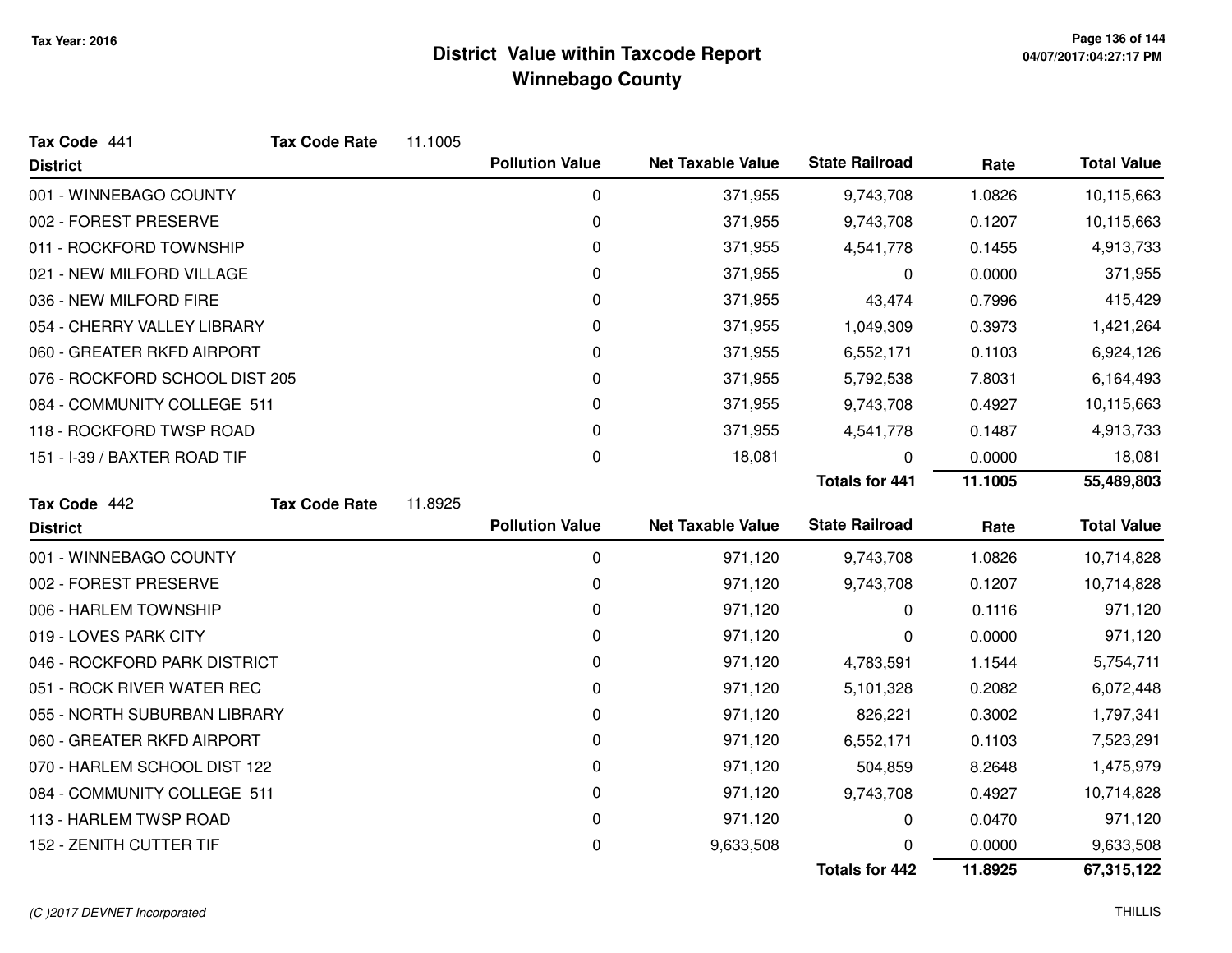# District Value within Taxcode Report
## Winnebago County

Tax Year: 2016

**Tax Code** 441 **Tax Code Rate** 11.1005

| District | Pollution Value | Net Taxable Value | State Railroad | Rate | Total Value |
|---|---|---|---|---|---|
| 001 - WINNEBAGO COUNTY | 0 | 371,955 | 9,743,708 | 1.0826 | 10,115,663 |
| 002 - FOREST PRESERVE | 0 | 371,955 | 9,743,708 | 0.1207 | 10,115,663 |
| 011 - ROCKFORD TOWNSHIP | 0 | 371,955 | 4,541,778 | 0.1455 | 4,913,733 |
| 021 - NEW MILFORD VILLAGE | 0 | 371,955 | 0 | 0.0000 | 371,955 |
| 036 - NEW MILFORD FIRE | 0 | 371,955 | 43,474 | 0.7996 | 415,429 |
| 054 - CHERRY VALLEY LIBRARY | 0 | 371,955 | 1,049,309 | 0.3973 | 1,421,264 |
| 060 - GREATER RKFD AIRPORT | 0 | 371,955 | 6,552,171 | 0.1103 | 6,924,126 |
| 076 - ROCKFORD SCHOOL DIST 205 | 0 | 371,955 | 5,792,538 | 7.8031 | 6,164,493 |
| 084 - COMMUNITY COLLEGE 511 | 0 | 371,955 | 9,743,708 | 0.4927 | 10,115,663 |
| 118 - ROCKFORD TWSP ROAD | 0 | 371,955 | 4,541,778 | 0.1487 | 4,913,733 |
| 151 - I-39 / BAXTER ROAD TIF | 0 | 18,081 | 0 | 0.0000 | 18,081 |
| | | | **Totals for 441** | **11.1005** | **55,489,803** |

**Tax Code** 442 **Tax Code Rate** 11.8925

| District | Pollution Value | Net Taxable Value | State Railroad | Rate | Total Value |
|---|---|---|---|---|---|
| 001 - WINNEBAGO COUNTY | 0 | 971,120 | 9,743,708 | 1.0826 | 10,714,828 |
| 002 - FOREST PRESERVE | 0 | 971,120 | 9,743,708 | 0.1207 | 10,714,828 |
| 006 - HARLEM TOWNSHIP | 0 | 971,120 | 0 | 0.1116 | 971,120 |
| 019 - LOVES PARK CITY | 0 | 971,120 | 0 | 0.0000 | 971,120 |
| 046 - ROCKFORD PARK DISTRICT | 0 | 971,120 | 4,783,591 | 1.1544 | 5,754,711 |
| 051 - ROCK RIVER WATER REC | 0 | 971,120 | 5,101,328 | 0.2082 | 6,072,448 |
| 055 - NORTH SUBURBAN LIBRARY | 0 | 971,120 | 826,221 | 0.3002 | 1,797,341 |
| 060 - GREATER RKFD AIRPORT | 0 | 971,120 | 6,552,171 | 0.1103 | 7,523,291 |
| 070 - HARLEM SCHOOL DIST 122 | 0 | 971,120 | 504,859 | 8.2648 | 1,475,979 |
| 084 - COMMUNITY COLLEGE 511 | 0 | 971,120 | 9,743,708 | 0.4927 | 10,714,828 |
| 113 - HARLEM TWSP ROAD | 0 | 971,120 | 0 | 0.0470 | 971,120 |
| 152 - ZENITH CUTTER TIF | 0 | 9,633,508 | 0 | 0.0000 | 9,633,508 |
| | | | **Totals for 442** | **11.8925** | **67,315,122** |

(C )2017 DEVNET Incorporated THILLIS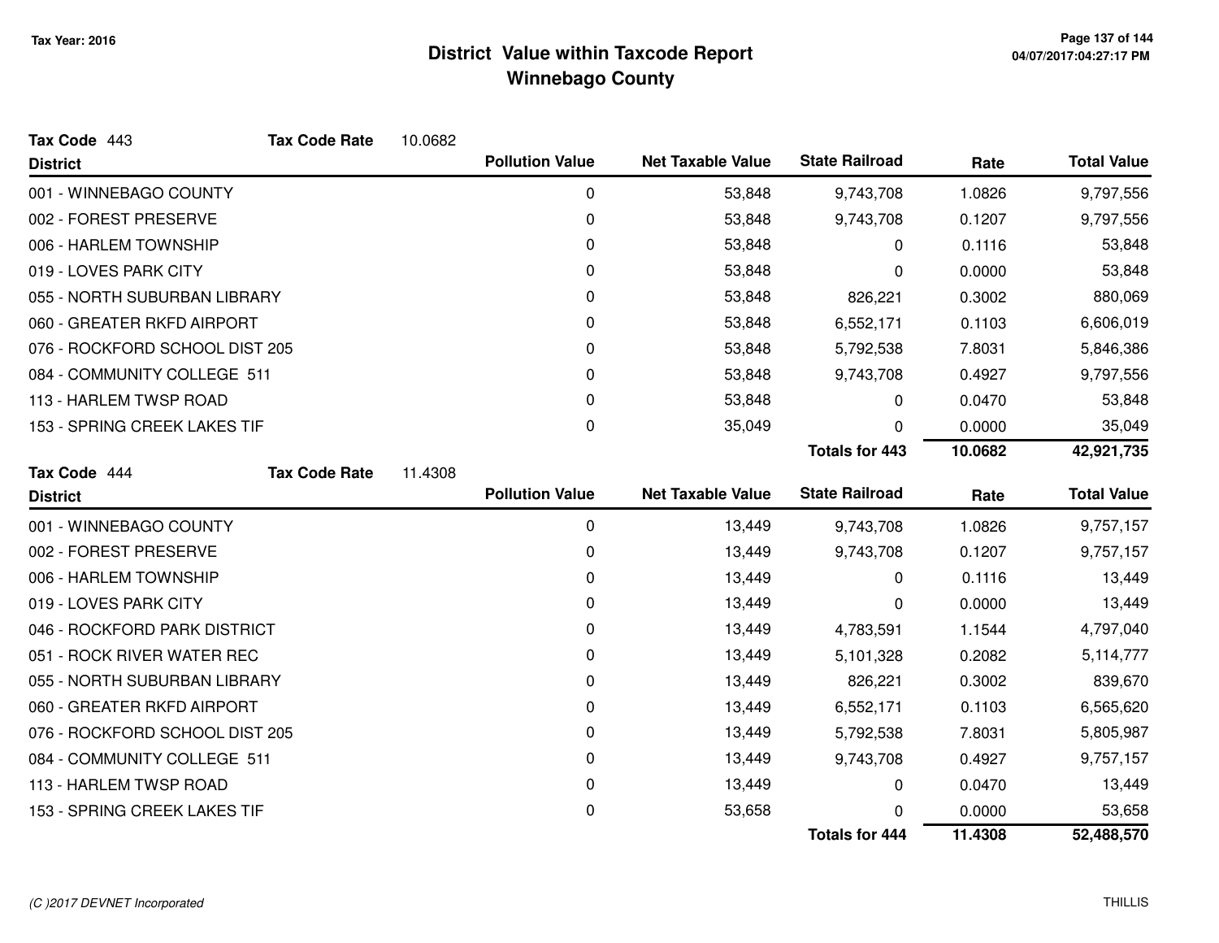# District Value within Taxcode Report
## Winnebago County

Tax Year: 2016

**Tax Code** 443 **Tax Code Rate** 10.0682

| District | Pollution Value | Net Taxable Value | State Railroad | Rate | Total Value |
|---|---|---|---|---|---|
| 001 - WINNEBAGO COUNTY | 0 | 53,848 | 9,743,708 | 1.0826 | 9,797,556 |
| 002 - FOREST PRESERVE | 0 | 53,848 | 9,743,708 | 0.1207 | 9,797,556 |
| 006 - HARLEM TOWNSHIP | 0 | 53,848 | 0 | 0.1116 | 53,848 |
| 019 - LOVES PARK CITY | 0 | 53,848 | 0 | 0.0000 | 53,848 |
| 055 - NORTH SUBURBAN LIBRARY | 0 | 53,848 | 826,221 | 0.3002 | 880,069 |
| 060 - GREATER RKFD AIRPORT | 0 | 53,848 | 6,552,171 | 0.1103 | 6,606,019 |
| 076 - ROCKFORD SCHOOL DIST 205 | 0 | 53,848 | 5,792,538 | 7.8031 | 5,846,386 |
| 084 - COMMUNITY COLLEGE 511 | 0 | 53,848 | 9,743,708 | 0.4927 | 9,797,556 |
| 113 - HARLEM TWSP ROAD | 0 | 53,848 | 0 | 0.0470 | 53,848 |
| 153 - SPRING CREEK LAKES TIF | 0 | 35,049 | 0 | 0.0000 | 35,049 |
| | | | **Totals for 443** | **10.0682** | **42,921,735** |

**Tax Code** 444 **Tax Code Rate** 11.4308

| District | Pollution Value | Net Taxable Value | State Railroad | Rate | Total Value |
|---|---|---|---|---|---|
| 001 - WINNEBAGO COUNTY | 0 | 13,449 | 9,743,708 | 1.0826 | 9,757,157 |
| 002 - FOREST PRESERVE | 0 | 13,449 | 9,743,708 | 0.1207 | 9,757,157 |
| 006 - HARLEM TOWNSHIP | 0 | 13,449 | 0 | 0.1116 | 13,449 |
| 019 - LOVES PARK CITY | 0 | 13,449 | 0 | 0.0000 | 13,449 |
| 046 - ROCKFORD PARK DISTRICT | 0 | 13,449 | 4,783,591 | 1.1544 | 4,797,040 |
| 051 - ROCK RIVER WATER REC | 0 | 13,449 | 5,101,328 | 0.2082 | 5,114,777 |
| 055 - NORTH SUBURBAN LIBRARY | 0 | 13,449 | 826,221 | 0.3002 | 839,670 |
| 060 - GREATER RKFD AIRPORT | 0 | 13,449 | 6,552,171 | 0.1103 | 6,565,620 |
| 076 - ROCKFORD SCHOOL DIST 205 | 0 | 13,449 | 5,792,538 | 7.8031 | 5,805,987 |
| 084 - COMMUNITY COLLEGE 511 | 0 | 13,449 | 9,743,708 | 0.4927 | 9,757,157 |
| 113 - HARLEM TWSP ROAD | 0 | 13,449 | 0 | 0.0470 | 13,449 |
| 153 - SPRING CREEK LAKES TIF | 0 | 53,658 | 0 | 0.0000 | 53,658 |
| | | | **Totals for 444** | **11.4308** | **52,488,570** |

*(C )2017 DEVNET Incorporated*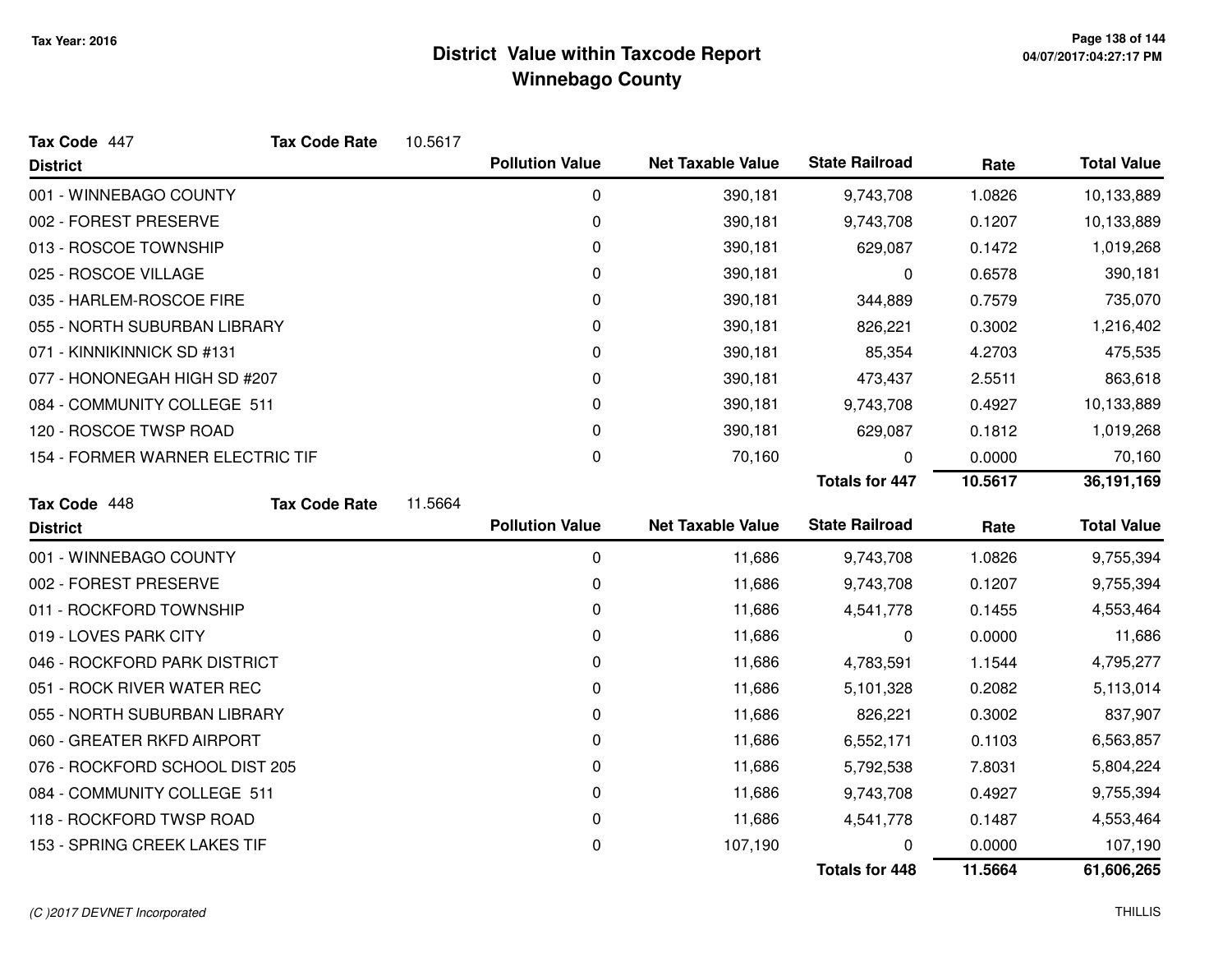# District Value within Taxcode Report
## Winnebago County

Tax Year: 2016

**Tax Code** 447 **Tax Code Rate** 10.5617

| District | Pollution Value | Net Taxable Value | State Railroad | Rate | Total Value |
|---|---|---|---|---|---|
| 001 - WINNEBAGO COUNTY | 0 | 390,181 | 9,743,708 | 1.0826 | 10,133,889 |
| 002 - FOREST PRESERVE | 0 | 390,181 | 9,743,708 | 0.1207 | 10,133,889 |
| 013 - ROSCOE TOWNSHIP | 0 | 390,181 | 629,087 | 0.1472 | 1,019,268 |
| 025 - ROSCOE VILLAGE | 0 | 390,181 | 0 | 0.6578 | 390,181 |
| 035 - HARLEM-ROSCOE FIRE | 0 | 390,181 | 344,889 | 0.7579 | 735,070 |
| 055 - NORTH SUBURBAN LIBRARY | 0 | 390,181 | 826,221 | 0.3002 | 1,216,402 |
| 071 - KINNIKINNICK SD #131 | 0 | 390,181 | 85,354 | 4.2703 | 475,535 |
| 077 - HONONEGAH HIGH SD #207 | 0 | 390,181 | 473,437 | 2.5511 | 863,618 |
| 084 - COMMUNITY COLLEGE 511 | 0 | 390,181 | 9,743,708 | 0.4927 | 10,133,889 |
| 120 - ROSCOE TWSP ROAD | 0 | 390,181 | 629,087 | 0.1812 | 1,019,268 |
| 154 - FORMER WARNER ELECTRIC TIF | 0 | 70,160 | 0 | 0.0000 | 70,160 |
| | | | **Totals for 447** | **10.5617** | **36,191,169** |

**Tax Code** 448 **Tax Code Rate** 11.5664

| District | Pollution Value | Net Taxable Value | State Railroad | Rate | Total Value |
|---|---|---|---|---|---|
| 001 - WINNEBAGO COUNTY | 0 | 11,686 | 9,743,708 | 1.0826 | 9,755,394 |
| 002 - FOREST PRESERVE | 0 | 11,686 | 9,743,708 | 0.1207 | 9,755,394 |
| 011 - ROCKFORD TOWNSHIP | 0 | 11,686 | 4,541,778 | 0.1455 | 4,553,464 |
| 019 - LOVES PARK CITY | 0 | 11,686 | 0 | 0.0000 | 11,686 |
| 046 - ROCKFORD PARK DISTRICT | 0 | 11,686 | 4,783,591 | 1.1544 | 4,795,277 |
| 051 - ROCK RIVER WATER REC | 0 | 11,686 | 5,101,328 | 0.2082 | 5,113,014 |
| 055 - NORTH SUBURBAN LIBRARY | 0 | 11,686 | 826,221 | 0.3002 | 837,907 |
| 060 - GREATER RKFD AIRPORT | 0 | 11,686 | 6,552,171 | 0.1103 | 6,563,857 |
| 076 - ROCKFORD SCHOOL DIST 205 | 0 | 11,686 | 5,792,538 | 7.8031 | 5,804,224 |
| 084 - COMMUNITY COLLEGE 511 | 0 | 11,686 | 9,743,708 | 0.4927 | 9,755,394 |
| 118 - ROCKFORD TWSP ROAD | 0 | 11,686 | 4,541,778 | 0.1487 | 4,553,464 |
| 153 - SPRING CREEK LAKES TIF | 0 | 107,190 | 0 | 0.0000 | 107,190 |
| | | | **Totals for 448** | **11.5664** | **61,606,265** |

(C )2017 DEVNET Incorporated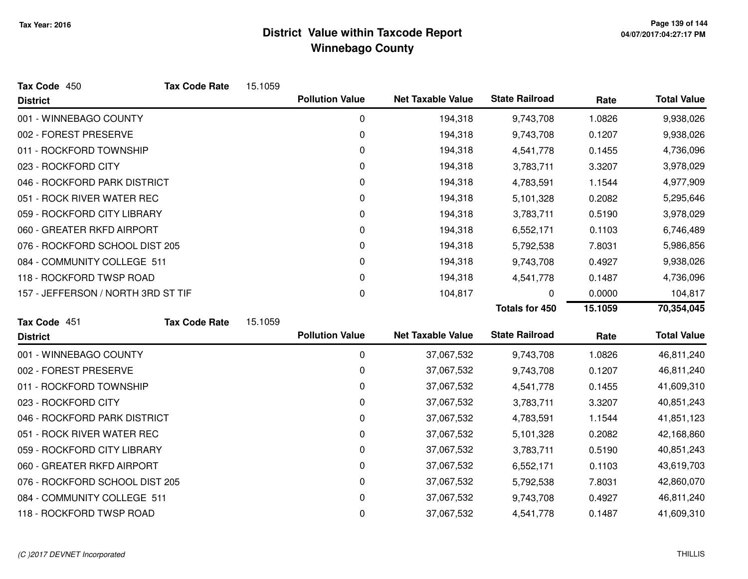# District Value within Taxcode Report
## Winnebago County

Tax Year: 2016

**Tax Code** 450 **Tax Code Rate** 15.1059

| District | Pollution Value | Net Taxable Value | State Railroad | Rate | Total Value |
|---|---|---|---|---|---|
| 001 - WINNEBAGO COUNTY | 0 | 194,318 | 9,743,708 | 1.0826 | 9,938,026 |
| 002 - FOREST PRESERVE | 0 | 194,318 | 9,743,708 | 0.1207 | 9,938,026 |
| 011 - ROCKFORD TOWNSHIP | 0 | 194,318 | 4,541,778 | 0.1455 | 4,736,096 |
| 023 - ROCKFORD CITY | 0 | 194,318 | 3,783,711 | 3.3207 | 3,978,029 |
| 046 - ROCKFORD PARK DISTRICT | 0 | 194,318 | 4,783,591 | 1.1544 | 4,977,909 |
| 051 - ROCK RIVER WATER REC | 0 | 194,318 | 5,101,328 | 0.2082 | 5,295,646 |
| 059 - ROCKFORD CITY LIBRARY | 0 | 194,318 | 3,783,711 | 0.5190 | 3,978,029 |
| 060 - GREATER RKFD AIRPORT | 0 | 194,318 | 6,552,171 | 0.1103 | 6,746,489 |
| 076 - ROCKFORD SCHOOL DIST 205 | 0 | 194,318 | 5,792,538 | 7.8031 | 5,986,856 |
| 084 - COMMUNITY COLLEGE 511 | 0 | 194,318 | 9,743,708 | 0.4927 | 9,938,026 |
| 118 - ROCKFORD TWSP ROAD | 0 | 194,318 | 4,541,778 | 0.1487 | 4,736,096 |
| 157 - JEFFERSON / NORTH 3RD ST TIF | 0 | 104,817 | 0 | 0.0000 | 104,817 |
| | | | **Totals for 450** | **15.1059** | **70,354,045** |

**Tax Code** 451 **Tax Code Rate** 15.1059

| District | Pollution Value | Net Taxable Value | State Railroad | Rate | Total Value |
|---|---|---|---|---|---|
| 001 - WINNEBAGO COUNTY | 0 | 37,067,532 | 9,743,708 | 1.0826 | 46,811,240 |
| 002 - FOREST PRESERVE | 0 | 37,067,532 | 9,743,708 | 0.1207 | 46,811,240 |
| 011 - ROCKFORD TOWNSHIP | 0 | 37,067,532 | 4,541,778 | 0.1455 | 41,609,310 |
| 023 - ROCKFORD CITY | 0 | 37,067,532 | 3,783,711 | 3.3207 | 40,851,243 |
| 046 - ROCKFORD PARK DISTRICT | 0 | 37,067,532 | 4,783,591 | 1.1544 | 41,851,123 |
| 051 - ROCK RIVER WATER REC | 0 | 37,067,532 | 5,101,328 | 0.2082 | 42,168,860 |
| 059 - ROCKFORD CITY LIBRARY | 0 | 37,067,532 | 3,783,711 | 0.5190 | 40,851,243 |
| 060 - GREATER RKFD AIRPORT | 0 | 37,067,532 | 6,552,171 | 0.1103 | 43,619,703 |
| 076 - ROCKFORD SCHOOL DIST 205 | 0 | 37,067,532 | 5,792,538 | 7.8031 | 42,860,070 |
| 084 - COMMUNITY COLLEGE 511 | 0 | 37,067,532 | 9,743,708 | 0.4927 | 46,811,240 |
| 118 - ROCKFORD TWSP ROAD | 0 | 37,067,532 | 4,541,778 | 0.1487 | 41,609,310 |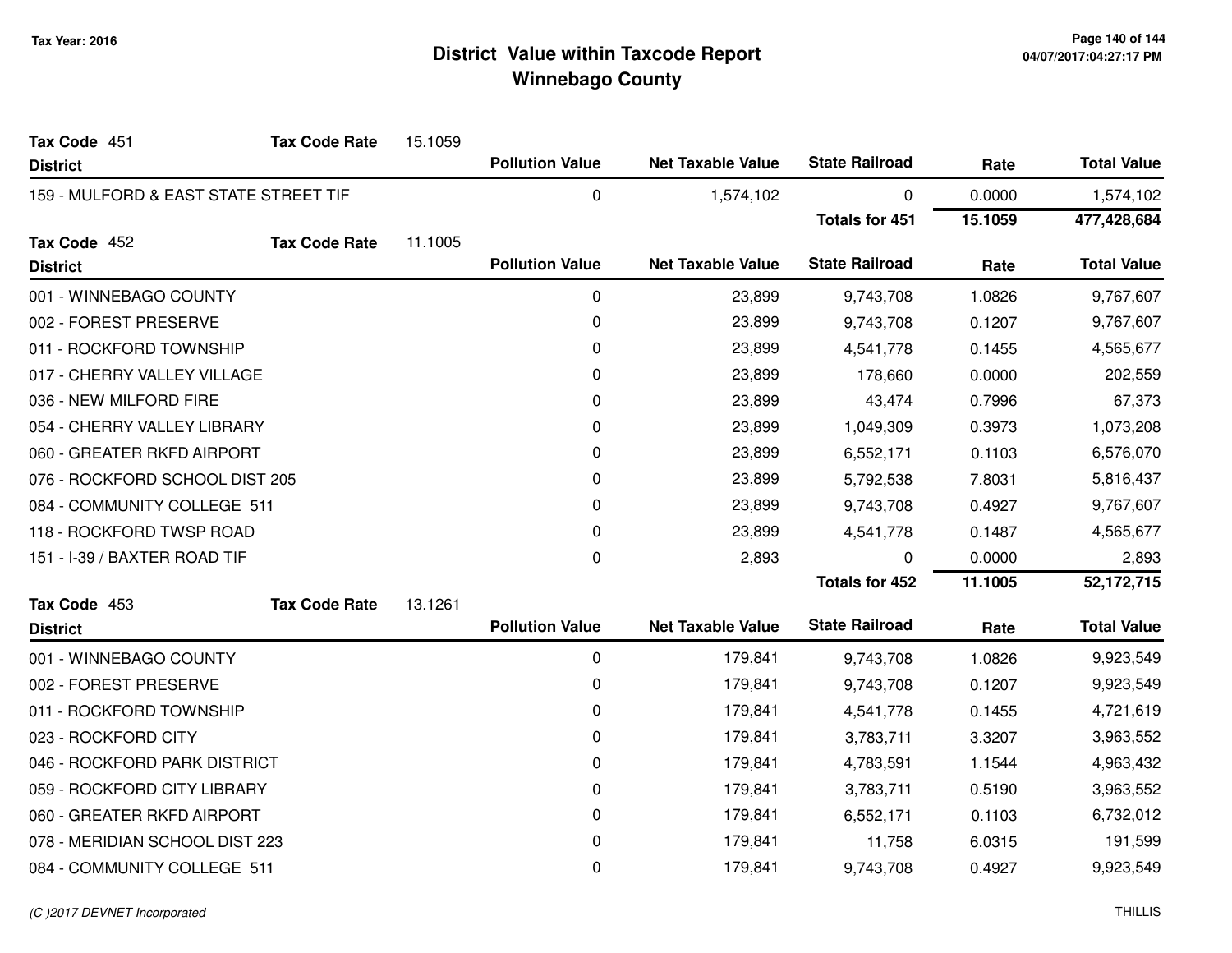# District Value within Taxcode Report
## Winnebago County

Tax Year: 2016

**Tax Code** 451 **Tax Code Rate** 15.1059

| District | Pollution Value | Net Taxable Value | State Railroad | Rate | Total Value |
|---|---|---|---|---|---|
| 159 - MULFORD & EAST STATE STREET TIF | 0 | 1,574,102 | 0 | 0.0000 | 1,574,102 |
| | | | **Totals for 451** | **15.1059** | **477,428,684** |

**Tax Code** 452 **Tax Code Rate** 11.1005

| District | Pollution Value | Net Taxable Value | State Railroad | Rate | Total Value |
|---|---|---|---|---|---|
| 001 - WINNEBAGO COUNTY | 0 | 23,899 | 9,743,708 | 1.0826 | 9,767,607 |
| 002 - FOREST PRESERVE | 0 | 23,899 | 9,743,708 | 0.1207 | 9,767,607 |
| 011 - ROCKFORD TOWNSHIP | 0 | 23,899 | 4,541,778 | 0.1455 | 4,565,677 |
| 017 - CHERRY VALLEY VILLAGE | 0 | 23,899 | 178,660 | 0.0000 | 202,559 |
| 036 - NEW MILFORD FIRE | 0 | 23,899 | 43,474 | 0.7996 | 67,373 |
| 054 - CHERRY VALLEY LIBRARY | 0 | 23,899 | 1,049,309 | 0.3973 | 1,073,208 |
| 060 - GREATER RKFD AIRPORT | 0 | 23,899 | 6,552,171 | 0.1103 | 6,576,070 |
| 076 - ROCKFORD SCHOOL DIST 205 | 0 | 23,899 | 5,792,538 | 7.8031 | 5,816,437 |
| 084 - COMMUNITY COLLEGE 511 | 0 | 23,899 | 9,743,708 | 0.4927 | 9,767,607 |
| 118 - ROCKFORD TWSP ROAD | 0 | 23,899 | 4,541,778 | 0.1487 | 4,565,677 |
| 151 - I-39 / BAXTER ROAD TIF | 0 | 2,893 | 0 | 0.0000 | 2,893 |
| | | | **Totals for 452** | **11.1005** | **52,172,715** |

**Tax Code** 453 **Tax Code Rate** 13.1261

| District | Pollution Value | Net Taxable Value | State Railroad | Rate | Total Value |
|---|---|---|---|---|---|
| 001 - WINNEBAGO COUNTY | 0 | 179,841 | 9,743,708 | 1.0826 | 9,923,549 |
| 002 - FOREST PRESERVE | 0 | 179,841 | 9,743,708 | 0.1207 | 9,923,549 |
| 011 - ROCKFORD TOWNSHIP | 0 | 179,841 | 4,541,778 | 0.1455 | 4,721,619 |
| 023 - ROCKFORD CITY | 0 | 179,841 | 3,783,711 | 3.3207 | 3,963,552 |
| 046 - ROCKFORD PARK DISTRICT | 0 | 179,841 | 4,783,591 | 1.1544 | 4,963,432 |
| 059 - ROCKFORD CITY LIBRARY | 0 | 179,841 | 3,783,711 | 0.5190 | 3,963,552 |
| 060 - GREATER RKFD AIRPORT | 0 | 179,841 | 6,552,171 | 0.1103 | 6,732,012 |
| 078 - MERIDIAN SCHOOL DIST 223 | 0 | 179,841 | 11,758 | 6.0315 | 191,599 |
| 084 - COMMUNITY COLLEGE 511 | 0 | 179,841 | 9,743,708 | 0.4927 | 9,923,549 |

*(C )2017 DEVNET Incorporated*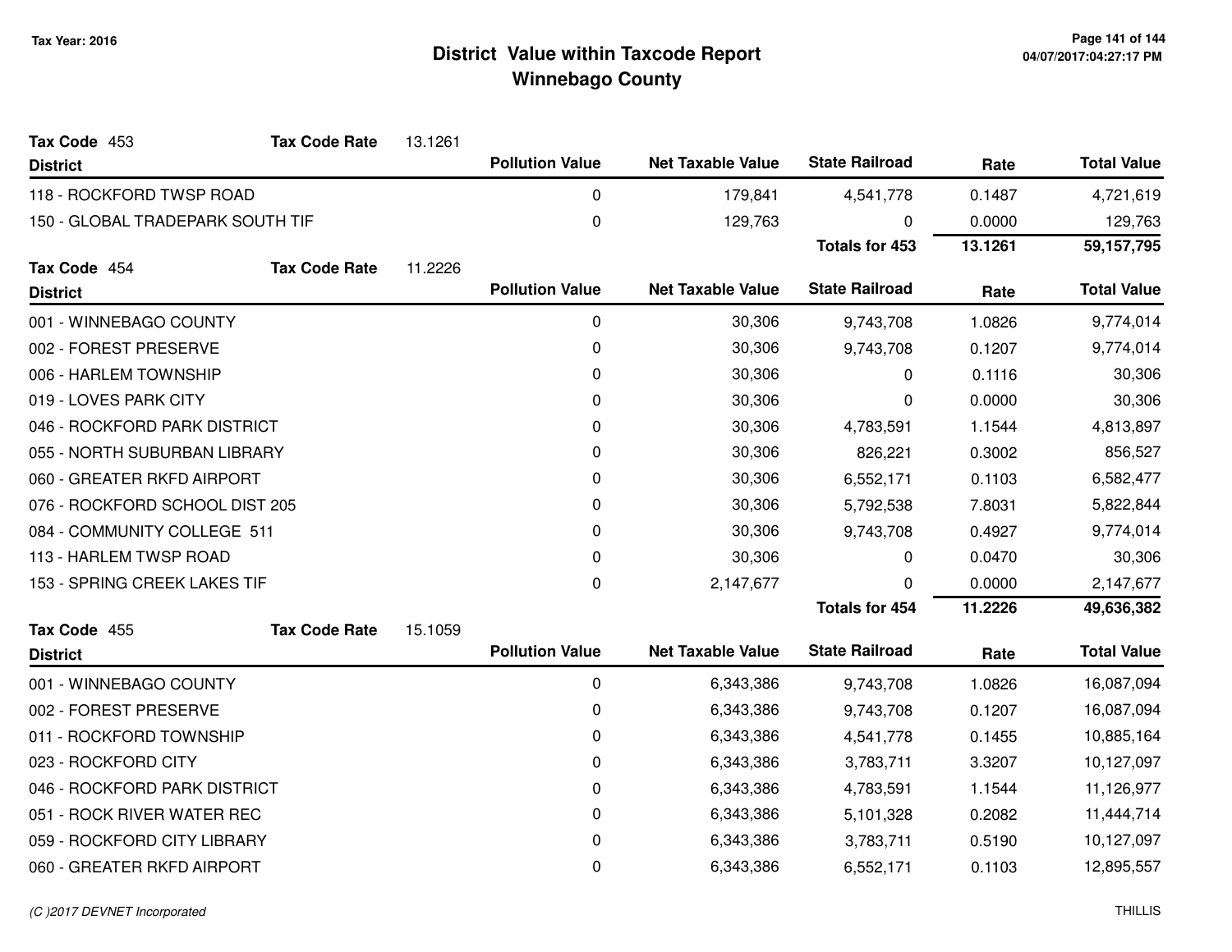# District Value within Taxcode Report
## Winnebago County

Tax Year: 2016

**Tax Code** 453 **Tax Code Rate** 13.1261

| District | Pollution Value | Net Taxable Value | State Railroad | Rate | Total Value |
|---|---|---|---|---|---|
| 118 - ROCKFORD TWSP ROAD | 0 | 179,841 | 4,541,778 | 0.1487 | 4,721,619 |
| 150 - GLOBAL TRADEPARK SOUTH TIF | 0 | 129,763 | 0 | 0.0000 | 129,763 |
| | | | **Totals for 453** | **13.1261** | **59,157,795** |

**Tax Code** 454 **Tax Code Rate** 11.2226

| District | Pollution Value | Net Taxable Value | State Railroad | Rate | Total Value |
|---|---|---|---|---|---|
| 001 - WINNEBAGO COUNTY | 0 | 30,306 | 9,743,708 | 1.0826 | 9,774,014 |
| 002 - FOREST PRESERVE | 0 | 30,306 | 9,743,708 | 0.1207 | 9,774,014 |
| 006 - HARLEM TOWNSHIP | 0 | 30,306 | 0 | 0.1116 | 30,306 |
| 019 - LOVES PARK CITY | 0 | 30,306 | 0 | 0.0000 | 30,306 |
| 046 - ROCKFORD PARK DISTRICT | 0 | 30,306 | 4,783,591 | 1.1544 | 4,813,897 |
| 055 - NORTH SUBURBAN LIBRARY | 0 | 30,306 | 826,221 | 0.3002 | 856,527 |
| 060 - GREATER RKFD AIRPORT | 0 | 30,306 | 6,552,171 | 0.1103 | 6,582,477 |
| 076 - ROCKFORD SCHOOL DIST 205 | 0 | 30,306 | 5,792,538 | 7.8031 | 5,822,844 |
| 084 - COMMUNITY COLLEGE 511 | 0 | 30,306 | 9,743,708 | 0.4927 | 9,774,014 |
| 113 - HARLEM TWSP ROAD | 0 | 30,306 | 0 | 0.0470 | 30,306 |
| 153 - SPRING CREEK LAKES TIF | 0 | 2,147,677 | 0 | 0.0000 | 2,147,677 |
| | | | **Totals for 454** | **11.2226** | **49,636,382** |

**Tax Code** 455 **Tax Code Rate** 15.1059

| District | Pollution Value | Net Taxable Value | State Railroad | Rate | Total Value |
|---|---|---|---|---|---|
| 001 - WINNEBAGO COUNTY | 0 | 6,343,386 | 9,743,708 | 1.0826 | 16,087,094 |
| 002 - FOREST PRESERVE | 0 | 6,343,386 | 9,743,708 | 0.1207 | 16,087,094 |
| 011 - ROCKFORD TOWNSHIP | 0 | 6,343,386 | 4,541,778 | 0.1455 | 10,885,164 |
| 023 - ROCKFORD CITY | 0 | 6,343,386 | 3,783,711 | 3.3207 | 10,127,097 |
| 046 - ROCKFORD PARK DISTRICT | 0 | 6,343,386 | 4,783,591 | 1.1544 | 11,126,977 |
| 051 - ROCK RIVER WATER REC | 0 | 6,343,386 | 5,101,328 | 0.2082 | 11,444,714 |
| 059 - ROCKFORD CITY LIBRARY | 0 | 6,343,386 | 3,783,711 | 0.5190 | 10,127,097 |
| 060 - GREATER RKFD AIRPORT | 0 | 6,343,386 | 6,552,171 | 0.1103 | 12,895,557 |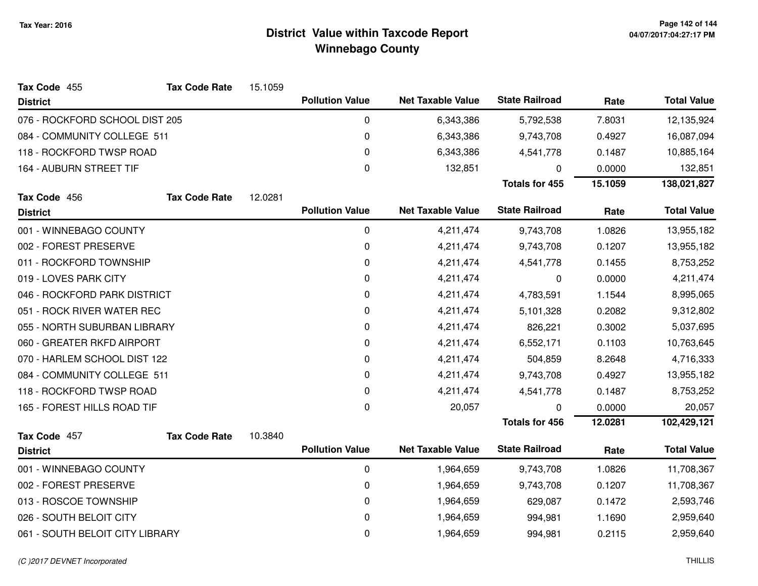# District Value within Taxcode Report
## Winnebago County

Tax Year: 2016

**Tax Code** 455 **Tax Code Rate** 15.1059

| District | Pollution Value | Net Taxable Value | State Railroad | Rate | Total Value |
|---|---|---|---|---|---|
| 076 - ROCKFORD SCHOOL DIST 205 | 0 | 6,343,386 | 5,792,538 | 7.8031 | 12,135,924 |
| 084 - COMMUNITY COLLEGE 511 | 0 | 6,343,386 | 9,743,708 | 0.4927 | 16,087,094 |
| 118 - ROCKFORD TWSP ROAD | 0 | 6,343,386 | 4,541,778 | 0.1487 | 10,885,164 |
| 164 - AUBURN STREET TIF | 0 | 132,851 | 0 | 0.0000 | 132,851 |
| | | | **Totals for 455** | **15.1059** | **138,021,827** |

**Tax Code** 456 **Tax Code Rate** 12.0281

| District | Pollution Value | Net Taxable Value | State Railroad | Rate | Total Value |
|---|---|---|---|---|---|
| 001 - WINNEBAGO COUNTY | 0 | 4,211,474 | 9,743,708 | 1.0826 | 13,955,182 |
| 002 - FOREST PRESERVE | 0 | 4,211,474 | 9,743,708 | 0.1207 | 13,955,182 |
| 011 - ROCKFORD TOWNSHIP | 0 | 4,211,474 | 4,541,778 | 0.1455 | 8,753,252 |
| 019 - LOVES PARK CITY | 0 | 4,211,474 | 0 | 0.0000 | 4,211,474 |
| 046 - ROCKFORD PARK DISTRICT | 0 | 4,211,474 | 4,783,591 | 1.1544 | 8,995,065 |
| 051 - ROCK RIVER WATER REC | 0 | 4,211,474 | 5,101,328 | 0.2082 | 9,312,802 |
| 055 - NORTH SUBURBAN LIBRARY | 0 | 4,211,474 | 826,221 | 0.3002 | 5,037,695 |
| 060 - GREATER RKFD AIRPORT | 0 | 4,211,474 | 6,552,171 | 0.1103 | 10,763,645 |
| 070 - HARLEM SCHOOL DIST 122 | 0 | 4,211,474 | 504,859 | 8.2648 | 4,716,333 |
| 084 - COMMUNITY COLLEGE 511 | 0 | 4,211,474 | 9,743,708 | 0.4927 | 13,955,182 |
| 118 - ROCKFORD TWSP ROAD | 0 | 4,211,474 | 4,541,778 | 0.1487 | 8,753,252 |
| 165 - FOREST HILLS ROAD TIF | 0 | 20,057 | 0 | 0.0000 | 20,057 |
| | | | **Totals for 456** | **12.0281** | **102,429,121** |

**Tax Code** 457 **Tax Code Rate** 10.3840

| District | Pollution Value | Net Taxable Value | State Railroad | Rate | Total Value |
|---|---|---|---|---|---|
| 001 - WINNEBAGO COUNTY | 0 | 1,964,659 | 9,743,708 | 1.0826 | 11,708,367 |
| 002 - FOREST PRESERVE | 0 | 1,964,659 | 9,743,708 | 0.1207 | 11,708,367 |
| 013 - ROSCOE TOWNSHIP | 0 | 1,964,659 | 629,087 | 0.1472 | 2,593,746 |
| 026 - SOUTH BELOIT CITY | 0 | 1,964,659 | 994,981 | 1.1690 | 2,959,640 |
| 061 - SOUTH BELOIT CITY LIBRARY | 0 | 1,964,659 | 994,981 | 0.2115 | 2,959,640 |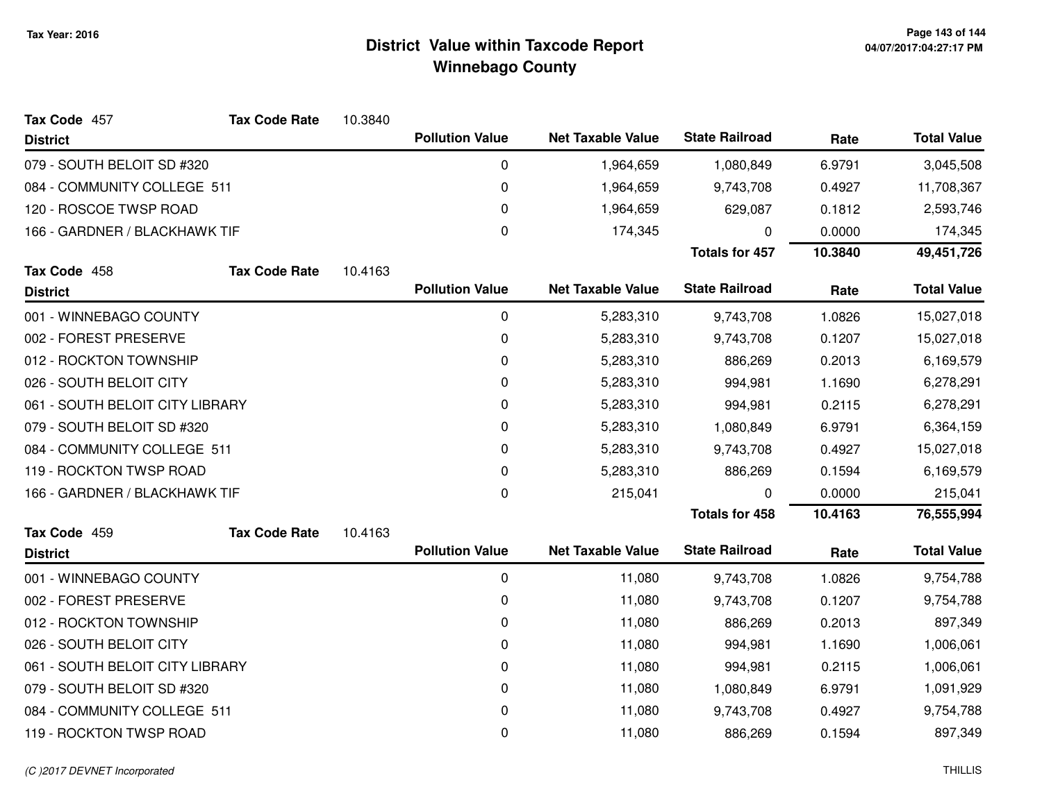# District Value within Taxcode Report
## Winnebago County

Tax Year: 2016

**Tax Code** 457 **Tax Code Rate** 10.3840

| District | Pollution Value | Net Taxable Value | State Railroad | Rate | Total Value |
|---|---|---|---|---|---|
| 079 - SOUTH BELOIT SD #320 | 0 | 1,964,659 | 1,080,849 | 6.9791 | 3,045,508 |
| 084 - COMMUNITY COLLEGE 511 | 0 | 1,964,659 | 9,743,708 | 0.4927 | 11,708,367 |
| 120 - ROSCOE TWSP ROAD | 0 | 1,964,659 | 629,087 | 0.1812 | 2,593,746 |
| 166 - GARDNER / BLACKHAWK TIF | 0 | 174,345 | 0 | 0.0000 | 174,345 |
| | | | **Totals for 457** | **10.3840** | **49,451,726** |

**Tax Code** 458 **Tax Code Rate** 10.4163

| District | Pollution Value | Net Taxable Value | State Railroad | Rate | Total Value |
|---|---|---|---|---|---|
| 001 - WINNEBAGO COUNTY | 0 | 5,283,310 | 9,743,708 | 1.0826 | 15,027,018 |
| 002 - FOREST PRESERVE | 0 | 5,283,310 | 9,743,708 | 0.1207 | 15,027,018 |
| 012 - ROCKTON TOWNSHIP | 0 | 5,283,310 | 886,269 | 0.2013 | 6,169,579 |
| 026 - SOUTH BELOIT CITY | 0 | 5,283,310 | 994,981 | 1.1690 | 6,278,291 |
| 061 - SOUTH BELOIT CITY LIBRARY | 0 | 5,283,310 | 994,981 | 0.2115 | 6,278,291 |
| 079 - SOUTH BELOIT SD #320 | 0 | 5,283,310 | 1,080,849 | 6.9791 | 6,364,159 |
| 084 - COMMUNITY COLLEGE 511 | 0 | 5,283,310 | 9,743,708 | 0.4927 | 15,027,018 |
| 119 - ROCKTON TWSP ROAD | 0 | 5,283,310 | 886,269 | 0.1594 | 6,169,579 |
| 166 - GARDNER / BLACKHAWK TIF | 0 | 215,041 | 0 | 0.0000 | 215,041 |
| | | | **Totals for 458** | **10.4163** | **76,555,994** |

**Tax Code** 459 **Tax Code Rate** 10.4163

| District | Pollution Value | Net Taxable Value | State Railroad | Rate | Total Value |
|---|---|---|---|---|---|
| 001 - WINNEBAGO COUNTY | 0 | 11,080 | 9,743,708 | 1.0826 | 9,754,788 |
| 002 - FOREST PRESERVE | 0 | 11,080 | 9,743,708 | 0.1207 | 9,754,788 |
| 012 - ROCKTON TOWNSHIP | 0 | 11,080 | 886,269 | 0.2013 | 897,349 |
| 026 - SOUTH BELOIT CITY | 0 | 11,080 | 994,981 | 1.1690 | 1,006,061 |
| 061 - SOUTH BELOIT CITY LIBRARY | 0 | 11,080 | 994,981 | 0.2115 | 1,006,061 |
| 079 - SOUTH BELOIT SD #320 | 0 | 11,080 | 1,080,849 | 6.9791 | 1,091,929 |
| 084 - COMMUNITY COLLEGE 511 | 0 | 11,080 | 9,743,708 | 0.4927 | 9,754,788 |
| 119 - ROCKTON TWSP ROAD | 0 | 11,080 | 886,269 | 0.1594 | 897,349 |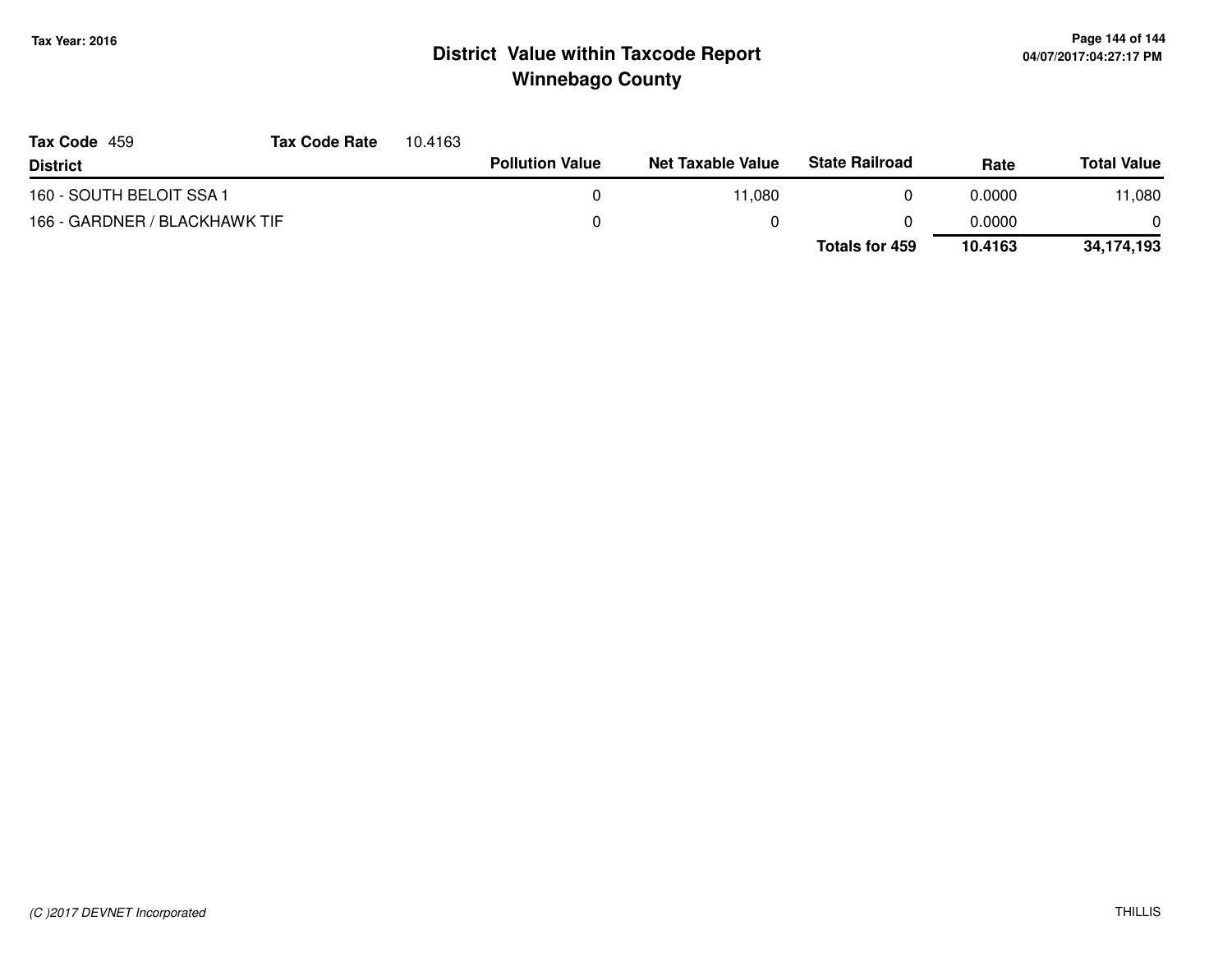**Tax Year: 2016**

# District Value within Taxcode Report
## Winnebago County

**Tax Code** 459 **Tax Code Rate** 10.4163

| District | Pollution Value | Net Taxable Value | State Railroad | Rate | Total Value |
|---|---|---|---|---|---|
| 160 - SOUTH BELOIT SSA 1 | 0 | 11,080 | 0 | 0.0000 | 11,080 |
| 166 - GARDNER / BLACKHAWK TIF | 0 | 0 | 0 | 0.0000 | 0 |
| | | | **Totals for 459** | **10.4163** | **34,174,193** |

*(C )2017 DEVNET Incorporated*

THILLIS